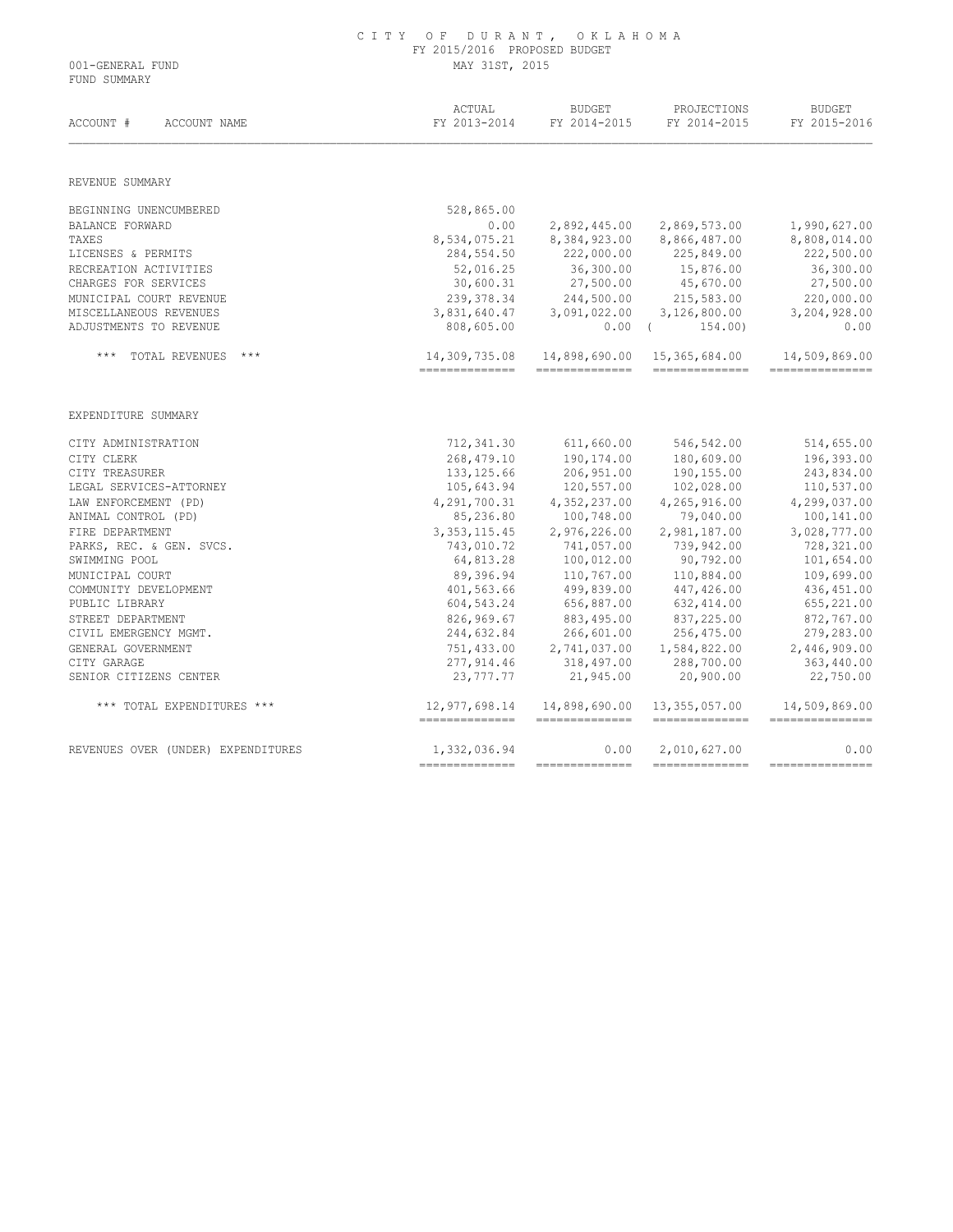# CITY OF DURANT, OKLAHOMA

FY 2015/2016 PROPOSED BUDGET

MAY 31ST, 2015

001-GENERAL FUND

FUND SUMMARY

| ACCOUNT # ACCOUNT NAME | ACTUAL FY 2013-2014 | BUDGET FY 2014-2015 | PROJECTIONS FY 2014-2015 | BUDGET FY 2015-2016 |
|---|---|---|---|---|
| REVENUE SUMMARY | | | | |
| BEGINNING UNENCUMBERED | 528,865.00 | | | |
| BALANCE FORWARD | 0.00 | 2,892,445.00 | 2,869,573.00 | 1,990,627.00 |
| TAXES | 8,534,075.21 | 8,384,923.00 | 8,866,487.00 | 8,808,014.00 |
| LICENSES & PERMITS | 284,554.50 | 222,000.00 | 225,849.00 | 222,500.00 |
| RECREATION ACTIVITIES | 52,016.25 | 36,300.00 | 15,876.00 | 36,300.00 |
| CHARGES FOR SERVICES | 30,600.31 | 27,500.00 | 45,670.00 | 27,500.00 |
| MUNICIPAL COURT REVENUE | 239,378.34 | 244,500.00 | 215,583.00 | 220,000.00 |
| MISCELLANEOUS REVENUES | 3,831,640.47 | 3,091,022.00 | 3,126,800.00 | 3,204,928.00 |
| ADJUSTMENTS TO REVENUE | 808,605.00 | 0.00 | ( 154.00) | 0.00 |
| *** TOTAL REVENUES *** | 14,309,735.08 | 14,898,690.00 | 15,365,684.00 | 14,509,869.00 |
| EXPENDITURE SUMMARY | | | | |
| CITY ADMINISTRATION | 712,341.30 | 611,660.00 | 546,542.00 | 514,655.00 |
| CITY CLERK | 268,479.10 | 190,174.00 | 180,609.00 | 196,393.00 |
| CITY TREASURER | 133,125.66 | 206,951.00 | 190,155.00 | 243,834.00 |
| LEGAL SERVICES-ATTORNEY | 105,643.94 | 120,557.00 | 102,028.00 | 110,537.00 |
| LAW ENFORCEMENT (PD) | 4,291,700.31 | 4,352,237.00 | 4,265,916.00 | 4,299,037.00 |
| ANIMAL CONTROL (PD) | 85,236.80 | 100,748.00 | 79,040.00 | 100,141.00 |
| FIRE DEPARTMENT | 3,353,115.45 | 2,976,226.00 | 2,981,187.00 | 3,028,777.00 |
| PARKS, REC. & GEN. SVCS. | 743,010.72 | 741,057.00 | 739,942.00 | 728,321.00 |
| SWIMMING POOL | 64,813.28 | 100,012.00 | 90,792.00 | 101,654.00 |
| MUNICIPAL COURT | 89,396.94 | 110,767.00 | 110,884.00 | 109,699.00 |
| COMMUNITY DEVELOPMENT | 401,563.66 | 499,839.00 | 447,426.00 | 436,451.00 |
| PUBLIC LIBRARY | 604,543.24 | 656,887.00 | 632,414.00 | 655,221.00 |
| STREET DEPARTMENT | 826,969.67 | 883,495.00 | 837,225.00 | 872,767.00 |
| CIVIL EMERGENCY MGMT. | 244,632.84 | 266,601.00 | 256,475.00 | 279,283.00 |
| GENERAL GOVERNMENT | 751,433.00 | 2,741,037.00 | 1,584,822.00 | 2,446,909.00 |
| CITY GARAGE | 277,914.46 | 318,497.00 | 288,700.00 | 363,440.00 |
| SENIOR CITIZENS CENTER | 23,777.77 | 21,945.00 | 20,900.00 | 22,750.00 |
| *** TOTAL EXPENDITURES *** | 12,977,698.14 | 14,898,690.00 | 13,355,057.00 | 14,509,869.00 |
| REVENUES OVER (UNDER) EXPENDITURES | 1,332,036.94 | 0.00 | 2,010,627.00 | 0.00 |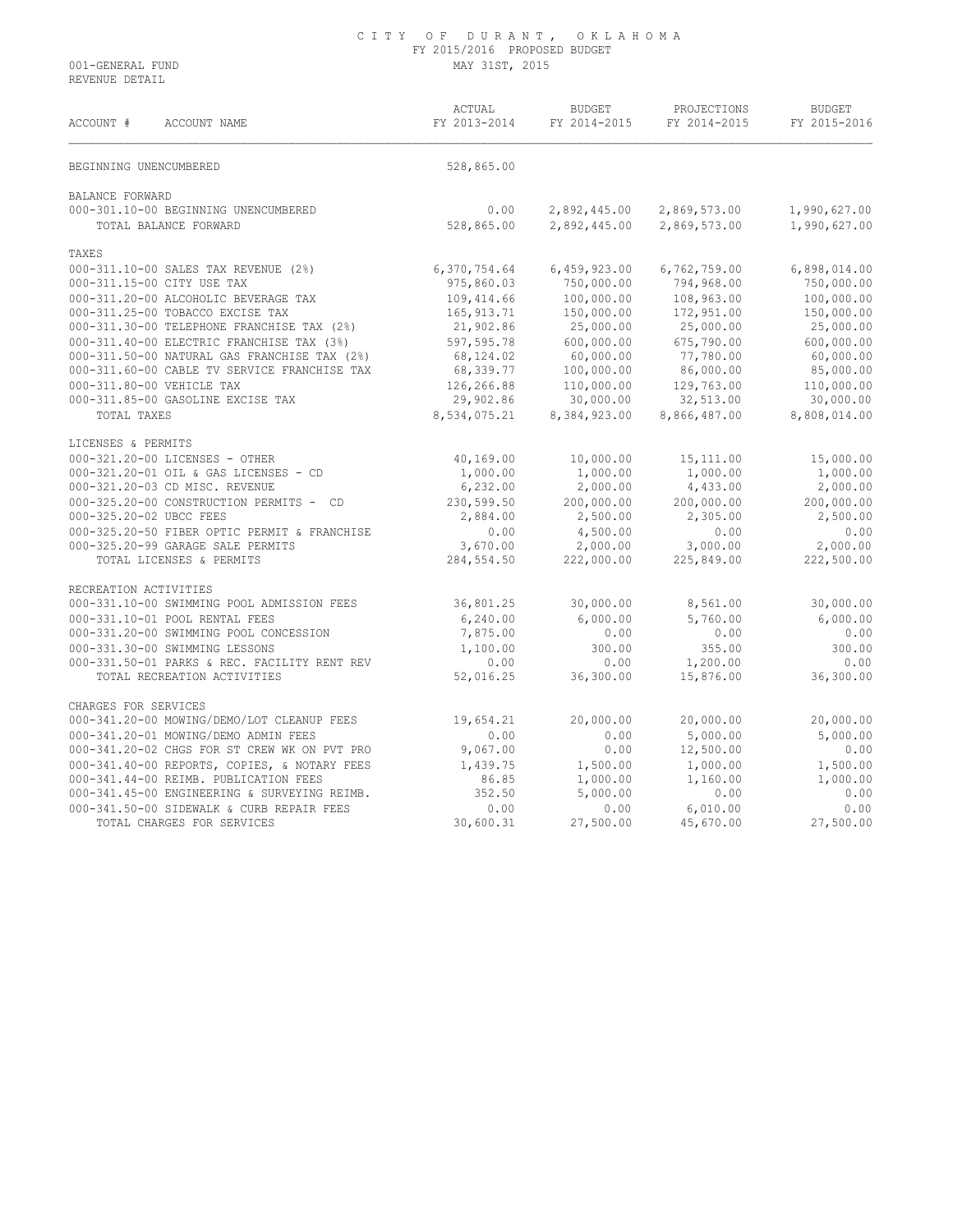# CITY OF DURANT, OKLAHOMA
## FY 2015/2016 PROPOSED BUDGET
## MAY 31ST, 2015

001-GENERAL FUND
REVENUE DETAIL

| ACCOUNT # ACCOUNT NAME | ACTUAL FY 2013-2014 | BUDGET FY 2014-2015 | PROJECTIONS FY 2014-2015 | BUDGET FY 2015-2016 |
|---|---|---|---|---|
| BEGINNING UNENCUMBERED | 528,865.00 | | | |
| BALANCE FORWARD | | | | |
| 000-301.10-00 BEGINNING UNENCUMBERED | 0.00 | 2,892,445.00 | 2,869,573.00 | 1,990,627.00 |
| TOTAL BALANCE FORWARD | 528,865.00 | 2,892,445.00 | 2,869,573.00 | 1,990,627.00 |
| TAXES | | | | |
| 000-311.10-00 SALES TAX REVENUE (2%) | 6,370,754.64 | 6,459,923.00 | 6,762,759.00 | 6,898,014.00 |
| 000-311.15-00 CITY USE TAX | 975,860.03 | 750,000.00 | 794,968.00 | 750,000.00 |
| 000-311.20-00 ALCOHOLIC BEVERAGE TAX | 109,414.66 | 100,000.00 | 108,963.00 | 100,000.00 |
| 000-311.25-00 TOBACCO EXCISE TAX | 165,913.71 | 150,000.00 | 172,951.00 | 150,000.00 |
| 000-311.30-00 TELEPHONE FRANCHISE TAX (2%) | 21,902.86 | 25,000.00 | 25,000.00 | 25,000.00 |
| 000-311.40-00 ELECTRIC FRANCHISE TAX (3%) | 597,595.78 | 600,000.00 | 675,790.00 | 600,000.00 |
| 000-311.50-00 NATURAL GAS FRANCHISE TAX (2%) | 68,124.02 | 60,000.00 | 77,780.00 | 60,000.00 |
| 000-311.60-00 CABLE TV SERVICE FRANCHISE TAX | 68,339.77 | 100,000.00 | 86,000.00 | 85,000.00 |
| 000-311.80-00 VEHICLE TAX | 126,266.88 | 110,000.00 | 129,763.00 | 110,000.00 |
| 000-311.85-00 GASOLINE EXCISE TAX | 29,902.86 | 30,000.00 | 32,513.00 | 30,000.00 |
| TOTAL TAXES | 8,534,075.21 | 8,384,923.00 | 8,866,487.00 | 8,808,014.00 |
| LICENSES & PERMITS | | | | |
| 000-321.20-00 LICENSES - OTHER | 40,169.00 | 10,000.00 | 15,111.00 | 15,000.00 |
| 000-321.20-01 OIL & GAS LICENSES - CD | 1,000.00 | 1,000.00 | 1,000.00 | 1,000.00 |
| 000-321.20-03 CD MISC. REVENUE | 6,232.00 | 2,000.00 | 4,433.00 | 2,000.00 |
| 000-325.20-00 CONSTRUCTION PERMITS - CD | 230,599.50 | 200,000.00 | 200,000.00 | 200,000.00 |
| 000-325.20-02 UBCC FEES | 2,884.00 | 2,500.00 | 2,305.00 | 2,500.00 |
| 000-325.20-50 FIBER OPTIC PERMIT & FRANCHISE | 0.00 | 4,500.00 | 0.00 | 0.00 |
| 000-325.20-99 GARAGE SALE PERMITS | 3,670.00 | 2,000.00 | 3,000.00 | 2,000.00 |
| TOTAL LICENSES & PERMITS | 284,554.50 | 222,000.00 | 225,849.00 | 222,500.00 |
| RECREATION ACTIVITIES | | | | |
| 000-331.10-00 SWIMMING POOL ADMISSION FEES | 36,801.25 | 30,000.00 | 8,561.00 | 30,000.00 |
| 000-331.10-01 POOL RENTAL FEES | 6,240.00 | 6,000.00 | 5,760.00 | 6,000.00 |
| 000-331.20-00 SWIMMING POOL CONCESSION | 7,875.00 | 0.00 | 0.00 | 0.00 |
| 000-331.30-00 SWIMMING LESSONS | 1,100.00 | 300.00 | 355.00 | 300.00 |
| 000-331.50-01 PARKS & REC. FACILITY RENT REV | 0.00 | 0.00 | 1,200.00 | 0.00 |
| TOTAL RECREATION ACTIVITIES | 52,016.25 | 36,300.00 | 15,876.00 | 36,300.00 |
| CHARGES FOR SERVICES | | | | |
| 000-341.20-00 MOWING/DEMO/LOT CLEANUP FEES | 19,654.21 | 20,000.00 | 20,000.00 | 20,000.00 |
| 000-341.20-01 MOWING/DEMO ADMIN FEES | 0.00 | 0.00 | 5,000.00 | 5,000.00 |
| 000-341.20-02 CHGS FOR ST CREW WK ON PVT PRO | 9,067.00 | 0.00 | 12,500.00 | 0.00 |
| 000-341.40-00 REPORTS, COPIES, & NOTARY FEES | 1,439.75 | 1,500.00 | 1,000.00 | 1,500.00 |
| 000-341.44-00 REIMB. PUBLICATION FEES | 86.85 | 1,000.00 | 1,160.00 | 1,000.00 |
| 000-341.45-00 ENGINEERING & SURVEYING REIMB. | 352.50 | 5,000.00 | 0.00 | 0.00 |
| 000-341.50-00 SIDEWALK & CURB REPAIR FEES | 0.00 | 0.00 | 6,010.00 | 0.00 |
| TOTAL CHARGES FOR SERVICES | 30,600.31 | 27,500.00 | 45,670.00 | 27,500.00 |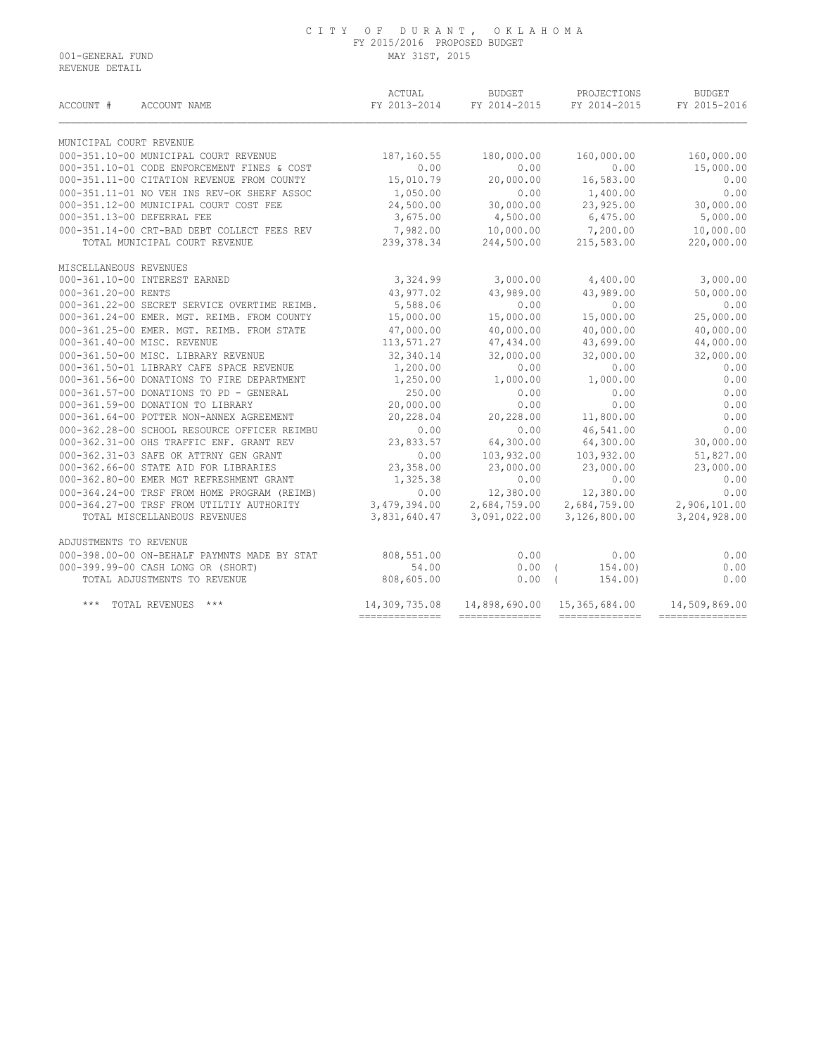# CITY OF DURANT, OKLAHOMA

FY 2015/2016 PROPOSED BUDGET

001-GENERAL FUND — MAY 31ST, 2015

REVENUE DETAIL

| ACCOUNT # ACCOUNT NAME | ACTUAL FY 2013-2014 | BUDGET FY 2014-2015 | PROJECTIONS FY 2014-2015 | BUDGET FY 2015-2016 |
|---|---|---|---|---|
| MUNICIPAL COURT REVENUE | | | | |
| 000-351.10-00 MUNICIPAL COURT REVENUE | 187,160.55 | 180,000.00 | 160,000.00 | 160,000.00 |
| 000-351.10-01 CODE ENFORCEMENT FINES & COST | 0.00 | 0.00 | 0.00 | 15,000.00 |
| 000-351.11-00 CITATION REVENUE FROM COUNTY | 15,010.79 | 20,000.00 | 16,583.00 | 0.00 |
| 000-351.11-01 NO VEH INS REV-OK SHERF ASSOC | 1,050.00 | 0.00 | 1,400.00 | 0.00 |
| 000-351.12-00 MUNICIPAL COURT COST FEE | 24,500.00 | 30,000.00 | 23,925.00 | 30,000.00 |
| 000-351.13-00 DEFERRAL FEE | 3,675.00 | 4,500.00 | 6,475.00 | 5,000.00 |
| 000-351.14-00 CRT-BAD DEBT COLLECT FEES REV | 7,982.00 | 10,000.00 | 7,200.00 | 10,000.00 |
| TOTAL MUNICIPAL COURT REVENUE | 239,378.34 | 244,500.00 | 215,583.00 | 220,000.00 |
| MISCELLANEOUS REVENUES | | | | |
| 000-361.10-00 INTEREST EARNED | 3,324.99 | 3,000.00 | 4,400.00 | 3,000.00 |
| 000-361.20-00 RENTS | 43,977.02 | 43,989.00 | 43,989.00 | 50,000.00 |
| 000-361.22-00 SECRET SERVICE OVERTIME REIMB. | 5,588.06 | 0.00 | 0.00 | 0.00 |
| 000-361.24-00 EMER. MGT. REIMB. FROM COUNTY | 15,000.00 | 15,000.00 | 15,000.00 | 25,000.00 |
| 000-361.25-00 EMER. MGT. REIMB. FROM STATE | 47,000.00 | 40,000.00 | 40,000.00 | 40,000.00 |
| 000-361.40-00 MISC. REVENUE | 113,571.27 | 47,434.00 | 43,699.00 | 44,000.00 |
| 000-361.50-00 MISC. LIBRARY REVENUE | 32,340.14 | 32,000.00 | 32,000.00 | 32,000.00 |
| 000-361.50-01 LIBRARY CAFE SPACE REVENUE | 1,200.00 | 0.00 | 0.00 | 0.00 |
| 000-361.56-00 DONATIONS TO FIRE DEPARTMENT | 1,250.00 | 1,000.00 | 1,000.00 | 0.00 |
| 000-361.57-00 DONATIONS TO PD - GENERAL | 250.00 | 0.00 | 0.00 | 0.00 |
| 000-361.59-00 DONATION TO LIBRARY | 20,000.00 | 0.00 | 0.00 | 0.00 |
| 000-361.64-00 POTTER NON-ANNEX AGREEMENT | 20,228.04 | 20,228.00 | 11,800.00 | 0.00 |
| 000-362.28-00 SCHOOL RESOURCE OFFICER REIMBU | 0.00 | 0.00 | 46,541.00 | 0.00 |
| 000-362.31-00 OHS TRAFFIC ENF. GRANT REV | 23,833.57 | 64,300.00 | 64,300.00 | 30,000.00 |
| 000-362.31-03 SAFE OK ATTRNY GEN GRANT | 0.00 | 103,932.00 | 103,932.00 | 51,827.00 |
| 000-362.66-00 STATE AID FOR LIBRARIES | 23,358.00 | 23,000.00 | 23,000.00 | 23,000.00 |
| 000-362.80-00 EMER MGT REFRESHMENT GRANT | 1,325.38 | 0.00 | 0.00 | 0.00 |
| 000-364.24-00 TRSF FROM HOME PROGRAM (REIMB) | 0.00 | 12,380.00 | 12,380.00 | 0.00 |
| 000-364.27-00 TRSF FROM UTILTIY AUTHORITY | 3,479,394.00 | 2,684,759.00 | 2,684,759.00 | 2,906,101.00 |
| TOTAL MISCELLANEOUS REVENUES | 3,831,640.47 | 3,091,022.00 | 3,126,800.00 | 3,204,928.00 |
| ADJUSTMENTS TO REVENUE | | | | |
| 000-398.00-00 ON-BEHALF PAYMNTS MADE BY STAT | 808,551.00 | 0.00 | 0.00 | 0.00 |
| 000-399.99-00 CASH LONG OR (SHORT) | 54.00 | 0.00 | ( 154.00) | 0.00 |
| TOTAL ADJUSTMENTS TO REVENUE | 808,605.00 | 0.00 | ( 154.00) | 0.00 |
| *** TOTAL REVENUES *** | 14,309,735.08 | 14,898,690.00 | 15,365,684.00 | 14,509,869.00 |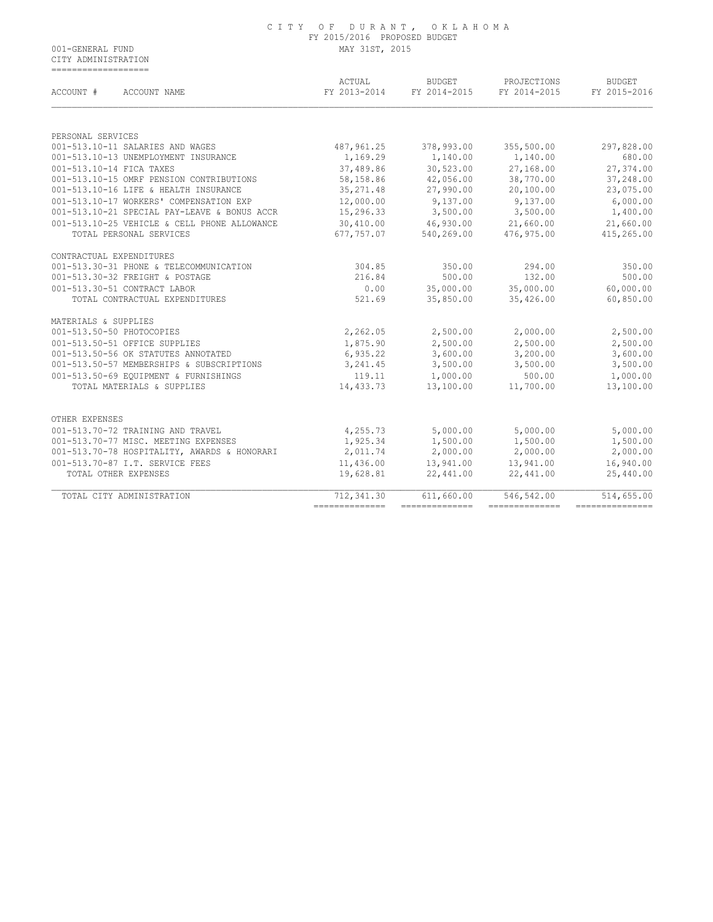# CITY OF DURANT, OKLAHOMA

FY 2015/2016 PROPOSED BUDGET

MAY 31ST, 2015

001-GENERAL FUND

CITY ADMINISTRATION

| ACCOUNT # ACCOUNT NAME | ACTUAL FY 2013-2014 | BUDGET FY 2014-2015 | PROJECTIONS FY 2014-2015 | BUDGET FY 2015-2016 |
|---|---|---|---|---|
| PERSONAL SERVICES | | | | |
| 001-513.10-11 SALARIES AND WAGES | 487,961.25 | 378,993.00 | 355,500.00 | 297,828.00 |
| 001-513.10-13 UNEMPLOYMENT INSURANCE | 1,169.29 | 1,140.00 | 1,140.00 | 680.00 |
| 001-513.10-14 FICA TAXES | 37,489.86 | 30,523.00 | 27,168.00 | 27,374.00 |
| 001-513.10-15 OMRF PENSION CONTRIBUTIONS | 58,158.86 | 42,056.00 | 38,770.00 | 37,248.00 |
| 001-513.10-16 LIFE & HEALTH INSURANCE | 35,271.48 | 27,990.00 | 20,100.00 | 23,075.00 |
| 001-513.10-17 WORKERS' COMPENSATION EXP | 12,000.00 | 9,137.00 | 9,137.00 | 6,000.00 |
| 001-513.10-21 SPECIAL PAY-LEAVE & BONUS ACCR | 15,296.33 | 3,500.00 | 3,500.00 | 1,400.00 |
| 001-513.10-25 VEHICLE & CELL PHONE ALLOWANCE | 30,410.00 | 46,930.00 | 21,660.00 | 21,660.00 |
| TOTAL PERSONAL SERVICES | 677,757.07 | 540,269.00 | 476,975.00 | 415,265.00 |
| CONTRACTUAL EXPENDITURES | | | | |
| 001-513.30-31 PHONE & TELECOMMUNICATION | 304.85 | 350.00 | 294.00 | 350.00 |
| 001-513.30-32 FREIGHT & POSTAGE | 216.84 | 500.00 | 132.00 | 500.00 |
| 001-513.30-51 CONTRACT LABOR | 0.00 | 35,000.00 | 35,000.00 | 60,000.00 |
| TOTAL CONTRACTUAL EXPENDITURES | 521.69 | 35,850.00 | 35,426.00 | 60,850.00 |
| MATERIALS & SUPPLIES | | | | |
| 001-513.50-50 PHOTOCOPIES | 2,262.05 | 2,500.00 | 2,000.00 | 2,500.00 |
| 001-513.50-51 OFFICE SUPPLIES | 1,875.90 | 2,500.00 | 2,500.00 | 2,500.00 |
| 001-513.50-56 OK STATUTES ANNOTATED | 6,935.22 | 3,600.00 | 3,200.00 | 3,600.00 |
| 001-513.50-57 MEMBERSHIPS & SUBSCRIPTIONS | 3,241.45 | 3,500.00 | 3,500.00 | 3,500.00 |
| 001-513.50-69 EQUIPMENT & FURNISHINGS | 119.11 | 1,000.00 | 500.00 | 1,000.00 |
| TOTAL MATERIALS & SUPPLIES | 14,433.73 | 13,100.00 | 11,700.00 | 13,100.00 |
| OTHER EXPENSES | | | | |
| 001-513.70-72 TRAINING AND TRAVEL | 4,255.73 | 5,000.00 | 5,000.00 | 5,000.00 |
| 001-513.70-77 MISC. MEETING EXPENSES | 1,925.34 | 1,500.00 | 1,500.00 | 1,500.00 |
| 001-513.70-78 HOSPITALITY, AWARDS & HONORARI | 2,011.74 | 2,000.00 | 2,000.00 | 2,000.00 |
| 001-513.70-87 I.T. SERVICE FEES | 11,436.00 | 13,941.00 | 13,941.00 | 16,940.00 |
| TOTAL OTHER EXPENSES | 19,628.81 | 22,441.00 | 22,441.00 | 25,440.00 |
| TOTAL CITY ADMINISTRATION | 712,341.30 | 611,660.00 | 546,542.00 | 514,655.00 |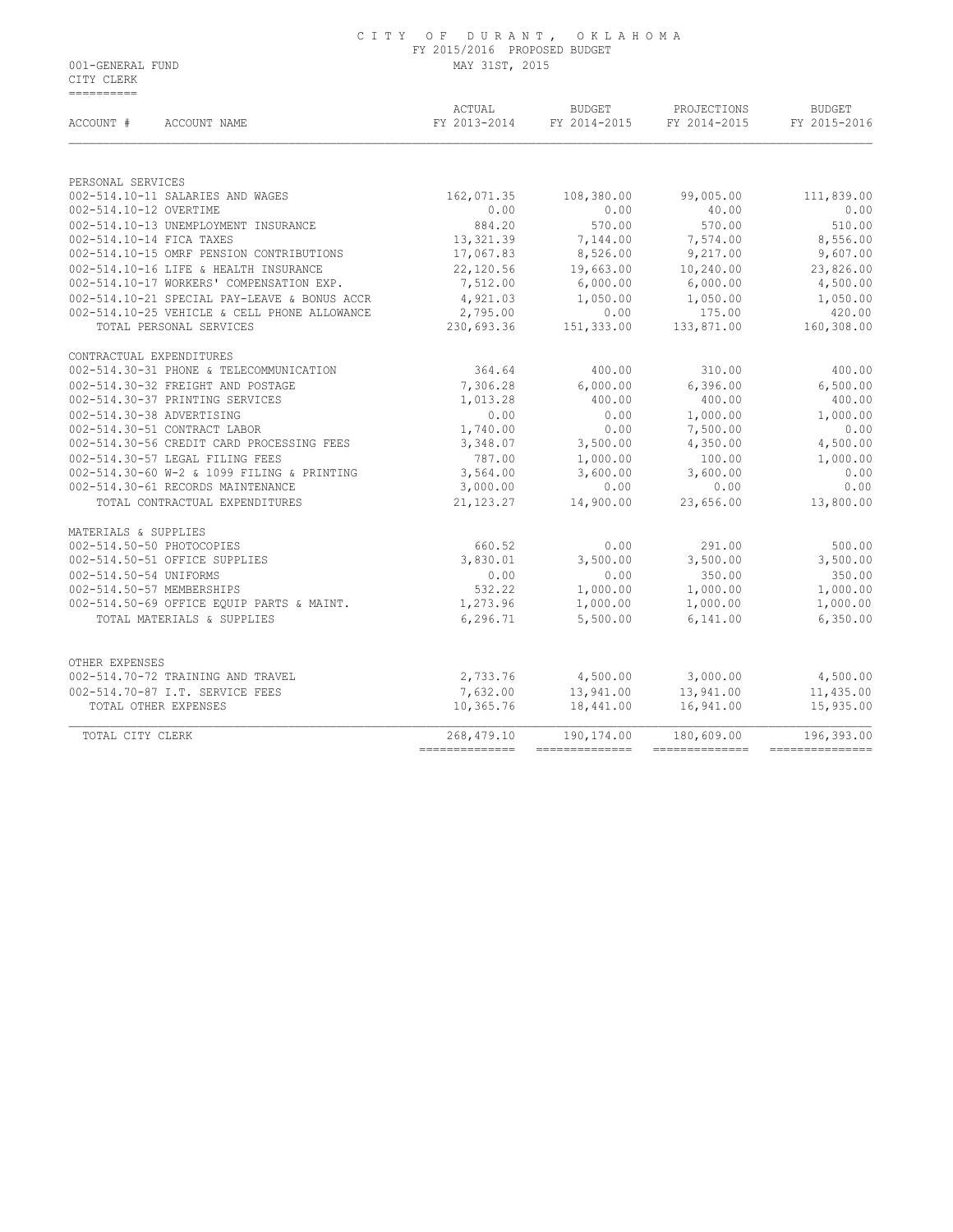# CITY OF DURANT, OKLAHOMA

FY 2015/2016 PROPOSED BUDGET

001-GENERAL FUND — MAY 31ST, 2015

CITY CLERK

| ACCOUNT # ACCOUNT NAME | ACTUAL FY 2013-2014 | BUDGET FY 2014-2015 | PROJECTIONS FY 2014-2015 | BUDGET FY 2015-2016 |
|---|---|---|---|---|
| PERSONAL SERVICES | | | | |
| 002-514.10-11 SALARIES AND WAGES | 162,071.35 | 108,380.00 | 99,005.00 | 111,839.00 |
| 002-514.10-12 OVERTIME | 0.00 | 0.00 | 40.00 | 0.00 |
| 002-514.10-13 UNEMPLOYMENT INSURANCE | 884.20 | 570.00 | 570.00 | 510.00 |
| 002-514.10-14 FICA TAXES | 13,321.39 | 7,144.00 | 7,574.00 | 8,556.00 |
| 002-514.10-15 OMRF PENSION CONTRIBUTIONS | 17,067.83 | 8,526.00 | 9,217.00 | 9,607.00 |
| 002-514.10-16 LIFE & HEALTH INSURANCE | 22,120.56 | 19,663.00 | 10,240.00 | 23,826.00 |
| 002-514.10-17 WORKERS' COMPENSATION EXP. | 7,512.00 | 6,000.00 | 6,000.00 | 4,500.00 |
| 002-514.10-21 SPECIAL PAY-LEAVE & BONUS ACCR | 4,921.03 | 1,050.00 | 1,050.00 | 1,050.00 |
| 002-514.10-25 VEHICLE & CELL PHONE ALLOWANCE | 2,795.00 | 0.00 | 175.00 | 420.00 |
| TOTAL PERSONAL SERVICES | 230,693.36 | 151,333.00 | 133,871.00 | 160,308.00 |
| CONTRACTUAL EXPENDITURES | | | | |
| 002-514.30-31 PHONE & TELECOMMUNICATION | 364.64 | 400.00 | 310.00 | 400.00 |
| 002-514.30-32 FREIGHT AND POSTAGE | 7,306.28 | 6,000.00 | 6,396.00 | 6,500.00 |
| 002-514.30-37 PRINTING SERVICES | 1,013.28 | 400.00 | 400.00 | 400.00 |
| 002-514.30-38 ADVERTISING | 0.00 | 0.00 | 1,000.00 | 1,000.00 |
| 002-514.30-51 CONTRACT LABOR | 1,740.00 | 0.00 | 7,500.00 | 0.00 |
| 002-514.30-56 CREDIT CARD PROCESSING FEES | 3,348.07 | 3,500.00 | 4,350.00 | 4,500.00 |
| 002-514.30-57 LEGAL FILING FEES | 787.00 | 1,000.00 | 100.00 | 1,000.00 |
| 002-514.30-60 W-2 & 1099 FILING & PRINTING | 3,564.00 | 3,600.00 | 3,600.00 | 0.00 |
| 002-514.30-61 RECORDS MAINTENANCE | 3,000.00 | 0.00 | 0.00 | 0.00 |
| TOTAL CONTRACTUAL EXPENDITURES | 21,123.27 | 14,900.00 | 23,656.00 | 13,800.00 |
| MATERIALS & SUPPLIES | | | | |
| 002-514.50-50 PHOTOCOPIES | 660.52 | 0.00 | 291.00 | 500.00 |
| 002-514.50-51 OFFICE SUPPLIES | 3,830.01 | 3,500.00 | 3,500.00 | 3,500.00 |
| 002-514.50-54 UNIFORMS | 0.00 | 0.00 | 350.00 | 350.00 |
| 002-514.50-57 MEMBERSHIPS | 532.22 | 1,000.00 | 1,000.00 | 1,000.00 |
| 002-514.50-69 OFFICE EQUIP PARTS & MAINT. | 1,273.96 | 1,000.00 | 1,000.00 | 1,000.00 |
| TOTAL MATERIALS & SUPPLIES | 6,296.71 | 5,500.00 | 6,141.00 | 6,350.00 |
| OTHER EXPENSES | | | | |
| 002-514.70-72 TRAINING AND TRAVEL | 2,733.76 | 4,500.00 | 3,000.00 | 4,500.00 |
| 002-514.70-87 I.T. SERVICE FEES | 7,632.00 | 13,941.00 | 13,941.00 | 11,435.00 |
| TOTAL OTHER EXPENSES | 10,365.76 | 18,441.00 | 16,941.00 | 15,935.00 |
| TOTAL CITY CLERK | 268,479.10 | 190,174.00 | 180,609.00 | 196,393.00 |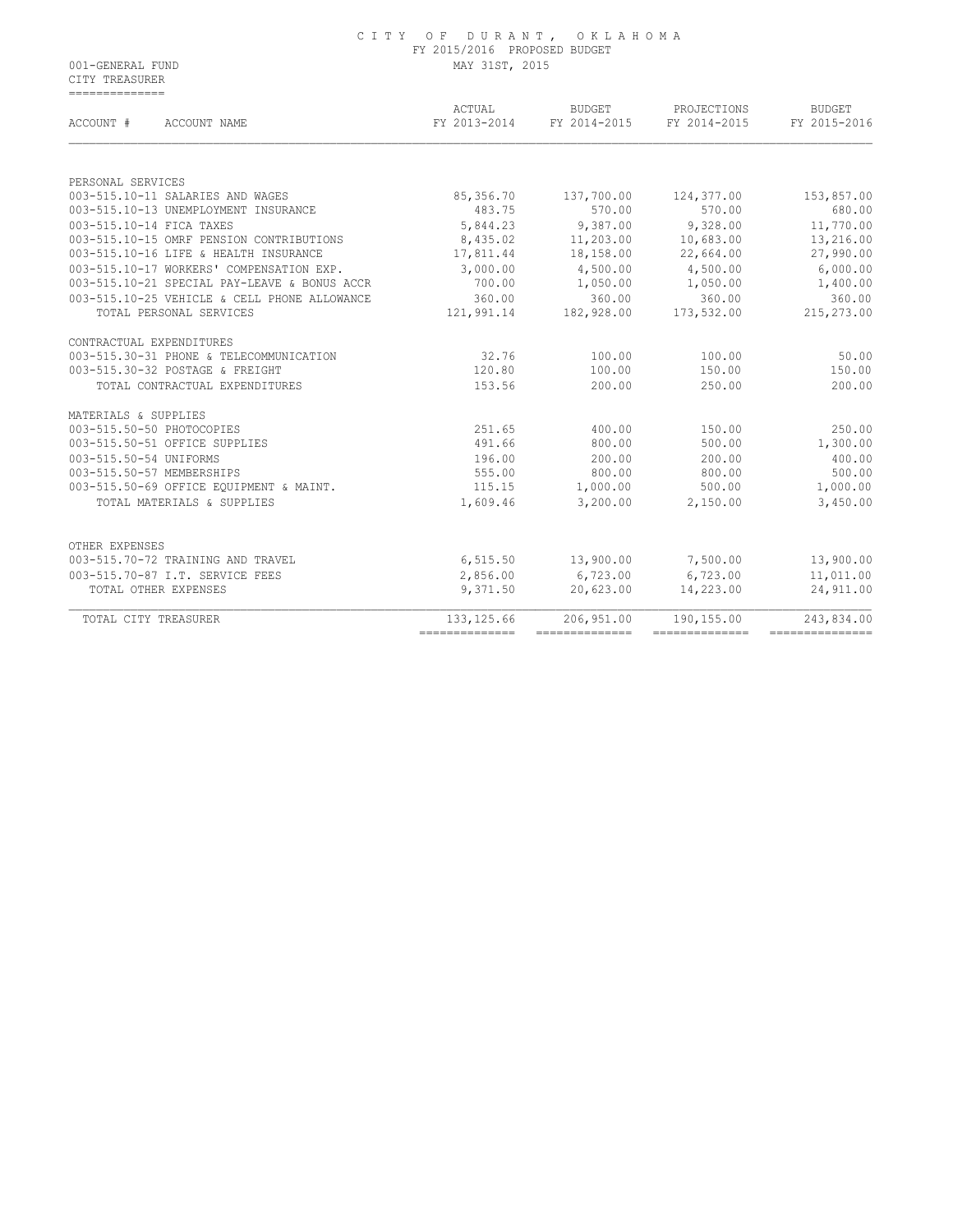# CITY OF DURANT, OKLAHOMA

FY 2015/2016 PROPOSED BUDGET

001-GENERAL FUND — MAY 31ST, 2015

CITY TREASURER

| ACCOUNT # | ACCOUNT NAME | ACTUAL FY 2013-2014 | BUDGET FY 2014-2015 | PROJECTIONS FY 2014-2015 | BUDGET FY 2015-2016 |
|---|---|---|---|---|---|
| PERSONAL SERVICES | | | | | |
| 003-515.10-11 | SALARIES AND WAGES | 85,356.70 | 137,700.00 | 124,377.00 | 153,857.00 |
| 003-515.10-13 | UNEMPLOYMENT INSURANCE | 483.75 | 570.00 | 570.00 | 680.00 |
| 003-515.10-14 | FICA TAXES | 5,844.23 | 9,387.00 | 9,328.00 | 11,770.00 |
| 003-515.10-15 | OMRF PENSION CONTRIBUTIONS | 8,435.02 | 11,203.00 | 10,683.00 | 13,216.00 |
| 003-515.10-16 | LIFE & HEALTH INSURANCE | 17,811.44 | 18,158.00 | 22,664.00 | 27,990.00 |
| 003-515.10-17 | WORKERS' COMPENSATION EXP. | 3,000.00 | 4,500.00 | 4,500.00 | 6,000.00 |
| 003-515.10-21 | SPECIAL PAY-LEAVE & BONUS ACCR | 700.00 | 1,050.00 | 1,050.00 | 1,400.00 |
| 003-515.10-25 | VEHICLE & CELL PHONE ALLOWANCE | 360.00 | 360.00 | 360.00 | 360.00 |
| | TOTAL PERSONAL SERVICES | 121,991.14 | 182,928.00 | 173,532.00 | 215,273.00 |
| CONTRACTUAL EXPENDITURES | | | | | |
| 003-515.30-31 | PHONE & TELECOMMUNICATION | 32.76 | 100.00 | 100.00 | 50.00 |
| 003-515.30-32 | POSTAGE & FREIGHT | 120.80 | 100.00 | 150.00 | 150.00 |
| | TOTAL CONTRACTUAL EXPENDITURES | 153.56 | 200.00 | 250.00 | 200.00 |
| MATERIALS & SUPPLIES | | | | | |
| 003-515.50-50 | PHOTOCOPIES | 251.65 | 400.00 | 150.00 | 250.00 |
| 003-515.50-51 | OFFICE SUPPLIES | 491.66 | 800.00 | 500.00 | 1,300.00 |
| 003-515.50-54 | UNIFORMS | 196.00 | 200.00 | 200.00 | 400.00 |
| 003-515.50-57 | MEMBERSHIPS | 555.00 | 800.00 | 800.00 | 500.00 |
| 003-515.50-69 | OFFICE EQUIPMENT & MAINT. | 115.15 | 1,000.00 | 500.00 | 1,000.00 |
| | TOTAL MATERIALS & SUPPLIES | 1,609.46 | 3,200.00 | 2,150.00 | 3,450.00 |
| OTHER EXPENSES | | | | | |
| 003-515.70-72 | TRAINING AND TRAVEL | 6,515.50 | 13,900.00 | 7,500.00 | 13,900.00 |
| 003-515.70-87 | I.T. SERVICE FEES | 2,856.00 | 6,723.00 | 6,723.00 | 11,011.00 |
| | TOTAL OTHER EXPENSES | 9,371.50 | 20,623.00 | 14,223.00 | 24,911.00 |
| | TOTAL CITY TREASURER | 133,125.66 | 206,951.00 | 190,155.00 | 243,834.00 |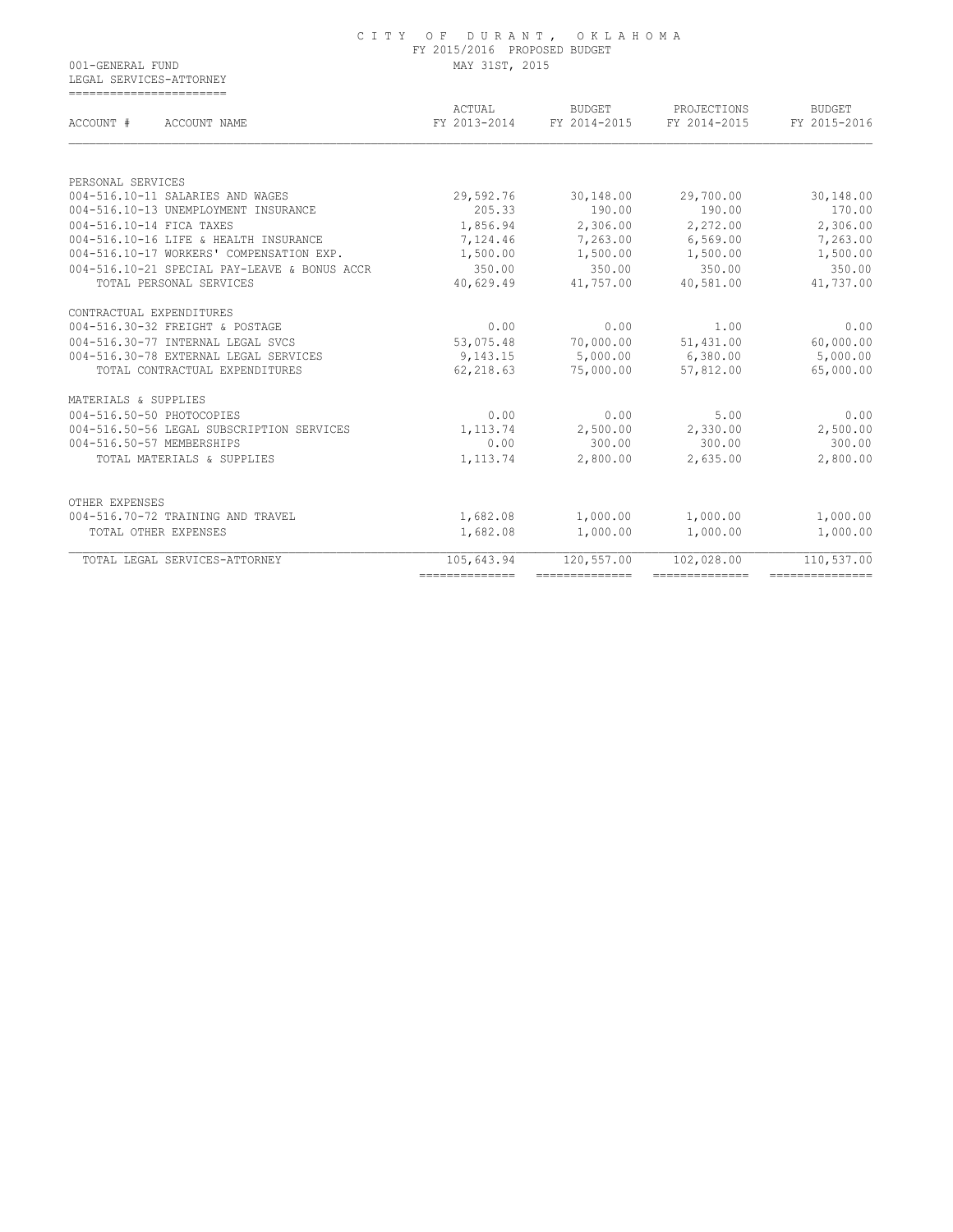# CITY OF DURANT, OKLAHOMA

FY 2015/2016 PROPOSED BUDGET

001-GENERAL FUND — MAY 31ST, 2015

LEGAL SERVICES-ATTORNEY

| ACCOUNT # ACCOUNT NAME | ACTUAL FY 2013-2014 | BUDGET FY 2014-2015 | PROJECTIONS FY 2014-2015 | BUDGET FY 2015-2016 |
|---|---|---|---|---|
| PERSONAL SERVICES | | | | |
| 004-516.10-11 SALARIES AND WAGES | 29,592.76 | 30,148.00 | 29,700.00 | 30,148.00 |
| 004-516.10-13 UNEMPLOYMENT INSURANCE | 205.33 | 190.00 | 190.00 | 170.00 |
| 004-516.10-14 FICA TAXES | 1,856.94 | 2,306.00 | 2,272.00 | 2,306.00 |
| 004-516.10-16 LIFE & HEALTH INSURANCE | 7,124.46 | 7,263.00 | 6,569.00 | 7,263.00 |
| 004-516.10-17 WORKERS' COMPENSATION EXP. | 1,500.00 | 1,500.00 | 1,500.00 | 1,500.00 |
| 004-516.10-21 SPECIAL PAY-LEAVE & BONUS ACCR | 350.00 | 350.00 | 350.00 | 350.00 |
| TOTAL PERSONAL SERVICES | 40,629.49 | 41,757.00 | 40,581.00 | 41,737.00 |
| CONTRACTUAL EXPENDITURES | | | | |
| 004-516.30-32 FREIGHT & POSTAGE | 0.00 | 0.00 | 1.00 | 0.00 |
| 004-516.30-77 INTERNAL LEGAL SVCS | 53,075.48 | 70,000.00 | 51,431.00 | 60,000.00 |
| 004-516.30-78 EXTERNAL LEGAL SERVICES | 9,143.15 | 5,000.00 | 6,380.00 | 5,000.00 |
| TOTAL CONTRACTUAL EXPENDITURES | 62,218.63 | 75,000.00 | 57,812.00 | 65,000.00 |
| MATERIALS & SUPPLIES | | | | |
| 004-516.50-50 PHOTOCOPIES | 0.00 | 0.00 | 5.00 | 0.00 |
| 004-516.50-56 LEGAL SUBSCRIPTION SERVICES | 1,113.74 | 2,500.00 | 2,330.00 | 2,500.00 |
| 004-516.50-57 MEMBERSHIPS | 0.00 | 300.00 | 300.00 | 300.00 |
| TOTAL MATERIALS & SUPPLIES | 1,113.74 | 2,800.00 | 2,635.00 | 2,800.00 |
| OTHER EXPENSES | | | | |
| 004-516.70-72 TRAINING AND TRAVEL | 1,682.08 | 1,000.00 | 1,000.00 | 1,000.00 |
| TOTAL OTHER EXPENSES | 1,682.08 | 1,000.00 | 1,000.00 | 1,000.00 |
| TOTAL LEGAL SERVICES-ATTORNEY | 105,643.94 | 120,557.00 | 102,028.00 | 110,537.00 |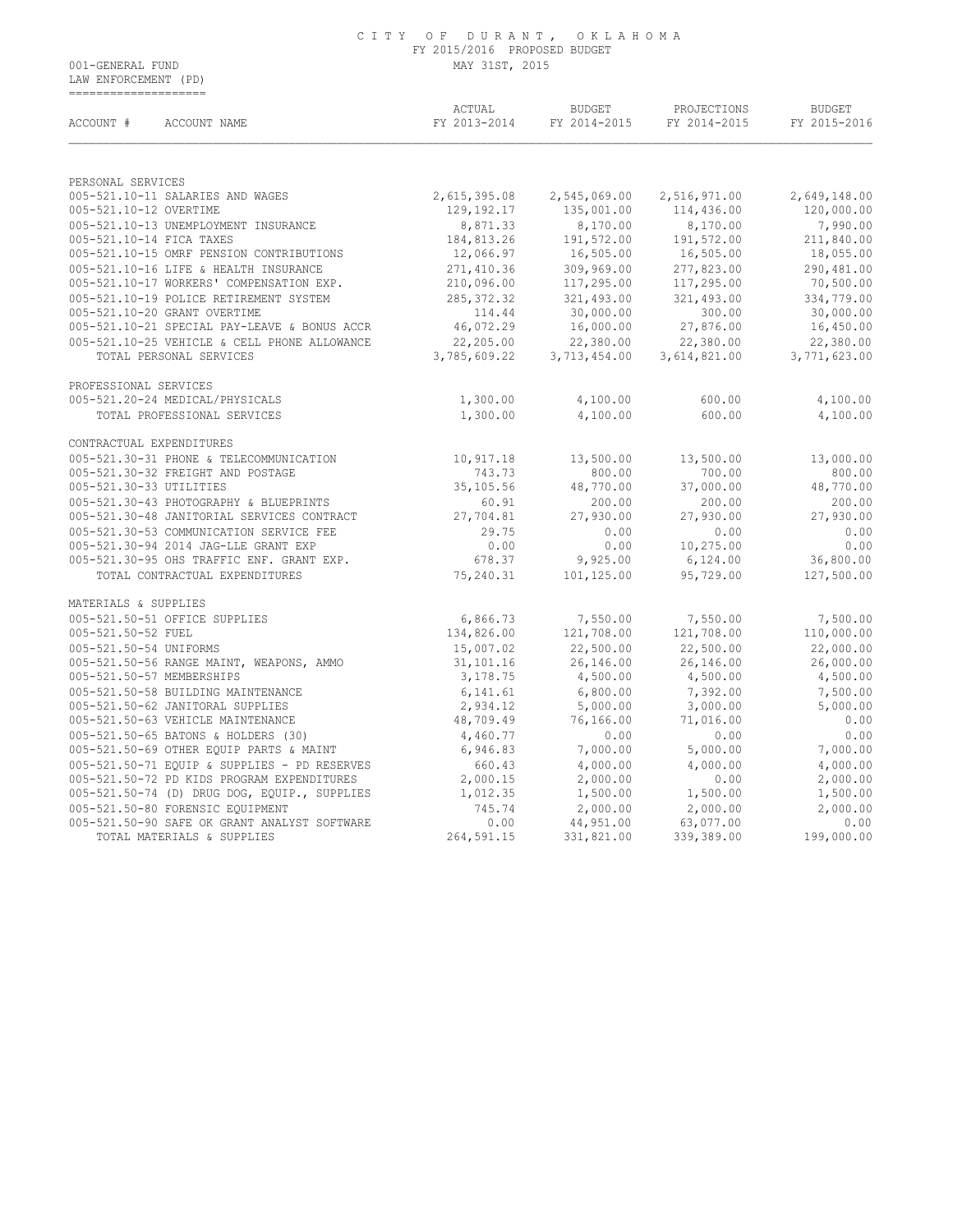CITY OF DURANT, OKLAHOMA
FY 2015/2016 PROPOSED BUDGET
MAY 31ST, 2015

001-GENERAL FUND
LAW ENFORCEMENT (PD)

| ACCOUNT # ACCOUNT NAME | ACTUAL FY 2013-2014 | BUDGET FY 2014-2015 | PROJECTIONS FY 2014-2015 | BUDGET FY 2015-2016 |
|---|---|---|---|---|
| PERSONAL SERVICES | | | | |
| 005-521.10-11 SALARIES AND WAGES | 2,615,395.08 | 2,545,069.00 | 2,516,971.00 | 2,649,148.00 |
| 005-521.10-12 OVERTIME | 129,192.17 | 135,001.00 | 114,436.00 | 120,000.00 |
| 005-521.10-13 UNEMPLOYMENT INSURANCE | 8,871.33 | 8,170.00 | 8,170.00 | 7,990.00 |
| 005-521.10-14 FICA TAXES | 184,813.26 | 191,572.00 | 191,572.00 | 211,840.00 |
| 005-521.10-15 OMRF PENSION CONTRIBUTIONS | 12,066.97 | 16,505.00 | 16,505.00 | 18,055.00 |
| 005-521.10-16 LIFE & HEALTH INSURANCE | 271,410.36 | 309,969.00 | 277,823.00 | 290,481.00 |
| 005-521.10-17 WORKERS' COMPENSATION EXP. | 210,096.00 | 117,295.00 | 117,295.00 | 70,500.00 |
| 005-521.10-19 POLICE RETIREMENT SYSTEM | 285,372.32 | 321,493.00 | 321,493.00 | 334,779.00 |
| 005-521.10-20 GRANT OVERTIME | 114.44 | 30,000.00 | 300.00 | 30,000.00 |
| 005-521.10-21 SPECIAL PAY-LEAVE & BONUS ACCR | 46,072.29 | 16,000.00 | 27,876.00 | 16,450.00 |
| 005-521.10-25 VEHICLE & CELL PHONE ALLOWANCE | 22,205.00 | 22,380.00 | 22,380.00 | 22,380.00 |
| TOTAL PERSONAL SERVICES | 3,785,609.22 | 3,713,454.00 | 3,614,821.00 | 3,771,623.00 |
| PROFESSIONAL SERVICES | | | | |
| 005-521.20-24 MEDICAL/PHYSICALS | 1,300.00 | 4,100.00 | 600.00 | 4,100.00 |
| TOTAL PROFESSIONAL SERVICES | 1,300.00 | 4,100.00 | 600.00 | 4,100.00 |
| CONTRACTUAL EXPENDITURES | | | | |
| 005-521.30-31 PHONE & TELECOMMUNICATION | 10,917.18 | 13,500.00 | 13,500.00 | 13,000.00 |
| 005-521.30-32 FREIGHT AND POSTAGE | 743.73 | 800.00 | 700.00 | 800.00 |
| 005-521.30-33 UTILITIES | 35,105.56 | 48,770.00 | 37,000.00 | 48,770.00 |
| 005-521.30-43 PHOTOGRAPHY & BLUEPRINTS | 60.91 | 200.00 | 200.00 | 200.00 |
| 005-521.30-48 JANITORIAL SERVICES CONTRACT | 27,704.81 | 27,930.00 | 27,930.00 | 27,930.00 |
| 005-521.30-53 COMMUNICATION SERVICE FEE | 29.75 | 0.00 | 0.00 | 0.00 |
| 005-521.30-94 2014 JAG-LLE GRANT EXP | 0.00 | 0.00 | 10,275.00 | 0.00 |
| 005-521.30-95 OHS TRAFFIC ENF. GRANT EXP. | 678.37 | 9,925.00 | 6,124.00 | 36,800.00 |
| TOTAL CONTRACTUAL EXPENDITURES | 75,240.31 | 101,125.00 | 95,729.00 | 127,500.00 |
| MATERIALS & SUPPLIES | | | | |
| 005-521.50-51 OFFICE SUPPLIES | 6,866.73 | 7,550.00 | 7,550.00 | 7,500.00 |
| 005-521.50-52 FUEL | 134,826.00 | 121,708.00 | 121,708.00 | 110,000.00 |
| 005-521.50-54 UNIFORMS | 15,007.02 | 22,500.00 | 22,500.00 | 22,000.00 |
| 005-521.50-56 RANGE MAINT, WEAPONS, AMMO | 31,101.16 | 26,146.00 | 26,146.00 | 26,000.00 |
| 005-521.50-57 MEMBERSHIPS | 3,178.75 | 4,500.00 | 4,500.00 | 4,500.00 |
| 005-521.50-58 BUILDING MAINTENANCE | 6,141.61 | 6,800.00 | 7,392.00 | 7,500.00 |
| 005-521.50-62 JANITORAL SUPPLIES | 2,934.12 | 5,000.00 | 3,000.00 | 5,000.00 |
| 005-521.50-63 VEHICLE MAINTENANCE | 48,709.49 | 76,166.00 | 71,016.00 | 0.00 |
| 005-521.50-65 BATONS & HOLDERS (30) | 4,460.77 | 0.00 | 0.00 | 0.00 |
| 005-521.50-69 OTHER EQUIP PARTS & MAINT | 6,946.83 | 7,000.00 | 5,000.00 | 7,000.00 |
| 005-521.50-71 EQUIP & SUPPLIES - PD RESERVES | 660.43 | 4,000.00 | 4,000.00 | 4,000.00 |
| 005-521.50-72 PD KIDS PROGRAM EXPENDITURES | 2,000.15 | 2,000.00 | 0.00 | 2,000.00 |
| 005-521.50-74 (D) DRUG DOG, EQUIP., SUPPLIES | 1,012.35 | 1,500.00 | 1,500.00 | 1,500.00 |
| 005-521.50-80 FORENSIC EQUIPMENT | 745.74 | 2,000.00 | 2,000.00 | 2,000.00 |
| 005-521.50-90 SAFE OK GRANT ANALYST SOFTWARE | 0.00 | 44,951.00 | 63,077.00 | 0.00 |
| TOTAL MATERIALS & SUPPLIES | 264,591.15 | 331,821.00 | 339,389.00 | 199,000.00 |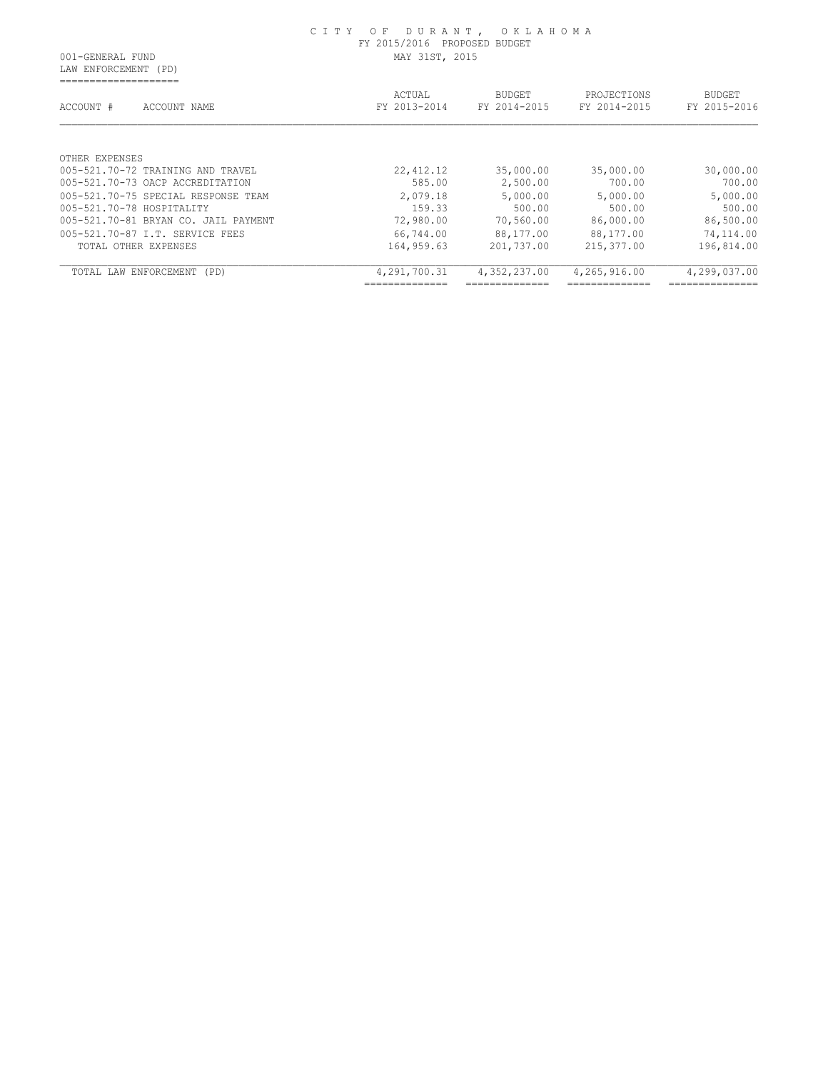CITY OF DURANT, OKLAHOMA
FY 2015/2016 PROPOSED BUDGET
MAY 31ST, 2015

001-GENERAL FUND
LAW ENFORCEMENT (PD)

| ACCOUNT # ACCOUNT NAME | ACTUAL FY 2013-2014 | BUDGET FY 2014-2015 | PROJECTIONS FY 2014-2015 | BUDGET FY 2015-2016 |
|---|---|---|---|---|
| OTHER EXPENSES | | | | |
| 005-521.70-72 TRAINING AND TRAVEL | 22,412.12 | 35,000.00 | 35,000.00 | 30,000.00 |
| 005-521.70-73 OACP ACCREDITATION | 585.00 | 2,500.00 | 700.00 | 700.00 |
| 005-521.70-75 SPECIAL RESPONSE TEAM | 2,079.18 | 5,000.00 | 5,000.00 | 5,000.00 |
| 005-521.70-78 HOSPITALITY | 159.33 | 500.00 | 500.00 | 500.00 |
| 005-521.70-81 BRYAN CO. JAIL PAYMENT | 72,980.00 | 70,560.00 | 86,000.00 | 86,500.00 |
| 005-521.70-87 I.T. SERVICE FEES | 66,744.00 | 88,177.00 | 88,177.00 | 74,114.00 |
| TOTAL OTHER EXPENSES | 164,959.63 | 201,737.00 | 215,377.00 | 196,814.00 |
| TOTAL LAW ENFORCEMENT (PD) | 4,291,700.31 | 4,352,237.00 | 4,265,916.00 | 4,299,037.00 |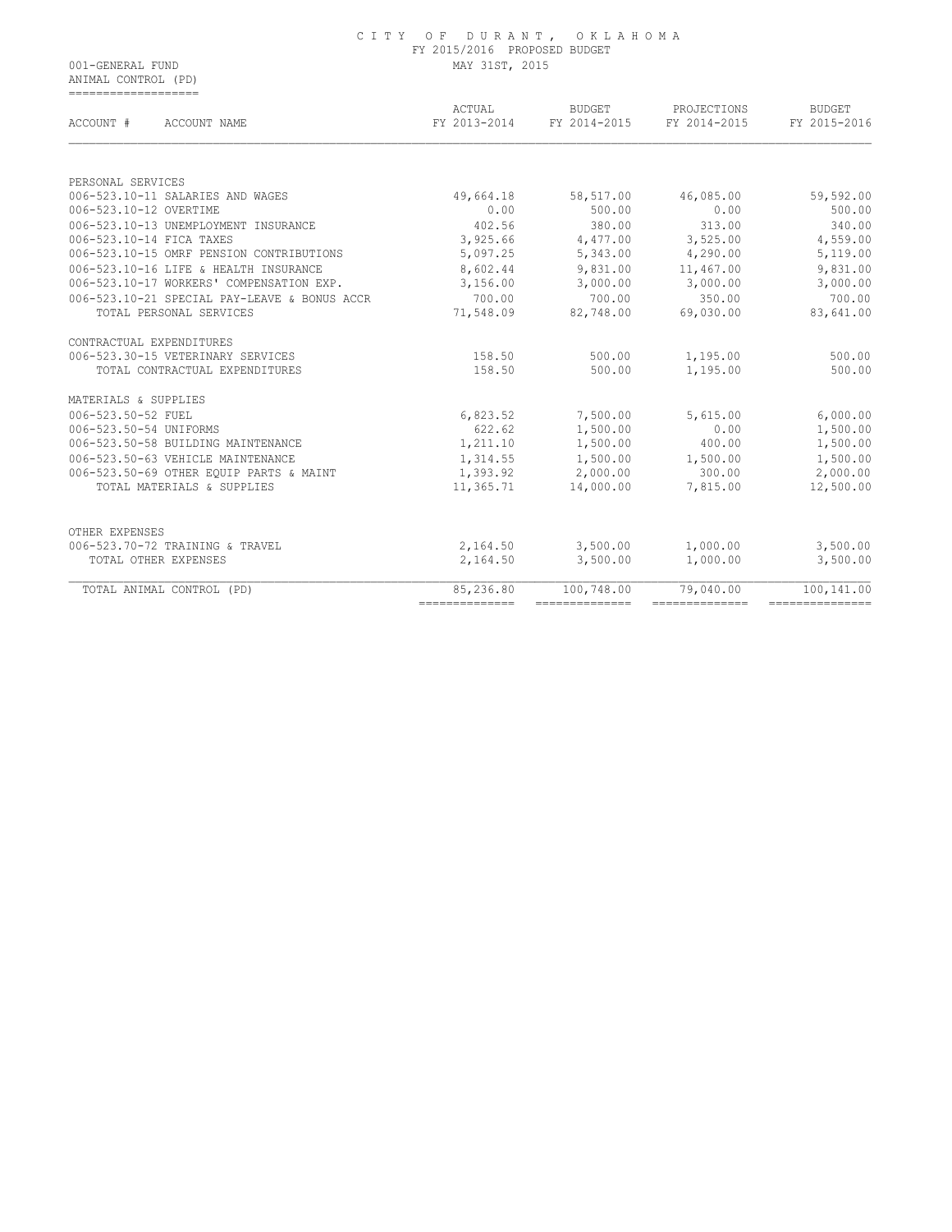# CITY OF DURANT, OKLAHOMA

FY 2015/2016 PROPOSED BUDGET

MAY 31ST, 2015

001-GENERAL FUND

ANIMAL CONTROL (PD)

| ACCOUNT # ACCOUNT NAME | ACTUAL FY 2013-2014 | BUDGET FY 2014-2015 | PROJECTIONS FY 2014-2015 | BUDGET FY 2015-2016 |
|---|---|---|---|---|
| PERSONAL SERVICES | | | | |
| 006-523.10-11 SALARIES AND WAGES | 49,664.18 | 58,517.00 | 46,085.00 | 59,592.00 |
| 006-523.10-12 OVERTIME | 0.00 | 500.00 | 0.00 | 500.00 |
| 006-523.10-13 UNEMPLOYMENT INSURANCE | 402.56 | 380.00 | 313.00 | 340.00 |
| 006-523.10-14 FICA TAXES | 3,925.66 | 4,477.00 | 3,525.00 | 4,559.00 |
| 006-523.10-15 OMRF PENSION CONTRIBUTIONS | 5,097.25 | 5,343.00 | 4,290.00 | 5,119.00 |
| 006-523.10-16 LIFE & HEALTH INSURANCE | 8,602.44 | 9,831.00 | 11,467.00 | 9,831.00 |
| 006-523.10-17 WORKERS' COMPENSATION EXP. | 3,156.00 | 3,000.00 | 3,000.00 | 3,000.00 |
| 006-523.10-21 SPECIAL PAY-LEAVE & BONUS ACCR | 700.00 | 700.00 | 350.00 | 700.00 |
| TOTAL PERSONAL SERVICES | 71,548.09 | 82,748.00 | 69,030.00 | 83,641.00 |
| CONTRACTUAL EXPENDITURES | | | | |
| 006-523.30-15 VETERINARY SERVICES | 158.50 | 500.00 | 1,195.00 | 500.00 |
| TOTAL CONTRACTUAL EXPENDITURES | 158.50 | 500.00 | 1,195.00 | 500.00 |
| MATERIALS & SUPPLIES | | | | |
| 006-523.50-52 FUEL | 6,823.52 | 7,500.00 | 5,615.00 | 6,000.00 |
| 006-523.50-54 UNIFORMS | 622.62 | 1,500.00 | 0.00 | 1,500.00 |
| 006-523.50-58 BUILDING MAINTENANCE | 1,211.10 | 1,500.00 | 400.00 | 1,500.00 |
| 006-523.50-63 VEHICLE MAINTENANCE | 1,314.55 | 1,500.00 | 1,500.00 | 1,500.00 |
| 006-523.50-69 OTHER EQUIP PARTS & MAINT | 1,393.92 | 2,000.00 | 300.00 | 2,000.00 |
| TOTAL MATERIALS & SUPPLIES | 11,365.71 | 14,000.00 | 7,815.00 | 12,500.00 |
| OTHER EXPENSES | | | | |
| 006-523.70-72 TRAINING & TRAVEL | 2,164.50 | 3,500.00 | 1,000.00 | 3,500.00 |
| TOTAL OTHER EXPENSES | 2,164.50 | 3,500.00 | 1,000.00 | 3,500.00 |
| TOTAL ANIMAL CONTROL (PD) | 85,236.80 | 100,748.00 | 79,040.00 | 100,141.00 |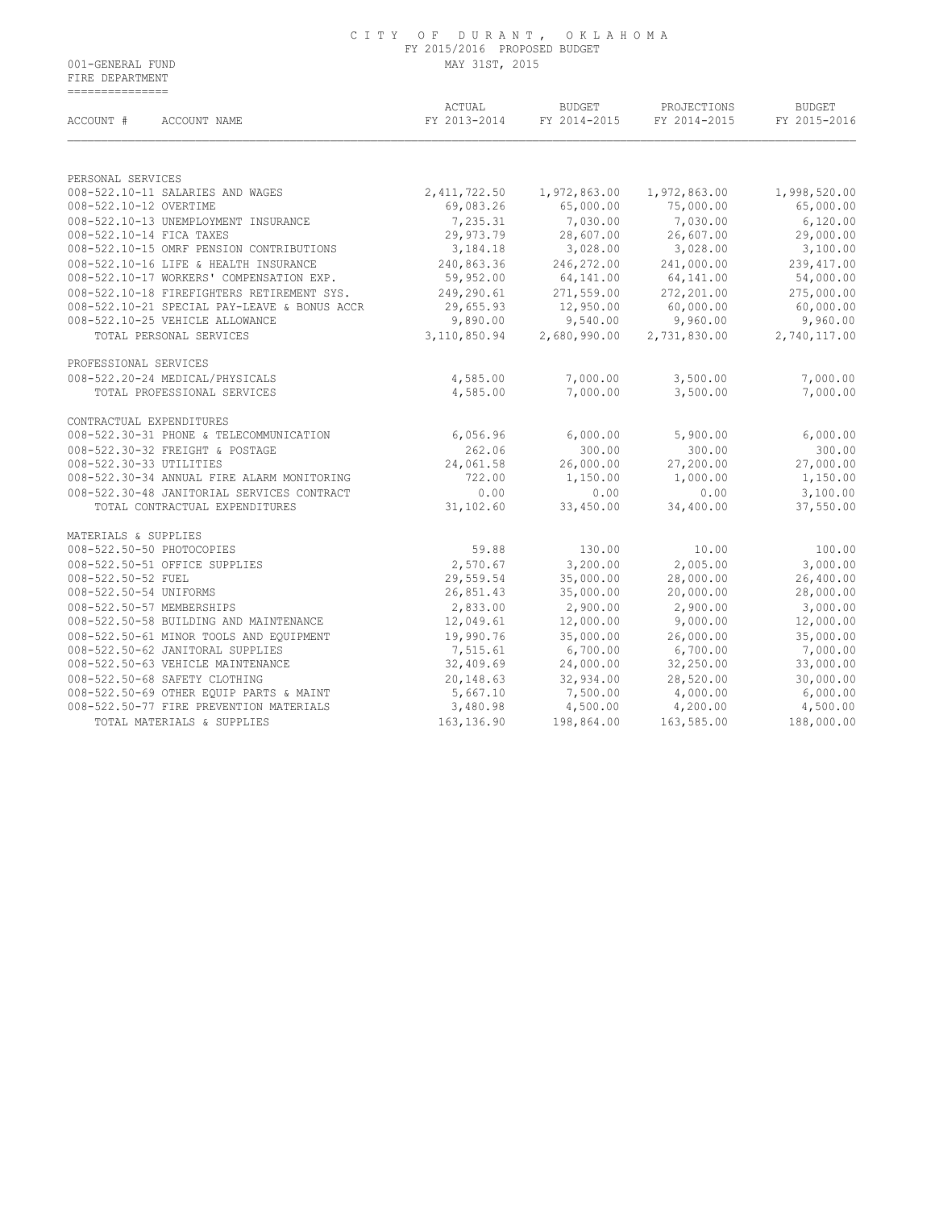# CITY OF DURANT, OKLAHOMA

FY 2015/2016 PROPOSED BUDGET

001-GENERAL FUND — MAY 31ST, 2015

FIRE DEPARTMENT

| ACCOUNT # | ACCOUNT NAME | ACTUAL FY 2013-2014 | BUDGET FY 2014-2015 | PROJECTIONS FY 2014-2015 | BUDGET FY 2015-2016 |
|---|---|---|---|---|---|
| PERSONAL SERVICES | | | | | |
| 008-522.10-11 | SALARIES AND WAGES | 2,411,722.50 | 1,972,863.00 | 1,972,863.00 | 1,998,520.00 |
| 008-522.10-12 | OVERTIME | 69,083.26 | 65,000.00 | 75,000.00 | 65,000.00 |
| 008-522.10-13 | UNEMPLOYMENT INSURANCE | 7,235.31 | 7,030.00 | 7,030.00 | 6,120.00 |
| 008-522.10-14 | FICA TAXES | 29,973.79 | 28,607.00 | 26,607.00 | 29,000.00 |
| 008-522.10-15 | OMRF PENSION CONTRIBUTIONS | 3,184.18 | 3,028.00 | 3,028.00 | 3,100.00 |
| 008-522.10-16 | LIFE & HEALTH INSURANCE | 240,863.36 | 246,272.00 | 241,000.00 | 239,417.00 |
| 008-522.10-17 | WORKERS' COMPENSATION EXP. | 59,952.00 | 64,141.00 | 64,141.00 | 54,000.00 |
| 008-522.10-18 | FIREFIGHTERS RETIREMENT SYS. | 249,290.61 | 271,559.00 | 272,201.00 | 275,000.00 |
| 008-522.10-21 | SPECIAL PAY-LEAVE & BONUS ACCR | 29,655.93 | 12,950.00 | 60,000.00 | 60,000.00 |
| 008-522.10-25 | VEHICLE ALLOWANCE | 9,890.00 | 9,540.00 | 9,960.00 | 9,960.00 |
| | TOTAL PERSONAL SERVICES | 3,110,850.94 | 2,680,990.00 | 2,731,830.00 | 2,740,117.00 |
| PROFESSIONAL SERVICES | | | | | |
| 008-522.20-24 | MEDICAL/PHYSICALS | 4,585.00 | 7,000.00 | 3,500.00 | 7,000.00 |
| | TOTAL PROFESSIONAL SERVICES | 4,585.00 | 7,000.00 | 3,500.00 | 7,000.00 |
| CONTRACTUAL EXPENDITURES | | | | | |
| 008-522.30-31 | PHONE & TELECOMMUNICATION | 6,056.96 | 6,000.00 | 5,900.00 | 6,000.00 |
| 008-522.30-32 | FREIGHT & POSTAGE | 262.06 | 300.00 | 300.00 | 300.00 |
| 008-522.30-33 | UTILITIES | 24,061.58 | 26,000.00 | 27,200.00 | 27,000.00 |
| 008-522.30-34 | ANNUAL FIRE ALARM MONITORING | 722.00 | 1,150.00 | 1,000.00 | 1,150.00 |
| 008-522.30-48 | JANITORIAL SERVICES CONTRACT | 0.00 | 0.00 | 0.00 | 3,100.00 |
| | TOTAL CONTRACTUAL EXPENDITURES | 31,102.60 | 33,450.00 | 34,400.00 | 37,550.00 |
| MATERIALS & SUPPLIES | | | | | |
| 008-522.50-50 | PHOTOCOPIES | 59.88 | 130.00 | 10.00 | 100.00 |
| 008-522.50-51 | OFFICE SUPPLIES | 2,570.67 | 3,200.00 | 2,005.00 | 3,000.00 |
| 008-522.50-52 | FUEL | 29,559.54 | 35,000.00 | 28,000.00 | 26,400.00 |
| 008-522.50-54 | UNIFORMS | 26,851.43 | 35,000.00 | 20,000.00 | 28,000.00 |
| 008-522.50-57 | MEMBERSHIPS | 2,833.00 | 2,900.00 | 2,900.00 | 3,000.00 |
| 008-522.50-58 | BUILDING AND MAINTENANCE | 12,049.61 | 12,000.00 | 9,000.00 | 12,000.00 |
| 008-522.50-61 | MINOR TOOLS AND EQUIPMENT | 19,990.76 | 35,000.00 | 26,000.00 | 35,000.00 |
| 008-522.50-62 | JANITORAL SUPPLIES | 7,515.61 | 6,700.00 | 6,700.00 | 7,000.00 |
| 008-522.50-63 | VEHICLE MAINTENANCE | 32,409.69 | 24,000.00 | 32,250.00 | 33,000.00 |
| 008-522.50-68 | SAFETY CLOTHING | 20,148.63 | 32,934.00 | 28,520.00 | 30,000.00 |
| 008-522.50-69 | OTHER EQUIP PARTS & MAINT | 5,667.10 | 7,500.00 | 4,000.00 | 6,000.00 |
| 008-522.50-77 | FIRE PREVENTION MATERIALS | 3,480.98 | 4,500.00 | 4,200.00 | 4,500.00 |
| | TOTAL MATERIALS & SUPPLIES | 163,136.90 | 198,864.00 | 163,585.00 | 188,000.00 |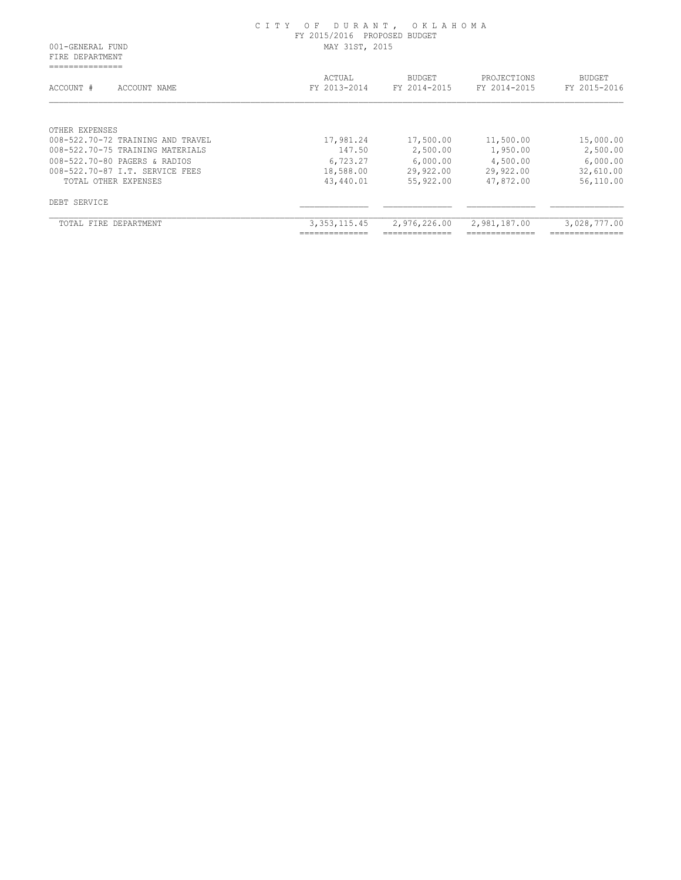CITY OF DURANT, OKLAHOMA
FY 2015/2016 PROPOSED BUDGET
MAY 31ST, 2015

001-GENERAL FUND
FIRE DEPARTMENT

| ACCOUNT # ACCOUNT NAME | ACTUAL FY 2013-2014 | BUDGET FY 2014-2015 | PROJECTIONS FY 2014-2015 | BUDGET FY 2015-2016 |
|---|---|---|---|---|
| OTHER EXPENSES | | | | |
| 008-522.70-72 TRAINING AND TRAVEL | 17,981.24 | 17,500.00 | 11,500.00 | 15,000.00 |
| 008-522.70-75 TRAINING MATERIALS | 147.50 | 2,500.00 | 1,950.00 | 2,500.00 |
| 008-522.70-80 PAGERS & RADIOS | 6,723.27 | 6,000.00 | 4,500.00 | 6,000.00 |
| 008-522.70-87 I.T. SERVICE FEES | 18,588.00 | 29,922.00 | 29,922.00 | 32,610.00 |
| TOTAL OTHER EXPENSES | 43,440.01 | 55,922.00 | 47,872.00 | 56,110.00 |
| DEBT SERVICE | | | | |
| TOTAL FIRE DEPARTMENT | 3,353,115.45 | 2,976,226.00 | 2,981,187.00 | 3,028,777.00 |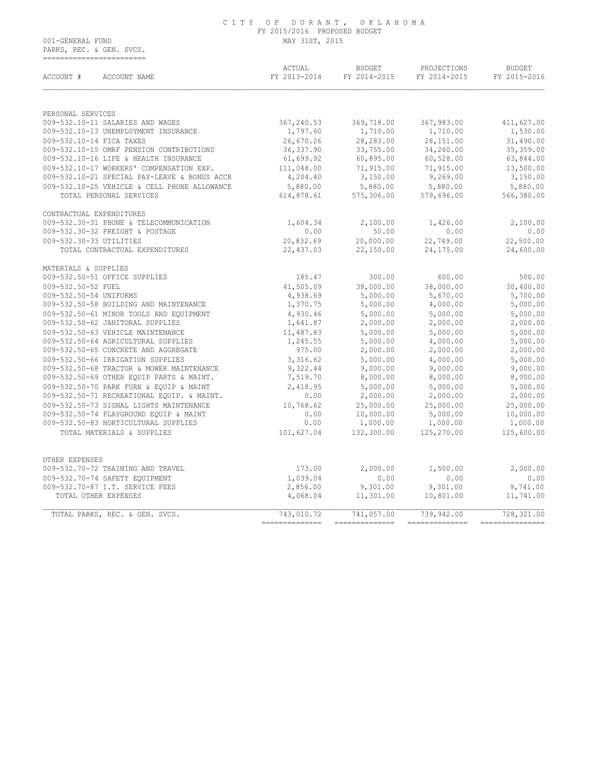# CITY OF DURANT, OKLAHOMA

FY 2015/2016 PROPOSED BUDGET

MAY 31ST, 2015

001-GENERAL FUND

PARKS, REC. & GEN. SVCS.

| ACCOUNT # ACCOUNT NAME | ACTUAL FY 2013-2014 | BUDGET FY 2014-2015 | PROJECTIONS FY 2014-2015 | BUDGET FY 2015-2016 |
|---|---|---|---|---|
| PERSONAL SERVICES | | | | |
| 009-532.10-11 SALARIES AND WAGES | 367,240.53 | 369,718.00 | 367,983.00 | 411,627.00 |
| 009-532.10-13 UNEMPLOYMENT INSURANCE | 1,797.60 | 1,710.00 | 1,710.00 | 1,530.00 |
| 009-532.10-14 FICA TAXES | 26,670.26 | 28,283.00 | 28,151.00 | 31,490.00 |
| 009-532.10-15 OMRF PENSION CONTRIBUTIONS | 36,337.90 | 33,755.00 | 34,260.00 | 35,359.00 |
| 009-532.10-16 LIFE & HEALTH INSURANCE | 61,699.92 | 60,895.00 | 60,528.00 | 63,844.00 |
| 009-532.10-17 WORKERS' COMPENSATION EXP. | 111,048.00 | 71,915.00 | 71,915.00 | 13,500.00 |
| 009-532.10-21 SPECIAL PAY-LEAVE & BONUS ACCR | 4,204.40 | 3,150.00 | 9,269.00 | 3,150.00 |
| 009-532.10-25 VEHICLE & CELL PHONE ALLOWANCE | 5,880.00 | 5,880.00 | 5,880.00 | 5,880.00 |
| TOTAL PERSONAL SERVICES | 614,878.61 | 575,306.00 | 579,696.00 | 566,380.00 |
| CONTRACTUAL EXPENDITURES | | | | |
| 009-532.30-31 PHONE & TELECOMMUNICATION | 1,604.34 | 2,100.00 | 1,426.00 | 2,100.00 |
| 009-532.30-32 FREIGHT & POSTAGE | 0.00 | 50.00 | 0.00 | 0.00 |
| 009-532.30-33 UTILITIES | 20,832.69 | 20,000.00 | 22,749.00 | 22,500.00 |
| TOTAL CONTRACTUAL EXPENDITURES | 22,437.03 | 22,150.00 | 24,175.00 | 24,600.00 |
| MATERIALS & SUPPLIES | | | | |
| 009-532.50-51 OFFICE SUPPLIES | 185.47 | 300.00 | 600.00 | 500.00 |
| 009-532.50-52 FUEL | 41,505.09 | 38,000.00 | 38,000.00 | 30,400.00 |
| 009-532.50-54 UNIFORMS | 4,938.69 | 5,000.00 | 5,670.00 | 5,700.00 |
| 009-532.50-58 BUILDING AND MAINTENANCE | 1,370.75 | 5,000.00 | 4,000.00 | 5,000.00 |
| 009-532.50-61 MINOR TOOLS AND EQUIPMENT | 4,930.46 | 5,000.00 | 5,000.00 | 5,000.00 |
| 009-532.50-62 JANITORAL SUPPLIES | 1,641.87 | 2,000.00 | 2,000.00 | 2,000.00 |
| 009-532.50-63 VEHICLE MAINTENANCE | 11,487.83 | 5,000.00 | 5,000.00 | 5,000.00 |
| 009-532.50-64 AGRICULTURAL SUPPLIES | 1,245.55 | 5,000.00 | 4,000.00 | 5,000.00 |
| 009-532.50-65 CONCRETE AND AGGREGATE | 975.00 | 2,000.00 | 2,000.00 | 2,000.00 |
| 009-532.50-66 IRRIGATION SUPPLIES | 3,316.62 | 5,000.00 | 4,000.00 | 5,000.00 |
| 009-532.50-68 TRACTOR & MOWER MAINTENANCE | 9,322.44 | 9,000.00 | 9,000.00 | 9,000.00 |
| 009-532.50-69 OTHER EQUIP PARTS & MAINT. | 7,519.70 | 8,000.00 | 8,000.00 | 8,000.00 |
| 009-532.50-70 PARK FURN & EQUIP & MAINT | 2,418.95 | 5,000.00 | 5,000.00 | 5,000.00 |
| 009-532.50-71 RECREATIONAL EQUIP. & MAINT. | 0.00 | 2,000.00 | 2,000.00 | 2,000.00 |
| 009-532.50-73 SIGNAL LIGHTS MAINTENANCE | 10,768.62 | 25,000.00 | 25,000.00 | 25,000.00 |
| 009-532.50-74 PLAYGROUND EQUIP & MAINT | 0.00 | 10,000.00 | 5,000.00 | 10,000.00 |
| 009-532.50-83 HORTICULTURAL SUPPLIES | 0.00 | 1,000.00 | 1,000.00 | 1,000.00 |
| TOTAL MATERIALS & SUPPLIES | 101,627.04 | 132,300.00 | 125,270.00 | 125,600.00 |
| OTHER EXPENSES | | | | |
| 009-532.70-72 TRAINING AND TRAVEL | 173.00 | 2,000.00 | 1,500.00 | 2,000.00 |
| 009-532.70-74 SAFETY EQUIPMENT | 1,039.04 | 0.00 | 0.00 | 0.00 |
| 009-532.70-87 I.T. SERVICE FEES | 2,856.00 | 9,301.00 | 9,301.00 | 9,741.00 |
| TOTAL OTHER EXPENSES | 4,068.04 | 11,301.00 | 10,801.00 | 11,741.00 |
| TOTAL PARKS, REC. & GEN. SVCS. | 743,010.72 | 741,057.00 | 739,942.00 | 728,321.00 |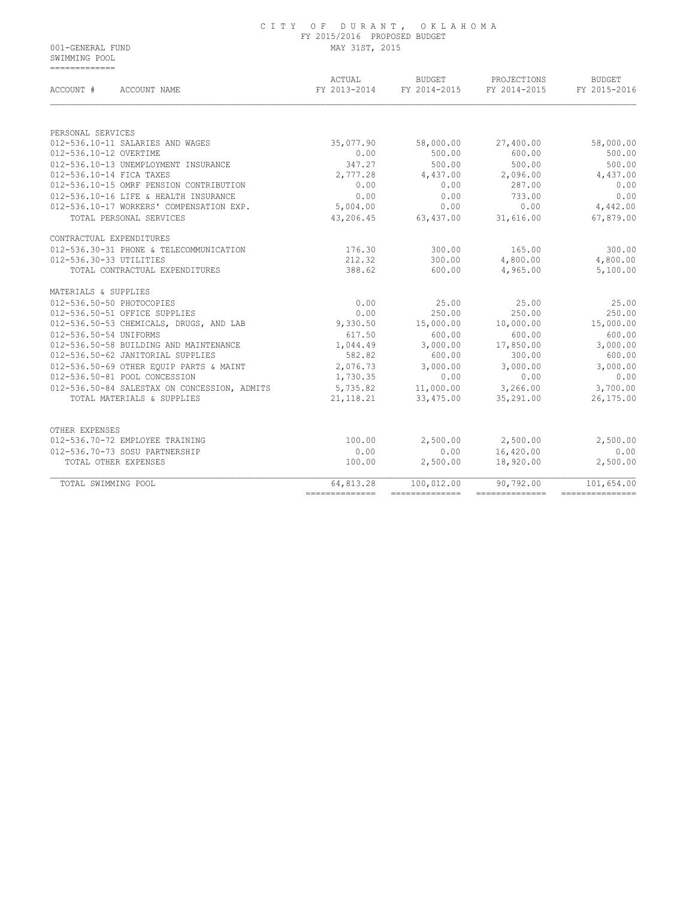# CITY OF DURANT, OKLAHOMA

FY 2015/2016 PROPOSED BUDGET

001-GENERAL FUND — MAY 31ST, 2015

SWIMMING POOL

| ACCOUNT # ACCOUNT NAME | ACTUAL FY 2013-2014 | BUDGET FY 2014-2015 | PROJECTIONS FY 2014-2015 | BUDGET FY 2015-2016 |
|---|---|---|---|---|
| **PERSONAL SERVICES** | | | | |
| 012-536.10-11 SALARIES AND WAGES | 35,077.90 | 58,000.00 | 27,400.00 | 58,000.00 |
| 012-536.10-12 OVERTIME | 0.00 | 500.00 | 600.00 | 500.00 |
| 012-536.10-13 UNEMPLOYMENT INSURANCE | 347.27 | 500.00 | 500.00 | 500.00 |
| 012-536.10-14 FICA TAXES | 2,777.28 | 4,437.00 | 2,096.00 | 4,437.00 |
| 012-536.10-15 OMRF PENSION CONTRIBUTION | 0.00 | 0.00 | 287.00 | 0.00 |
| 012-536.10-16 LIFE & HEALTH INSURANCE | 0.00 | 0.00 | 733.00 | 0.00 |
| 012-536.10-17 WORKERS' COMPENSATION EXP. | 5,004.00 | 0.00 | 0.00 | 4,442.00 |
| TOTAL PERSONAL SERVICES | 43,206.45 | 63,437.00 | 31,616.00 | 67,879.00 |
| **CONTRACTUAL EXPENDITURES** | | | | |
| 012-536.30-31 PHONE & TELECOMMUNICATION | 176.30 | 300.00 | 165.00 | 300.00 |
| 012-536.30-33 UTILITIES | 212.32 | 300.00 | 4,800.00 | 4,800.00 |
| TOTAL CONTRACTUAL EXPENDITURES | 388.62 | 600.00 | 4,965.00 | 5,100.00 |
| **MATERIALS & SUPPLIES** | | | | |
| 012-536.50-50 PHOTOCOPIES | 0.00 | 25.00 | 25.00 | 25.00 |
| 012-536.50-51 OFFICE SUPPLIES | 0.00 | 250.00 | 250.00 | 250.00 |
| 012-536.50-53 CHEMICALS, DRUGS, AND LAB | 9,330.50 | 15,000.00 | 10,000.00 | 15,000.00 |
| 012-536.50-54 UNIFORMS | 617.50 | 600.00 | 600.00 | 600.00 |
| 012-536.50-58 BUILDING AND MAINTENANCE | 1,044.49 | 3,000.00 | 17,850.00 | 3,000.00 |
| 012-536.50-62 JANITORIAL SUPPLIES | 582.82 | 600.00 | 300.00 | 600.00 |
| 012-536.50-69 OTHER EQUIP PARTS & MAINT | 2,076.73 | 3,000.00 | 3,000.00 | 3,000.00 |
| 012-536.50-81 POOL CONCESSION | 1,730.35 | 0.00 | 0.00 | 0.00 |
| 012-536.50-84 SALESTAX ON CONCESSION, ADMITS | 5,735.82 | 11,000.00 | 3,266.00 | 3,700.00 |
| TOTAL MATERIALS & SUPPLIES | 21,118.21 | 33,475.00 | 35,291.00 | 26,175.00 |
| **OTHER EXPENSES** | | | | |
| 012-536.70-72 EMPLOYEE TRAINING | 100.00 | 2,500.00 | 2,500.00 | 2,500.00 |
| 012-536.70-73 SOSU PARTNERSHIP | 0.00 | 0.00 | 16,420.00 | 0.00 |
| TOTAL OTHER EXPENSES | 100.00 | 2,500.00 | 18,920.00 | 2,500.00 |
| TOTAL SWIMMING POOL | 64,813.28 | 100,012.00 | 90,792.00 | 101,654.00 |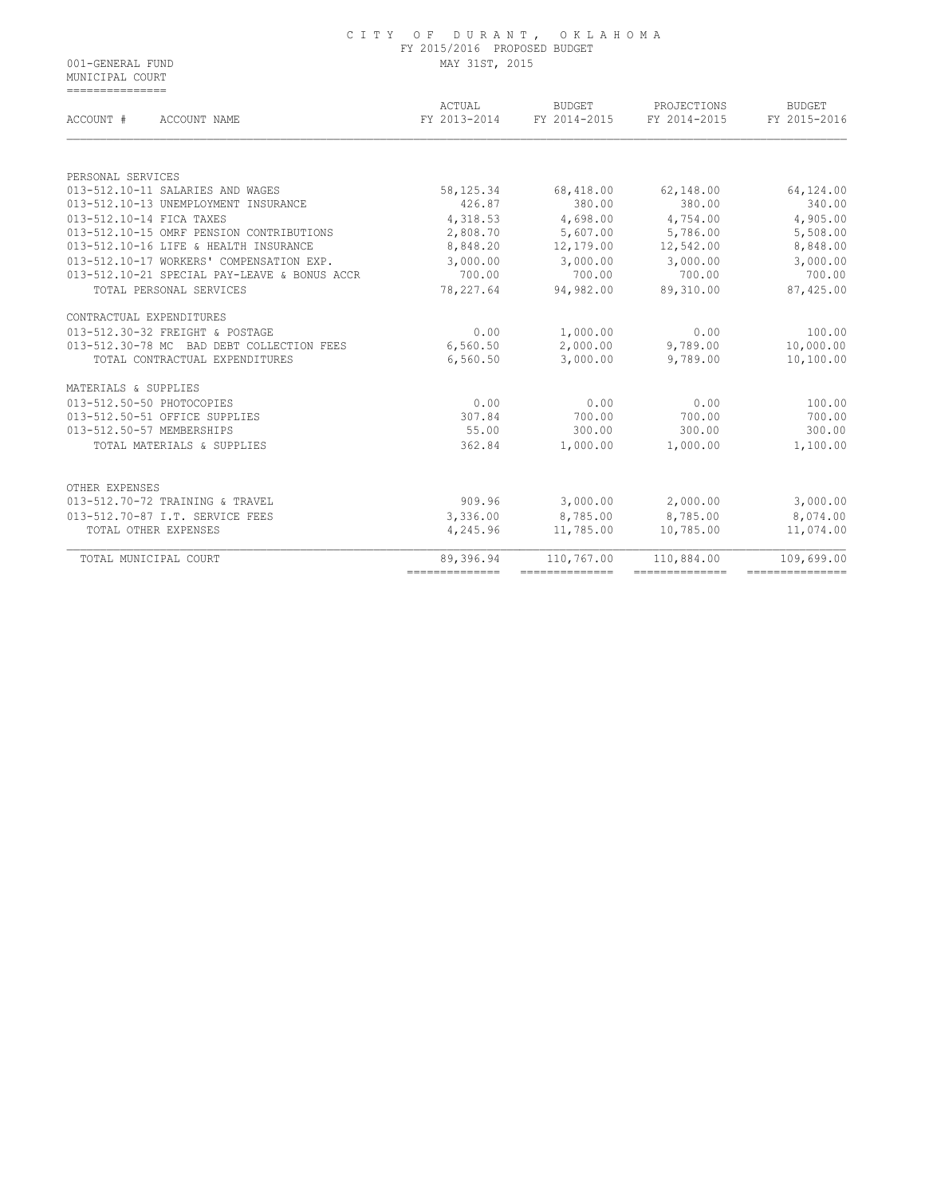# CITY OF DURANT, OKLAHOMA

FY 2015/2016 PROPOSED BUDGET

MAY 31ST, 2015

001-GENERAL FUND

MUNICIPAL COURT

| ACCOUNT # ACCOUNT NAME | ACTUAL FY 2013-2014 | BUDGET FY 2014-2015 | PROJECTIONS FY 2014-2015 | BUDGET FY 2015-2016 |
|---|---|---|---|---|
| PERSONAL SERVICES | | | | |
| 013-512.10-11 SALARIES AND WAGES | 58,125.34 | 68,418.00 | 62,148.00 | 64,124.00 |
| 013-512.10-13 UNEMPLOYMENT INSURANCE | 426.87 | 380.00 | 380.00 | 340.00 |
| 013-512.10-14 FICA TAXES | 4,318.53 | 4,698.00 | 4,754.00 | 4,905.00 |
| 013-512.10-15 OMRF PENSION CONTRIBUTIONS | 2,808.70 | 5,607.00 | 5,786.00 | 5,508.00 |
| 013-512.10-16 LIFE & HEALTH INSURANCE | 8,848.20 | 12,179.00 | 12,542.00 | 8,848.00 |
| 013-512.10-17 WORKERS' COMPENSATION EXP. | 3,000.00 | 3,000.00 | 3,000.00 | 3,000.00 |
| 013-512.10-21 SPECIAL PAY-LEAVE & BONUS ACCR | 700.00 | 700.00 | 700.00 | 700.00 |
| TOTAL PERSONAL SERVICES | 78,227.64 | 94,982.00 | 89,310.00 | 87,425.00 |
| CONTRACTUAL EXPENDITURES | | | | |
| 013-512.30-32 FREIGHT & POSTAGE | 0.00 | 1,000.00 | 0.00 | 100.00 |
| 013-512.30-78 MC BAD DEBT COLLECTION FEES | 6,560.50 | 2,000.00 | 9,789.00 | 10,000.00 |
| TOTAL CONTRACTUAL EXPENDITURES | 6,560.50 | 3,000.00 | 9,789.00 | 10,100.00 |
| MATERIALS & SUPPLIES | | | | |
| 013-512.50-50 PHOTOCOPIES | 0.00 | 0.00 | 0.00 | 100.00 |
| 013-512.50-51 OFFICE SUPPLIES | 307.84 | 700.00 | 700.00 | 700.00 |
| 013-512.50-57 MEMBERSHIPS | 55.00 | 300.00 | 300.00 | 300.00 |
| TOTAL MATERIALS & SUPPLIES | 362.84 | 1,000.00 | 1,000.00 | 1,100.00 |
| OTHER EXPENSES | | | | |
| 013-512.70-72 TRAINING & TRAVEL | 909.96 | 3,000.00 | 2,000.00 | 3,000.00 |
| 013-512.70-87 I.T. SERVICE FEES | 3,336.00 | 8,785.00 | 8,785.00 | 8,074.00 |
| TOTAL OTHER EXPENSES | 4,245.96 | 11,785.00 | 10,785.00 | 11,074.00 |
| TOTAL MUNICIPAL COURT | 89,396.94 | 110,767.00 | 110,884.00 | 109,699.00 |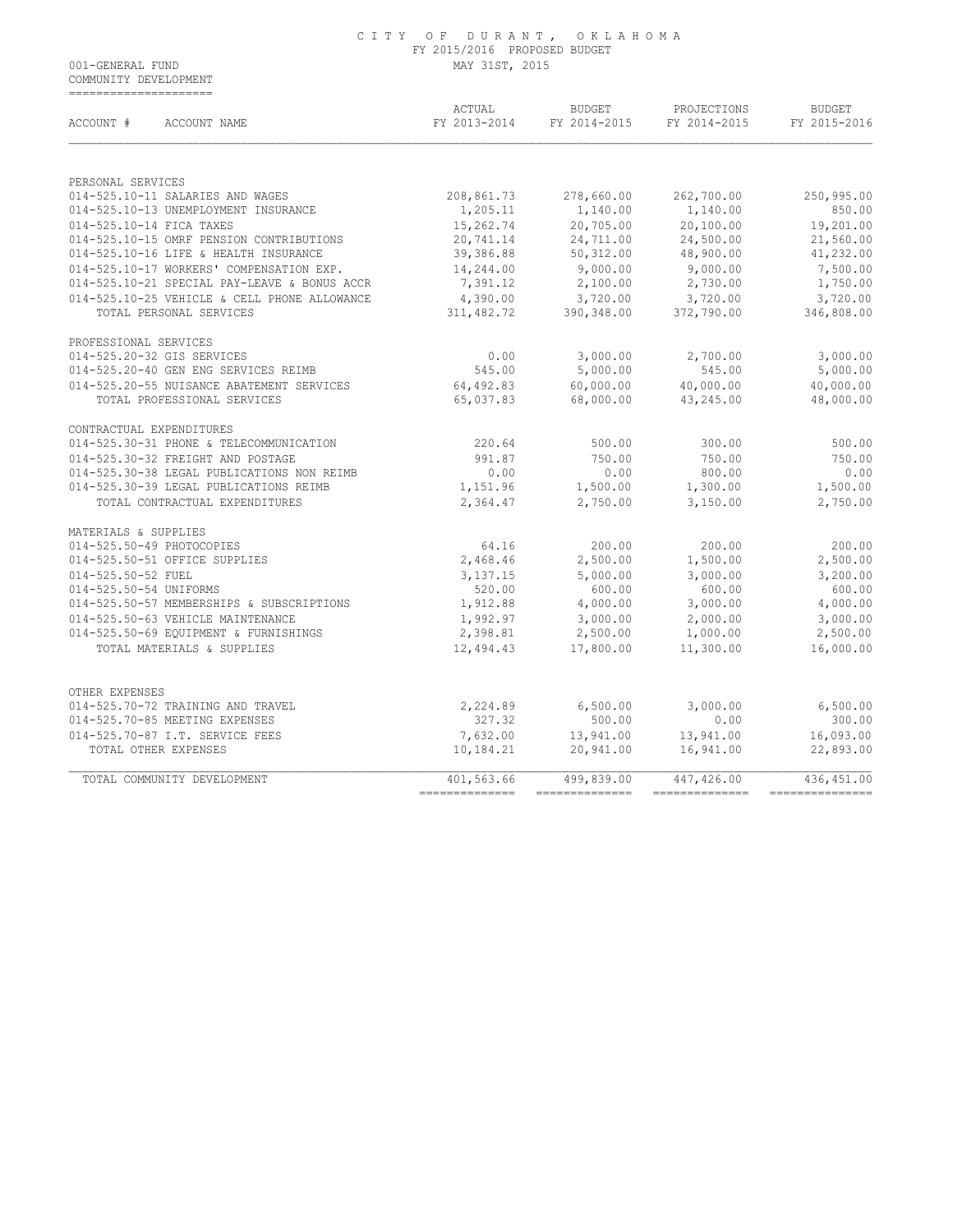# CITY OF DURANT, OKLAHOMA

FY 2015/2016 PROPOSED BUDGET

MAY 31ST, 2015

001-GENERAL FUND

COMMUNITY DEVELOPMENT

| ACCOUNT # ACCOUNT NAME | ACTUAL FY 2013-2014 | BUDGET FY 2014-2015 | PROJECTIONS FY 2014-2015 | BUDGET FY 2015-2016 |
|---|---|---|---|---|
| PERSONAL SERVICES | | | | |
| 014-525.10-11 SALARIES AND WAGES | 208,861.73 | 278,660.00 | 262,700.00 | 250,995.00 |
| 014-525.10-13 UNEMPLOYMENT INSURANCE | 1,205.11 | 1,140.00 | 1,140.00 | 850.00 |
| 014-525.10-14 FICA TAXES | 15,262.74 | 20,705.00 | 20,100.00 | 19,201.00 |
| 014-525.10-15 OMRF PENSION CONTRIBUTIONS | 20,741.14 | 24,711.00 | 24,500.00 | 21,560.00 |
| 014-525.10-16 LIFE & HEALTH INSURANCE | 39,386.88 | 50,312.00 | 48,900.00 | 41,232.00 |
| 014-525.10-17 WORKERS' COMPENSATION EXP. | 14,244.00 | 9,000.00 | 9,000.00 | 7,500.00 |
| 014-525.10-21 SPECIAL PAY-LEAVE & BONUS ACCR | 7,391.12 | 2,100.00 | 2,730.00 | 1,750.00 |
| 014-525.10-25 VEHICLE & CELL PHONE ALLOWANCE | 4,390.00 | 3,720.00 | 3,720.00 | 3,720.00 |
| TOTAL PERSONAL SERVICES | 311,482.72 | 390,348.00 | 372,790.00 | 346,808.00 |
| PROFESSIONAL SERVICES | | | | |
| 014-525.20-32 GIS SERVICES | 0.00 | 3,000.00 | 2,700.00 | 3,000.00 |
| 014-525.20-40 GEN ENG SERVICES REIMB | 545.00 | 5,000.00 | 545.00 | 5,000.00 |
| 014-525.20-55 NUISANCE ABATEMENT SERVICES | 64,492.83 | 60,000.00 | 40,000.00 | 40,000.00 |
| TOTAL PROFESSIONAL SERVICES | 65,037.83 | 68,000.00 | 43,245.00 | 48,000.00 |
| CONTRACTUAL EXPENDITURES | | | | |
| 014-525.30-31 PHONE & TELECOMMUNICATION | 220.64 | 500.00 | 300.00 | 500.00 |
| 014-525.30-32 FREIGHT AND POSTAGE | 991.87 | 750.00 | 750.00 | 750.00 |
| 014-525.30-38 LEGAL PUBLICATIONS NON REIMB | 0.00 | 0.00 | 800.00 | 0.00 |
| 014-525.30-39 LEGAL PUBLICATIONS REIMB | 1,151.96 | 1,500.00 | 1,300.00 | 1,500.00 |
| TOTAL CONTRACTUAL EXPENDITURES | 2,364.47 | 2,750.00 | 3,150.00 | 2,750.00 |
| MATERIALS & SUPPLIES | | | | |
| 014-525.50-49 PHOTOCOPIES | 64.16 | 200.00 | 200.00 | 200.00 |
| 014-525.50-51 OFFICE SUPPLIES | 2,468.46 | 2,500.00 | 1,500.00 | 2,500.00 |
| 014-525.50-52 FUEL | 3,137.15 | 5,000.00 | 3,000.00 | 3,200.00 |
| 014-525.50-54 UNIFORMS | 520.00 | 600.00 | 600.00 | 600.00 |
| 014-525.50-57 MEMBERSHIPS & SUBSCRIPTIONS | 1,912.88 | 4,000.00 | 3,000.00 | 4,000.00 |
| 014-525.50-63 VEHICLE MAINTENANCE | 1,992.97 | 3,000.00 | 2,000.00 | 3,000.00 |
| 014-525.50-69 EQUIPMENT & FURNISHINGS | 2,398.81 | 2,500.00 | 1,000.00 | 2,500.00 |
| TOTAL MATERIALS & SUPPLIES | 12,494.43 | 17,800.00 | 11,300.00 | 16,000.00 |
| OTHER EXPENSES | | | | |
| 014-525.70-72 TRAINING AND TRAVEL | 2,224.89 | 6,500.00 | 3,000.00 | 6,500.00 |
| 014-525.70-85 MEETING EXPENSES | 327.32 | 500.00 | 0.00 | 300.00 |
| 014-525.70-87 I.T. SERVICE FEES | 7,632.00 | 13,941.00 | 13,941.00 | 16,093.00 |
| TOTAL OTHER EXPENSES | 10,184.21 | 20,941.00 | 16,941.00 | 22,893.00 |
| TOTAL COMMUNITY DEVELOPMENT | 401,563.66 | 499,839.00 | 447,426.00 | 436,451.00 |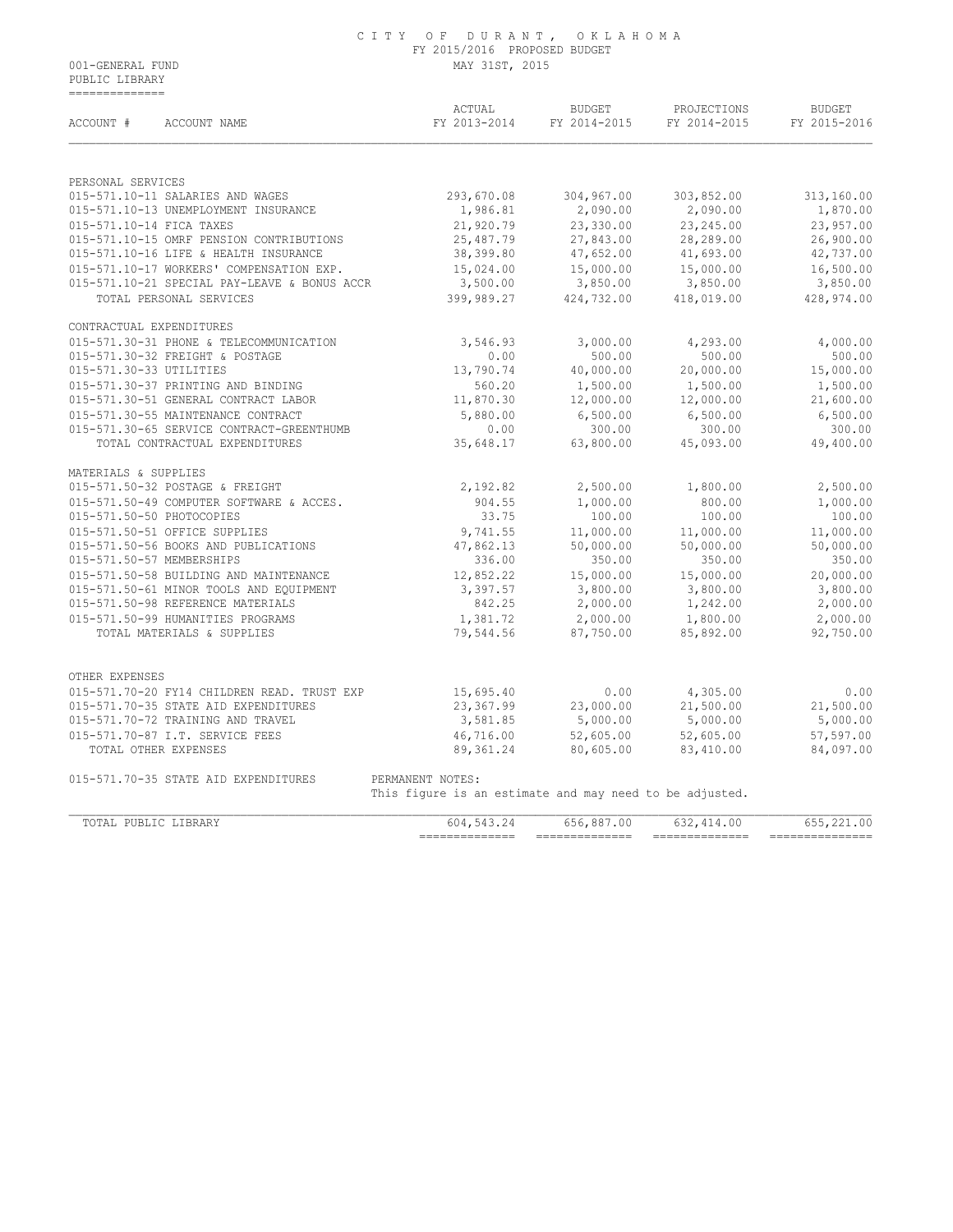# CITY OF DURANT, OKLAHOMA

FY 2015/2016 PROPOSED BUDGET

001-GENERAL FUND

PUBLIC LIBRARY

MAY 31ST, 2015

| ACCOUNT # ACCOUNT NAME | ACTUAL FY 2013-2014 | BUDGET FY 2014-2015 | PROJECTIONS FY 2014-2015 | BUDGET FY 2015-2016 |
|---|---|---|---|---|
| PERSONAL SERVICES | | | | |
| 015-571.10-11 SALARIES AND WAGES | 293,670.08 | 304,967.00 | 303,852.00 | 313,160.00 |
| 015-571.10-13 UNEMPLOYMENT INSURANCE | 1,986.81 | 2,090.00 | 2,090.00 | 1,870.00 |
| 015-571.10-14 FICA TAXES | 21,920.79 | 23,330.00 | 23,245.00 | 23,957.00 |
| 015-571.10-15 OMRF PENSION CONTRIBUTIONS | 25,487.79 | 27,843.00 | 28,289.00 | 26,900.00 |
| 015-571.10-16 LIFE & HEALTH INSURANCE | 38,399.80 | 47,652.00 | 41,693.00 | 42,737.00 |
| 015-571.10-17 WORKERS' COMPENSATION EXP. | 15,024.00 | 15,000.00 | 15,000.00 | 16,500.00 |
| 015-571.10-21 SPECIAL PAY-LEAVE & BONUS ACCR | 3,500.00 | 3,850.00 | 3,850.00 | 3,850.00 |
| TOTAL PERSONAL SERVICES | 399,989.27 | 424,732.00 | 418,019.00 | 428,974.00 |
| CONTRACTUAL EXPENDITURES | | | | |
| 015-571.30-31 PHONE & TELECOMMUNICATION | 3,546.93 | 3,000.00 | 4,293.00 | 4,000.00 |
| 015-571.30-32 FREIGHT & POSTAGE | 0.00 | 500.00 | 500.00 | 500.00 |
| 015-571.30-33 UTILITIES | 13,790.74 | 40,000.00 | 20,000.00 | 15,000.00 |
| 015-571.30-37 PRINTING AND BINDING | 560.20 | 1,500.00 | 1,500.00 | 1,500.00 |
| 015-571.30-51 GENERAL CONTRACT LABOR | 11,870.30 | 12,000.00 | 12,000.00 | 21,600.00 |
| 015-571.30-55 MAINTENANCE CONTRACT | 5,880.00 | 6,500.00 | 6,500.00 | 6,500.00 |
| 015-571.30-65 SERVICE CONTRACT-GREENTHUMB | 0.00 | 300.00 | 300.00 | 300.00 |
| TOTAL CONTRACTUAL EXPENDITURES | 35,648.17 | 63,800.00 | 45,093.00 | 49,400.00 |
| MATERIALS & SUPPLIES | | | | |
| 015-571.50-32 POSTAGE & FREIGHT | 2,192.82 | 2,500.00 | 1,800.00 | 2,500.00 |
| 015-571.50-49 COMPUTER SOFTWARE & ACCES. | 904.55 | 1,000.00 | 800.00 | 1,000.00 |
| 015-571.50-50 PHOTOCOPIES | 33.75 | 100.00 | 100.00 | 100.00 |
| 015-571.50-51 OFFICE SUPPLIES | 9,741.55 | 11,000.00 | 11,000.00 | 11,000.00 |
| 015-571.50-56 BOOKS AND PUBLICATIONS | 47,862.13 | 50,000.00 | 50,000.00 | 50,000.00 |
| 015-571.50-57 MEMBERSHIPS | 336.00 | 350.00 | 350.00 | 350.00 |
| 015-571.50-58 BUILDING AND MAINTENANCE | 12,852.22 | 15,000.00 | 15,000.00 | 20,000.00 |
| 015-571.50-61 MINOR TOOLS AND EQUIPMENT | 3,397.57 | 3,800.00 | 3,800.00 | 3,800.00 |
| 015-571.50-98 REFERENCE MATERIALS | 842.25 | 2,000.00 | 1,242.00 | 2,000.00 |
| 015-571.50-99 HUMANITIES PROGRAMS | 1,381.72 | 2,000.00 | 1,800.00 | 2,000.00 |
| TOTAL MATERIALS & SUPPLIES | 79,544.56 | 87,750.00 | 85,892.00 | 92,750.00 |
| OTHER EXPENSES | | | | |
| 015-571.70-20 FY14 CHILDREN READ. TRUST EXP | 15,695.40 | 0.00 | 4,305.00 | 0.00 |
| 015-571.70-35 STATE AID EXPENDITURES | 23,367.99 | 23,000.00 | 21,500.00 | 21,500.00 |
| 015-571.70-72 TRAINING AND TRAVEL | 3,581.85 | 5,000.00 | 5,000.00 | 5,000.00 |
| 015-571.70-87 I.T. SERVICE FEES | 46,716.00 | 52,605.00 | 52,605.00 | 57,597.00 |
| TOTAL OTHER EXPENSES | 89,361.24 | 80,605.00 | 83,410.00 | 84,097.00 |

015-571.70-35 STATE AID EXPENDITURES — PERMANENT NOTES: This figure is an estimate and may need to be adjusted.

| | ACTUAL FY 2013-2014 | BUDGET FY 2014-2015 | PROJECTIONS FY 2014-2015 | BUDGET FY 2015-2016 |
|---|---|---|---|---|
| TOTAL PUBLIC LIBRARY | 604,543.24 | 656,887.00 | 632,414.00 | 655,221.00 |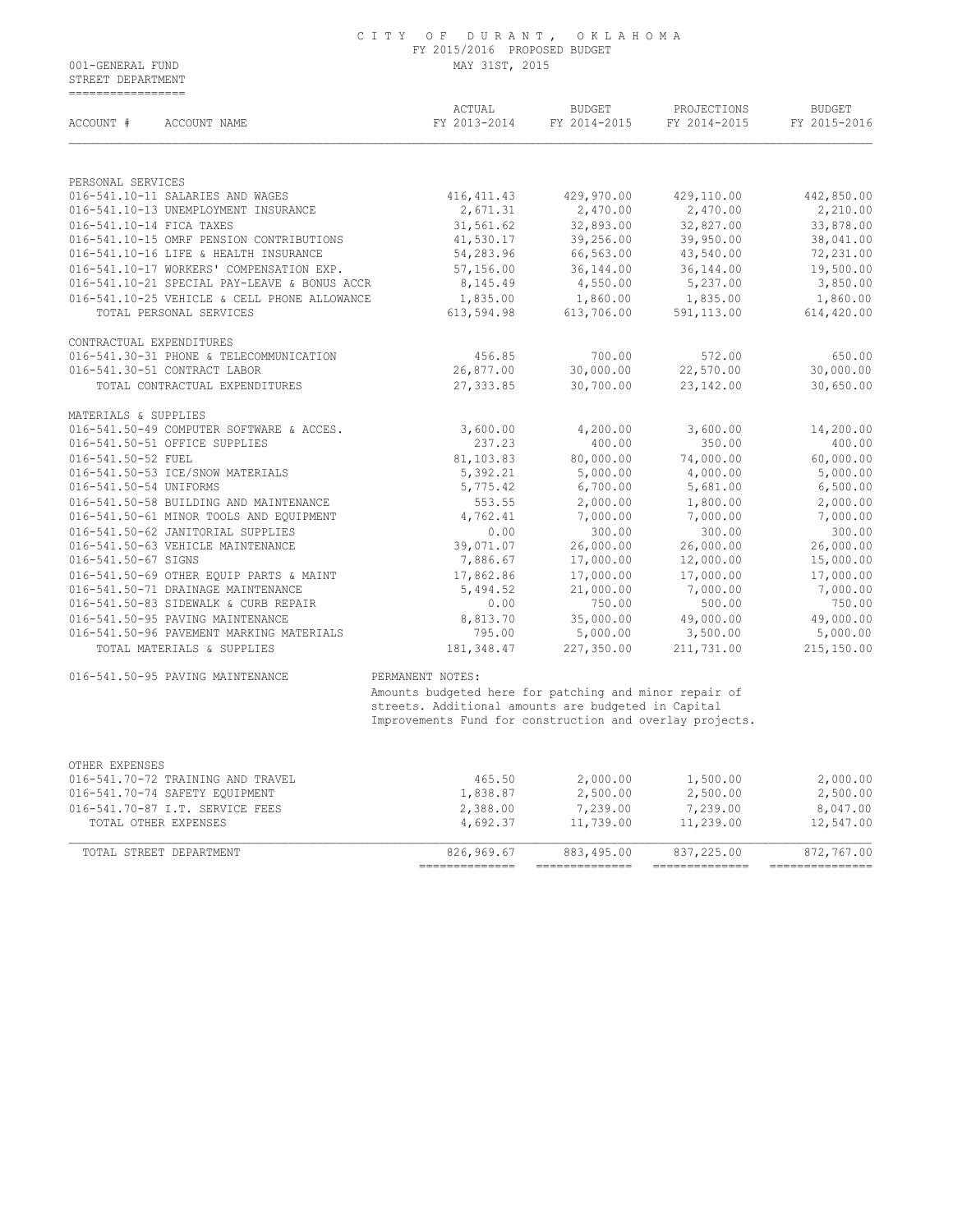# CITY OF DURANT, OKLAHOMA
## FY 2015/2016 PROPOSED BUDGET
MAY 31ST, 2015

001-GENERAL FUND
STREET DEPARTMENT

| ACCOUNT # ACCOUNT NAME | ACTUAL FY 2013-2014 | BUDGET FY 2014-2015 | PROJECTIONS FY 2014-2015 | BUDGET FY 2015-2016 |
|---|---|---|---|---|
| **PERSONAL SERVICES** | | | | |
| 016-541.10-11 SALARIES AND WAGES | 416,411.43 | 429,970.00 | 429,110.00 | 442,850.00 |
| 016-541.10-13 UNEMPLOYMENT INSURANCE | 2,671.31 | 2,470.00 | 2,470.00 | 2,210.00 |
| 016-541.10-14 FICA TAXES | 31,561.62 | 32,893.00 | 32,827.00 | 33,878.00 |
| 016-541.10-15 OMRF PENSION CONTRIBUTIONS | 41,530.17 | 39,256.00 | 39,950.00 | 38,041.00 |
| 016-541.10-16 LIFE & HEALTH INSURANCE | 54,283.96 | 66,563.00 | 43,540.00 | 72,231.00 |
| 016-541.10-17 WORKERS' COMPENSATION EXP. | 57,156.00 | 36,144.00 | 36,144.00 | 19,500.00 |
| 016-541.10-21 SPECIAL PAY-LEAVE & BONUS ACCR | 8,145.49 | 4,550.00 | 5,237.00 | 3,850.00 |
| 016-541.10-25 VEHICLE & CELL PHONE ALLOWANCE | 1,835.00 | 1,860.00 | 1,835.00 | 1,860.00 |
| TOTAL PERSONAL SERVICES | 613,594.98 | 613,706.00 | 591,113.00 | 614,420.00 |
| **CONTRACTUAL EXPENDITURES** | | | | |
| 016-541.30-31 PHONE & TELECOMMUNICATION | 456.85 | 700.00 | 572.00 | 650.00 |
| 016-541.30-51 CONTRACT LABOR | 26,877.00 | 30,000.00 | 22,570.00 | 30,000.00 |
| TOTAL CONTRACTUAL EXPENDITURES | 27,333.85 | 30,700.00 | 23,142.00 | 30,650.00 |
| **MATERIALS & SUPPLIES** | | | | |
| 016-541.50-49 COMPUTER SOFTWARE & ACCES. | 3,600.00 | 4,200.00 | 3,600.00 | 14,200.00 |
| 016-541.50-51 OFFICE SUPPLIES | 237.23 | 400.00 | 350.00 | 400.00 |
| 016-541.50-52 FUEL | 81,103.83 | 80,000.00 | 74,000.00 | 60,000.00 |
| 016-541.50-53 ICE/SNOW MATERIALS | 5,392.21 | 5,000.00 | 4,000.00 | 5,000.00 |
| 016-541.50-54 UNIFORMS | 5,775.42 | 6,700.00 | 5,681.00 | 6,500.00 |
| 016-541.50-58 BUILDING AND MAINTENANCE | 553.55 | 2,000.00 | 1,800.00 | 2,000.00 |
| 016-541.50-61 MINOR TOOLS AND EQUIPMENT | 4,762.41 | 7,000.00 | 7,000.00 | 7,000.00 |
| 016-541.50-62 JANITORIAL SUPPLIES | 0.00 | 300.00 | 300.00 | 300.00 |
| 016-541.50-63 VEHICLE MAINTENANCE | 39,071.07 | 26,000.00 | 26,000.00 | 26,000.00 |
| 016-541.50-67 SIGNS | 7,886.67 | 17,000.00 | 12,000.00 | 15,000.00 |
| 016-541.50-69 OTHER EQUIP PARTS & MAINT | 17,862.86 | 17,000.00 | 17,000.00 | 17,000.00 |
| 016-541.50-71 DRAINAGE MAINTENANCE | 5,494.52 | 21,000.00 | 7,000.00 | 7,000.00 |
| 016-541.50-83 SIDEWALK & CURB REPAIR | 0.00 | 750.00 | 500.00 | 750.00 |
| 016-541.50-95 PAVING MAINTENANCE | 8,813.70 | 35,000.00 | 49,000.00 | 49,000.00 |
| 016-541.50-96 PAVEMENT MARKING MATERIALS | 795.00 | 5,000.00 | 3,500.00 | 5,000.00 |
| TOTAL MATERIALS & SUPPLIES | 181,348.47 | 227,350.00 | 211,731.00 | 215,150.00 |

016-541.50-95 PAVING MAINTENANCE — PERMANENT NOTES:
Amounts budgeted here for patching and minor repair of streets. Additional amounts are budgeted in Capital Improvements Fund for construction and overlay projects.

| ACCOUNT # ACCOUNT NAME | ACTUAL FY 2013-2014 | BUDGET FY 2014-2015 | PROJECTIONS FY 2014-2015 | BUDGET FY 2015-2016 |
|---|---|---|---|---|
| **OTHER EXPENSES** | | | | |
| 016-541.70-72 TRAINING AND TRAVEL | 465.50 | 2,000.00 | 1,500.00 | 2,000.00 |
| 016-541.70-74 SAFETY EQUIPMENT | 1,838.87 | 2,500.00 | 2,500.00 | 2,500.00 |
| 016-541.70-87 I.T. SERVICE FEES | 2,388.00 | 7,239.00 | 7,239.00 | 8,047.00 |
| TOTAL OTHER EXPENSES | 4,692.37 | 11,739.00 | 11,239.00 | 12,547.00 |
| TOTAL STREET DEPARTMENT | 826,969.67 | 883,495.00 | 837,225.00 | 872,767.00 |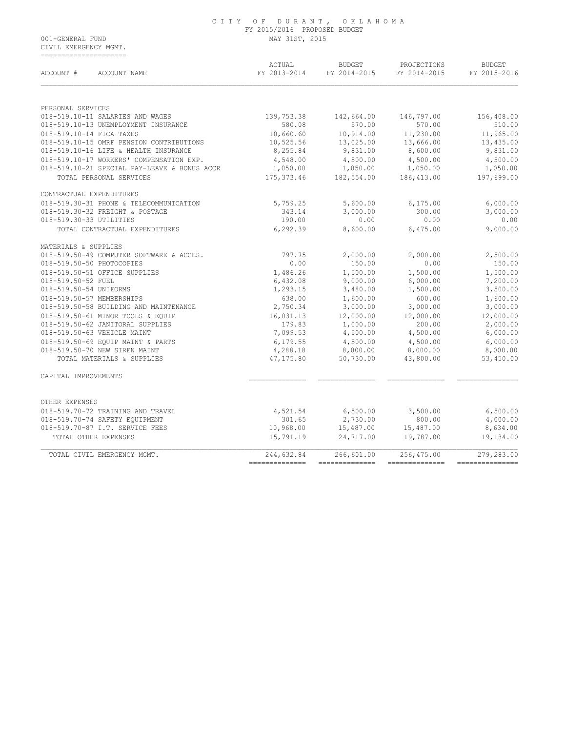CITY OF DURANT, OKLAHOMA
FY 2015/2016 PROPOSED BUDGET
MAY 31ST, 2015

001-GENERAL FUND
CIVIL EMERGENCY MGMT.

| ACCOUNT # ACCOUNT NAME | ACTUAL FY 2013-2014 | BUDGET FY 2014-2015 | PROJECTIONS FY 2014-2015 | BUDGET FY 2015-2016 |
|---|---|---|---|---|
| PERSONAL SERVICES | | | | |
| 018-519.10-11 SALARIES AND WAGES | 139,753.38 | 142,664.00 | 146,797.00 | 156,408.00 |
| 018-519.10-13 UNEMPLOYMENT INSURANCE | 580.08 | 570.00 | 570.00 | 510.00 |
| 018-519.10-14 FICA TAXES | 10,660.60 | 10,914.00 | 11,230.00 | 11,965.00 |
| 018-519.10-15 OMRF PENSION CONTRIBUTIONS | 10,525.56 | 13,025.00 | 13,666.00 | 13,435.00 |
| 018-519.10-16 LIFE & HEALTH INSURANCE | 8,255.84 | 9,831.00 | 8,600.00 | 9,831.00 |
| 018-519.10-17 WORKERS' COMPENSATION EXP. | 4,548.00 | 4,500.00 | 4,500.00 | 4,500.00 |
| 018-519.10-21 SPECIAL PAY-LEAVE & BONUS ACCR | 1,050.00 | 1,050.00 | 1,050.00 | 1,050.00 |
| TOTAL PERSONAL SERVICES | 175,373.46 | 182,554.00 | 186,413.00 | 197,699.00 |
| CONTRACTUAL EXPENDITURES | | | | |
| 018-519.30-31 PHONE & TELECOMMUNICATION | 5,759.25 | 5,600.00 | 6,175.00 | 6,000.00 |
| 018-519.30-32 FREIGHT & POSTAGE | 343.14 | 3,000.00 | 300.00 | 3,000.00 |
| 018-519.30-33 UTILITIES | 190.00 | 0.00 | 0.00 | 0.00 |
| TOTAL CONTRACTUAL EXPENDITURES | 6,292.39 | 8,600.00 | 6,475.00 | 9,000.00 |
| MATERIALS & SUPPLIES | | | | |
| 018-519.50-49 COMPUTER SOFTWARE & ACCES. | 797.75 | 2,000.00 | 2,000.00 | 2,500.00 |
| 018-519.50-50 PHOTOCOPIES | 0.00 | 150.00 | 0.00 | 150.00 |
| 018-519.50-51 OFFICE SUPPLIES | 1,486.26 | 1,500.00 | 1,500.00 | 1,500.00 |
| 018-519.50-52 FUEL | 6,432.08 | 9,000.00 | 6,000.00 | 7,200.00 |
| 018-519.50-54 UNIFORMS | 1,293.15 | 3,480.00 | 1,500.00 | 3,500.00 |
| 018-519.50-57 MEMBERSHIPS | 638.00 | 1,600.00 | 600.00 | 1,600.00 |
| 018-519.50-58 BUILDING AND MAINTENANCE | 2,750.34 | 3,000.00 | 3,000.00 | 3,000.00 |
| 018-519.50-61 MINOR TOOLS & EQUIP | 16,031.13 | 12,000.00 | 12,000.00 | 12,000.00 |
| 018-519.50-62 JANITORAL SUPPLIES | 179.83 | 1,000.00 | 200.00 | 2,000.00 |
| 018-519.50-63 VEHICLE MAINT | 7,099.53 | 4,500.00 | 4,500.00 | 6,000.00 |
| 018-519.50-69 EQUIP MAINT & PARTS | 6,179.55 | 4,500.00 | 4,500.00 | 6,000.00 |
| 018-519.50-70 NEW SIREN MAINT | 4,288.18 | 8,000.00 | 8,000.00 | 8,000.00 |
| TOTAL MATERIALS & SUPPLIES | 47,175.80 | 50,730.00 | 43,800.00 | 53,450.00 |
| CAPITAL IMPROVEMENTS | | | | |
| OTHER EXPENSES | | | | |
| 018-519.70-72 TRAINING AND TRAVEL | 4,521.54 | 6,500.00 | 3,500.00 | 6,500.00 |
| 018-519.70-74 SAFETY EQUIPMENT | 301.65 | 2,730.00 | 800.00 | 4,000.00 |
| 018-519.70-87 I.T. SERVICE FEES | 10,968.00 | 15,487.00 | 15,487.00 | 8,634.00 |
| TOTAL OTHER EXPENSES | 15,791.19 | 24,717.00 | 19,787.00 | 19,134.00 |
| TOTAL CIVIL EMERGENCY MGMT. | 244,632.84 | 266,601.00 | 256,475.00 | 279,283.00 |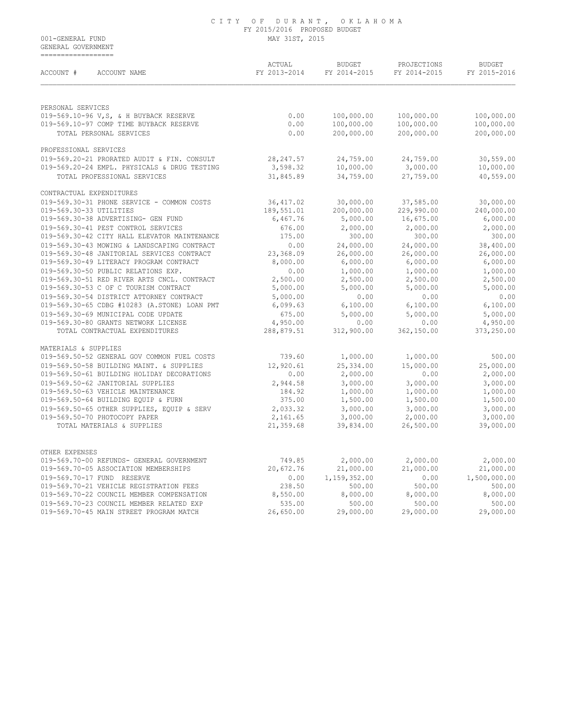# CITY OF DURANT, OKLAHOMA

FY 2015/2016 PROPOSED BUDGET

MAY 31ST, 2015

001-GENERAL FUND

GENERAL GOVERNMENT

| ACCOUNT # | ACCOUNT NAME | ACTUAL FY 2013-2014 | BUDGET FY 2014-2015 | PROJECTIONS FY 2014-2015 | BUDGET FY 2015-2016 |
|---|---|---|---|---|---|
| PERSONAL SERVICES | | | | | |
| 019-569.10-96 | V,S, & H BUYBACK RESERVE | 0.00 | 100,000.00 | 100,000.00 | 100,000.00 |
| 019-569.10-97 | COMP TIME BUYBACK RESERVE | 0.00 | 100,000.00 | 100,000.00 | 100,000.00 |
| | TOTAL PERSONAL SERVICES | 0.00 | 200,000.00 | 200,000.00 | 200,000.00 |
| PROFESSIONAL SERVICES | | | | | |
| 019-569.20-21 | PRORATED AUDIT & FIN. CONSULT | 28,247.57 | 24,759.00 | 24,759.00 | 30,559.00 |
| 019-569.20-24 | EMPL. PHYSICALS & DRUG TESTING | 3,598.32 | 10,000.00 | 3,000.00 | 10,000.00 |
| | TOTAL PROFESSIONAL SERVICES | 31,845.89 | 34,759.00 | 27,759.00 | 40,559.00 |
| CONTRACTUAL EXPENDITURES | | | | | |
| 019-569.30-31 | PHONE SERVICE - COMMON COSTS | 36,417.02 | 30,000.00 | 37,585.00 | 30,000.00 |
| 019-569.30-33 | UTILITIES | 189,551.01 | 200,000.00 | 229,990.00 | 240,000.00 |
| 019-569.30-38 | ADVERTISING- GEN FUND | 6,467.76 | 5,000.00 | 16,675.00 | 6,000.00 |
| 019-569.30-41 | PEST CONTROL SERVICES | 676.00 | 2,000.00 | 2,000.00 | 2,000.00 |
| 019-569.30-42 | CITY HALL ELEVATOR MAINTENANCE | 175.00 | 300.00 | 300.00 | 300.00 |
| 019-569.30-43 | MOWING & LANDSCAPING CONTRACT | 0.00 | 24,000.00 | 24,000.00 | 38,400.00 |
| 019-569.30-48 | JANITORIAL SERVICES CONTRACT | 23,368.09 | 26,000.00 | 26,000.00 | 26,000.00 |
| 019-569.30-49 | LITERACY PROGRAM CONTRACT | 8,000.00 | 6,000.00 | 6,000.00 | 6,000.00 |
| 019-569.30-50 | PUBLIC RELATIONS EXP. | 0.00 | 1,000.00 | 1,000.00 | 1,000.00 |
| 019-569.30-51 | RED RIVER ARTS CNCL. CONTRACT | 2,500.00 | 2,500.00 | 2,500.00 | 2,500.00 |
| 019-569.30-53 | C OF C TOURISM CONTRACT | 5,000.00 | 5,000.00 | 5,000.00 | 5,000.00 |
| 019-569.30-54 | DISTRICT ATTORNEY CONTRACT | 5,000.00 | 0.00 | 0.00 | 0.00 |
| 019-569.30-65 | CDBG #10283 (A.STONE) LOAN PMT | 6,099.63 | 6,100.00 | 6,100.00 | 6,100.00 |
| 019-569.30-69 | MUNICIPAL CODE UPDATE | 675.00 | 5,000.00 | 5,000.00 | 5,000.00 |
| 019-569.30-80 | GRANTS NETWORK LICENSE | 4,950.00 | 0.00 | 0.00 | 4,950.00 |
| | TOTAL CONTRACTUAL EXPENDITURES | 288,879.51 | 312,900.00 | 362,150.00 | 373,250.00 |
| MATERIALS & SUPPLIES | | | | | |
| 019-569.50-52 | GENERAL GOV COMMON FUEL COSTS | 739.60 | 1,000.00 | 1,000.00 | 500.00 |
| 019-569.50-58 | BUILDING MAINT. & SUPPLIES | 12,920.61 | 25,334.00 | 15,000.00 | 25,000.00 |
| 019-569.50-61 | BUILDING HOLIDAY DECORATIONS | 0.00 | 2,000.00 | 0.00 | 2,000.00 |
| 019-569.50-62 | JANITORIAL SUPPLIES | 2,944.58 | 3,000.00 | 3,000.00 | 3,000.00 |
| 019-569.50-63 | VEHICLE MAINTENANCE | 184.92 | 1,000.00 | 1,000.00 | 1,000.00 |
| 019-569.50-64 | BUILDING EQUIP & FURN | 375.00 | 1,500.00 | 1,500.00 | 1,500.00 |
| 019-569.50-65 | OTHER SUPPLIES, EQUIP & SERV | 2,033.32 | 3,000.00 | 3,000.00 | 3,000.00 |
| 019-569.50-70 | PHOTOCOPY PAPER | 2,161.65 | 3,000.00 | 2,000.00 | 3,000.00 |
| | TOTAL MATERIALS & SUPPLIES | 21,359.68 | 39,834.00 | 26,500.00 | 39,000.00 |
| OTHER EXPENSES | | | | | |
| 019-569.70-00 | REFUNDS- GENERAL GOVERNMENT | 749.85 | 2,000.00 | 2,000.00 | 2,000.00 |
| 019-569.70-05 | ASSOCIATION MEMBERSHIPS | 20,672.76 | 21,000.00 | 21,000.00 | 21,000.00 |
| 019-569.70-17 | FUND RESERVE | 0.00 | 1,159,352.00 | 0.00 | 1,500,000.00 |
| 019-569.70-21 | VEHICLE REGISTRATION FEES | 238.50 | 500.00 | 500.00 | 500.00 |
| 019-569.70-22 | COUNCIL MEMBER COMPENSATION | 8,550.00 | 8,000.00 | 8,000.00 | 8,000.00 |
| 019-569.70-23 | COUNCIL MEMBER RELATED EXP | 535.00 | 500.00 | 500.00 | 500.00 |
| 019-569.70-45 | MAIN STREET PROGRAM MATCH | 26,650.00 | 29,000.00 | 29,000.00 | 29,000.00 |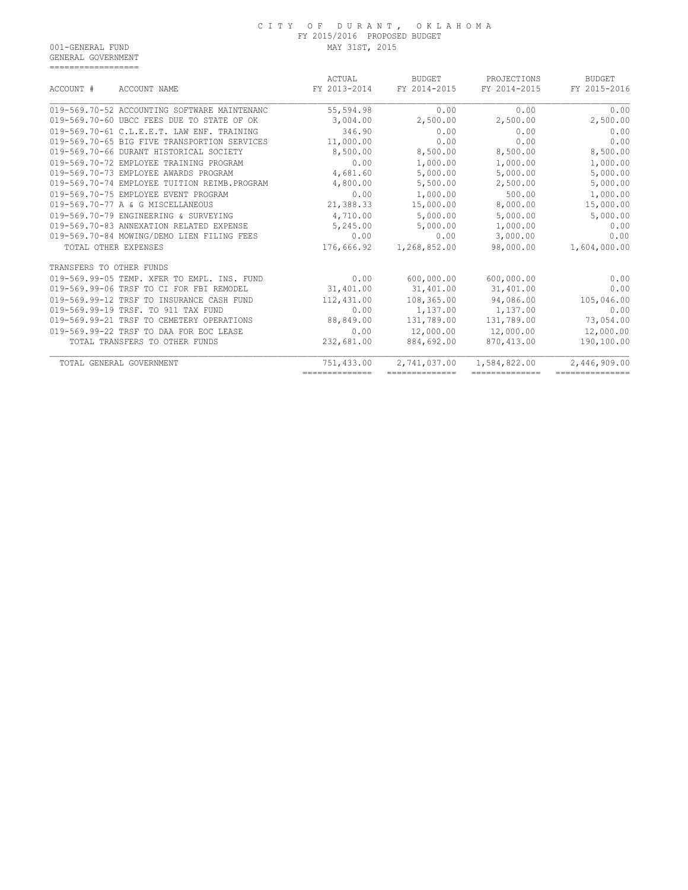CITY OF DURANT, OKLAHOMA
FY 2015/2016 PROPOSED BUDGET
MAY 31ST, 2015

001-GENERAL FUND
GENERAL GOVERNMENT

| ACCOUNT # ACCOUNT NAME | ACTUAL FY 2013-2014 | BUDGET FY 2014-2015 | PROJECTIONS FY 2014-2015 | BUDGET FY 2015-2016 |
|---|---|---|---|---|
| 019-569.70-52 ACCOUNTING SOFTWARE MAINTENANC | 55,594.98 | 0.00 | 0.00 | 0.00 |
| 019-569.70-60 UBCC FEES DUE TO STATE OF OK | 3,004.00 | 2,500.00 | 2,500.00 | 2,500.00 |
| 019-569.70-61 C.L.E.E.T. LAW ENF. TRAINING | 346.90 | 0.00 | 0.00 | 0.00 |
| 019-569.70-65 BIG FIVE TRANSPORTION SERVICES | 11,000.00 | 0.00 | 0.00 | 0.00 |
| 019-569.70-66 DURANT HISTORICAL SOCIETY | 8,500.00 | 8,500.00 | 8,500.00 | 8,500.00 |
| 019-569.70-72 EMPLOYEE TRAINING PROGRAM | 0.00 | 1,000.00 | 1,000.00 | 1,000.00 |
| 019-569.70-73 EMPLOYEE AWARDS PROGRAM | 4,681.60 | 5,000.00 | 5,000.00 | 5,000.00 |
| 019-569.70-74 EMPLOYEE TUITION REIMB.PROGRAM | 4,800.00 | 5,500.00 | 2,500.00 | 5,000.00 |
| 019-569.70-75 EMPLOYEE EVENT PROGRAM | 0.00 | 1,000.00 | 500.00 | 1,000.00 |
| 019-569.70-77 A & G MISCELLANEOUS | 21,388.33 | 15,000.00 | 8,000.00 | 15,000.00 |
| 019-569.70-79 ENGINEERING & SURVEYING | 4,710.00 | 5,000.00 | 5,000.00 | 5,000.00 |
| 019-569.70-83 ANNEXATION RELATED EXPENSE | 5,245.00 | 5,000.00 | 1,000.00 | 0.00 |
| 019-569.70-84 MOWING/DEMO LIEN FILING FEES | 0.00 | 0.00 | 3,000.00 | 0.00 |
| TOTAL OTHER EXPENSES | 176,666.92 | 1,268,852.00 | 98,000.00 | 1,604,000.00 |
| TRANSFERS TO OTHER FUNDS | | | | |
| 019-569.99-05 TEMP. XFER TO EMPL. INS. FUND | 0.00 | 600,000.00 | 600,000.00 | 0.00 |
| 019-569.99-06 TRSF TO CI FOR FBI REMODEL | 31,401.00 | 31,401.00 | 31,401.00 | 0.00 |
| 019-569.99-12 TRSF TO INSURANCE CASH FUND | 112,431.00 | 108,365.00 | 94,086.00 | 105,046.00 |
| 019-569.99-19 TRSF. TO 911 TAX FUND | 0.00 | 1,137.00 | 1,137.00 | 0.00 |
| 019-569.99-21 TRSF TO CEMETERY OPERATIONS | 88,849.00 | 131,789.00 | 131,789.00 | 73,054.00 |
| 019-569.99-22 TRSF TO DAA FOR EOC LEASE | 0.00 | 12,000.00 | 12,000.00 | 12,000.00 |
| TOTAL TRANSFERS TO OTHER FUNDS | 232,681.00 | 884,692.00 | 870,413.00 | 190,100.00 |
| TOTAL GENERAL GOVERNMENT | 751,433.00 | 2,741,037.00 | 1,584,822.00 | 2,446,909.00 |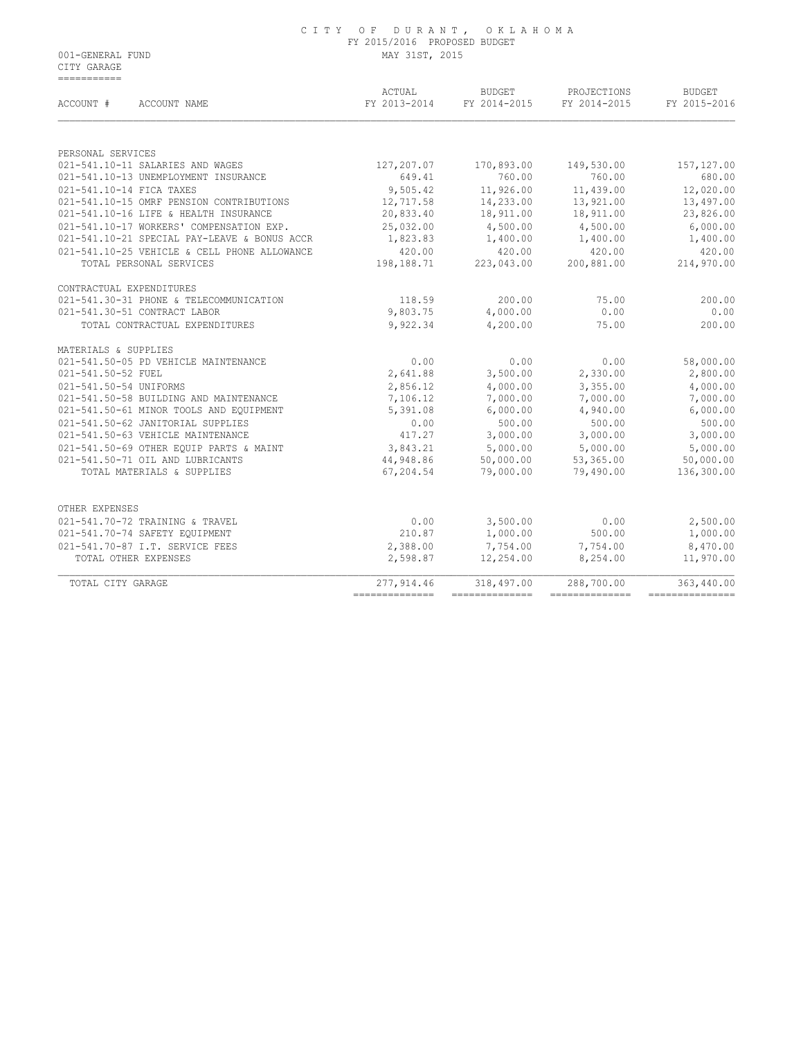# CITY OF DURANT, OKLAHOMA

FY 2015/2016 PROPOSED BUDGET

MAY 31ST, 2015

001-GENERAL FUND

CITY GARAGE

| ACCOUNT # ACCOUNT NAME | ACTUAL FY 2013-2014 | BUDGET FY 2014-2015 | PROJECTIONS FY 2014-2015 | BUDGET FY 2015-2016 |
|---|---|---|---|---|
| PERSONAL SERVICES | | | | |
| 021-541.10-11 SALARIES AND WAGES | 127,207.07 | 170,893.00 | 149,530.00 | 157,127.00 |
| 021-541.10-13 UNEMPLOYMENT INSURANCE | 649.41 | 760.00 | 760.00 | 680.00 |
| 021-541.10-14 FICA TAXES | 9,505.42 | 11,926.00 | 11,439.00 | 12,020.00 |
| 021-541.10-15 OMRF PENSION CONTRIBUTIONS | 12,717.58 | 14,233.00 | 13,921.00 | 13,497.00 |
| 021-541.10-16 LIFE & HEALTH INSURANCE | 20,833.40 | 18,911.00 | 18,911.00 | 23,826.00 |
| 021-541.10-17 WORKERS' COMPENSATION EXP. | 25,032.00 | 4,500.00 | 4,500.00 | 6,000.00 |
| 021-541.10-21 SPECIAL PAY-LEAVE & BONUS ACCR | 1,823.83 | 1,400.00 | 1,400.00 | 1,400.00 |
| 021-541.10-25 VEHICLE & CELL PHONE ALLOWANCE | 420.00 | 420.00 | 420.00 | 420.00 |
| TOTAL PERSONAL SERVICES | 198,188.71 | 223,043.00 | 200,881.00 | 214,970.00 |
| CONTRACTUAL EXPENDITURES | | | | |
| 021-541.30-31 PHONE & TELECOMMUNICATION | 118.59 | 200.00 | 75.00 | 200.00 |
| 021-541.30-51 CONTRACT LABOR | 9,803.75 | 4,000.00 | 0.00 | 0.00 |
| TOTAL CONTRACTUAL EXPENDITURES | 9,922.34 | 4,200.00 | 75.00 | 200.00 |
| MATERIALS & SUPPLIES | | | | |
| 021-541.50-05 PD VEHICLE MAINTENANCE | 0.00 | 0.00 | 0.00 | 58,000.00 |
| 021-541.50-52 FUEL | 2,641.88 | 3,500.00 | 2,330.00 | 2,800.00 |
| 021-541.50-54 UNIFORMS | 2,856.12 | 4,000.00 | 3,355.00 | 4,000.00 |
| 021-541.50-58 BUILDING AND MAINTENANCE | 7,106.12 | 7,000.00 | 7,000.00 | 7,000.00 |
| 021-541.50-61 MINOR TOOLS AND EQUIPMENT | 5,391.08 | 6,000.00 | 4,940.00 | 6,000.00 |
| 021-541.50-62 JANITORIAL SUPPLIES | 0.00 | 500.00 | 500.00 | 500.00 |
| 021-541.50-63 VEHICLE MAINTENANCE | 417.27 | 3,000.00 | 3,000.00 | 3,000.00 |
| 021-541.50-69 OTHER EQUIP PARTS & MAINT | 3,843.21 | 5,000.00 | 5,000.00 | 5,000.00 |
| 021-541.50-71 OIL AND LUBRICANTS | 44,948.86 | 50,000.00 | 53,365.00 | 50,000.00 |
| TOTAL MATERIALS & SUPPLIES | 67,204.54 | 79,000.00 | 79,490.00 | 136,300.00 |
| OTHER EXPENSES | | | | |
| 021-541.70-72 TRAINING & TRAVEL | 0.00 | 3,500.00 | 0.00 | 2,500.00 |
| 021-541.70-74 SAFETY EQUIPMENT | 210.87 | 1,000.00 | 500.00 | 1,000.00 |
| 021-541.70-87 I.T. SERVICE FEES | 2,388.00 | 7,754.00 | 7,754.00 | 8,470.00 |
| TOTAL OTHER EXPENSES | 2,598.87 | 12,254.00 | 8,254.00 | 11,970.00 |
| TOTAL CITY GARAGE | 277,914.46 | 318,497.00 | 288,700.00 | 363,440.00 |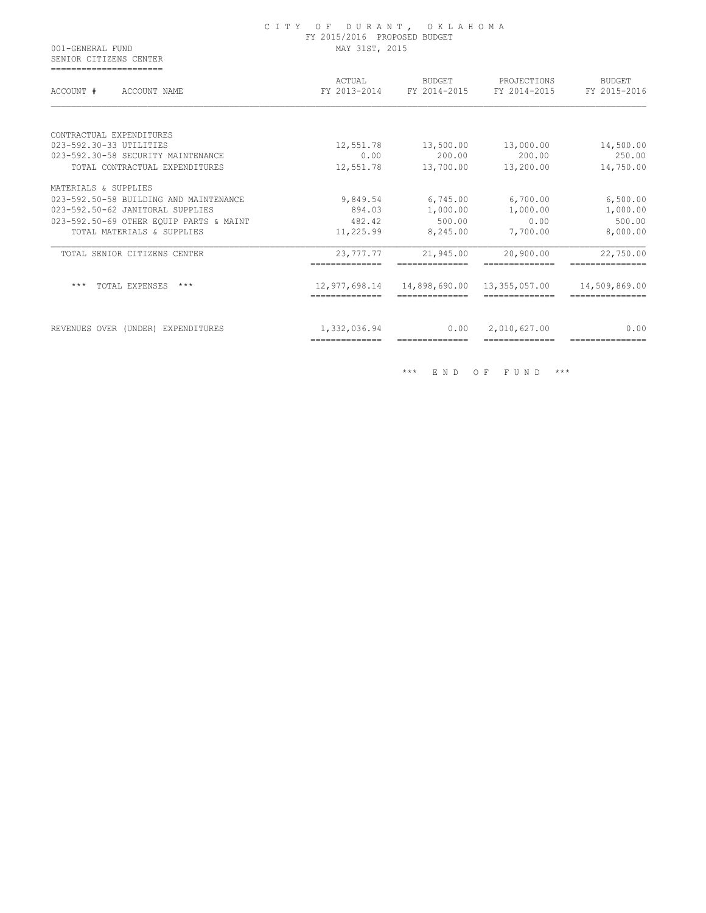CITY OF DURANT, OKLAHOMA
FY 2015/2016 PROPOSED BUDGET
MAY 31ST, 2015

001-GENERAL FUND
SENIOR CITIZENS CENTER

| ACCOUNT # ACCOUNT NAME | ACTUAL FY 2013-2014 | BUDGET FY 2014-2015 | PROJECTIONS FY 2014-2015 | BUDGET FY 2015-2016 |
|---|---|---|---|---|
| CONTRACTUAL EXPENDITURES | | | | |
| 023-592.30-33 UTILITIES | 12,551.78 | 13,500.00 | 13,000.00 | 14,500.00 |
| 023-592.30-58 SECURITY MAINTENANCE | 0.00 | 200.00 | 200.00 | 250.00 |
| TOTAL CONTRACTUAL EXPENDITURES | 12,551.78 | 13,700.00 | 13,200.00 | 14,750.00 |
| MATERIALS & SUPPLIES | | | | |
| 023-592.50-58 BUILDING AND MAINTENANCE | 9,849.54 | 6,745.00 | 6,700.00 | 6,500.00 |
| 023-592.50-62 JANITORAL SUPPLIES | 894.03 | 1,000.00 | 1,000.00 | 1,000.00 |
| 023-592.50-69 OTHER EQUIP PARTS & MAINT | 482.42 | 500.00 | 0.00 | 500.00 |
| TOTAL MATERIALS & SUPPLIES | 11,225.99 | 8,245.00 | 7,700.00 | 8,000.00 |
| TOTAL SENIOR CITIZENS CENTER | 23,777.77 | 21,945.00 | 20,900.00 | 22,750.00 |
| *** TOTAL EXPENSES *** | 12,977,698.14 | 14,898,690.00 | 13,355,057.00 | 14,509,869.00 |
| REVENUES OVER (UNDER) EXPENDITURES | 1,332,036.94 | 0.00 | 2,010,627.00 | 0.00 |

*** END OF FUND ***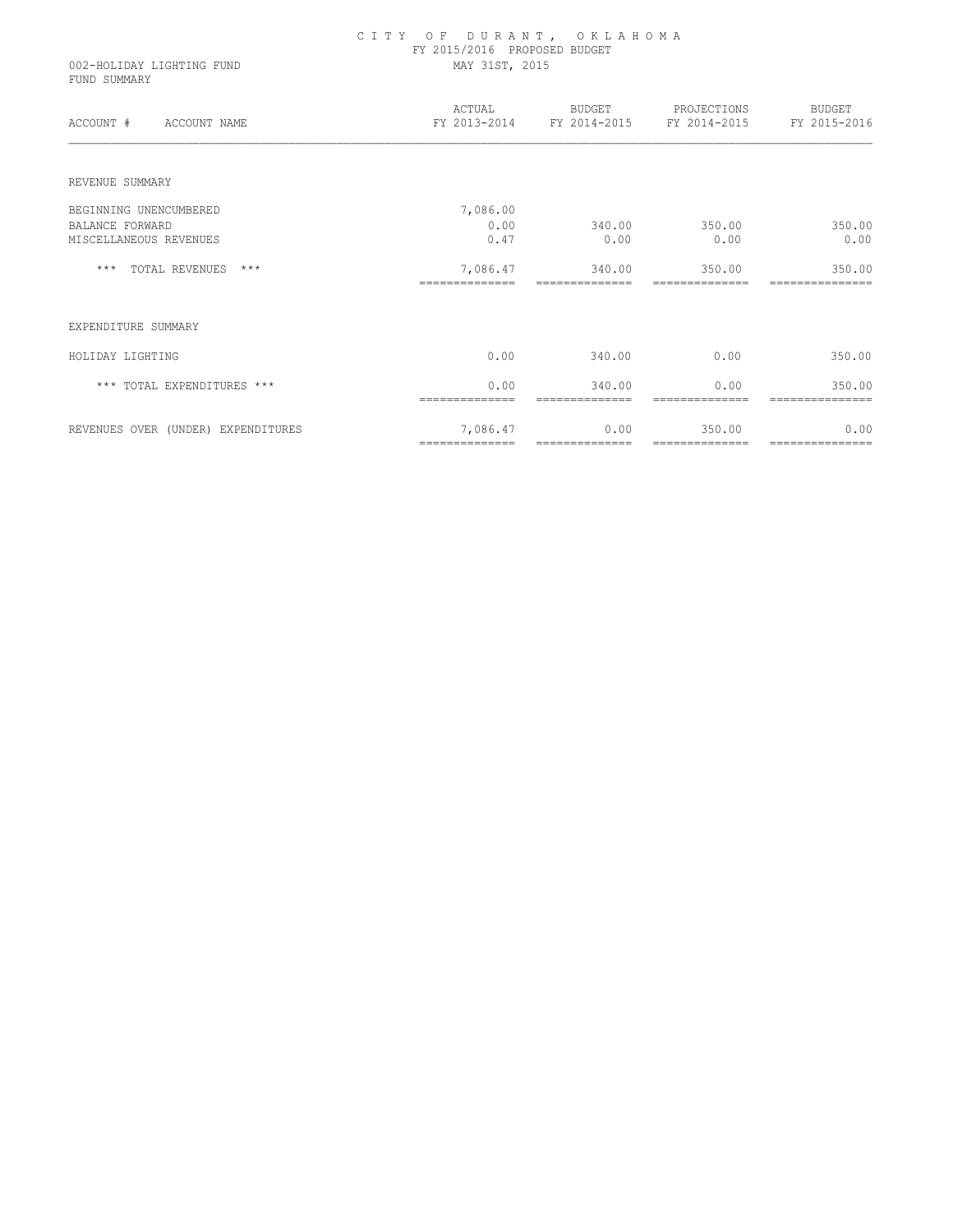# CITY OF DURANT, OKLAHOMA

FY 2015/2016 PROPOSED BUDGET

002-HOLIDAY LIGHTING FUND MAY 31ST, 2015

FUND SUMMARY

| ACCOUNT # ACCOUNT NAME | ACTUAL FY 2013-2014 | BUDGET FY 2014-2015 | PROJECTIONS FY 2014-2015 | BUDGET FY 2015-2016 |
|---|---|---|---|---|
| REVENUE SUMMARY | | | | |
| BEGINNING UNENCUMBERED | 7,086.00 | | | |
| BALANCE FORWARD | 0.00 | 340.00 | 350.00 | 350.00 |
| MISCELLANEOUS REVENUES | 0.47 | 0.00 | 0.00 | 0.00 |
| *** TOTAL REVENUES *** | 7,086.47 | 340.00 | 350.00 | 350.00 |
| EXPENDITURE SUMMARY | | | | |
| HOLIDAY LIGHTING | 0.00 | 340.00 | 0.00 | 350.00 |
| *** TOTAL EXPENDITURES *** | 0.00 | 340.00 | 0.00 | 350.00 |
| REVENUES OVER (UNDER) EXPENDITURES | 7,086.47 | 0.00 | 350.00 | 0.00 |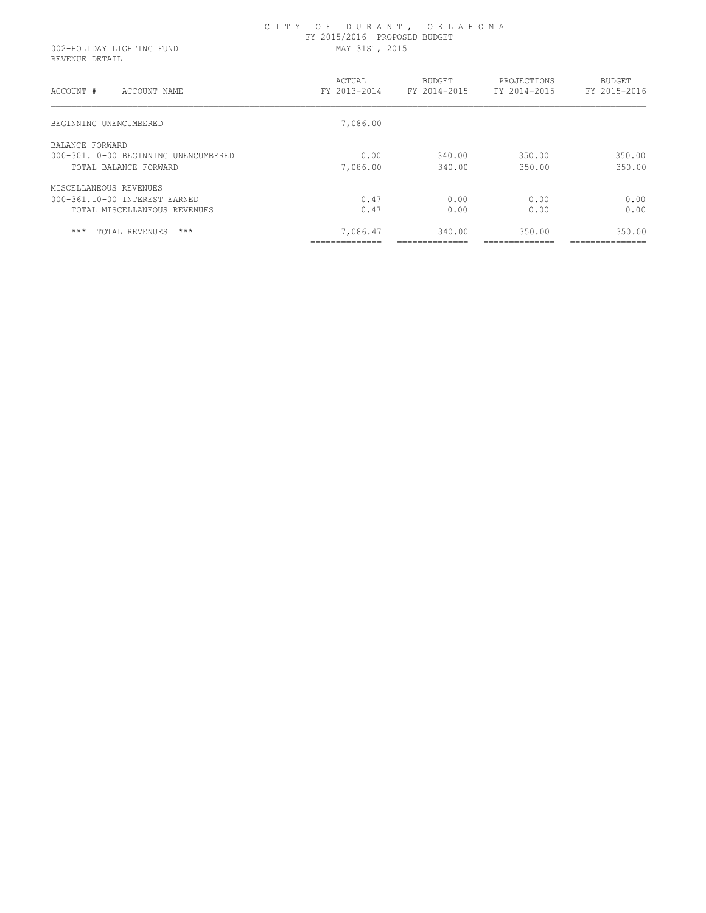# CITY OF DURANT, OKLAHOMA

FY 2015/2016 PROPOSED BUDGET

002-HOLIDAY LIGHTING FUND — MAY 31ST, 2015

REVENUE DETAIL

| ACCOUNT # ACCOUNT NAME | ACTUAL FY 2013-2014 | BUDGET FY 2014-2015 | PROJECTIONS FY 2014-2015 | BUDGET FY 2015-2016 |
|---|---|---|---|---|
| BEGINNING UNENCUMBERED | 7,086.00 | | | |
| BALANCE FORWARD | | | | |
| 000-301.10-00 BEGINNING UNENCUMBERED | 0.00 | 340.00 | 350.00 | 350.00 |
| TOTAL BALANCE FORWARD | 7,086.00 | 340.00 | 350.00 | 350.00 |
| MISCELLANEOUS REVENUES | | | | |
| 000-361.10-00 INTEREST EARNED | 0.47 | 0.00 | 0.00 | 0.00 |
| TOTAL MISCELLANEOUS REVENUES | 0.47 | 0.00 | 0.00 | 0.00 |
| *** TOTAL REVENUES *** | 7,086.47 | 340.00 | 350.00 | 350.00 |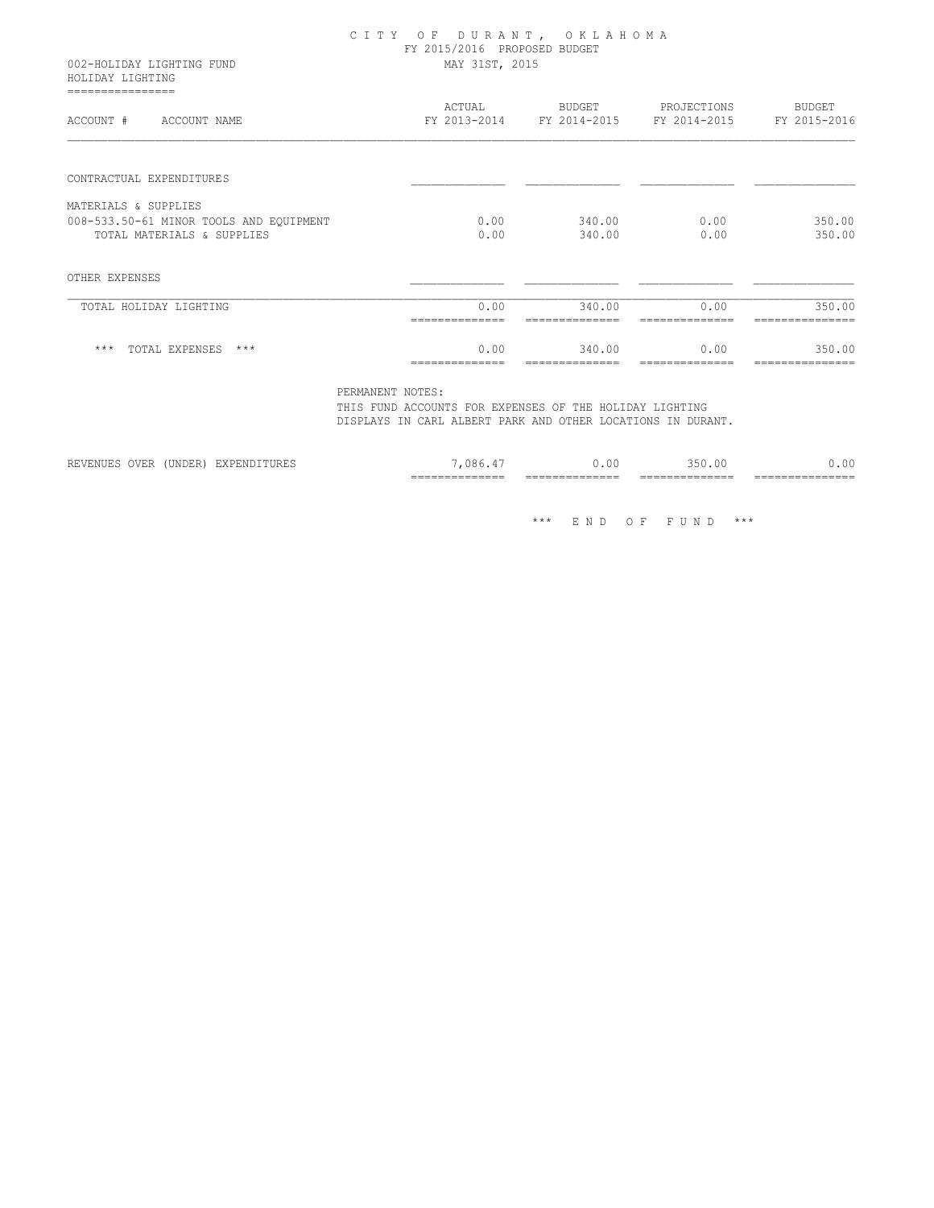# CITY OF DURANT, OKLAHOMA

FY 2015/2016 PROPOSED BUDGET

MAY 31ST, 2015

002-HOLIDAY LIGHTING FUND

HOLIDAY LIGHTING

| ACCOUNT # ACCOUNT NAME | ACTUAL FY 2013-2014 | BUDGET FY 2014-2015 | PROJECTIONS FY 2014-2015 | BUDGET FY 2015-2016 |
|---|---|---|---|---|
| CONTRACTUAL EXPENDITURES | | | | |
| MATERIALS & SUPPLIES | | | | |
| 008-533.50-61 MINOR TOOLS AND EQUIPMENT | 0.00 | 340.00 | 0.00 | 350.00 |
| TOTAL MATERIALS & SUPPLIES | 0.00 | 340.00 | 0.00 | 350.00 |
| OTHER EXPENSES | | | | |
| TOTAL HOLIDAY LIGHTING | 0.00 | 340.00 | 0.00 | 350.00 |
| *** TOTAL EXPENSES *** | 0.00 | 340.00 | 0.00 | 350.00 |

PERMANENT NOTES:

THIS FUND ACCOUNTS FOR EXPENSES OF THE HOLIDAY LIGHTING DISPLAYS IN CARL ALBERT PARK AND OTHER LOCATIONS IN DURANT.

| | ACTUAL FY 2013-2014 | BUDGET FY 2014-2015 | PROJECTIONS FY 2014-2015 | BUDGET FY 2015-2016 |
|---|---|---|---|---|
| REVENUES OVER (UNDER) EXPENDITURES | 7,086.47 | 0.00 | 350.00 | 0.00 |

*** END OF FUND ***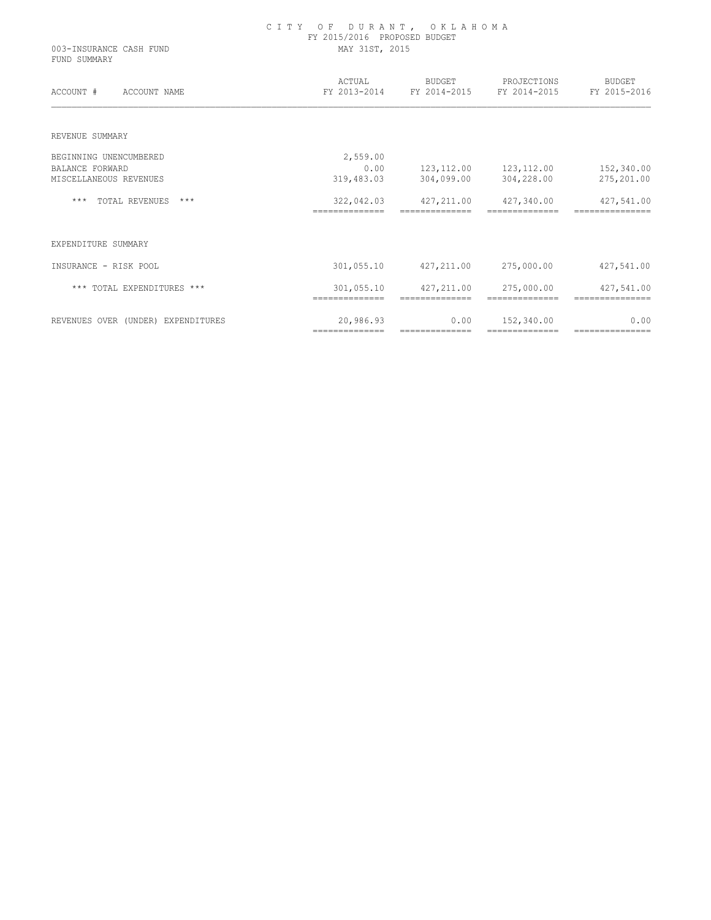# CITY OF DURANT, OKLAHOMA

FY 2015/2016 PROPOSED BUDGET

MAY 31ST, 2015

003-INSURANCE CASH FUND

FUND SUMMARY

| ACCOUNT # ACCOUNT NAME | ACTUAL FY 2013-2014 | BUDGET FY 2014-2015 | PROJECTIONS FY 2014-2015 | BUDGET FY 2015-2016 |
|---|---|---|---|---|
| REVENUE SUMMARY | | | | |
| BEGINNING UNENCUMBERED | 2,559.00 | | | |
| BALANCE FORWARD | 0.00 | 123,112.00 | 123,112.00 | 152,340.00 |
| MISCELLANEOUS REVENUES | 319,483.03 | 304,099.00 | 304,228.00 | 275,201.00 |
| *** TOTAL REVENUES *** | 322,042.03 | 427,211.00 | 427,340.00 | 427,541.00 |
| EXPENDITURE SUMMARY | | | | |
| INSURANCE - RISK POOL | 301,055.10 | 427,211.00 | 275,000.00 | 427,541.00 |
| *** TOTAL EXPENDITURES *** | 301,055.10 | 427,211.00 | 275,000.00 | 427,541.00 |
| REVENUES OVER (UNDER) EXPENDITURES | 20,986.93 | 0.00 | 152,340.00 | 0.00 |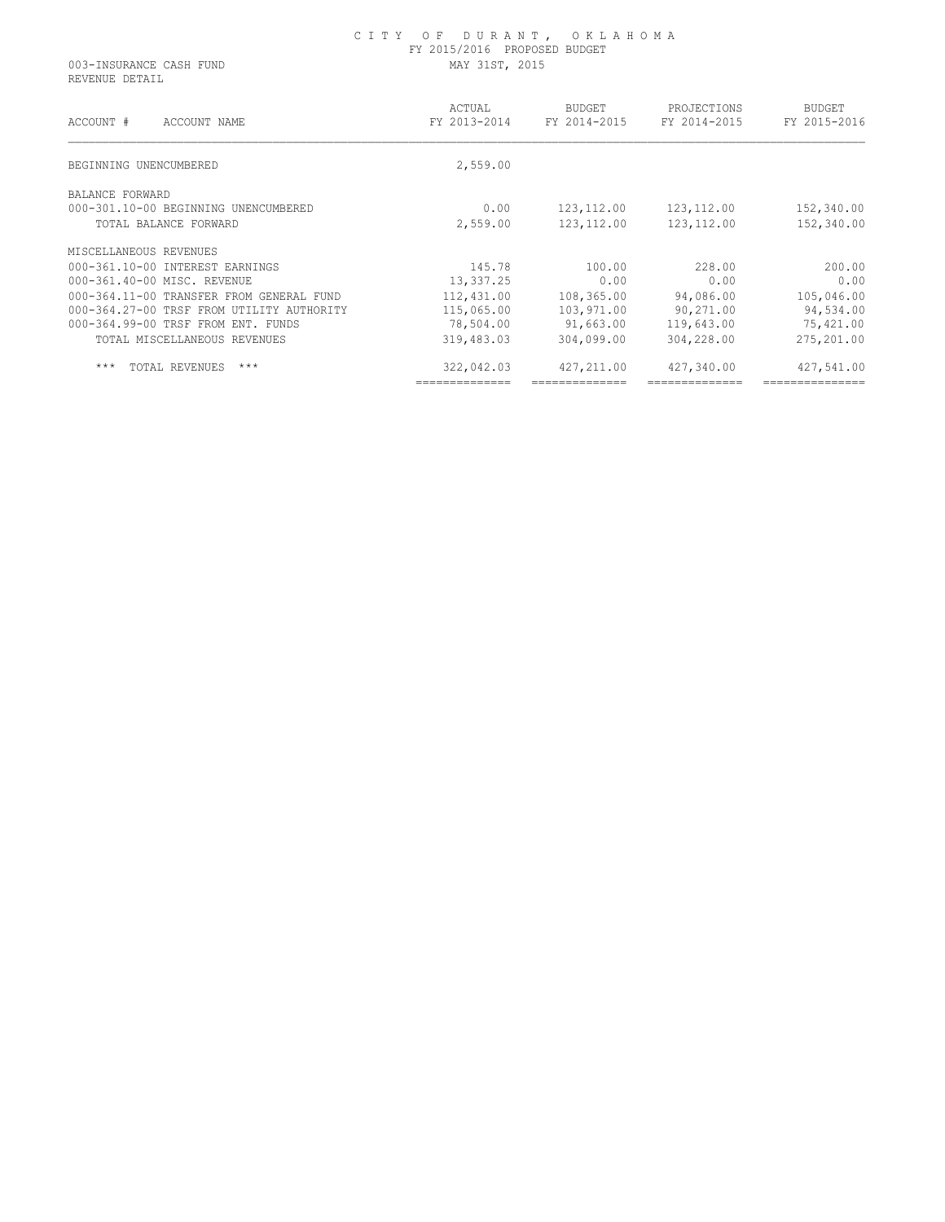CITY OF DURANT, OKLAHOMA
FY 2015/2016 PROPOSED BUDGET
MAY 31ST, 2015

003-INSURANCE CASH FUND
REVENUE DETAIL

| ACCOUNT # ACCOUNT NAME | ACTUAL FY 2013-2014 | BUDGET FY 2014-2015 | PROJECTIONS FY 2014-2015 | BUDGET FY 2015-2016 |
|---|---|---|---|---|
| BEGINNING UNENCUMBERED | 2,559.00 | | | |
| BALANCE FORWARD | | | | |
| 000-301.10-00 BEGINNING UNENCUMBERED | 0.00 | 123,112.00 | 123,112.00 | 152,340.00 |
| TOTAL BALANCE FORWARD | 2,559.00 | 123,112.00 | 123,112.00 | 152,340.00 |
| MISCELLANEOUS REVENUES | | | | |
| 000-361.10-00 INTEREST EARNINGS | 145.78 | 100.00 | 228.00 | 200.00 |
| 000-361.40-00 MISC. REVENUE | 13,337.25 | 0.00 | 0.00 | 0.00 |
| 000-364.11-00 TRANSFER FROM GENERAL FUND | 112,431.00 | 108,365.00 | 94,086.00 | 105,046.00 |
| 000-364.27-00 TRSF FROM UTILITY AUTHORITY | 115,065.00 | 103,971.00 | 90,271.00 | 94,534.00 |
| 000-364.99-00 TRSF FROM ENT. FUNDS | 78,504.00 | 91,663.00 | 119,643.00 | 75,421.00 |
| TOTAL MISCELLANEOUS REVENUES | 319,483.03 | 304,099.00 | 304,228.00 | 275,201.00 |
| *** TOTAL REVENUES *** | 322,042.03 | 427,211.00 | 427,340.00 | 427,541.00 |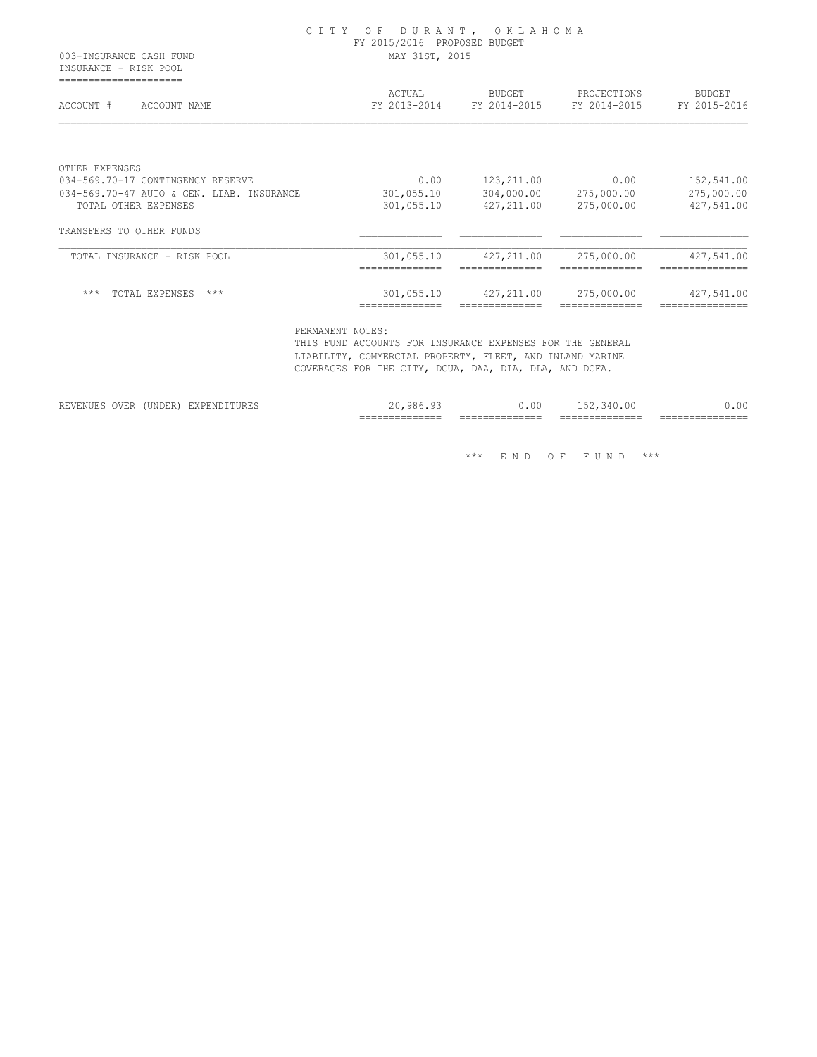# CITY OF DURANT, OKLAHOMA

FY 2015/2016 PROPOSED BUDGET

MAY 31ST, 2015

003-INSURANCE CASH FUND

INSURANCE - RISK POOL

| ACCOUNT # ACCOUNT NAME | ACTUAL FY 2013-2014 | BUDGET FY 2014-2015 | PROJECTIONS FY 2014-2015 | BUDGET FY 2015-2016 |
|---|---|---|---|---|
| OTHER EXPENSES | | | | |
| 034-569.70-17 CONTINGENCY RESERVE | 0.00 | 123,211.00 | 0.00 | 152,541.00 |
| 034-569.70-47 AUTO & GEN. LIAB. INSURANCE | 301,055.10 | 304,000.00 | 275,000.00 | 275,000.00 |
| TOTAL OTHER EXPENSES | 301,055.10 | 427,211.00 | 275,000.00 | 427,541.00 |
| TRANSFERS TO OTHER FUNDS | | | | |
| TOTAL INSURANCE - RISK POOL | 301,055.10 | 427,211.00 | 275,000.00 | 427,541.00 |
| *** TOTAL EXPENSES *** | 301,055.10 | 427,211.00 | 275,000.00 | 427,541.00 |

PERMANENT NOTES:

THIS FUND ACCOUNTS FOR INSURANCE EXPENSES FOR THE GENERAL LIABILITY, COMMERCIAL PROPERTY, FLEET, AND INLAND MARINE COVERAGES FOR THE CITY, DCUA, DAA, DIA, DLA, AND DCFA.

| | ACTUAL FY 2013-2014 | BUDGET FY 2014-2015 | PROJECTIONS FY 2014-2015 | BUDGET FY 2015-2016 |
|---|---|---|---|---|
| REVENUES OVER (UNDER) EXPENDITURES | 20,986.93 | 0.00 | 152,340.00 | 0.00 |

*** END OF FUND ***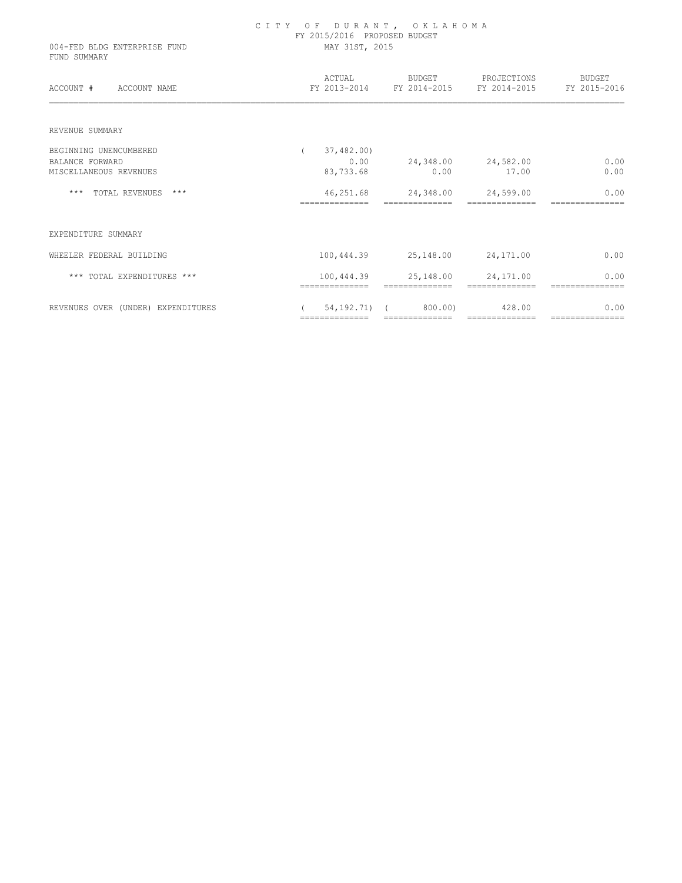# CITY OF DURANT, OKLAHOMA

FY 2015/2016 PROPOSED BUDGET

MAY 31ST, 2015

004-FED BLDG ENTERPRISE FUND

FUND SUMMARY

| ACCOUNT # ACCOUNT NAME | ACTUAL FY 2013-2014 | BUDGET FY 2014-2015 | PROJECTIONS FY 2014-2015 | BUDGET FY 2015-2016 |
|---|---|---|---|---|
| **REVENUE SUMMARY** | | | | |
| BEGINNING UNENCUMBERED | ( 37,482.00) | | | |
| BALANCE FORWARD | 0.00 | 24,348.00 | 24,582.00 | 0.00 |
| MISCELLANEOUS REVENUES | 83,733.68 | 0.00 | 17.00 | 0.00 |
| *** TOTAL REVENUES *** | 46,251.68 | 24,348.00 | 24,599.00 | 0.00 |
| **EXPENDITURE SUMMARY** | | | | |
| WHEELER FEDERAL BUILDING | 100,444.39 | 25,148.00 | 24,171.00 | 0.00 |
| *** TOTAL EXPENDITURES *** | 100,444.39 | 25,148.00 | 24,171.00 | 0.00 |
| REVENUES OVER (UNDER) EXPENDITURES | ( 54,192.71) | ( 800.00) | 428.00 | 0.00 |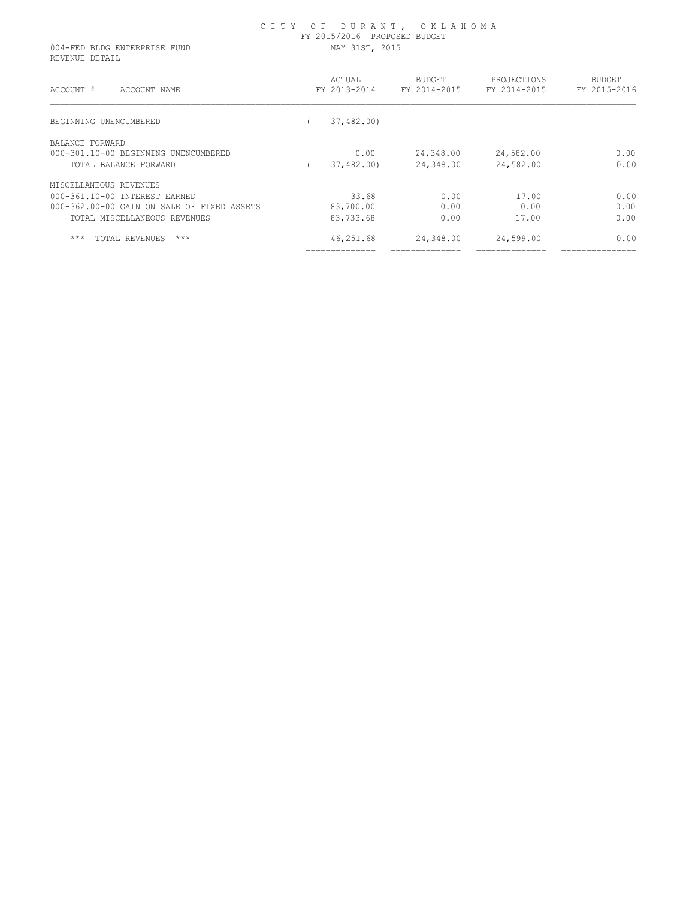# CITY OF DURANT, OKLAHOMA

FY 2015/2016 PROPOSED BUDGET

004-FED BLDG ENTERPRISE FUND — MAY 31ST, 2015

REVENUE DETAIL

| ACCOUNT # ACCOUNT NAME | ACTUAL FY 2013-2014 | BUDGET FY 2014-2015 | PROJECTIONS FY 2014-2015 | BUDGET FY 2015-2016 |
|---|---|---|---|---|
| BEGINNING UNENCUMBERED | ( 37,482.00) | | | |
| BALANCE FORWARD | | | | |
| 000-301.10-00 BEGINNING UNENCUMBERED | 0.00 | 24,348.00 | 24,582.00 | 0.00 |
| TOTAL BALANCE FORWARD | ( 37,482.00) | 24,348.00 | 24,582.00 | 0.00 |
| MISCELLANEOUS REVENUES | | | | |
| 000-361.10-00 INTEREST EARNED | 33.68 | 0.00 | 17.00 | 0.00 |
| 000-362.00-00 GAIN ON SALE OF FIXED ASSETS | 83,700.00 | 0.00 | 0.00 | 0.00 |
| TOTAL MISCELLANEOUS REVENUES | 83,733.68 | 0.00 | 17.00 | 0.00 |
| *** TOTAL REVENUES *** | 46,251.68 | 24,348.00 | 24,599.00 | 0.00 |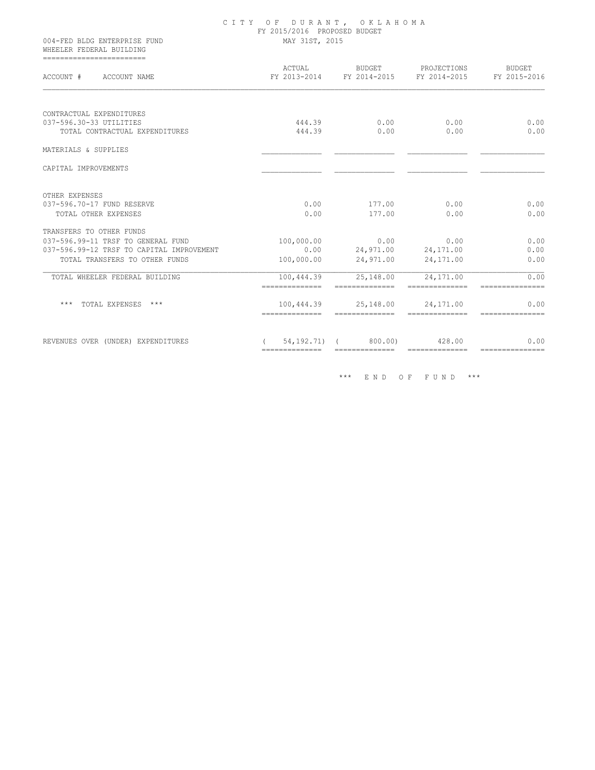CITY OF DURANT, OKLAHOMA
FY 2015/2016 PROPOSED BUDGET
MAY 31ST, 2015

004-FED BLDG ENTERPRISE FUND
WHEELER FEDERAL BUILDING

| ACCOUNT # ACCOUNT NAME | ACTUAL FY 2013-2014 | BUDGET FY 2014-2015 | PROJECTIONS FY 2014-2015 | BUDGET FY 2015-2016 |
|---|---|---|---|---|
| CONTRACTUAL EXPENDITURES | | | | |
| 037-596.30-33 UTILITIES | 444.39 | 0.00 | 0.00 | 0.00 |
| TOTAL CONTRACTUAL EXPENDITURES | 444.39 | 0.00 | 0.00 | 0.00 |
| MATERIALS & SUPPLIES | | | | |
| CAPITAL IMPROVEMENTS | | | | |
| OTHER EXPENSES | | | | |
| 037-596.70-17 FUND RESERVE | 0.00 | 177.00 | 0.00 | 0.00 |
| TOTAL OTHER EXPENSES | 0.00 | 177.00 | 0.00 | 0.00 |
| TRANSFERS TO OTHER FUNDS | | | | |
| 037-596.99-11 TRSF TO GENERAL FUND | 100,000.00 | 0.00 | 0.00 | 0.00 |
| 037-596.99-12 TRSF TO CAPITAL IMPROVEMENT | 0.00 | 24,971.00 | 24,171.00 | 0.00 |
| TOTAL TRANSFERS TO OTHER FUNDS | 100,000.00 | 24,971.00 | 24,171.00 | 0.00 |
| TOTAL WHEELER FEDERAL BUILDING | 100,444.39 | 25,148.00 | 24,171.00 | 0.00 |
| *** TOTAL EXPENSES *** | 100,444.39 | 25,148.00 | 24,171.00 | 0.00 |
| REVENUES OVER (UNDER) EXPENDITURES | ( 54,192.71) | ( 800.00) | 428.00 | 0.00 |

*** END OF FUND ***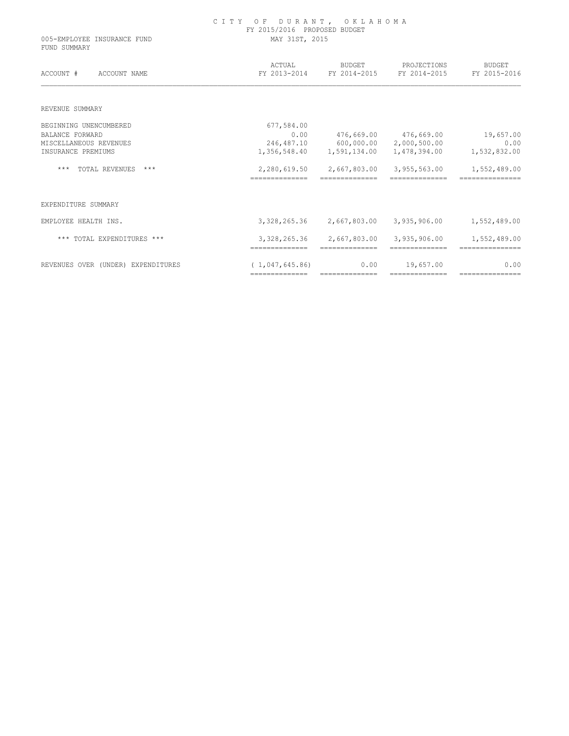# CITY OF DURANT, OKLAHOMA

FY 2015/2016 PROPOSED BUDGET

005-EMPLOYEE INSURANCE FUND — MAY 31ST, 2015

FUND SUMMARY

| ACCOUNT # ACCOUNT NAME | ACTUAL FY 2013-2014 | BUDGET FY 2014-2015 | PROJECTIONS FY 2014-2015 | BUDGET FY 2015-2016 |
|---|---|---|---|---|
| **REVENUE SUMMARY** | | | | |
| BEGINNING UNENCUMBERED | 677,584.00 | | | |
| BALANCE FORWARD | 0.00 | 476,669.00 | 476,669.00 | 19,657.00 |
| MISCELLANEOUS REVENUES | 246,487.10 | 600,000.00 | 2,000,500.00 | 0.00 |
| INSURANCE PREMIUMS | 1,356,548.40 | 1,591,134.00 | 1,478,394.00 | 1,532,832.00 |
| *** TOTAL REVENUES *** | 2,280,619.50 | 2,667,803.00 | 3,955,563.00 | 1,552,489.00 |
| **EXPENDITURE SUMMARY** | | | | |
| EMPLOYEE HEALTH INS. | 3,328,265.36 | 2,667,803.00 | 3,935,906.00 | 1,552,489.00 |
| *** TOTAL EXPENDITURES *** | 3,328,265.36 | 2,667,803.00 | 3,935,906.00 | 1,552,489.00 |
| REVENUES OVER (UNDER) EXPENDITURES | ( 1,047,645.86) | 0.00 | 19,657.00 | 0.00 |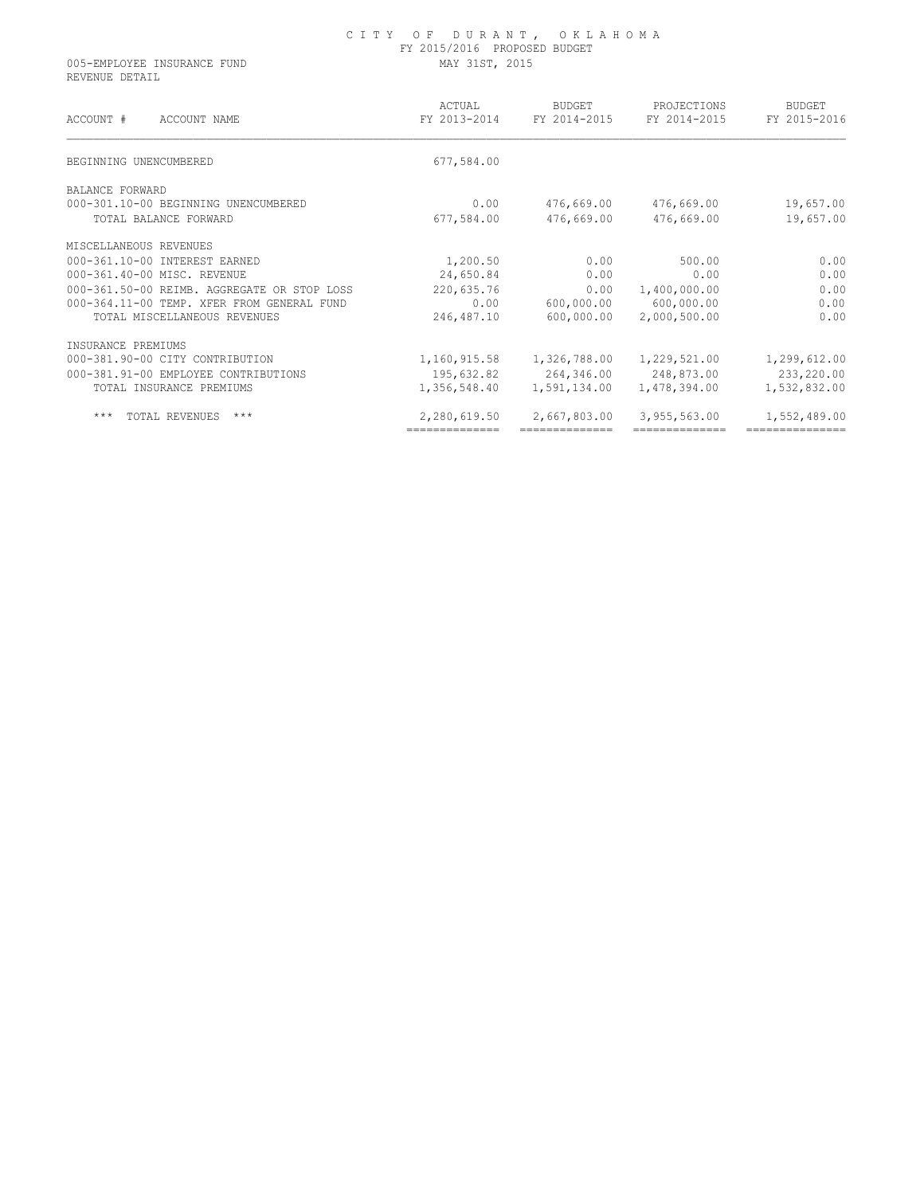# CITY OF DURANT, OKLAHOMA

FY 2015/2016 PROPOSED BUDGET

005-EMPLOYEE INSURANCE FUND — MAY 31ST, 2015

REVENUE DETAIL

| ACCOUNT # ACCOUNT NAME | ACTUAL FY 2013-2014 | BUDGET FY 2014-2015 | PROJECTIONS FY 2014-2015 | BUDGET FY 2015-2016 |
|---|---|---|---|---|
| BEGINNING UNENCUMBERED | 677,584.00 | | | |
| BALANCE FORWARD | | | | |
| 000-301.10-00 BEGINNING UNENCUMBERED | 0.00 | 476,669.00 | 476,669.00 | 19,657.00 |
| TOTAL BALANCE FORWARD | 677,584.00 | 476,669.00 | 476,669.00 | 19,657.00 |
| MISCELLANEOUS REVENUES | | | | |
| 000-361.10-00 INTEREST EARNED | 1,200.50 | 0.00 | 500.00 | 0.00 |
| 000-361.40-00 MISC. REVENUE | 24,650.84 | 0.00 | 0.00 | 0.00 |
| 000-361.50-00 REIMB. AGGREGATE OR STOP LOSS | 220,635.76 | 0.00 | 1,400,000.00 | 0.00 |
| 000-364.11-00 TEMP. XFER FROM GENERAL FUND | 0.00 | 600,000.00 | 600,000.00 | 0.00 |
| TOTAL MISCELLANEOUS REVENUES | 246,487.10 | 600,000.00 | 2,000,500.00 | 0.00 |
| INSURANCE PREMIUMS | | | | |
| 000-381.90-00 CITY CONTRIBUTION | 1,160,915.58 | 1,326,788.00 | 1,229,521.00 | 1,299,612.00 |
| 000-381.91-00 EMPLOYEE CONTRIBUTIONS | 195,632.82 | 264,346.00 | 248,873.00 | 233,220.00 |
| TOTAL INSURANCE PREMIUMS | 1,356,548.40 | 1,591,134.00 | 1,478,394.00 | 1,532,832.00 |
| *** TOTAL REVENUES *** | 2,280,619.50 | 2,667,803.00 | 3,955,563.00 | 1,552,489.00 |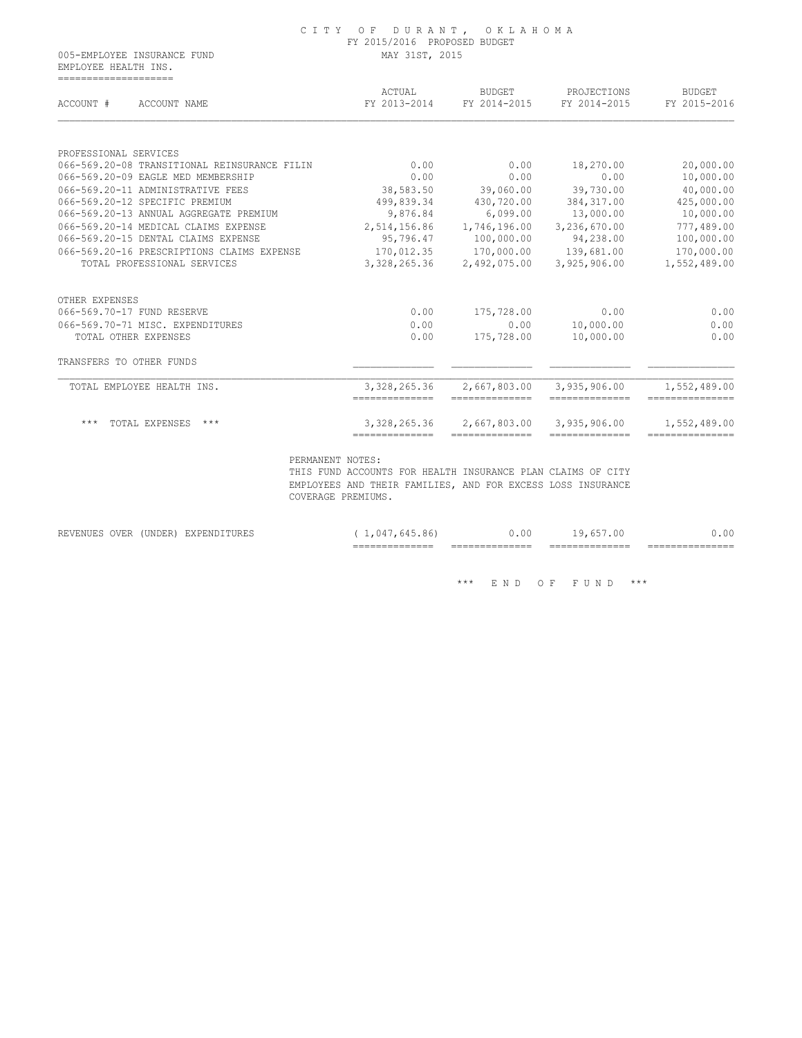# CITY OF DURANT, OKLAHOMA

FY 2015/2016 PROPOSED BUDGET

005-EMPLOYEE INSURANCE FUND MAY 31ST, 2015

EMPLOYEE HEALTH INS.

| ACCOUNT # ACCOUNT NAME | ACTUAL FY 2013-2014 | BUDGET FY 2014-2015 | PROJECTIONS FY 2014-2015 | BUDGET FY 2015-2016 |
|---|---|---|---|---|
| PROFESSIONAL SERVICES | | | | |
| 066-569.20-08 TRANSITIONAL REINSURANCE FILIN | 0.00 | 0.00 | 18,270.00 | 20,000.00 |
| 066-569.20-09 EAGLE MED MEMBERSHIP | 0.00 | 0.00 | 0.00 | 10,000.00 |
| 066-569.20-11 ADMINISTRATIVE FEES | 38,583.50 | 39,060.00 | 39,730.00 | 40,000.00 |
| 066-569.20-12 SPECIFIC PREMIUM | 499,839.34 | 430,720.00 | 384,317.00 | 425,000.00 |
| 066-569.20-13 ANNUAL AGGREGATE PREMIUM | 9,876.84 | 6,099.00 | 13,000.00 | 10,000.00 |
| 066-569.20-14 MEDICAL CLAIMS EXPENSE | 2,514,156.86 | 1,746,196.00 | 3,236,670.00 | 777,489.00 |
| 066-569.20-15 DENTAL CLAIMS EXPENSE | 95,796.47 | 100,000.00 | 94,238.00 | 100,000.00 |
| 066-569.20-16 PRESCRIPTIONS CLAIMS EXPENSE | 170,012.35 | 170,000.00 | 139,681.00 | 170,000.00 |
| TOTAL PROFESSIONAL SERVICES | 3,328,265.36 | 2,492,075.00 | 3,925,906.00 | 1,552,489.00 |
| OTHER EXPENSES | | | | |
| 066-569.70-17 FUND RESERVE | 0.00 | 175,728.00 | 0.00 | 0.00 |
| 066-569.70-71 MISC. EXPENDITURES | 0.00 | 0.00 | 10,000.00 | 0.00 |
| TOTAL OTHER EXPENSES | 0.00 | 175,728.00 | 10,000.00 | 0.00 |
| TRANSFERS TO OTHER FUNDS | | | | |
| TOTAL EMPLOYEE HEALTH INS. | 3,328,265.36 | 2,667,803.00 | 3,935,906.00 | 1,552,489.00 |
| *** TOTAL EXPENSES *** | 3,328,265.36 | 2,667,803.00 | 3,935,906.00 | 1,552,489.00 |

PERMANENT NOTES:
THIS FUND ACCOUNTS FOR HEALTH INSURANCE PLAN CLAIMS OF CITY EMPLOYEES AND THEIR FAMILIES, AND FOR EXCESS LOSS INSURANCE COVERAGE PREMIUMS.

| | ACTUAL FY 2013-2014 | BUDGET FY 2014-2015 | PROJECTIONS FY 2014-2015 | BUDGET FY 2015-2016 |
|---|---|---|---|---|
| REVENUES OVER (UNDER) EXPENDITURES | ( 1,047,645.86) | 0.00 | 19,657.00 | 0.00 |

*** END OF FUND ***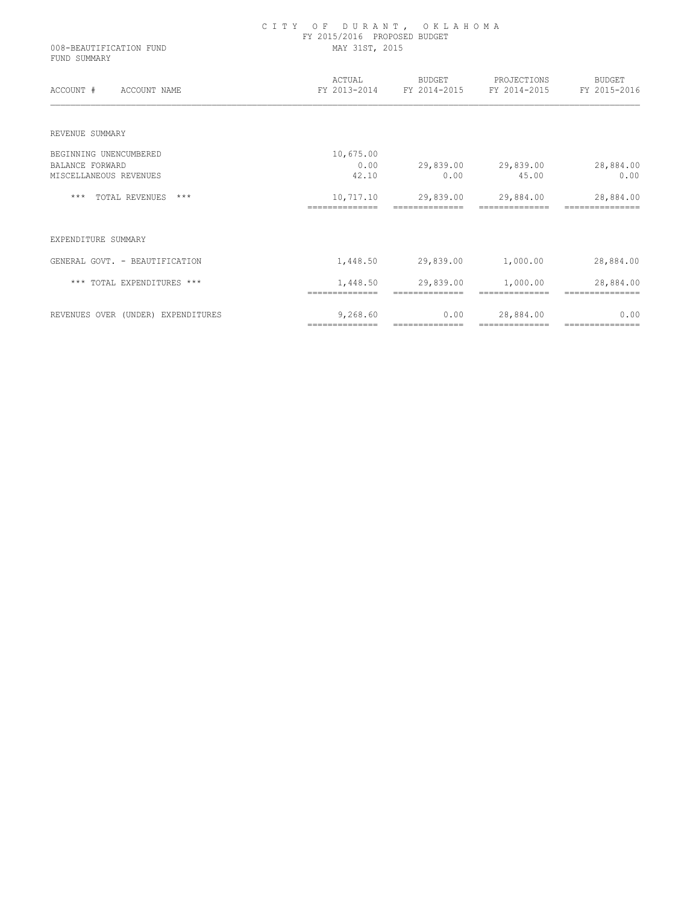# CITY OF DURANT, OKLAHOMA

FY 2015/2016 PROPOSED BUDGET

MAY 31ST, 2015

008-BEAUTIFICATION FUND

FUND SUMMARY

| ACCOUNT # ACCOUNT NAME | ACTUAL FY 2013-2014 | BUDGET FY 2014-2015 | PROJECTIONS FY 2014-2015 | BUDGET FY 2015-2016 |
|---|---|---|---|---|
| REVENUE SUMMARY | | | | |
| BEGINNING UNENCUMBERED | 10,675.00 | | | |
| BALANCE FORWARD | 0.00 | 29,839.00 | 29,839.00 | 28,884.00 |
| MISCELLANEOUS REVENUES | 42.10 | 0.00 | 45.00 | 0.00 |
| *** TOTAL REVENUES *** | 10,717.10 | 29,839.00 | 29,884.00 | 28,884.00 |
| EXPENDITURE SUMMARY | | | | |
| GENERAL GOVT. - BEAUTIFICATION | 1,448.50 | 29,839.00 | 1,000.00 | 28,884.00 |
| *** TOTAL EXPENDITURES *** | 1,448.50 | 29,839.00 | 1,000.00 | 28,884.00 |
| REVENUES OVER (UNDER) EXPENDITURES | 9,268.60 | 0.00 | 28,884.00 | 0.00 |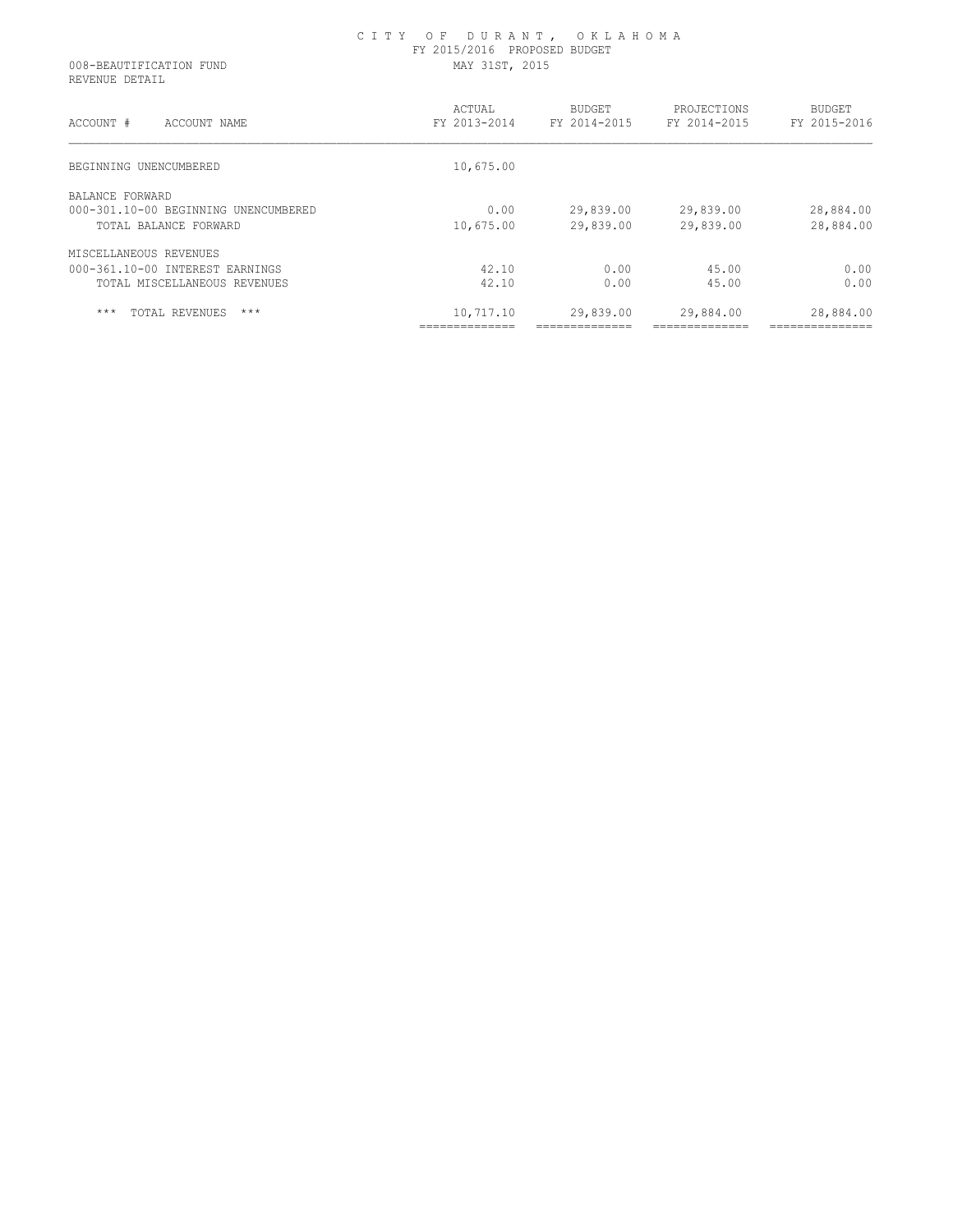# CITY OF DURANT, OKLAHOMA

FY 2015/2016 PROPOSED BUDGET

008-BEAUTIFICATION FUND

MAY 31ST, 2015

REVENUE DETAIL

| ACCOUNT # ACCOUNT NAME | ACTUAL FY 2013-2014 | BUDGET FY 2014-2015 | PROJECTIONS FY 2014-2015 | BUDGET FY 2015-2016 |
|---|---|---|---|---|
| BEGINNING UNENCUMBERED | 10,675.00 | | | |
| BALANCE FORWARD | | | | |
| 000-301.10-00 BEGINNING UNENCUMBERED | 0.00 | 29,839.00 | 29,839.00 | 28,884.00 |
| TOTAL BALANCE FORWARD | 10,675.00 | 29,839.00 | 29,839.00 | 28,884.00 |
| MISCELLANEOUS REVENUES | | | | |
| 000-361.10-00 INTEREST EARNINGS | 42.10 | 0.00 | 45.00 | 0.00 |
| TOTAL MISCELLANEOUS REVENUES | 42.10 | 0.00 | 45.00 | 0.00 |
| *** TOTAL REVENUES *** | 10,717.10 | 29,839.00 | 29,884.00 | 28,884.00 |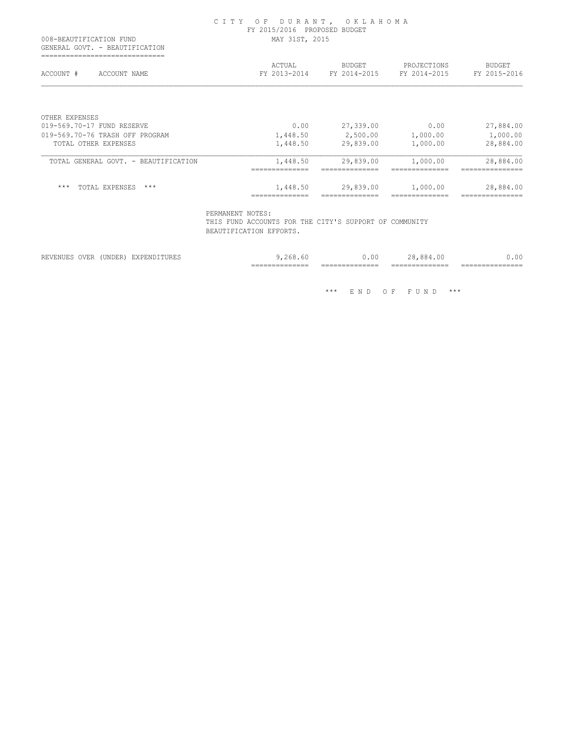# CITY OF DURANT, OKLAHOMA

FY 2015/2016 PROPOSED BUDGET

MAY 31ST, 2015

008-BEAUTIFICATION FUND
GENERAL GOVT. - BEAUTIFICATION

| ACCOUNT # ACCOUNT NAME | ACTUAL FY 2013-2014 | BUDGET FY 2014-2015 | PROJECTIONS FY 2014-2015 | BUDGET FY 2015-2016 |
|---|---|---|---|---|
| OTHER EXPENSES | | | | |
| 019-569.70-17 FUND RESERVE | 0.00 | 27,339.00 | 0.00 | 27,884.00 |
| 019-569.70-76 TRASH OFF PROGRAM | 1,448.50 | 2,500.00 | 1,000.00 | 1,000.00 |
| TOTAL OTHER EXPENSES | 1,448.50 | 29,839.00 | 1,000.00 | 28,884.00 |
| TOTAL GENERAL GOVT. - BEAUTIFICATION | 1,448.50 | 29,839.00 | 1,000.00 | 28,884.00 |
| *** TOTAL EXPENSES *** | 1,448.50 | 29,839.00 | 1,000.00 | 28,884.00 |

PERMANENT NOTES:
THIS FUND ACCOUNTS FOR THE CITY'S SUPPORT OF COMMUNITY BEAUTIFICATION EFFORTS.

| | | | | |
|---|---|---|---|---|
| REVENUES OVER (UNDER) EXPENDITURES | 9,268.60 | 0.00 | 28,884.00 | 0.00 |

*** END OF FUND ***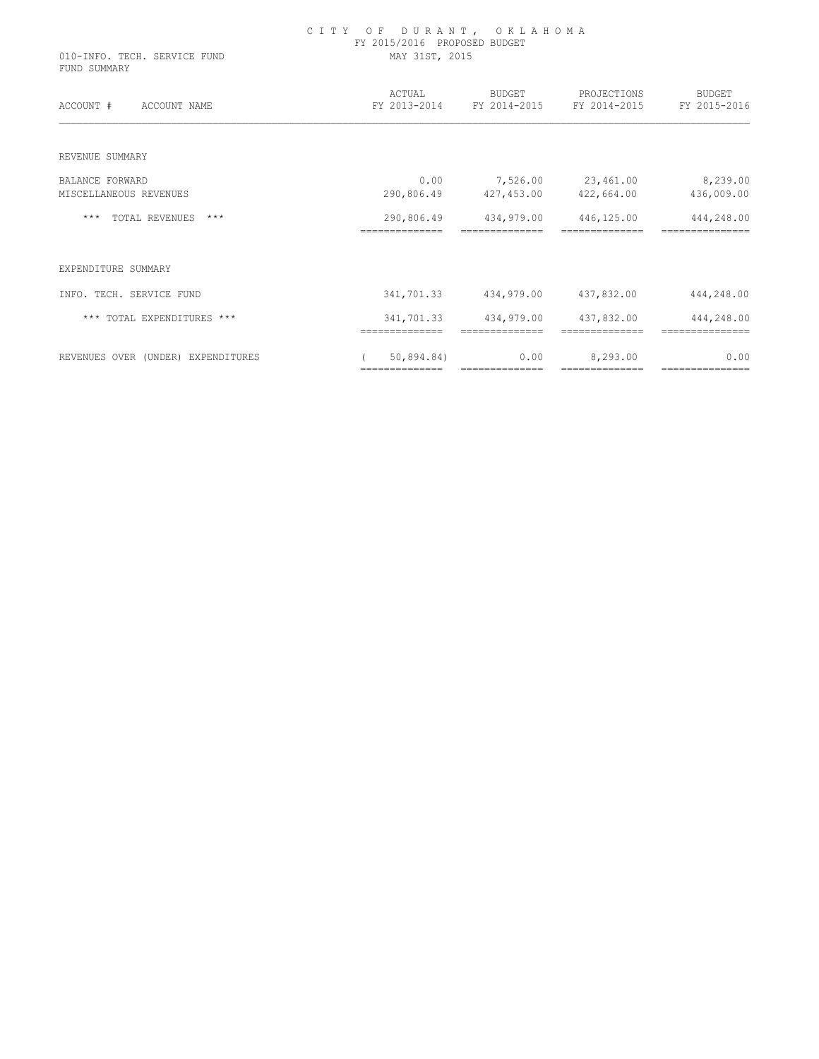# CITY OF DURANT, OKLAHOMA

FY 2015/2016 PROPOSED BUDGET

MAY 31ST, 2015

010-INFO. TECH. SERVICE FUND

FUND SUMMARY

| ACCOUNT # ACCOUNT NAME | ACTUAL FY 2013-2014 | BUDGET FY 2014-2015 | PROJECTIONS FY 2014-2015 | BUDGET FY 2015-2016 |
|---|---|---|---|---|
| REVENUE SUMMARY | | | | |
| BALANCE FORWARD | 0.00 | 7,526.00 | 23,461.00 | 8,239.00 |
| MISCELLANEOUS REVENUES | 290,806.49 | 427,453.00 | 422,664.00 | 436,009.00 |
| *** TOTAL REVENUES *** | 290,806.49 | 434,979.00 | 446,125.00 | 444,248.00 |
| EXPENDITURE SUMMARY | | | | |
| INFO. TECH. SERVICE FUND | 341,701.33 | 434,979.00 | 437,832.00 | 444,248.00 |
| *** TOTAL EXPENDITURES *** | 341,701.33 | 434,979.00 | 437,832.00 | 444,248.00 |
| REVENUES OVER (UNDER) EXPENDITURES | ( 50,894.84) | 0.00 | 8,293.00 | 0.00 |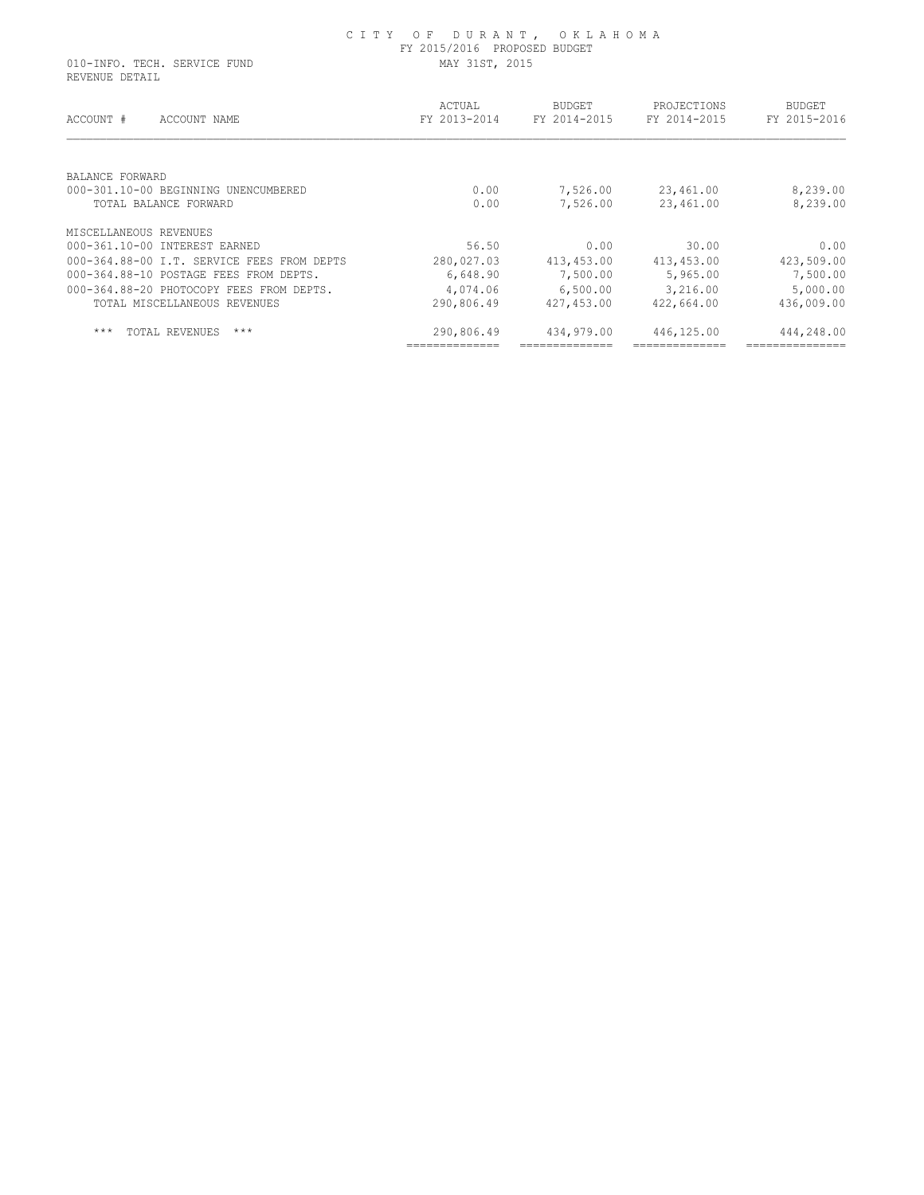# C I T Y   O F   D U R A N T ,   O K L A H O M A

FY 2015/2016 PROPOSED BUDGET

010-INFO. TECH. SERVICE FUND  MAY 31ST, 2015

REVENUE DETAIL

| ACCOUNT # ACCOUNT NAME | ACTUAL FY 2013-2014 | BUDGET FY 2014-2015 | PROJECTIONS FY 2014-2015 | BUDGET FY 2015-2016 |
|---|---|---|---|---|
| BALANCE FORWARD | | | | |
| 000-301.10-00 BEGINNING UNENCUMBERED | 0.00 | 7,526.00 | 23,461.00 | 8,239.00 |
| TOTAL BALANCE FORWARD | 0.00 | 7,526.00 | 23,461.00 | 8,239.00 |
| MISCELLANEOUS REVENUES | | | | |
| 000-361.10-00 INTEREST EARNED | 56.50 | 0.00 | 30.00 | 0.00 |
| 000-364.88-00 I.T. SERVICE FEES FROM DEPTS | 280,027.03 | 413,453.00 | 413,453.00 | 423,509.00 |
| 000-364.88-10 POSTAGE FEES FROM DEPTS. | 6,648.90 | 7,500.00 | 5,965.00 | 7,500.00 |
| 000-364.88-20 PHOTOCOPY FEES FROM DEPTS. | 4,074.06 | 6,500.00 | 3,216.00 | 5,000.00 |
| TOTAL MISCELLANEOUS REVENUES | 290,806.49 | 427,453.00 | 422,664.00 | 436,009.00 |
| *** TOTAL REVENUES *** | 290,806.49 | 434,979.00 | 446,125.00 | 444,248.00 |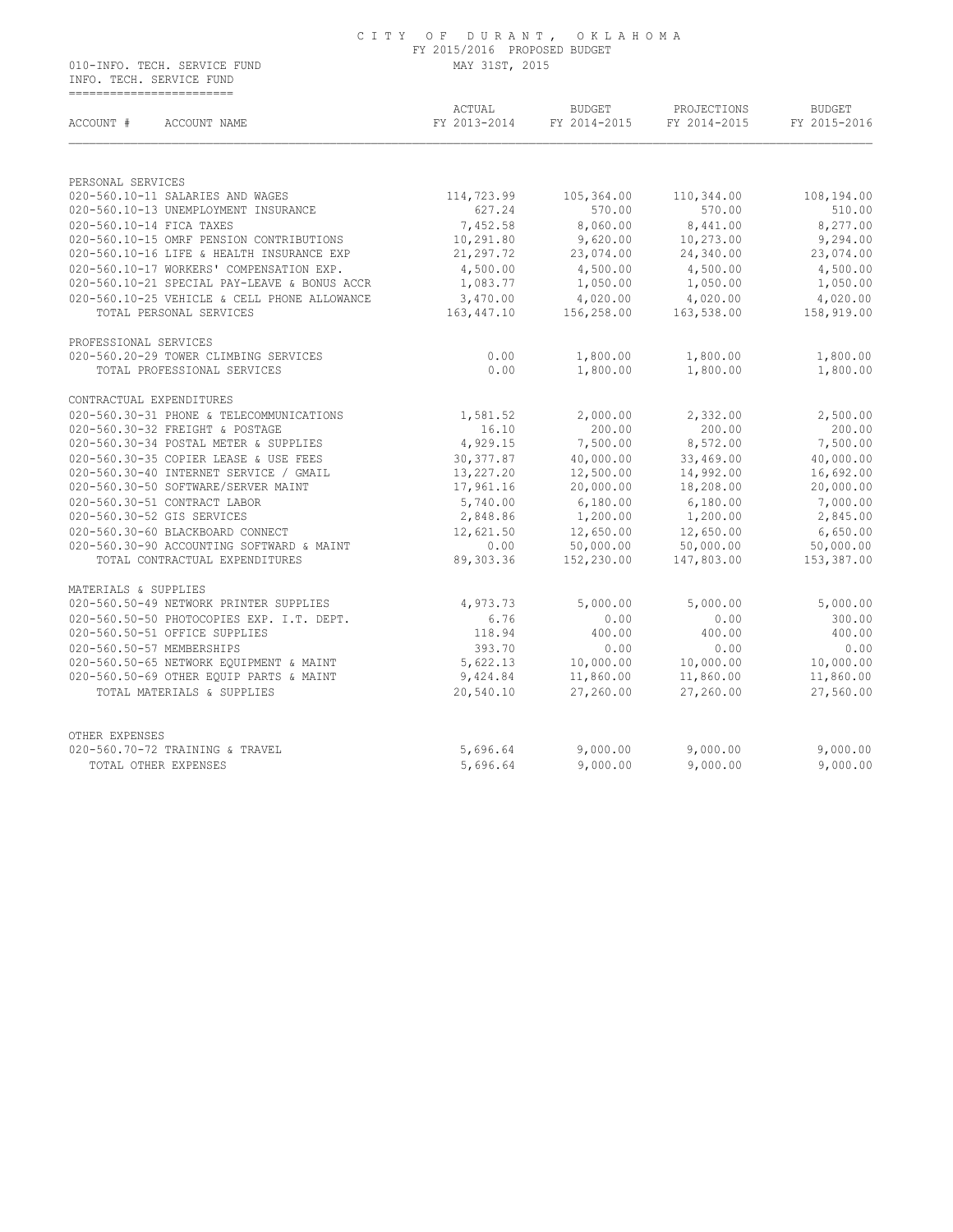CITY OF DURANT, OKLAHOMA
FY 2015/2016 PROPOSED BUDGET
MAY 31ST, 2015

010-INFO. TECH. SERVICE FUND
INFO. TECH. SERVICE FUND

| ACCOUNT # ACCOUNT NAME | ACTUAL FY 2013-2014 | BUDGET FY 2014-2015 | PROJECTIONS FY 2014-2015 | BUDGET FY 2015-2016 |
|---|---|---|---|---|
| PERSONAL SERVICES | | | | |
| 020-560.10-11 SALARIES AND WAGES | 114,723.99 | 105,364.00 | 110,344.00 | 108,194.00 |
| 020-560.10-13 UNEMPLOYMENT INSURANCE | 627.24 | 570.00 | 570.00 | 510.00 |
| 020-560.10-14 FICA TAXES | 7,452.58 | 8,060.00 | 8,441.00 | 8,277.00 |
| 020-560.10-15 OMRF PENSION CONTRIBUTIONS | 10,291.80 | 9,620.00 | 10,273.00 | 9,294.00 |
| 020-560.10-16 LIFE & HEALTH INSURANCE EXP | 21,297.72 | 23,074.00 | 24,340.00 | 23,074.00 |
| 020-560.10-17 WORKERS' COMPENSATION EXP. | 4,500.00 | 4,500.00 | 4,500.00 | 4,500.00 |
| 020-560.10-21 SPECIAL PAY-LEAVE & BONUS ACCR | 1,083.77 | 1,050.00 | 1,050.00 | 1,050.00 |
| 020-560.10-25 VEHICLE & CELL PHONE ALLOWANCE | 3,470.00 | 4,020.00 | 4,020.00 | 4,020.00 |
| TOTAL PERSONAL SERVICES | 163,447.10 | 156,258.00 | 163,538.00 | 158,919.00 |
| PROFESSIONAL SERVICES | | | | |
| 020-560.20-29 TOWER CLIMBING SERVICES | 0.00 | 1,800.00 | 1,800.00 | 1,800.00 |
| TOTAL PROFESSIONAL SERVICES | 0.00 | 1,800.00 | 1,800.00 | 1,800.00 |
| CONTRACTUAL EXPENDITURES | | | | |
| 020-560.30-31 PHONE & TELECOMMUNICATIONS | 1,581.52 | 2,000.00 | 2,332.00 | 2,500.00 |
| 020-560.30-32 FREIGHT & POSTAGE | 16.10 | 200.00 | 200.00 | 200.00 |
| 020-560.30-34 POSTAL METER & SUPPLIES | 4,929.15 | 7,500.00 | 8,572.00 | 7,500.00 |
| 020-560.30-35 COPIER LEASE & USE FEES | 30,377.87 | 40,000.00 | 33,469.00 | 40,000.00 |
| 020-560.30-40 INTERNET SERVICE / GMAIL | 13,227.20 | 12,500.00 | 14,992.00 | 16,692.00 |
| 020-560.30-50 SOFTWARE/SERVER MAINT | 17,961.16 | 20,000.00 | 18,208.00 | 20,000.00 |
| 020-560.30-51 CONTRACT LABOR | 5,740.00 | 6,180.00 | 6,180.00 | 7,000.00 |
| 020-560.30-52 GIS SERVICES | 2,848.86 | 1,200.00 | 1,200.00 | 2,845.00 |
| 020-560.30-60 BLACKBOARD CONNECT | 12,621.50 | 12,650.00 | 12,650.00 | 6,650.00 |
| 020-560.30-90 ACCOUNTING SOFTWARD & MAINT | 0.00 | 50,000.00 | 50,000.00 | 50,000.00 |
| TOTAL CONTRACTUAL EXPENDITURES | 89,303.36 | 152,230.00 | 147,803.00 | 153,387.00 |
| MATERIALS & SUPPLIES | | | | |
| 020-560.50-49 NETWORK PRINTER SUPPLIES | 4,973.73 | 5,000.00 | 5,000.00 | 5,000.00 |
| 020-560.50-50 PHOTOCOPIES EXP. I.T. DEPT. | 6.76 | 0.00 | 0.00 | 300.00 |
| 020-560.50-51 OFFICE SUPPLIES | 118.94 | 400.00 | 400.00 | 400.00 |
| 020-560.50-57 MEMBERSHIPS | 393.70 | 0.00 | 0.00 | 0.00 |
| 020-560.50-65 NETWORK EQUIPMENT & MAINT | 5,622.13 | 10,000.00 | 10,000.00 | 10,000.00 |
| 020-560.50-69 OTHER EQUIP PARTS & MAINT | 9,424.84 | 11,860.00 | 11,860.00 | 11,860.00 |
| TOTAL MATERIALS & SUPPLIES | 20,540.10 | 27,260.00 | 27,260.00 | 27,560.00 |
| OTHER EXPENSES | | | | |
| 020-560.70-72 TRAINING & TRAVEL | 5,696.64 | 9,000.00 | 9,000.00 | 9,000.00 |
| TOTAL OTHER EXPENSES | 5,696.64 | 9,000.00 | 9,000.00 | 9,000.00 |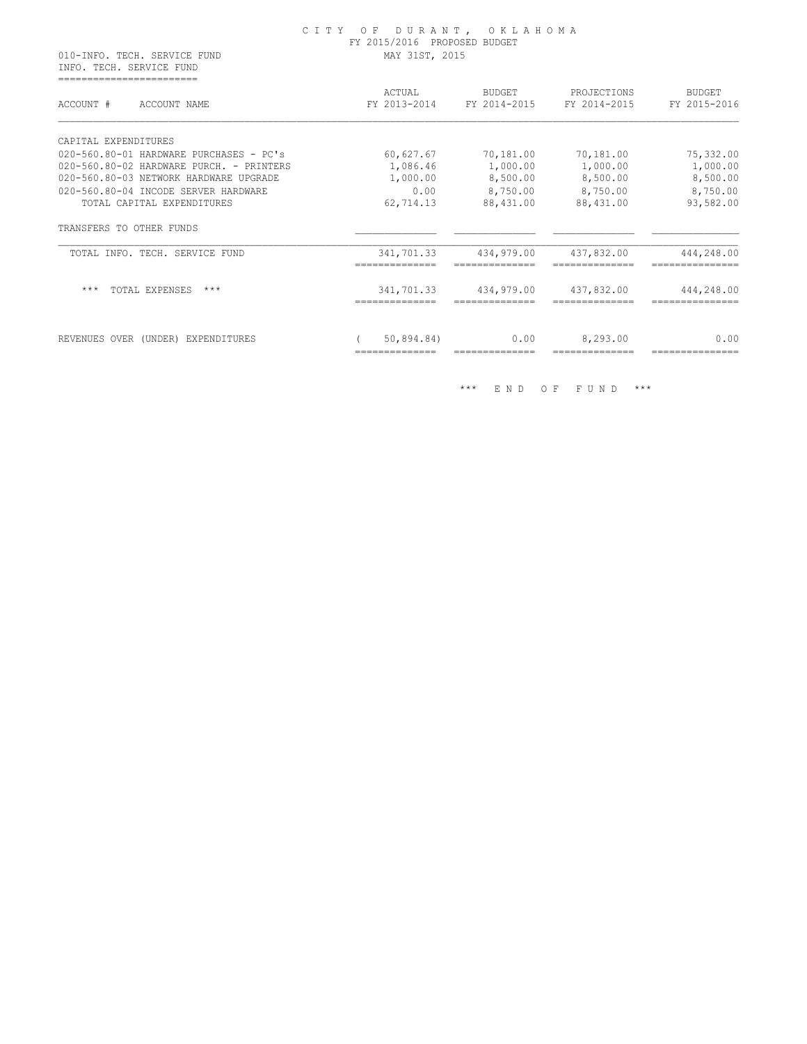CITY OF DURANT, OKLAHOMA
FY 2015/2016 PROPOSED BUDGET
MAY 31ST, 2015

010-INFO. TECH. SERVICE FUND
INFO. TECH. SERVICE FUND

| ACCOUNT # ACCOUNT NAME | ACTUAL FY 2013-2014 | BUDGET FY 2014-2015 | PROJECTIONS FY 2014-2015 | BUDGET FY 2015-2016 |
|---|---|---|---|---|
| CAPITAL EXPENDITURES | | | | |
| 020-560.80-01 HARDWARE PURCHASES - PC's | 60,627.67 | 70,181.00 | 70,181.00 | 75,332.00 |
| 020-560.80-02 HARDWARE PURCH. - PRINTERS | 1,086.46 | 1,000.00 | 1,000.00 | 1,000.00 |
| 020-560.80-03 NETWORK HARDWARE UPGRADE | 1,000.00 | 8,500.00 | 8,500.00 | 8,500.00 |
| 020-560.80-04 INCODE SERVER HARDWARE | 0.00 | 8,750.00 | 8,750.00 | 8,750.00 |
| TOTAL CAPITAL EXPENDITURES | 62,714.13 | 88,431.00 | 88,431.00 | 93,582.00 |
| TRANSFERS TO OTHER FUNDS | | | | |
| TOTAL INFO. TECH. SERVICE FUND | 341,701.33 | 434,979.00 | 437,832.00 | 444,248.00 |
| *** TOTAL EXPENSES *** | 341,701.33 | 434,979.00 | 437,832.00 | 444,248.00 |
| REVENUES OVER (UNDER) EXPENDITURES | ( 50,894.84) | 0.00 | 8,293.00 | 0.00 |

*** END OF FUND ***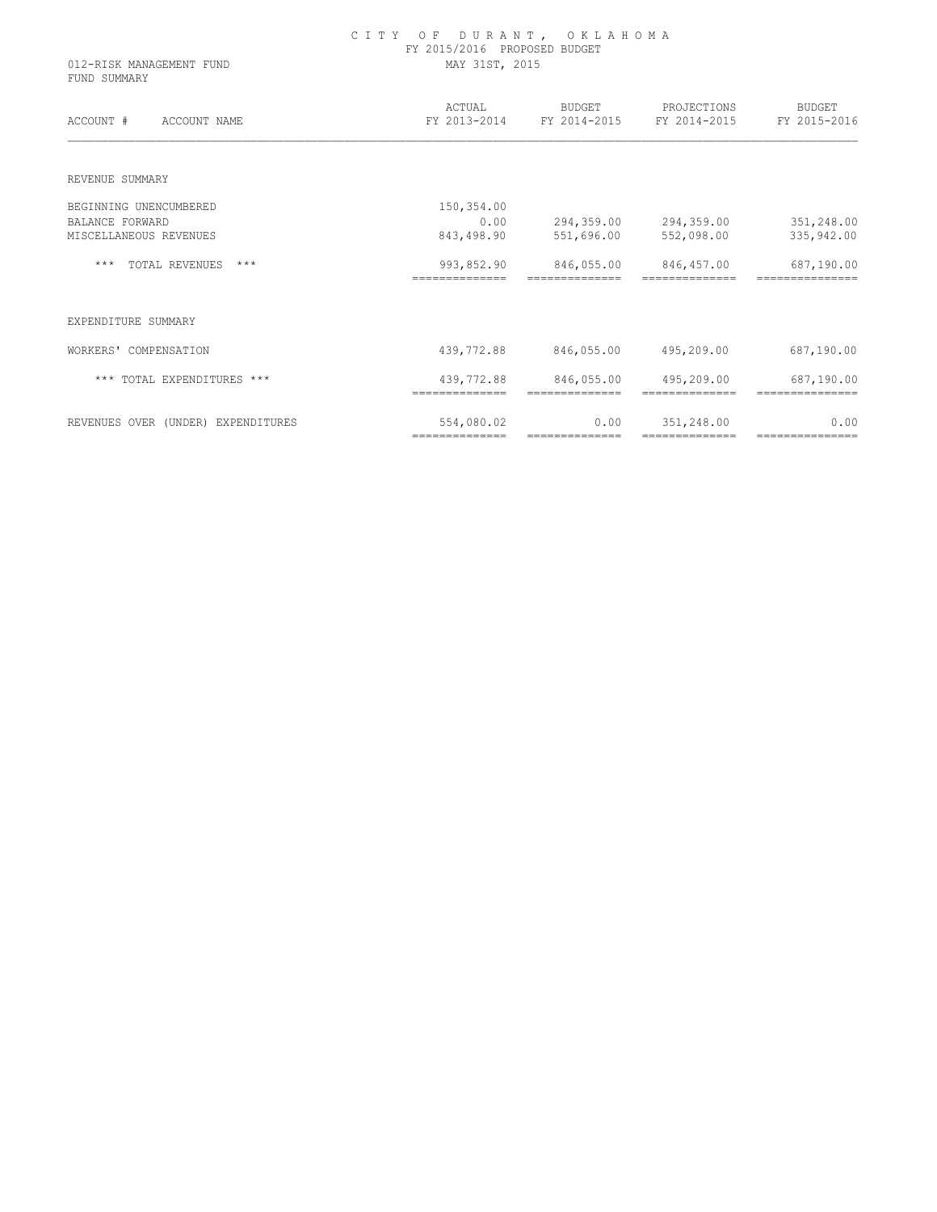# CITY OF DURANT, OKLAHOMA

FY 2015/2016 PROPOSED BUDGET

012-RISK MANAGEMENT FUND

FUND SUMMARY

MAY 31ST, 2015

| ACCOUNT # ACCOUNT NAME | ACTUAL FY 2013-2014 | BUDGET FY 2014-2015 | PROJECTIONS FY 2014-2015 | BUDGET FY 2015-2016 |
|---|---|---|---|---|
| REVENUE SUMMARY | | | | |
| BEGINNING UNENCUMBERED | 150,354.00 | | | |
| BALANCE FORWARD | 0.00 | 294,359.00 | 294,359.00 | 351,248.00 |
| MISCELLANEOUS REVENUES | 843,498.90 | 551,696.00 | 552,098.00 | 335,942.00 |
| *** TOTAL REVENUES *** | 993,852.90 | 846,055.00 | 846,457.00 | 687,190.00 |
| EXPENDITURE SUMMARY | | | | |
| WORKERS' COMPENSATION | 439,772.88 | 846,055.00 | 495,209.00 | 687,190.00 |
| *** TOTAL EXPENDITURES *** | 439,772.88 | 846,055.00 | 495,209.00 | 687,190.00 |
| REVENUES OVER (UNDER) EXPENDITURES | 554,080.02 | 0.00 | 351,248.00 | 0.00 |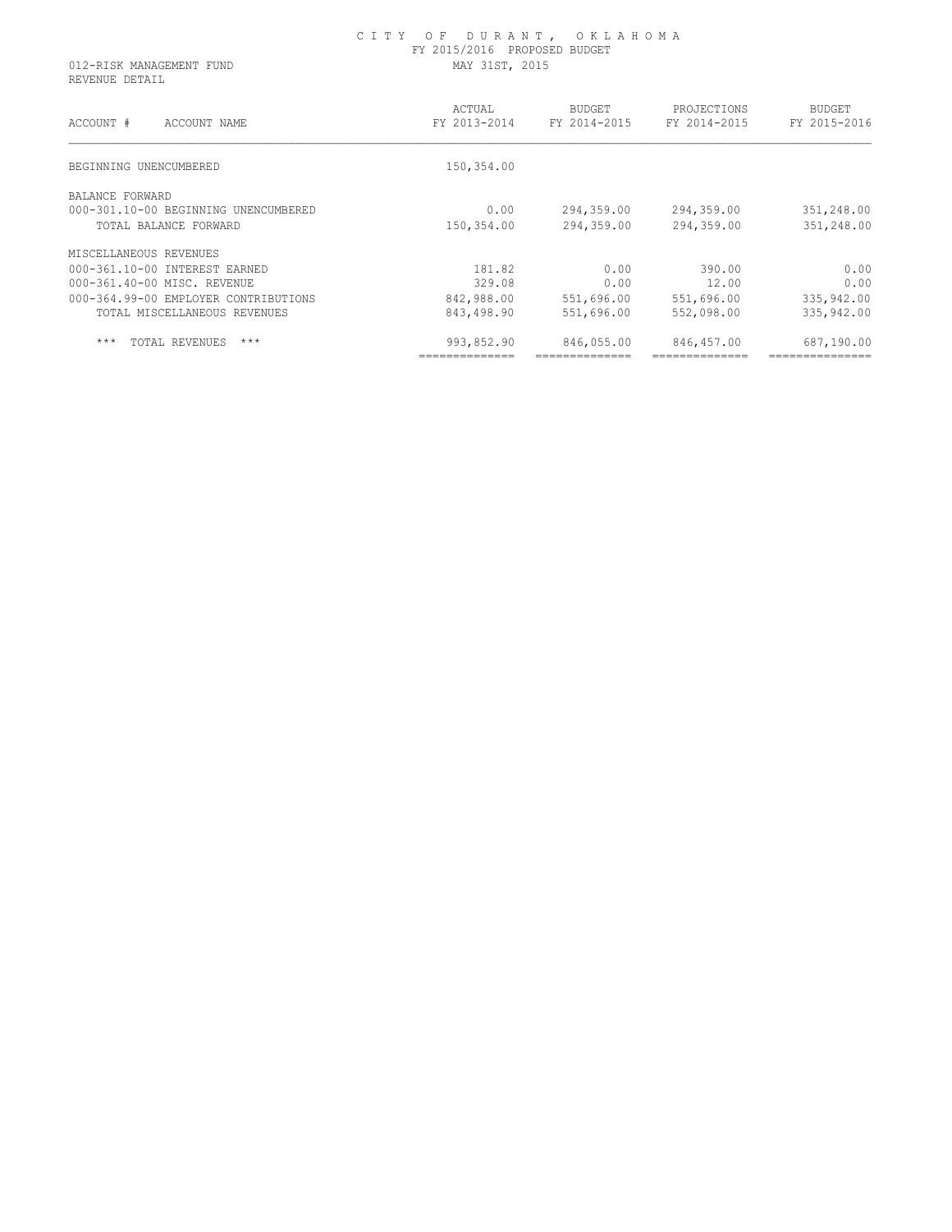# CITY OF DURANT, OKLAHOMA

FY 2015/2016 PROPOSED BUDGET

012-RISK MANAGEMENT FUND
REVENUE DETAIL

MAY 31ST, 2015

| ACCOUNT # ACCOUNT NAME | ACTUAL FY 2013-2014 | BUDGET FY 2014-2015 | PROJECTIONS FY 2014-2015 | BUDGET FY 2015-2016 |
|---|---|---|---|---|
| BEGINNING UNENCUMBERED | 150,354.00 | | | |
| BALANCE FORWARD | | | | |
| 000-301.10-00 BEGINNING UNENCUMBERED | 0.00 | 294,359.00 | 294,359.00 | 351,248.00 |
| TOTAL BALANCE FORWARD | 150,354.00 | 294,359.00 | 294,359.00 | 351,248.00 |
| MISCELLANEOUS REVENUES | | | | |
| 000-361.10-00 INTEREST EARNED | 181.82 | 0.00 | 390.00 | 0.00 |
| 000-361.40-00 MISC. REVENUE | 329.08 | 0.00 | 12.00 | 0.00 |
| 000-364.99-00 EMPLOYER CONTRIBUTIONS | 842,988.00 | 551,696.00 | 551,696.00 | 335,942.00 |
| TOTAL MISCELLANEOUS REVENUES | 843,498.90 | 551,696.00 | 552,098.00 | 335,942.00 |
| *** TOTAL REVENUES *** | 993,852.90 | 846,055.00 | 846,457.00 | 687,190.00 |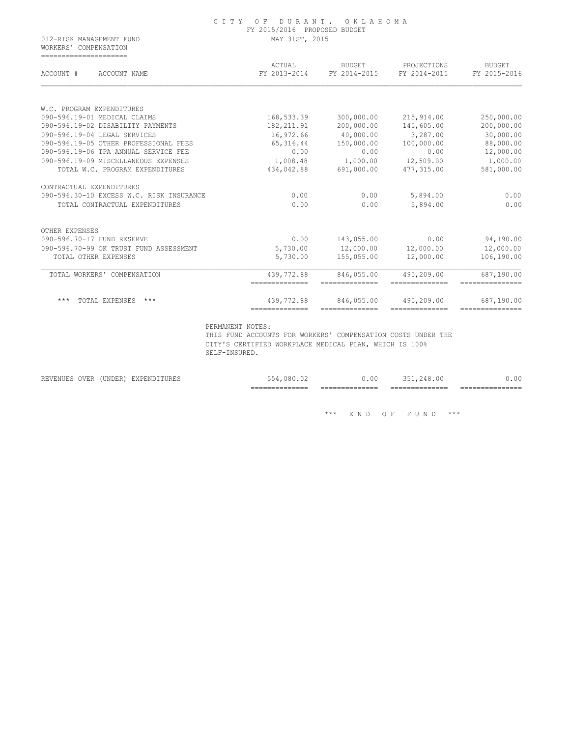# CITY OF DURANT, OKLAHOMA
## FY 2015/2016 PROPOSED BUDGET
## MAY 31ST, 2015

012-RISK MANAGEMENT FUND
WORKERS' COMPENSATION

| ACCOUNT # ACCOUNT NAME | ACTUAL FY 2013-2014 | BUDGET FY 2014-2015 | PROJECTIONS FY 2014-2015 | BUDGET FY 2015-2016 |
|---|---|---|---|---|
| W.C. PROGRAM EXPENDITURES | | | | |
| 090-596.19-01 MEDICAL CLAIMS | 168,533.39 | 300,000.00 | 215,914.00 | 250,000.00 |
| 090-596.19-02 DISABILITY PAYMENTS | 182,211.91 | 200,000.00 | 145,605.00 | 200,000.00 |
| 090-596.19-04 LEGAL SERVICES | 16,972.66 | 40,000.00 | 3,287.00 | 30,000.00 |
| 090-596.19-05 OTHER PROFESSIONAL FEES | 65,316.44 | 150,000.00 | 100,000.00 | 88,000.00 |
| 090-596.19-06 TPA ANNUAL SERVICE FEE | 0.00 | 0.00 | 0.00 | 12,000.00 |
| 090-596.19-09 MISCELLANEOUS EXPENSES | 1,008.48 | 1,000.00 | 12,509.00 | 1,000.00 |
| TOTAL W.C. PROGRAM EXPENDITURES | 434,042.88 | 691,000.00 | 477,315.00 | 581,000.00 |
| CONTRACTUAL EXPENDITURES | | | | |
| 090-596.30-10 EXCESS W.C. RISK INSURANCE | 0.00 | 0.00 | 5,894.00 | 0.00 |
| TOTAL CONTRACTUAL EXPENDITURES | 0.00 | 0.00 | 5,894.00 | 0.00 |
| OTHER EXPENSES | | | | |
| 090-596.70-17 FUND RESERVE | 0.00 | 143,055.00 | 0.00 | 94,190.00 |
| 090-596.70-99 OK TRUST FUND ASSESSMENT | 5,730.00 | 12,000.00 | 12,000.00 | 12,000.00 |
| TOTAL OTHER EXPENSES | 5,730.00 | 155,055.00 | 12,000.00 | 106,190.00 |
| TOTAL WORKERS' COMPENSATION | 439,772.88 | 846,055.00 | 495,209.00 | 687,190.00 |
| *** TOTAL EXPENSES *** | 439,772.88 | 846,055.00 | 495,209.00 | 687,190.00 |

PERMANENT NOTES:
THIS FUND ACCOUNTS FOR WORKERS' COMPENSATION COSTS UNDER THE CITY'S CERTIFIED WORKPLACE MEDICAL PLAN, WHICH IS 100% SELF-INSURED.

| | ACTUAL FY 2013-2014 | BUDGET FY 2014-2015 | PROJECTIONS FY 2014-2015 | BUDGET FY 2015-2016 |
|---|---|---|---|---|
| REVENUES OVER (UNDER) EXPENDITURES | 554,080.02 | 0.00 | 351,248.00 | 0.00 |

*** END OF FUND ***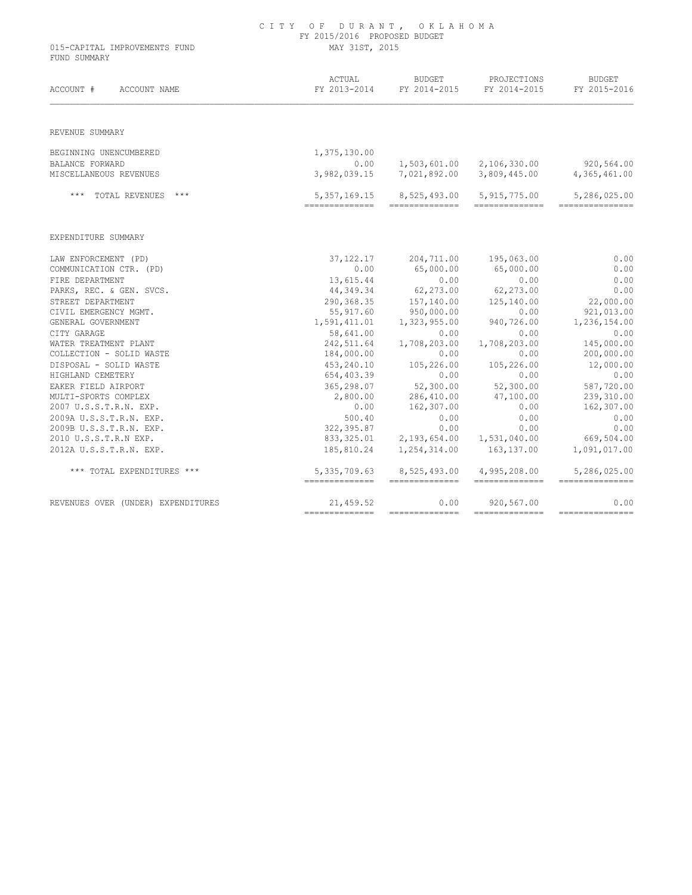# CITY OF DURANT, OKLAHOMA

FY 2015/2016 PROPOSED BUDGET

015-CAPITAL IMPROVEMENTS FUND
FUND SUMMARY

MAY 31ST, 2015

| ACCOUNT # ACCOUNT NAME | ACTUAL FY 2013-2014 | BUDGET FY 2014-2015 | PROJECTIONS FY 2014-2015 | BUDGET FY 2015-2016 |
|---|---|---|---|---|
| **REVENUE SUMMARY** | | | | |
| BEGINNING UNENCUMBERED | 1,375,130.00 | | | |
| BALANCE FORWARD | 0.00 | 1,503,601.00 | 2,106,330.00 | 920,564.00 |
| MISCELLANEOUS REVENUES | 3,982,039.15 | 7,021,892.00 | 3,809,445.00 | 4,365,461.00 |
| *** TOTAL REVENUES *** | 5,357,169.15 | 8,525,493.00 | 5,915,775.00 | 5,286,025.00 |
| **EXPENDITURE SUMMARY** | | | | |
| LAW ENFORCEMENT (PD) | 37,122.17 | 204,711.00 | 195,063.00 | 0.00 |
| COMMUNICATION CTR. (PD) | 0.00 | 65,000.00 | 65,000.00 | 0.00 |
| FIRE DEPARTMENT | 13,615.44 | 0.00 | 0.00 | 0.00 |
| PARKS, REC. & GEN. SVCS. | 44,349.34 | 62,273.00 | 62,273.00 | 0.00 |
| STREET DEPARTMENT | 290,368.35 | 157,140.00 | 125,140.00 | 22,000.00 |
| CIVIL EMERGENCY MGMT. | 55,917.60 | 950,000.00 | 0.00 | 921,013.00 |
| GENERAL GOVERNMENT | 1,591,411.01 | 1,323,955.00 | 940,726.00 | 1,236,154.00 |
| CITY GARAGE | 58,641.00 | 0.00 | 0.00 | 0.00 |
| WATER TREATMENT PLANT | 242,511.64 | 1,708,203.00 | 1,708,203.00 | 145,000.00 |
| COLLECTION - SOLID WASTE | 184,000.00 | 0.00 | 0.00 | 200,000.00 |
| DISPOSAL - SOLID WASTE | 453,240.10 | 105,226.00 | 105,226.00 | 12,000.00 |
| HIGHLAND CEMETERY | 654,403.39 | 0.00 | 0.00 | 0.00 |
| EAKER FIELD AIRPORT | 365,298.07 | 52,300.00 | 52,300.00 | 587,720.00 |
| MULTI-SPORTS COMPLEX | 2,800.00 | 286,410.00 | 47,100.00 | 239,310.00 |
| 2007 U.S.S.T.R.N. EXP. | 0.00 | 162,307.00 | 0.00 | 162,307.00 |
| 2009A U.S.S.T.R.N. EXP. | 500.40 | 0.00 | 0.00 | 0.00 |
| 2009B U.S.S.T.R.N. EXP. | 322,395.87 | 0.00 | 0.00 | 0.00 |
| 2010 U.S.S.T.R.N EXP. | 833,325.01 | 2,193,654.00 | 1,531,040.00 | 669,504.00 |
| 2012A U.S.S.T.R.N. EXP. | 185,810.24 | 1,254,314.00 | 163,137.00 | 1,091,017.00 |
| *** TOTAL EXPENDITURES *** | 5,335,709.63 | 8,525,493.00 | 4,995,208.00 | 5,286,025.00 |
| REVENUES OVER (UNDER) EXPENDITURES | 21,459.52 | 0.00 | 920,567.00 | 0.00 |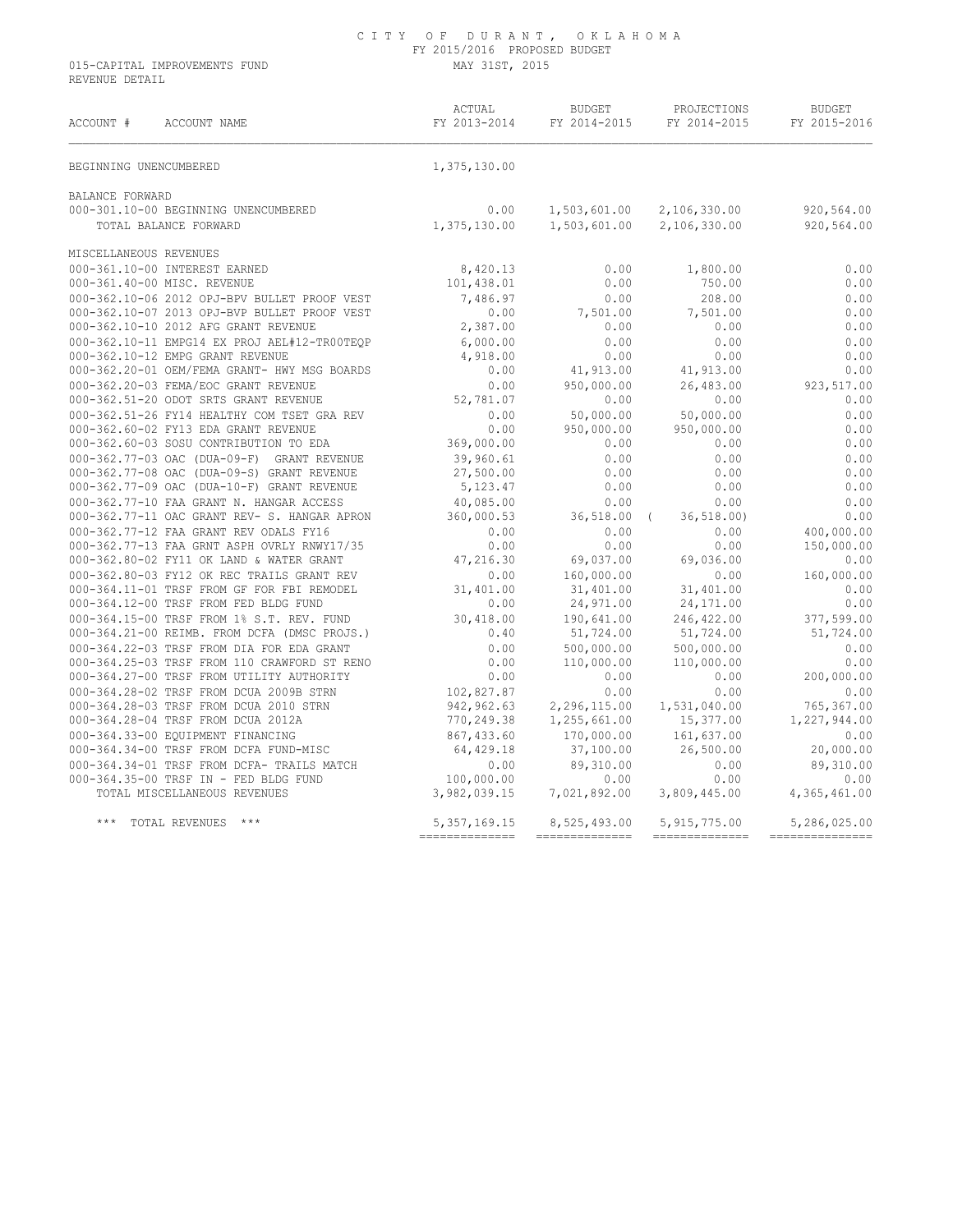# CITY OF DURANT, OKLAHOMA

FY 2015/2016 PROPOSED BUDGET

015-CAPITAL IMPROVEMENTS FUND — MAY 31ST, 2015

REVENUE DETAIL

| ACCOUNT # ACCOUNT NAME | ACTUAL FY 2013-2014 | BUDGET FY 2014-2015 | PROJECTIONS FY 2014-2015 | BUDGET FY 2015-2016 |
|---|---|---|---|---|
| BEGINNING UNENCUMBERED | 1,375,130.00 | | | |
| BALANCE FORWARD | | | | |
| 000-301.10-00 BEGINNING UNENCUMBERED | 0.00 | 1,503,601.00 | 2,106,330.00 | 920,564.00 |
| TOTAL BALANCE FORWARD | 1,375,130.00 | 1,503,601.00 | 2,106,330.00 | 920,564.00 |
| MISCELLANEOUS REVENUES | | | | |
| 000-361.10-00 INTEREST EARNED | 8,420.13 | 0.00 | 1,800.00 | 0.00 |
| 000-361.40-00 MISC. REVENUE | 101,438.01 | 0.00 | 750.00 | 0.00 |
| 000-362.10-06 2012 OPJ-BPV BULLET PROOF VEST | 7,486.97 | 0.00 | 208.00 | 0.00 |
| 000-362.10-07 2013 OPJ-BVP BULLET PROOF VEST | 0.00 | 7,501.00 | 7,501.00 | 0.00 |
| 000-362.10-10 2012 AFG GRANT REVENUE | 2,387.00 | 0.00 | 0.00 | 0.00 |
| 000-362.10-11 EMPG14 EX PROJ AEL#12-TR00TEQP | 6,000.00 | 0.00 | 0.00 | 0.00 |
| 000-362.10-12 EMPG GRANT REVENUE | 4,918.00 | 0.00 | 0.00 | 0.00 |
| 000-362.20-01 OEM/FEMA GRANT- HWY MSG BOARDS | 0.00 | 41,913.00 | 41,913.00 | 0.00 |
| 000-362.20-03 FEMA/EOC GRANT REVENUE | 0.00 | 950,000.00 | 26,483.00 | 923,517.00 |
| 000-362.51-20 ODOT SRTS GRANT REVENUE | 52,781.07 | 0.00 | 0.00 | 0.00 |
| 000-362.51-26 FY14 HEALTHY COM TSET GRA REV | 0.00 | 50,000.00 | 50,000.00 | 0.00 |
| 000-362.60-02 FY13 EDA GRANT REVENUE | 0.00 | 950,000.00 | 950,000.00 | 0.00 |
| 000-362.60-03 SOSU CONTRIBUTION TO EDA | 369,000.00 | 0.00 | 0.00 | 0.00 |
| 000-362.77-03 OAC (DUA-09-F) GRANT REVENUE | 39,960.61 | 0.00 | 0.00 | 0.00 |
| 000-362.77-08 OAC (DUA-09-S) GRANT REVENUE | 27,500.00 | 0.00 | 0.00 | 0.00 |
| 000-362.77-09 OAC (DUA-10-F) GRANT REVENUE | 5,123.47 | 0.00 | 0.00 | 0.00 |
| 000-362.77-10 FAA GRANT N. HANGAR ACCESS | 40,085.00 | 0.00 | 0.00 | 0.00 |
| 000-362.77-11 OAC GRANT REV- S. HANGAR APRON | 360,000.53 | 36,518.00 | ( 36,518.00) | 0.00 |
| 000-362.77-12 FAA GRANT REV ODALS FY16 | 0.00 | 0.00 | 0.00 | 400,000.00 |
| 000-362.77-13 FAA GRNT ASPH OVRLY RNWY17/35 | 0.00 | 0.00 | 0.00 | 150,000.00 |
| 000-362.80-02 FY11 OK LAND & WATER GRANT | 47,216.30 | 69,037.00 | 69,036.00 | 0.00 |
| 000-362.80-03 FY12 OK REC TRAILS GRANT REV | 0.00 | 160,000.00 | 0.00 | 160,000.00 |
| 000-364.11-01 TRSF FROM GF FOR FBI REMODEL | 31,401.00 | 31,401.00 | 31,401.00 | 0.00 |
| 000-364.12-00 TRSF FROM FED BLDG FUND | 0.00 | 24,971.00 | 24,171.00 | 0.00 |
| 000-364.15-00 TRSF FROM 1% S.T. REV. FUND | 30,418.00 | 190,641.00 | 246,422.00 | 377,599.00 |
| 000-364.21-00 REIMB. FROM DCFA (DMSC PROJS.) | 0.40 | 51,724.00 | 51,724.00 | 51,724.00 |
| 000-364.22-03 TRSF FROM DIA FOR EDA GRANT | 0.00 | 500,000.00 | 500,000.00 | 0.00 |
| 000-364.25-03 TRSF FROM 110 CRAWFORD ST RENO | 0.00 | 110,000.00 | 110,000.00 | 0.00 |
| 000-364.27-00 TRSF FROM UTILITY AUTHORITY | 0.00 | 0.00 | 0.00 | 200,000.00 |
| 000-364.28-02 TRSF FROM DCUA 2009B STRN | 102,827.87 | 0.00 | 0.00 | 0.00 |
| 000-364.28-03 TRSF FROM DCUA 2010 STRN | 942,962.63 | 2,296,115.00 | 1,531,040.00 | 765,367.00 |
| 000-364.28-04 TRSF FROM DCUA 2012A | 770,249.38 | 1,255,661.00 | 15,377.00 | 1,227,944.00 |
| 000-364.33-00 EQUIPMENT FINANCING | 867,433.60 | 170,000.00 | 161,637.00 | 0.00 |
| 000-364.34-00 TRSF FROM DCFA FUND-MISC | 64,429.18 | 37,100.00 | 26,500.00 | 20,000.00 |
| 000-364.34-01 TRSF FROM DCFA- TRAILS MATCH | 0.00 | 89,310.00 | 0.00 | 89,310.00 |
| 000-364.35-00 TRSF IN - FED BLDG FUND | 100,000.00 | 0.00 | 0.00 | 0.00 |
| TOTAL MISCELLANEOUS REVENUES | 3,982,039.15 | 7,021,892.00 | 3,809,445.00 | 4,365,461.00 |
| *** TOTAL REVENUES *** | 5,357,169.15 | 8,525,493.00 | 5,915,775.00 | 5,286,025.00 |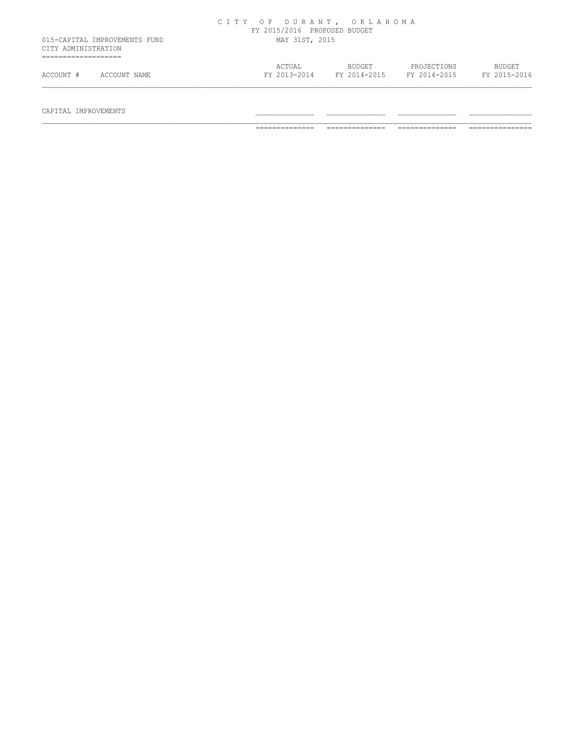C I T Y  O F  D U R A N T ,  O K L A H O M A
FY 2015/2016 PROPOSED BUDGET
MAY 31ST, 2015

015-CAPITAL IMPROVEMENTS FUND
CITY ADMINISTRATION

| ACCOUNT # | ACCOUNT NAME | ACTUAL FY 2013-2014 | BUDGET FY 2014-2015 | PROJECTIONS FY 2014-2015 | BUDGET FY 2015-2016 |
|---|---|---|---|---|---|
| CAPITAL IMPROVEMENTS | | | | | |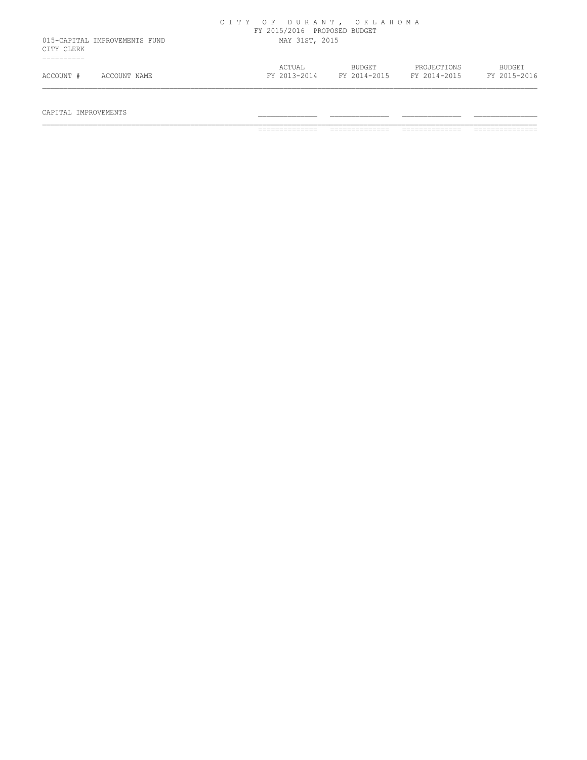CITY OF DURANT, OKLAHOMA
FY 2015/2016 PROPOSED BUDGET
MAY 31ST, 2015

015-CAPITAL IMPROVEMENTS FUND
CITY CLERK

| ACCOUNT # | ACCOUNT NAME | ACTUAL FY 2013-2014 | BUDGET FY 2014-2015 | PROJECTIONS FY 2014-2015 | BUDGET FY 2015-2016 |
|---|---|---|---|---|---|
| CAPITAL IMPROVEMENTS | | | | | |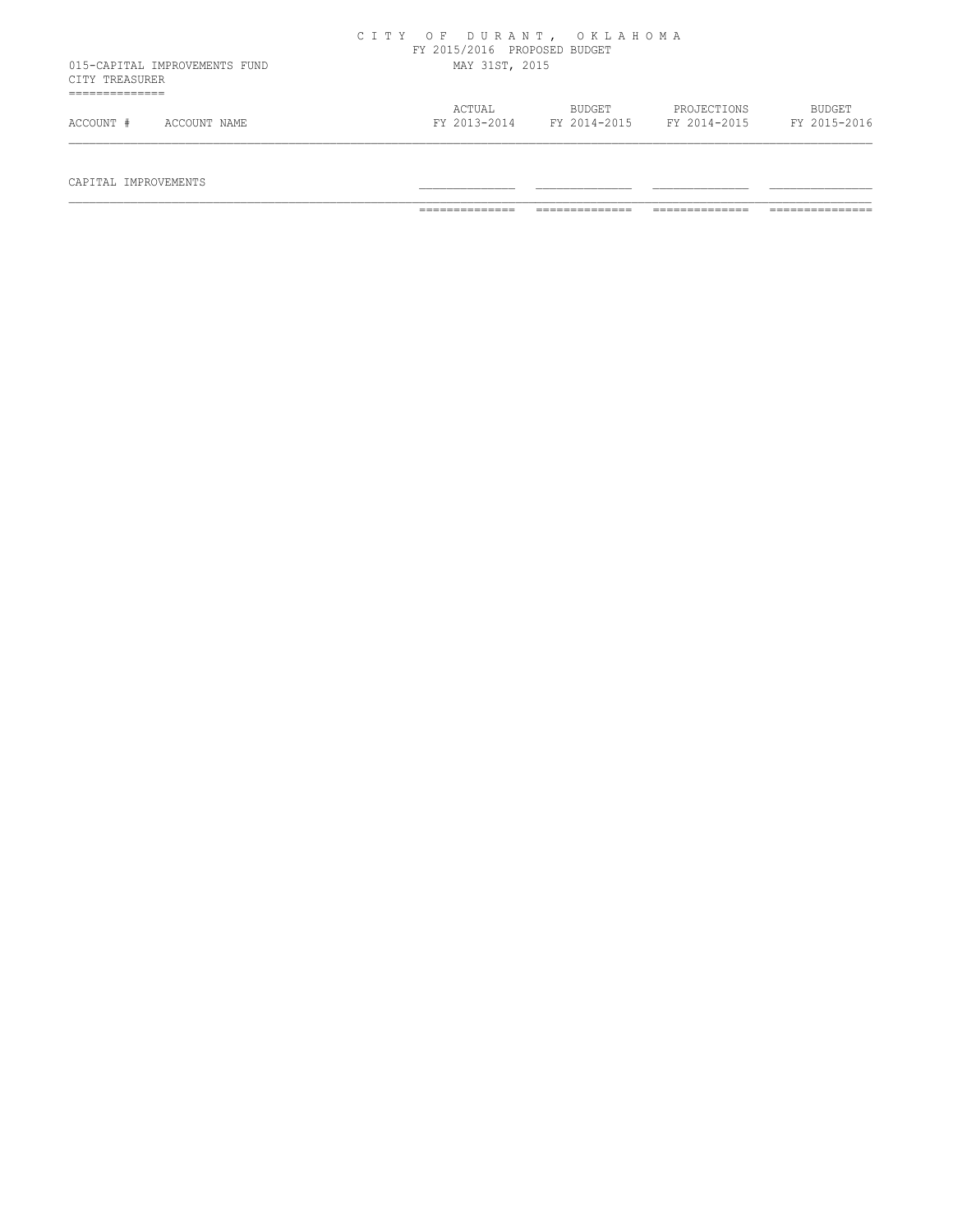CITY OF DURANT, OKLAHOMA
FY 2015/2016 PROPOSED BUDGET
MAY 31ST, 2015

015-CAPITAL IMPROVEMENTS FUND
CITY TREASURER

| ACCOUNT # | ACCOUNT NAME | ACTUAL FY 2013-2014 | BUDGET FY 2014-2015 | PROJECTIONS FY 2014-2015 | BUDGET FY 2015-2016 |
|---|---|---|---|---|---|
| CAPITAL IMPROVEMENTS | | | | | |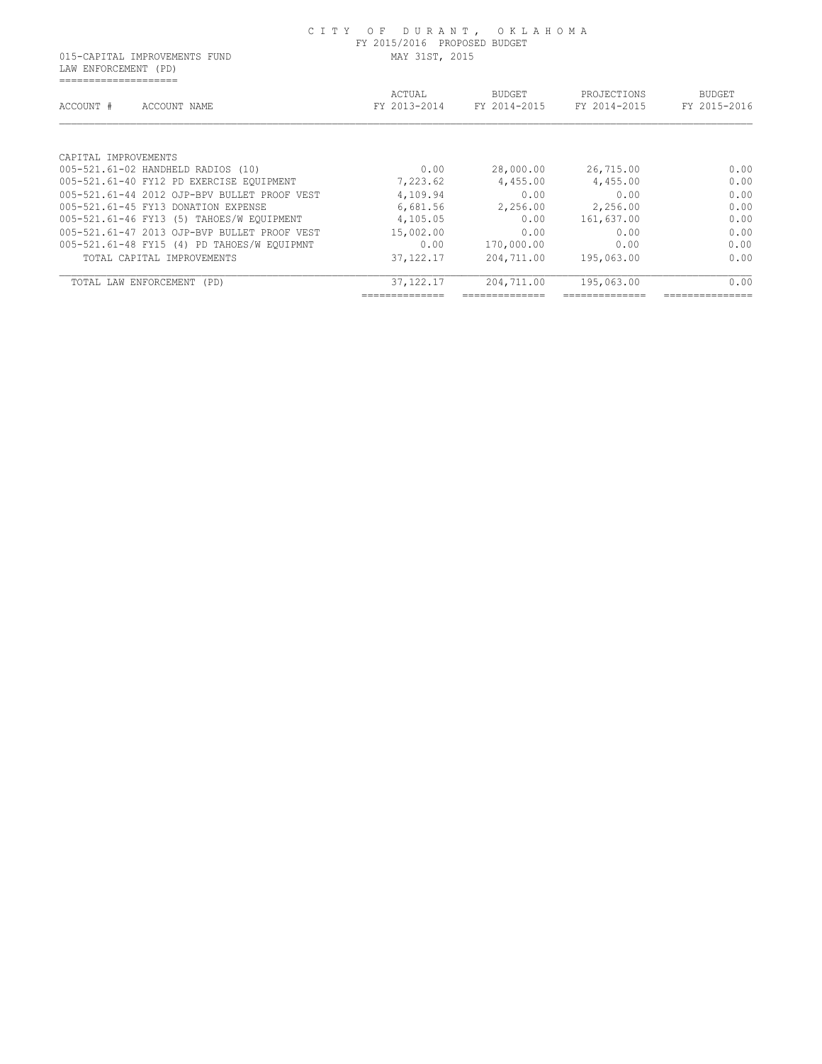CITY OF DURANT, OKLAHOMA
FY 2015/2016 PROPOSED BUDGET
MAY 31ST, 2015

015-CAPITAL IMPROVEMENTS FUND
LAW ENFORCEMENT (PD)

| ACCOUNT # ACCOUNT NAME | ACTUAL FY 2013-2014 | BUDGET FY 2014-2015 | PROJECTIONS FY 2014-2015 | BUDGET FY 2015-2016 |
|---|---|---|---|---|
| CAPITAL IMPROVEMENTS | | | | |
| 005-521.61-02 HANDHELD RADIOS (10) | 0.00 | 28,000.00 | 26,715.00 | 0.00 |
| 005-521.61-40 FY12 PD EXERCISE EQUIPMENT | 7,223.62 | 4,455.00 | 4,455.00 | 0.00 |
| 005-521.61-44 2012 OJP-BPV BULLET PROOF VEST | 4,109.94 | 0.00 | 0.00 | 0.00 |
| 005-521.61-45 FY13 DONATION EXPENSE | 6,681.56 | 2,256.00 | 2,256.00 | 0.00 |
| 005-521.61-46 FY13 (5) TAHOES/W EQUIPMENT | 4,105.05 | 0.00 | 161,637.00 | 0.00 |
| 005-521.61-47 2013 OJP-BVP BULLET PROOF VEST | 15,002.00 | 0.00 | 0.00 | 0.00 |
| 005-521.61-48 FY15 (4) PD TAHOES/W EQUIPMNT | 0.00 | 170,000.00 | 0.00 | 0.00 |
| TOTAL CAPITAL IMPROVEMENTS | 37,122.17 | 204,711.00 | 195,063.00 | 0.00 |
| TOTAL LAW ENFORCEMENT (PD) | 37,122.17 | 204,711.00 | 195,063.00 | 0.00 |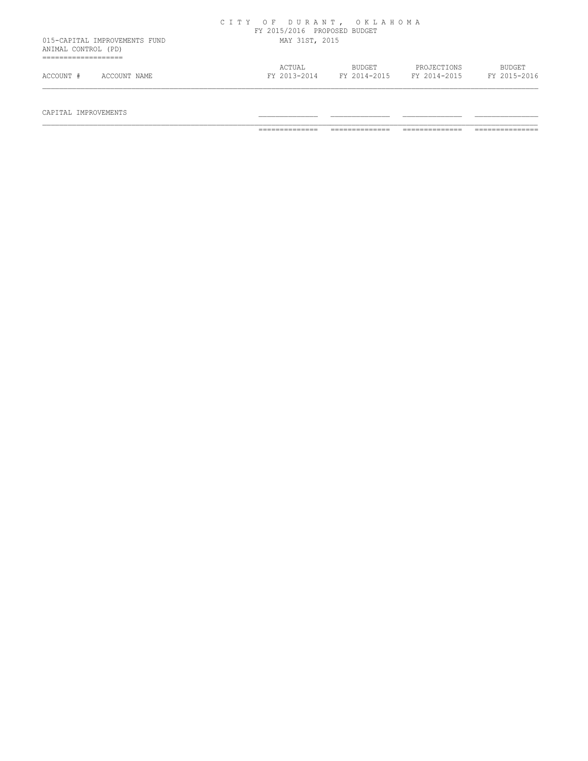# CITY OF DURANT, OKLAHOMA

FY 2015/2016 PROPOSED BUDGET

MAY 31ST, 2015

015-CAPITAL IMPROVEMENTS FUND

ANIMAL CONTROL (PD)

| ACCOUNT # | ACCOUNT NAME | ACTUAL FY 2013-2014 | BUDGET FY 2014-2015 | PROJECTIONS FY 2014-2015 | BUDGET FY 2015-2016 |
|---|---|---|---|---|---|
| CAPITAL IMPROVEMENTS | | | | | |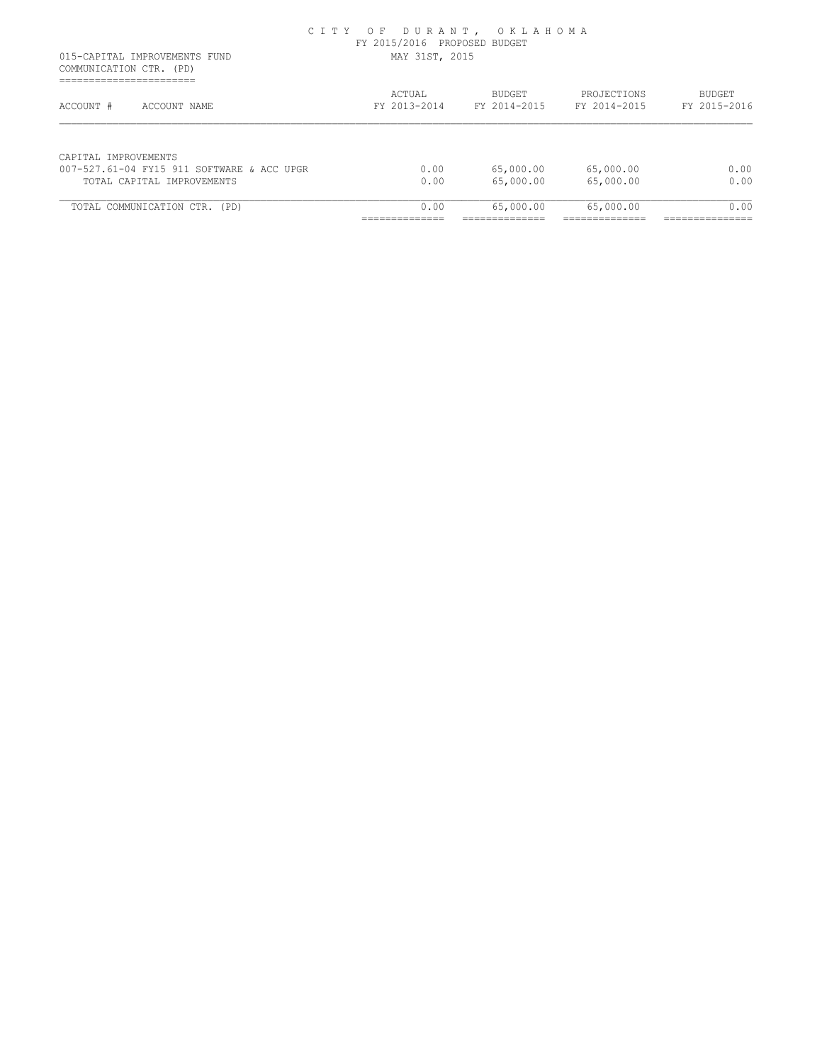# CITY OF DURANT, OKLAHOMA

FY 2015/2016 PROPOSED BUDGET

MAY 31ST, 2015

015-CAPITAL IMPROVEMENTS FUND

COMMUNICATION CTR. (PD)

| ACCOUNT # ACCOUNT NAME | ACTUAL FY 2013-2014 | BUDGET FY 2014-2015 | PROJECTIONS FY 2014-2015 | BUDGET FY 2015-2016 |
|---|---|---|---|---|
| CAPITAL IMPROVEMENTS | | | | |
| 007-527.61-04 FY15 911 SOFTWARE & ACC UPGR | 0.00 | 65,000.00 | 65,000.00 | 0.00 |
| TOTAL CAPITAL IMPROVEMENTS | 0.00 | 65,000.00 | 65,000.00 | 0.00 |
| TOTAL COMMUNICATION CTR. (PD) | 0.00 | 65,000.00 | 65,000.00 | 0.00 |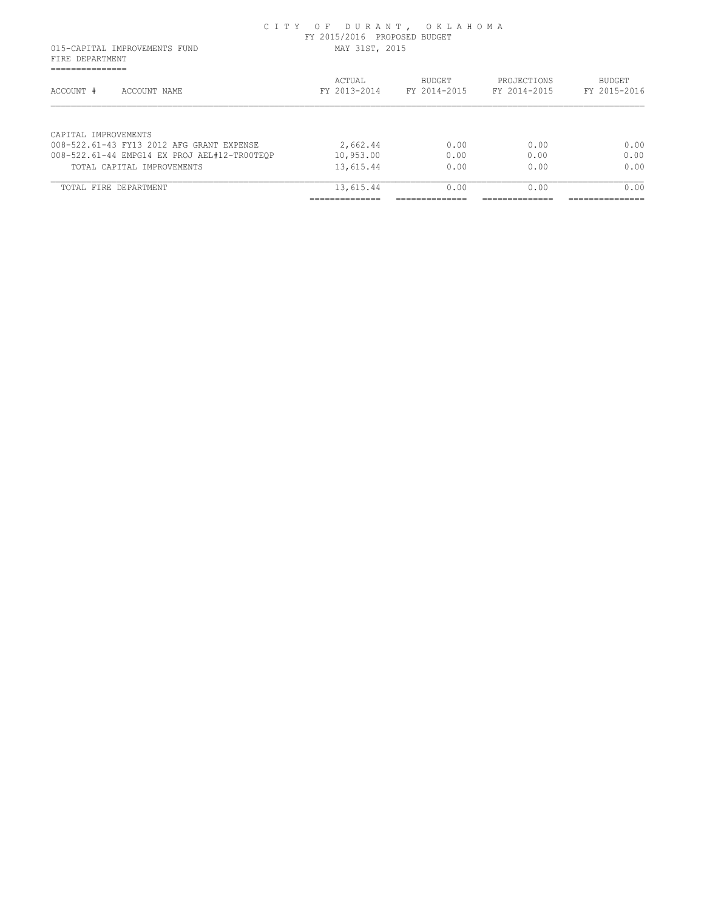CITY OF DURANT, OKLAHOMA
FY 2015/2016 PROPOSED BUDGET
MAY 31ST, 2015

015-CAPITAL IMPROVEMENTS FUND
FIRE DEPARTMENT

| ACCOUNT # | ACCOUNT NAME | ACTUAL FY 2013-2014 | BUDGET FY 2014-2015 | PROJECTIONS FY 2014-2015 | BUDGET FY 2015-2016 |
|---|---|---|---|---|---|
| CAPITAL IMPROVEMENTS | | | | | |
| 008-522.61-43 | FY13 2012 AFG GRANT EXPENSE | 2,662.44 | 0.00 | 0.00 | 0.00 |
| 008-522.61-44 | EMPG14 EX PROJ AEL#12-TR00TEQP | 10,953.00 | 0.00 | 0.00 | 0.00 |
| | TOTAL CAPITAL IMPROVEMENTS | 13,615.44 | 0.00 | 0.00 | 0.00 |
| | TOTAL FIRE DEPARTMENT | 13,615.44 | 0.00 | 0.00 | 0.00 |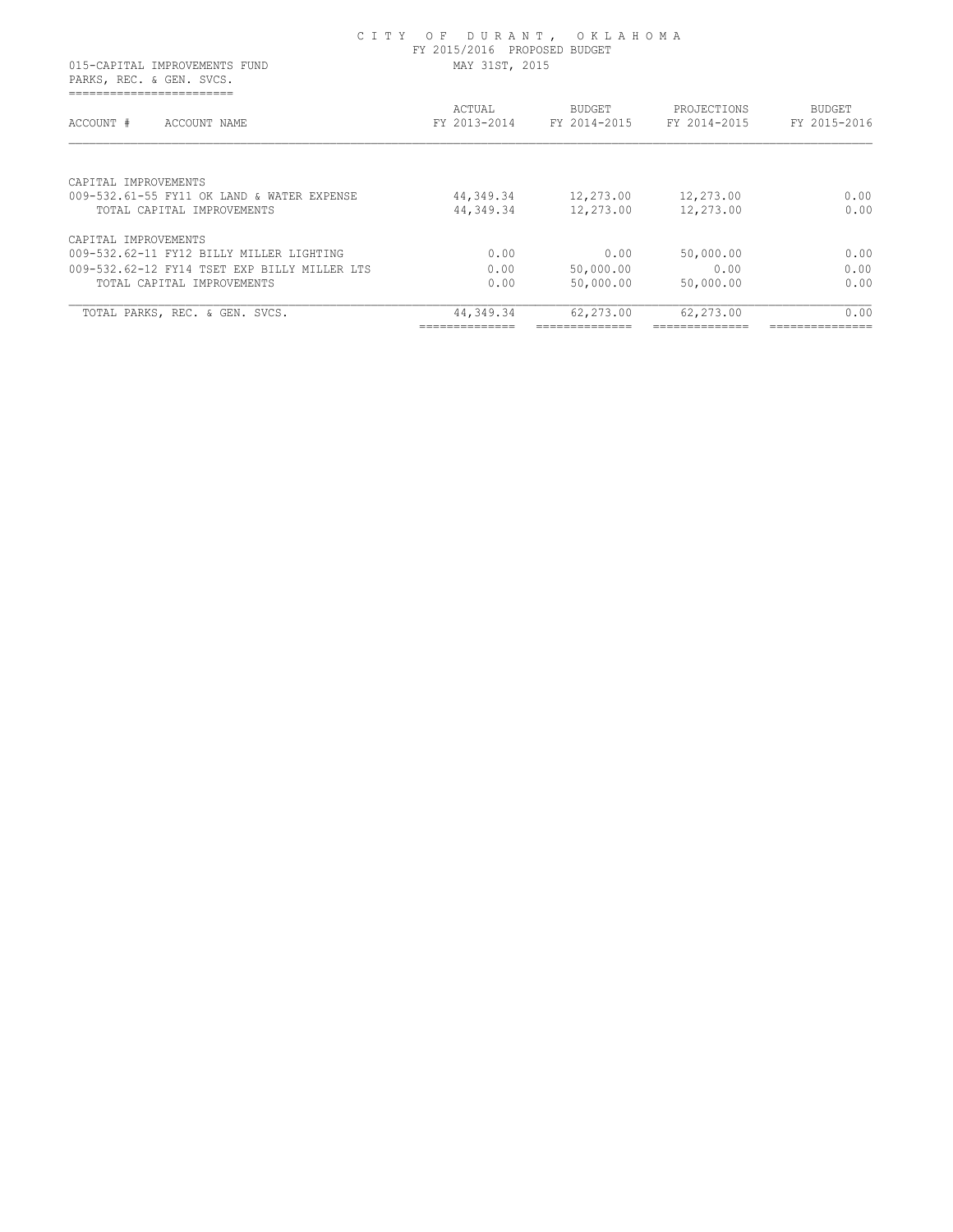# CITY OF DURANT, OKLAHOMA

FY 2015/2016 PROPOSED BUDGET

015-CAPITAL IMPROVEMENTS FUND — MAY 31ST, 2015

PARKS, REC. & GEN. SVCS.

| ACCOUNT # ACCOUNT NAME | ACTUAL FY 2013-2014 | BUDGET FY 2014-2015 | PROJECTIONS FY 2014-2015 | BUDGET FY 2015-2016 |
|---|---|---|---|---|
| CAPITAL IMPROVEMENTS | | | | |
| 009-532.61-55 FY11 OK LAND & WATER EXPENSE | 44,349.34 | 12,273.00 | 12,273.00 | 0.00 |
| TOTAL CAPITAL IMPROVEMENTS | 44,349.34 | 12,273.00 | 12,273.00 | 0.00 |
| CAPITAL IMPROVEMENTS | | | | |
| 009-532.62-11 FY12 BILLY MILLER LIGHTING | 0.00 | 0.00 | 50,000.00 | 0.00 |
| 009-532.62-12 FY14 TSET EXP BILLY MILLER LTS | 0.00 | 50,000.00 | 0.00 | 0.00 |
| TOTAL CAPITAL IMPROVEMENTS | 0.00 | 50,000.00 | 50,000.00 | 0.00 |
| TOTAL PARKS, REC. & GEN. SVCS. | 44,349.34 | 62,273.00 | 62,273.00 | 0.00 |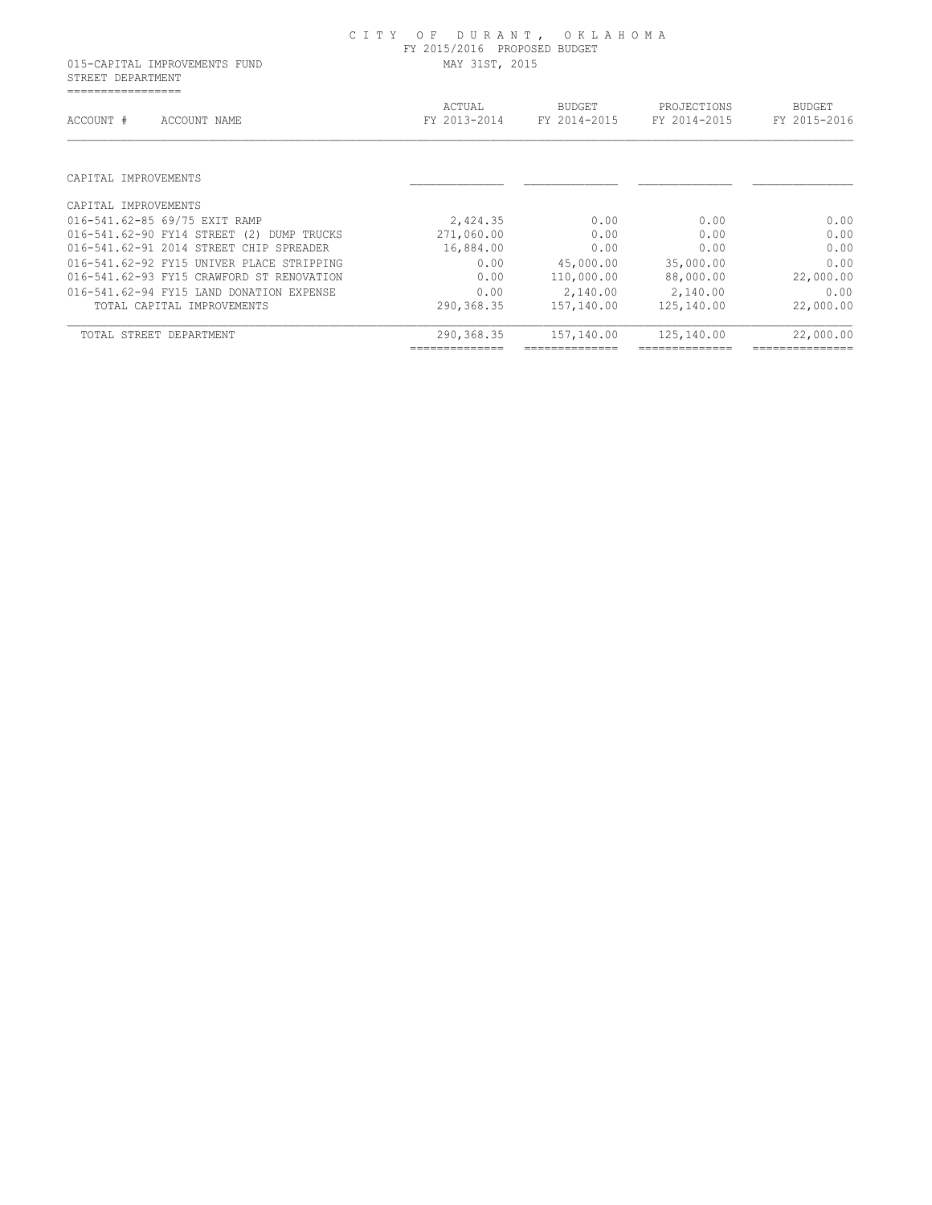CITY OF DURANT, OKLAHOMA
FY 2015/2016 PROPOSED BUDGET
MAY 31ST, 2015

015-CAPITAL IMPROVEMENTS FUND
STREET DEPARTMENT

| ACCOUNT # ACCOUNT NAME | ACTUAL FY 2013-2014 | BUDGET FY 2014-2015 | PROJECTIONS FY 2014-2015 | BUDGET FY 2015-2016 |
|---|---|---|---|---|
| CAPITAL IMPROVEMENTS | | | | |
| CAPITAL IMPROVEMENTS | | | | |
| 016-541.62-85 69/75 EXIT RAMP | 2,424.35 | 0.00 | 0.00 | 0.00 |
| 016-541.62-90 FY14 STREET (2) DUMP TRUCKS | 271,060.00 | 0.00 | 0.00 | 0.00 |
| 016-541.62-91 2014 STREET CHIP SPREADER | 16,884.00 | 0.00 | 0.00 | 0.00 |
| 016-541.62-92 FY15 UNIVER PLACE STRIPPING | 0.00 | 45,000.00 | 35,000.00 | 0.00 |
| 016-541.62-93 FY15 CRAWFORD ST RENOVATION | 0.00 | 110,000.00 | 88,000.00 | 22,000.00 |
| 016-541.62-94 FY15 LAND DONATION EXPENSE | 0.00 | 2,140.00 | 2,140.00 | 0.00 |
| TOTAL CAPITAL IMPROVEMENTS | 290,368.35 | 157,140.00 | 125,140.00 | 22,000.00 |
| TOTAL STREET DEPARTMENT | 290,368.35 | 157,140.00 | 125,140.00 | 22,000.00 |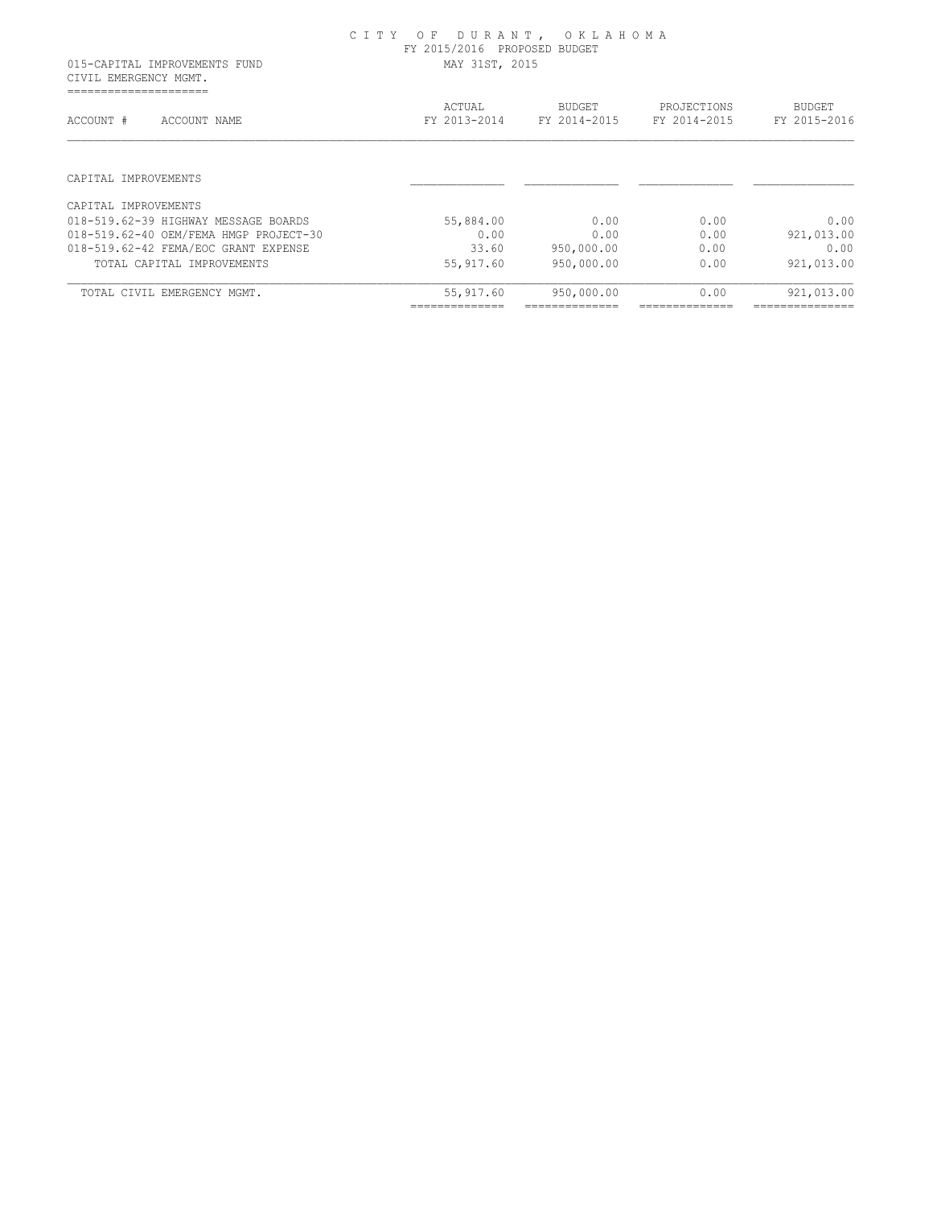# CITY OF DURANT, OKLAHOMA

FY 2015/2016 PROPOSED BUDGET

MAY 31ST, 2015

015-CAPITAL IMPROVEMENTS FUND

CIVIL EMERGENCY MGMT.

| ACCOUNT # | ACCOUNT NAME | ACTUAL FY 2013-2014 | BUDGET FY 2014-2015 | PROJECTIONS FY 2014-2015 | BUDGET FY 2015-2016 |
|---|---|---|---|---|---|
| CAPITAL IMPROVEMENTS | | | | | |
| CAPITAL IMPROVEMENTS | | | | | |
| 018-519.62-39 | HIGHWAY MESSAGE BOARDS | 55,884.00 | 0.00 | 0.00 | 0.00 |
| 018-519.62-40 | OEM/FEMA HMGP PROJECT-30 | 0.00 | 0.00 | 0.00 | 921,013.00 |
| 018-519.62-42 | FEMA/EOC GRANT EXPENSE | 33.60 | 950,000.00 | 0.00 | 0.00 |
| | TOTAL CAPITAL IMPROVEMENTS | 55,917.60 | 950,000.00 | 0.00 | 921,013.00 |
| | TOTAL CIVIL EMERGENCY MGMT. | 55,917.60 | 950,000.00 | 0.00 | 921,013.00 |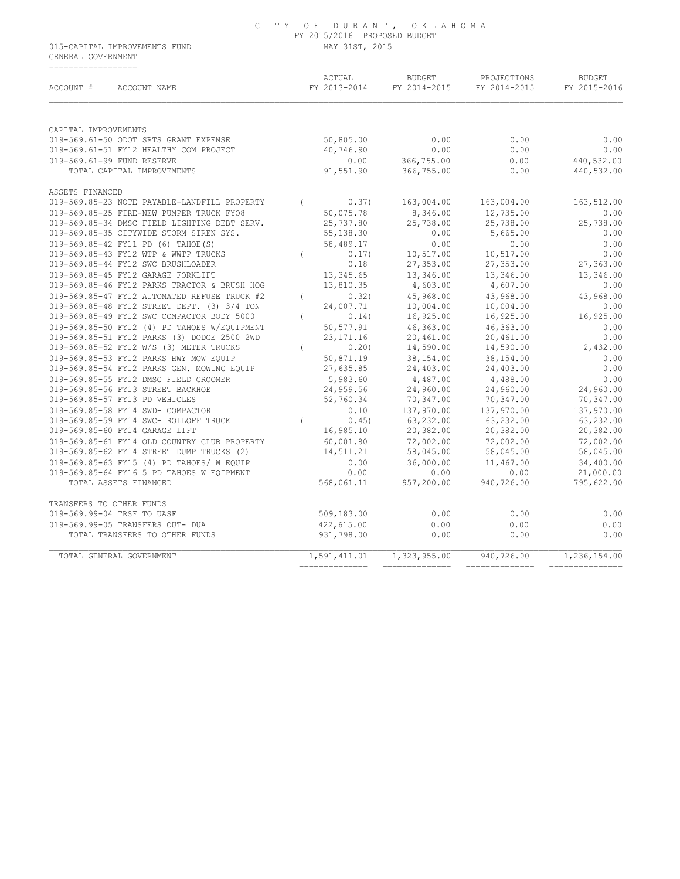CITY OF DURANT, OKLAHOMA
FY 2015/2016 PROPOSED BUDGET
MAY 31ST, 2015

015-CAPITAL IMPROVEMENTS FUND
GENERAL GOVERNMENT

| ACCOUNT # | ACCOUNT NAME | ACTUAL FY 2013-2014 | BUDGET FY 2014-2015 | PROJECTIONS FY 2014-2015 | BUDGET FY 2015-2016 |
|---|---|---|---|---|---|
| CAPITAL IMPROVEMENTS | | | | | |
| 019-569.61-50 | ODOT SRTS GRANT EXPENSE | 50,805.00 | 0.00 | 0.00 | 0.00 |
| 019-569.61-51 | FY12 HEALTHY COM PROJECT | 40,746.90 | 0.00 | 0.00 | 0.00 |
| 019-569.61-99 | FUND RESERVE | 0.00 | 366,755.00 | 0.00 | 440,532.00 |
| | TOTAL CAPITAL IMPROVEMENTS | 91,551.90 | 366,755.00 | 0.00 | 440,532.00 |
| ASSETS FINANCED | | | | | |
| 019-569.85-23 | NOTE PAYABLE-LANDFILL PROPERTY | ( 0.37) | 163,004.00 | 163,004.00 | 163,512.00 |
| 019-569.85-25 | FIRE-NEW PUMPER TRUCK FY08 | 50,075.78 | 8,346.00 | 12,735.00 | 0.00 |
| 019-569.85-34 | DMSC FIELD LIGHTING DEBT SERV. | 25,737.80 | 25,738.00 | 25,738.00 | 25,738.00 |
| 019-569.85-35 | CITYWIDE STORM SIREN SYS. | 55,138.30 | 0.00 | 5,665.00 | 0.00 |
| 019-569.85-42 | FY11 PD (6) TAHOE(S) | 58,489.17 | 0.00 | 0.00 | 0.00 |
| 019-569.85-43 | FY12 WTP & WWTP TRUCKS | ( 0.17) | 10,517.00 | 10,517.00 | 0.00 |
| 019-569.85-44 | FY12 SWC BRUSHLOADER | 0.18 | 27,353.00 | 27,353.00 | 27,363.00 |
| 019-569.85-45 | FY12 GARAGE FORKLIFT | 13,345.65 | 13,346.00 | 13,346.00 | 13,346.00 |
| 019-569.85-46 | FY12 PARKS TRACTOR & BRUSH HOG | 13,810.35 | 4,603.00 | 4,607.00 | 0.00 |
| 019-569.85-47 | FY12 AUTOMATED REFUSE TRUCK #2 | ( 0.32) | 45,968.00 | 43,968.00 | 43,968.00 |
| 019-569.85-48 | FY12 STREET DEPT. (3) 3/4 TON | 24,007.71 | 10,004.00 | 10,004.00 | 0.00 |
| 019-569.85-49 | FY12 SWC COMPACTOR BODY 5000 | ( 0.14) | 16,925.00 | 16,925.00 | 16,925.00 |
| 019-569.85-50 | FY12 (4) PD TAHOES W/EQUIPMENT | 50,577.91 | 46,363.00 | 46,363.00 | 0.00 |
| 019-569.85-51 | FY12 PARKS (3) DODGE 2500 2WD | 23,171.16 | 20,461.00 | 20,461.00 | 0.00 |
| 019-569.85-52 | FY12 W/S (3) METER TRUCKS | ( 0.20) | 14,590.00 | 14,590.00 | 2,432.00 |
| 019-569.85-53 | FY12 PARKS HWY MOW EQUIP | 50,871.19 | 38,154.00 | 38,154.00 | 0.00 |
| 019-569.85-54 | FY12 PARKS GEN. MOWING EQUIP | 27,635.85 | 24,403.00 | 24,403.00 | 0.00 |
| 019-569.85-55 | FY12 DMSC FIELD GROOMER | 5,983.60 | 4,487.00 | 4,488.00 | 0.00 |
| 019-569.85-56 | FY13 STREET BACKHOE | 24,959.56 | 24,960.00 | 24,960.00 | 24,960.00 |
| 019-569.85-57 | FY13 PD VEHICLES | 52,760.34 | 70,347.00 | 70,347.00 | 70,347.00 |
| 019-569.85-58 | FY14 SWD- COMPACTOR | 0.10 | 137,970.00 | 137,970.00 | 137,970.00 |
| 019-569.85-59 | FY14 SWC- ROLLOFF TRUCK | ( 0.45) | 63,232.00 | 63,232.00 | 63,232.00 |
| 019-569.85-60 | FY14 GARAGE LIFT | 16,985.10 | 20,382.00 | 20,382.00 | 20,382.00 |
| 019-569.85-61 | FY14 OLD COUNTRY CLUB PROPERTY | 60,001.80 | 72,002.00 | 72,002.00 | 72,002.00 |
| 019-569.85-62 | FY14 STREET DUMP TRUCKS (2) | 14,511.21 | 58,045.00 | 58,045.00 | 58,045.00 |
| 019-569.85-63 | FY15 (4) PD TAHOES/ W EQUIP | 0.00 | 36,000.00 | 11,467.00 | 34,400.00 |
| 019-569.85-64 | FY16 5 PD TAHOES W EQIPMENT | 0.00 | 0.00 | 0.00 | 21,000.00 |
| | TOTAL ASSETS FINANCED | 568,061.11 | 957,200.00 | 940,726.00 | 795,622.00 |
| TRANSFERS TO OTHER FUNDS | | | | | |
| 019-569.99-04 | TRSF TO UASF | 509,183.00 | 0.00 | 0.00 | 0.00 |
| 019-569.99-05 | TRANSFERS OUT- DUA | 422,615.00 | 0.00 | 0.00 | 0.00 |
| | TOTAL TRANSFERS TO OTHER FUNDS | 931,798.00 | 0.00 | 0.00 | 0.00 |
| | TOTAL GENERAL GOVERNMENT | 1,591,411.01 | 1,323,955.00 | 940,726.00 | 1,236,154.00 |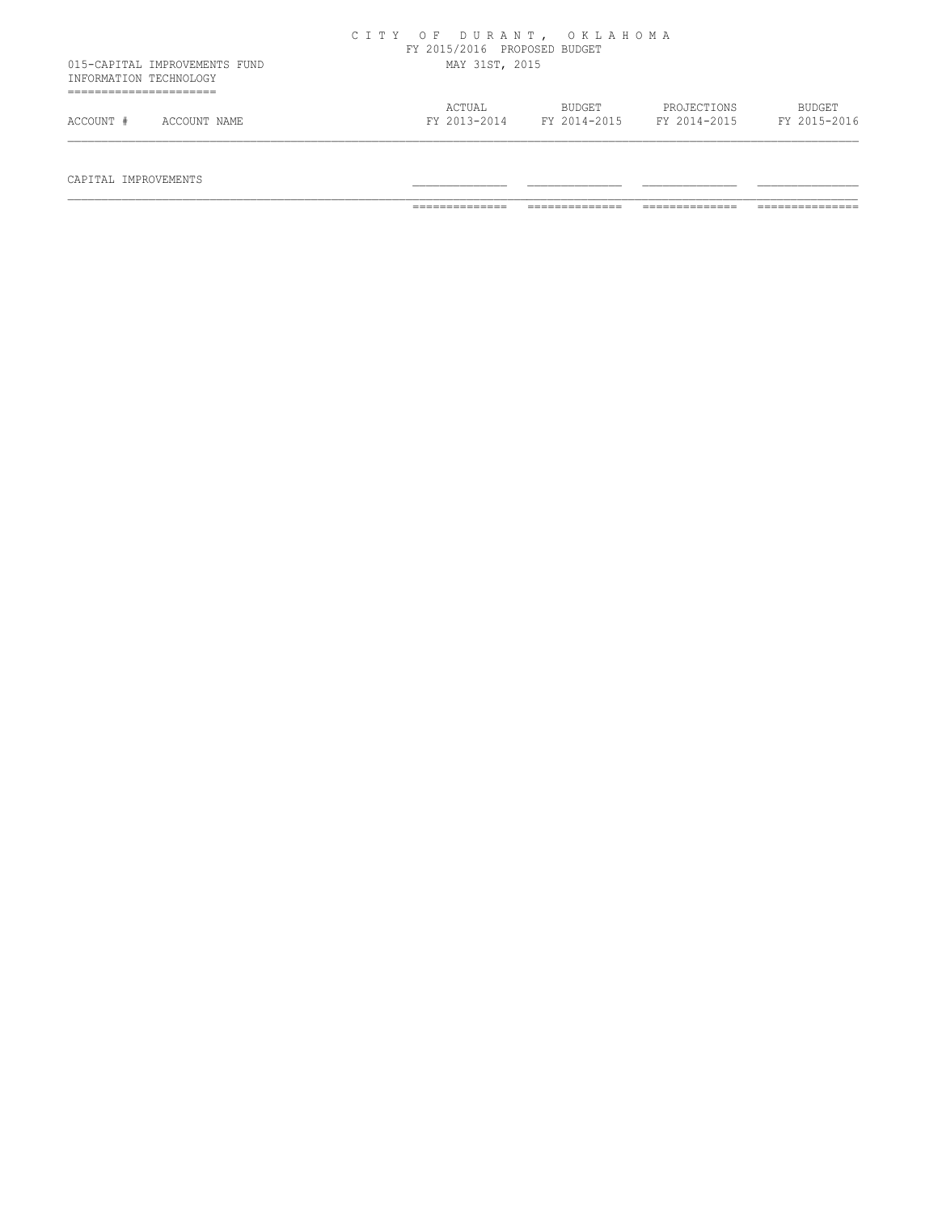# CITY OF DURANT, OKLAHOMA

FY 2015/2016 PROPOSED BUDGET

MAY 31ST, 2015

015-CAPITAL IMPROVEMENTS FUND

INFORMATION TECHNOLOGY

| ACCOUNT # | ACCOUNT NAME | ACTUAL FY 2013-2014 | BUDGET FY 2014-2015 | PROJECTIONS FY 2014-2015 | BUDGET FY 2015-2016 |
|---|---|---|---|---|---|
| CAPITAL IMPROVEMENTS | | | | | |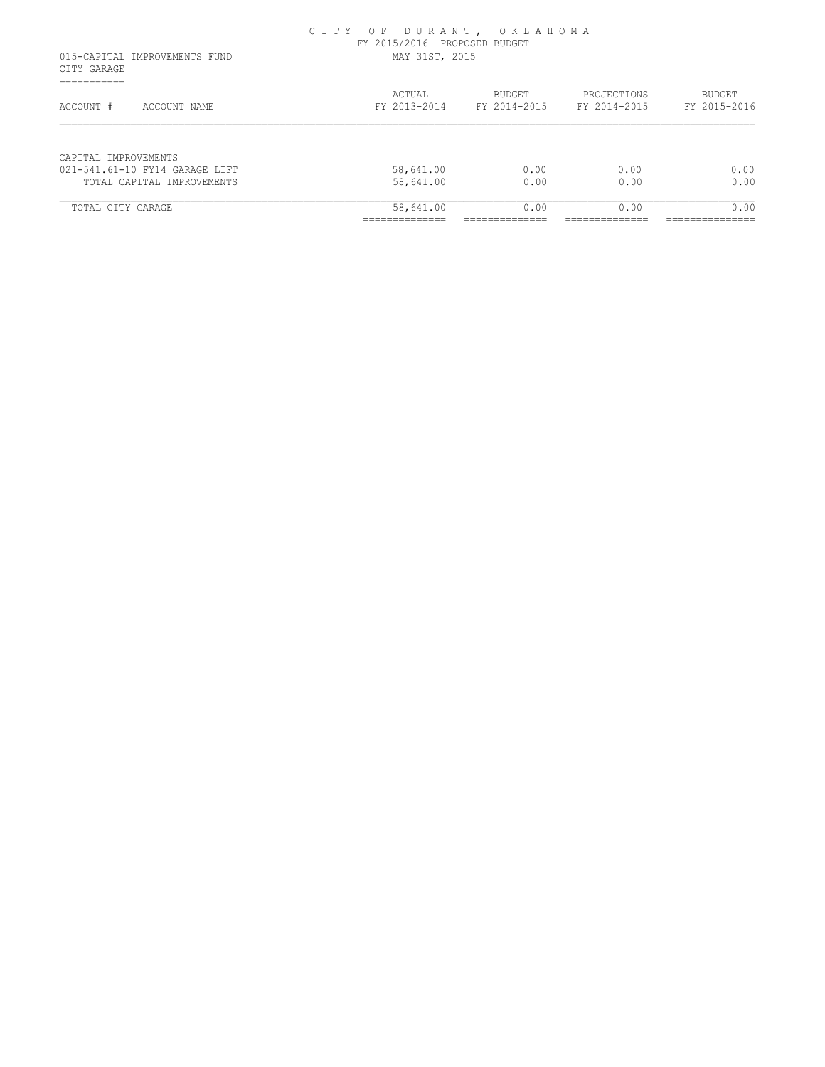# CITY OF DURANT, OKLAHOMA

FY 2015/2016 PROPOSED BUDGET

MAY 31ST, 2015

015-CAPITAL IMPROVEMENTS FUND

CITY GARAGE

| ACCOUNT # | ACCOUNT NAME | ACTUAL FY 2013-2014 | BUDGET FY 2014-2015 | PROJECTIONS FY 2014-2015 | BUDGET FY 2015-2016 |
|---|---|---|---|---|---|
| CAPITAL IMPROVEMENTS | | | | | |
| 021-541.61-10 | FY14 GARAGE LIFT | 58,641.00 | 0.00 | 0.00 | 0.00 |
| | TOTAL CAPITAL IMPROVEMENTS | 58,641.00 | 0.00 | 0.00 | 0.00 |
| TOTAL CITY GARAGE | | 58,641.00 | 0.00 | 0.00 | 0.00 |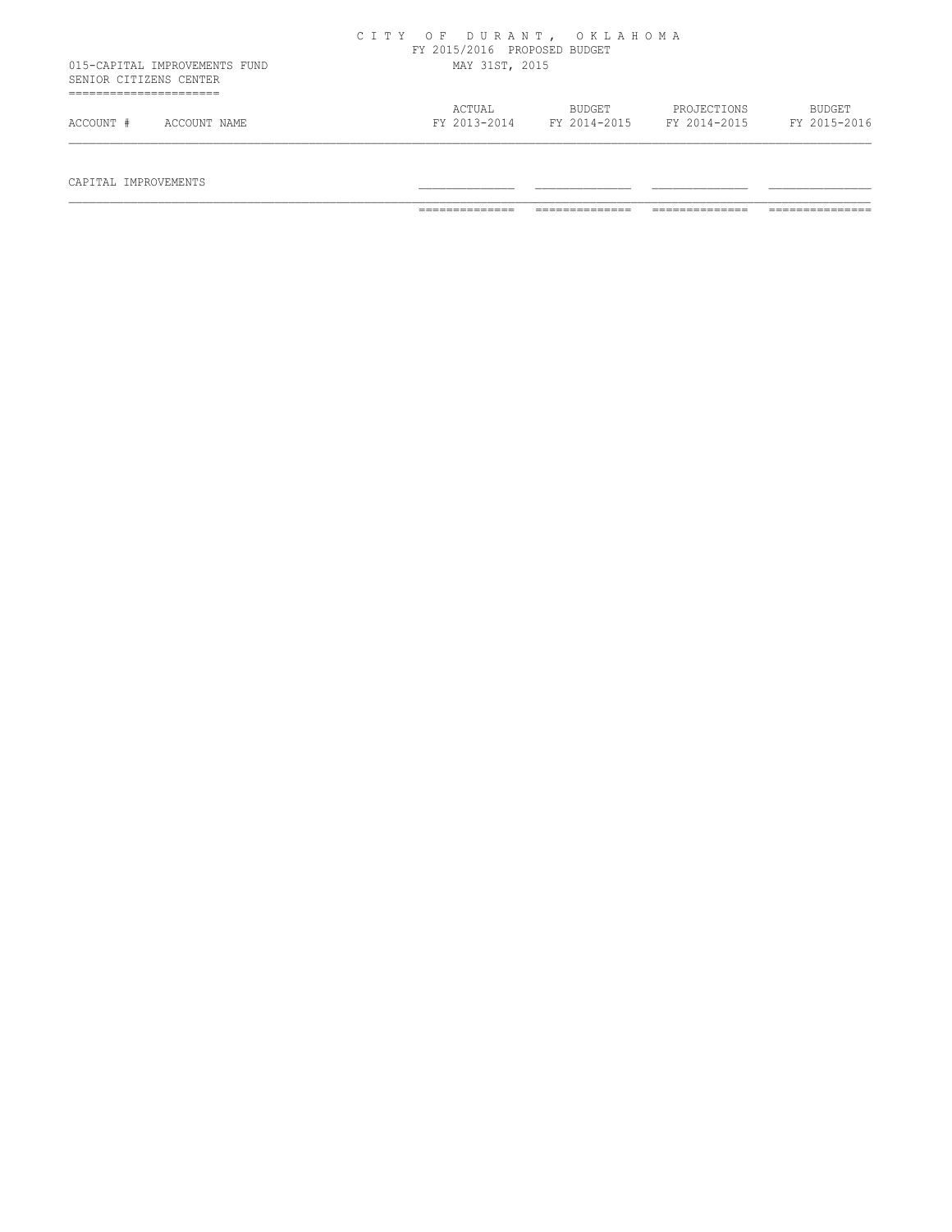# CITY OF DURANT, OKLAHOMA

FY 2015/2016 PROPOSED BUDGET

MAY 31ST, 2015

015-CAPITAL IMPROVEMENTS FUND

SENIOR CITIZENS CENTER

| ACCOUNT # | ACCOUNT NAME | ACTUAL FY 2013-2014 | BUDGET FY 2014-2015 | PROJECTIONS FY 2014-2015 | BUDGET FY 2015-2016 |
|---|---|---|---|---|---|
| | CAPITAL IMPROVEMENTS | | | | |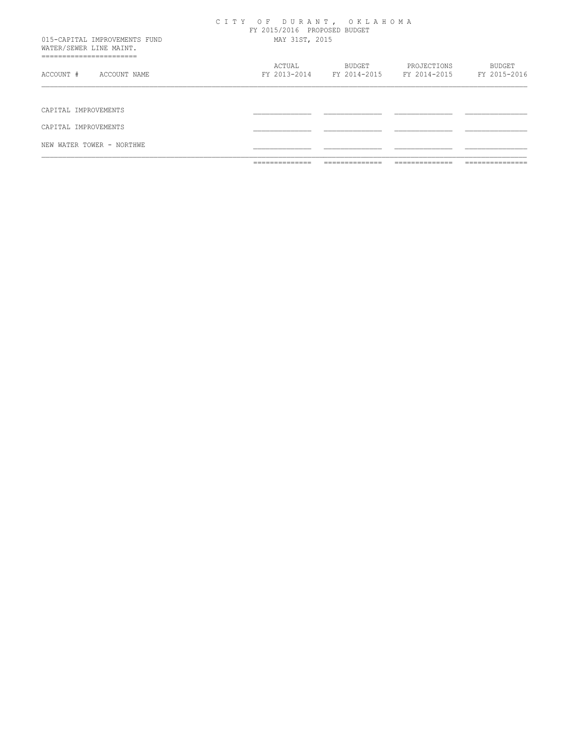# C I T Y O F D U R A N T , O K L A H O M A

FY 2015/2016 PROPOSED BUDGET

015-CAPITAL IMPROVEMENTS FUND — MAY 31ST, 2015

WATER/SEWER LINE MAINT.

| ACCOUNT # | ACCOUNT NAME | ACTUAL FY 2013-2014 | BUDGET FY 2014-2015 | PROJECTIONS FY 2014-2015 | BUDGET FY 2015-2016 |
|---|---|---|---|---|---|
| | CAPITAL IMPROVEMENTS | | | | |
| | CAPITAL IMPROVEMENTS | | | | |
| | NEW WATER TOWER - NORTHWE | | | | |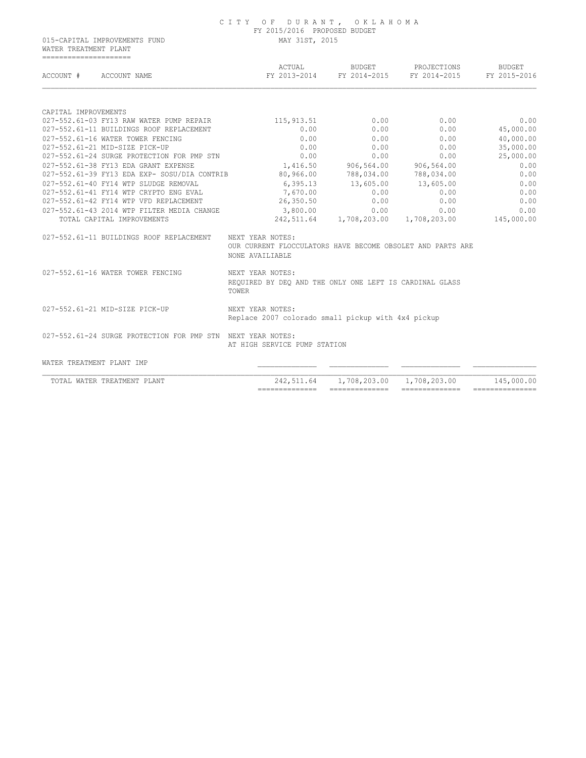CITY OF DURANT, OKLAHOMA
FY 2015/2016 PROPOSED BUDGET
MAY 31ST, 2015

015-CAPITAL IMPROVEMENTS FUND
WATER TREATMENT PLANT

| ACCOUNT # ACCOUNT NAME | ACTUAL FY 2013-2014 | BUDGET FY 2014-2015 | PROJECTIONS FY 2014-2015 | BUDGET FY 2015-2016 |
|---|---|---|---|---|
| CAPITAL IMPROVEMENTS | | | | |
| 027-552.61-03 FY13 RAW WATER PUMP REPAIR | 115,913.51 | 0.00 | 0.00 | 0.00 |
| 027-552.61-11 BUILDINGS ROOF REPLACEMENT | 0.00 | 0.00 | 0.00 | 45,000.00 |
| 027-552.61-16 WATER TOWER FENCING | 0.00 | 0.00 | 0.00 | 40,000.00 |
| 027-552.61-21 MID-SIZE PICK-UP | 0.00 | 0.00 | 0.00 | 35,000.00 |
| 027-552.61-24 SURGE PROTECTION FOR PMP STN | 0.00 | 0.00 | 0.00 | 25,000.00 |
| 027-552.61-38 FY13 EDA GRANT EXPENSE | 1,416.50 | 906,564.00 | 906,564.00 | 0.00 |
| 027-552.61-39 FY13 EDA EXP- SOSU/DIA CONTRIB | 80,966.00 | 788,034.00 | 788,034.00 | 0.00 |
| 027-552.61-40 FY14 WTP SLUDGE REMOVAL | 6,395.13 | 13,605.00 | 13,605.00 | 0.00 |
| 027-552.61-41 FY14 WTP CRYPTO ENG EVAL | 7,670.00 | 0.00 | 0.00 | 0.00 |
| 027-552.61-42 FY14 WTP VFD REPLACEMENT | 26,350.50 | 0.00 | 0.00 | 0.00 |
| 027-552.61-43 2014 WTP FILTER MEDIA CHANGE | 3,800.00 | 0.00 | 0.00 | 0.00 |
| TOTAL CAPITAL IMPROVEMENTS | 242,511.64 | 1,708,203.00 | 1,708,203.00 | 145,000.00 |

027-552.61-11 BUILDINGS ROOF REPLACEMENT — NEXT YEAR NOTES:
OUR CURRENT FLOCCULATORS HAVE BECOME OBSOLET AND PARTS ARE NONE AVAIILABLE

027-552.61-16 WATER TOWER FENCING — NEXT YEAR NOTES:
REQUIRED BY DEQ AND THE ONLY ONE LEFT IS CARDINAL GLASS TOWER

027-552.61-21 MID-SIZE PICK-UP — NEXT YEAR NOTES:
Replace 2007 colorado small pickup with 4x4 pickup

027-552.61-24 SURGE PROTECTION FOR PMP STN — NEXT YEAR NOTES:
AT HIGH SERVICE PUMP STATION

| | ACTUAL FY 2013-2014 | BUDGET FY 2014-2015 | PROJECTIONS FY 2014-2015 | BUDGET FY 2015-2016 |
|---|---|---|---|---|
| WATER TREATMENT PLANT IMP | | | | |
| TOTAL WATER TREATMENT PLANT | 242,511.64 | 1,708,203.00 | 1,708,203.00 | 145,000.00 |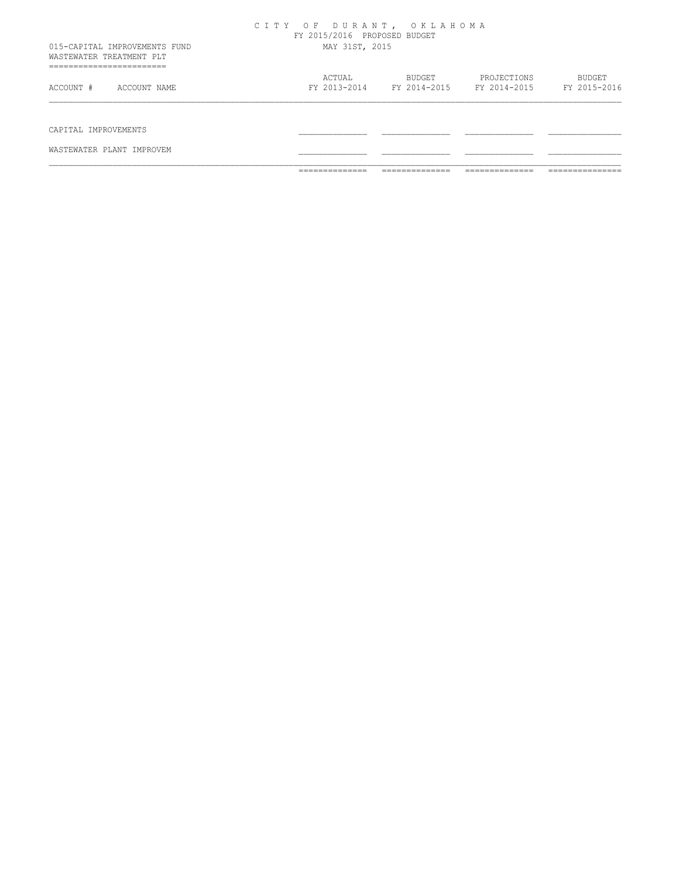C I T Y   O F   D U R A N T ,   O K L A H O M A

FY 2015/2016 PROPOSED BUDGET

MAY 31ST, 2015

015-CAPITAL IMPROVEMENTS FUND

WASTEWATER TREATMENT PLT

| ACCOUNT # | ACCOUNT NAME | ACTUAL FY 2013-2014 | BUDGET FY 2014-2015 | PROJECTIONS FY 2014-2015 | BUDGET FY 2015-2016 |
|---|---|---|---|---|---|
| CAPITAL IMPROVEMENTS | | | | | |
| WASTEWATER PLANT IMPROVEM | | | | | |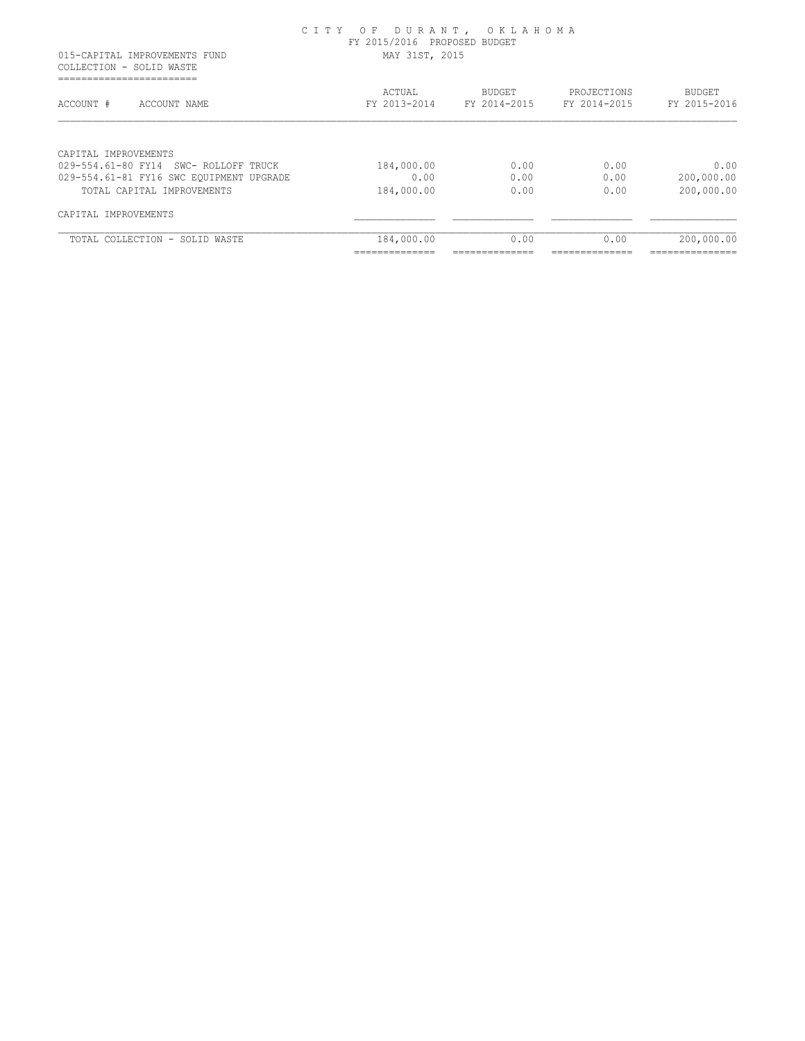# CITY OF DURANT, OKLAHOMA

FY 2015/2016 PROPOSED BUDGET

MAY 31ST, 2015

015-CAPITAL IMPROVEMENTS FUND

COLLECTION - SOLID WASTE

| ACCOUNT # ACCOUNT NAME | ACTUAL FY 2013-2014 | BUDGET FY 2014-2015 | PROJECTIONS FY 2014-2015 | BUDGET FY 2015-2016 |
|---|---|---|---|---|
| CAPITAL IMPROVEMENTS | | | | |
| 029-554.61-80 FY14 SWC- ROLLOFF TRUCK | 184,000.00 | 0.00 | 0.00 | 0.00 |
| 029-554.61-81 FY16 SWC EQUIPMENT UPGRADE | 0.00 | 0.00 | 0.00 | 200,000.00 |
| TOTAL CAPITAL IMPROVEMENTS | 184,000.00 | 0.00 | 0.00 | 200,000.00 |
| CAPITAL IMPROVEMENTS | | | | |
| TOTAL COLLECTION - SOLID WASTE | 184,000.00 | 0.00 | 0.00 | 200,000.00 |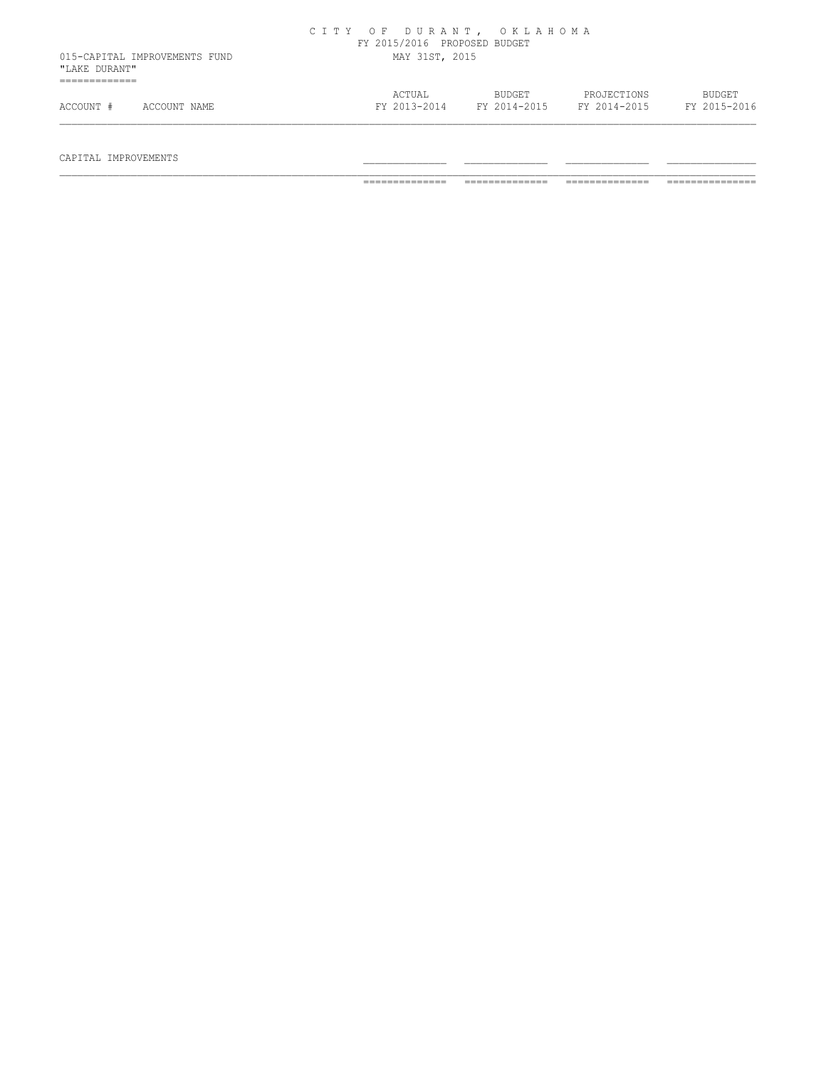# CITY OF DURANT, OKLAHOMA

FY 2015/2016 PROPOSED BUDGET

MAY 31ST, 2015

015-CAPITAL IMPROVEMENTS FUND

"LAKE DURANT"

| ACCOUNT # | ACCOUNT NAME | ACTUAL FY 2013-2014 | BUDGET FY 2014-2015 | PROJECTIONS FY 2014-2015 | BUDGET FY 2015-2016 |
|---|---|---|---|---|---|
| | CAPITAL IMPROVEMENTS | | | | |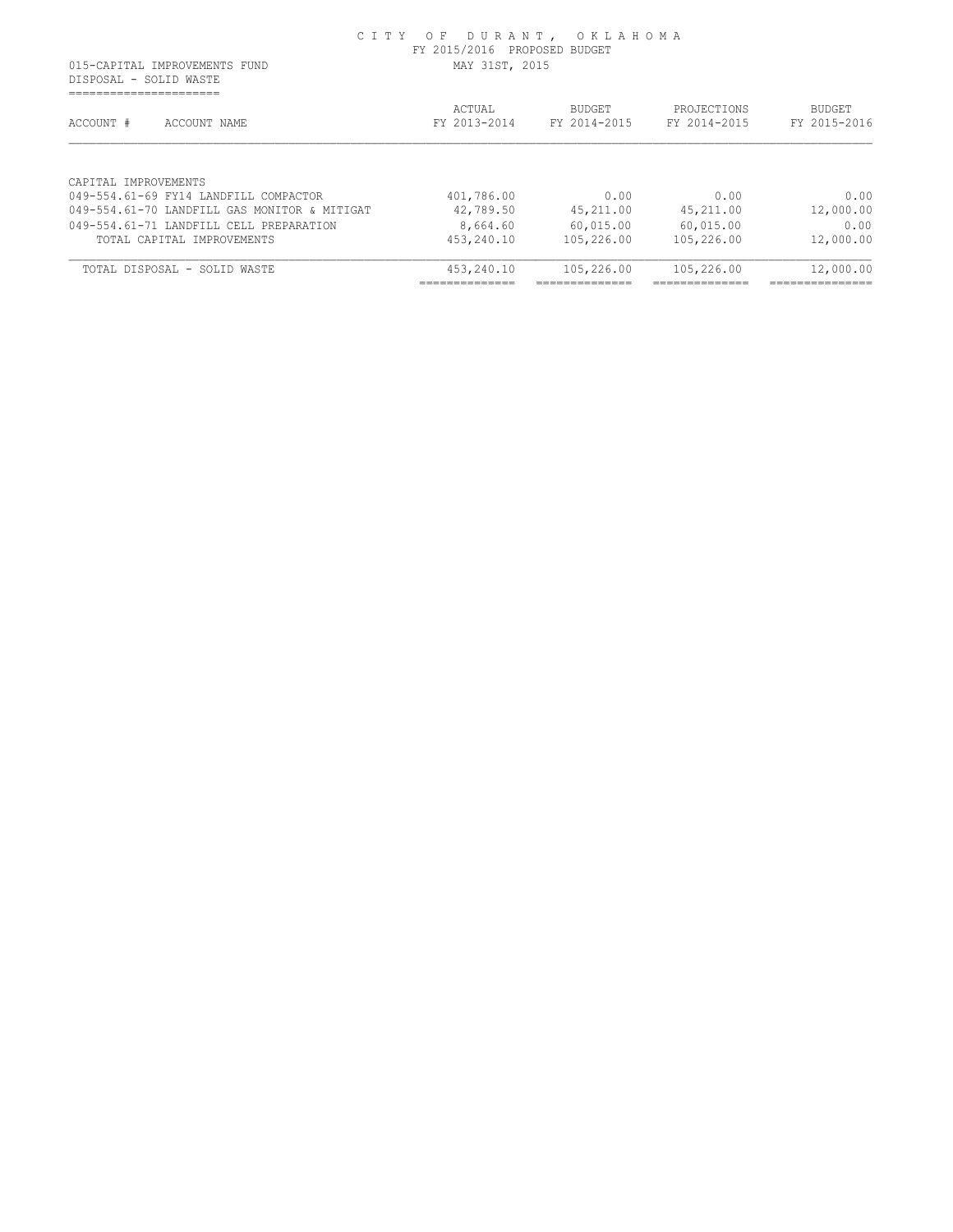CITY OF DURANT, OKLAHOMA
FY 2015/2016 PROPOSED BUDGET
MAY 31ST, 2015

015-CAPITAL IMPROVEMENTS FUND
DISPOSAL - SOLID WASTE

| ACCOUNT # ACCOUNT NAME | ACTUAL FY 2013-2014 | BUDGET FY 2014-2015 | PROJECTIONS FY 2014-2015 | BUDGET FY 2015-2016 |
|---|---|---|---|---|
| CAPITAL IMPROVEMENTS | | | | |
| 049-554.61-69 FY14 LANDFILL COMPACTOR | 401,786.00 | 0.00 | 0.00 | 0.00 |
| 049-554.61-70 LANDFILL GAS MONITOR & MITIGAT | 42,789.50 | 45,211.00 | 45,211.00 | 12,000.00 |
| 049-554.61-71 LANDFILL CELL PREPARATION | 8,664.60 | 60,015.00 | 60,015.00 | 0.00 |
| TOTAL CAPITAL IMPROVEMENTS | 453,240.10 | 105,226.00 | 105,226.00 | 12,000.00 |
| TOTAL DISPOSAL - SOLID WASTE | 453,240.10 | 105,226.00 | 105,226.00 | 12,000.00 |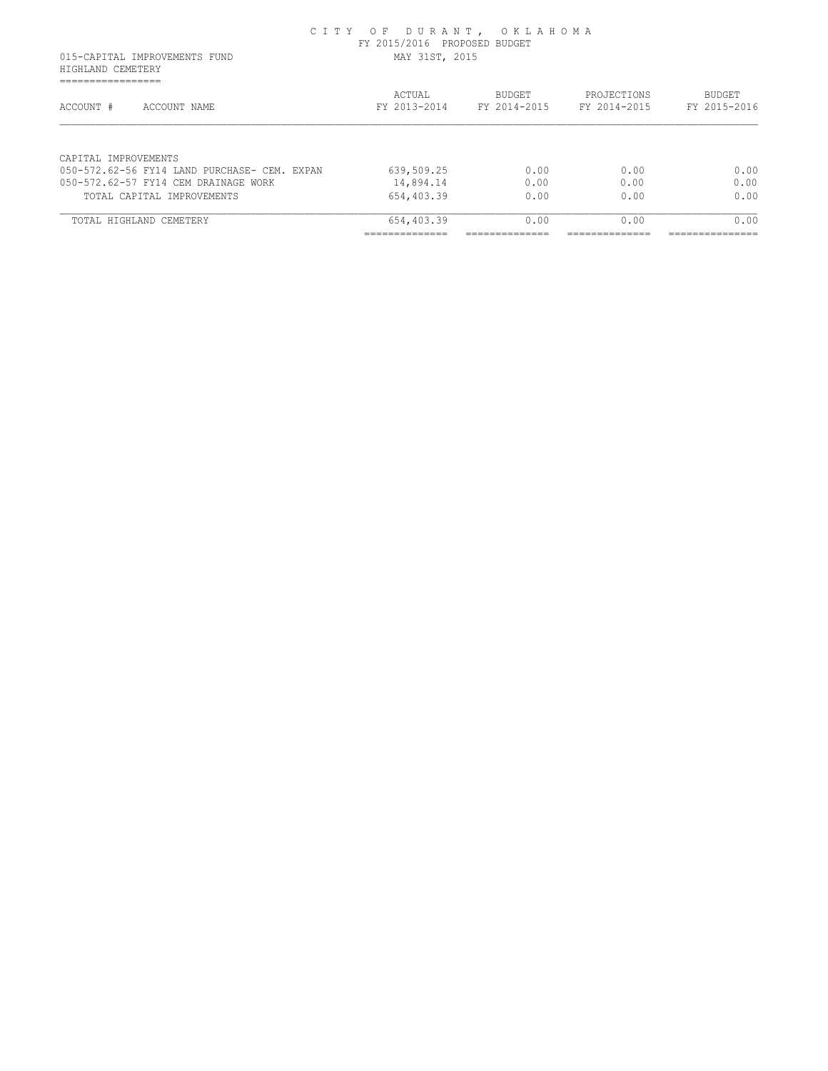CITY OF DURANT, OKLAHOMA
FY 2015/2016 PROPOSED BUDGET
MAY 31ST, 2015

015-CAPITAL IMPROVEMENTS FUND
HIGHLAND CEMETERY

| ACCOUNT # ACCOUNT NAME | ACTUAL FY 2013-2014 | BUDGET FY 2014-2015 | PROJECTIONS FY 2014-2015 | BUDGET FY 2015-2016 |
|---|---|---|---|---|
| CAPITAL IMPROVEMENTS | | | | |
| 050-572.62-56 FY14 LAND PURCHASE- CEM. EXPAN | 639,509.25 | 0.00 | 0.00 | 0.00 |
| 050-572.62-57 FY14 CEM DRAINAGE WORK | 14,894.14 | 0.00 | 0.00 | 0.00 |
| TOTAL CAPITAL IMPROVEMENTS | 654,403.39 | 0.00 | 0.00 | 0.00 |
| TOTAL HIGHLAND CEMETERY | 654,403.39 | 0.00 | 0.00 | 0.00 |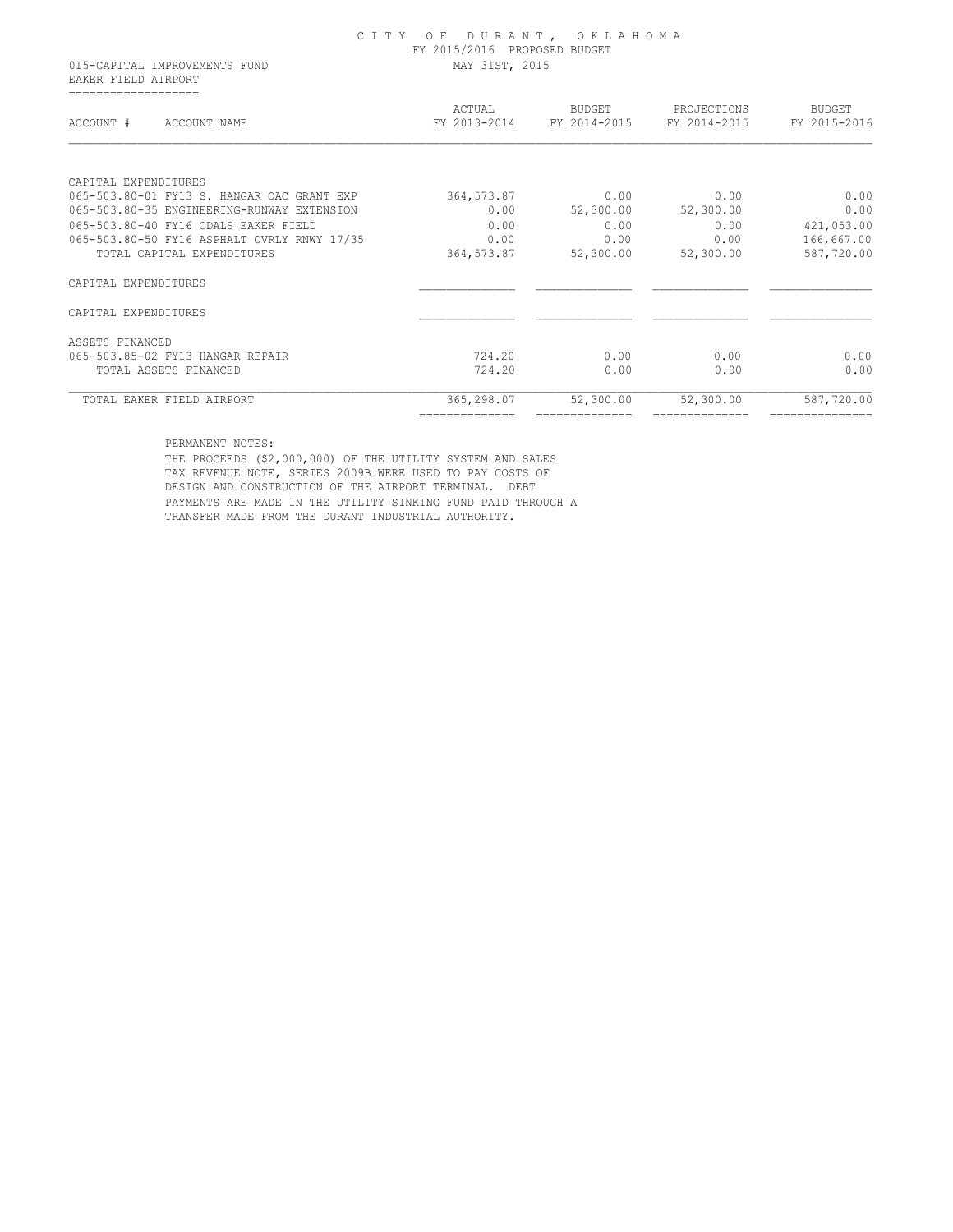CITY OF DURANT, OKLAHOMA
FY 2015/2016 PROPOSED BUDGET
MAY 31ST, 2015

015-CAPITAL IMPROVEMENTS FUND
EAKER FIELD AIRPORT

| ACCOUNT # | ACCOUNT NAME | ACTUAL FY 2013-2014 | BUDGET FY 2014-2015 | PROJECTIONS FY 2014-2015 | BUDGET FY 2015-2016 |
|---|---|---|---|---|---|
| CAPITAL EXPENDITURES | | | | | |
| 065-503.80-01 | FY13 S. HANGAR OAC GRANT EXP | 364,573.87 | 0.00 | 0.00 | 0.00 |
| 065-503.80-35 | ENGINEERING-RUNWAY EXTENSION | 0.00 | 52,300.00 | 52,300.00 | 0.00 |
| 065-503.80-40 | FY16 ODALS EAKER FIELD | 0.00 | 0.00 | 0.00 | 421,053.00 |
| 065-503.80-50 | FY16 ASPHALT OVRLY RNWY 17/35 | 0.00 | 0.00 | 0.00 | 166,667.00 |
| | TOTAL CAPITAL EXPENDITURES | 364,573.87 | 52,300.00 | 52,300.00 | 587,720.00 |
| CAPITAL EXPENDITURES | | | | | |
| CAPITAL EXPENDITURES | | | | | |
| ASSETS FINANCED | | | | | |
| 065-503.85-02 | FY13 HANGAR REPAIR | 724.20 | 0.00 | 0.00 | 0.00 |
| | TOTAL ASSETS FINANCED | 724.20 | 0.00 | 0.00 | 0.00 |
| | TOTAL EAKER FIELD AIRPORT | 365,298.07 | 52,300.00 | 52,300.00 | 587,720.00 |

PERMANENT NOTES:
THE PROCEEDS ($2,000,000) OF THE UTILITY SYSTEM AND SALES TAX REVENUE NOTE, SERIES 2009B WERE USED TO PAY COSTS OF DESIGN AND CONSTRUCTION OF THE AIRPORT TERMINAL. DEBT PAYMENTS ARE MADE IN THE UTILITY SINKING FUND PAID THROUGH A TRANSFER MADE FROM THE DURANT INDUSTRIAL AUTHORITY.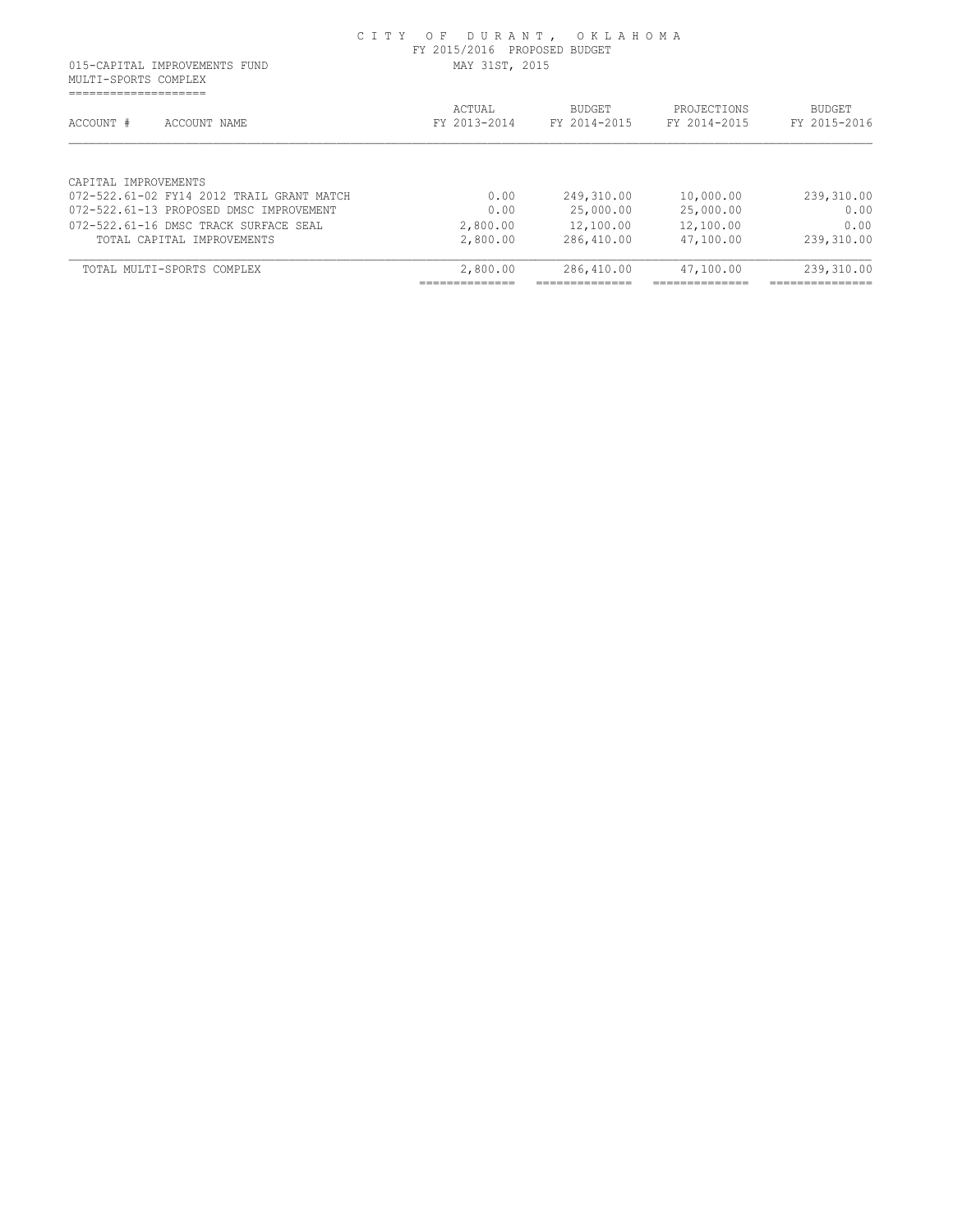CITY OF DURANT, OKLAHOMA
FY 2015/2016 PROPOSED BUDGET
MAY 31ST, 2015

015-CAPITAL IMPROVEMENTS FUND
MULTI-SPORTS COMPLEX

| ACCOUNT # ACCOUNT NAME | ACTUAL FY 2013-2014 | BUDGET FY 2014-2015 | PROJECTIONS FY 2014-2015 | BUDGET FY 2015-2016 |
|---|---|---|---|---|
| CAPITAL IMPROVEMENTS | | | | |
| 072-522.61-02 FY14 2012 TRAIL GRANT MATCH | 0.00 | 249,310.00 | 10,000.00 | 239,310.00 |
| 072-522.61-13 PROPOSED DMSC IMPROVEMENT | 0.00 | 25,000.00 | 25,000.00 | 0.00 |
| 072-522.61-16 DMSC TRACK SURFACE SEAL | 2,800.00 | 12,100.00 | 12,100.00 | 0.00 |
| TOTAL CAPITAL IMPROVEMENTS | 2,800.00 | 286,410.00 | 47,100.00 | 239,310.00 |
| TOTAL MULTI-SPORTS COMPLEX | 2,800.00 | 286,410.00 | 47,100.00 | 239,310.00 |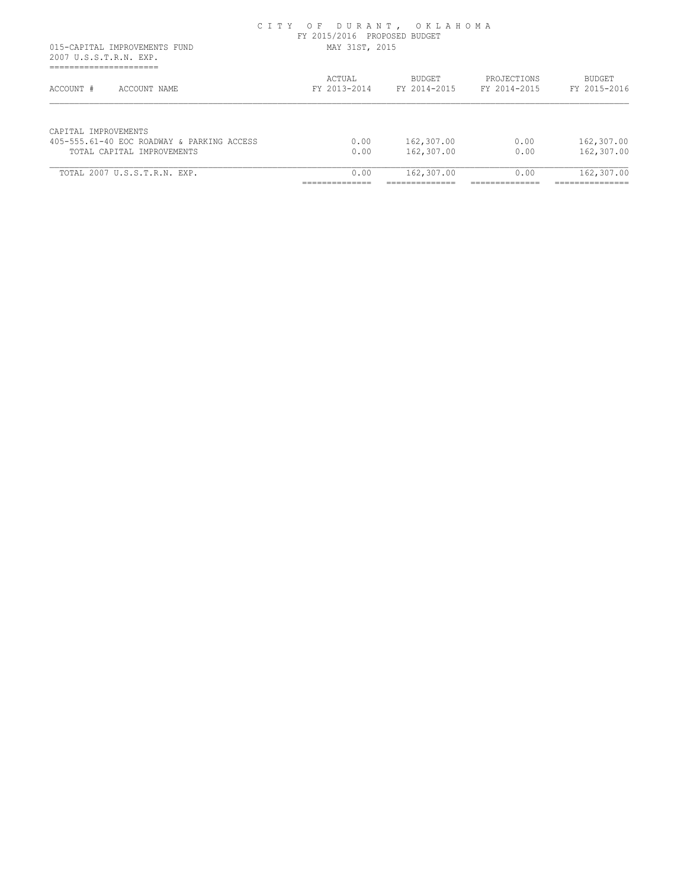CITY OF DURANT, OKLAHOMA
FY 2015/2016 PROPOSED BUDGET
MAY 31ST, 2015

015-CAPITAL IMPROVEMENTS FUND
2007 U.S.S.T.R.N. EXP.

| ACCOUNT # | ACCOUNT NAME | ACTUAL FY 2013-2014 | BUDGET FY 2014-2015 | PROJECTIONS FY 2014-2015 | BUDGET FY 2015-2016 |
|---|---|---|---|---|---|
| CAPITAL IMPROVEMENTS | | | | | |
| 405-555.61-40 | EOC ROADWAY & PARKING ACCESS | 0.00 | 162,307.00 | 0.00 | 162,307.00 |
| | TOTAL CAPITAL IMPROVEMENTS | 0.00 | 162,307.00 | 0.00 | 162,307.00 |
| | TOTAL 2007 U.S.S.T.R.N. EXP. | 0.00 | 162,307.00 | 0.00 | 162,307.00 |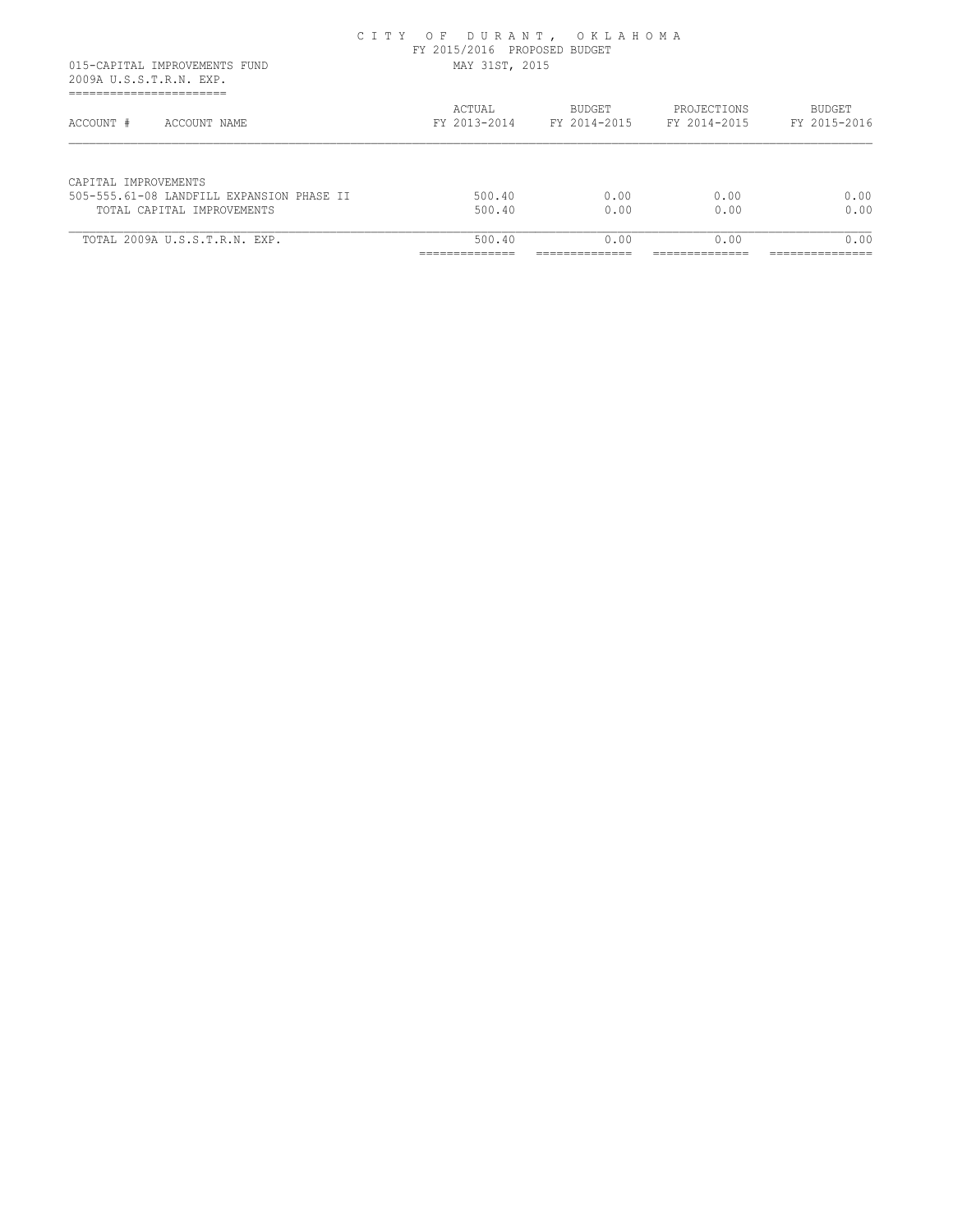CITY OF DURANT, OKLAHOMA
FY 2015/2016 PROPOSED BUDGET
MAY 31ST, 2015

015-CAPITAL IMPROVEMENTS FUND
2009A U.S.S.T.R.N. EXP.

| ACCOUNT # | ACCOUNT NAME | ACTUAL FY 2013-2014 | BUDGET FY 2014-2015 | PROJECTIONS FY 2014-2015 | BUDGET FY 2015-2016 |
|---|---|---|---|---|---|
| CAPITAL IMPROVEMENTS | | | | | |
| 505-555.61-08 | LANDFILL EXPANSION PHASE II | 500.40 | 0.00 | 0.00 | 0.00 |
| | TOTAL CAPITAL IMPROVEMENTS | 500.40 | 0.00 | 0.00 | 0.00 |
| | TOTAL 2009A U.S.S.T.R.N. EXP. | 500.40 | 0.00 | 0.00 | 0.00 |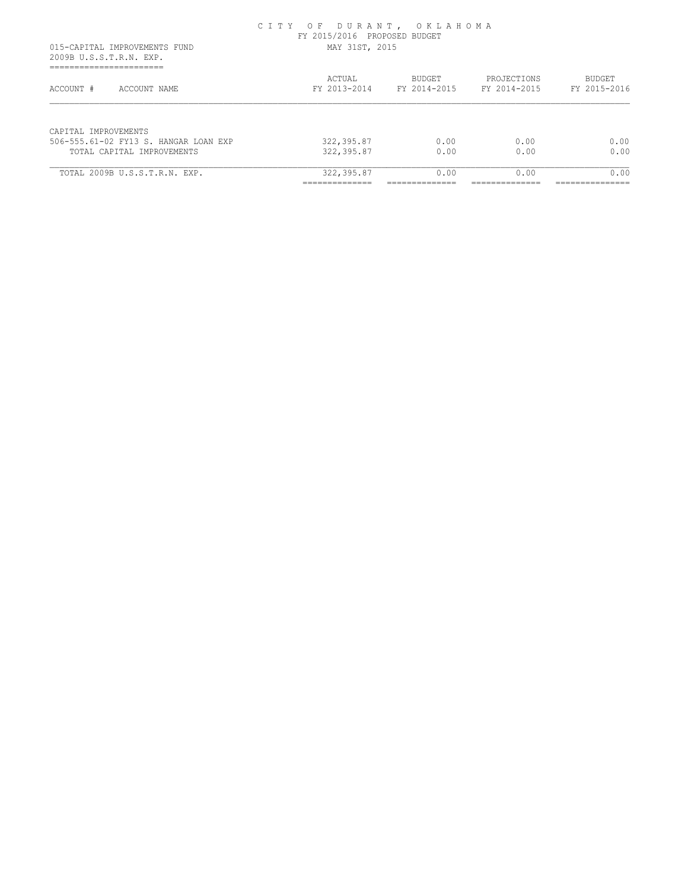CITY OF DURANT, OKLAHOMA
FY 2015/2016 PROPOSED BUDGET
MAY 31ST, 2015

015-CAPITAL IMPROVEMENTS FUND
2009B U.S.S.T.R.N. EXP.

| ACCOUNT # ACCOUNT NAME | ACTUAL FY 2013-2014 | BUDGET FY 2014-2015 | PROJECTIONS FY 2014-2015 | BUDGET FY 2015-2016 |
|---|---|---|---|---|
| CAPITAL IMPROVEMENTS | | | | |
| 506-555.61-02 FY13 S. HANGAR LOAN EXP | 322,395.87 | 0.00 | 0.00 | 0.00 |
| TOTAL CAPITAL IMPROVEMENTS | 322,395.87 | 0.00 | 0.00 | 0.00 |
| TOTAL 2009B U.S.S.T.R.N. EXP. | 322,395.87 | 0.00 | 0.00 | 0.00 |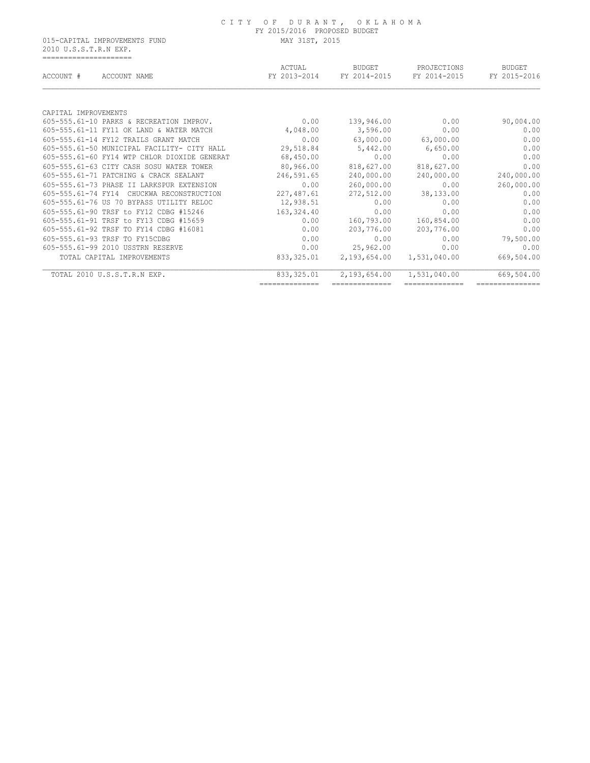# CITY OF DURANT, OKLAHOMA

FY 2015/2016 PROPOSED BUDGET

MAY 31ST, 2015

015-CAPITAL IMPROVEMENTS FUND

2010 U.S.S.T.R.N EXP.

| ACCOUNT # | ACCOUNT NAME | ACTUAL FY 2013-2014 | BUDGET FY 2014-2015 | PROJECTIONS FY 2014-2015 | BUDGET FY 2015-2016 |
|---|---|---|---|---|---|
| CAPITAL IMPROVEMENTS | | | | | |
| 605-555.61-10 | PARKS & RECREATION IMPROV. | 0.00 | 139,946.00 | 0.00 | 90,004.00 |
| 605-555.61-11 | FY11 OK LAND & WATER MATCH | 4,048.00 | 3,596.00 | 0.00 | 0.00 |
| 605-555.61-14 | FY12 TRAILS GRANT MATCH | 0.00 | 63,000.00 | 63,000.00 | 0.00 |
| 605-555.61-50 | MUNICIPAL FACILITY- CITY HALL | 29,518.84 | 5,442.00 | 6,650.00 | 0.00 |
| 605-555.61-60 | FY14 WTP CHLOR DIOXIDE GENERAT | 68,450.00 | 0.00 | 0.00 | 0.00 |
| 605-555.61-63 | CITY CASH SOSU WATER TOWER | 80,966.00 | 818,627.00 | 818,627.00 | 0.00 |
| 605-555.61-71 | PATCHING & CRACK SEALANT | 246,591.65 | 240,000.00 | 240,000.00 | 240,000.00 |
| 605-555.61-73 | PHASE II LARKSPUR EXTENSION | 0.00 | 260,000.00 | 0.00 | 260,000.00 |
| 605-555.61-74 | FY14 CHUCKWA RECONSTRUCTION | 227,487.61 | 272,512.00 | 38,133.00 | 0.00 |
| 605-555.61-76 | US 70 BYPASS UTILITY RELOC | 12,938.51 | 0.00 | 0.00 | 0.00 |
| 605-555.61-90 | TRSF to FY12 CDBG #15246 | 163,324.40 | 0.00 | 0.00 | 0.00 |
| 605-555.61-91 | TRSF to FY13 CDBG #15659 | 0.00 | 160,793.00 | 160,854.00 | 0.00 |
| 605-555.61-92 | TRSF TO FY14 CDBG #16081 | 0.00 | 203,776.00 | 203,776.00 | 0.00 |
| 605-555.61-93 | TRSF TO FY15CDBG | 0.00 | 0.00 | 0.00 | 79,500.00 |
| 605-555.61-99 | 2010 USSTRN RESERVE | 0.00 | 25,962.00 | 0.00 | 0.00 |
| | TOTAL CAPITAL IMPROVEMENTS | 833,325.01 | 2,193,654.00 | 1,531,040.00 | 669,504.00 |
| | TOTAL 2010 U.S.S.T.R.N EXP. | 833,325.01 | 2,193,654.00 | 1,531,040.00 | 669,504.00 |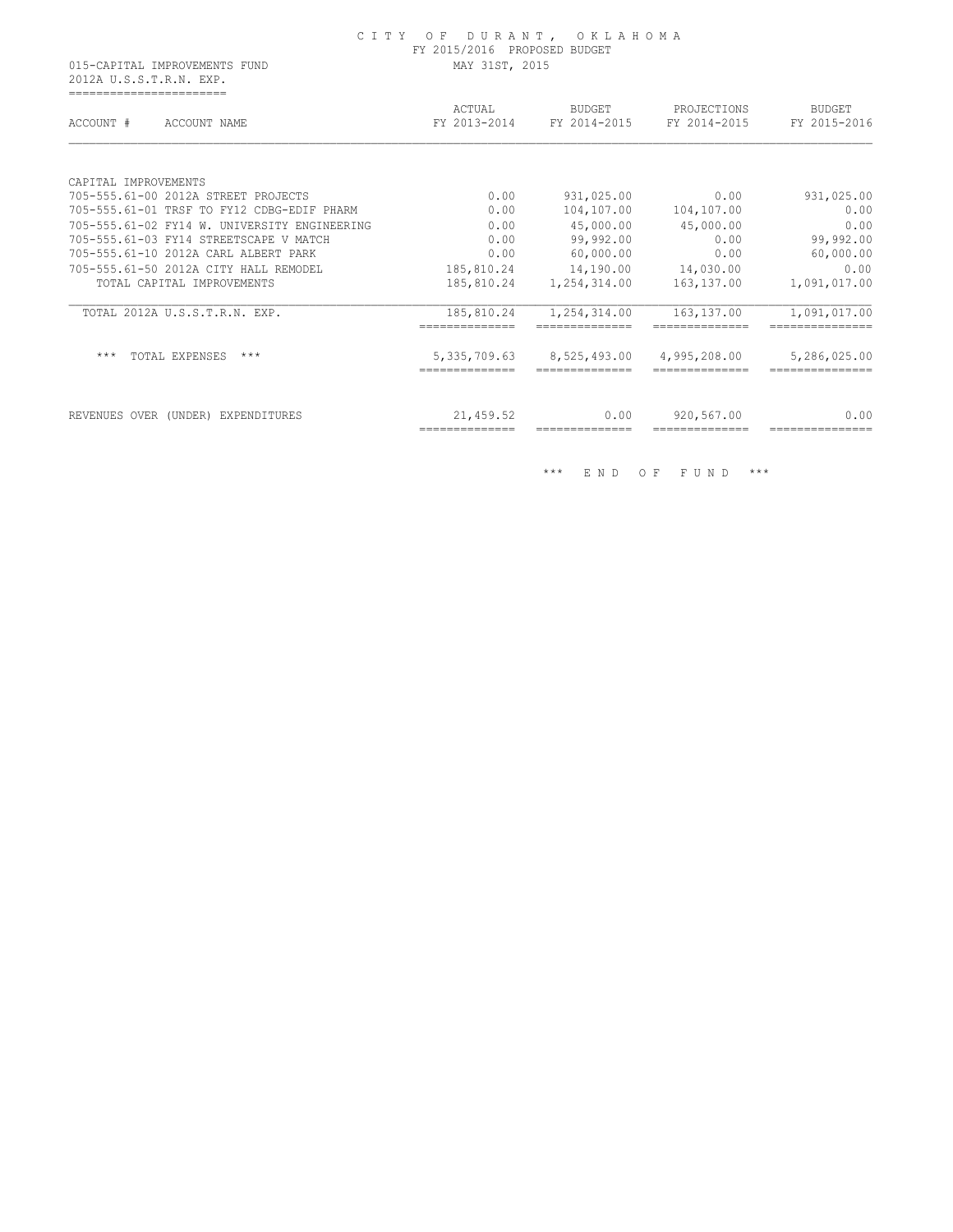C I T Y   O F   D U R A N T ,   O K L A H O M A
FY 2015/2016 PROPOSED BUDGET
MAY 31ST, 2015

015-CAPITAL IMPROVEMENTS FUND
2012A U.S.S.T.R.N. EXP.

| ACCOUNT # ACCOUNT NAME | ACTUAL FY 2013-2014 | BUDGET FY 2014-2015 | PROJECTIONS FY 2014-2015 | BUDGET FY 2015-2016 |
|---|---|---|---|---|
| CAPITAL IMPROVEMENTS | | | | |
| 705-555.61-00 2012A STREET PROJECTS | 0.00 | 931,025.00 | 0.00 | 931,025.00 |
| 705-555.61-01 TRSF TO FY12 CDBG-EDIF PHARM | 0.00 | 104,107.00 | 104,107.00 | 0.00 |
| 705-555.61-02 FY14 W. UNIVERSITY ENGINEERING | 0.00 | 45,000.00 | 45,000.00 | 0.00 |
| 705-555.61-03 FY14 STREETSCAPE V MATCH | 0.00 | 99,992.00 | 0.00 | 99,992.00 |
| 705-555.61-10 2012A CARL ALBERT PARK | 0.00 | 60,000.00 | 0.00 | 60,000.00 |
| 705-555.61-50 2012A CITY HALL REMODEL | 185,810.24 | 14,190.00 | 14,030.00 | 0.00 |
| TOTAL CAPITAL IMPROVEMENTS | 185,810.24 | 1,254,314.00 | 163,137.00 | 1,091,017.00 |
| TOTAL 2012A U.S.S.T.R.N. EXP. | 185,810.24 | 1,254,314.00 | 163,137.00 | 1,091,017.00 |
| *** TOTAL EXPENSES *** | 5,335,709.63 | 8,525,493.00 | 4,995,208.00 | 5,286,025.00 |
| REVENUES OVER (UNDER) EXPENDITURES | 21,459.52 | 0.00 | 920,567.00 | 0.00 |

*** E N D   O F   F U N D ***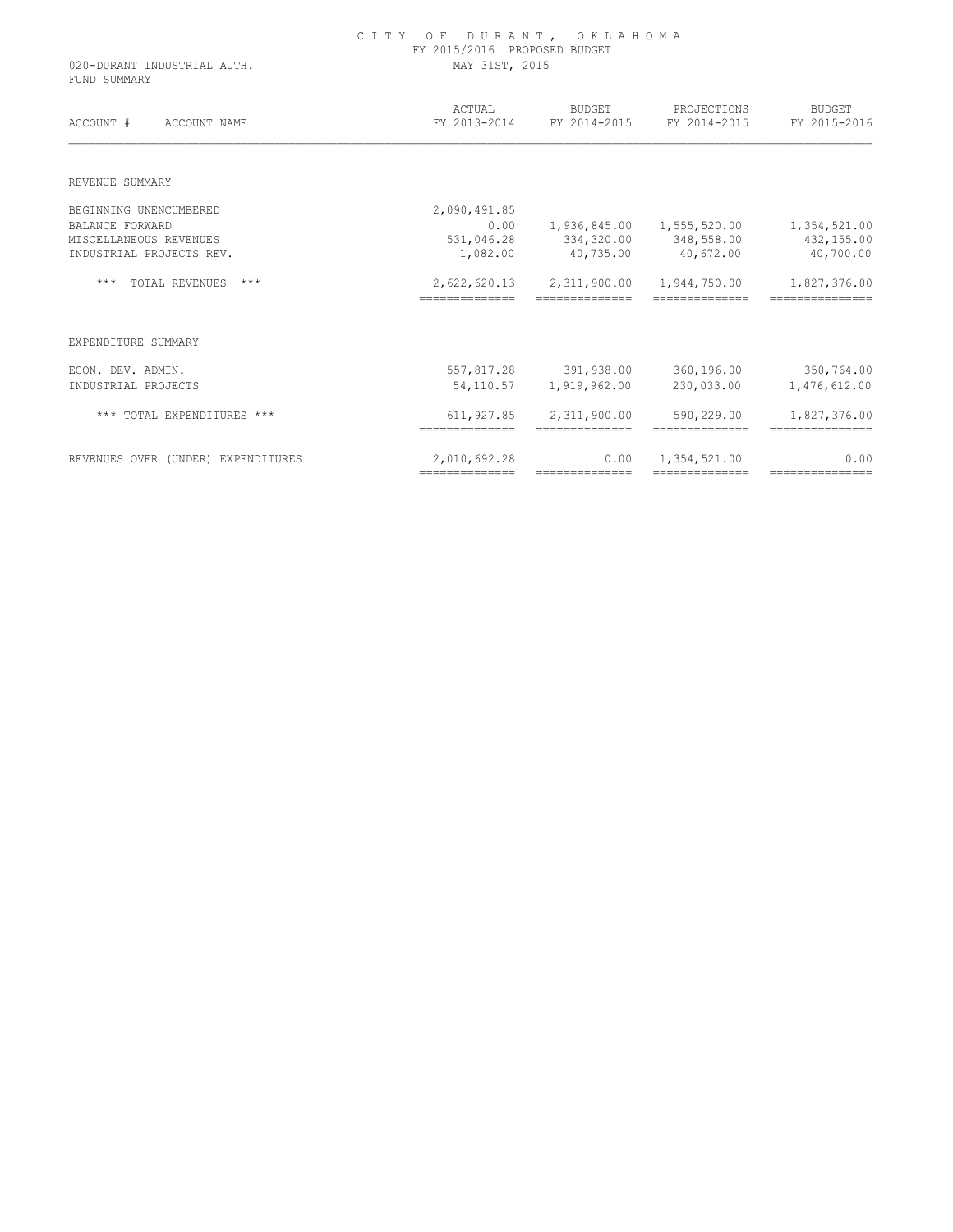# CITY OF DURANT, OKLAHOMA

FY 2015/2016 PROPOSED BUDGET

MAY 31ST, 2015

020-DURANT INDUSTRIAL AUTH.

FUND SUMMARY

| ACCOUNT # ACCOUNT NAME | ACTUAL FY 2013-2014 | BUDGET FY 2014-2015 | PROJECTIONS FY 2014-2015 | BUDGET FY 2015-2016 |
|---|---|---|---|---|
| REVENUE SUMMARY | | | | |
| BEGINNING UNENCUMBERED | 2,090,491.85 | | | |
| BALANCE FORWARD | 0.00 | 1,936,845.00 | 1,555,520.00 | 1,354,521.00 |
| MISCELLANEOUS REVENUES | 531,046.28 | 334,320.00 | 348,558.00 | 432,155.00 |
| INDUSTRIAL PROJECTS REV. | 1,082.00 | 40,735.00 | 40,672.00 | 40,700.00 |
| *** TOTAL REVENUES *** | 2,622,620.13 | 2,311,900.00 | 1,944,750.00 | 1,827,376.00 |
| EXPENDITURE SUMMARY | | | | |
| ECON. DEV. ADMIN. | 557,817.28 | 391,938.00 | 360,196.00 | 350,764.00 |
| INDUSTRIAL PROJECTS | 54,110.57 | 1,919,962.00 | 230,033.00 | 1,476,612.00 |
| *** TOTAL EXPENDITURES *** | 611,927.85 | 2,311,900.00 | 590,229.00 | 1,827,376.00 |
| REVENUES OVER (UNDER) EXPENDITURES | 2,010,692.28 | 0.00 | 1,354,521.00 | 0.00 |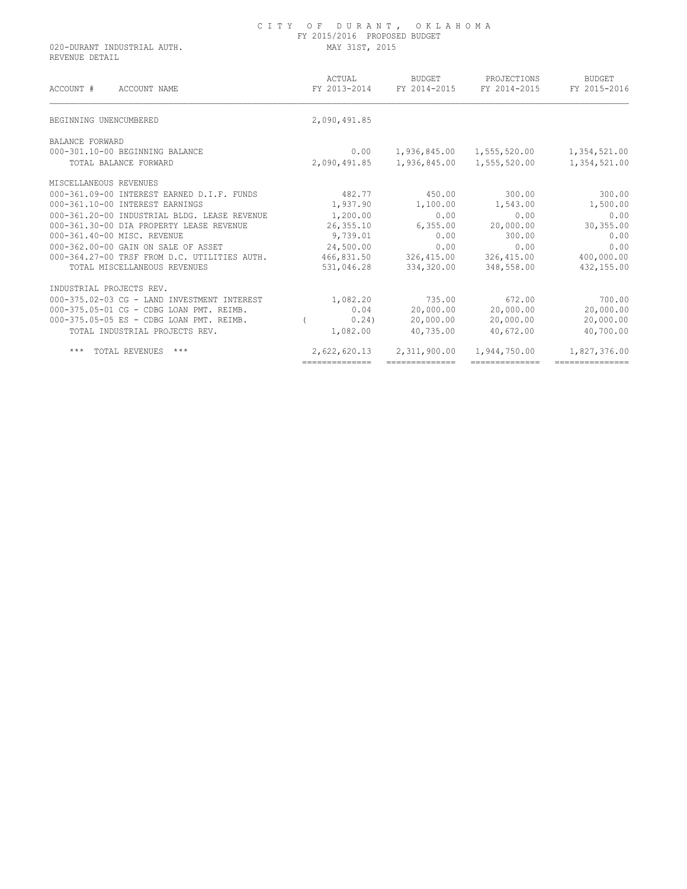# CITY OF DURANT, OKLAHOMA

FY 2015/2016 PROPOSED BUDGET

020-DURANT INDUSTRIAL AUTH. MAY 31ST, 2015

REVENUE DETAIL

| ACCOUNT # ACCOUNT NAME | ACTUAL FY 2013-2014 | BUDGET FY 2014-2015 | PROJECTIONS FY 2014-2015 | BUDGET FY 2015-2016 |
|---|---|---|---|---|
| BEGINNING UNENCUMBERED | 2,090,491.85 | | | |
| BALANCE FORWARD | | | | |
| 000-301.10-00 BEGINNING BALANCE | 0.00 | 1,936,845.00 | 1,555,520.00 | 1,354,521.00 |
| TOTAL BALANCE FORWARD | 2,090,491.85 | 1,936,845.00 | 1,555,520.00 | 1,354,521.00 |
| MISCELLANEOUS REVENUES | | | | |
| 000-361.09-00 INTEREST EARNED D.I.F. FUNDS | 482.77 | 450.00 | 300.00 | 300.00 |
| 000-361.10-00 INTEREST EARNINGS | 1,937.90 | 1,100.00 | 1,543.00 | 1,500.00 |
| 000-361.20-00 INDUSTRIAL BLDG. LEASE REVENUE | 1,200.00 | 0.00 | 0.00 | 0.00 |
| 000-361.30-00 DIA PROPERTY LEASE REVENUE | 26,355.10 | 6,355.00 | 20,000.00 | 30,355.00 |
| 000-361.40-00 MISC. REVENUE | 9,739.01 | 0.00 | 300.00 | 0.00 |
| 000-362.00-00 GAIN ON SALE OF ASSET | 24,500.00 | 0.00 | 0.00 | 0.00 |
| 000-364.27-00 TRSF FROM D.C. UTILITIES AUTH. | 466,831.50 | 326,415.00 | 326,415.00 | 400,000.00 |
| TOTAL MISCELLANEOUS REVENUES | 531,046.28 | 334,320.00 | 348,558.00 | 432,155.00 |
| INDUSTRIAL PROJECTS REV. | | | | |
| 000-375.02-03 CG - LAND INVESTMENT INTEREST | 1,082.20 | 735.00 | 672.00 | 700.00 |
| 000-375.05-01 CG - CDBG LOAN PMT. REIMB. | 0.04 | 20,000.00 | 20,000.00 | 20,000.00 |
| 000-375.05-05 ES - CDBG LOAN PMT. REIMB. | ( 0.24) | 20,000.00 | 20,000.00 | 20,000.00 |
| TOTAL INDUSTRIAL PROJECTS REV. | 1,082.00 | 40,735.00 | 40,672.00 | 40,700.00 |
| *** TOTAL REVENUES *** | 2,622,620.13 | 2,311,900.00 | 1,944,750.00 | 1,827,376.00 |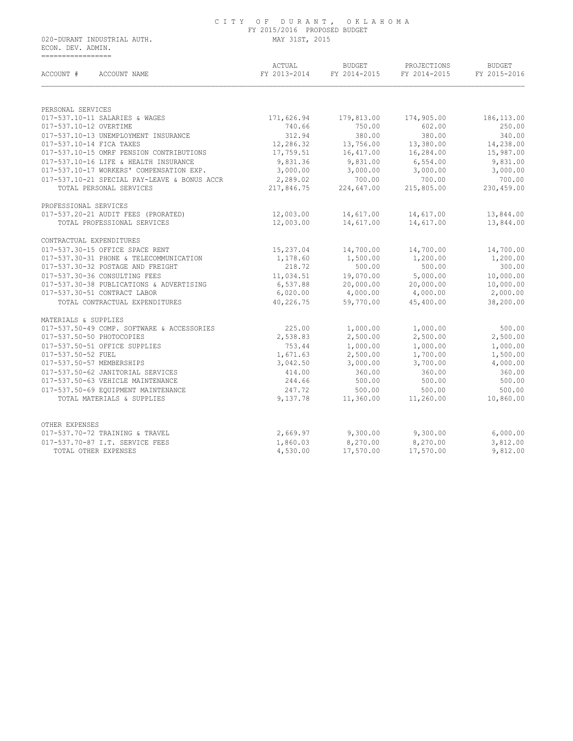CITY OF DURANT, OKLAHOMA
FY 2015/2016 PROPOSED BUDGET
MAY 31ST, 2015

020-DURANT INDUSTRIAL AUTH.
ECON. DEV. ADMIN.

| ACCOUNT # ACCOUNT NAME | ACTUAL FY 2013-2014 | BUDGET FY 2014-2015 | PROJECTIONS FY 2014-2015 | BUDGET FY 2015-2016 |
|---|---|---|---|---|
| PERSONAL SERVICES | | | | |
| 017-537.10-11 SALARIES & WAGES | 171,626.94 | 179,813.00 | 174,905.00 | 186,113.00 |
| 017-537.10-12 OVERTIME | 740.66 | 750.00 | 602.00 | 250.00 |
| 017-537.10-13 UNEMPLOYMENT INSURANCE | 312.94 | 380.00 | 380.00 | 340.00 |
| 017-537.10-14 FICA TAXES | 12,286.32 | 13,756.00 | 13,380.00 | 14,238.00 |
| 017-537.10-15 OMRF PENSION CONTRIBUTIONS | 17,759.51 | 16,417.00 | 16,284.00 | 15,987.00 |
| 017-537.10-16 LIFE & HEALTH INSURANCE | 9,831.36 | 9,831.00 | 6,554.00 | 9,831.00 |
| 017-537.10-17 WORKERS' COMPENSATION EXP. | 3,000.00 | 3,000.00 | 3,000.00 | 3,000.00 |
| 017-537.10-21 SPECIAL PAY-LEAVE & BONUS ACCR | 2,289.02 | 700.00 | 700.00 | 700.00 |
| TOTAL PERSONAL SERVICES | 217,846.75 | 224,647.00 | 215,805.00 | 230,459.00 |
| PROFESSIONAL SERVICES | | | | |
| 017-537.20-21 AUDIT FEES (PRORATED) | 12,003.00 | 14,617.00 | 14,617.00 | 13,844.00 |
| TOTAL PROFESSIONAL SERVICES | 12,003.00 | 14,617.00 | 14,617.00 | 13,844.00 |
| CONTRACTUAL EXPENDITURES | | | | |
| 017-537.30-15 OFFICE SPACE RENT | 15,237.04 | 14,700.00 | 14,700.00 | 14,700.00 |
| 017-537.30-31 PHONE & TELECOMMUNICATION | 1,178.60 | 1,500.00 | 1,200.00 | 1,200.00 |
| 017-537.30-32 POSTAGE AND FREIGHT | 218.72 | 500.00 | 500.00 | 300.00 |
| 017-537.30-36 CONSULTING FEES | 11,034.51 | 19,070.00 | 5,000.00 | 10,000.00 |
| 017-537.30-38 PUBLICATIONS & ADVERTISING | 6,537.88 | 20,000.00 | 20,000.00 | 10,000.00 |
| 017-537.30-51 CONTRACT LABOR | 6,020.00 | 4,000.00 | 4,000.00 | 2,000.00 |
| TOTAL CONTRACTUAL EXPENDITURES | 40,226.75 | 59,770.00 | 45,400.00 | 38,200.00 |
| MATERIALS & SUPPLIES | | | | |
| 017-537.50-49 COMP. SOFTWARE & ACCESSORIES | 225.00 | 1,000.00 | 1,000.00 | 500.00 |
| 017-537.50-50 PHOTOCOPIES | 2,538.83 | 2,500.00 | 2,500.00 | 2,500.00 |
| 017-537.50-51 OFFICE SUPPLIES | 753.44 | 1,000.00 | 1,000.00 | 1,000.00 |
| 017-537.50-52 FUEL | 1,671.63 | 2,500.00 | 1,700.00 | 1,500.00 |
| 017-537.50-57 MEMBERSHIPS | 3,042.50 | 3,000.00 | 3,700.00 | 4,000.00 |
| 017-537.50-62 JANITORIAL SERVICES | 414.00 | 360.00 | 360.00 | 360.00 |
| 017-537.50-63 VEHICLE MAINTENANCE | 244.66 | 500.00 | 500.00 | 500.00 |
| 017-537.50-69 EQUIPMENT MAINTENANCE | 247.72 | 500.00 | 500.00 | 500.00 |
| TOTAL MATERIALS & SUPPLIES | 9,137.78 | 11,360.00 | 11,260.00 | 10,860.00 |
| OTHER EXPENSES | | | | |
| 017-537.70-72 TRAINING & TRAVEL | 2,669.97 | 9,300.00 | 9,300.00 | 6,000.00 |
| 017-537.70-87 I.T. SERVICE FEES | 1,860.03 | 8,270.00 | 8,270.00 | 3,812.00 |
| TOTAL OTHER EXPENSES | 4,530.00 | 17,570.00 | 17,570.00 | 9,812.00 |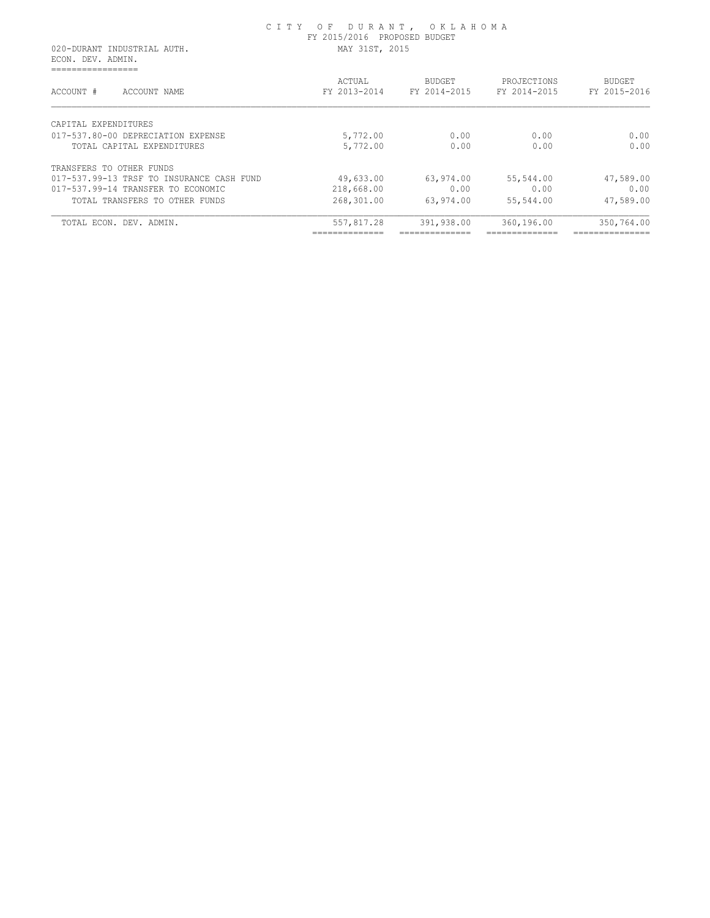CITY OF DURANT, OKLAHOMA
FY 2015/2016 PROPOSED BUDGET
MAY 31ST, 2015

020-DURANT INDUSTRIAL AUTH.
ECON. DEV. ADMIN.

| ACCOUNT # ACCOUNT NAME | ACTUAL FY 2013-2014 | BUDGET FY 2014-2015 | PROJECTIONS FY 2014-2015 | BUDGET FY 2015-2016 |
|---|---|---|---|---|
| CAPITAL EXPENDITURES | | | | |
| 017-537.80-00 DEPRECIATION EXPENSE | 5,772.00 | 0.00 | 0.00 | 0.00 |
| TOTAL CAPITAL EXPENDITURES | 5,772.00 | 0.00 | 0.00 | 0.00 |
| TRANSFERS TO OTHER FUNDS | | | | |
| 017-537.99-13 TRSF TO INSURANCE CASH FUND | 49,633.00 | 63,974.00 | 55,544.00 | 47,589.00 |
| 017-537.99-14 TRANSFER TO ECONOMIC | 218,668.00 | 0.00 | 0.00 | 0.00 |
| TOTAL TRANSFERS TO OTHER FUNDS | 268,301.00 | 63,974.00 | 55,544.00 | 47,589.00 |
| TOTAL ECON. DEV. ADMIN. | 557,817.28 | 391,938.00 | 360,196.00 | 350,764.00 |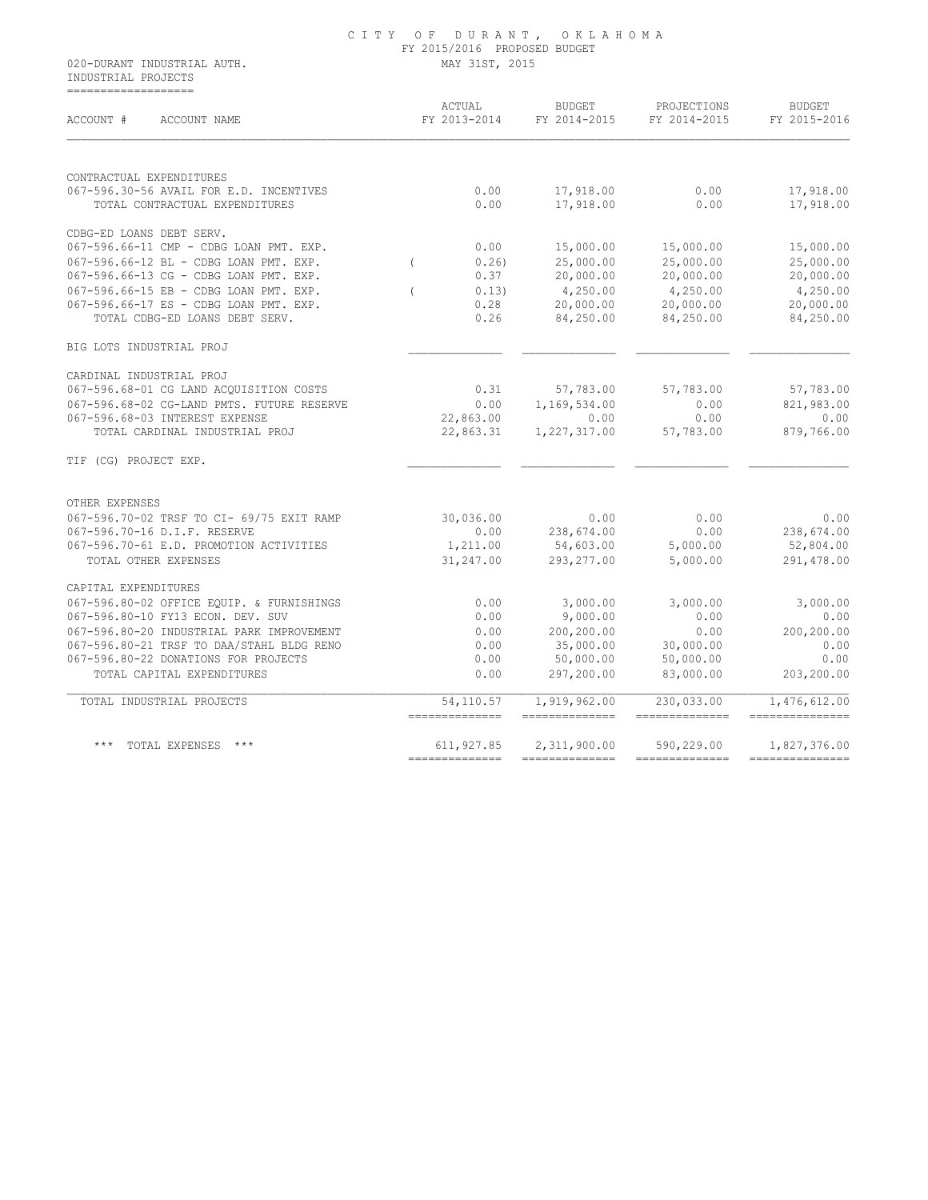# CITY OF DURANT, OKLAHOMA

FY 2015/2016 PROPOSED BUDGET

MAY 31ST, 2015

020-DURANT INDUSTRIAL AUTH.

INDUSTRIAL PROJECTS

| ACCOUNT # ACCOUNT NAME | ACTUAL FY 2013-2014 | BUDGET FY 2014-2015 | PROJECTIONS FY 2014-2015 | BUDGET FY 2015-2016 |
|---|---|---|---|---|
| CONTRACTUAL EXPENDITURES | | | | |
| 067-596.30-56 AVAIL FOR E.D. INCENTIVES | 0.00 | 17,918.00 | 0.00 | 17,918.00 |
| TOTAL CONTRACTUAL EXPENDITURES | 0.00 | 17,918.00 | 0.00 | 17,918.00 |
| CDBG-ED LOANS DEBT SERV. | | | | |
| 067-596.66-11 CMP - CDBG LOAN PMT. EXP. | 0.00 | 15,000.00 | 15,000.00 | 15,000.00 |
| 067-596.66-12 BL - CDBG LOAN PMT. EXP. | ( 0.26) | 25,000.00 | 25,000.00 | 25,000.00 |
| 067-596.66-13 CG - CDBG LOAN PMT. EXP. | 0.37 | 20,000.00 | 20,000.00 | 20,000.00 |
| 067-596.66-15 EB - CDBG LOAN PMT. EXP. | ( 0.13) | 4,250.00 | 4,250.00 | 4,250.00 |
| 067-596.66-17 ES - CDBG LOAN PMT. EXP. | 0.28 | 20,000.00 | 20,000.00 | 20,000.00 |
| TOTAL CDBG-ED LOANS DEBT SERV. | 0.26 | 84,250.00 | 84,250.00 | 84,250.00 |
| BIG LOTS INDUSTRIAL PROJ | | | | |
| CARDINAL INDUSTRIAL PROJ | | | | |
| 067-596.68-01 CG LAND ACQUISITION COSTS | 0.31 | 57,783.00 | 57,783.00 | 57,783.00 |
| 067-596.68-02 CG-LAND PMTS. FUTURE RESERVE | 0.00 | 1,169,534.00 | 0.00 | 821,983.00 |
| 067-596.68-03 INTEREST EXPENSE | 22,863.00 | 0.00 | 0.00 | 0.00 |
| TOTAL CARDINAL INDUSTRIAL PROJ | 22,863.31 | 1,227,317.00 | 57,783.00 | 879,766.00 |
| TIF (CG) PROJECT EXP. | | | | |
| OTHER EXPENSES | | | | |
| 067-596.70-02 TRSF TO CI- 69/75 EXIT RAMP | 30,036.00 | 0.00 | 0.00 | 0.00 |
| 067-596.70-16 D.I.F. RESERVE | 0.00 | 238,674.00 | 0.00 | 238,674.00 |
| 067-596.70-61 E.D. PROMOTION ACTIVITIES | 1,211.00 | 54,603.00 | 5,000.00 | 52,804.00 |
| TOTAL OTHER EXPENSES | 31,247.00 | 293,277.00 | 5,000.00 | 291,478.00 |
| CAPITAL EXPENDITURES | | | | |
| 067-596.80-02 OFFICE EQUIP. & FURNISHINGS | 0.00 | 3,000.00 | 3,000.00 | 3,000.00 |
| 067-596.80-10 FY13 ECON. DEV. SUV | 0.00 | 9,000.00 | 0.00 | 0.00 |
| 067-596.80-20 INDUSTRIAL PARK IMPROVEMENT | 0.00 | 200,200.00 | 0.00 | 200,200.00 |
| 067-596.80-21 TRSF TO DAA/STAHL BLDG RENO | 0.00 | 35,000.00 | 30,000.00 | 0.00 |
| 067-596.80-22 DONATIONS FOR PROJECTS | 0.00 | 50,000.00 | 50,000.00 | 0.00 |
| TOTAL CAPITAL EXPENDITURES | 0.00 | 297,200.00 | 83,000.00 | 203,200.00 |
| TOTAL INDUSTRIAL PROJECTS | 54,110.57 | 1,919,962.00 | 230,033.00 | 1,476,612.00 |
| *** TOTAL EXPENSES *** | 611,927.85 | 2,311,900.00 | 590,229.00 | 1,827,376.00 |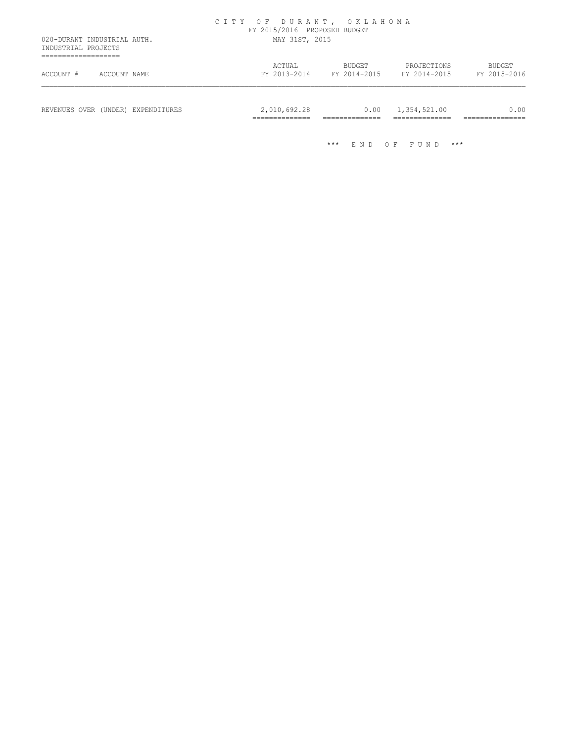CITY OF DURANT, OKLAHOMA
FY 2015/2016 PROPOSED BUDGET
MAY 31ST, 2015

020-DURANT INDUSTRIAL AUTH.
INDUSTRIAL PROJECTS

| ACCOUNT # | ACCOUNT NAME | ACTUAL FY 2013-2014 | BUDGET FY 2014-2015 | PROJECTIONS FY 2014-2015 | BUDGET FY 2015-2016 |
|---|---|---|---|---|---|
| REVENUES OVER (UNDER) EXPENDITURES | | 2,010,692.28 | 0.00 | 1,354,521.00 | 0.00 |

*** END OF FUND ***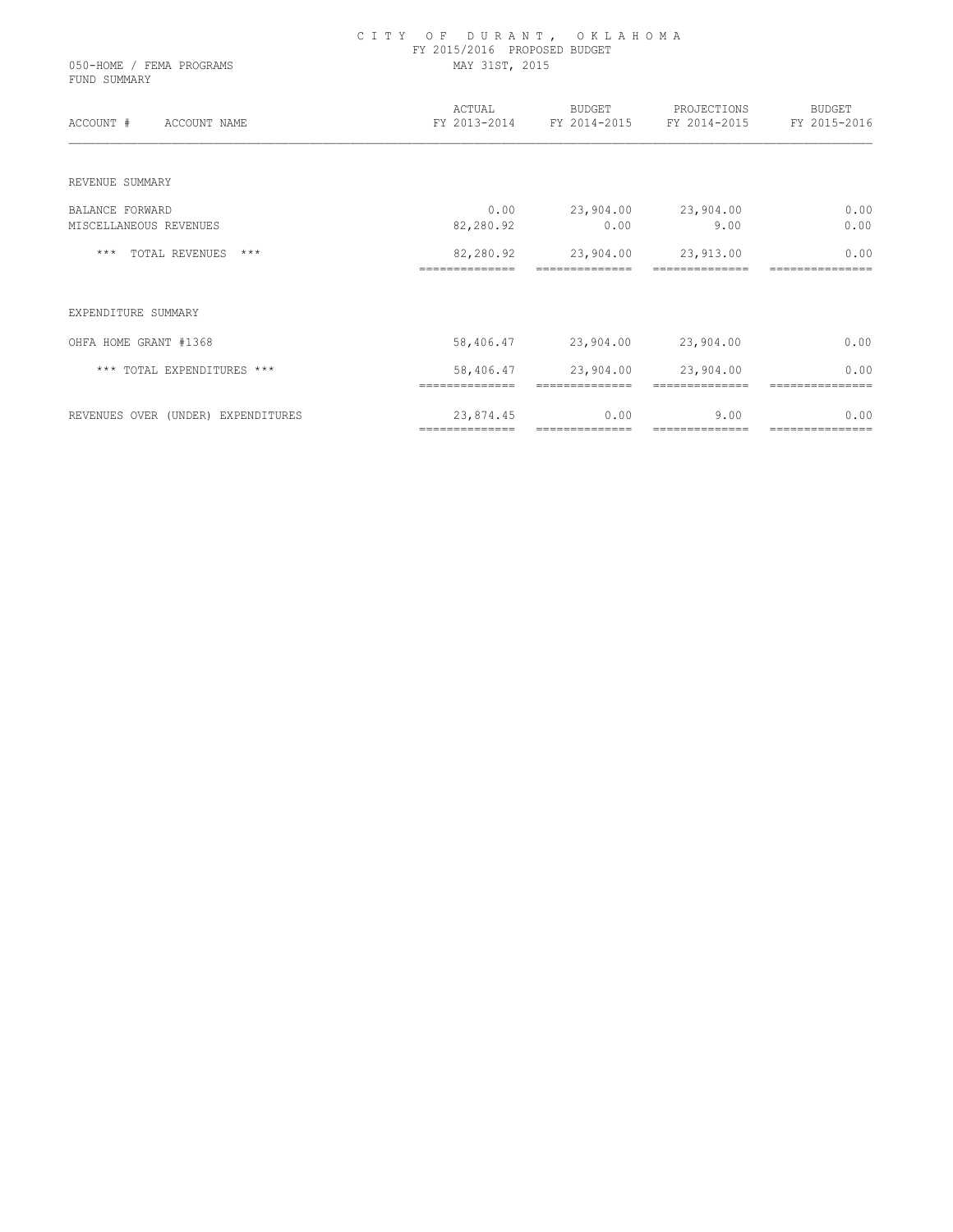# CITY OF DURANT, OKLAHOMA

FY 2015/2016 PROPOSED BUDGET

050-HOME / FEMA PROGRAMS — MAY 31ST, 2015

FUND SUMMARY

| ACCOUNT # ACCOUNT NAME | ACTUAL FY 2013-2014 | BUDGET FY 2014-2015 | PROJECTIONS FY 2014-2015 | BUDGET FY 2015-2016 |
|---|---|---|---|---|
| REVENUE SUMMARY | | | | |
| BALANCE FORWARD | 0.00 | 23,904.00 | 23,904.00 | 0.00 |
| MISCELLANEOUS REVENUES | 82,280.92 | 0.00 | 9.00 | 0.00 |
| *** TOTAL REVENUES *** | 82,280.92 | 23,904.00 | 23,913.00 | 0.00 |
| EXPENDITURE SUMMARY | | | | |
| OHFA HOME GRANT #1368 | 58,406.47 | 23,904.00 | 23,904.00 | 0.00 |
| *** TOTAL EXPENDITURES *** | 58,406.47 | 23,904.00 | 23,904.00 | 0.00 |
| REVENUES OVER (UNDER) EXPENDITURES | 23,874.45 | 0.00 | 9.00 | 0.00 |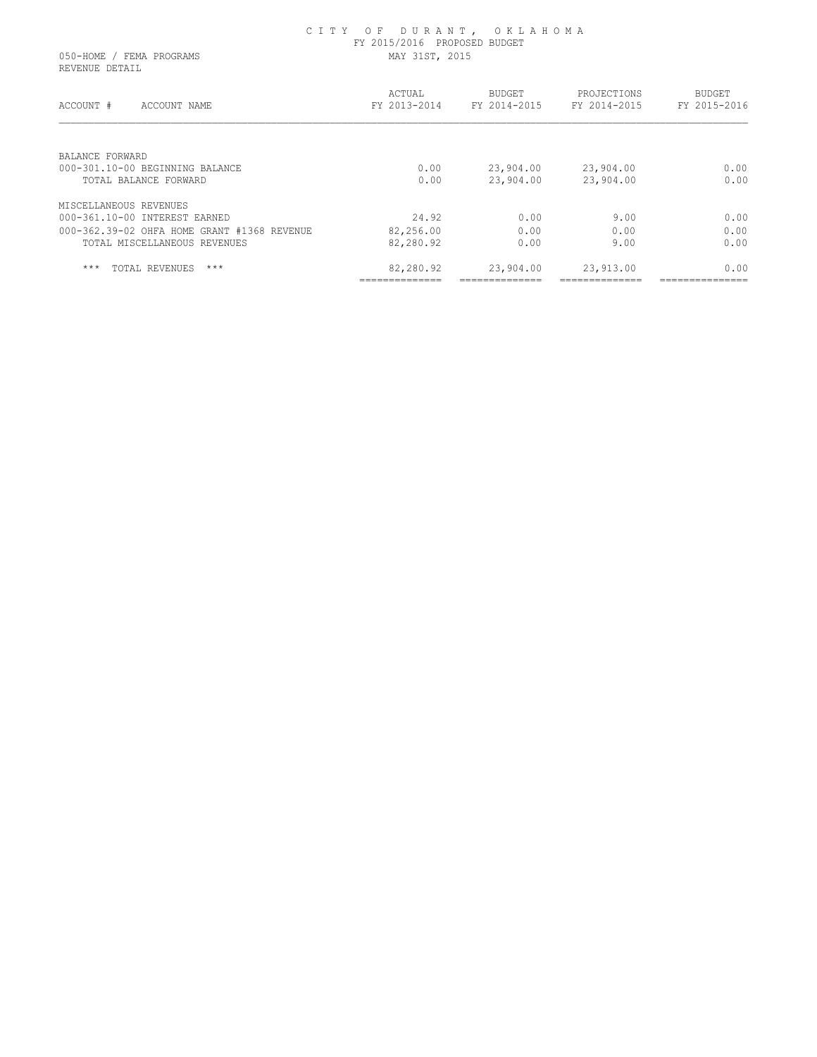# CITY OF DURANT, OKLAHOMA

FY 2015/2016 PROPOSED BUDGET

050-HOME / FEMA PROGRAMS — MAY 31ST, 2015

REVENUE DETAIL

| ACCOUNT # ACCOUNT NAME | ACTUAL FY 2013-2014 | BUDGET FY 2014-2015 | PROJECTIONS FY 2014-2015 | BUDGET FY 2015-2016 |
|---|---|---|---|---|
| BALANCE FORWARD | | | | |
| 000-301.10-00 BEGINNING BALANCE | 0.00 | 23,904.00 | 23,904.00 | 0.00 |
| TOTAL BALANCE FORWARD | 0.00 | 23,904.00 | 23,904.00 | 0.00 |
| MISCELLANEOUS REVENUES | | | | |
| 000-361.10-00 INTEREST EARNED | 24.92 | 0.00 | 9.00 | 0.00 |
| 000-362.39-02 OHFA HOME GRANT #1368 REVENUE | 82,256.00 | 0.00 | 0.00 | 0.00 |
| TOTAL MISCELLANEOUS REVENUES | 82,280.92 | 0.00 | 9.00 | 0.00 |
| *** TOTAL REVENUES *** | 82,280.92 | 23,904.00 | 23,913.00 | 0.00 |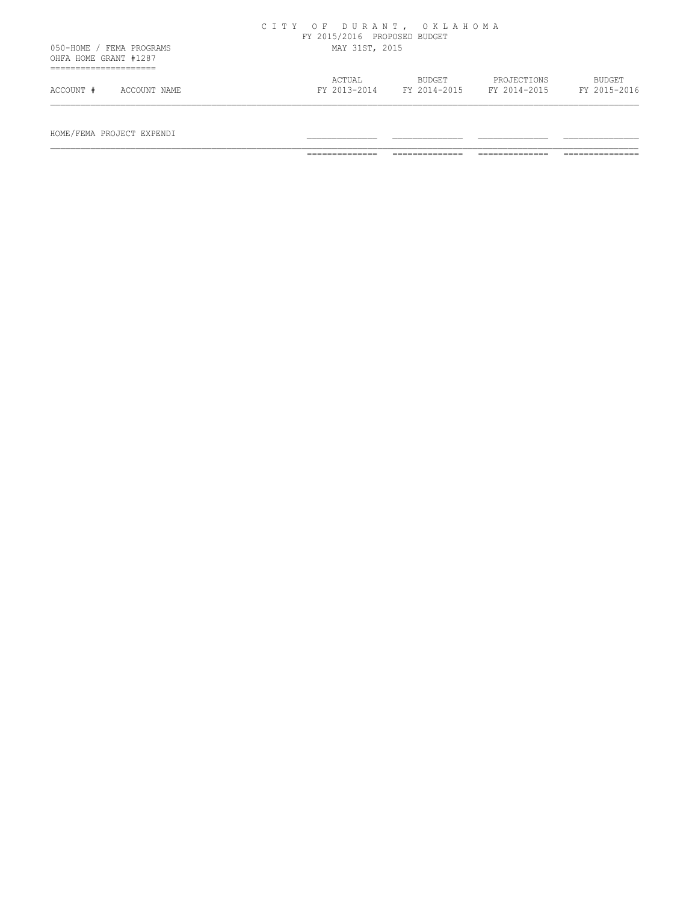CITY OF DURANT, OKLAHOMA
FY 2015/2016 PROPOSED BUDGET
MAY 31ST, 2015

050-HOME / FEMA PROGRAMS
OHFA HOME GRANT #1287

| ACCOUNT # | ACCOUNT NAME | ACTUAL FY 2013-2014 | BUDGET FY 2014-2015 | PROJECTIONS FY 2014-2015 | BUDGET FY 2015-2016 |
|---|---|---|---|---|---|
| HOME/FEMA PROJECT EXPENDI | | | | | |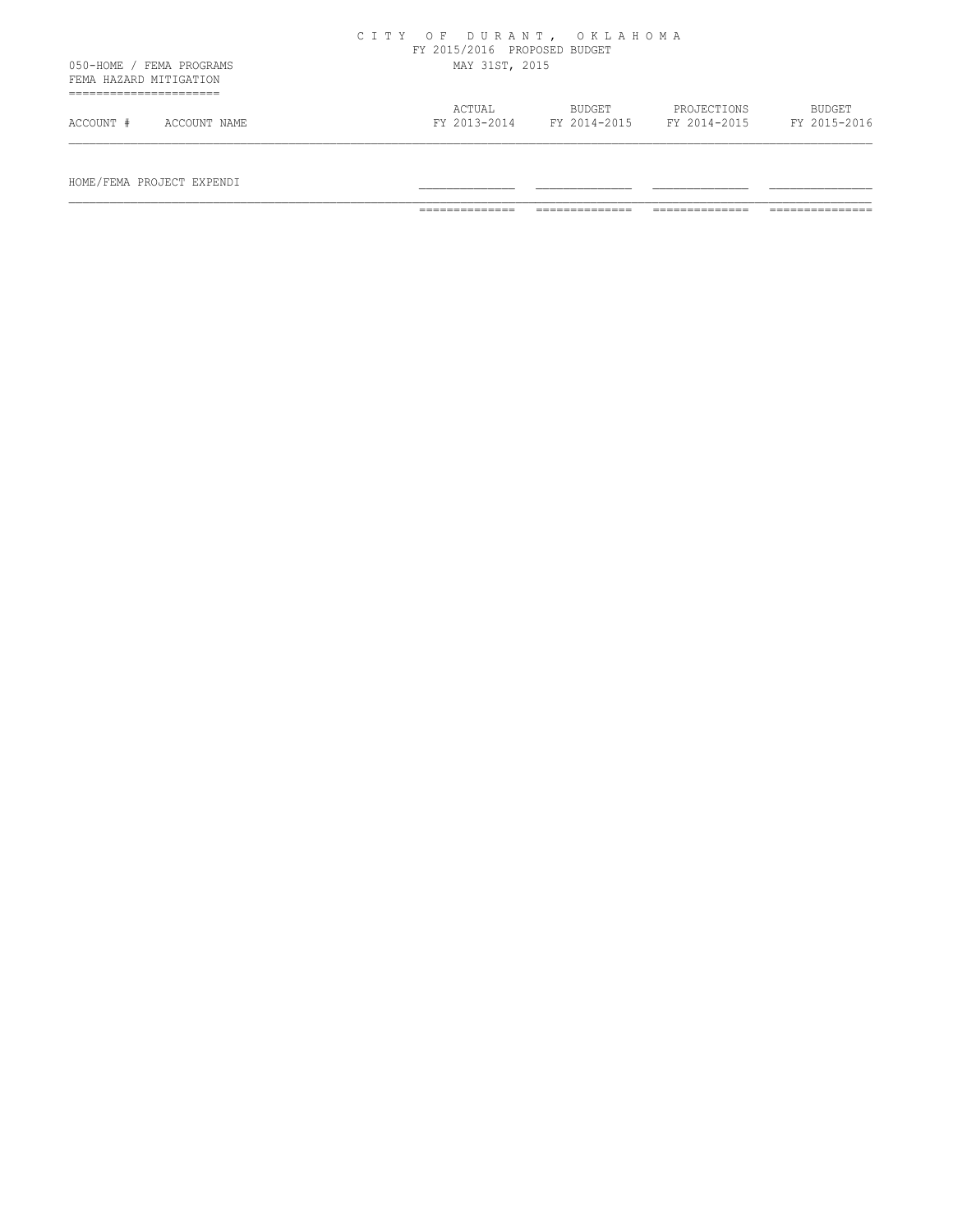CITY OF DURANT, OKLAHOMA
FY 2015/2016 PROPOSED BUDGET
MAY 31ST, 2015

050-HOME / FEMA PROGRAMS
FEMA HAZARD MITIGATION

| ACCOUNT # | ACCOUNT NAME | ACTUAL FY 2013-2014 | BUDGET FY 2014-2015 | PROJECTIONS FY 2014-2015 | BUDGET FY 2015-2016 |
|---|---|---|---|---|---|
| | HOME/FEMA PROJECT EXPENDI | | | | |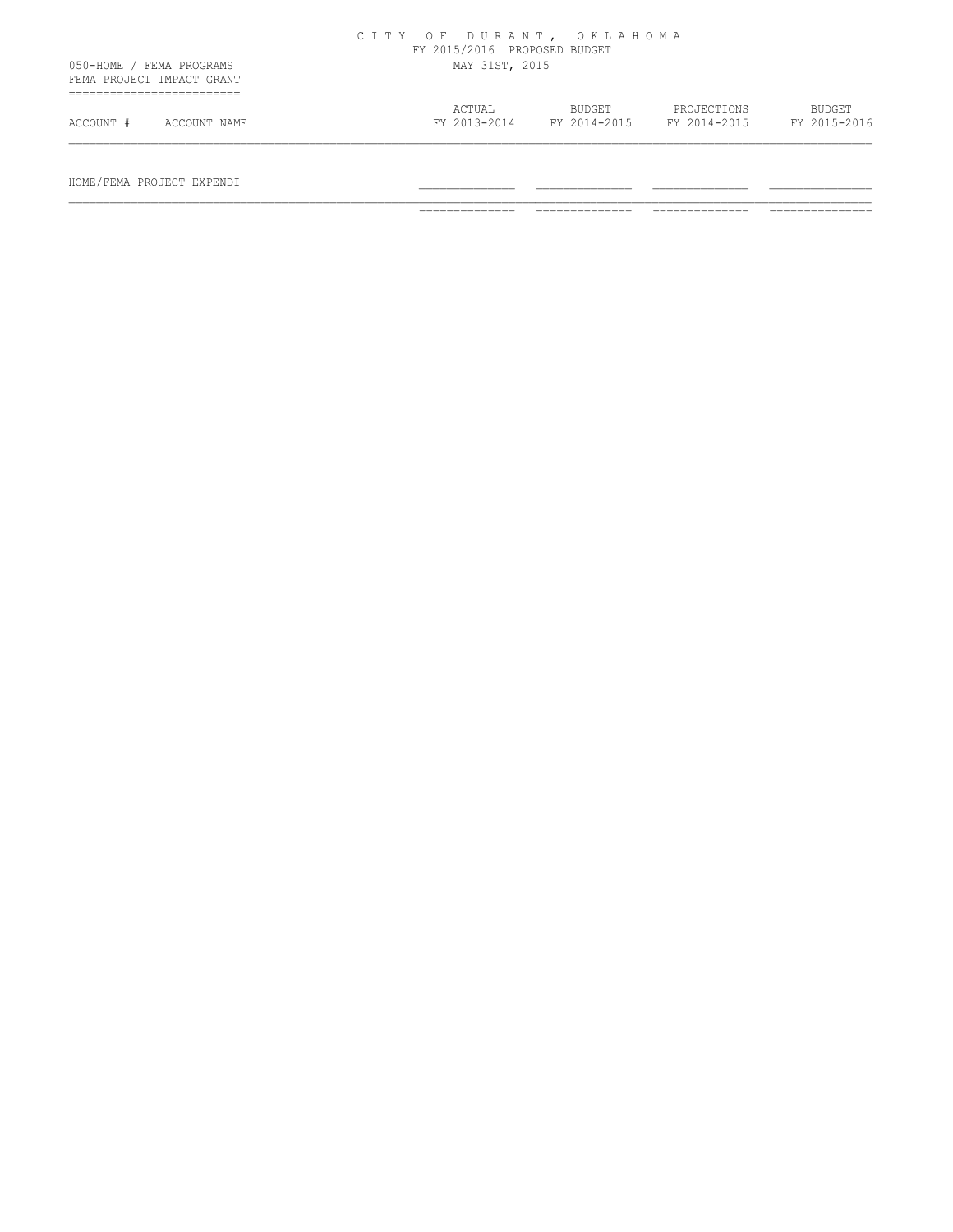CITY OF DURANT, OKLAHOMA
FY 2015/2016 PROPOSED BUDGET
MAY 31ST, 2015

050-HOME / FEMA PROGRAMS
FEMA PROJECT IMPACT GRANT

| ACCOUNT # | ACCOUNT NAME | ACTUAL FY 2013-2014 | BUDGET FY 2014-2015 | PROJECTIONS FY 2014-2015 | BUDGET FY 2015-2016 |
|---|---|---|---|---|---|
| HOME/FEMA PROJECT EXPENDI | | | | | |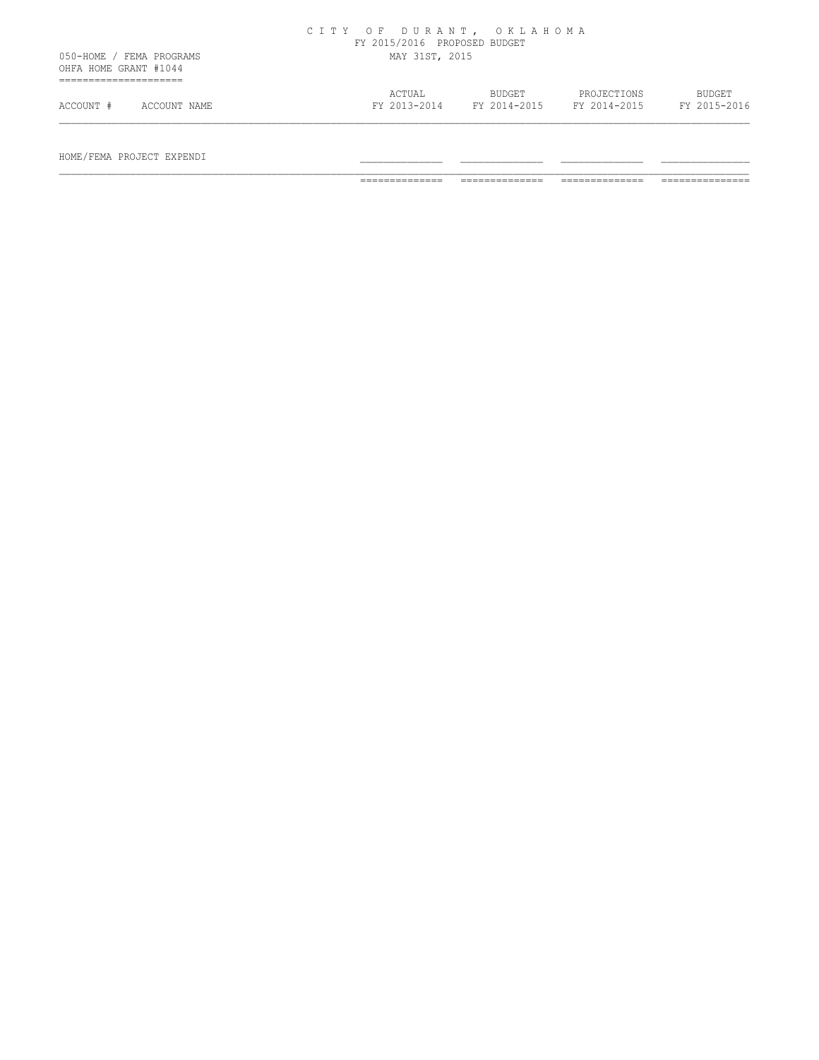# CITY OF DURANT, OKLAHOMA

FY 2015/2016 PROPOSED BUDGET

MAY 31ST, 2015

050-HOME / FEMA PROGRAMS
OHFA HOME GRANT #1044

| ACCOUNT # | ACCOUNT NAME | ACTUAL FY 2013-2014 | BUDGET FY 2014-2015 | PROJECTIONS FY 2014-2015 | BUDGET FY 2015-2016 |
|---|---|---|---|---|---|
| HOME/FEMA PROJECT EXPENDI | | | | | |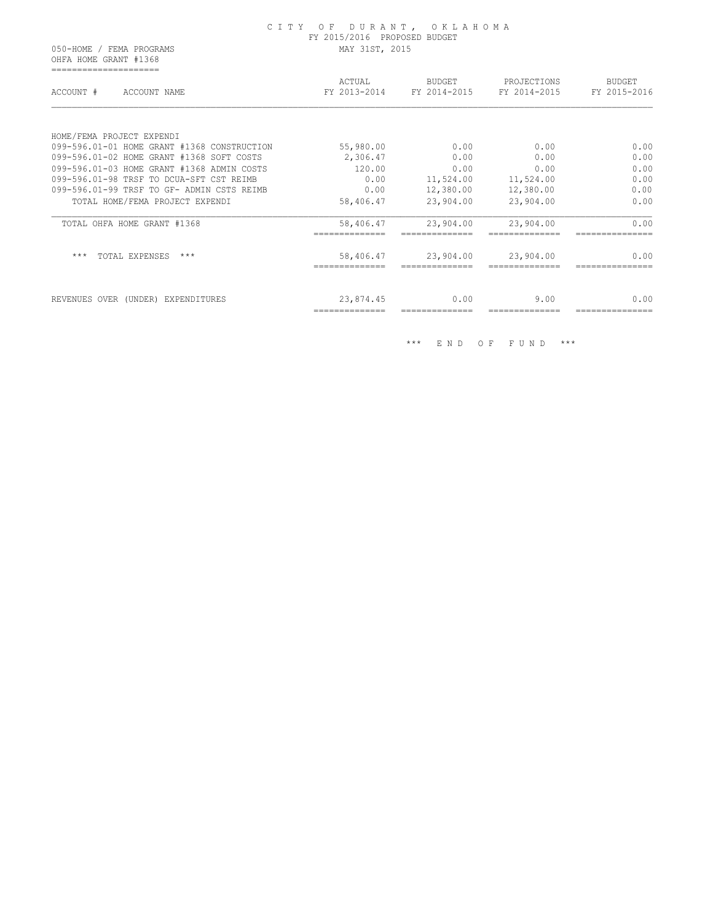# CITY OF DURANT, OKLAHOMA

FY 2015/2016 PROPOSED BUDGET

MAY 31ST, 2015

050-HOME / FEMA PROGRAMS

OHFA HOME GRANT #1368

| ACCOUNT # ACCOUNT NAME | ACTUAL FY 2013-2014 | BUDGET FY 2014-2015 | PROJECTIONS FY 2014-2015 | BUDGET FY 2015-2016 |
|---|---|---|---|---|
| HOME/FEMA PROJECT EXPENDI | | | | |
| 099-596.01-01 HOME GRANT #1368 CONSTRUCTION | 55,980.00 | 0.00 | 0.00 | 0.00 |
| 099-596.01-02 HOME GRANT #1368 SOFT COSTS | 2,306.47 | 0.00 | 0.00 | 0.00 |
| 099-596.01-03 HOME GRANT #1368 ADMIN COSTS | 120.00 | 0.00 | 0.00 | 0.00 |
| 099-596.01-98 TRSF TO DCUA-SFT CST REIMB | 0.00 | 11,524.00 | 11,524.00 | 0.00 |
| 099-596.01-99 TRSF TO GF- ADMIN CSTS REIMB | 0.00 | 12,380.00 | 12,380.00 | 0.00 |
| TOTAL HOME/FEMA PROJECT EXPENDI | 58,406.47 | 23,904.00 | 23,904.00 | 0.00 |
| TOTAL OHFA HOME GRANT #1368 | 58,406.47 | 23,904.00 | 23,904.00 | 0.00 |
| *** TOTAL EXPENSES *** | 58,406.47 | 23,904.00 | 23,904.00 | 0.00 |
| REVENUES OVER (UNDER) EXPENDITURES | 23,874.45 | 0.00 | 9.00 | 0.00 |

*** END OF FUND ***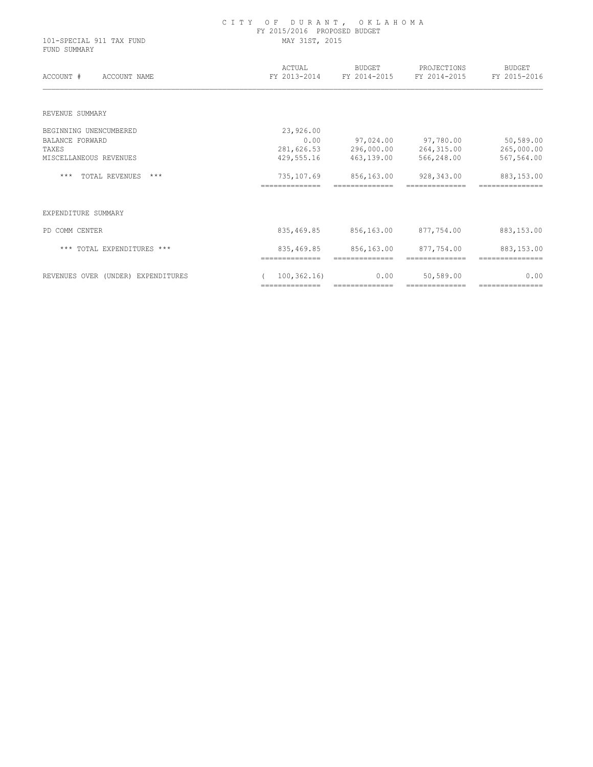# CITY OF DURANT, OKLAHOMA

FY 2015/2016 PROPOSED BUDGET

101-SPECIAL 911 TAX FUND

FUND SUMMARY

MAY 31ST, 2015

| ACCOUNT # ACCOUNT NAME | ACTUAL FY 2013-2014 | BUDGET FY 2014-2015 | PROJECTIONS FY 2014-2015 | BUDGET FY 2015-2016 |
|---|---|---|---|---|
| REVENUE SUMMARY | | | | |
| BEGINNING UNENCUMBERED | 23,926.00 | | | |
| BALANCE FORWARD | 0.00 | 97,024.00 | 97,780.00 | 50,589.00 |
| TAXES | 281,626.53 | 296,000.00 | 264,315.00 | 265,000.00 |
| MISCELLANEOUS REVENUES | 429,555.16 | 463,139.00 | 566,248.00 | 567,564.00 |
| *** TOTAL REVENUES *** | 735,107.69 | 856,163.00 | 928,343.00 | 883,153.00 |
| EXPENDITURE SUMMARY | | | | |
| PD COMM CENTER | 835,469.85 | 856,163.00 | 877,754.00 | 883,153.00 |
| *** TOTAL EXPENDITURES *** | 835,469.85 | 856,163.00 | 877,754.00 | 883,153.00 |
| REVENUES OVER (UNDER) EXPENDITURES | ( 100,362.16) | 0.00 | 50,589.00 | 0.00 |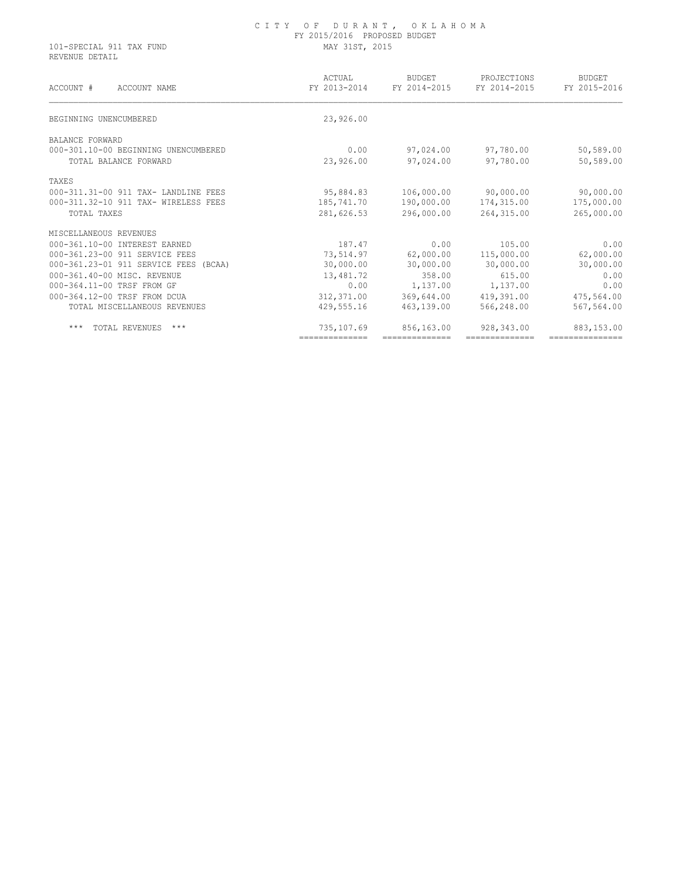# CITY OF DURANT, OKLAHOMA

FY 2015/2016 PROPOSED BUDGET

101-SPECIAL 911 TAX FUND

MAY 31ST, 2015

REVENUE DETAIL

| ACCOUNT # ACCOUNT NAME | ACTUAL FY 2013-2014 | BUDGET FY 2014-2015 | PROJECTIONS FY 2014-2015 | BUDGET FY 2015-2016 |
|---|---|---|---|---|
| BEGINNING UNENCUMBERED | 23,926.00 | | | |
| BALANCE FORWARD | | | | |
| 000-301.10-00 BEGINNING UNENCUMBERED | 0.00 | 97,024.00 | 97,780.00 | 50,589.00 |
| TOTAL BALANCE FORWARD | 23,926.00 | 97,024.00 | 97,780.00 | 50,589.00 |
| TAXES | | | | |
| 000-311.31-00 911 TAX- LANDLINE FEES | 95,884.83 | 106,000.00 | 90,000.00 | 90,000.00 |
| 000-311.32-10 911 TAX- WIRELESS FEES | 185,741.70 | 190,000.00 | 174,315.00 | 175,000.00 |
| TOTAL TAXES | 281,626.53 | 296,000.00 | 264,315.00 | 265,000.00 |
| MISCELLANEOUS REVENUES | | | | |
| 000-361.10-00 INTEREST EARNED | 187.47 | 0.00 | 105.00 | 0.00 |
| 000-361.23-00 911 SERVICE FEES | 73,514.97 | 62,000.00 | 115,000.00 | 62,000.00 |
| 000-361.23-01 911 SERVICE FEES (BCAA) | 30,000.00 | 30,000.00 | 30,000.00 | 30,000.00 |
| 000-361.40-00 MISC. REVENUE | 13,481.72 | 358.00 | 615.00 | 0.00 |
| 000-364.11-00 TRSF FROM GF | 0.00 | 1,137.00 | 1,137.00 | 0.00 |
| 000-364.12-00 TRSF FROM DCUA | 312,371.00 | 369,644.00 | 419,391.00 | 475,564.00 |
| TOTAL MISCELLANEOUS REVENUES | 429,555.16 | 463,139.00 | 566,248.00 | 567,564.00 |
| *** TOTAL REVENUES *** | 735,107.69 | 856,163.00 | 928,343.00 | 883,153.00 |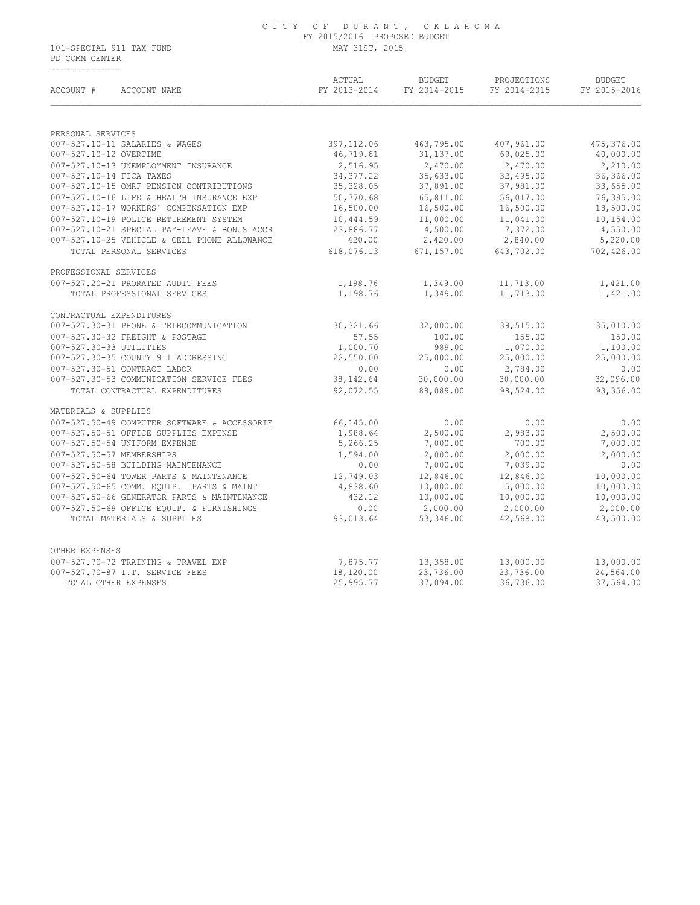CITY OF DURANT, OKLAHOMA
FY 2015/2016 PROPOSED BUDGET
MAY 31ST, 2015

101-SPECIAL 911 TAX FUND
PD COMM CENTER

| ACCOUNT # ACCOUNT NAME | ACTUAL FY 2013-2014 | BUDGET FY 2014-2015 | PROJECTIONS FY 2014-2015 | BUDGET FY 2015-2016 |
|---|---|---|---|---|
| PERSONAL SERVICES | | | | |
| 007-527.10-11 SALARIES & WAGES | 397,112.06 | 463,795.00 | 407,961.00 | 475,376.00 |
| 007-527.10-12 OVERTIME | 46,719.81 | 31,137.00 | 69,025.00 | 40,000.00 |
| 007-527.10-13 UNEMPLOYMENT INSURANCE | 2,516.95 | 2,470.00 | 2,470.00 | 2,210.00 |
| 007-527.10-14 FICA TAXES | 34,377.22 | 35,633.00 | 32,495.00 | 36,366.00 |
| 007-527.10-15 OMRF PENSION CONTRIBUTIONS | 35,328.05 | 37,891.00 | 37,981.00 | 33,655.00 |
| 007-527.10-16 LIFE & HEALTH INSURANCE EXP | 50,770.68 | 65,811.00 | 56,017.00 | 76,395.00 |
| 007-527.10-17 WORKERS' COMPENSATION EXP | 16,500.00 | 16,500.00 | 16,500.00 | 18,500.00 |
| 007-527.10-19 POLICE RETIREMENT SYSTEM | 10,444.59 | 11,000.00 | 11,041.00 | 10,154.00 |
| 007-527.10-21 SPECIAL PAY-LEAVE & BONUS ACCR | 23,886.77 | 4,500.00 | 7,372.00 | 4,550.00 |
| 007-527.10-25 VEHICLE & CELL PHONE ALLOWANCE | 420.00 | 2,420.00 | 2,840.00 | 5,220.00 |
| TOTAL PERSONAL SERVICES | 618,076.13 | 671,157.00 | 643,702.00 | 702,426.00 |
| PROFESSIONAL SERVICES | | | | |
| 007-527.20-21 PRORATED AUDIT FEES | 1,198.76 | 1,349.00 | 11,713.00 | 1,421.00 |
| TOTAL PROFESSIONAL SERVICES | 1,198.76 | 1,349.00 | 11,713.00 | 1,421.00 |
| CONTRACTUAL EXPENDITURES | | | | |
| 007-527.30-31 PHONE & TELECOMMUNICATION | 30,321.66 | 32,000.00 | 39,515.00 | 35,010.00 |
| 007-527.30-32 FREIGHT & POSTAGE | 57.55 | 100.00 | 155.00 | 150.00 |
| 007-527.30-33 UTILITIES | 1,000.70 | 989.00 | 1,070.00 | 1,100.00 |
| 007-527.30-35 COUNTY 911 ADDRESSING | 22,550.00 | 25,000.00 | 25,000.00 | 25,000.00 |
| 007-527.30-51 CONTRACT LABOR | 0.00 | 0.00 | 2,784.00 | 0.00 |
| 007-527.30-53 COMMUNICATION SERVICE FEES | 38,142.64 | 30,000.00 | 30,000.00 | 32,096.00 |
| TOTAL CONTRACTUAL EXPENDITURES | 92,072.55 | 88,089.00 | 98,524.00 | 93,356.00 |
| MATERIALS & SUPPLIES | | | | |
| 007-527.50-49 COMPUTER SOFTWARE & ACCESSORIE | 66,145.00 | 0.00 | 0.00 | 0.00 |
| 007-527.50-51 OFFICE SUPPLIES EXPENSE | 1,988.64 | 2,500.00 | 2,983.00 | 2,500.00 |
| 007-527.50-54 UNIFORM EXPENSE | 5,266.25 | 7,000.00 | 700.00 | 7,000.00 |
| 007-527.50-57 MEMBERSHIPS | 1,594.00 | 2,000.00 | 2,000.00 | 2,000.00 |
| 007-527.50-58 BUILDING MAINTENANCE | 0.00 | 7,000.00 | 7,039.00 | 0.00 |
| 007-527.50-64 TOWER PARTS & MAINTENANCE | 12,749.03 | 12,846.00 | 12,846.00 | 10,000.00 |
| 007-527.50-65 COMM. EQUIP. PARTS & MAINT | 4,838.60 | 10,000.00 | 5,000.00 | 10,000.00 |
| 007-527.50-66 GENERATOR PARTS & MAINTENANCE | 432.12 | 10,000.00 | 10,000.00 | 10,000.00 |
| 007-527.50-69 OFFICE EQUIP. & FURNISHINGS | 0.00 | 2,000.00 | 2,000.00 | 2,000.00 |
| TOTAL MATERIALS & SUPPLIES | 93,013.64 | 53,346.00 | 42,568.00 | 43,500.00 |
| OTHER EXPENSES | | | | |
| 007-527.70-72 TRAINING & TRAVEL EXP | 7,875.77 | 13,358.00 | 13,000.00 | 13,000.00 |
| 007-527.70-87 I.T. SERVICE FEES | 18,120.00 | 23,736.00 | 23,736.00 | 24,564.00 |
| TOTAL OTHER EXPENSES | 25,995.77 | 37,094.00 | 36,736.00 | 37,564.00 |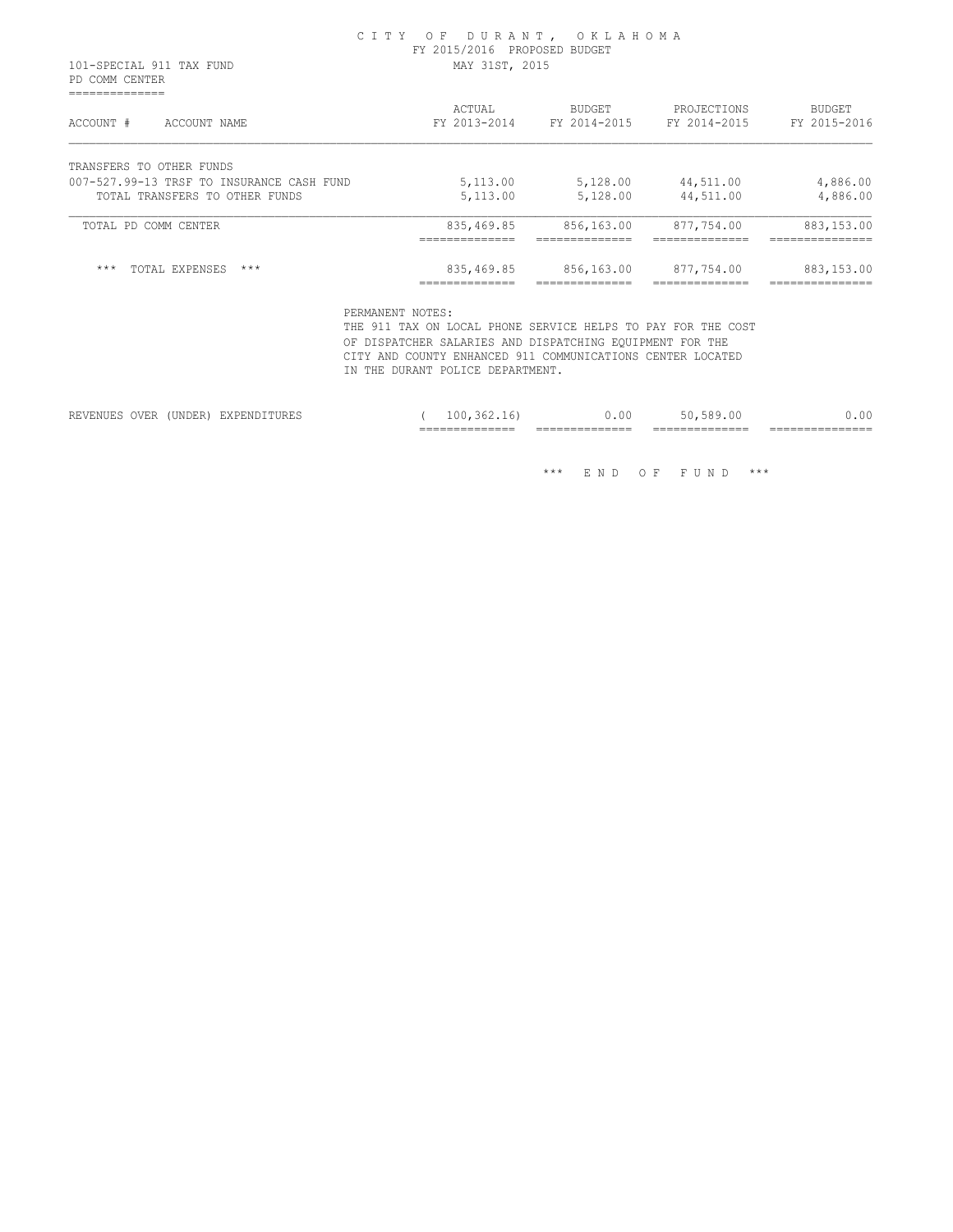# CITY OF DURANT, OKLAHOMA

FY 2015/2016 PROPOSED BUDGET

MAY 31ST, 2015

101-SPECIAL 911 TAX FUND

PD COMM CENTER

| ACCOUNT # ACCOUNT NAME | ACTUAL FY 2013-2014 | BUDGET FY 2014-2015 | PROJECTIONS FY 2014-2015 | BUDGET FY 2015-2016 |
|---|---|---|---|---|
| TRANSFERS TO OTHER FUNDS | | | | |
| 007-527.99-13 TRSF TO INSURANCE CASH FUND | 5,113.00 | 5,128.00 | 44,511.00 | 4,886.00 |
| TOTAL TRANSFERS TO OTHER FUNDS | 5,113.00 | 5,128.00 | 44,511.00 | 4,886.00 |
| TOTAL PD COMM CENTER | 835,469.85 | 856,163.00 | 877,754.00 | 883,153.00 |
| *** TOTAL EXPENSES *** | 835,469.85 | 856,163.00 | 877,754.00 | 883,153.00 |

PERMANENT NOTES:

THE 911 TAX ON LOCAL PHONE SERVICE HELPS TO PAY FOR THE COST OF DISPATCHER SALARIES AND DISPATCHING EQUIPMENT FOR THE CITY AND COUNTY ENHANCED 911 COMMUNICATIONS CENTER LOCATED IN THE DURANT POLICE DEPARTMENT.

| | ACTUAL FY 2013-2014 | BUDGET FY 2014-2015 | PROJECTIONS FY 2014-2015 | BUDGET FY 2015-2016 |
|---|---|---|---|---|
| REVENUES OVER (UNDER) EXPENDITURES | ( 100,362.16) | 0.00 | 50,589.00 | 0.00 |

*** END OF FUND ***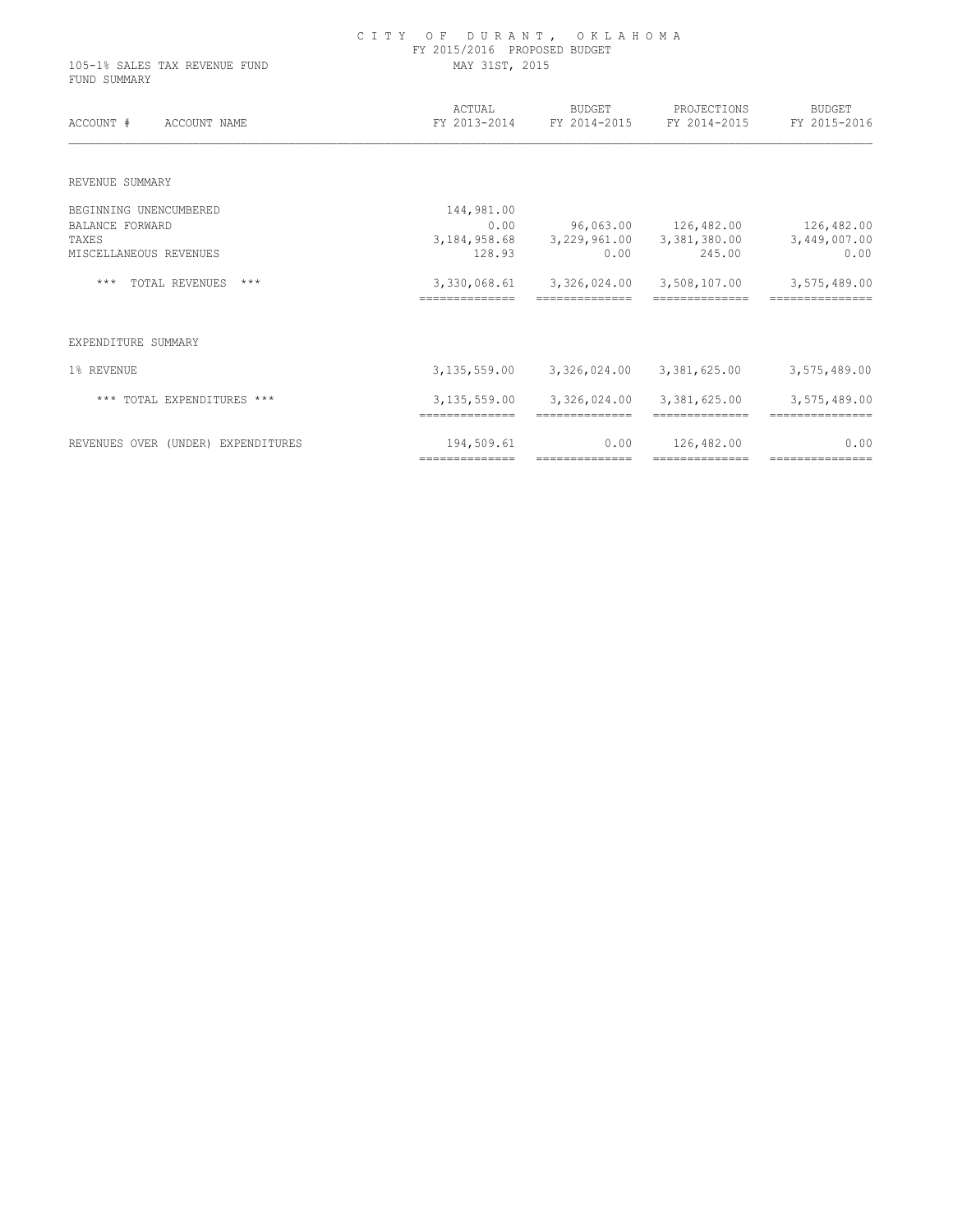# CITY OF DURANT, OKLAHOMA

FY 2015/2016 PROPOSED BUDGET

105-1% SALES TAX REVENUE FUND

MAY 31ST, 2015

FUND SUMMARY

| ACCOUNT # ACCOUNT NAME | ACTUAL FY 2013-2014 | BUDGET FY 2014-2015 | PROJECTIONS FY 2014-2015 | BUDGET FY 2015-2016 |
|---|---|---|---|---|
| **REVENUE SUMMARY** | | | | |
| BEGINNING UNENCUMBERED | 144,981.00 | | | |
| BALANCE FORWARD | 0.00 | 96,063.00 | 126,482.00 | 126,482.00 |
| TAXES | 3,184,958.68 | 3,229,961.00 | 3,381,380.00 | 3,449,007.00 |
| MISCELLANEOUS REVENUES | 128.93 | 0.00 | 245.00 | 0.00 |
| *** TOTAL REVENUES *** | 3,330,068.61 | 3,326,024.00 | 3,508,107.00 | 3,575,489.00 |
| **EXPENDITURE SUMMARY** | | | | |
| 1% REVENUE | 3,135,559.00 | 3,326,024.00 | 3,381,625.00 | 3,575,489.00 |
| *** TOTAL EXPENDITURES *** | 3,135,559.00 | 3,326,024.00 | 3,381,625.00 | 3,575,489.00 |
| REVENUES OVER (UNDER) EXPENDITURES | 194,509.61 | 0.00 | 126,482.00 | 0.00 |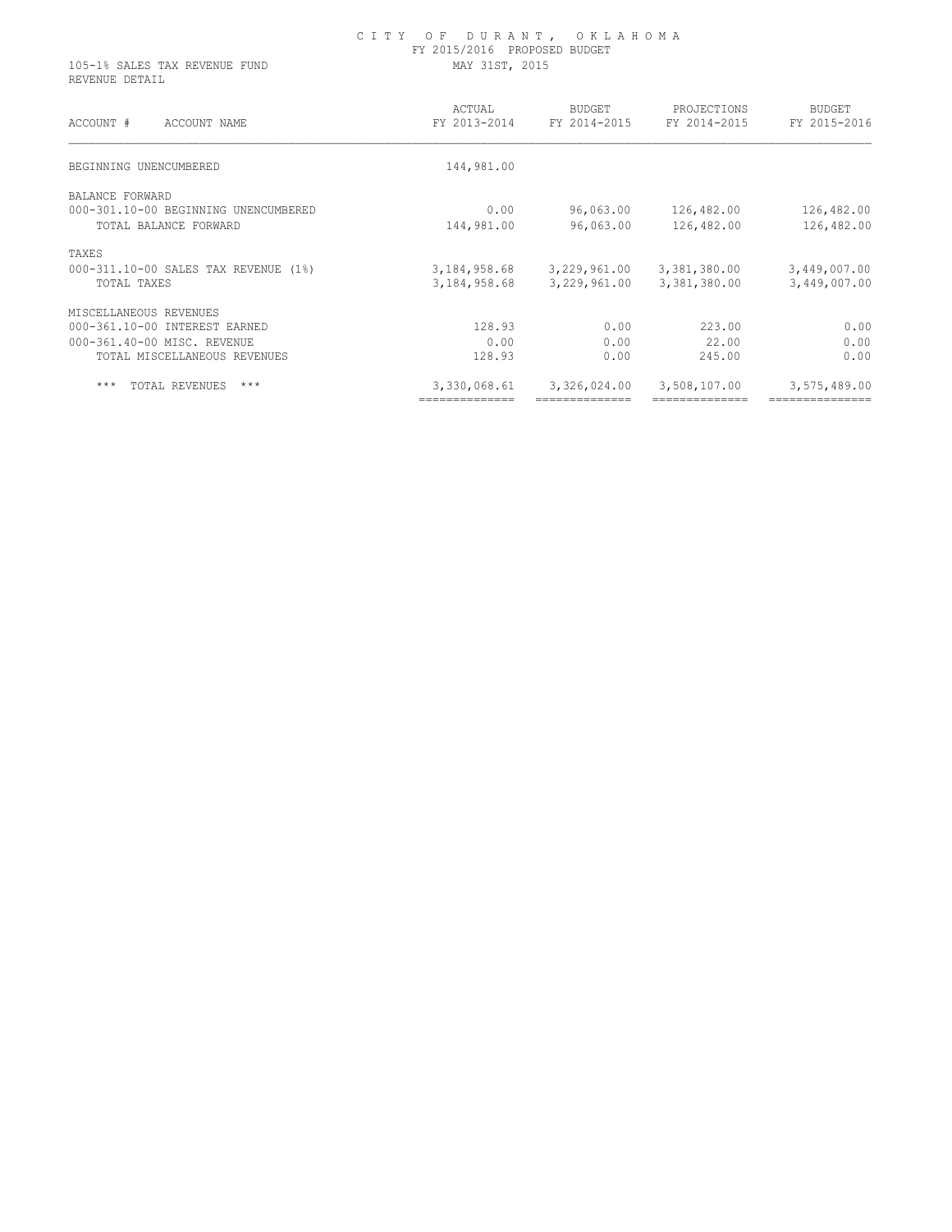C I T Y O F D U R A N T , O K L A H O M A
FY 2015/2016 PROPOSED BUDGET

105-1% SALES TAX REVENUE FUND — MAY 31ST, 2015

REVENUE DETAIL

| ACCOUNT # ACCOUNT NAME | ACTUAL FY 2013-2014 | BUDGET FY 2014-2015 | PROJECTIONS FY 2014-2015 | BUDGET FY 2015-2016 |
|---|---|---|---|---|
| BEGINNING UNENCUMBERED | 144,981.00 | | | |
| BALANCE FORWARD | | | | |
| 000-301.10-00 BEGINNING UNENCUMBERED | 0.00 | 96,063.00 | 126,482.00 | 126,482.00 |
| TOTAL BALANCE FORWARD | 144,981.00 | 96,063.00 | 126,482.00 | 126,482.00 |
| TAXES | | | | |
| 000-311.10-00 SALES TAX REVENUE (1%) | 3,184,958.68 | 3,229,961.00 | 3,381,380.00 | 3,449,007.00 |
| TOTAL TAXES | 3,184,958.68 | 3,229,961.00 | 3,381,380.00 | 3,449,007.00 |
| MISCELLANEOUS REVENUES | | | | |
| 000-361.10-00 INTEREST EARNED | 128.93 | 0.00 | 223.00 | 0.00 |
| 000-361.40-00 MISC. REVENUE | 0.00 | 0.00 | 22.00 | 0.00 |
| TOTAL MISCELLANEOUS REVENUES | 128.93 | 0.00 | 245.00 | 0.00 |
| *** TOTAL REVENUES *** | 3,330,068.61 | 3,326,024.00 | 3,508,107.00 | 3,575,489.00 |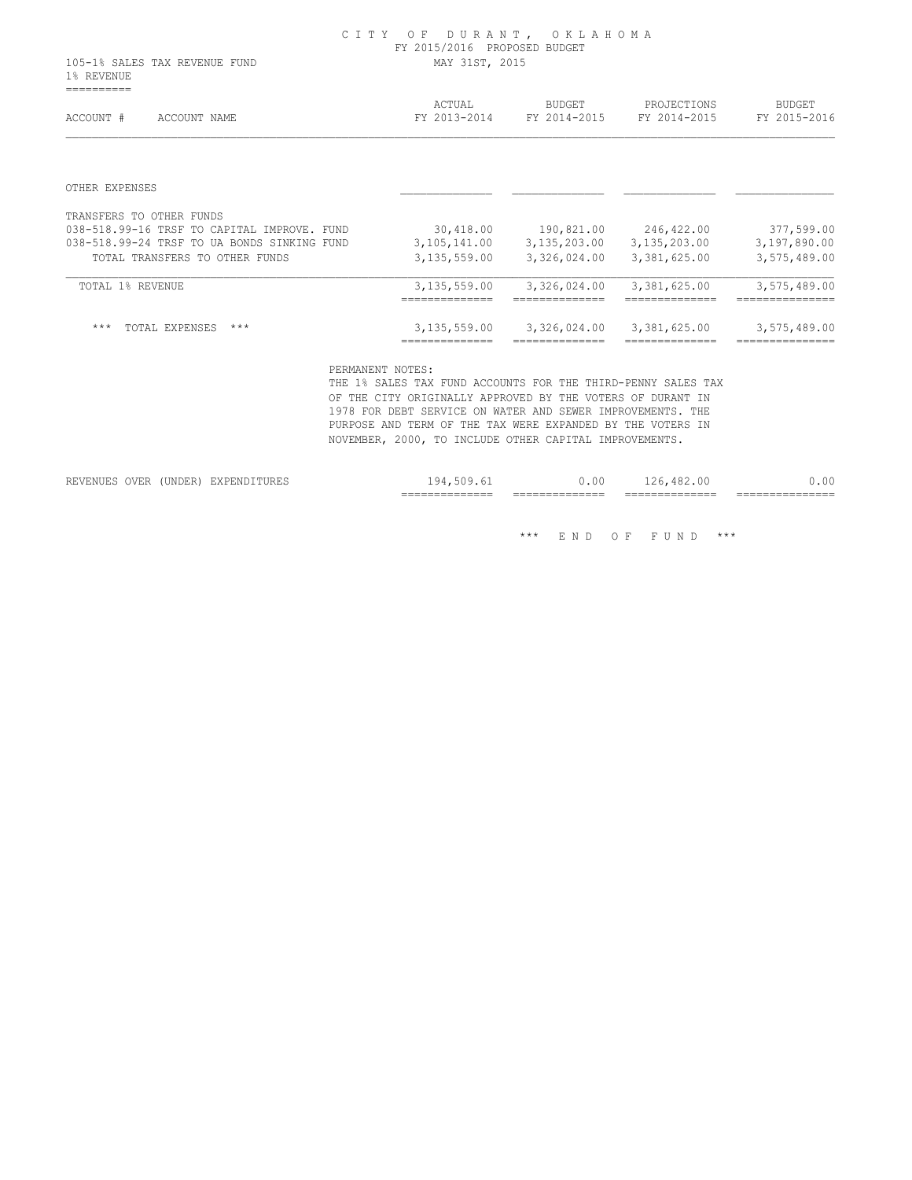# CITY OF DURANT, OKLAHOMA
FY 2015/2016 PROPOSED BUDGET
MAY 31ST, 2015

105-1% SALES TAX REVENUE FUND
1% REVENUE

| ACCOUNT # ACCOUNT NAME | ACTUAL FY 2013-2014 | BUDGET FY 2014-2015 | PROJECTIONS FY 2014-2015 | BUDGET FY 2015-2016 |
|---|---|---|---|---|
| OTHER EXPENSES | | | | |
| TRANSFERS TO OTHER FUNDS | | | | |
| 038-518.99-16 TRSF TO CAPITAL IMPROVE. FUND | 30,418.00 | 190,821.00 | 246,422.00 | 377,599.00 |
| 038-518.99-24 TRSF TO UA BONDS SINKING FUND | 3,105,141.00 | 3,135,203.00 | 3,135,203.00 | 3,197,890.00 |
| TOTAL TRANSFERS TO OTHER FUNDS | 3,135,559.00 | 3,326,024.00 | 3,381,625.00 | 3,575,489.00 |
| TOTAL 1% REVENUE | 3,135,559.00 | 3,326,024.00 | 3,381,625.00 | 3,575,489.00 |
| *** TOTAL EXPENSES *** | 3,135,559.00 | 3,326,024.00 | 3,381,625.00 | 3,575,489.00 |

PERMANENT NOTES:
THE 1% SALES TAX FUND ACCOUNTS FOR THE THIRD-PENNY SALES TAX OF THE CITY ORIGINALLY APPROVED BY THE VOTERS OF DURANT IN 1978 FOR DEBT SERVICE ON WATER AND SEWER IMPROVEMENTS. THE PURPOSE AND TERM OF THE TAX WERE EXPANDED BY THE VOTERS IN NOVEMBER, 2000, TO INCLUDE OTHER CAPITAL IMPROVEMENTS.

| | ACTUAL FY 2013-2014 | BUDGET FY 2014-2015 | PROJECTIONS FY 2014-2015 | BUDGET FY 2015-2016 |
|---|---|---|---|---|
| REVENUES OVER (UNDER) EXPENDITURES | 194,509.61 | 0.00 | 126,482.00 | 0.00 |

*** END OF FUND ***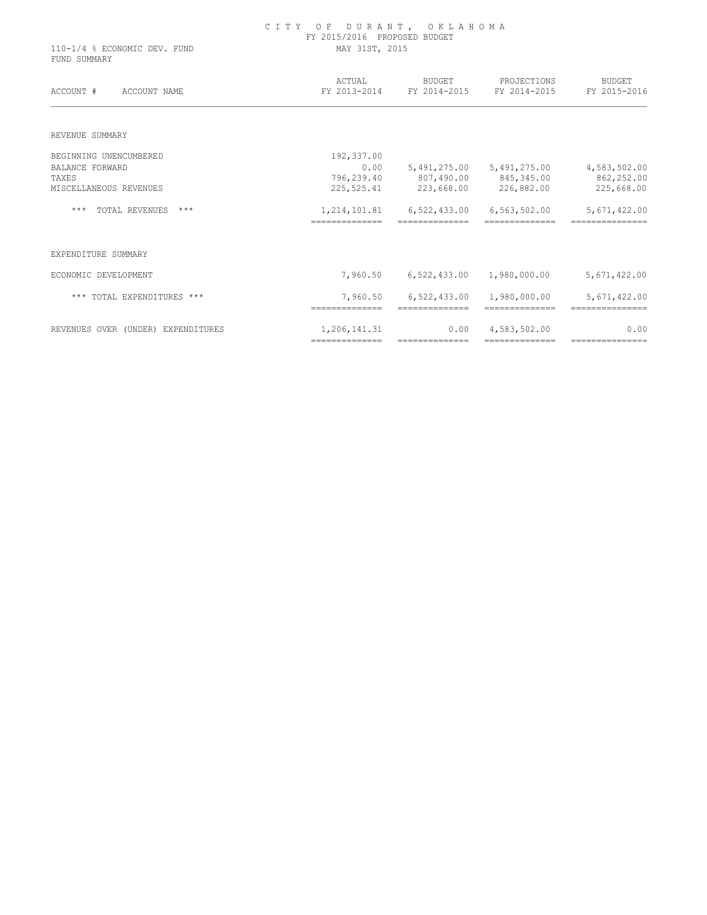# CITY OF DURANT, OKLAHOMA

FY 2015/2016 PROPOSED BUDGET

110-1/4 % ECONOMIC DEV. FUND

FUND SUMMARY

MAY 31ST, 2015

| ACCOUNT # ACCOUNT NAME | ACTUAL FY 2013-2014 | BUDGET FY 2014-2015 | PROJECTIONS FY 2014-2015 | BUDGET FY 2015-2016 |
|---|---|---|---|---|
| REVENUE SUMMARY | | | | |
| BEGINNING UNENCUMBERED | 192,337.00 | | | |
| BALANCE FORWARD | 0.00 | 5,491,275.00 | 5,491,275.00 | 4,583,502.00 |
| TAXES | 796,239.40 | 807,490.00 | 845,345.00 | 862,252.00 |
| MISCELLANEOUS REVENUES | 225,525.41 | 223,668.00 | 226,882.00 | 225,668.00 |
| *** TOTAL REVENUES *** | 1,214,101.81 | 6,522,433.00 | 6,563,502.00 | 5,671,422.00 |
| EXPENDITURE SUMMARY | | | | |
| ECONOMIC DEVELOPMENT | 7,960.50 | 6,522,433.00 | 1,980,000.00 | 5,671,422.00 |
| *** TOTAL EXPENDITURES *** | 7,960.50 | 6,522,433.00 | 1,980,000.00 | 5,671,422.00 |
| REVENUES OVER (UNDER) EXPENDITURES | 1,206,141.31 | 0.00 | 4,583,502.00 | 0.00 |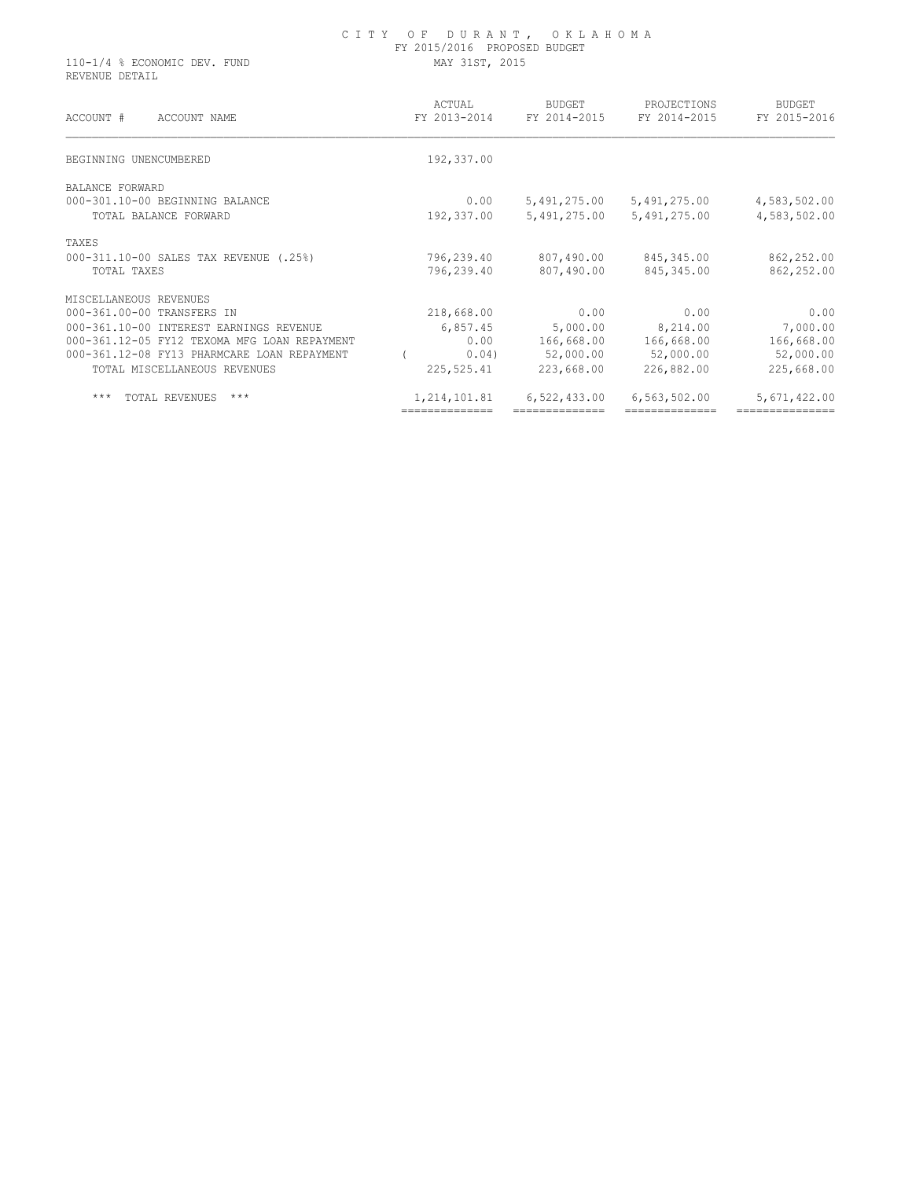# CITY OF DURANT, OKLAHOMA

FY 2015/2016 PROPOSED BUDGET

110-1/4 % ECONOMIC DEV. FUND

REVENUE DETAIL

MAY 31ST, 2015

| ACCOUNT # ACCOUNT NAME | ACTUAL FY 2013-2014 | BUDGET FY 2014-2015 | PROJECTIONS FY 2014-2015 | BUDGET FY 2015-2016 |
|---|---|---|---|---|
| BEGINNING UNENCUMBERED | 192,337.00 | | | |
| BALANCE FORWARD | | | | |
| 000-301.10-00 BEGINNING BALANCE | 0.00 | 5,491,275.00 | 5,491,275.00 | 4,583,502.00 |
| TOTAL BALANCE FORWARD | 192,337.00 | 5,491,275.00 | 5,491,275.00 | 4,583,502.00 |
| TAXES | | | | |
| 000-311.10-00 SALES TAX REVENUE (.25%) | 796,239.40 | 807,490.00 | 845,345.00 | 862,252.00 |
| TOTAL TAXES | 796,239.40 | 807,490.00 | 845,345.00 | 862,252.00 |
| MISCELLANEOUS REVENUES | | | | |
| 000-361.00-00 TRANSFERS IN | 218,668.00 | 0.00 | 0.00 | 0.00 |
| 000-361.10-00 INTEREST EARNINGS REVENUE | 6,857.45 | 5,000.00 | 8,214.00 | 7,000.00 |
| 000-361.12-05 FY12 TEXOMA MFG LOAN REPAYMENT | 0.00 | 166,668.00 | 166,668.00 | 166,668.00 |
| 000-361.12-08 FY13 PHARMCARE LOAN REPAYMENT | ( 0.04) | 52,000.00 | 52,000.00 | 52,000.00 |
| TOTAL MISCELLANEOUS REVENUES | 225,525.41 | 223,668.00 | 226,882.00 | 225,668.00 |
| *** TOTAL REVENUES *** | 1,214,101.81 | 6,522,433.00 | 6,563,502.00 | 5,671,422.00 |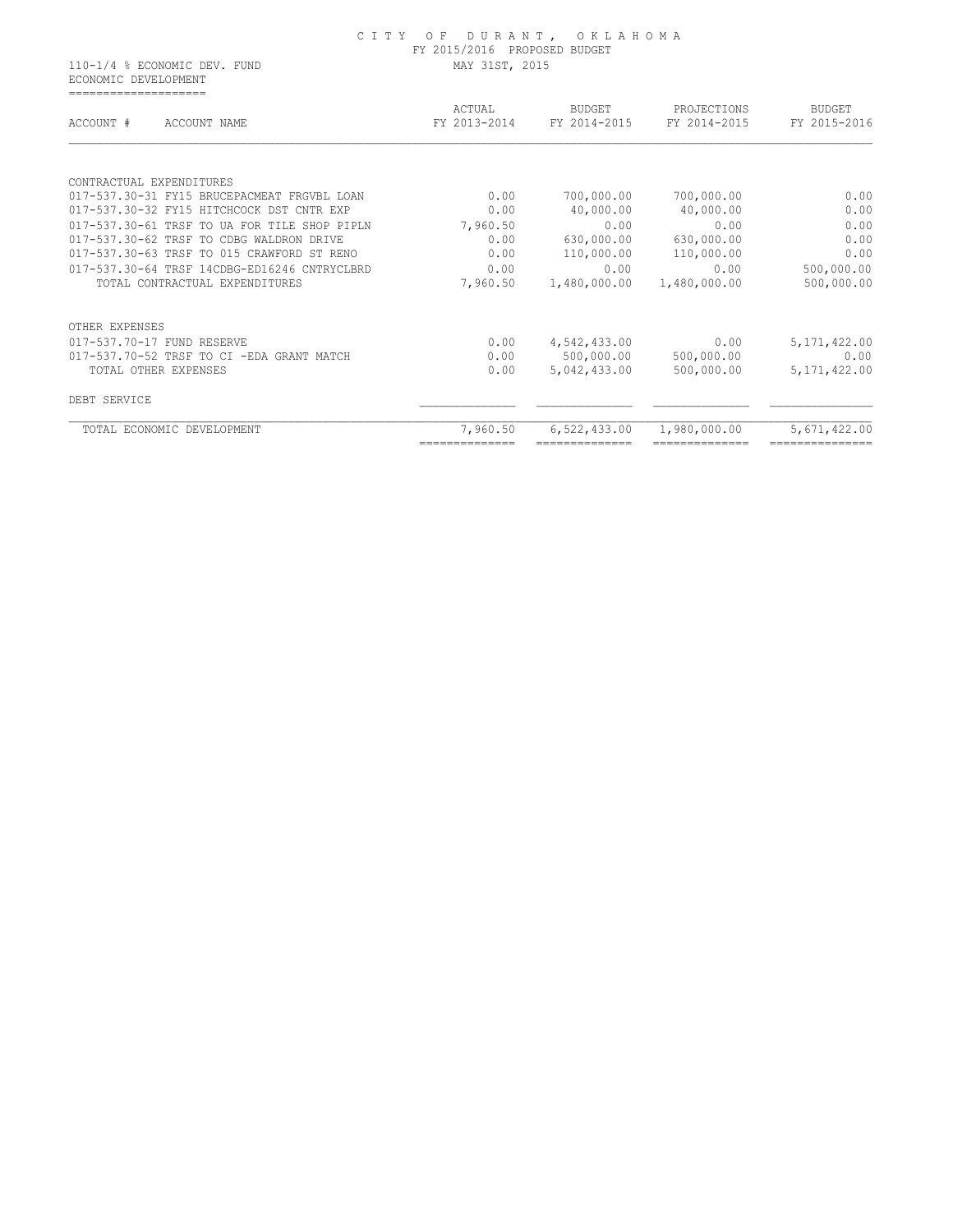CITY OF DURANT, OKLAHOMA
FY 2015/2016 PROPOSED BUDGET
MAY 31ST, 2015

110-1/4 % ECONOMIC DEV. FUND
ECONOMIC DEVELOPMENT

| ACCOUNT # ACCOUNT NAME | ACTUAL FY 2013-2014 | BUDGET FY 2014-2015 | PROJECTIONS FY 2014-2015 | BUDGET FY 2015-2016 |
|---|---|---|---|---|
| CONTRACTUAL EXPENDITURES | | | | |
| 017-537.30-31 FY15 BRUCEPACMEAT FRGVBL LOAN | 0.00 | 700,000.00 | 700,000.00 | 0.00 |
| 017-537.30-32 FY15 HITCHCOCK DST CNTR EXP | 0.00 | 40,000.00 | 40,000.00 | 0.00 |
| 017-537.30-61 TRSF TO UA FOR TILE SHOP PIPLN | 7,960.50 | 0.00 | 0.00 | 0.00 |
| 017-537.30-62 TRSF TO CDBG WALDRON DRIVE | 0.00 | 630,000.00 | 630,000.00 | 0.00 |
| 017-537.30-63 TRSF TO 015 CRAWFORD ST RENO | 0.00 | 110,000.00 | 110,000.00 | 0.00 |
| 017-537.30-64 TRSF 14CDBG-ED16246 CNTRYCLBRD | 0.00 | 0.00 | 0.00 | 500,000.00 |
| TOTAL CONTRACTUAL EXPENDITURES | 7,960.50 | 1,480,000.00 | 1,480,000.00 | 500,000.00 |
| OTHER EXPENSES | | | | |
| 017-537.70-17 FUND RESERVE | 0.00 | 4,542,433.00 | 0.00 | 5,171,422.00 |
| 017-537.70-52 TRSF TO CI -EDA GRANT MATCH | 0.00 | 500,000.00 | 500,000.00 | 0.00 |
| TOTAL OTHER EXPENSES | 0.00 | 5,042,433.00 | 500,000.00 | 5,171,422.00 |
| DEBT SERVICE | | | | |
| TOTAL ECONOMIC DEVELOPMENT | 7,960.50 | 6,522,433.00 | 1,980,000.00 | 5,671,422.00 |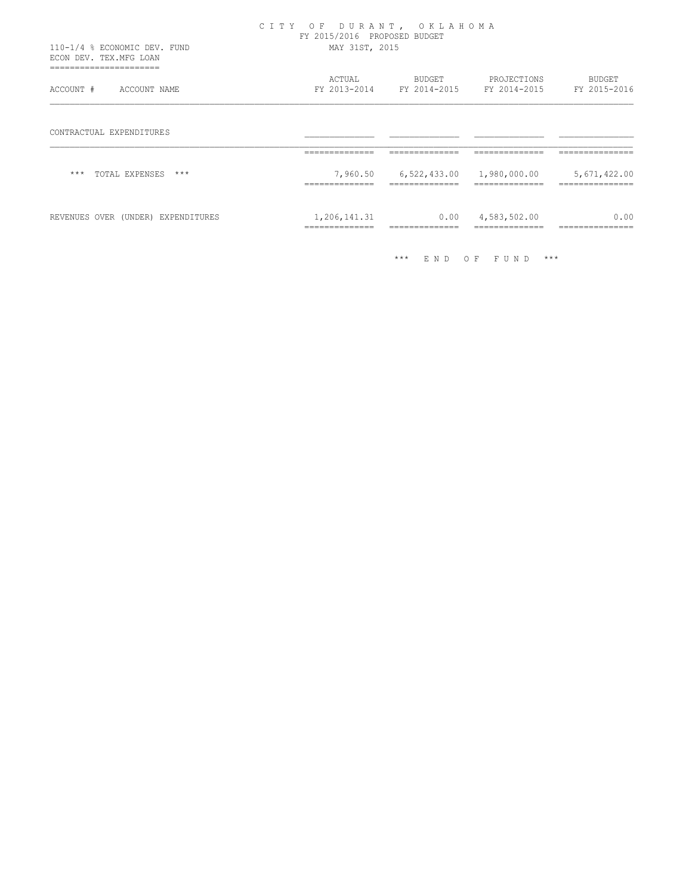CITY OF DURANT, OKLAHOMA
FY 2015/2016 PROPOSED BUDGET
MAY 31ST, 2015

110-1/4 % ECONOMIC DEV. FUND
ECON DEV. TEX.MFG LOAN

| ACCOUNT # ACCOUNT NAME | ACTUAL FY 2013-2014 | BUDGET FY 2014-2015 | PROJECTIONS FY 2014-2015 | BUDGET FY 2015-2016 |
|---|---|---|---|---|
| CONTRACTUAL EXPENDITURES | | | | |
| *** TOTAL EXPENSES *** | 7,960.50 | 6,522,433.00 | 1,980,000.00 | 5,671,422.00 |
| REVENUES OVER (UNDER) EXPENDITURES | 1,206,141.31 | 0.00 | 4,583,502.00 | 0.00 |

*** END OF FUND ***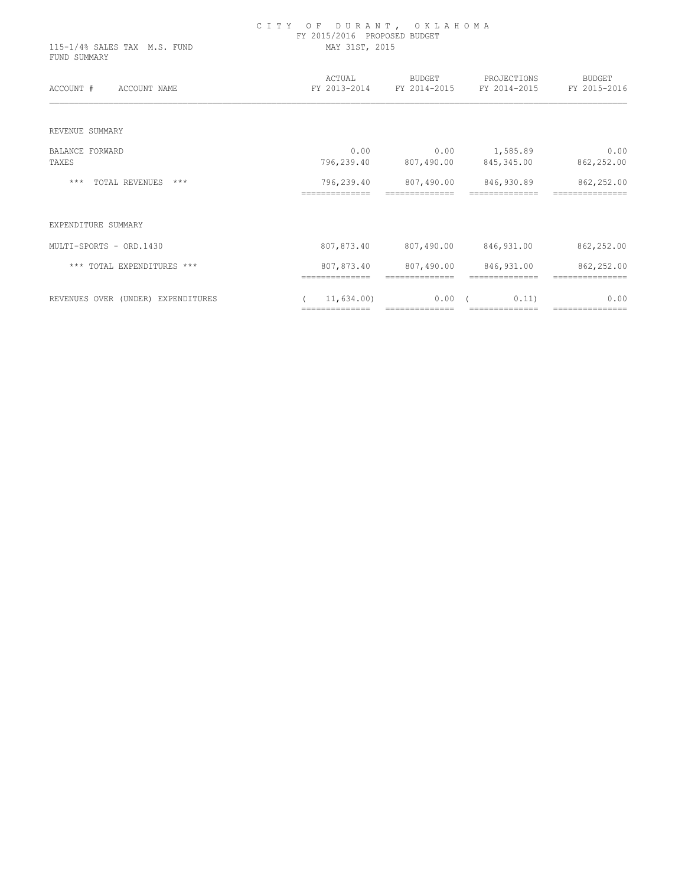# CITY OF DURANT, OKLAHOMA

FY 2015/2016 PROPOSED BUDGET

MAY 31ST, 2015

115-1/4% SALES TAX M.S. FUND

FUND SUMMARY

| ACCOUNT # ACCOUNT NAME | ACTUAL FY 2013-2014 | BUDGET FY 2014-2015 | PROJECTIONS FY 2014-2015 | BUDGET FY 2015-2016 |
|---|---|---|---|---|
| REVENUE SUMMARY | | | | |
| BALANCE FORWARD | 0.00 | 0.00 | 1,585.89 | 0.00 |
| TAXES | 796,239.40 | 807,490.00 | 845,345.00 | 862,252.00 |
| *** TOTAL REVENUES *** | 796,239.40 | 807,490.00 | 846,930.89 | 862,252.00 |
| EXPENDITURE SUMMARY | | | | |
| MULTI-SPORTS - ORD.1430 | 807,873.40 | 807,490.00 | 846,931.00 | 862,252.00 |
| *** TOTAL EXPENDITURES *** | 807,873.40 | 807,490.00 | 846,931.00 | 862,252.00 |
| REVENUES OVER (UNDER) EXPENDITURES | ( 11,634.00) | 0.00 | ( 0.11) | 0.00 |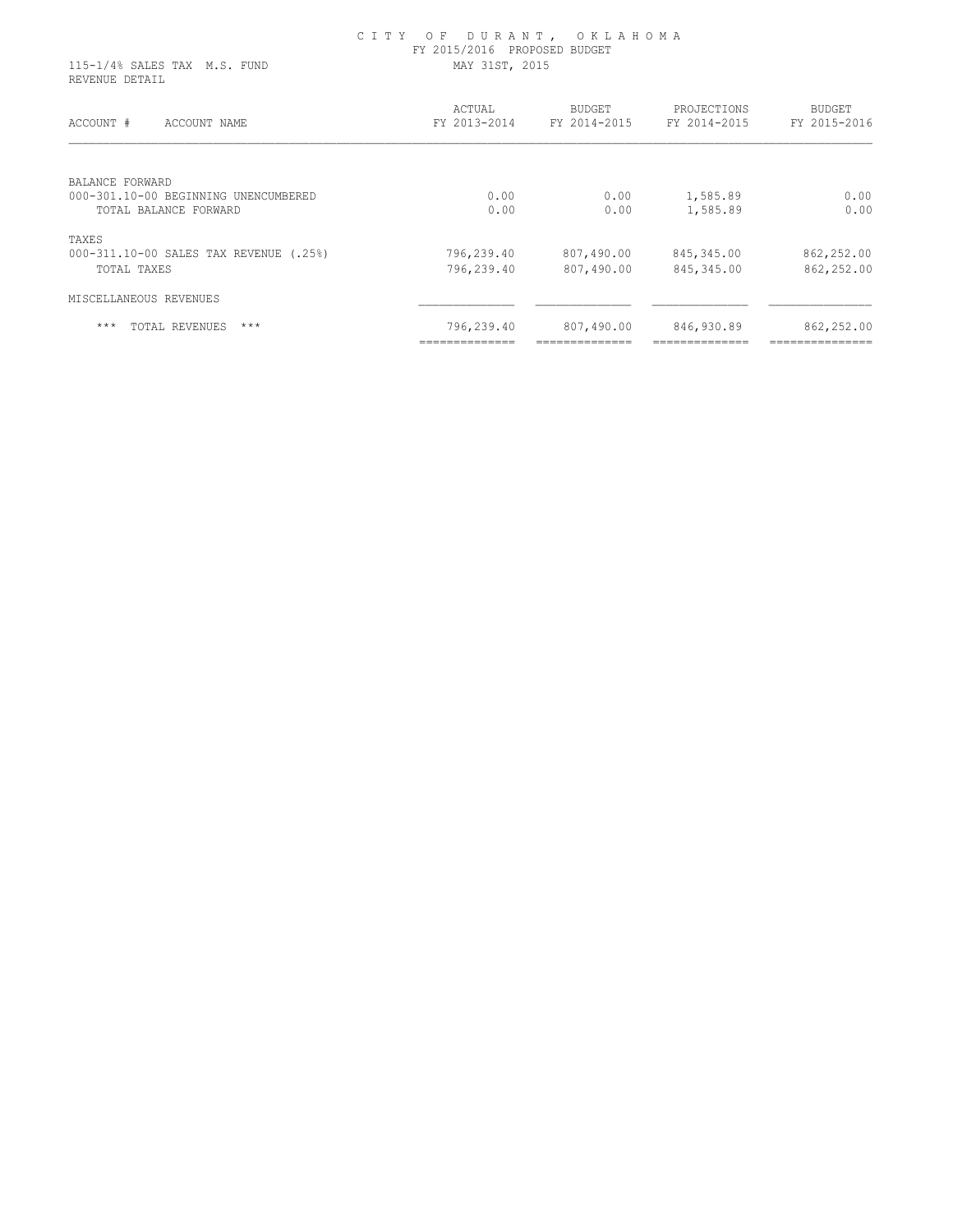# CITY OF DURANT, OKLAHOMA

FY 2015/2016 PROPOSED BUDGET

115-1/4% SALES TAX M.S. FUND — MAY 31ST, 2015

REVENUE DETAIL

| ACCOUNT # ACCOUNT NAME | ACTUAL FY 2013-2014 | BUDGET FY 2014-2015 | PROJECTIONS FY 2014-2015 | BUDGET FY 2015-2016 |
|---|---|---|---|---|
| BALANCE FORWARD | | | | |
| 000-301.10-00 BEGINNING UNENCUMBERED | 0.00 | 0.00 | 1,585.89 | 0.00 |
| TOTAL BALANCE FORWARD | 0.00 | 0.00 | 1,585.89 | 0.00 |
| TAXES | | | | |
| 000-311.10-00 SALES TAX REVENUE (.25%) | 796,239.40 | 807,490.00 | 845,345.00 | 862,252.00 |
| TOTAL TAXES | 796,239.40 | 807,490.00 | 845,345.00 | 862,252.00 |
| MISCELLANEOUS REVENUES | | | | |
| *** TOTAL REVENUES *** | 796,239.40 | 807,490.00 | 846,930.89 | 862,252.00 |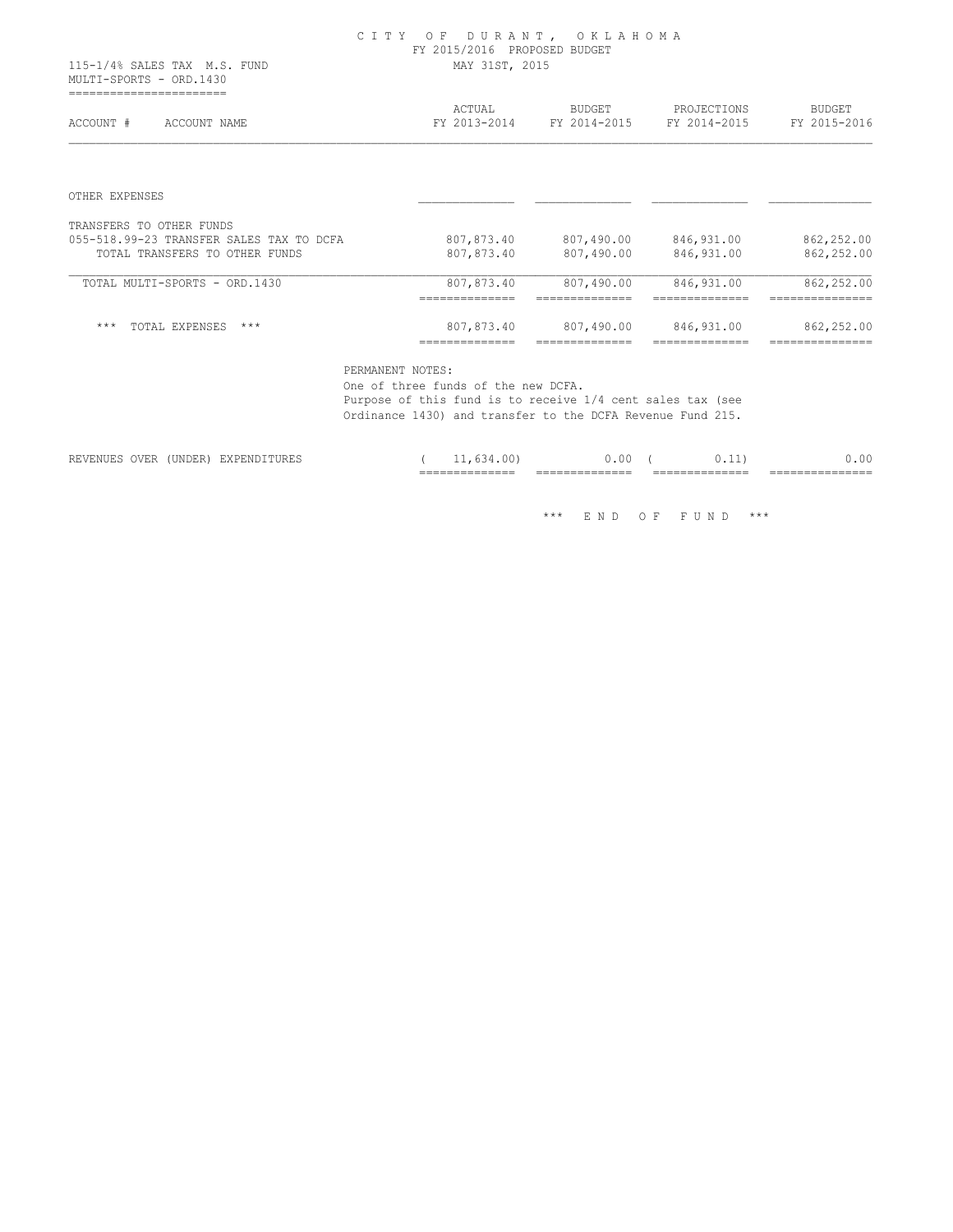CITY OF DURANT, OKLAHOMA
FY 2015/2016 PROPOSED BUDGET
MAY 31ST, 2015

115-1/4% SALES TAX M.S. FUND
MULTI-SPORTS - ORD.1430

| ACCOUNT # ACCOUNT NAME | ACTUAL FY 2013-2014 | BUDGET FY 2014-2015 | PROJECTIONS FY 2014-2015 | BUDGET FY 2015-2016 |
|---|---|---|---|---|
| OTHER EXPENSES | | | | |
| TRANSFERS TO OTHER FUNDS | | | | |
| 055-518.99-23 TRANSFER SALES TAX TO DCFA | 807,873.40 | 807,490.00 | 846,931.00 | 862,252.00 |
| TOTAL TRANSFERS TO OTHER FUNDS | 807,873.40 | 807,490.00 | 846,931.00 | 862,252.00 |
| TOTAL MULTI-SPORTS - ORD.1430 | 807,873.40 | 807,490.00 | 846,931.00 | 862,252.00 |
| *** TOTAL EXPENSES *** | 807,873.40 | 807,490.00 | 846,931.00 | 862,252.00 |

PERMANENT NOTES:
One of three funds of the new DCFA.
Purpose of this fund is to receive 1/4 cent sales tax (see Ordinance 1430) and transfer to the DCFA Revenue Fund 215.

| | ACTUAL FY 2013-2014 | BUDGET FY 2014-2015 | PROJECTIONS FY 2014-2015 | BUDGET FY 2015-2016 |
|---|---|---|---|---|
| REVENUES OVER (UNDER) EXPENDITURES | ( 11,634.00) | 0.00 | ( 0.11) | 0.00 |

*** END OF FUND ***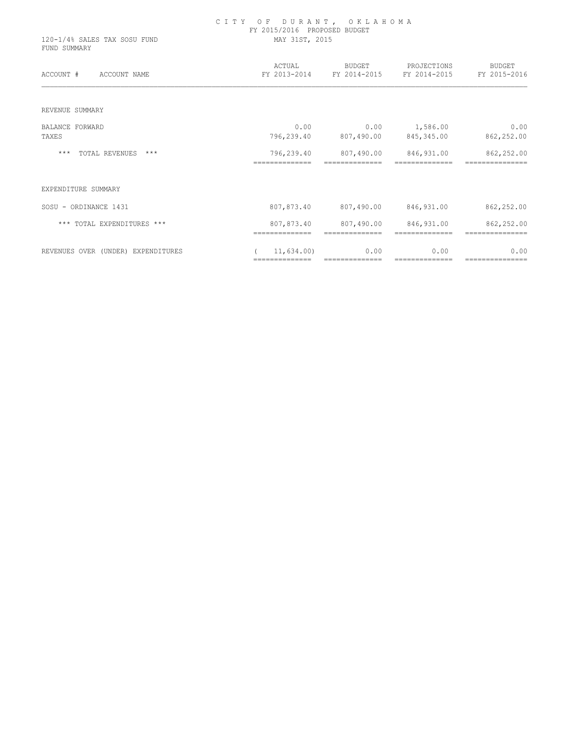# CITY OF DURANT, OKLAHOMA

FY 2015/2016 PROPOSED BUDGET

MAY 31ST, 2015

120-1/4% SALES TAX SOSU FUND

FUND SUMMARY

| ACCOUNT # ACCOUNT NAME | ACTUAL FY 2013-2014 | BUDGET FY 2014-2015 | PROJECTIONS FY 2014-2015 | BUDGET FY 2015-2016 |
|---|---|---|---|---|
| REVENUE SUMMARY | | | | |
| BALANCE FORWARD | 0.00 | 0.00 | 1,586.00 | 0.00 |
| TAXES | 796,239.40 | 807,490.00 | 845,345.00 | 862,252.00 |
| *** TOTAL REVENUES *** | 796,239.40 | 807,490.00 | 846,931.00 | 862,252.00 |
| EXPENDITURE SUMMARY | | | | |
| SOSU - ORDINANCE 1431 | 807,873.40 | 807,490.00 | 846,931.00 | 862,252.00 |
| *** TOTAL EXPENDITURES *** | 807,873.40 | 807,490.00 | 846,931.00 | 862,252.00 |
| REVENUES OVER (UNDER) EXPENDITURES | ( 11,634.00) | 0.00 | 0.00 | 0.00 |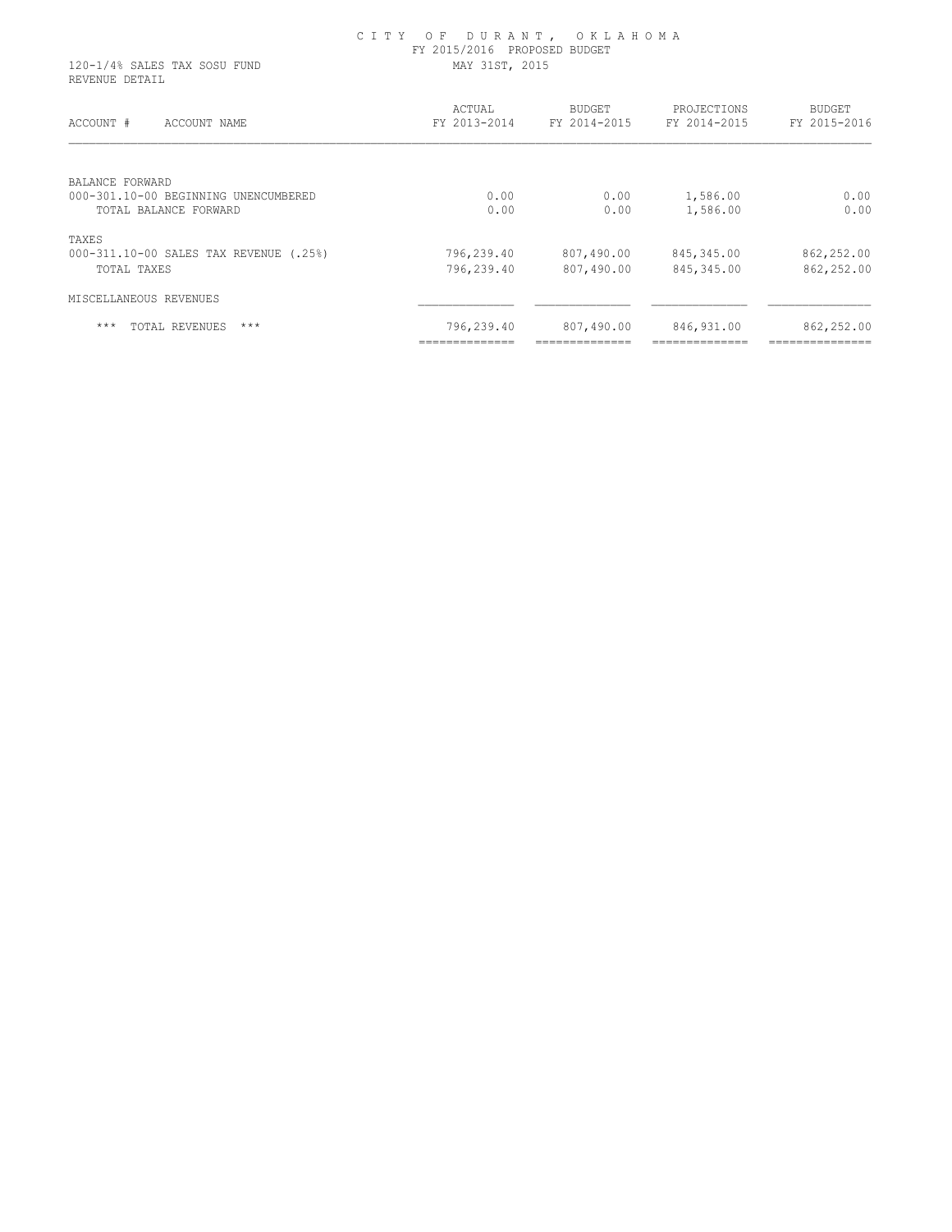# CITY OF DURANT, OKLAHOMA

FY 2015/2016 PROPOSED BUDGET

120-1/4% SALES TAX SOSU FUND

MAY 31ST, 2015

REVENUE DETAIL

| ACCOUNT # ACCOUNT NAME | ACTUAL FY 2013-2014 | BUDGET FY 2014-2015 | PROJECTIONS FY 2014-2015 | BUDGET FY 2015-2016 |
|---|---|---|---|---|
| BALANCE FORWARD | | | | |
| 000-301.10-00 BEGINNING UNENCUMBERED | 0.00 | 0.00 | 1,586.00 | 0.00 |
| TOTAL BALANCE FORWARD | 0.00 | 0.00 | 1,586.00 | 0.00 |
| TAXES | | | | |
| 000-311.10-00 SALES TAX REVENUE (.25%) | 796,239.40 | 807,490.00 | 845,345.00 | 862,252.00 |
| TOTAL TAXES | 796,239.40 | 807,490.00 | 845,345.00 | 862,252.00 |
| MISCELLANEOUS REVENUES | | | | |
| *** TOTAL REVENUES *** | 796,239.40 | 807,490.00 | 846,931.00 | 862,252.00 |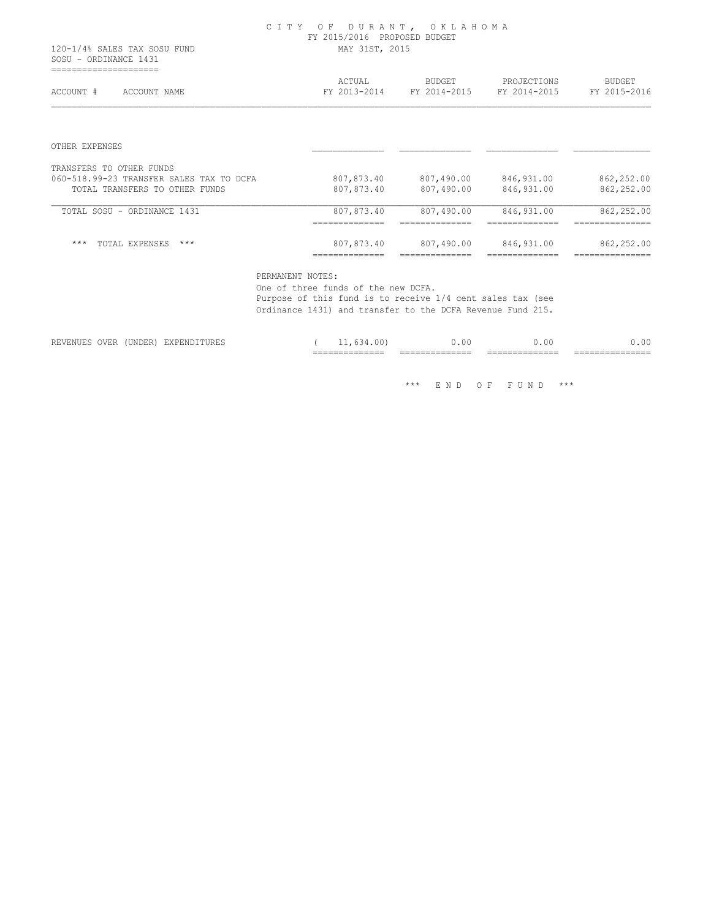C I T Y  O F  D U R A N T ,  O K L A H O M A
FY 2015/2016 PROPOSED BUDGET
MAY 31ST, 2015

120-1/4% SALES TAX SOSU FUND
SOSU - ORDINANCE 1431

| ACCOUNT # ACCOUNT NAME | ACTUAL FY 2013-2014 | BUDGET FY 2014-2015 | PROJECTIONS FY 2014-2015 | BUDGET FY 2015-2016 |
|---|---|---|---|---|
| OTHER EXPENSES | | | | |
| TRANSFERS TO OTHER FUNDS | | | | |
| 060-518.99-23 TRANSFER SALES TAX TO DCFA | 807,873.40 | 807,490.00 | 846,931.00 | 862,252.00 |
| TOTAL TRANSFERS TO OTHER FUNDS | 807,873.40 | 807,490.00 | 846,931.00 | 862,252.00 |
| TOTAL SOSU - ORDINANCE 1431 | 807,873.40 | 807,490.00 | 846,931.00 | 862,252.00 |
| *** TOTAL EXPENSES *** | 807,873.40 | 807,490.00 | 846,931.00 | 862,252.00 |

PERMANENT NOTES:
One of three funds of the new DCFA.
Purpose of this fund is to receive 1/4 cent sales tax (see Ordinance 1431) and transfer to the DCFA Revenue Fund 215.

| | ACTUAL FY 2013-2014 | BUDGET FY 2014-2015 | PROJECTIONS FY 2014-2015 | BUDGET FY 2015-2016 |
|---|---|---|---|---|
| REVENUES OVER (UNDER) EXPENDITURES | ( 11,634.00) | 0.00 | 0.00 | 0.00 |

*** E N D  O F  F U N D ***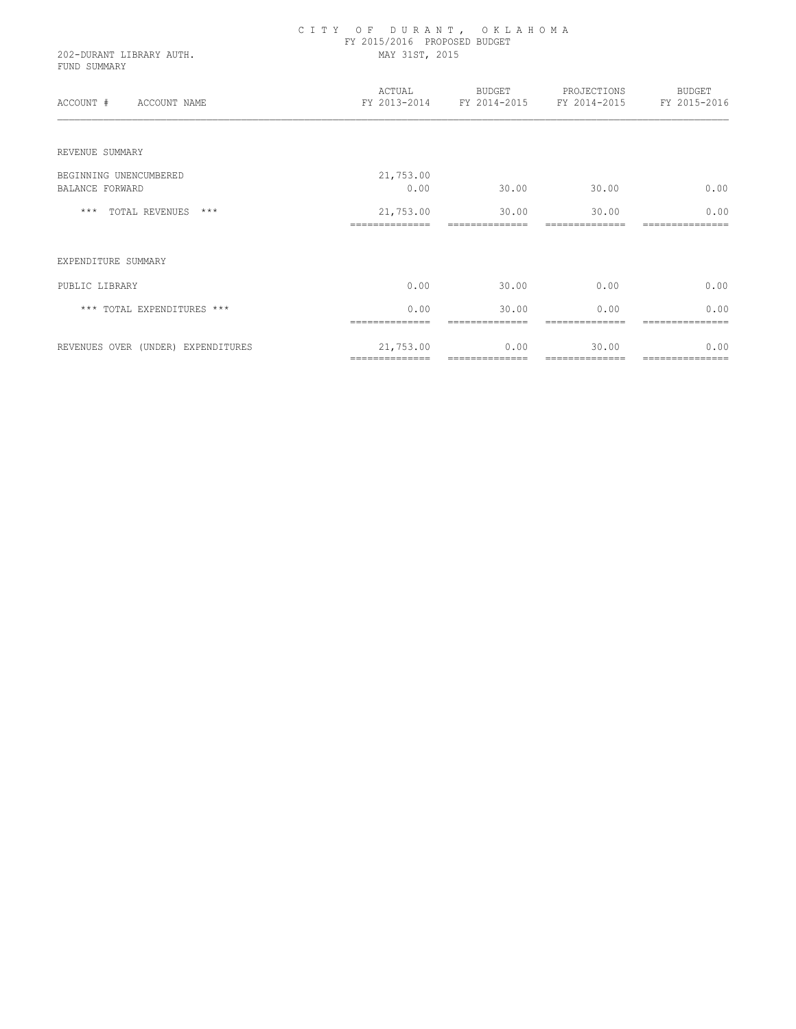# CITY OF DURANT, OKLAHOMA

FY 2015/2016 PROPOSED BUDGET

202-DURANT LIBRARY AUTH.

FUND SUMMARY

MAY 31ST, 2015

| ACCOUNT # ACCOUNT NAME | ACTUAL FY 2013-2014 | BUDGET FY 2014-2015 | PROJECTIONS FY 2014-2015 | BUDGET FY 2015-2016 |
|---|---|---|---|---|
| REVENUE SUMMARY | | | | |
| BEGINNING UNENCUMBERED | 21,753.00 | | | |
| BALANCE FORWARD | 0.00 | 30.00 | 30.00 | 0.00 |
| *** TOTAL REVENUES *** | 21,753.00 | 30.00 | 30.00 | 0.00 |
| EXPENDITURE SUMMARY | | | | |
| PUBLIC LIBRARY | 0.00 | 30.00 | 0.00 | 0.00 |
| *** TOTAL EXPENDITURES *** | 0.00 | 30.00 | 0.00 | 0.00 |
| REVENUES OVER (UNDER) EXPENDITURES | 21,753.00 | 0.00 | 30.00 | 0.00 |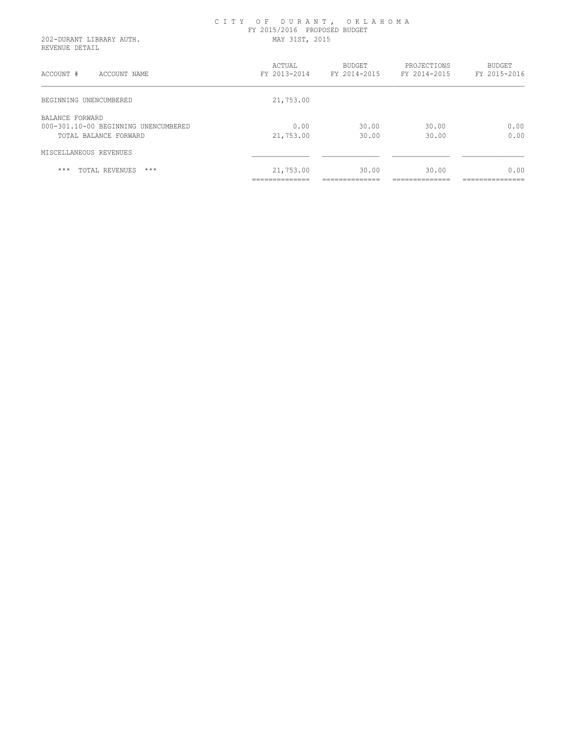# CITY OF DURANT, OKLAHOMA

FY 2015/2016 PROPOSED BUDGET

202-DURANT LIBRARY AUTH.

MAY 31ST, 2015

REVENUE DETAIL

| ACCOUNT # ACCOUNT NAME | ACTUAL FY 2013-2014 | BUDGET FY 2014-2015 | PROJECTIONS FY 2014-2015 | BUDGET FY 2015-2016 |
|---|---|---|---|---|
| BEGINNING UNENCUMBERED | 21,753.00 | | | |
| BALANCE FORWARD | | | | |
| 000-301.10-00 BEGINNING UNENCUMBERED | 0.00 | 30.00 | 30.00 | 0.00 |
| TOTAL BALANCE FORWARD | 21,753.00 | 30.00 | 30.00 | 0.00 |
| MISCELLANEOUS REVENUES | | | | |
| *** TOTAL REVENUES *** | 21,753.00 | 30.00 | 30.00 | 0.00 |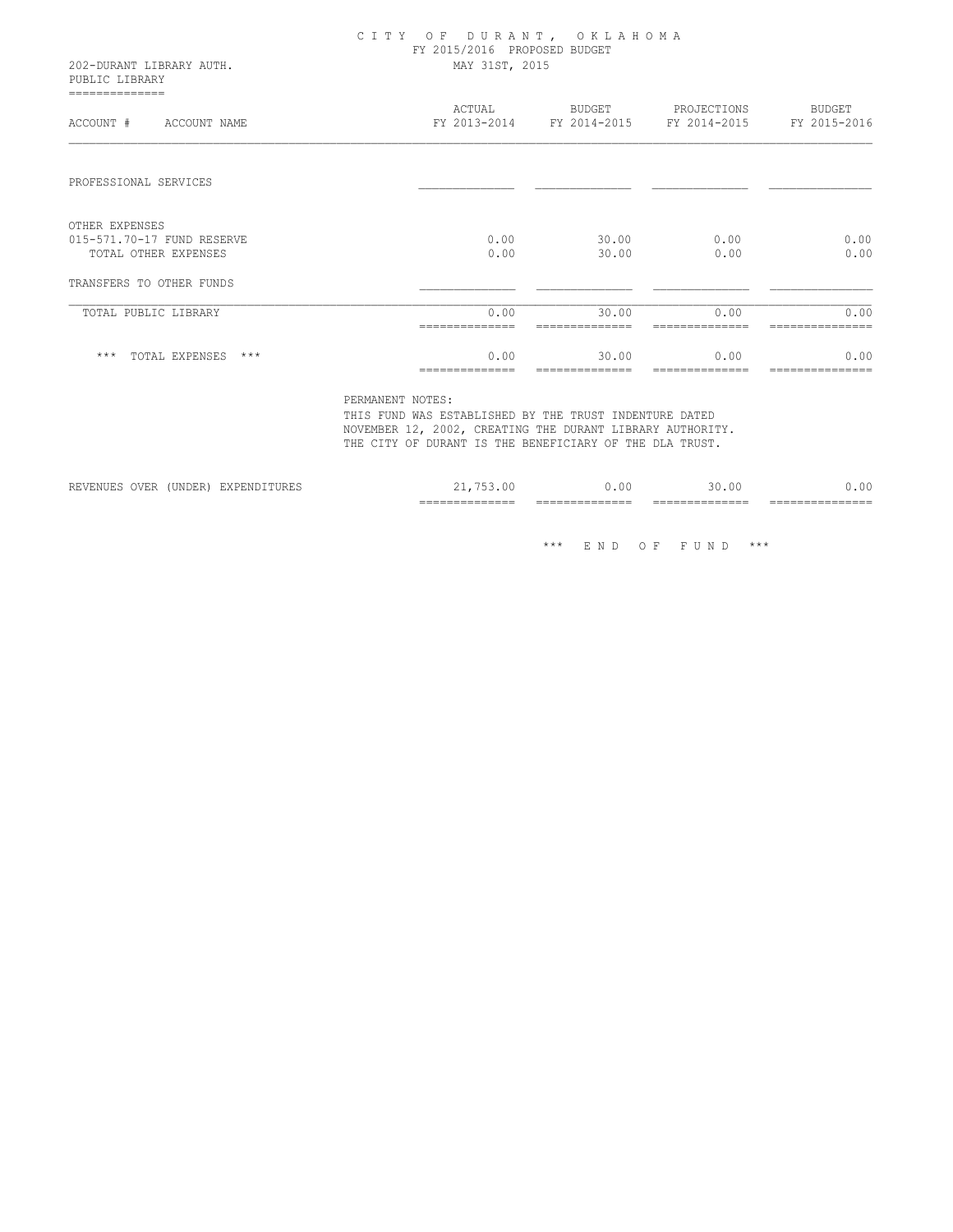# CITY OF DURANT, OKLAHOMA

FY 2015/2016 PROPOSED BUDGET

202-DURANT LIBRARY AUTH. MAY 31ST, 2015

PUBLIC LIBRARY

| ACCOUNT # ACCOUNT NAME | ACTUAL FY 2013-2014 | BUDGET FY 2014-2015 | PROJECTIONS FY 2014-2015 | BUDGET FY 2015-2016 |
|---|---|---|---|---|
| PROFESSIONAL SERVICES | | | | |
| OTHER EXPENSES | | | | |
| 015-571.70-17 FUND RESERVE | 0.00 | 30.00 | 0.00 | 0.00 |
| TOTAL OTHER EXPENSES | 0.00 | 30.00 | 0.00 | 0.00 |
| TRANSFERS TO OTHER FUNDS | | | | |
| TOTAL PUBLIC LIBRARY | 0.00 | 30.00 | 0.00 | 0.00 |
| *** TOTAL EXPENSES *** | 0.00 | 30.00 | 0.00 | 0.00 |

PERMANENT NOTES:
THIS FUND WAS ESTABLISHED BY THE TRUST INDENTURE DATED NOVEMBER 12, 2002, CREATING THE DURANT LIBRARY AUTHORITY. THE CITY OF DURANT IS THE BENEFICIARY OF THE DLA TRUST.

| | ACTUAL FY 2013-2014 | BUDGET FY 2014-2015 | PROJECTIONS FY 2014-2015 | BUDGET FY 2015-2016 |
|---|---|---|---|---|
| REVENUES OVER (UNDER) EXPENDITURES | 21,753.00 | 0.00 | 30.00 | 0.00 |

*** END OF FUND ***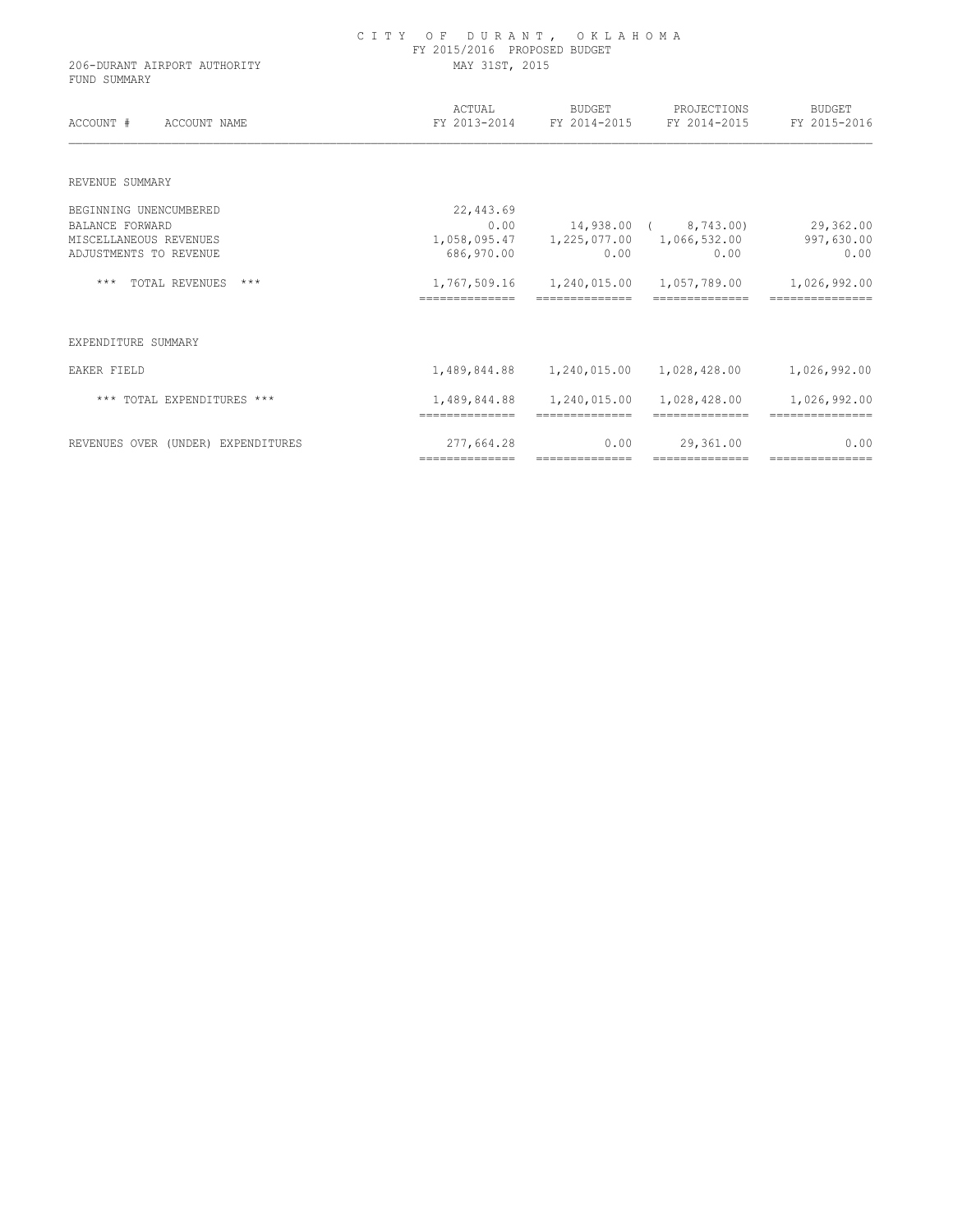# CITY OF DURANT, OKLAHOMA
FY 2015/2016 PROPOSED BUDGET
MAY 31ST, 2015

206-DURANT AIRPORT AUTHORITY
FUND SUMMARY

| ACCOUNT # ACCOUNT NAME | ACTUAL FY 2013-2014 | BUDGET FY 2014-2015 | PROJECTIONS FY 2014-2015 | BUDGET FY 2015-2016 |
|---|---|---|---|---|
| REVENUE SUMMARY | | | | |
| BEGINNING UNENCUMBERED | 22,443.69 | | | |
| BALANCE FORWARD | 0.00 | 14,938.00 | ( 8,743.00) | 29,362.00 |
| MISCELLANEOUS REVENUES | 1,058,095.47 | 1,225,077.00 | 1,066,532.00 | 997,630.00 |
| ADJUSTMENTS TO REVENUE | 686,970.00 | 0.00 | 0.00 | 0.00 |
| *** TOTAL REVENUES *** | 1,767,509.16 | 1,240,015.00 | 1,057,789.00 | 1,026,992.00 |
| EXPENDITURE SUMMARY | | | | |
| EAKER FIELD | 1,489,844.88 | 1,240,015.00 | 1,028,428.00 | 1,026,992.00 |
| *** TOTAL EXPENDITURES *** | 1,489,844.88 | 1,240,015.00 | 1,028,428.00 | 1,026,992.00 |
| REVENUES OVER (UNDER) EXPENDITURES | 277,664.28 | 0.00 | 29,361.00 | 0.00 |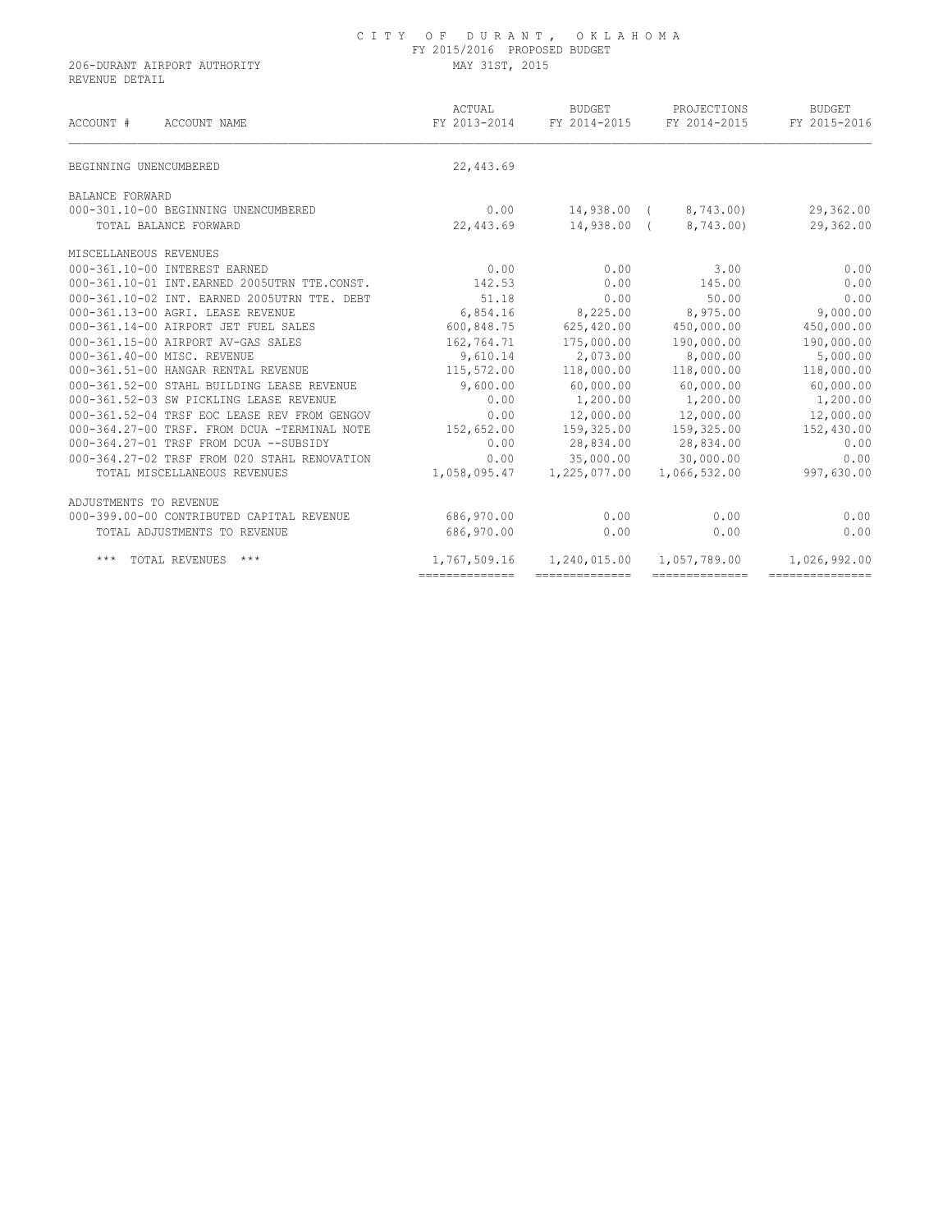CITY OF DURANT, OKLAHOMA
FY 2015/2016 PROPOSED BUDGET
MAY 31ST, 2015

206-DURANT AIRPORT AUTHORITY
REVENUE DETAIL

| ACCOUNT # ACCOUNT NAME | ACTUAL FY 2013-2014 | BUDGET FY 2014-2015 | PROJECTIONS FY 2014-2015 | BUDGET FY 2015-2016 |
|---|---|---|---|---|
| BEGINNING UNENCUMBERED | 22,443.69 | | | |
| BALANCE FORWARD | | | | |
| 000-301.10-00 BEGINNING UNENCUMBERED | 0.00 | 14,938.00 | ( 8,743.00) | 29,362.00 |
| TOTAL BALANCE FORWARD | 22,443.69 | 14,938.00 | ( 8,743.00) | 29,362.00 |
| MISCELLANEOUS REVENUES | | | | |
| 000-361.10-00 INTEREST EARNED | 0.00 | 0.00 | 3.00 | 0.00 |
| 000-361.10-01 INT.EARNED 2005UTRN TTE.CONST. | 142.53 | 0.00 | 145.00 | 0.00 |
| 000-361.10-02 INT. EARNED 2005UTRN TTE. DEBT | 51.18 | 0.00 | 50.00 | 0.00 |
| 000-361.13-00 AGRI. LEASE REVENUE | 6,854.16 | 8,225.00 | 8,975.00 | 9,000.00 |
| 000-361.14-00 AIRPORT JET FUEL SALES | 600,848.75 | 625,420.00 | 450,000.00 | 450,000.00 |
| 000-361.15-00 AIRPORT AV-GAS SALES | 162,764.71 | 175,000.00 | 190,000.00 | 190,000.00 |
| 000-361.40-00 MISC. REVENUE | 9,610.14 | 2,073.00 | 8,000.00 | 5,000.00 |
| 000-361.51-00 HANGAR RENTAL REVENUE | 115,572.00 | 118,000.00 | 118,000.00 | 118,000.00 |
| 000-361.52-00 STAHL BUILDING LEASE REVENUE | 9,600.00 | 60,000.00 | 60,000.00 | 60,000.00 |
| 000-361.52-03 SW PICKLING LEASE REVENUE | 0.00 | 1,200.00 | 1,200.00 | 1,200.00 |
| 000-361.52-04 TRSF EOC LEASE REV FROM GENGOV | 0.00 | 12,000.00 | 12,000.00 | 12,000.00 |
| 000-364.27-00 TRSF. FROM DCUA -TERMINAL NOTE | 152,652.00 | 159,325.00 | 159,325.00 | 152,430.00 |
| 000-364.27-01 TRSF FROM DCUA --SUBSIDY | 0.00 | 28,834.00 | 28,834.00 | 0.00 |
| 000-364.27-02 TRSF FROM 020 STAHL RENOVATION | 0.00 | 35,000.00 | 30,000.00 | 0.00 |
| TOTAL MISCELLANEOUS REVENUES | 1,058,095.47 | 1,225,077.00 | 1,066,532.00 | 997,630.00 |
| ADJUSTMENTS TO REVENUE | | | | |
| 000-399.00-00 CONTRIBUTED CAPITAL REVENUE | 686,970.00 | 0.00 | 0.00 | 0.00 |
| TOTAL ADJUSTMENTS TO REVENUE | 686,970.00 | 0.00 | 0.00 | 0.00 |
| *** TOTAL REVENUES *** | 1,767,509.16 | 1,240,015.00 | 1,057,789.00 | 1,026,992.00 |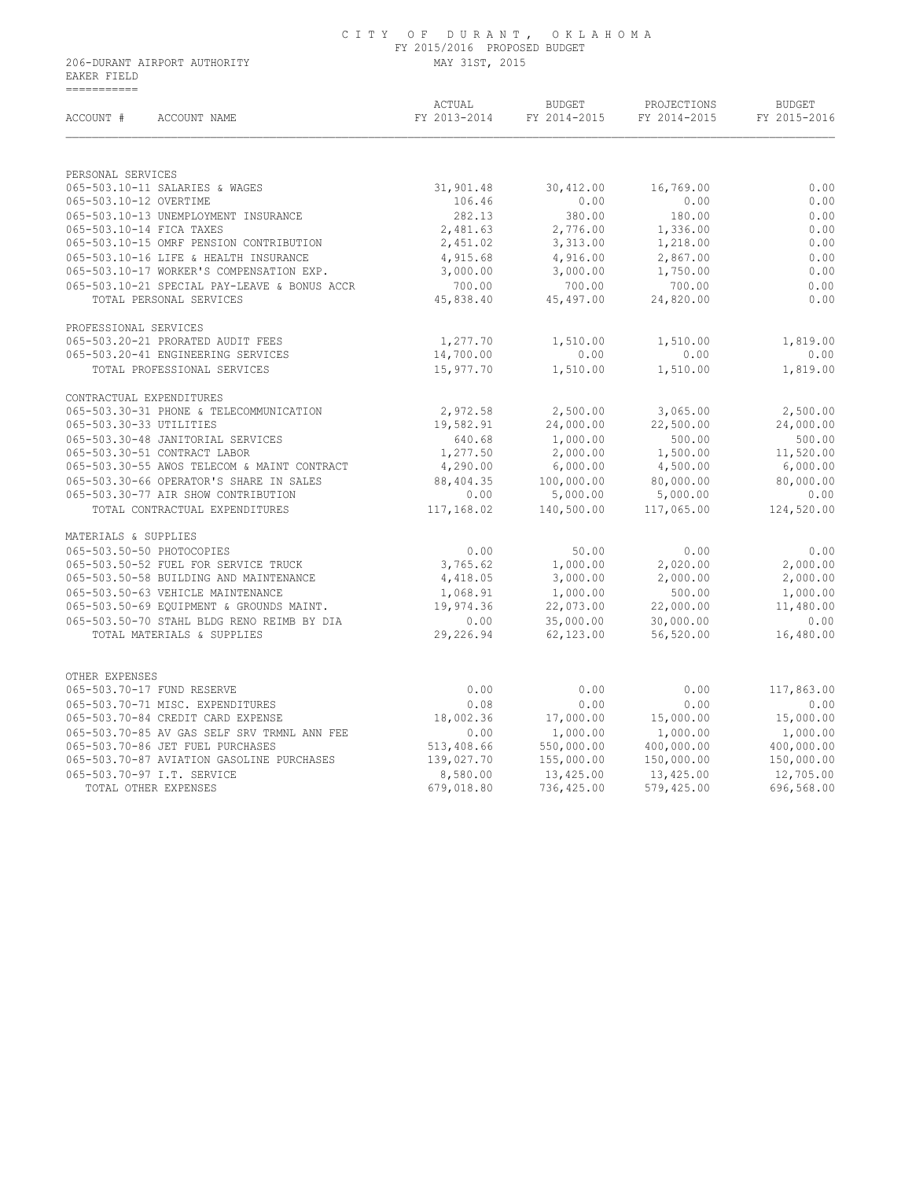# CITY OF DURANT, OKLAHOMA

FY 2015/2016 PROPOSED BUDGET

206-DURANT AIRPORT AUTHORITY — MAY 31ST, 2015

EAKER FIELD

| ACCOUNT # ACCOUNT NAME | ACTUAL FY 2013-2014 | BUDGET FY 2014-2015 | PROJECTIONS FY 2014-2015 | BUDGET FY 2015-2016 |
|---|---|---|---|---|
| **PERSONAL SERVICES** | | | | |
| 065-503.10-11 SALARIES & WAGES | 31,901.48 | 30,412.00 | 16,769.00 | 0.00 |
| 065-503.10-12 OVERTIME | 106.46 | 0.00 | 0.00 | 0.00 |
| 065-503.10-13 UNEMPLOYMENT INSURANCE | 282.13 | 380.00 | 180.00 | 0.00 |
| 065-503.10-14 FICA TAXES | 2,481.63 | 2,776.00 | 1,336.00 | 0.00 |
| 065-503.10-15 OMRF PENSION CONTRIBUTION | 2,451.02 | 3,313.00 | 1,218.00 | 0.00 |
| 065-503.10-16 LIFE & HEALTH INSURANCE | 4,915.68 | 4,916.00 | 2,867.00 | 0.00 |
| 065-503.10-17 WORKER'S COMPENSATION EXP. | 3,000.00 | 3,000.00 | 1,750.00 | 0.00 |
| 065-503.10-21 SPECIAL PAY-LEAVE & BONUS ACCR | 700.00 | 700.00 | 700.00 | 0.00 |
| TOTAL PERSONAL SERVICES | 45,838.40 | 45,497.00 | 24,820.00 | 0.00 |
| **PROFESSIONAL SERVICES** | | | | |
| 065-503.20-21 PRORATED AUDIT FEES | 1,277.70 | 1,510.00 | 1,510.00 | 1,819.00 |
| 065-503.20-41 ENGINEERING SERVICES | 14,700.00 | 0.00 | 0.00 | 0.00 |
| TOTAL PROFESSIONAL SERVICES | 15,977.70 | 1,510.00 | 1,510.00 | 1,819.00 |
| **CONTRACTUAL EXPENDITURES** | | | | |
| 065-503.30-31 PHONE & TELECOMMUNICATION | 2,972.58 | 2,500.00 | 3,065.00 | 2,500.00 |
| 065-503.30-33 UTILITIES | 19,582.91 | 24,000.00 | 22,500.00 | 24,000.00 |
| 065-503.30-48 JANITORIAL SERVICES | 640.68 | 1,000.00 | 500.00 | 500.00 |
| 065-503.30-51 CONTRACT LABOR | 1,277.50 | 2,000.00 | 1,500.00 | 11,520.00 |
| 065-503.30-55 AWOS TELECOM & MAINT CONTRACT | 4,290.00 | 6,000.00 | 4,500.00 | 6,000.00 |
| 065-503.30-66 OPERATOR'S SHARE IN SALES | 88,404.35 | 100,000.00 | 80,000.00 | 80,000.00 |
| 065-503.30-77 AIR SHOW CONTRIBUTION | 0.00 | 5,000.00 | 5,000.00 | 0.00 |
| TOTAL CONTRACTUAL EXPENDITURES | 117,168.02 | 140,500.00 | 117,065.00 | 124,520.00 |
| **MATERIALS & SUPPLIES** | | | | |
| 065-503.50-50 PHOTOCOPIES | 0.00 | 50.00 | 0.00 | 0.00 |
| 065-503.50-52 FUEL FOR SERVICE TRUCK | 3,765.62 | 1,000.00 | 2,020.00 | 2,000.00 |
| 065-503.50-58 BUILDING AND MAINTENANCE | 4,418.05 | 3,000.00 | 2,000.00 | 2,000.00 |
| 065-503.50-63 VEHICLE MAINTENANCE | 1,068.91 | 1,000.00 | 500.00 | 1,000.00 |
| 065-503.50-69 EQUIPMENT & GROUNDS MAINT. | 19,974.36 | 22,073.00 | 22,000.00 | 11,480.00 |
| 065-503.50-70 STAHL BLDG RENO REIMB BY DIA | 0.00 | 35,000.00 | 30,000.00 | 0.00 |
| TOTAL MATERIALS & SUPPLIES | 29,226.94 | 62,123.00 | 56,520.00 | 16,480.00 |
| **OTHER EXPENSES** | | | | |
| 065-503.70-17 FUND RESERVE | 0.00 | 0.00 | 0.00 | 117,863.00 |
| 065-503.70-71 MISC. EXPENDITURES | 0.08 | 0.00 | 0.00 | 0.00 |
| 065-503.70-84 CREDIT CARD EXPENSE | 18,002.36 | 17,000.00 | 15,000.00 | 15,000.00 |
| 065-503.70-85 AV GAS SELF SRV TRMNL ANN FEE | 0.00 | 1,000.00 | 1,000.00 | 1,000.00 |
| 065-503.70-86 JET FUEL PURCHASES | 513,408.66 | 550,000.00 | 400,000.00 | 400,000.00 |
| 065-503.70-87 AVIATION GASOLINE PURCHASES | 139,027.70 | 155,000.00 | 150,000.00 | 150,000.00 |
| 065-503.70-97 I.T. SERVICE | 8,580.00 | 13,425.00 | 13,425.00 | 12,705.00 |
| TOTAL OTHER EXPENSES | 679,018.80 | 736,425.00 | 579,425.00 | 696,568.00 |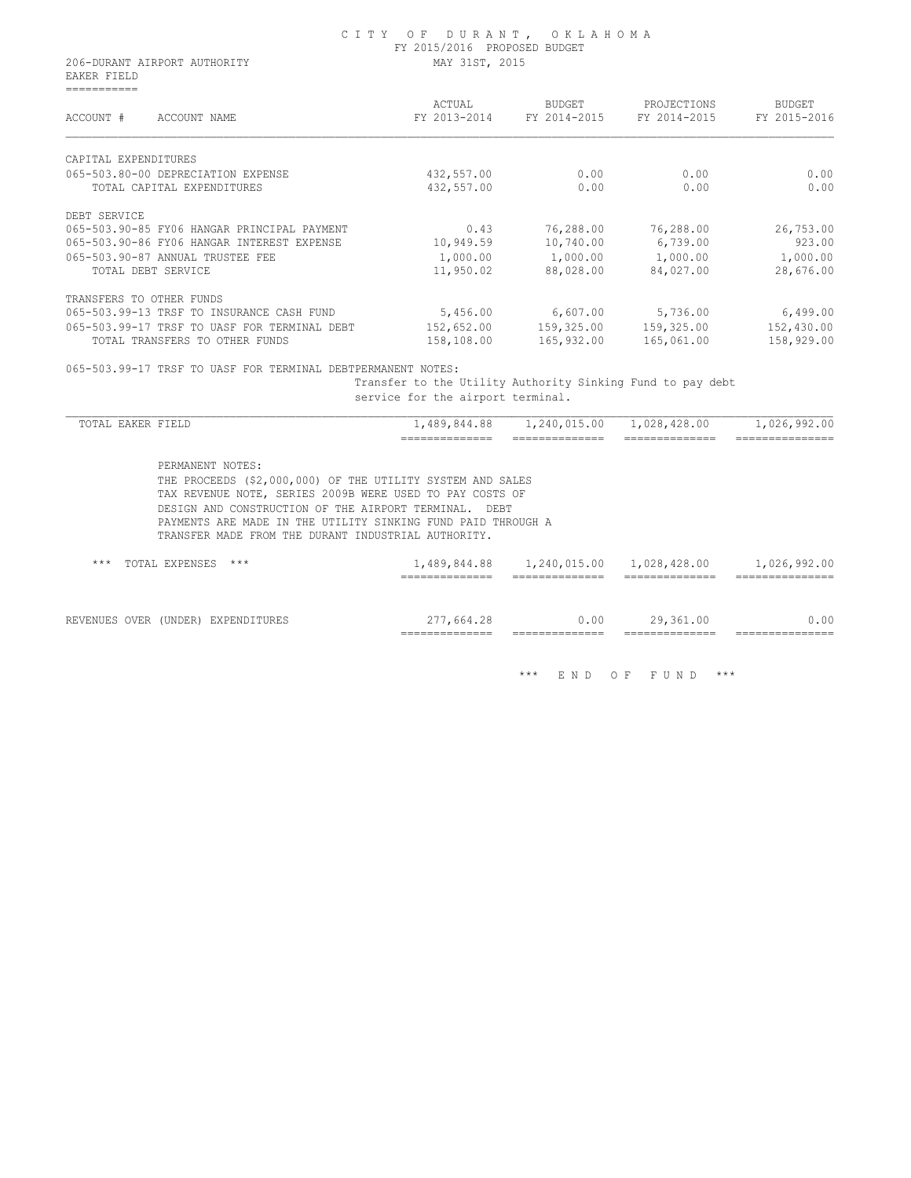CITY OF DURANT, OKLAHOMA
FY 2015/2016 PROPOSED BUDGET
MAY 31ST, 2015

206-DURANT AIRPORT AUTHORITY
EAKER FIELD

| ACCOUNT # | ACCOUNT NAME | ACTUAL FY 2013-2014 | BUDGET FY 2014-2015 | PROJECTIONS FY 2014-2015 | BUDGET FY 2015-2016 |
|---|---|---|---|---|---|
| CAPITAL EXPENDITURES | | | | | |
| 065-503.80-00 | DEPRECIATION EXPENSE | 432,557.00 | 0.00 | 0.00 | 0.00 |
| | TOTAL CAPITAL EXPENDITURES | 432,557.00 | 0.00 | 0.00 | 0.00 |
| DEBT SERVICE | | | | | |
| 065-503.90-85 | FY06 HANGAR PRINCIPAL PAYMENT | 0.43 | 76,288.00 | 76,288.00 | 26,753.00 |
| 065-503.90-86 | FY06 HANGAR INTEREST EXPENSE | 10,949.59 | 10,740.00 | 6,739.00 | 923.00 |
| 065-503.90-87 | ANNUAL TRUSTEE FEE | 1,000.00 | 1,000.00 | 1,000.00 | 1,000.00 |
| | TOTAL DEBT SERVICE | 11,950.02 | 88,028.00 | 84,027.00 | 28,676.00 |
| TRANSFERS TO OTHER FUNDS | | | | | |
| 065-503.99-13 | TRSF TO INSURANCE CASH FUND | 5,456.00 | 6,607.00 | 5,736.00 | 6,499.00 |
| 065-503.99-17 | TRSF TO UASF FOR TERMINAL DEBT | 152,652.00 | 159,325.00 | 159,325.00 | 152,430.00 |
| | TOTAL TRANSFERS TO OTHER FUNDS | 158,108.00 | 165,932.00 | 165,061.00 | 158,929.00 |

065-503.99-17 TRSF TO UASF FOR TERMINAL DEBTPERMANENT NOTES:
Transfer to the Utility Authority Sinking Fund to pay debt service for the airport terminal.

| | ACTUAL FY 2013-2014 | BUDGET FY 2014-2015 | PROJECTIONS FY 2014-2015 | BUDGET FY 2015-2016 |
|---|---|---|---|---|
| TOTAL EAKER FIELD | 1,489,844.88 | 1,240,015.00 | 1,028,428.00 | 1,026,992.00 |

PERMANENT NOTES:
THE PROCEEDS ($2,000,000) OF THE UTILITY SYSTEM AND SALES TAX REVENUE NOTE, SERIES 2009B WERE USED TO PAY COSTS OF DESIGN AND CONSTRUCTION OF THE AIRPORT TERMINAL. DEBT PAYMENTS ARE MADE IN THE UTILITY SINKING FUND PAID THROUGH A TRANSFER MADE FROM THE DURANT INDUSTRIAL AUTHORITY.

| | ACTUAL FY 2013-2014 | BUDGET FY 2014-2015 | PROJECTIONS FY 2014-2015 | BUDGET FY 2015-2016 |
|---|---|---|---|---|
| *** TOTAL EXPENSES *** | 1,489,844.88 | 1,240,015.00 | 1,028,428.00 | 1,026,992.00 |
| REVENUES OVER (UNDER) EXPENDITURES | 277,664.28 | 0.00 | 29,361.00 | 0.00 |

*** END OF FUND ***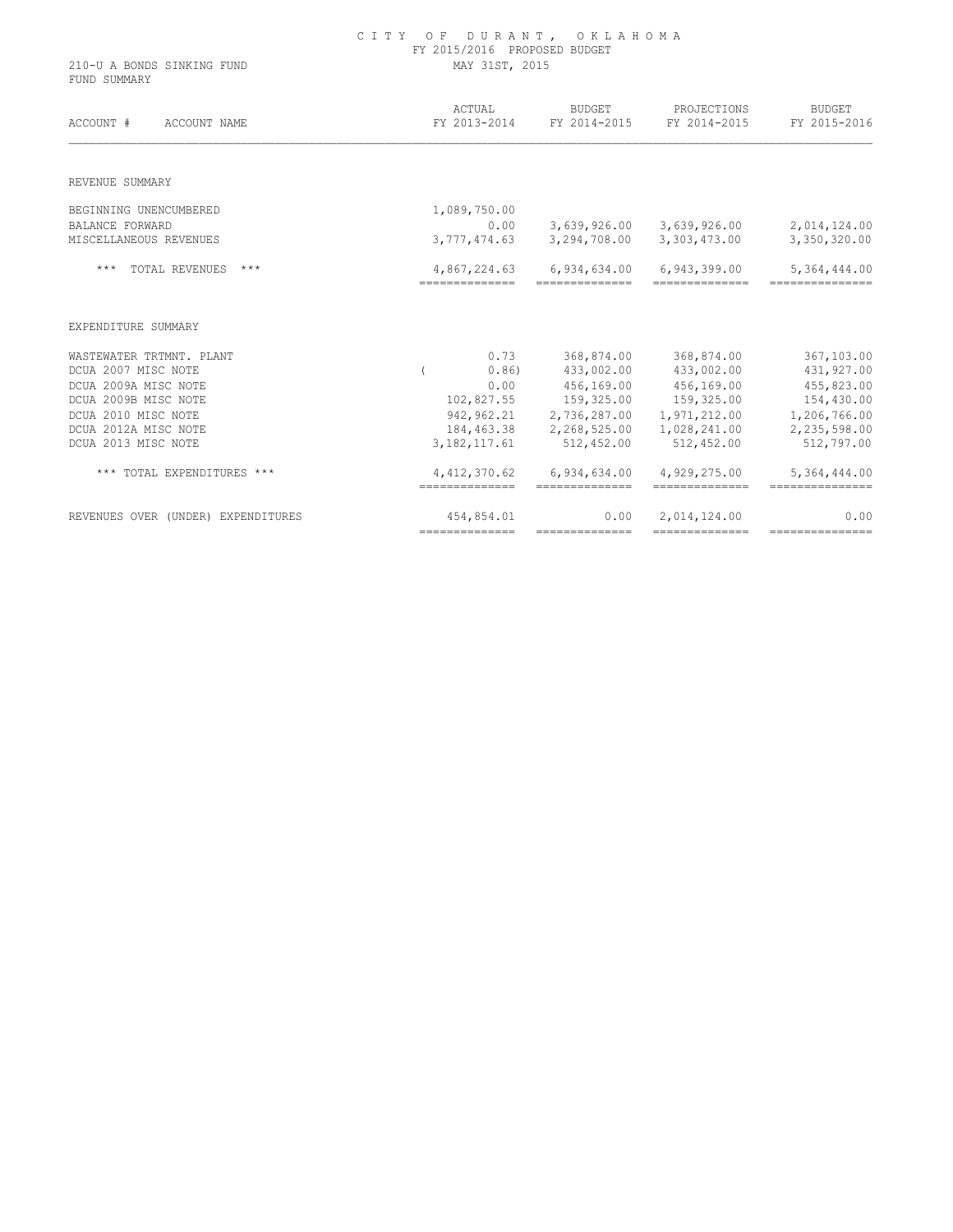# CITY OF DURANT, OKLAHOMA

FY 2015/2016 PROPOSED BUDGET

210-U A BONDS SINKING FUND — MAY 31ST, 2015

FUND SUMMARY

| ACCOUNT # ACCOUNT NAME | ACTUAL FY 2013-2014 | BUDGET FY 2014-2015 | PROJECTIONS FY 2014-2015 | BUDGET FY 2015-2016 |
|---|---|---|---|---|
| **REVENUE SUMMARY** | | | | |
| BEGINNING UNENCUMBERED | 1,089,750.00 | | | |
| BALANCE FORWARD | 0.00 | 3,639,926.00 | 3,639,926.00 | 2,014,124.00 |
| MISCELLANEOUS REVENUES | 3,777,474.63 | 3,294,708.00 | 3,303,473.00 | 3,350,320.00 |
| *** TOTAL REVENUES *** | 4,867,224.63 | 6,934,634.00 | 6,943,399.00 | 5,364,444.00 |
| **EXPENDITURE SUMMARY** | | | | |
| WASTEWATER TRTMNT. PLANT | 0.73 | 368,874.00 | 368,874.00 | 367,103.00 |
| DCUA 2007 MISC NOTE | ( 0.86) | 433,002.00 | 433,002.00 | 431,927.00 |
| DCUA 2009A MISC NOTE | 0.00 | 456,169.00 | 456,169.00 | 455,823.00 |
| DCUA 2009B MISC NOTE | 102,827.55 | 159,325.00 | 159,325.00 | 154,430.00 |
| DCUA 2010 MISC NOTE | 942,962.21 | 2,736,287.00 | 1,971,212.00 | 1,206,766.00 |
| DCUA 2012A MISC NOTE | 184,463.38 | 2,268,525.00 | 1,028,241.00 | 2,235,598.00 |
| DCUA 2013 MISC NOTE | 3,182,117.61 | 512,452.00 | 512,452.00 | 512,797.00 |
| *** TOTAL EXPENDITURES *** | 4,412,370.62 | 6,934,634.00 | 4,929,275.00 | 5,364,444.00 |
| REVENUES OVER (UNDER) EXPENDITURES | 454,854.01 | 0.00 | 2,014,124.00 | 0.00 |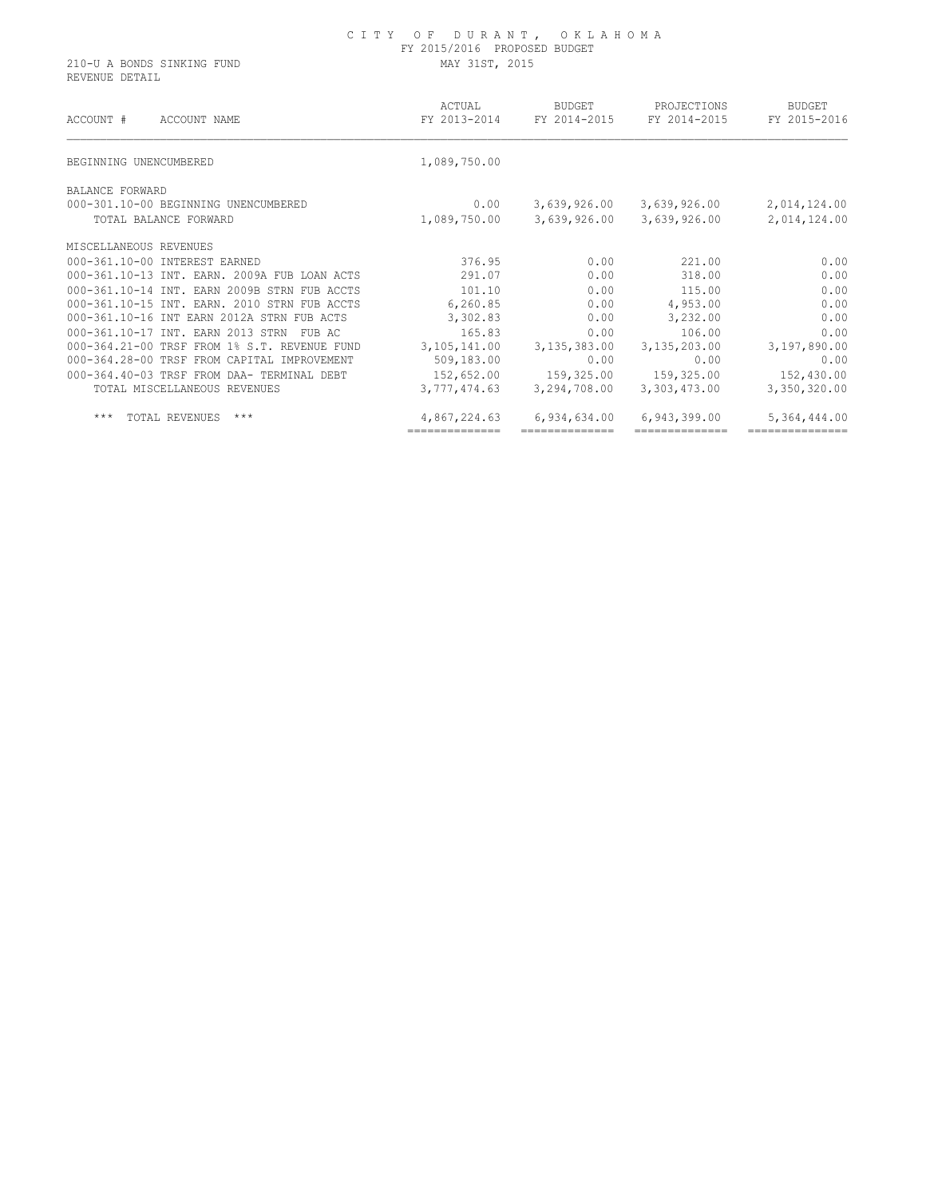# CITY OF DURANT, OKLAHOMA

FY 2015/2016 PROPOSED BUDGET

210-U A BONDS SINKING FUND — MAY 31ST, 2015

REVENUE DETAIL

| ACCOUNT # ACCOUNT NAME | ACTUAL FY 2013-2014 | BUDGET FY 2014-2015 | PROJECTIONS FY 2014-2015 | BUDGET FY 2015-2016 |
|---|---|---|---|---|
| BEGINNING UNENCUMBERED | 1,089,750.00 | | | |
| BALANCE FORWARD | | | | |
| 000-301.10-00 BEGINNING UNENCUMBERED | 0.00 | 3,639,926.00 | 3,639,926.00 | 2,014,124.00 |
| TOTAL BALANCE FORWARD | 1,089,750.00 | 3,639,926.00 | 3,639,926.00 | 2,014,124.00 |
| MISCELLANEOUS REVENUES | | | | |
| 000-361.10-00 INTEREST EARNED | 376.95 | 0.00 | 221.00 | 0.00 |
| 000-361.10-13 INT. EARN. 2009A FUB LOAN ACTS | 291.07 | 0.00 | 318.00 | 0.00 |
| 000-361.10-14 INT. EARN 2009B STRN FUB ACCTS | 101.10 | 0.00 | 115.00 | 0.00 |
| 000-361.10-15 INT. EARN. 2010 STRN FUB ACCTS | 6,260.85 | 0.00 | 4,953.00 | 0.00 |
| 000-361.10-16 INT EARN 2012A STRN FUB ACTS | 3,302.83 | 0.00 | 3,232.00 | 0.00 |
| 000-361.10-17 INT. EARN 2013 STRN FUB AC | 165.83 | 0.00 | 106.00 | 0.00 |
| 000-364.21-00 TRSF FROM 1% S.T. REVENUE FUND | 3,105,141.00 | 3,135,383.00 | 3,135,203.00 | 3,197,890.00 |
| 000-364.28-00 TRSF FROM CAPITAL IMPROVEMENT | 509,183.00 | 0.00 | 0.00 | 0.00 |
| 000-364.40-03 TRSF FROM DAA- TERMINAL DEBT | 152,652.00 | 159,325.00 | 159,325.00 | 152,430.00 |
| TOTAL MISCELLANEOUS REVENUES | 3,777,474.63 | 3,294,708.00 | 3,303,473.00 | 3,350,320.00 |
| *** TOTAL REVENUES *** | 4,867,224.63 | 6,934,634.00 | 6,943,399.00 | 5,364,444.00 |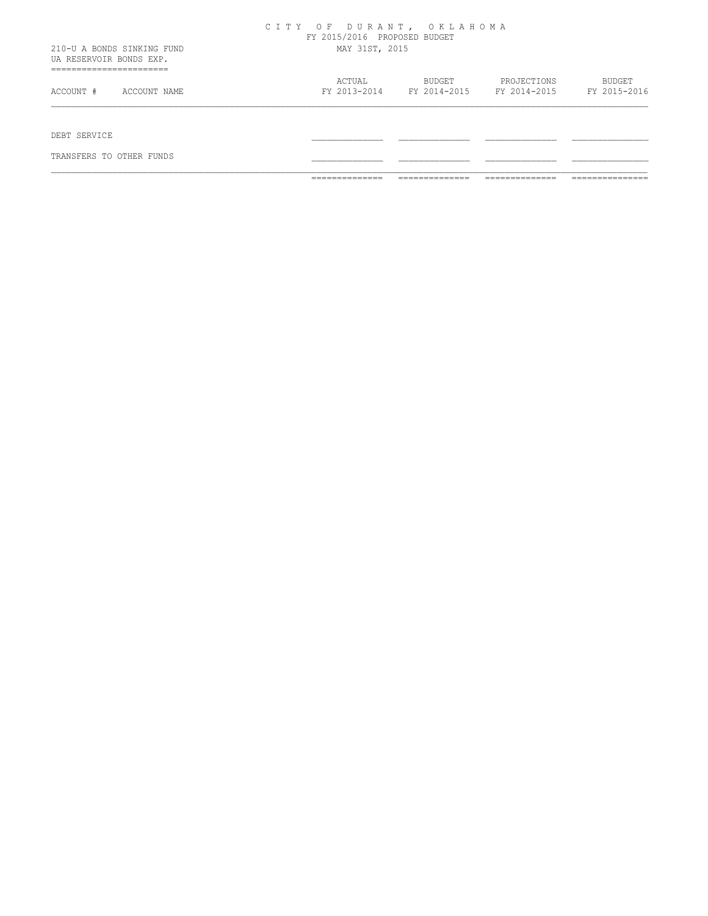CITY OF DURANT, OKLAHOMA
FY 2015/2016 PROPOSED BUDGET
MAY 31ST, 2015

210-U A BONDS SINKING FUND
UA RESERVOIR BONDS EXP.

| ACCOUNT # | ACCOUNT NAME | ACTUAL FY 2013-2014 | BUDGET FY 2014-2015 | PROJECTIONS FY 2014-2015 | BUDGET FY 2015-2016 |
|---|---|---|---|---|---|
| DEBT SERVICE | | | | | |
| TRANSFERS TO OTHER FUNDS | | | | | |
| | | | | | |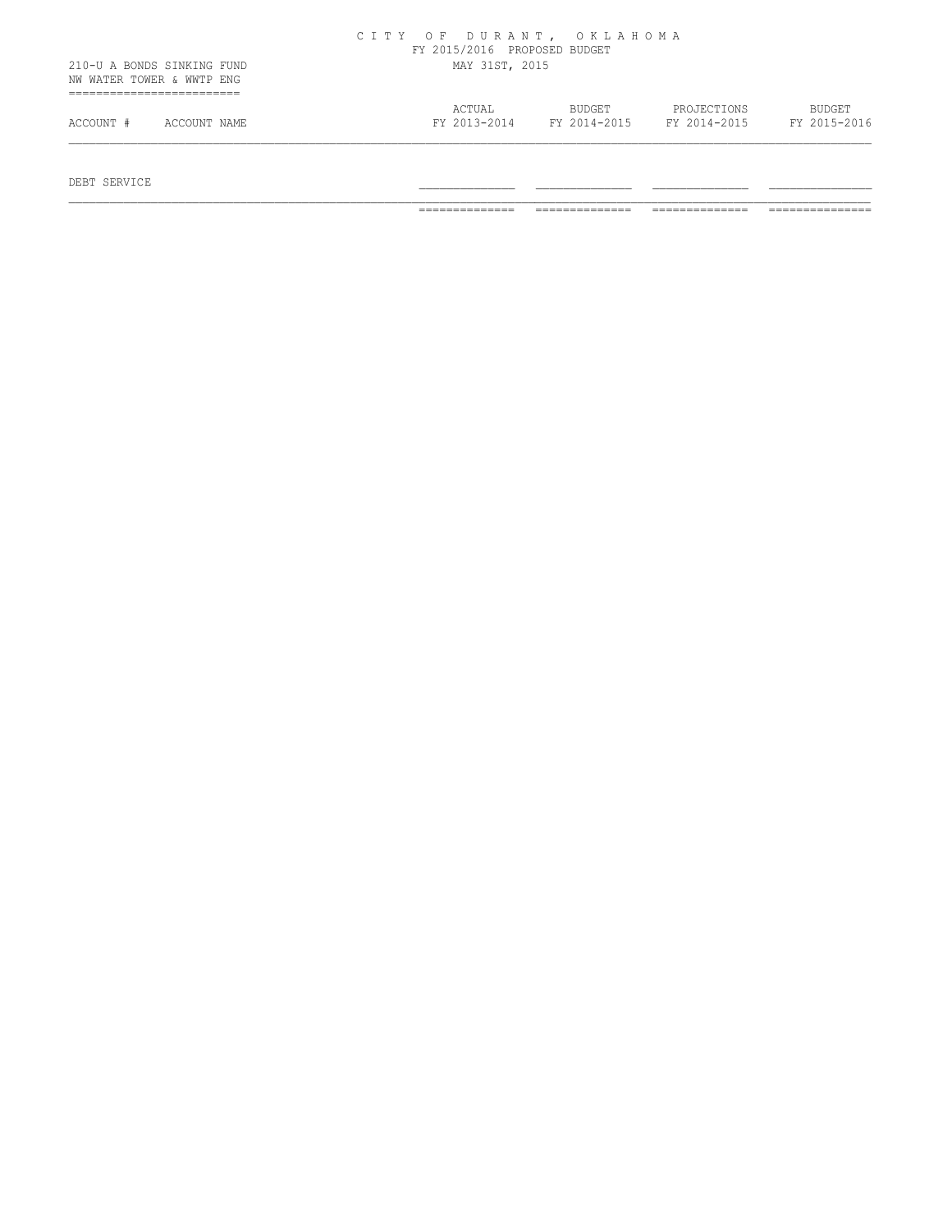CITY OF DURANT, OKLAHOMA
FY 2015/2016 PROPOSED BUDGET
MAY 31ST, 2015

210-U A BONDS SINKING FUND
NW WATER TOWER & WWTP ENG

| ACCOUNT # | ACCOUNT NAME | ACTUAL FY 2013-2014 | BUDGET FY 2014-2015 | PROJECTIONS FY 2014-2015 | BUDGET FY 2015-2016 |
|---|---|---|---|---|---|
| DEBT SERVICE | | | | | |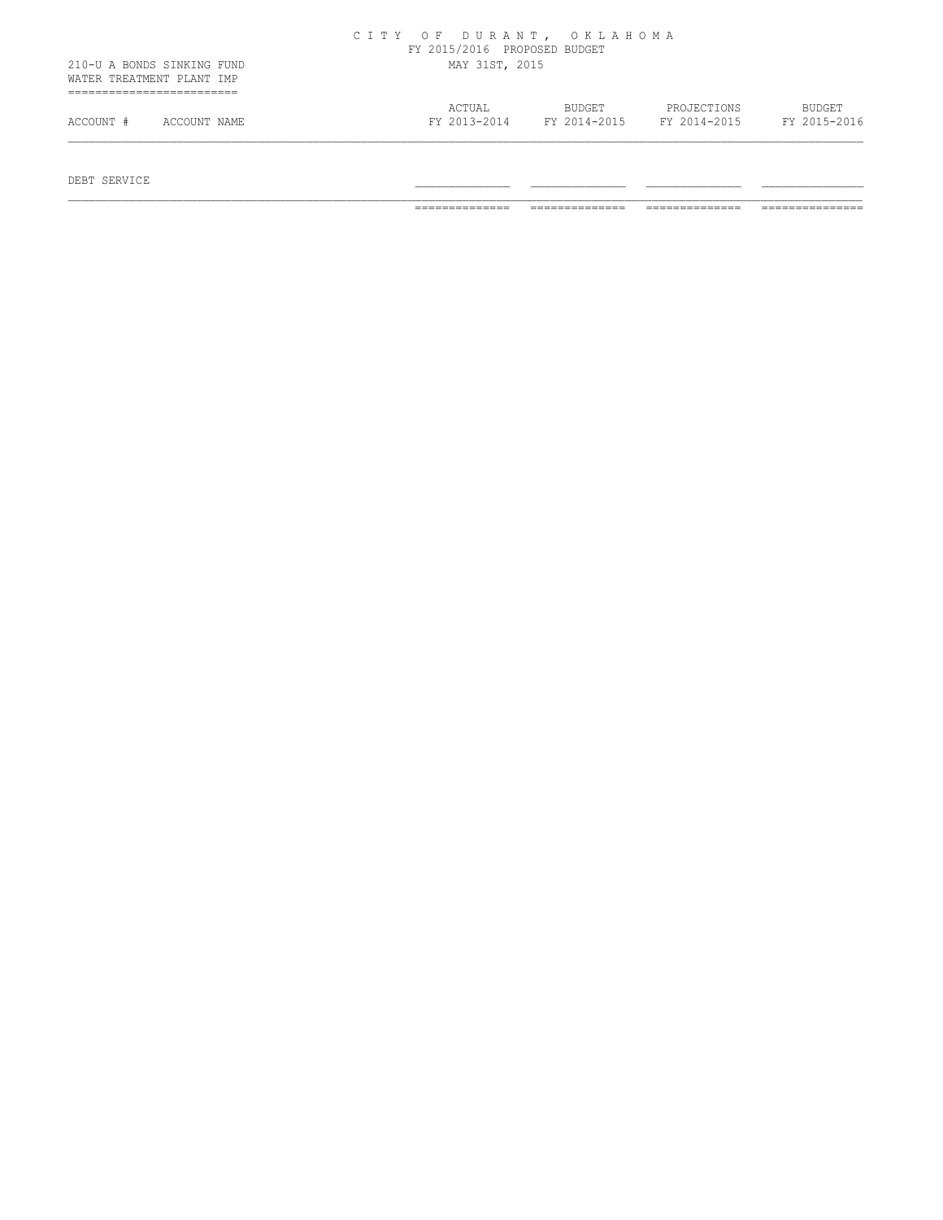CITY OF DURANT, OKLAHOMA

FY 2015/2016 PROPOSED BUDGET

MAY 31ST, 2015

210-U A BONDS SINKING FUND
WATER TREATMENT PLANT IMP

| ACCOUNT # | ACCOUNT NAME | ACTUAL FY 2013-2014 | BUDGET FY 2014-2015 | PROJECTIONS FY 2014-2015 | BUDGET FY 2015-2016 |
|---|---|---|---|---|---|
| DEBT SERVICE | | | | | |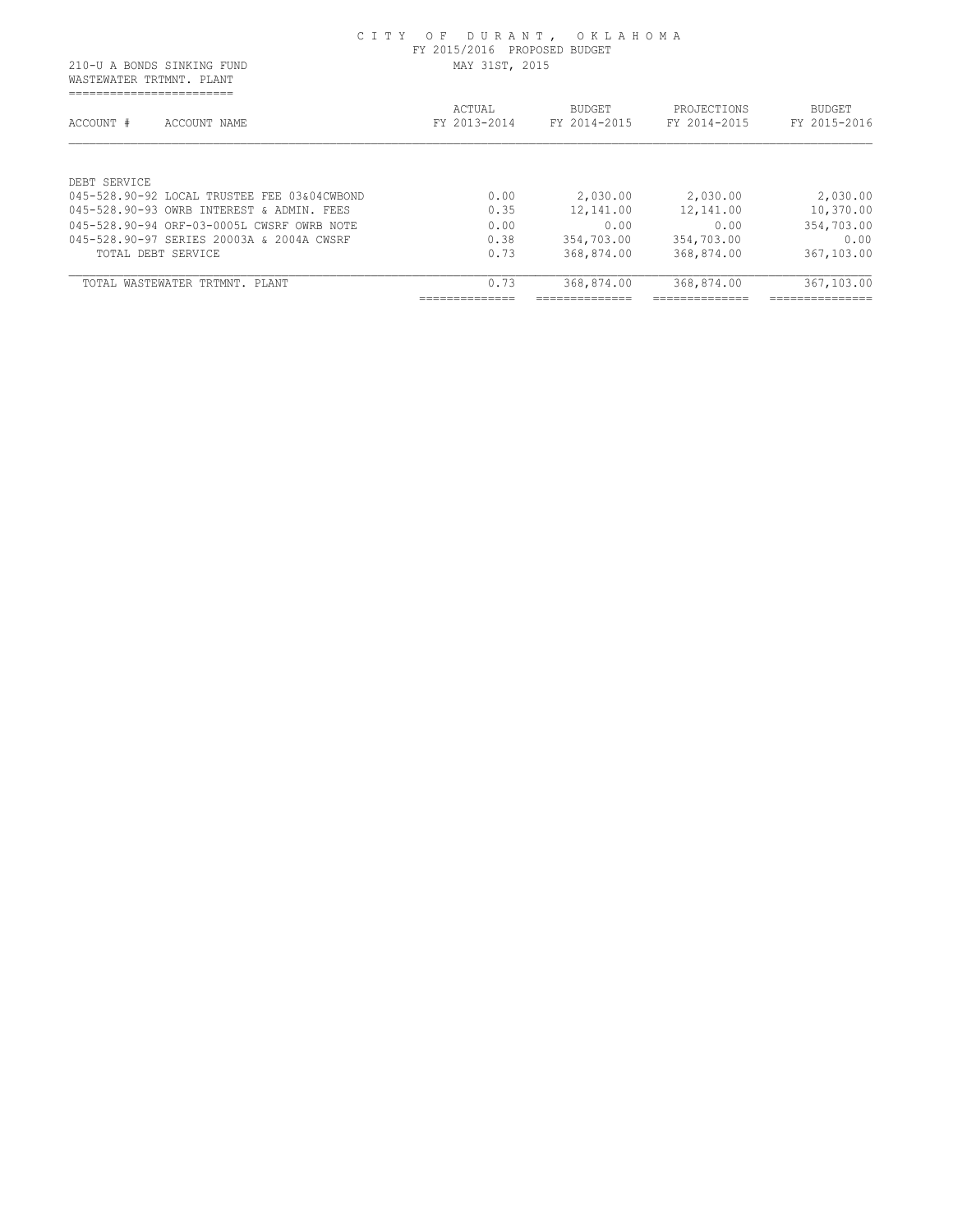# CITY OF DURANT, OKLAHOMA

FY 2015/2016 PROPOSED BUDGET

MAY 31ST, 2015

210-U A BONDS SINKING FUND

WASTEWATER TRTMNT. PLANT

| ACCOUNT # ACCOUNT NAME | ACTUAL FY 2013-2014 | BUDGET FY 2014-2015 | PROJECTIONS FY 2014-2015 | BUDGET FY 2015-2016 |
|---|---|---|---|---|
| DEBT SERVICE | | | | |
| 045-528.90-92 LOCAL TRUSTEE FEE 03&04CWBOND | 0.00 | 2,030.00 | 2,030.00 | 2,030.00 |
| 045-528.90-93 OWRB INTEREST & ADMIN. FEES | 0.35 | 12,141.00 | 12,141.00 | 10,370.00 |
| 045-528.90-94 ORF-03-0005L CWSRF OWRB NOTE | 0.00 | 0.00 | 0.00 | 354,703.00 |
| 045-528.90-97 SERIES 20003A & 2004A CWSRF | 0.38 | 354,703.00 | 354,703.00 | 0.00 |
| TOTAL DEBT SERVICE | 0.73 | 368,874.00 | 368,874.00 | 367,103.00 |
| TOTAL WASTEWATER TRTMNT. PLANT | 0.73 | 368,874.00 | 368,874.00 | 367,103.00 |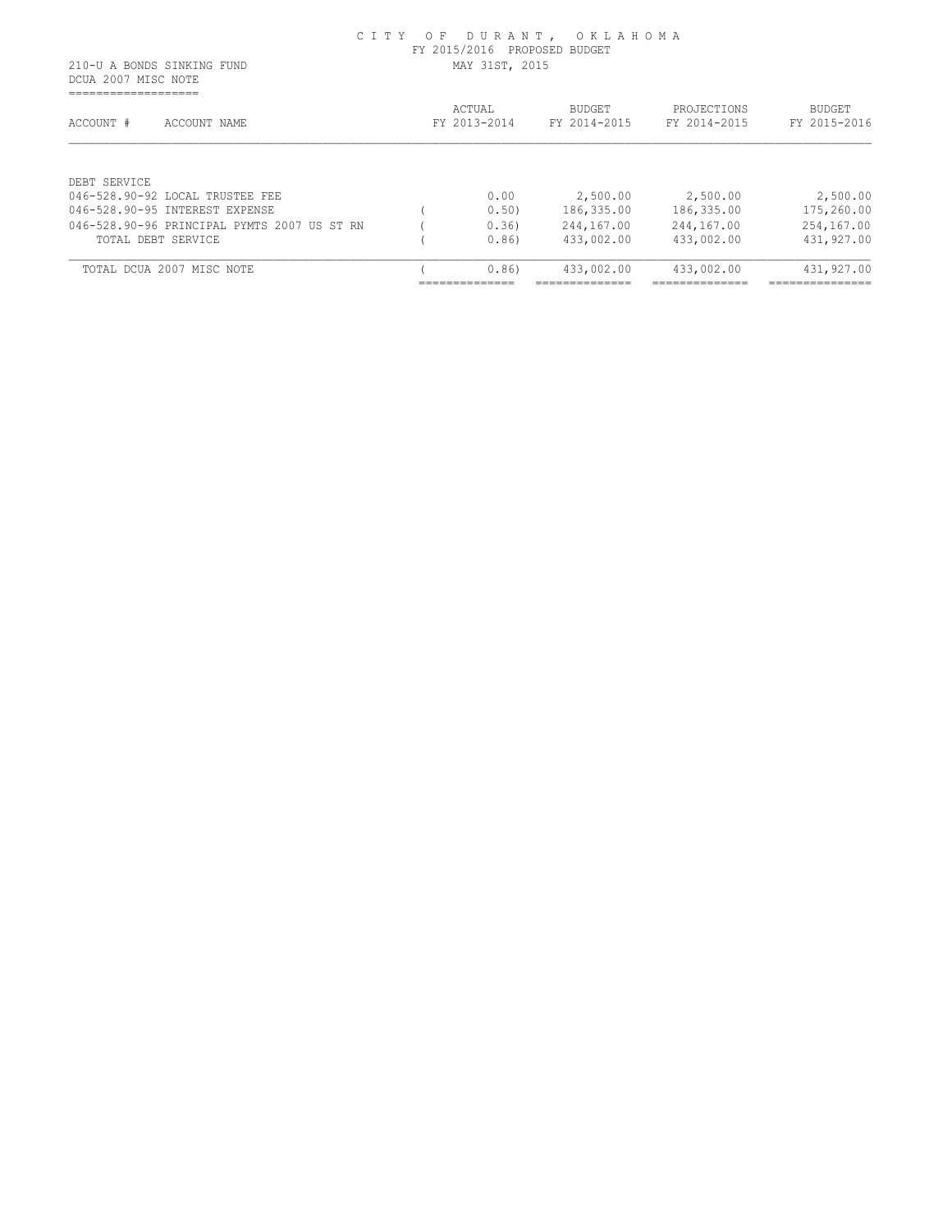CITY OF DURANT, OKLAHOMA
FY 2015/2016 PROPOSED BUDGET
MAY 31ST, 2015

210-U A BONDS SINKING FUND
DCUA 2007 MISC NOTE

| ACCOUNT # | ACCOUNT NAME | ACTUAL FY 2013-2014 | BUDGET FY 2014-2015 | PROJECTIONS FY 2014-2015 | BUDGET FY 2015-2016 |
|---|---|---|---|---|---|
| DEBT SERVICE | | | | | |
| 046-528.90-92 | LOCAL TRUSTEE FEE | 0.00 | 2,500.00 | 2,500.00 | 2,500.00 |
| 046-528.90-95 | INTEREST EXPENSE | ( 0.50) | 186,335.00 | 186,335.00 | 175,260.00 |
| 046-528.90-96 | PRINCIPAL PYMTS 2007 US ST RN | ( 0.36) | 244,167.00 | 244,167.00 | 254,167.00 |
| | TOTAL DEBT SERVICE | ( 0.86) | 433,002.00 | 433,002.00 | 431,927.00 |
| | TOTAL DCUA 2007 MISC NOTE | ( 0.86) | 433,002.00 | 433,002.00 | 431,927.00 |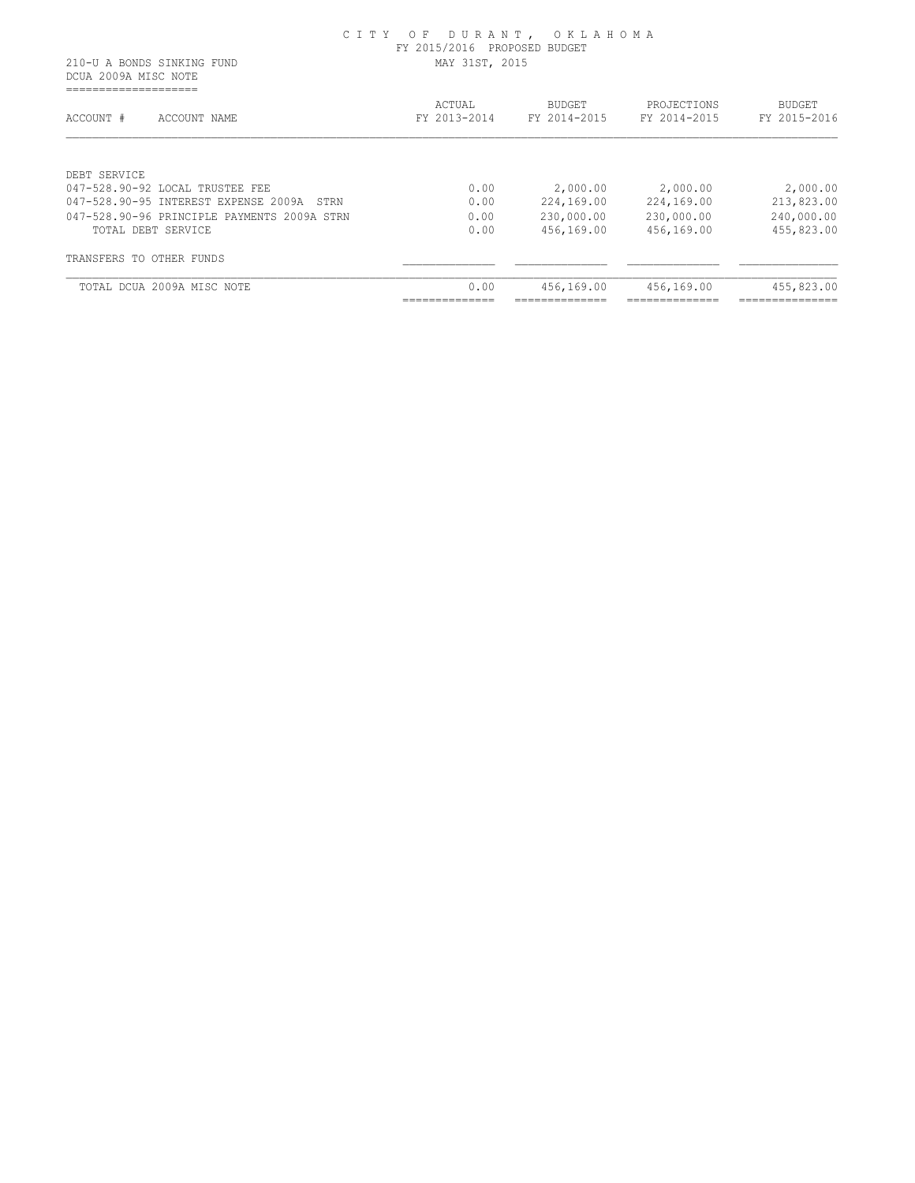CITY OF DURANT, OKLAHOMA
FY 2015/2016 PROPOSED BUDGET
MAY 31ST, 2015

210-U A BONDS SINKING FUND
DCUA 2009A MISC NOTE

| ACCOUNT # ACCOUNT NAME | ACTUAL FY 2013-2014 | BUDGET FY 2014-2015 | PROJECTIONS FY 2014-2015 | BUDGET FY 2015-2016 |
|---|---|---|---|---|
| DEBT SERVICE | | | | |
| 047-528.90-92 LOCAL TRUSTEE FEE | 0.00 | 2,000.00 | 2,000.00 | 2,000.00 |
| 047-528.90-95 INTEREST EXPENSE 2009A STRN | 0.00 | 224,169.00 | 224,169.00 | 213,823.00 |
| 047-528.90-96 PRINCIPLE PAYMENTS 2009A STRN | 0.00 | 230,000.00 | 230,000.00 | 240,000.00 |
| TOTAL DEBT SERVICE | 0.00 | 456,169.00 | 456,169.00 | 455,823.00 |
| TRANSFERS TO OTHER FUNDS | | | | |
| TOTAL DCUA 2009A MISC NOTE | 0.00 | 456,169.00 | 456,169.00 | 455,823.00 |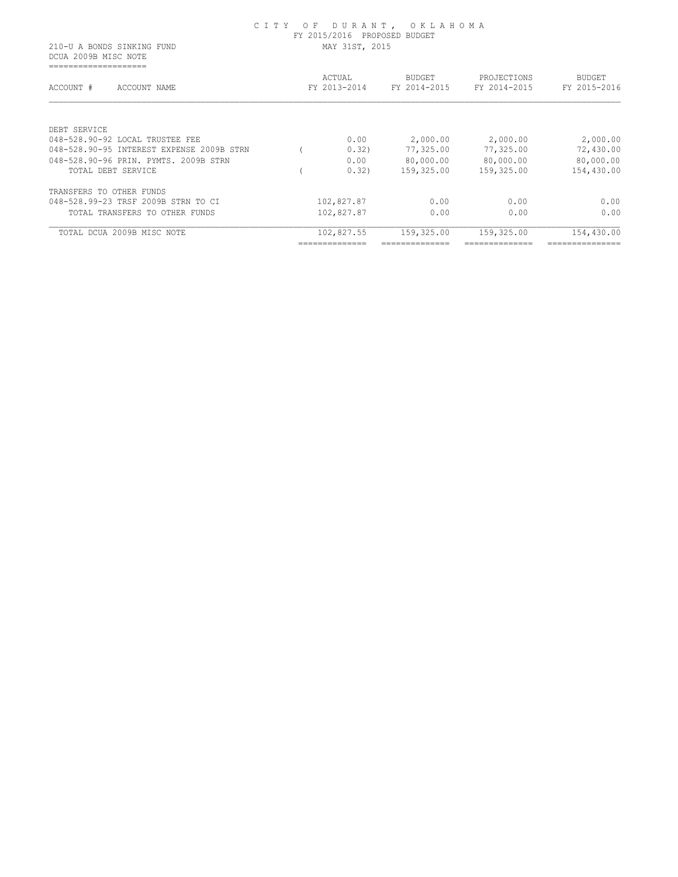CITY OF DURANT, OKLAHOMA
FY 2015/2016 PROPOSED BUDGET
MAY 31ST, 2015

210-U A BONDS SINKING FUND
DCUA 2009B MISC NOTE

| ACCOUNT # ACCOUNT NAME | ACTUAL FY 2013-2014 | BUDGET FY 2014-2015 | PROJECTIONS FY 2014-2015 | BUDGET FY 2015-2016 |
|---|---|---|---|---|
| DEBT SERVICE | | | | |
| 048-528.90-92 LOCAL TRUSTEE FEE | 0.00 | 2,000.00 | 2,000.00 | 2,000.00 |
| 048-528.90-95 INTEREST EXPENSE 2009B STRN | ( 0.32) | 77,325.00 | 77,325.00 | 72,430.00 |
| 048-528.90-96 PRIN. PYMTS. 2009B STRN | 0.00 | 80,000.00 | 80,000.00 | 80,000.00 |
| TOTAL DEBT SERVICE | ( 0.32) | 159,325.00 | 159,325.00 | 154,430.00 |
| TRANSFERS TO OTHER FUNDS | | | | |
| 048-528.99-23 TRSF 2009B STRN TO CI | 102,827.87 | 0.00 | 0.00 | 0.00 |
| TOTAL TRANSFERS TO OTHER FUNDS | 102,827.87 | 0.00 | 0.00 | 0.00 |
| TOTAL DCUA 2009B MISC NOTE | 102,827.55 | 159,325.00 | 159,325.00 | 154,430.00 |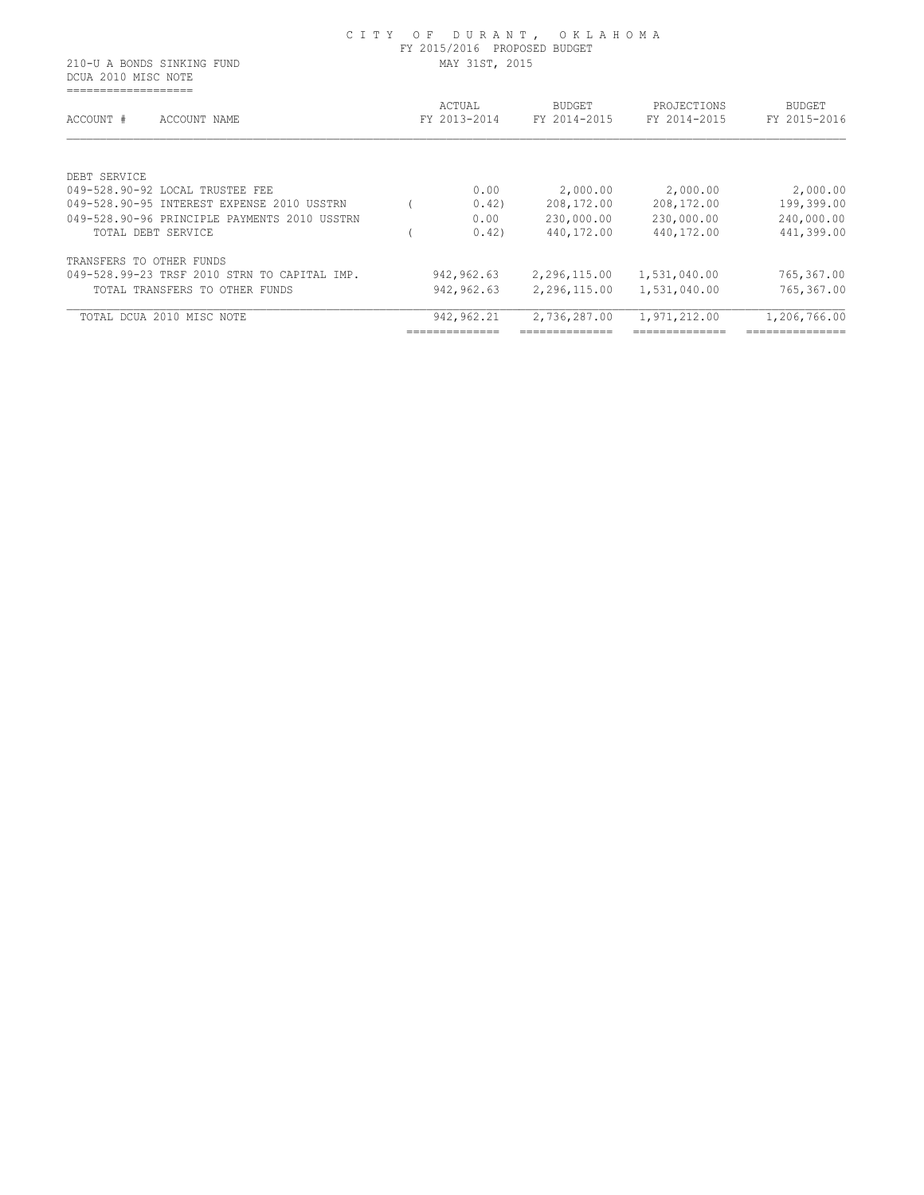CITY OF DURANT, OKLAHOMA
FY 2015/2016 PROPOSED BUDGET
MAY 31ST, 2015

210-U A BONDS SINKING FUND
DCUA 2010 MISC NOTE

| ACCOUNT # ACCOUNT NAME | ACTUAL FY 2013-2014 | BUDGET FY 2014-2015 | PROJECTIONS FY 2014-2015 | BUDGET FY 2015-2016 |
|---|---|---|---|---|
| DEBT SERVICE | | | | |
| 049-528.90-92 LOCAL TRUSTEE FEE | 0.00 | 2,000.00 | 2,000.00 | 2,000.00 |
| 049-528.90-95 INTEREST EXPENSE 2010 USSTRN | ( 0.42) | 208,172.00 | 208,172.00 | 199,399.00 |
| 049-528.90-96 PRINCIPLE PAYMENTS 2010 USSTRN | 0.00 | 230,000.00 | 230,000.00 | 240,000.00 |
| TOTAL DEBT SERVICE | ( 0.42) | 440,172.00 | 440,172.00 | 441,399.00 |
| TRANSFERS TO OTHER FUNDS | | | | |
| 049-528.99-23 TRSF 2010 STRN TO CAPITAL IMP. | 942,962.63 | 2,296,115.00 | 1,531,040.00 | 765,367.00 |
| TOTAL TRANSFERS TO OTHER FUNDS | 942,962.63 | 2,296,115.00 | 1,531,040.00 | 765,367.00 |
| TOTAL DCUA 2010 MISC NOTE | 942,962.21 | 2,736,287.00 | 1,971,212.00 | 1,206,766.00 |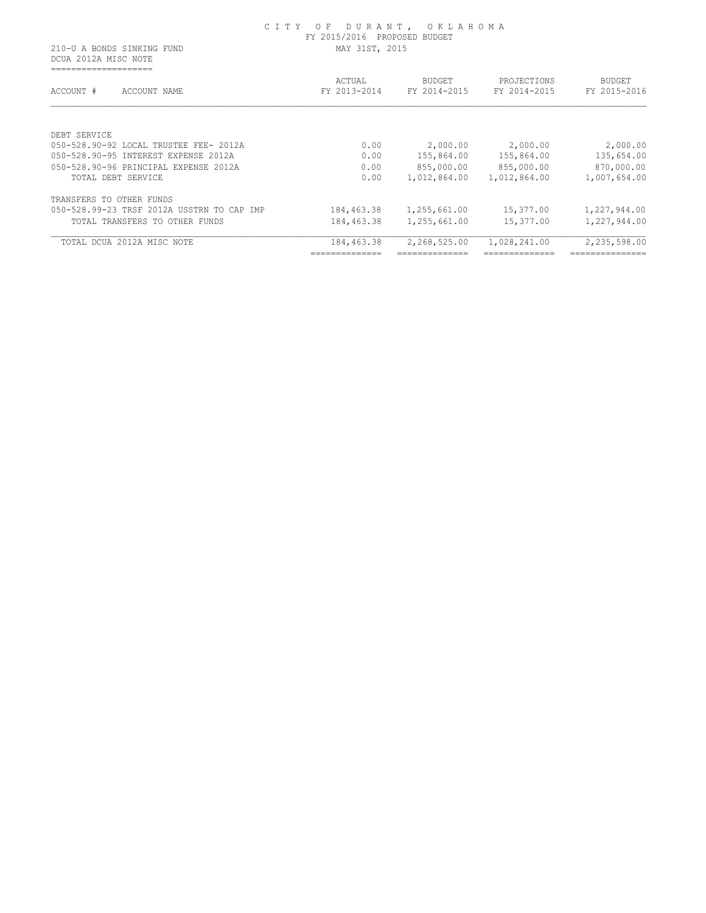CITY OF DURANT, OKLAHOMA
FY 2015/2016 PROPOSED BUDGET
MAY 31ST, 2015

210-U A BONDS SINKING FUND
DCUA 2012A MISC NOTE

| ACCOUNT # ACCOUNT NAME | ACTUAL FY 2013-2014 | BUDGET FY 2014-2015 | PROJECTIONS FY 2014-2015 | BUDGET FY 2015-2016 |
|---|---|---|---|---|
| DEBT SERVICE | | | | |
| 050-528.90-92 LOCAL TRUSTEE FEE- 2012A | 0.00 | 2,000.00 | 2,000.00 | 2,000.00 |
| 050-528.90-95 INTEREST EXPENSE 2012A | 0.00 | 155,864.00 | 155,864.00 | 135,654.00 |
| 050-528.90-96 PRINCIPAL EXPENSE 2012A | 0.00 | 855,000.00 | 855,000.00 | 870,000.00 |
| TOTAL DEBT SERVICE | 0.00 | 1,012,864.00 | 1,012,864.00 | 1,007,654.00 |
| TRANSFERS TO OTHER FUNDS | | | | |
| 050-528.99-23 TRSF 2012A USSTRN TO CAP IMP | 184,463.38 | 1,255,661.00 | 15,377.00 | 1,227,944.00 |
| TOTAL TRANSFERS TO OTHER FUNDS | 184,463.38 | 1,255,661.00 | 15,377.00 | 1,227,944.00 |
| TOTAL DCUA 2012A MISC NOTE | 184,463.38 | 2,268,525.00 | 1,028,241.00 | 2,235,598.00 |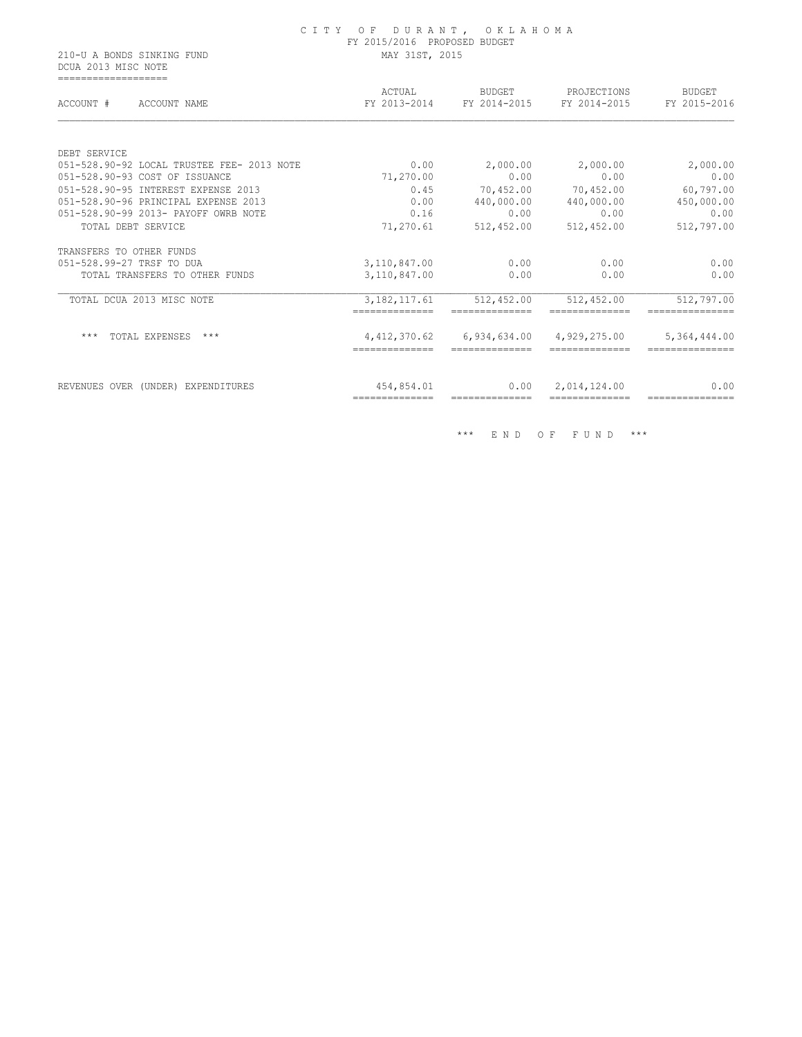CITY OF DURANT, OKLAHOMA
FY 2015/2016 PROPOSED BUDGET
MAY 31ST, 2015

210-U A BONDS SINKING FUND
DCUA 2013 MISC NOTE

| ACCOUNT # ACCOUNT NAME | ACTUAL FY 2013-2014 | BUDGET FY 2014-2015 | PROJECTIONS FY 2014-2015 | BUDGET FY 2015-2016 |
|---|---|---|---|---|
| DEBT SERVICE | | | | |
| 051-528.90-92 LOCAL TRUSTEE FEE- 2013 NOTE | 0.00 | 2,000.00 | 2,000.00 | 2,000.00 |
| 051-528.90-93 COST OF ISSUANCE | 71,270.00 | 0.00 | 0.00 | 0.00 |
| 051-528.90-95 INTEREST EXPENSE 2013 | 0.45 | 70,452.00 | 70,452.00 | 60,797.00 |
| 051-528.90-96 PRINCIPAL EXPENSE 2013 | 0.00 | 440,000.00 | 440,000.00 | 450,000.00 |
| 051-528.90-99 2013- PAYOFF OWRB NOTE | 0.16 | 0.00 | 0.00 | 0.00 |
| TOTAL DEBT SERVICE | 71,270.61 | 512,452.00 | 512,452.00 | 512,797.00 |
| TRANSFERS TO OTHER FUNDS | | | | |
| 051-528.99-27 TRSF TO DUA | 3,110,847.00 | 0.00 | 0.00 | 0.00 |
| TOTAL TRANSFERS TO OTHER FUNDS | 3,110,847.00 | 0.00 | 0.00 | 0.00 |
| TOTAL DCUA 2013 MISC NOTE | 3,182,117.61 | 512,452.00 | 512,452.00 | 512,797.00 |
| *** TOTAL EXPENSES *** | 4,412,370.62 | 6,934,634.00 | 4,929,275.00 | 5,364,444.00 |
| REVENUES OVER (UNDER) EXPENDITURES | 454,854.01 | 0.00 | 2,014,124.00 | 0.00 |

*** END OF FUND ***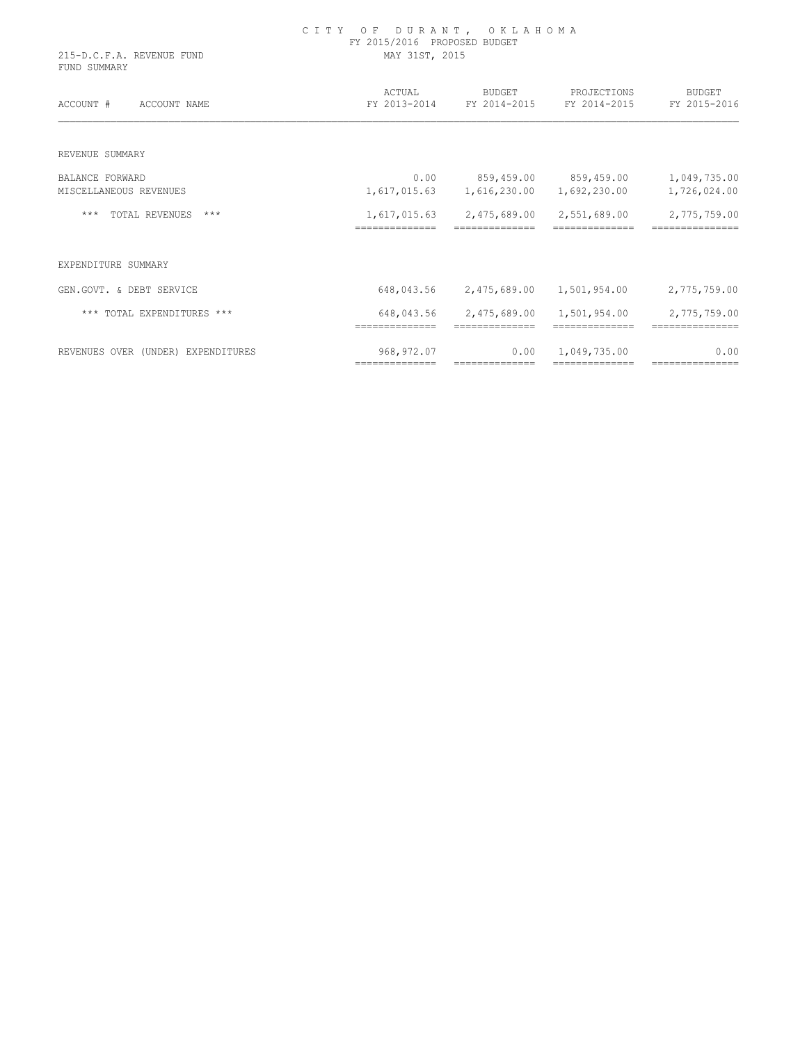# CITY OF DURANT, OKLAHOMA

FY 2015/2016 PROPOSED BUDGET

MAY 31ST, 2015

215-D.C.F.A. REVENUE FUND

FUND SUMMARY

| ACCOUNT # ACCOUNT NAME | ACTUAL FY 2013-2014 | BUDGET FY 2014-2015 | PROJECTIONS FY 2014-2015 | BUDGET FY 2015-2016 |
|---|---|---|---|---|
| REVENUE SUMMARY | | | | |
| BALANCE FORWARD | 0.00 | 859,459.00 | 859,459.00 | 1,049,735.00 |
| MISCELLANEOUS REVENUES | 1,617,015.63 | 1,616,230.00 | 1,692,230.00 | 1,726,024.00 |
| *** TOTAL REVENUES *** | 1,617,015.63 | 2,475,689.00 | 2,551,689.00 | 2,775,759.00 |
| EXPENDITURE SUMMARY | | | | |
| GEN.GOVT. & DEBT SERVICE | 648,043.56 | 2,475,689.00 | 1,501,954.00 | 2,775,759.00 |
| *** TOTAL EXPENDITURES *** | 648,043.56 | 2,475,689.00 | 1,501,954.00 | 2,775,759.00 |
| REVENUES OVER (UNDER) EXPENDITURES | 968,972.07 | 0.00 | 1,049,735.00 | 0.00 |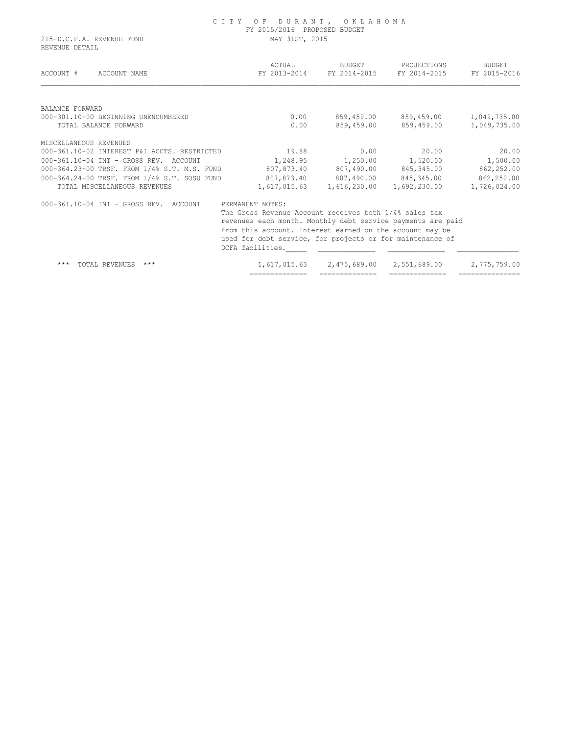# CITY OF DURANT, OKLAHOMA

FY 2015/2016 PROPOSED BUDGET

215-D.C.F.A. REVENUE FUND — MAY 31ST, 2015

REVENUE DETAIL

| ACCOUNT # | ACCOUNT NAME | ACTUAL FY 2013-2014 | BUDGET FY 2014-2015 | PROJECTIONS FY 2014-2015 | BUDGET FY 2015-2016 |
|---|---|---|---|---|---|
| BALANCE FORWARD | | | | | |
| 000-301.10-00 | BEGINNING UNENCUMBERED | 0.00 | 859,459.00 | 859,459.00 | 1,049,735.00 |
| | TOTAL BALANCE FORWARD | 0.00 | 859,459.00 | 859,459.00 | 1,049,735.00 |
| MISCELLANEOUS REVENUES | | | | | |
| 000-361.10-02 | INTEREST P&I ACCTS. RESTRICTED | 19.88 | 0.00 | 20.00 | 20.00 |
| 000-361.10-04 | INT - GROSS REV. ACCOUNT | 1,248.95 | 1,250.00 | 1,520.00 | 1,500.00 |
| 000-364.23-00 | TRSF. FROM 1/4% S.T. M.S. FUND | 807,873.40 | 807,490.00 | 845,345.00 | 862,252.00 |
| 000-364.24-00 | TRSF. FROM 1/4% S.T. SOSU FUND | 807,873.40 | 807,490.00 | 845,345.00 | 862,252.00 |
| | TOTAL MISCELLANEOUS REVENUES | 1,617,015.63 | 1,616,230.00 | 1,692,230.00 | 1,726,024.00 |

000-361.10-04 INT - GROSS REV. ACCOUNT

PERMANENT NOTES:
The Gross Revenue Account receives both 1/4% sales tax revenues each month. Monthly debt service payments are paid from this account. Interest earned on the account may be used for debt service, for projects or for maintenance of DCFA facilities.

| | ACTUAL FY 2013-2014 | BUDGET FY 2014-2015 | PROJECTIONS FY 2014-2015 | BUDGET FY 2015-2016 |
|---|---|---|---|---|
| *** TOTAL REVENUES *** | 1,617,015.63 | 2,475,689.00 | 2,551,689.00 | 2,775,759.00 |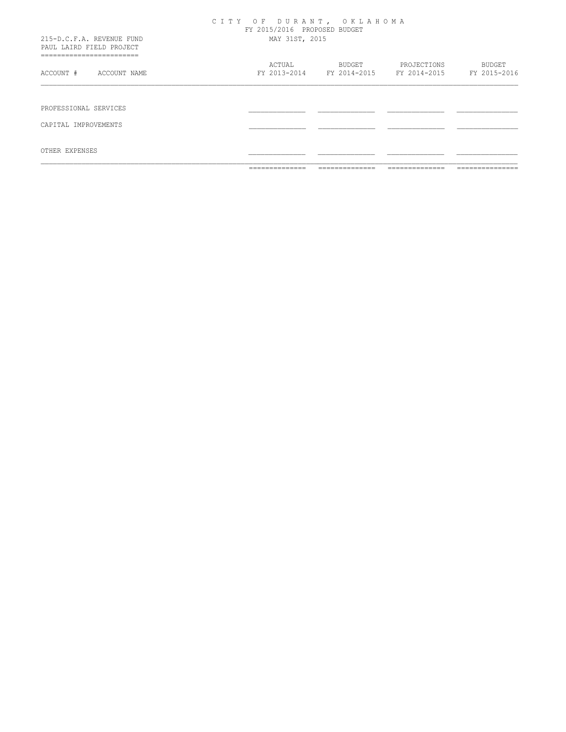# CITY OF DURANT, OKLAHOMA

FY 2015/2016 PROPOSED BUDGET

MAY 31ST, 2015

215-D.C.F.A. REVENUE FUND

PAUL LAIRD FIELD PROJECT

| ACCOUNT # | ACCOUNT NAME | ACTUAL FY 2013-2014 | BUDGET FY 2014-2015 | PROJECTIONS FY 2014-2015 | BUDGET FY 2015-2016 |
|---|---|---|---|---|---|
| PROFESSIONAL SERVICES | | | | | |
| CAPITAL IMPROVEMENTS | | | | | |
| OTHER EXPENSES | | | | | |
| | | | | | |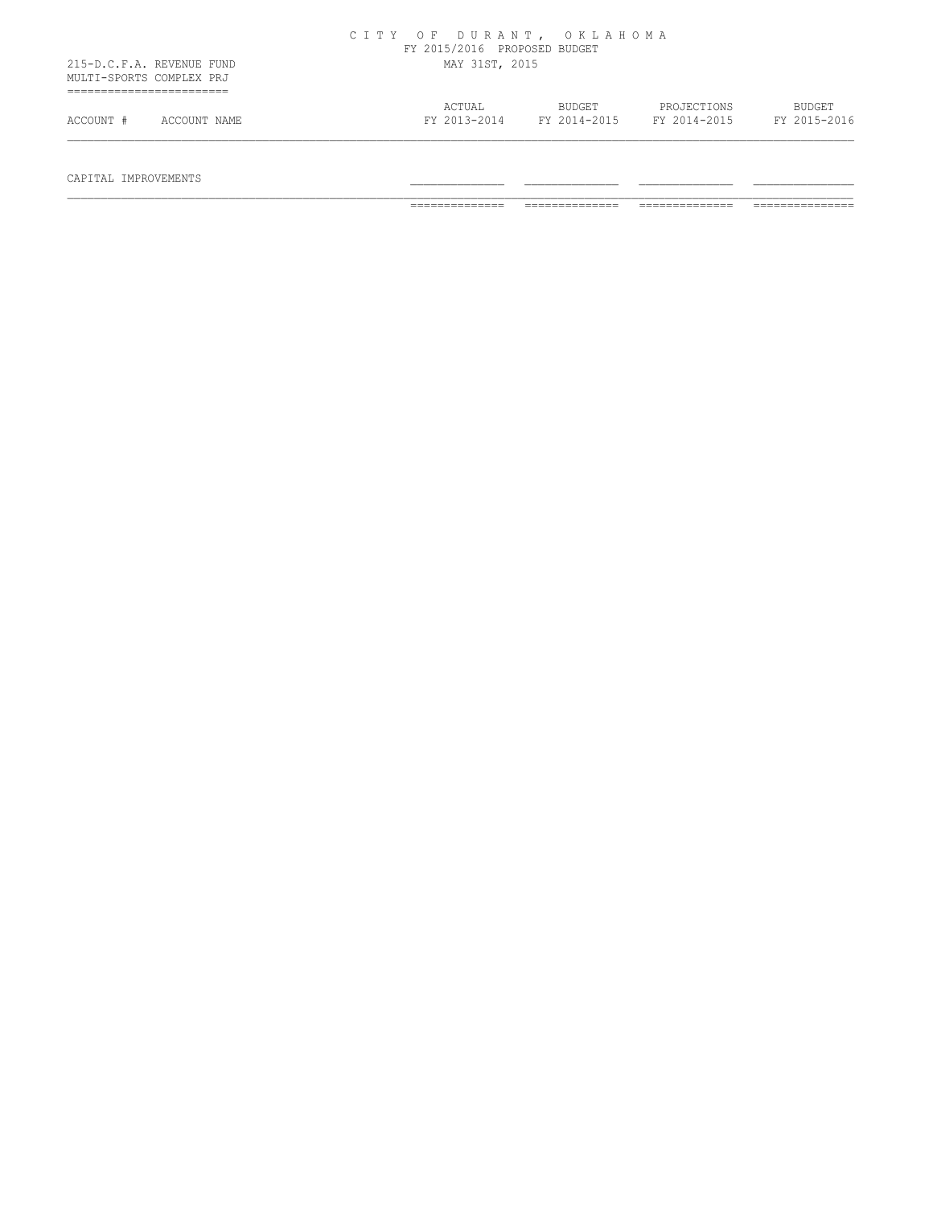CITY OF DURANT, OKLAHOMA
FY 2015/2016 PROPOSED BUDGET
MAY 31ST, 2015

215-D.C.F.A. REVENUE FUND
MULTI-SPORTS COMPLEX PRJ

| ACCOUNT # | ACCOUNT NAME | ACTUAL FY 2013-2014 | BUDGET FY 2014-2015 | PROJECTIONS FY 2014-2015 | BUDGET FY 2015-2016 |
|---|---|---|---|---|---|
| CAPITAL IMPROVEMENTS | | | | | |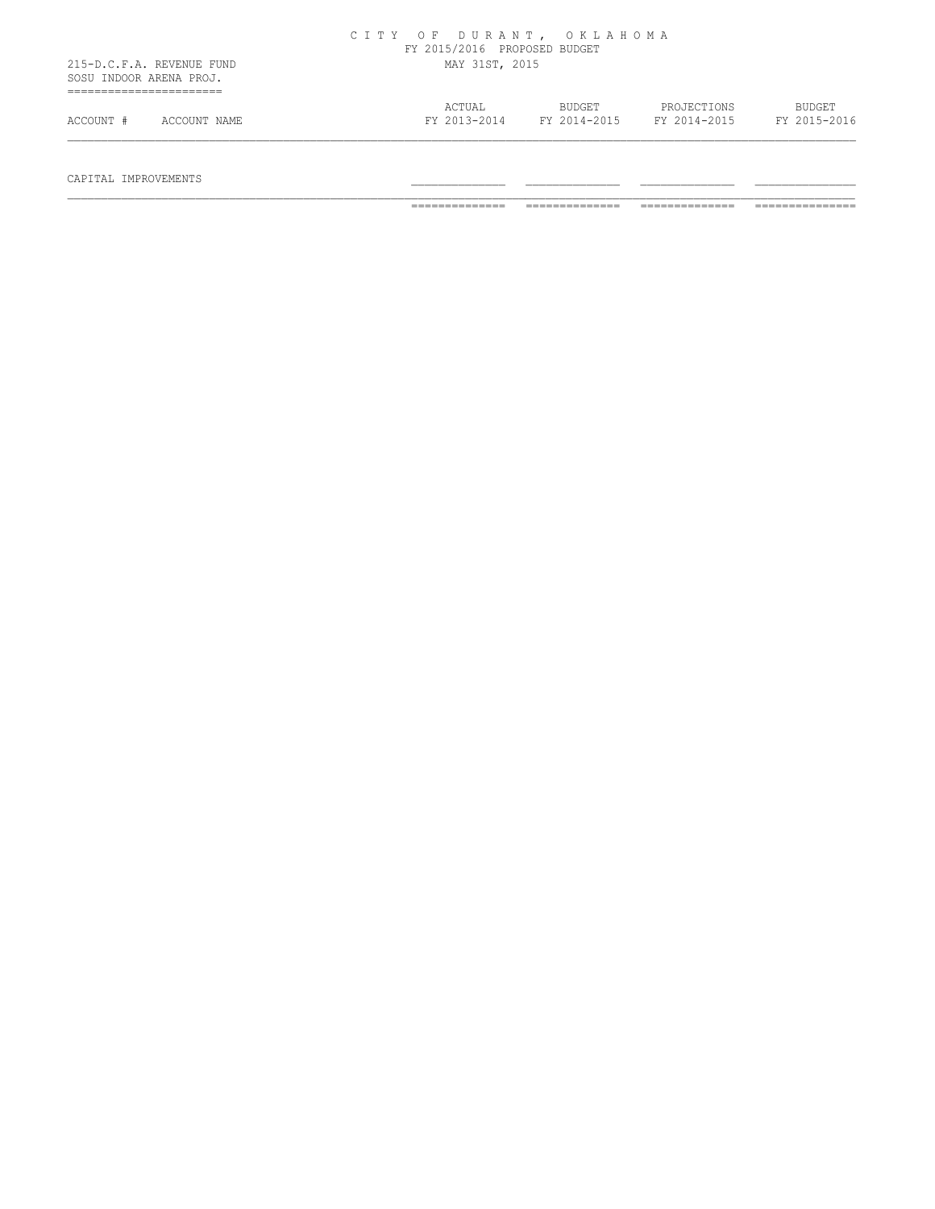# CITY OF DURANT, OKLAHOMA

FY 2015/2016 PROPOSED BUDGET

MAY 31ST, 2015

215-D.C.F.A. REVENUE FUND

SOSU INDOOR ARENA PROJ.

| ACCOUNT # | ACCOUNT NAME | ACTUAL FY 2013-2014 | BUDGET FY 2014-2015 | PROJECTIONS FY 2014-2015 | BUDGET FY 2015-2016 |
|---|---|---|---|---|---|
| CAPITAL IMPROVEMENTS | | | | | |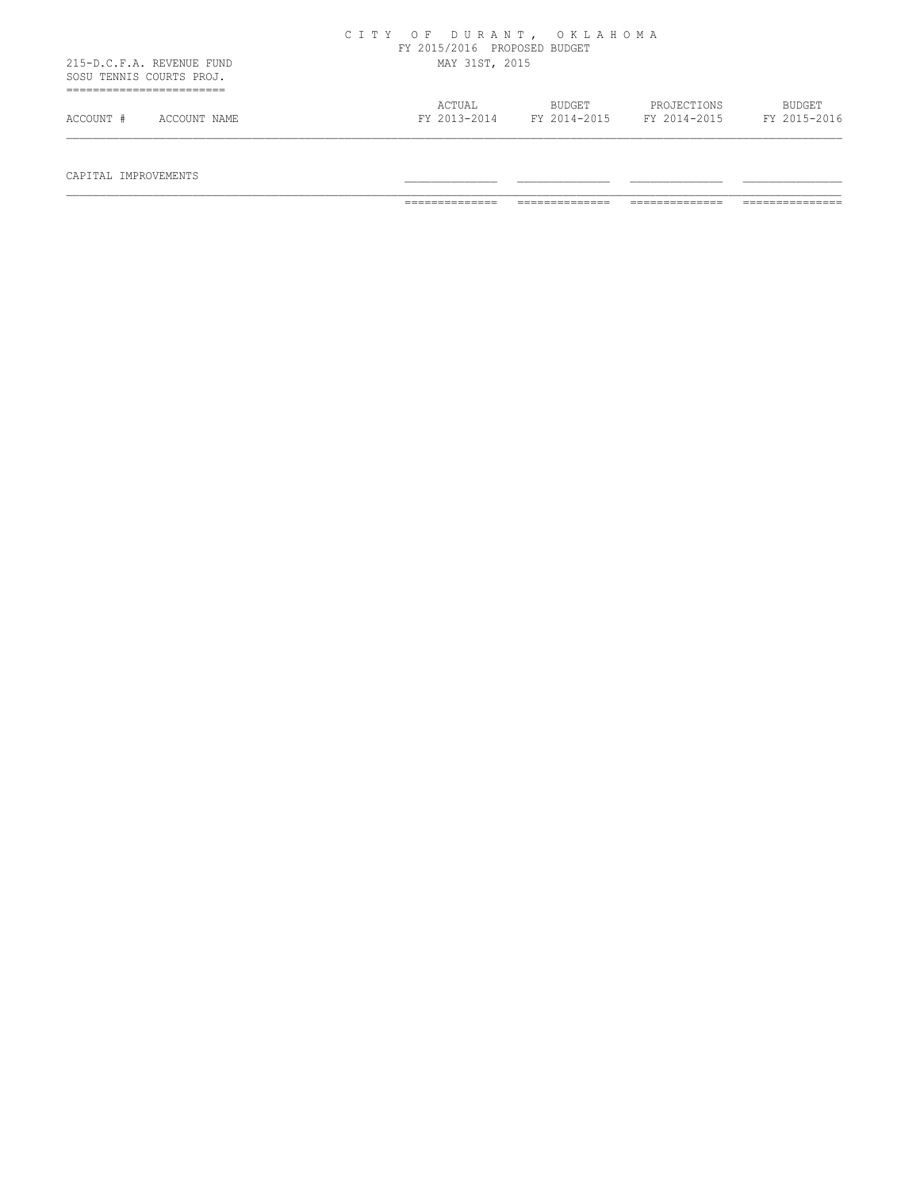CITY OF DURANT, OKLAHOMA
FY 2015/2016 PROPOSED BUDGET
MAY 31ST, 2015

215-D.C.F.A. REVENUE FUND
SOSU TENNIS COURTS PROJ.

| ACCOUNT # | ACCOUNT NAME | ACTUAL FY 2013-2014 | BUDGET FY 2014-2015 | PROJECTIONS FY 2014-2015 | BUDGET FY 2015-2016 |
|---|---|---|---|---|---|
| | CAPITAL IMPROVEMENTS | | | | |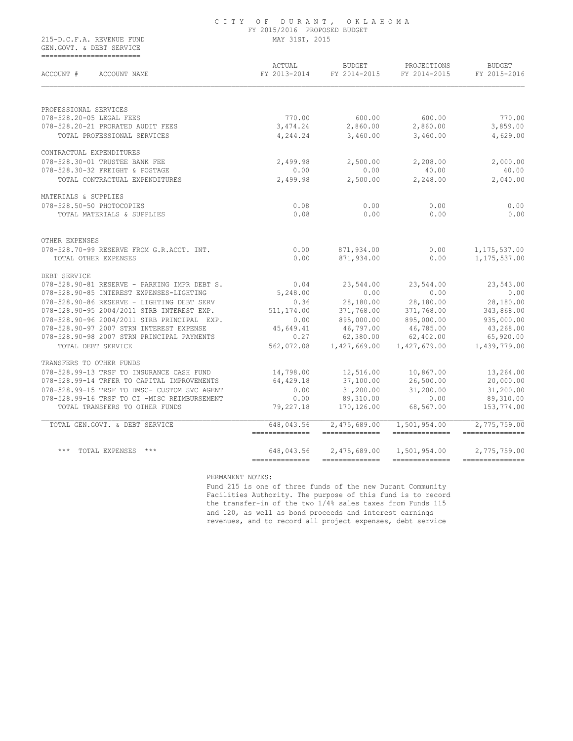CITY OF DURANT, OKLAHOMA
FY 2015/2016 PROPOSED BUDGET
MAY 31ST, 2015

215-D.C.F.A. REVENUE FUND
GEN.GOVT. & DEBT SERVICE

| ACCOUNT # ACCOUNT NAME | ACTUAL FY 2013-2014 | BUDGET FY 2014-2015 | PROJECTIONS FY 2014-2015 | BUDGET FY 2015-2016 |
|---|---|---|---|---|
| PROFESSIONAL SERVICES | | | | |
| 078-528.20-05 LEGAL FEES | 770.00 | 600.00 | 600.00 | 770.00 |
| 078-528.20-21 PRORATED AUDIT FEES | 3,474.24 | 2,860.00 | 2,860.00 | 3,859.00 |
| TOTAL PROFESSIONAL SERVICES | 4,244.24 | 3,460.00 | 3,460.00 | 4,629.00 |
| CONTRACTUAL EXPENDITURES | | | | |
| 078-528.30-01 TRUSTEE BANK FEE | 2,499.98 | 2,500.00 | 2,208.00 | 2,000.00 |
| 078-528.30-32 FREIGHT & POSTAGE | 0.00 | 0.00 | 40.00 | 40.00 |
| TOTAL CONTRACTUAL EXPENDITURES | 2,499.98 | 2,500.00 | 2,248.00 | 2,040.00 |
| MATERIALS & SUPPLIES | | | | |
| 078-528.50-50 PHOTOCOPIES | 0.08 | 0.00 | 0.00 | 0.00 |
| TOTAL MATERIALS & SUPPLIES | 0.08 | 0.00 | 0.00 | 0.00 |
| OTHER EXPENSES | | | | |
| 078-528.70-99 RESERVE FROM G.R.ACCT. INT. | 0.00 | 871,934.00 | 0.00 | 1,175,537.00 |
| TOTAL OTHER EXPENSES | 0.00 | 871,934.00 | 0.00 | 1,175,537.00 |
| DEBT SERVICE | | | | |
| 078-528.90-81 RESERVE - PARKING IMPR DEBT S. | 0.04 | 23,544.00 | 23,544.00 | 23,543.00 |
| 078-528.90-85 INTEREST EXPENSES-LIGHTING | 5,248.00 | 0.00 | 0.00 | 0.00 |
| 078-528.90-86 RESERVE - LIGHTING DEBT SERV | 0.36 | 28,180.00 | 28,180.00 | 28,180.00 |
| 078-528.90-95 2004/2011 STRB INTEREST EXP. | 511,174.00 | 371,768.00 | 371,768.00 | 343,868.00 |
| 078-528.90-96 2004/2011 STRB PRINCIPAL EXP. | 0.00 | 895,000.00 | 895,000.00 | 935,000.00 |
| 078-528.90-97 2007 STRN INTEREST EXPENSE | 45,649.41 | 46,797.00 | 46,785.00 | 43,268.00 |
| 078-528.90-98 2007 STRN PRINCIPAL PAYMENTS | 0.27 | 62,380.00 | 62,402.00 | 65,920.00 |
| TOTAL DEBT SERVICE | 562,072.08 | 1,427,669.00 | 1,427,679.00 | 1,439,779.00 |
| TRANSFERS TO OTHER FUNDS | | | | |
| 078-528.99-13 TRSF TO INSURANCE CASH FUND | 14,798.00 | 12,516.00 | 10,867.00 | 13,264.00 |
| 078-528.99-14 TRFER TO CAPITAL IMPROVEMENTS | 64,429.18 | 37,100.00 | 26,500.00 | 20,000.00 |
| 078-528.99-15 TRSF TO DMSC- CUSTOM SVC AGENT | 0.00 | 31,200.00 | 31,200.00 | 31,200.00 |
| 078-528.99-16 TRSF TO CI -MISC REIMBURSEMENT | 0.00 | 89,310.00 | 0.00 | 89,310.00 |
| TOTAL TRANSFERS TO OTHER FUNDS | 79,227.18 | 170,126.00 | 68,567.00 | 153,774.00 |
| TOTAL GEN.GOVT. & DEBT SERVICE | 648,043.56 | 2,475,689.00 | 1,501,954.00 | 2,775,759.00 |
| *** TOTAL EXPENSES *** | 648,043.56 | 2,475,689.00 | 1,501,954.00 | 2,775,759.00 |

PERMANENT NOTES:
Fund 215 is one of three funds of the new Durant Community Facilities Authority. The purpose of this fund is to record the transfer-in of the two 1/4% sales taxes from Funds 115 and 120, as well as bond proceeds and interest earnings revenues, and to record all project expenses, debt service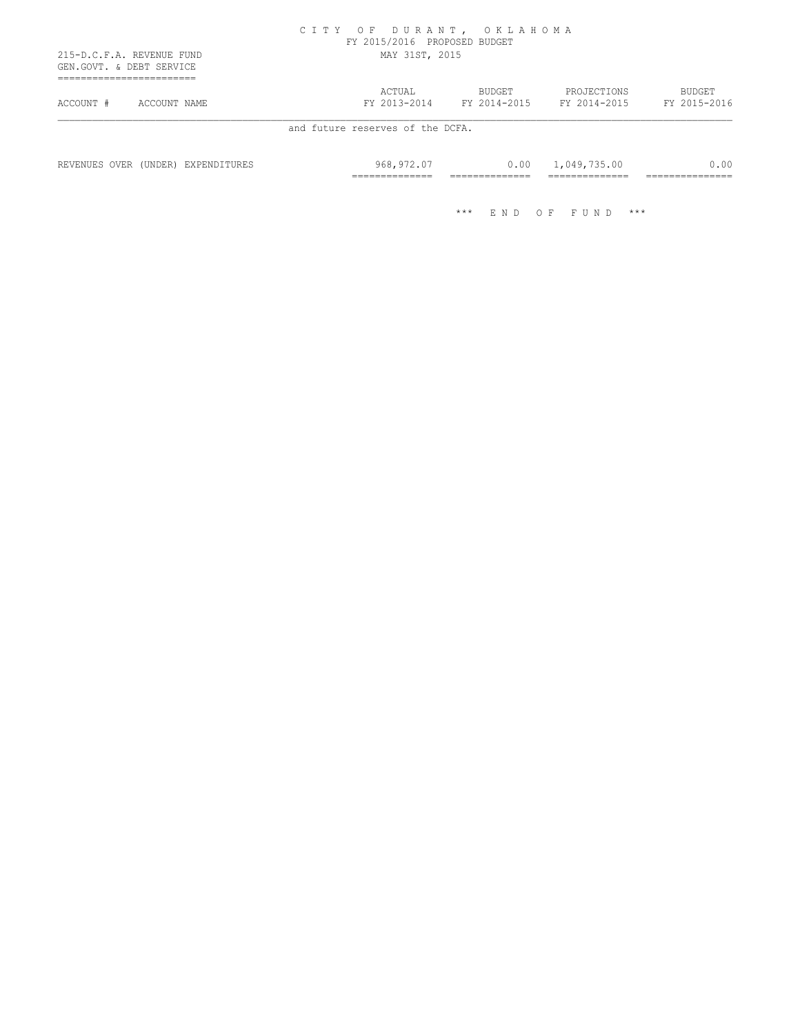215-D.C.F.A. REVENUE FUND
GEN.GOVT. & DEBT SERVICE

| ACCOUNT # | ACCOUNT NAME | ACTUAL FY 2013-2014 | BUDGET FY 2014-2015 | PROJECTIONS FY 2014-2015 | BUDGET FY 2015-2016 |
|---|---|---|---|---|---|
| | and future reserves of the DCFA. | | | | |
| | REVENUES OVER (UNDER) EXPENDITURES | 968,972.07 | 0.00 | 1,049,735.00 | 0.00 |

\*\*\* END OF FUND \*\*\*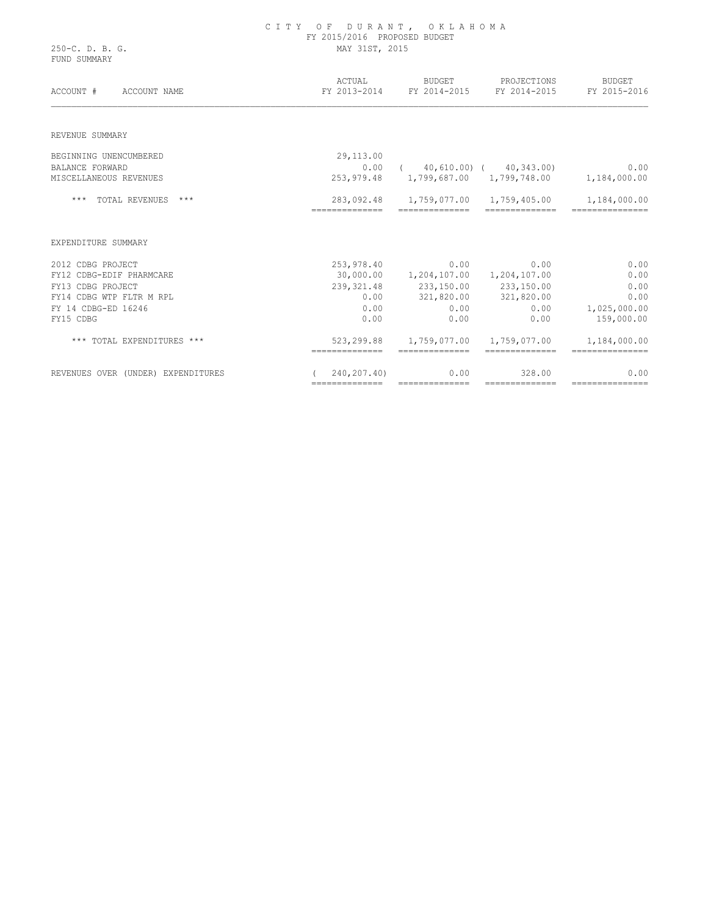# CITY OF DURANT, OKLAHOMA

FY 2015/2016 PROPOSED BUDGET

250-C. D. B. G. MAY 31ST, 2015

FUND SUMMARY

| ACCOUNT # ACCOUNT NAME | ACTUAL FY 2013-2014 | BUDGET FY 2014-2015 | PROJECTIONS FY 2014-2015 | BUDGET FY 2015-2016 |
|---|---|---|---|---|
| REVENUE SUMMARY | | | | |
| BEGINNING UNENCUMBERED | 29,113.00 | | | |
| BALANCE FORWARD | 0.00 | ( 40,610.00) | ( 40,343.00) | 0.00 |
| MISCELLANEOUS REVENUES | 253,979.48 | 1,799,687.00 | 1,799,748.00 | 1,184,000.00 |
| *** TOTAL REVENUES *** | 283,092.48 | 1,759,077.00 | 1,759,405.00 | 1,184,000.00 |
| EXPENDITURE SUMMARY | | | | |
| 2012 CDBG PROJECT | 253,978.40 | 0.00 | 0.00 | 0.00 |
| FY12 CDBG-EDIF PHARMCARE | 30,000.00 | 1,204,107.00 | 1,204,107.00 | 0.00 |
| FY13 CDBG PROJECT | 239,321.48 | 233,150.00 | 233,150.00 | 0.00 |
| FY14 CDBG WTP FLTR M RPL | 0.00 | 321,820.00 | 321,820.00 | 0.00 |
| FY 14 CDBG-ED 16246 | 0.00 | 0.00 | 0.00 | 1,025,000.00 |
| FY15 CDBG | 0.00 | 0.00 | 0.00 | 159,000.00 |
| *** TOTAL EXPENDITURES *** | 523,299.88 | 1,759,077.00 | 1,759,077.00 | 1,184,000.00 |
| REVENUES OVER (UNDER) EXPENDITURES | ( 240,207.40) | 0.00 | 328.00 | 0.00 |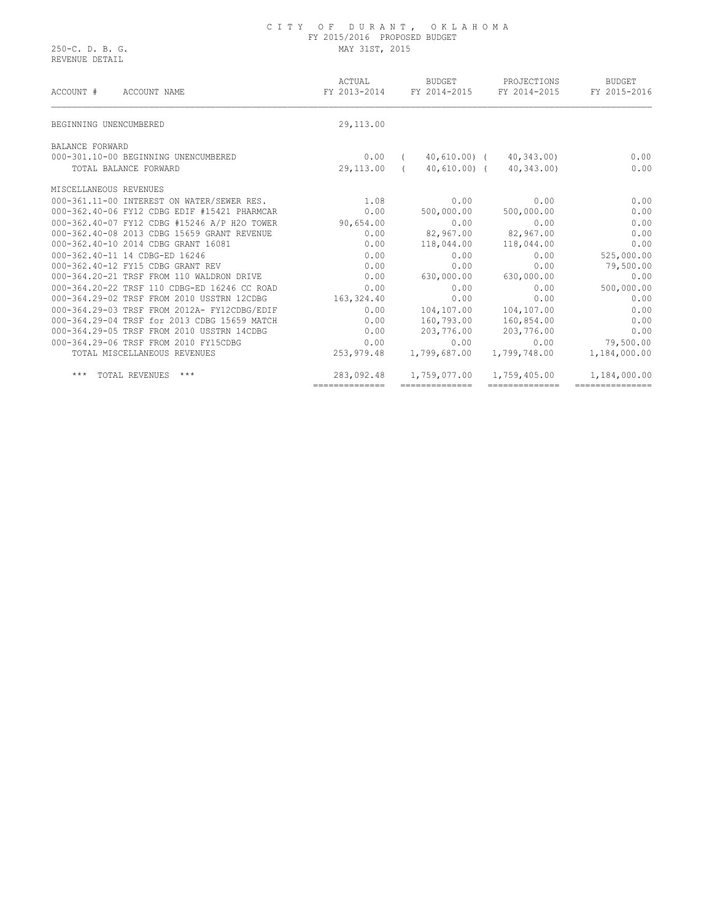# CITY OF DURANT, OKLAHOMA

FY 2015/2016 PROPOSED BUDGET

250-C. D. B. G. MAY 31ST, 2015

REVENUE DETAIL

| ACCOUNT # ACCOUNT NAME | ACTUAL FY 2013-2014 | BUDGET FY 2014-2015 | PROJECTIONS FY 2014-2015 | BUDGET FY 2015-2016 |
|---|---|---|---|---|
| BEGINNING UNENCUMBERED | 29,113.00 | | | |
| BALANCE FORWARD | | | | |
| 000-301.10-00 BEGINNING UNENCUMBERED | 0.00 | ( 40,610.00) | ( 40,343.00) | 0.00 |
| TOTAL BALANCE FORWARD | 29,113.00 | ( 40,610.00) | ( 40,343.00) | 0.00 |
| MISCELLANEOUS REVENUES | | | | |
| 000-361.11-00 INTEREST ON WATER/SEWER RES. | 1.08 | 0.00 | 0.00 | 0.00 |
| 000-362.40-06 FY12 CDBG EDIF #15421 PHARMCAR | 0.00 | 500,000.00 | 500,000.00 | 0.00 |
| 000-362.40-07 FY12 CDBG #15246 A/P H2O TOWER | 90,654.00 | 0.00 | 0.00 | 0.00 |
| 000-362.40-08 2013 CDBG 15659 GRANT REVENUE | 0.00 | 82,967.00 | 82,967.00 | 0.00 |
| 000-362.40-10 2014 CDBG GRANT 16081 | 0.00 | 118,044.00 | 118,044.00 | 0.00 |
| 000-362.40-11 14 CDBG-ED 16246 | 0.00 | 0.00 | 0.00 | 525,000.00 |
| 000-362.40-12 FY15 CDBG GRANT REV | 0.00 | 0.00 | 0.00 | 79,500.00 |
| 000-364.20-21 TRSF FROM 110 WALDRON DRIVE | 0.00 | 630,000.00 | 630,000.00 | 0.00 |
| 000-364.20-22 TRSF 110 CDBG-ED 16246 CC ROAD | 0.00 | 0.00 | 0.00 | 500,000.00 |
| 000-364.29-02 TRSF FROM 2010 USSTRN 12CDBG | 163,324.40 | 0.00 | 0.00 | 0.00 |
| 000-364.29-03 TRSF FROM 2012A- FY12CDBG/EDIF | 0.00 | 104,107.00 | 104,107.00 | 0.00 |
| 000-364.29-04 TRSF for 2013 CDBG 15659 MATCH | 0.00 | 160,793.00 | 160,854.00 | 0.00 |
| 000-364.29-05 TRSF FROM 2010 USSTRN 14CDBG | 0.00 | 203,776.00 | 203,776.00 | 0.00 |
| 000-364.29-06 TRSF FROM 2010 FY15CDBG | 0.00 | 0.00 | 0.00 | 79,500.00 |
| TOTAL MISCELLANEOUS REVENUES | 253,979.48 | 1,799,687.00 | 1,799,748.00 | 1,184,000.00 |
| *** TOTAL REVENUES *** | 283,092.48 | 1,759,077.00 | 1,759,405.00 | 1,184,000.00 |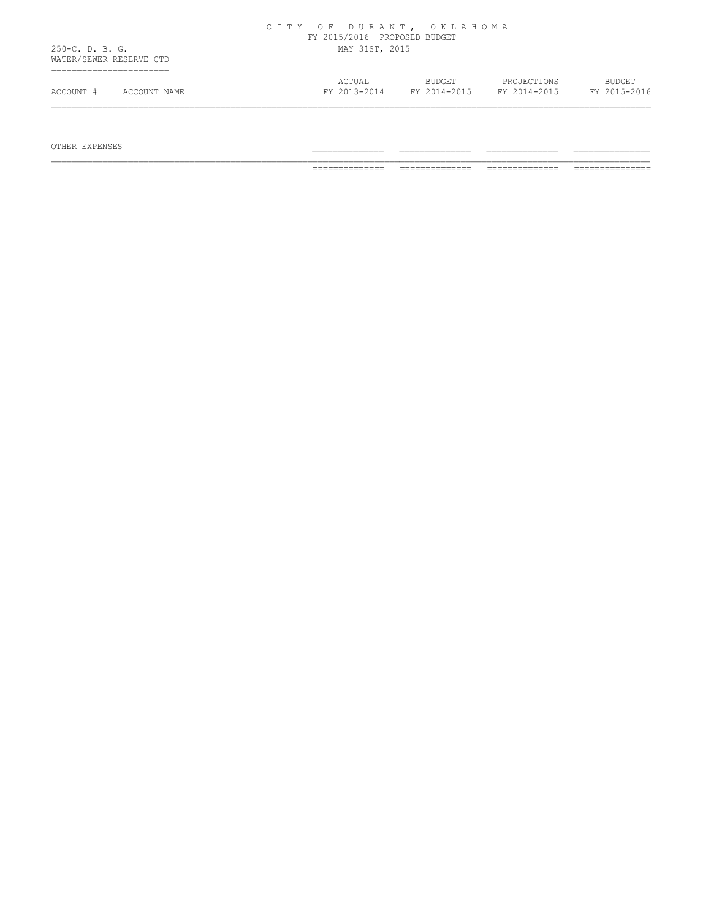# CITY OF DURANT, OKLAHOMA

FY 2015/2016 PROPOSED BUDGET

MAY 31ST, 2015

250-C. D. B. G.

WATER/SEWER RESERVE CTD

| ACCOUNT # | ACCOUNT NAME | ACTUAL FY 2013-2014 | BUDGET FY 2014-2015 | PROJECTIONS FY 2014-2015 | BUDGET FY 2015-2016 |
|---|---|---|---|---|---|
| OTHER EXPENSES | | | | | |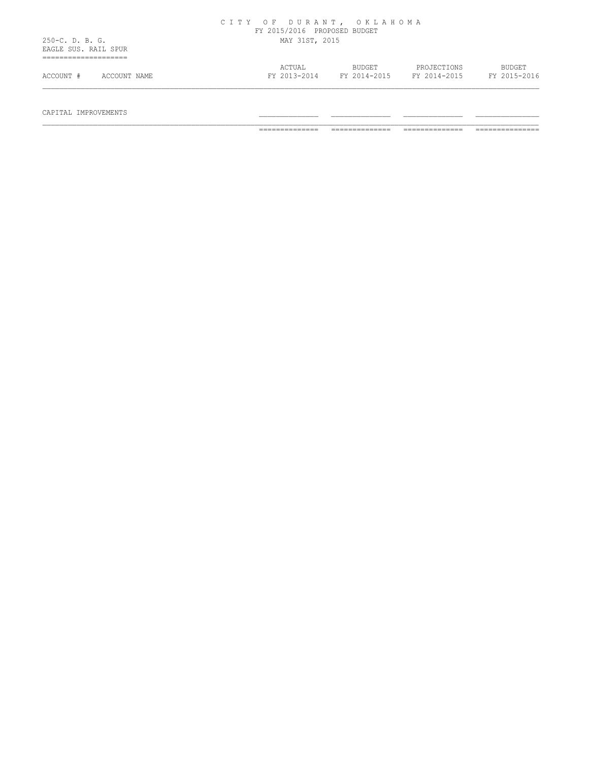# CITY OF DURANT, OKLAHOMA

FY 2015/2016 PROPOSED BUDGET

MAY 31ST, 2015

250-C. D. B. G.

EAGLE SUS. RAIL SPUR

| ACCOUNT # | ACCOUNT NAME | ACTUAL FY 2013-2014 | BUDGET FY 2014-2015 | PROJECTIONS FY 2014-2015 | BUDGET FY 2015-2016 |
|---|---|---|---|---|---|
| CAPITAL IMPROVEMENTS | | | | | |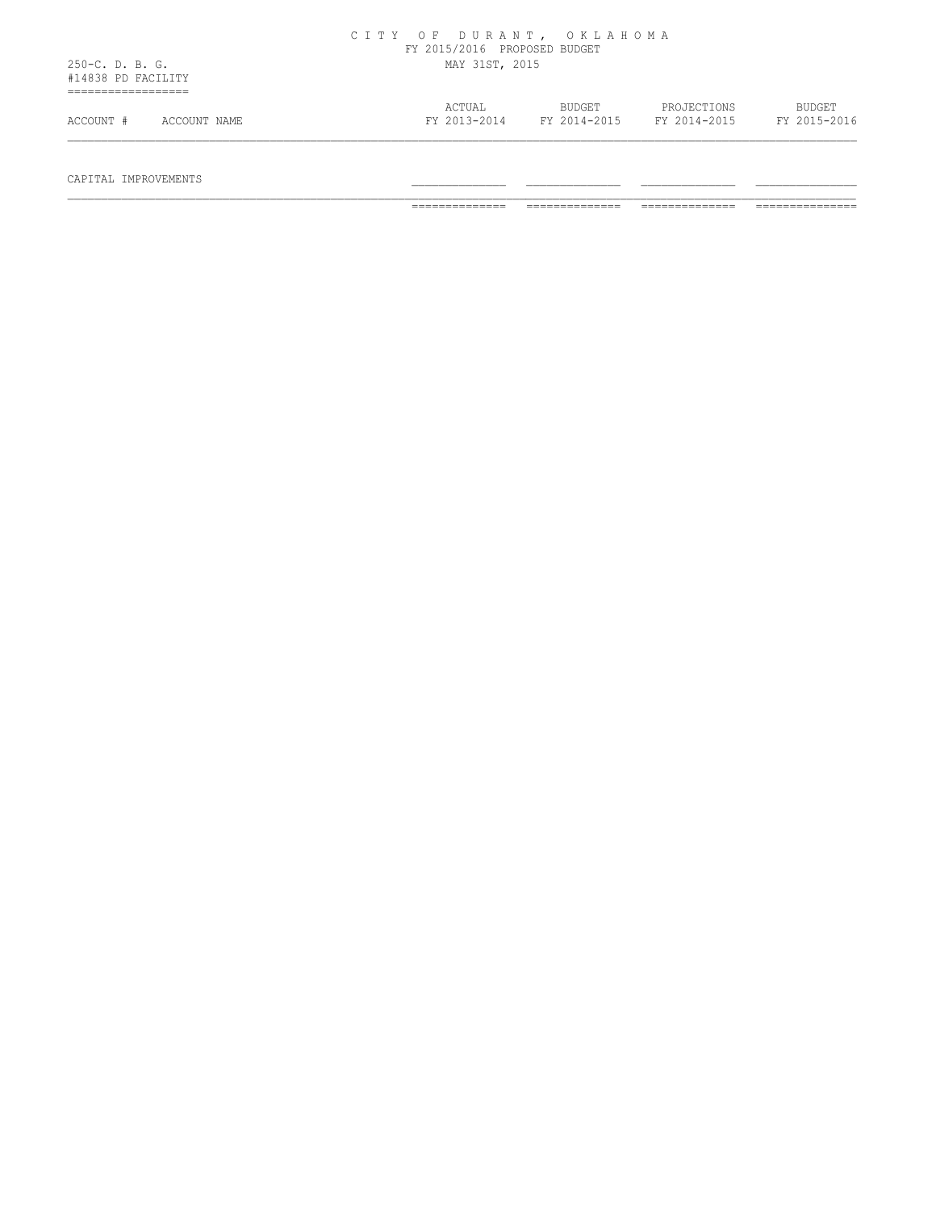CITY OF DURANT, OKLAHOMA
FY 2015/2016 PROPOSED BUDGET
MAY 31ST, 2015

250-C. D. B. G.
#14838 PD FACILITY

| ACCOUNT # | ACCOUNT NAME | ACTUAL FY 2013-2014 | BUDGET FY 2014-2015 | PROJECTIONS FY 2014-2015 | BUDGET FY 2015-2016 |
|---|---|---|---|---|---|
| CAPITAL IMPROVEMENTS | | | | | |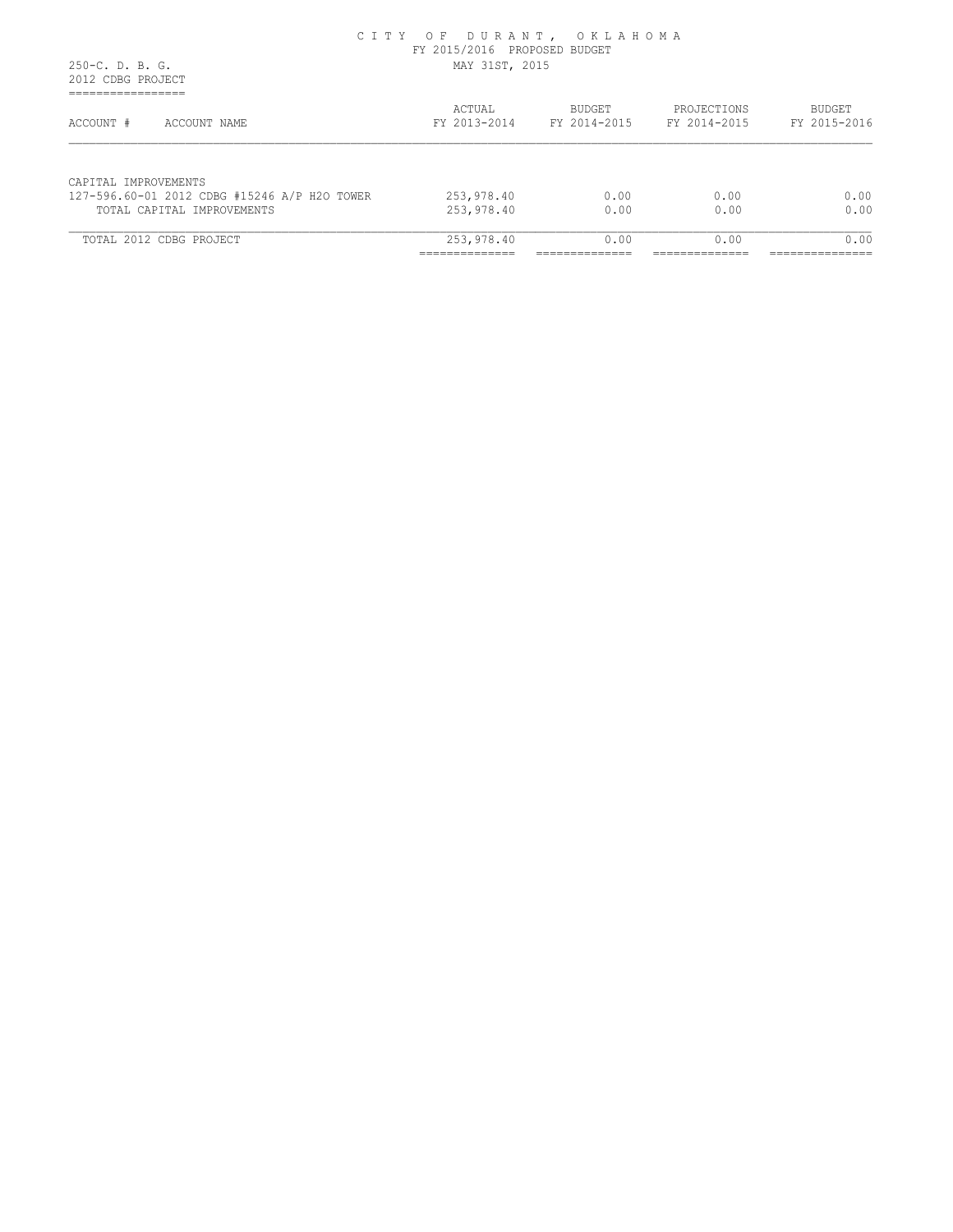# CITY OF DURANT, OKLAHOMA

FY 2015/2016 PROPOSED BUDGET

MAY 31ST, 2015

250-C. D. B. G.

2012 CDBG PROJECT

| ACCOUNT # ACCOUNT NAME | ACTUAL FY 2013-2014 | BUDGET FY 2014-2015 | PROJECTIONS FY 2014-2015 | BUDGET FY 2015-2016 |
|---|---|---|---|---|
| CAPITAL IMPROVEMENTS | | | | |
| 127-596.60-01 2012 CDBG #15246 A/P H2O TOWER | 253,978.40 | 0.00 | 0.00 | 0.00 |
| TOTAL CAPITAL IMPROVEMENTS | 253,978.40 | 0.00 | 0.00 | 0.00 |
| TOTAL 2012 CDBG PROJECT | 253,978.40 | 0.00 | 0.00 | 0.00 |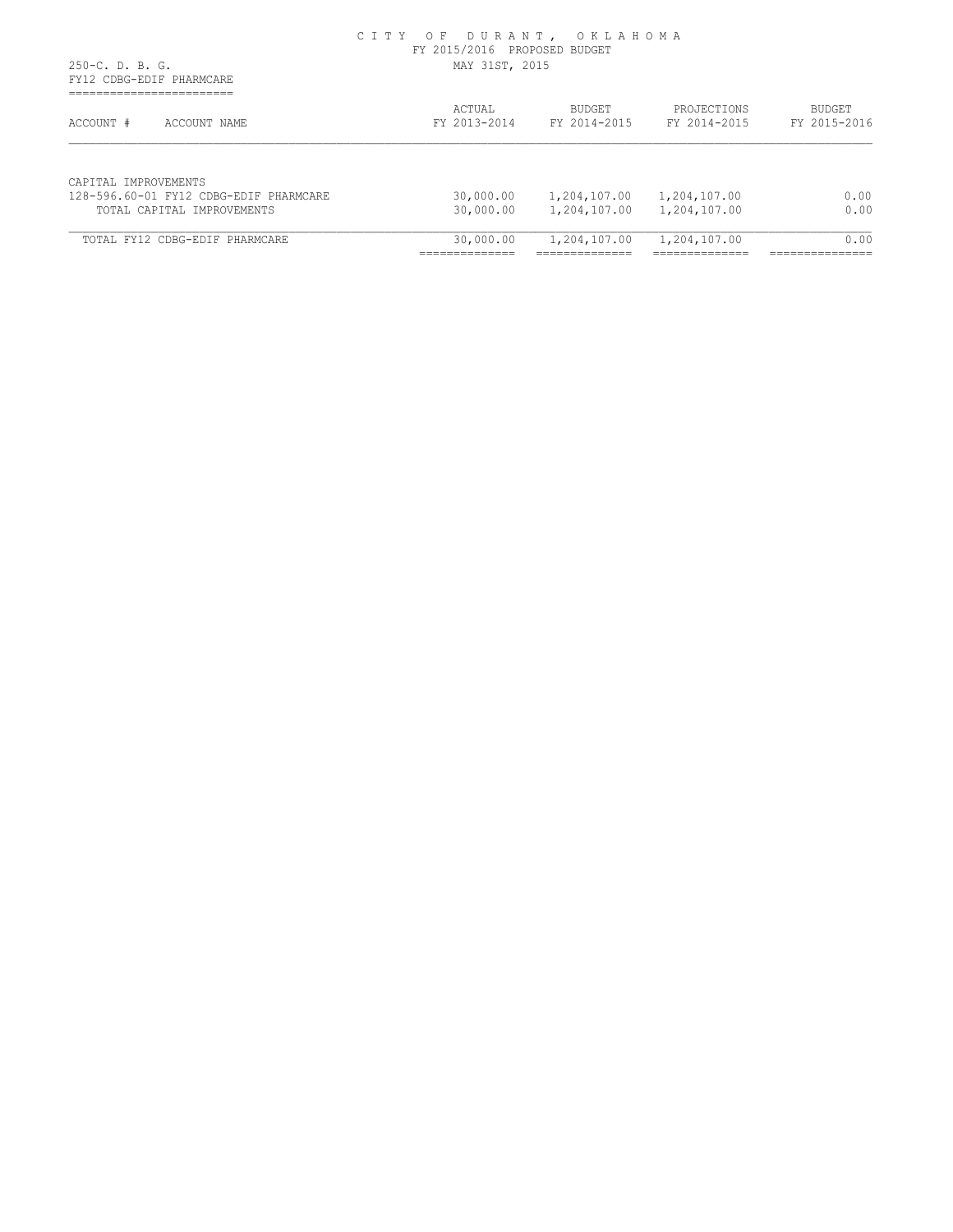CITY OF DURANT, OKLAHOMA
FY 2015/2016 PROPOSED BUDGET
MAY 31ST, 2015

250-C. D. B. G.
FY12 CDBG-EDIF PHARMCARE

| ACCOUNT # ACCOUNT NAME | ACTUAL FY 2013-2014 | BUDGET FY 2014-2015 | PROJECTIONS FY 2014-2015 | BUDGET FY 2015-2016 |
|---|---|---|---|---|
| CAPITAL IMPROVEMENTS | | | | |
| 128-596.60-01 FY12 CDBG-EDIF PHARMCARE | 30,000.00 | 1,204,107.00 | 1,204,107.00 | 0.00 |
| TOTAL CAPITAL IMPROVEMENTS | 30,000.00 | 1,204,107.00 | 1,204,107.00 | 0.00 |
| TOTAL FY12 CDBG-EDIF PHARMCARE | 30,000.00 | 1,204,107.00 | 1,204,107.00 | 0.00 |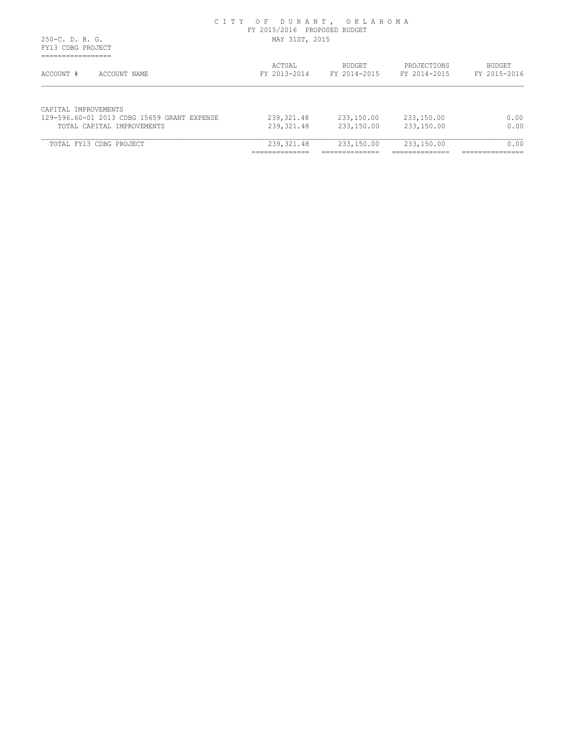# CITY OF DURANT, OKLAHOMA

FY 2015/2016 PROPOSED BUDGET

MAY 31ST, 2015

250-C. D. B. G.

FY13 CDBG PROJECT

| ACCOUNT # ACCOUNT NAME | ACTUAL FY 2013-2014 | BUDGET FY 2014-2015 | PROJECTIONS FY 2014-2015 | BUDGET FY 2015-2016 |
|---|---|---|---|---|
| CAPITAL IMPROVEMENTS | | | | |
| 129-596.60-01 2013 CDBG 15659 GRANT EXPENSE | 239,321.48 | 233,150.00 | 233,150.00 | 0.00 |
| TOTAL CAPITAL IMPROVEMENTS | 239,321.48 | 233,150.00 | 233,150.00 | 0.00 |
| TOTAL FY13 CDBG PROJECT | 239,321.48 | 233,150.00 | 233,150.00 | 0.00 |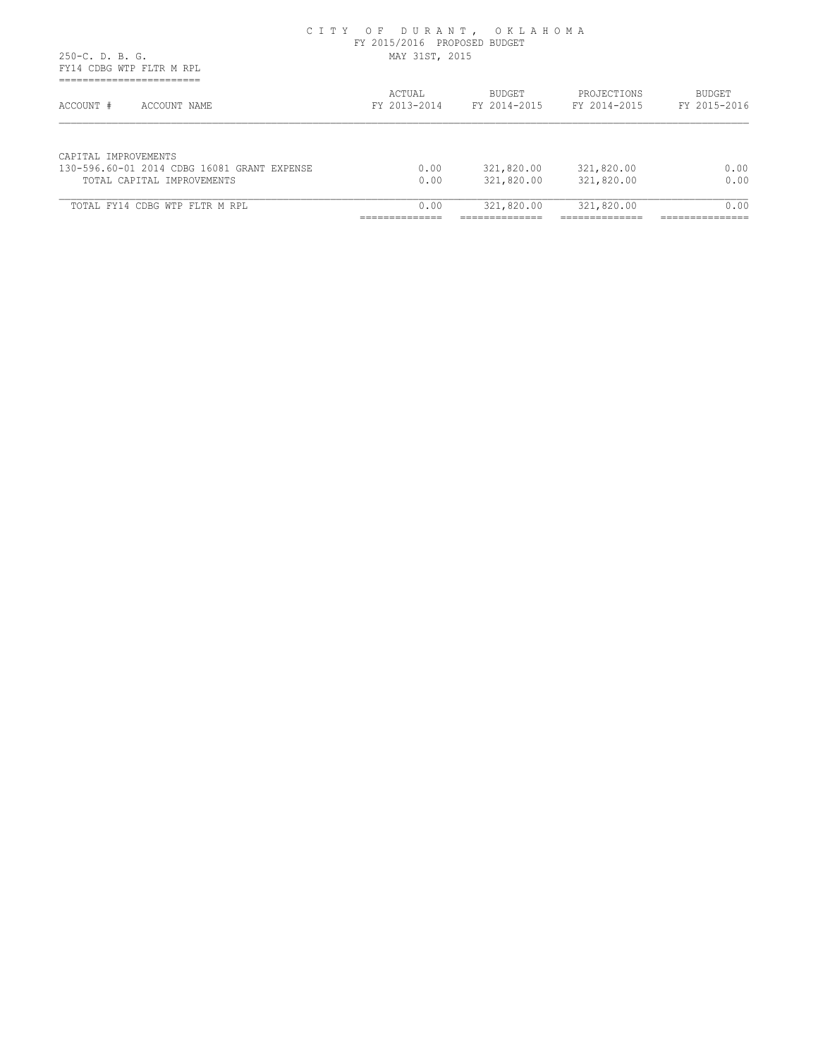CITY OF DURANT, OKLAHOMA
FY 2015/2016 PROPOSED BUDGET
MAY 31ST, 2015

250-C. D. B. G.
FY14 CDBG WTP FLTR M RPL

| ACCOUNT # ACCOUNT NAME | ACTUAL FY 2013-2014 | BUDGET FY 2014-2015 | PROJECTIONS FY 2014-2015 | BUDGET FY 2015-2016 |
|---|---|---|---|---|
| CAPITAL IMPROVEMENTS | | | | |
| 130-596.60-01 2014 CDBG 16081 GRANT EXPENSE | 0.00 | 321,820.00 | 321,820.00 | 0.00 |
| TOTAL CAPITAL IMPROVEMENTS | 0.00 | 321,820.00 | 321,820.00 | 0.00 |
| TOTAL FY14 CDBG WTP FLTR M RPL | 0.00 | 321,820.00 | 321,820.00 | 0.00 |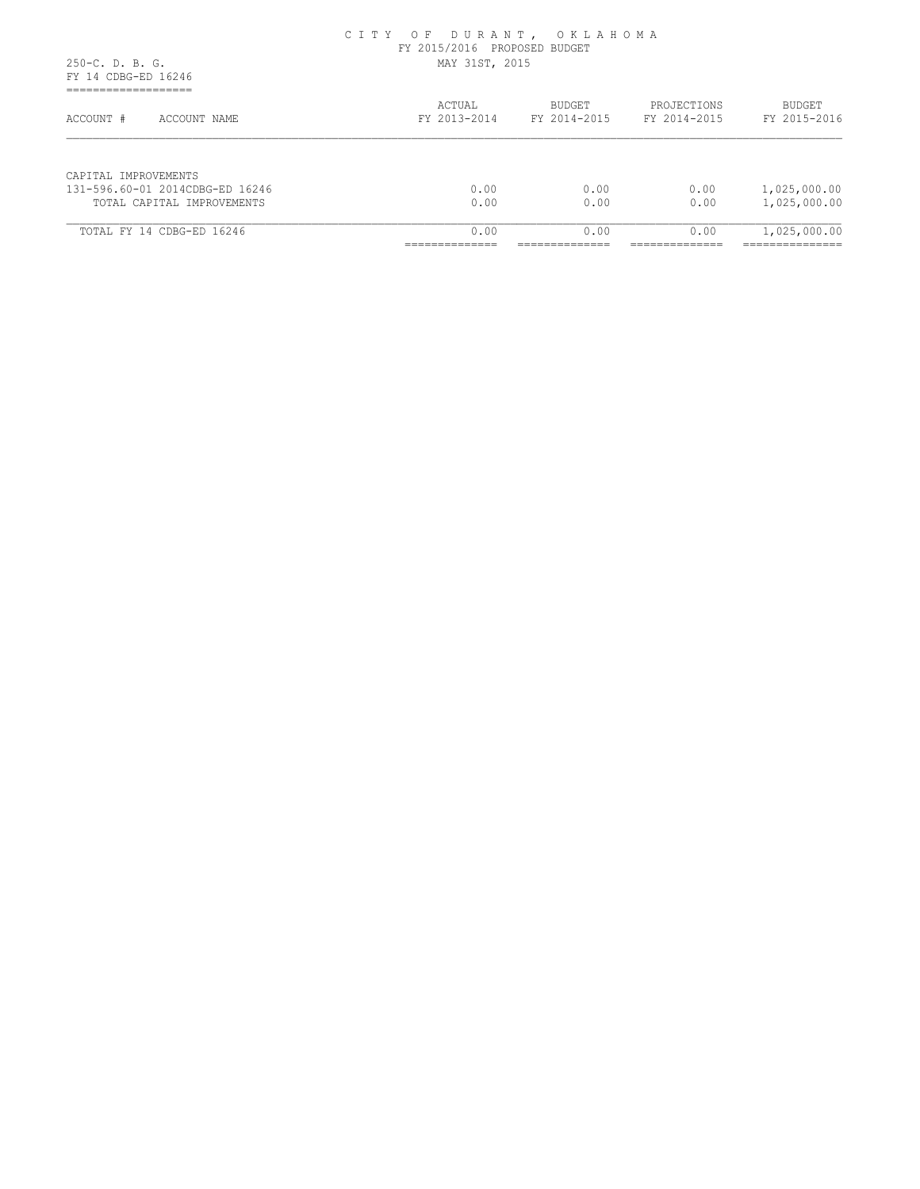CITY OF DURANT, OKLAHOMA
FY 2015/2016 PROPOSED BUDGET
MAY 31ST, 2015

250-C. D. B. G.
FY 14 CDBG-ED 16246

| ACCOUNT # ACCOUNT NAME | ACTUAL FY 2013-2014 | BUDGET FY 2014-2015 | PROJECTIONS FY 2014-2015 | BUDGET FY 2015-2016 |
|---|---|---|---|---|
| CAPITAL IMPROVEMENTS | | | | |
| 131-596.60-01 2014CDBG-ED 16246 | 0.00 | 0.00 | 0.00 | 1,025,000.00 |
| TOTAL CAPITAL IMPROVEMENTS | 0.00 | 0.00 | 0.00 | 1,025,000.00 |
| TOTAL FY 14 CDBG-ED 16246 | 0.00 | 0.00 | 0.00 | 1,025,000.00 |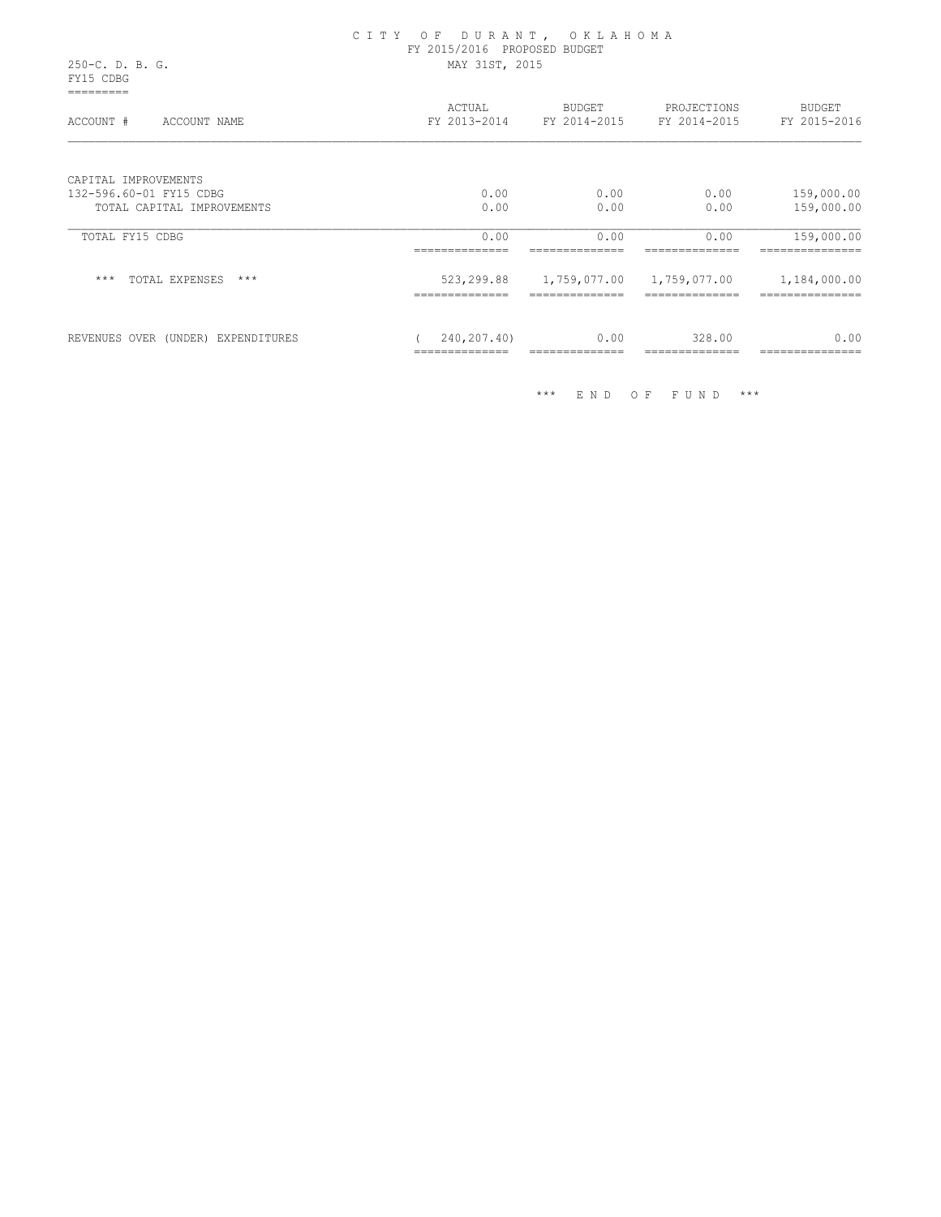CITY OF DURANT, OKLAHOMA
FY 2015/2016 PROPOSED BUDGET
MAY 31ST, 2015

250-C. D. B. G.
FY15 CDBG

| ACCOUNT # ACCOUNT NAME | ACTUAL FY 2013-2014 | BUDGET FY 2014-2015 | PROJECTIONS FY 2014-2015 | BUDGET FY 2015-2016 |
|---|---|---|---|---|
| CAPITAL IMPROVEMENTS | | | | |
| 132-596.60-01 FY15 CDBG | 0.00 | 0.00 | 0.00 | 159,000.00 |
| TOTAL CAPITAL IMPROVEMENTS | 0.00 | 0.00 | 0.00 | 159,000.00 |
| TOTAL FY15 CDBG | 0.00 | 0.00 | 0.00 | 159,000.00 |
| *** TOTAL EXPENSES *** | 523,299.88 | 1,759,077.00 | 1,759,077.00 | 1,184,000.00 |
| REVENUES OVER (UNDER) EXPENDITURES | ( 240,207.40) | 0.00 | 328.00 | 0.00 |

*** END OF FUND ***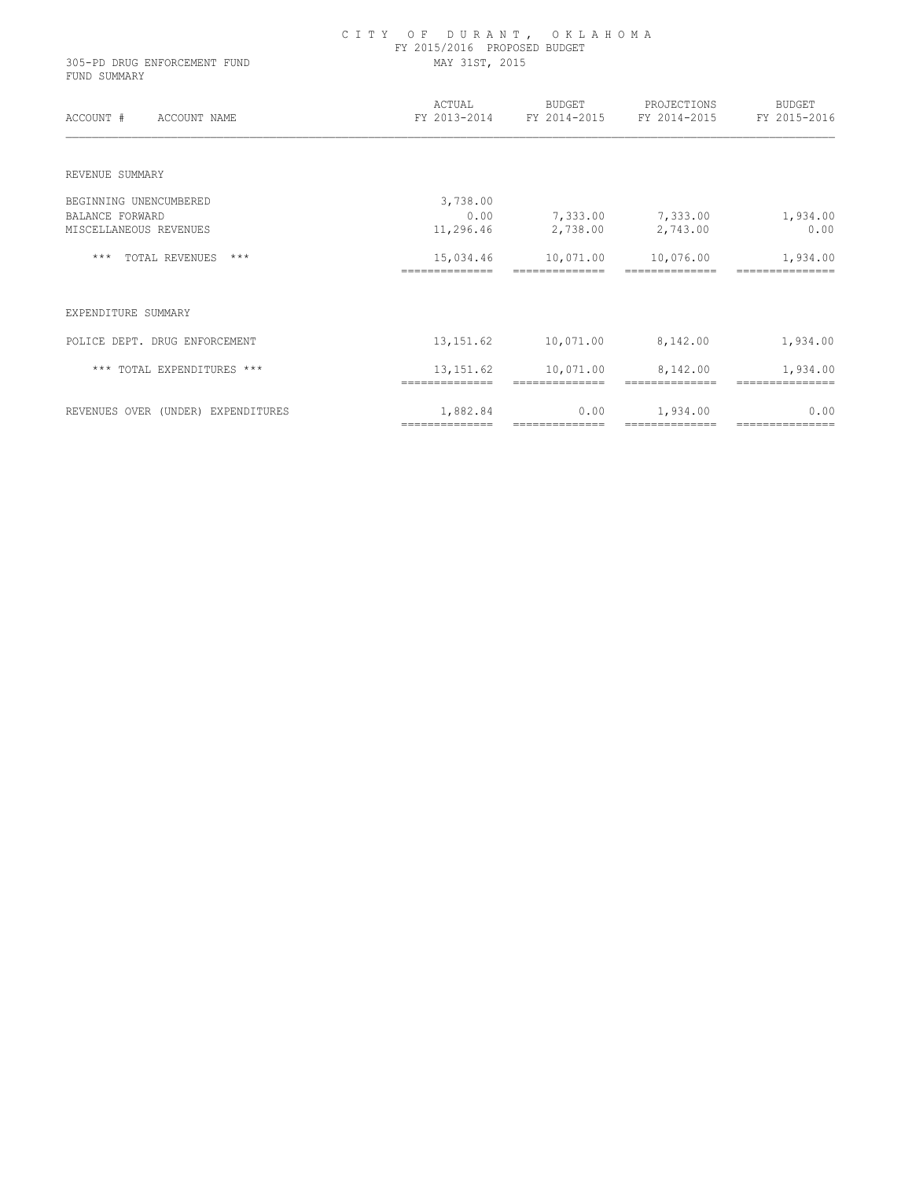CITY OF DURANT, OKLAHOMA
FY 2015/2016 PROPOSED BUDGET
MAY 31ST, 2015

305-PD DRUG ENFORCEMENT FUND
FUND SUMMARY

| ACCOUNT # ACCOUNT NAME | ACTUAL FY 2013-2014 | BUDGET FY 2014-2015 | PROJECTIONS FY 2014-2015 | BUDGET FY 2015-2016 |
|---|---|---|---|---|
| REVENUE SUMMARY | | | | |
| BEGINNING UNENCUMBERED | 3,738.00 | | | |
| BALANCE FORWARD | 0.00 | 7,333.00 | 7,333.00 | 1,934.00 |
| MISCELLANEOUS REVENUES | 11,296.46 | 2,738.00 | 2,743.00 | 0.00 |
| *** TOTAL REVENUES *** | 15,034.46 | 10,071.00 | 10,076.00 | 1,934.00 |
| EXPENDITURE SUMMARY | | | | |
| POLICE DEPT. DRUG ENFORCEMENT | 13,151.62 | 10,071.00 | 8,142.00 | 1,934.00 |
| *** TOTAL EXPENDITURES *** | 13,151.62 | 10,071.00 | 8,142.00 | 1,934.00 |
| REVENUES OVER (UNDER) EXPENDITURES | 1,882.84 | 0.00 | 1,934.00 | 0.00 |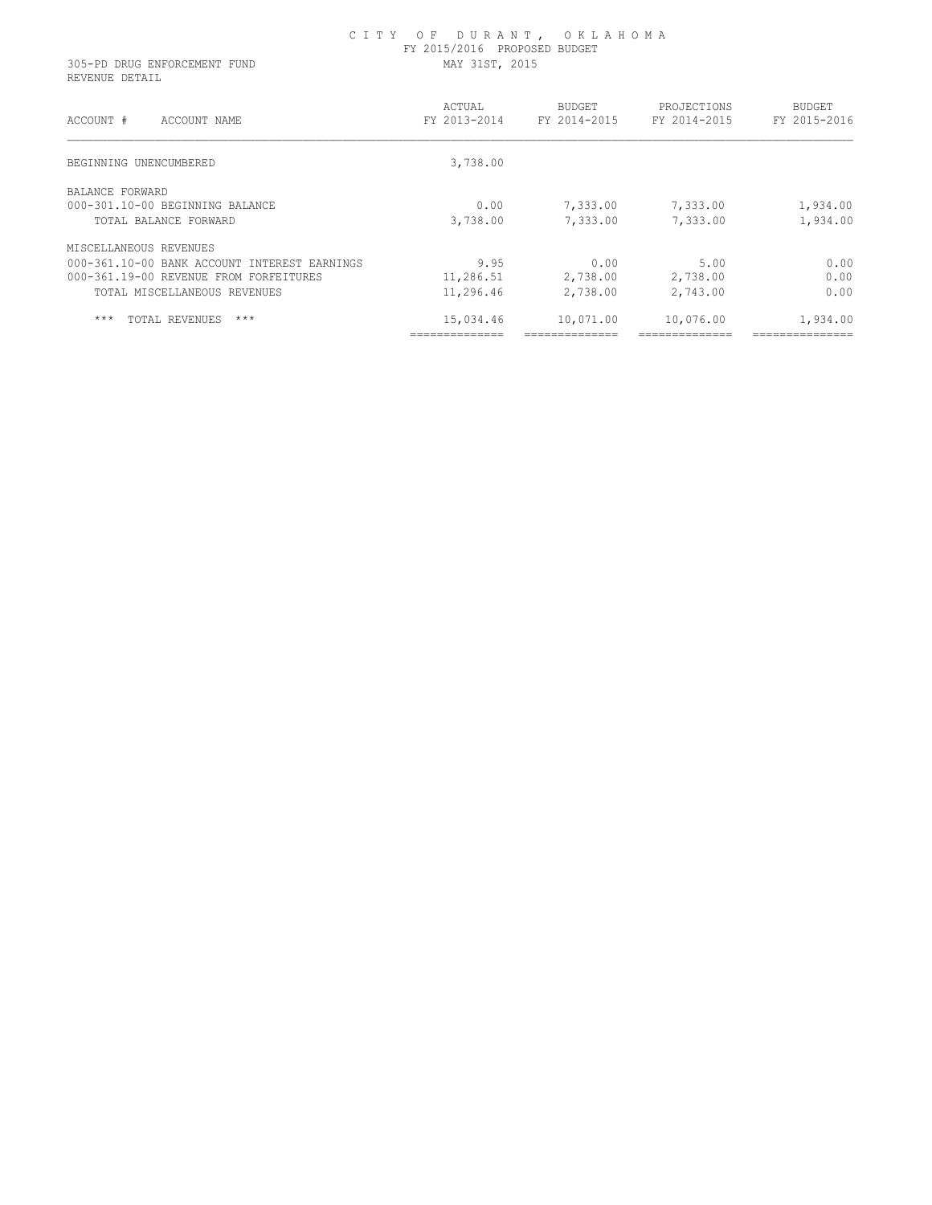# CITY OF DURANT, OKLAHOMA

FY 2015/2016 PROPOSED BUDGET

305-PD DRUG ENFORCEMENT FUND

MAY 31ST, 2015

REVENUE DETAIL

| ACCOUNT # ACCOUNT NAME | ACTUAL FY 2013-2014 | BUDGET FY 2014-2015 | PROJECTIONS FY 2014-2015 | BUDGET FY 2015-2016 |
|---|---|---|---|---|
| BEGINNING UNENCUMBERED | 3,738.00 | | | |
| BALANCE FORWARD | | | | |
| 000-301.10-00 BEGINNING BALANCE | 0.00 | 7,333.00 | 7,333.00 | 1,934.00 |
| TOTAL BALANCE FORWARD | 3,738.00 | 7,333.00 | 7,333.00 | 1,934.00 |
| MISCELLANEOUS REVENUES | | | | |
| 000-361.10-00 BANK ACCOUNT INTEREST EARNINGS | 9.95 | 0.00 | 5.00 | 0.00 |
| 000-361.19-00 REVENUE FROM FORFEITURES | 11,286.51 | 2,738.00 | 2,738.00 | 0.00 |
| TOTAL MISCELLANEOUS REVENUES | 11,296.46 | 2,738.00 | 2,743.00 | 0.00 |
| *** TOTAL REVENUES *** | 15,034.46 | 10,071.00 | 10,076.00 | 1,934.00 |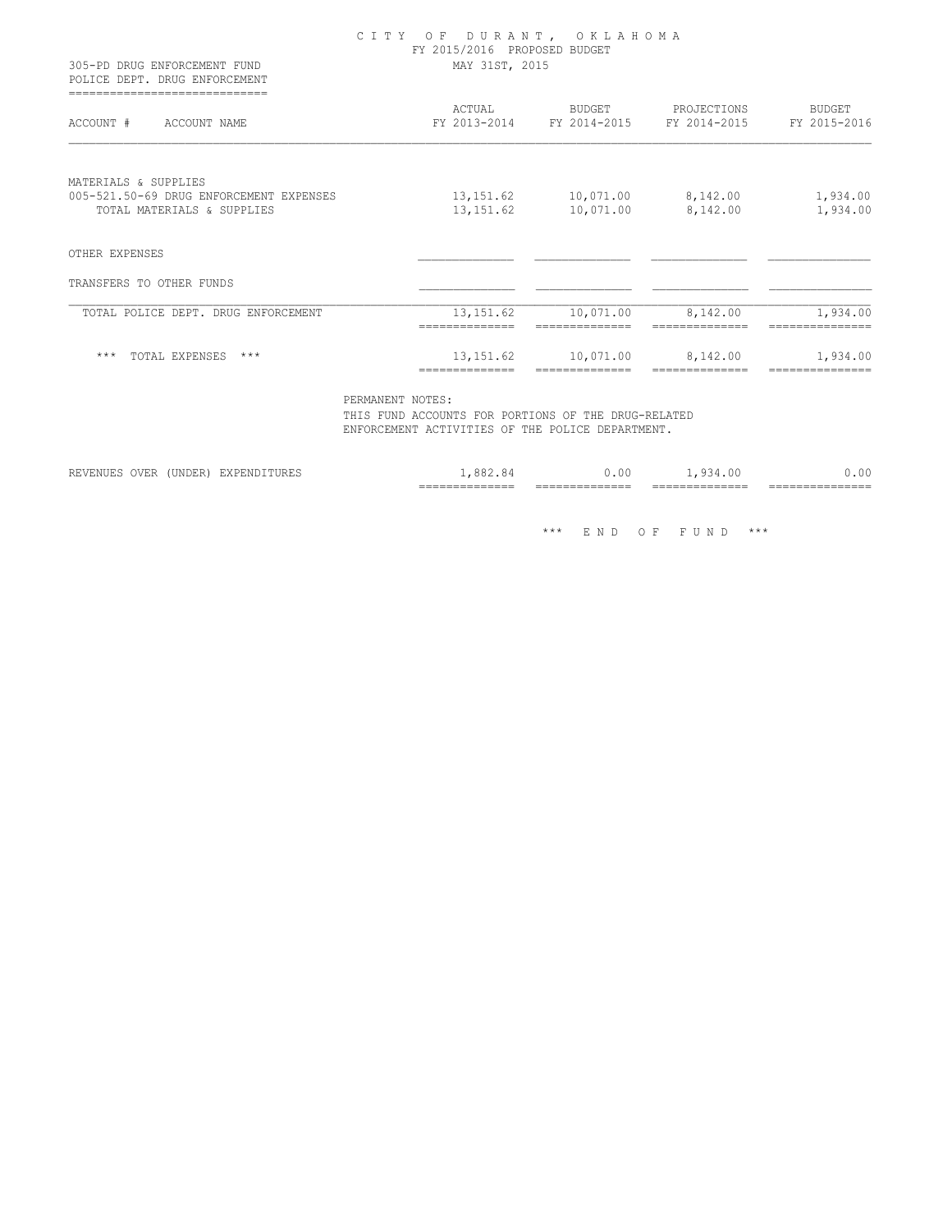# CITY OF DURANT, OKLAHOMA

FY 2015/2016 PROPOSED BUDGET

305-PD DRUG ENFORCEMENT FUND
POLICE DEPT. DRUG ENFORCEMENT

MAY 31ST, 2015

| ACCOUNT # ACCOUNT NAME | ACTUAL FY 2013-2014 | BUDGET FY 2014-2015 | PROJECTIONS FY 2014-2015 | BUDGET FY 2015-2016 |
|---|---|---|---|---|
| MATERIALS & SUPPLIES | | | | |
| 005-521.50-69 DRUG ENFORCEMENT EXPENSES | 13,151.62 | 10,071.00 | 8,142.00 | 1,934.00 |
| TOTAL MATERIALS & SUPPLIES | 13,151.62 | 10,071.00 | 8,142.00 | 1,934.00 |
| OTHER EXPENSES | | | | |
| TRANSFERS TO OTHER FUNDS | | | | |
| TOTAL POLICE DEPT. DRUG ENFORCEMENT | 13,151.62 | 10,071.00 | 8,142.00 | 1,934.00 |
| *** TOTAL EXPENSES *** | 13,151.62 | 10,071.00 | 8,142.00 | 1,934.00 |

PERMANENT NOTES:
THIS FUND ACCOUNTS FOR PORTIONS OF THE DRUG-RELATED ENFORCEMENT ACTIVITIES OF THE POLICE DEPARTMENT.

| | ACTUAL FY 2013-2014 | BUDGET FY 2014-2015 | PROJECTIONS FY 2014-2015 | BUDGET FY 2015-2016 |
|---|---|---|---|---|
| REVENUES OVER (UNDER) EXPENDITURES | 1,882.84 | 0.00 | 1,934.00 | 0.00 |

*** END OF FUND ***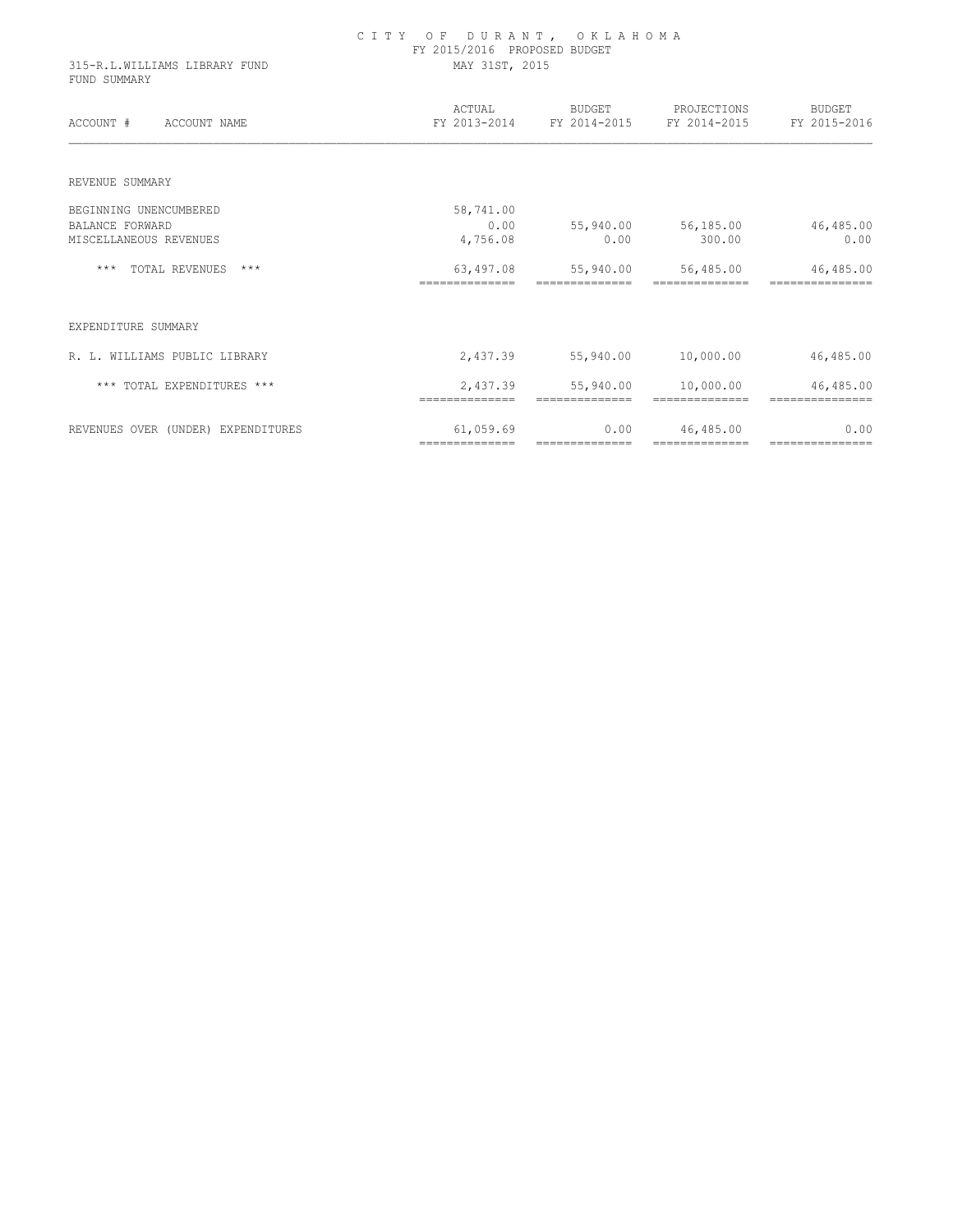# CITY OF DURANT, OKLAHOMA

FY 2015/2016 PROPOSED BUDGET

315-R.L.WILLIAMS LIBRARY FUND

MAY 31ST, 2015

FUND SUMMARY

| ACCOUNT # ACCOUNT NAME | ACTUAL FY 2013-2014 | BUDGET FY 2014-2015 | PROJECTIONS FY 2014-2015 | BUDGET FY 2015-2016 |
|---|---|---|---|---|
| REVENUE SUMMARY | | | | |
| BEGINNING UNENCUMBERED | 58,741.00 | | | |
| BALANCE FORWARD | 0.00 | 55,940.00 | 56,185.00 | 46,485.00 |
| MISCELLANEOUS REVENUES | 4,756.08 | 0.00 | 300.00 | 0.00 |
| *** TOTAL REVENUES *** | 63,497.08 | 55,940.00 | 56,485.00 | 46,485.00 |
| EXPENDITURE SUMMARY | | | | |
| R. L. WILLIAMS PUBLIC LIBRARY | 2,437.39 | 55,940.00 | 10,000.00 | 46,485.00 |
| *** TOTAL EXPENDITURES *** | 2,437.39 | 55,940.00 | 10,000.00 | 46,485.00 |
| REVENUES OVER (UNDER) EXPENDITURES | 61,059.69 | 0.00 | 46,485.00 | 0.00 |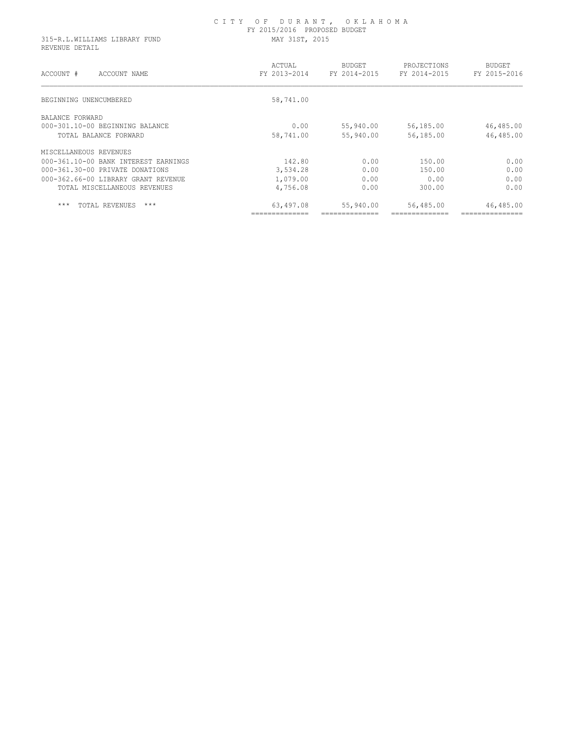# CITY OF DURANT, OKLAHOMA

FY 2015/2016 PROPOSED BUDGET

MAY 31ST, 2015

315-R.L.WILLIAMS LIBRARY FUND

REVENUE DETAIL

| ACCOUNT # ACCOUNT NAME | ACTUAL FY 2013-2014 | BUDGET FY 2014-2015 | PROJECTIONS FY 2014-2015 | BUDGET FY 2015-2016 |
|---|---|---|---|---|
| BEGINNING UNENCUMBERED | 58,741.00 | | | |
| BALANCE FORWARD | | | | |
| 000-301.10-00 BEGINNING BALANCE | 0.00 | 55,940.00 | 56,185.00 | 46,485.00 |
| TOTAL BALANCE FORWARD | 58,741.00 | 55,940.00 | 56,185.00 | 46,485.00 |
| MISCELLANEOUS REVENUES | | | | |
| 000-361.10-00 BANK INTEREST EARNINGS | 142.80 | 0.00 | 150.00 | 0.00 |
| 000-361.30-00 PRIVATE DONATIONS | 3,534.28 | 0.00 | 150.00 | 0.00 |
| 000-362.66-00 LIBRARY GRANT REVENUE | 1,079.00 | 0.00 | 0.00 | 0.00 |
| TOTAL MISCELLANEOUS REVENUES | 4,756.08 | 0.00 | 300.00 | 0.00 |
| *** TOTAL REVENUES *** | 63,497.08 | 55,940.00 | 56,485.00 | 46,485.00 |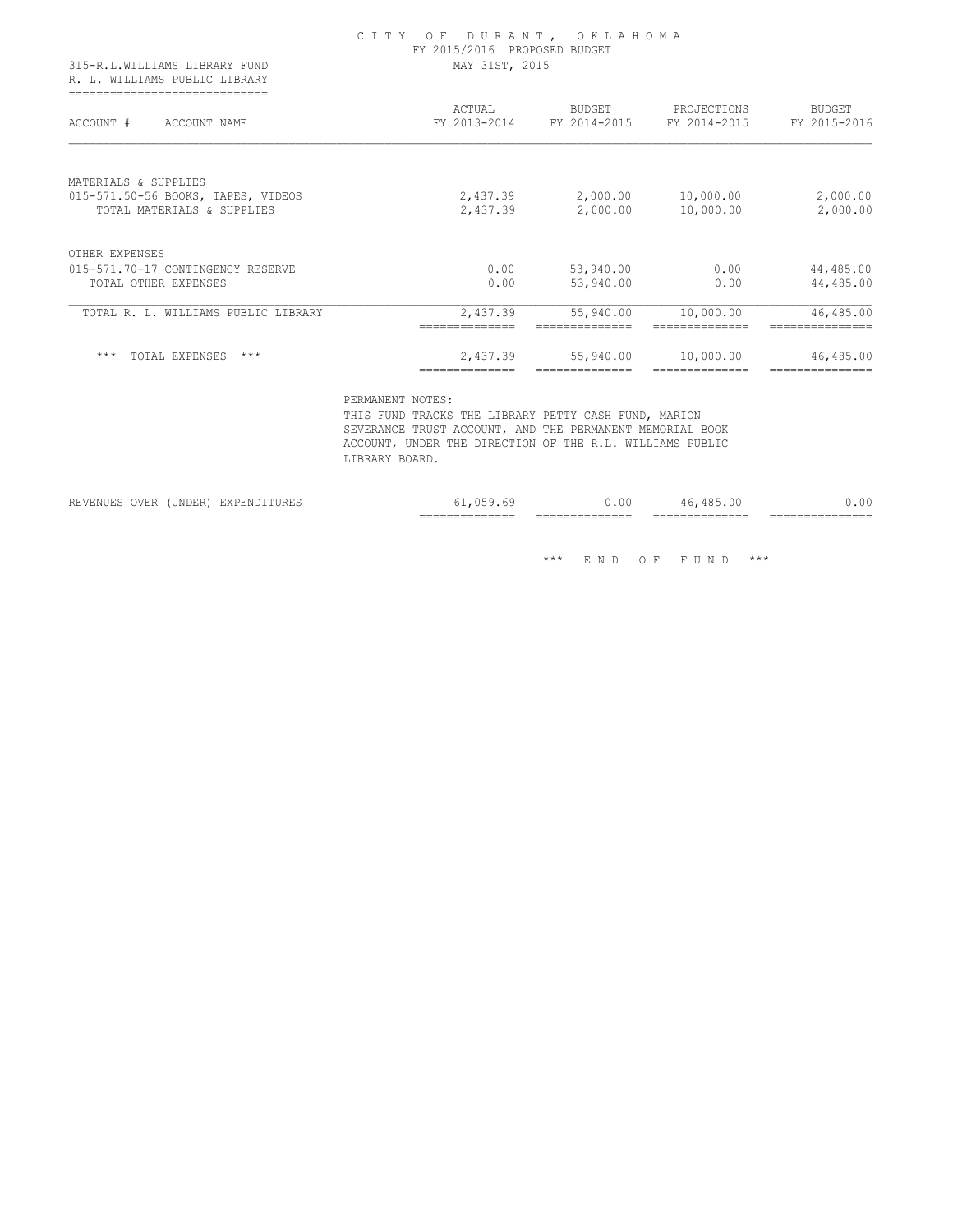CITY OF DURANT, OKLAHOMA
FY 2015/2016 PROPOSED BUDGET
MAY 31ST, 2015

315-R.L.WILLIAMS LIBRARY FUND
R. L. WILLIAMS PUBLIC LIBRARY

| ACCOUNT # ACCOUNT NAME | ACTUAL FY 2013-2014 | BUDGET FY 2014-2015 | PROJECTIONS FY 2014-2015 | BUDGET FY 2015-2016 |
|---|---|---|---|---|
| MATERIALS & SUPPLIES | | | | |
| 015-571.50-56 BOOKS, TAPES, VIDEOS | 2,437.39 | 2,000.00 | 10,000.00 | 2,000.00 |
| TOTAL MATERIALS & SUPPLIES | 2,437.39 | 2,000.00 | 10,000.00 | 2,000.00 |
| OTHER EXPENSES | | | | |
| 015-571.70-17 CONTINGENCY RESERVE | 0.00 | 53,940.00 | 0.00 | 44,485.00 |
| TOTAL OTHER EXPENSES | 0.00 | 53,940.00 | 0.00 | 44,485.00 |
| TOTAL R. L. WILLIAMS PUBLIC LIBRARY | 2,437.39 | 55,940.00 | 10,000.00 | 46,485.00 |
| *** TOTAL EXPENSES *** | 2,437.39 | 55,940.00 | 10,000.00 | 46,485.00 |

PERMANENT NOTES:
THIS FUND TRACKS THE LIBRARY PETTY CASH FUND, MARION SEVERANCE TRUST ACCOUNT, AND THE PERMANENT MEMORIAL BOOK ACCOUNT, UNDER THE DIRECTION OF THE R.L. WILLIAMS PUBLIC LIBRARY BOARD.

| | ACTUAL FY 2013-2014 | BUDGET FY 2014-2015 | PROJECTIONS FY 2014-2015 | BUDGET FY 2015-2016 |
|---|---|---|---|---|
| REVENUES OVER (UNDER) EXPENDITURES | 61,059.69 | 0.00 | 46,485.00 | 0.00 |

*** END OF FUND ***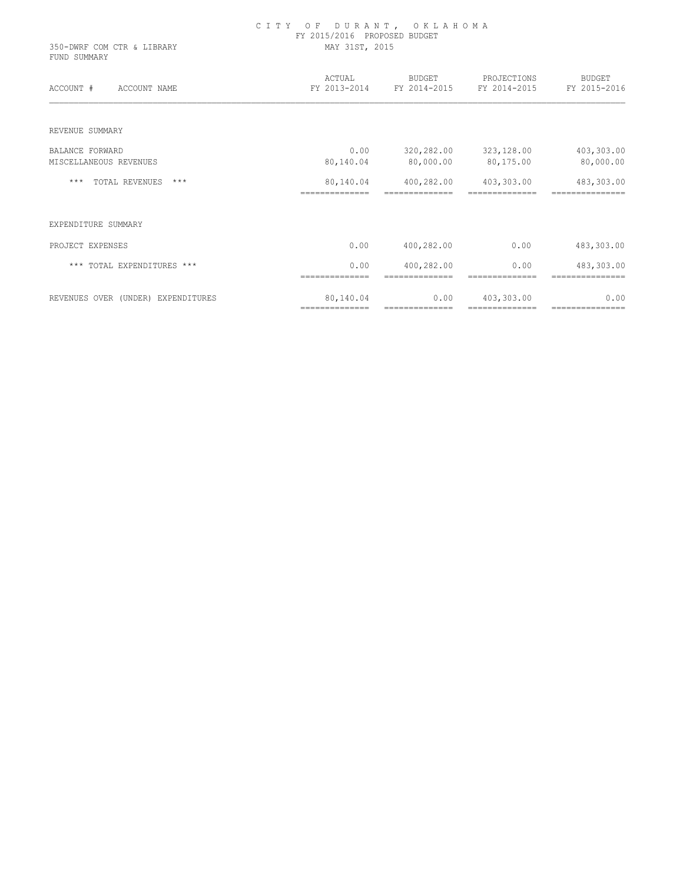# CITY OF DURANT, OKLAHOMA
## FY 2015/2016 PROPOSED BUDGET
### MAY 31ST, 2015

350-DWRF COM CTR & LIBRARY
FUND SUMMARY

| ACCOUNT # ACCOUNT NAME | ACTUAL FY 2013-2014 | BUDGET FY 2014-2015 | PROJECTIONS FY 2014-2015 | BUDGET FY 2015-2016 |
|---|---|---|---|---|
| REVENUE SUMMARY | | | | |
| BALANCE FORWARD | 0.00 | 320,282.00 | 323,128.00 | 403,303.00 |
| MISCELLANEOUS REVENUES | 80,140.04 | 80,000.00 | 80,175.00 | 80,000.00 |
| *** TOTAL REVENUES *** | 80,140.04 | 400,282.00 | 403,303.00 | 483,303.00 |
| EXPENDITURE SUMMARY | | | | |
| PROJECT EXPENSES | 0.00 | 400,282.00 | 0.00 | 483,303.00 |
| *** TOTAL EXPENDITURES *** | 0.00 | 400,282.00 | 0.00 | 483,303.00 |
| REVENUES OVER (UNDER) EXPENDITURES | 80,140.04 | 0.00 | 403,303.00 | 0.00 |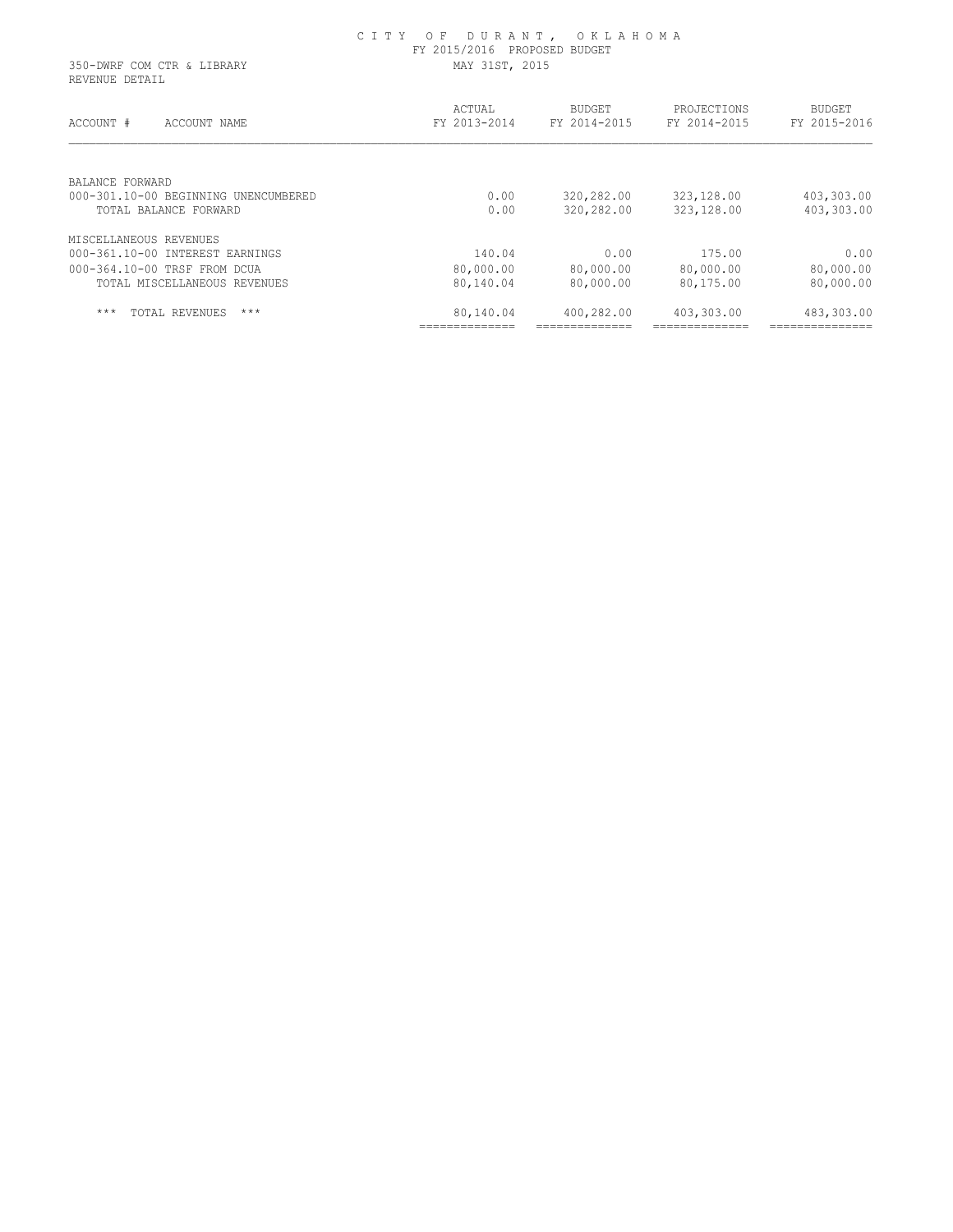# CITY OF DURANT, OKLAHOMA

FY 2015/2016 PROPOSED BUDGET

350-DWRF COM CTR & LIBRARY

REVENUE DETAIL

MAY 31ST, 2015

| ACCOUNT # ACCOUNT NAME | ACTUAL FY 2013-2014 | BUDGET FY 2014-2015 | PROJECTIONS FY 2014-2015 | BUDGET FY 2015-2016 |
|---|---|---|---|---|
| BALANCE FORWARD | | | | |
| 000-301.10-00 BEGINNING UNENCUMBERED | 0.00 | 320,282.00 | 323,128.00 | 403,303.00 |
| TOTAL BALANCE FORWARD | 0.00 | 320,282.00 | 323,128.00 | 403,303.00 |
| MISCELLANEOUS REVENUES | | | | |
| 000-361.10-00 INTEREST EARNINGS | 140.04 | 0.00 | 175.00 | 0.00 |
| 000-364.10-00 TRSF FROM DCUA | 80,000.00 | 80,000.00 | 80,000.00 | 80,000.00 |
| TOTAL MISCELLANEOUS REVENUES | 80,140.04 | 80,000.00 | 80,175.00 | 80,000.00 |
| *** TOTAL REVENUES *** | 80,140.04 | 400,282.00 | 403,303.00 | 483,303.00 |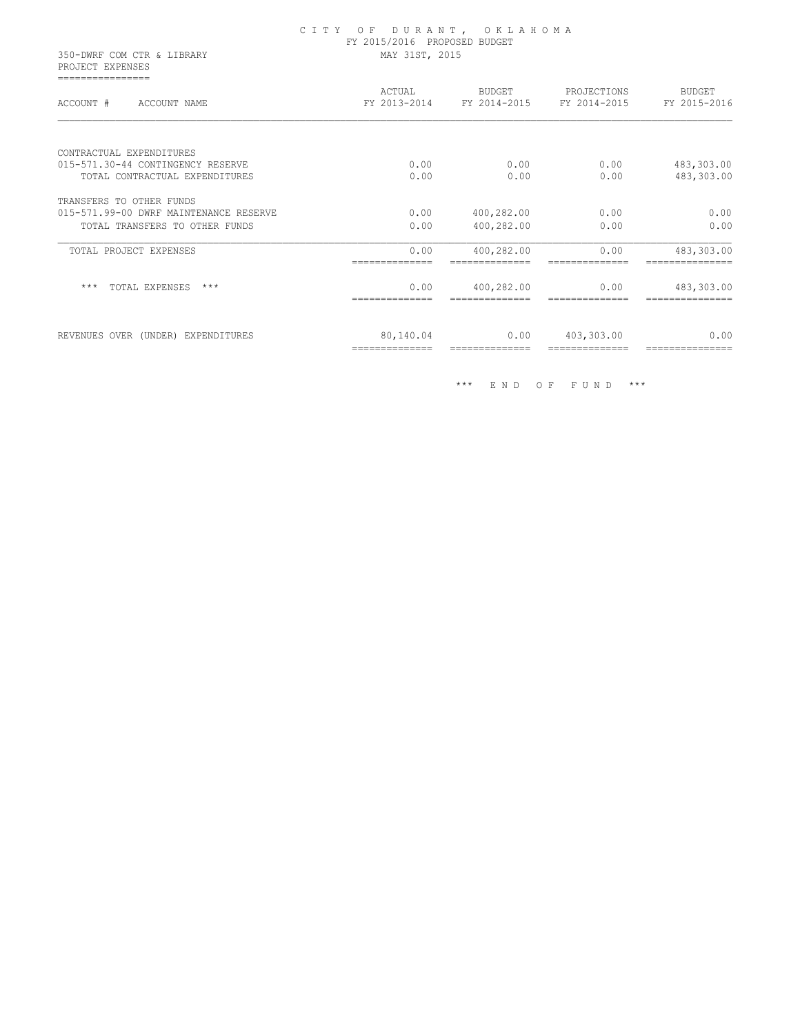CITY OF DURANT, OKLAHOMA
FY 2015/2016 PROPOSED BUDGET
MAY 31ST, 2015

350-DWRF COM CTR & LIBRARY
PROJECT EXPENSES

| ACCOUNT # ACCOUNT NAME | ACTUAL FY 2013-2014 | BUDGET FY 2014-2015 | PROJECTIONS FY 2014-2015 | BUDGET FY 2015-2016 |
|---|---|---|---|---|
| CONTRACTUAL EXPENDITURES | | | | |
| 015-571.30-44 CONTINGENCY RESERVE | 0.00 | 0.00 | 0.00 | 483,303.00 |
| TOTAL CONTRACTUAL EXPENDITURES | 0.00 | 0.00 | 0.00 | 483,303.00 |
| TRANSFERS TO OTHER FUNDS | | | | |
| 015-571.99-00 DWRF MAINTENANCE RESERVE | 0.00 | 400,282.00 | 0.00 | 0.00 |
| TOTAL TRANSFERS TO OTHER FUNDS | 0.00 | 400,282.00 | 0.00 | 0.00 |
| TOTAL PROJECT EXPENSES | 0.00 | 400,282.00 | 0.00 | 483,303.00 |
| *** TOTAL EXPENSES *** | 0.00 | 400,282.00 | 0.00 | 483,303.00 |
| REVENUES OVER (UNDER) EXPENDITURES | 80,140.04 | 0.00 | 403,303.00 | 0.00 |

*** END OF FUND ***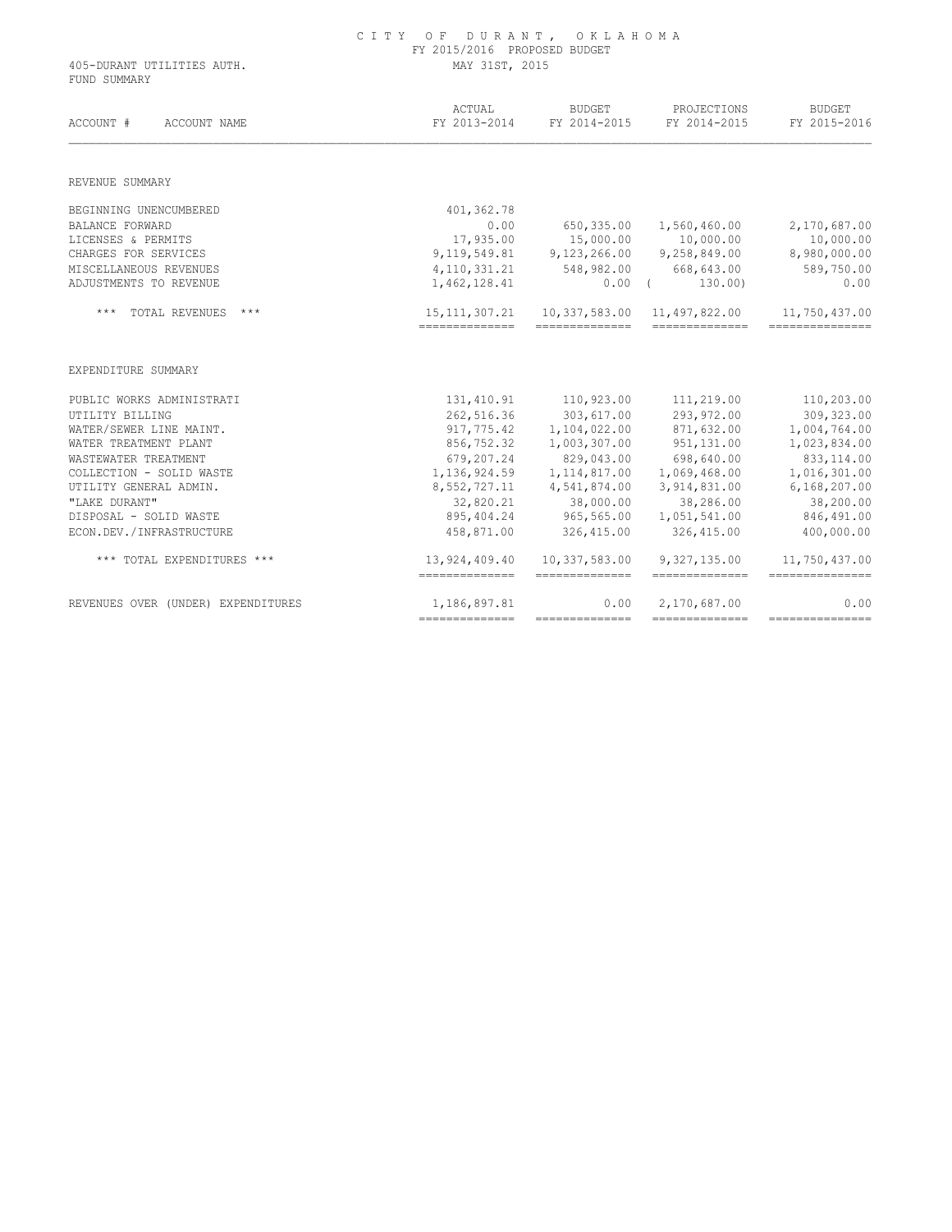CITY OF DURANT, OKLAHOMA
FY 2015/2016 PROPOSED BUDGET

405-DURANT UTILITIES AUTH. MAY 31ST, 2015
FUND SUMMARY

| ACCOUNT # ACCOUNT NAME | ACTUAL FY 2013-2014 | BUDGET FY 2014-2015 | PROJECTIONS FY 2014-2015 | BUDGET FY 2015-2016 |
|---|---|---|---|---|
| REVENUE SUMMARY | | | | |
| BEGINNING UNENCUMBERED | 401,362.78 | | | |
| BALANCE FORWARD | 0.00 | 650,335.00 | 1,560,460.00 | 2,170,687.00 |
| LICENSES & PERMITS | 17,935.00 | 15,000.00 | 10,000.00 | 10,000.00 |
| CHARGES FOR SERVICES | 9,119,549.81 | 9,123,266.00 | 9,258,849.00 | 8,980,000.00 |
| MISCELLANEOUS REVENUES | 4,110,331.21 | 548,982.00 | 668,643.00 | 589,750.00 |
| ADJUSTMENTS TO REVENUE | 1,462,128.41 | 0.00 | ( 130.00) | 0.00 |
| *** TOTAL REVENUES *** | 15,111,307.21 | 10,337,583.00 | 11,497,822.00 | 11,750,437.00 |
| EXPENDITURE SUMMARY | | | | |
| PUBLIC WORKS ADMINISTRATI | 131,410.91 | 110,923.00 | 111,219.00 | 110,203.00 |
| UTILITY BILLING | 262,516.36 | 303,617.00 | 293,972.00 | 309,323.00 |
| WATER/SEWER LINE MAINT. | 917,775.42 | 1,104,022.00 | 871,632.00 | 1,004,764.00 |
| WATER TREATMENT PLANT | 856,752.32 | 1,003,307.00 | 951,131.00 | 1,023,834.00 |
| WASTEWATER TREATMENT | 679,207.24 | 829,043.00 | 698,640.00 | 833,114.00 |
| COLLECTION - SOLID WASTE | 1,136,924.59 | 1,114,817.00 | 1,069,468.00 | 1,016,301.00 |
| UTILITY GENERAL ADMIN. | 8,552,727.11 | 4,541,874.00 | 3,914,831.00 | 6,168,207.00 |
| "LAKE DURANT" | 32,820.21 | 38,000.00 | 38,286.00 | 38,200.00 |
| DISPOSAL - SOLID WASTE | 895,404.24 | 965,565.00 | 1,051,541.00 | 846,491.00 |
| ECON.DEV./INFRASTRUCTURE | 458,871.00 | 326,415.00 | 326,415.00 | 400,000.00 |
| *** TOTAL EXPENDITURES *** | 13,924,409.40 | 10,337,583.00 | 9,327,135.00 | 11,750,437.00 |
| REVENUES OVER (UNDER) EXPENDITURES | 1,186,897.81 | 0.00 | 2,170,687.00 | 0.00 |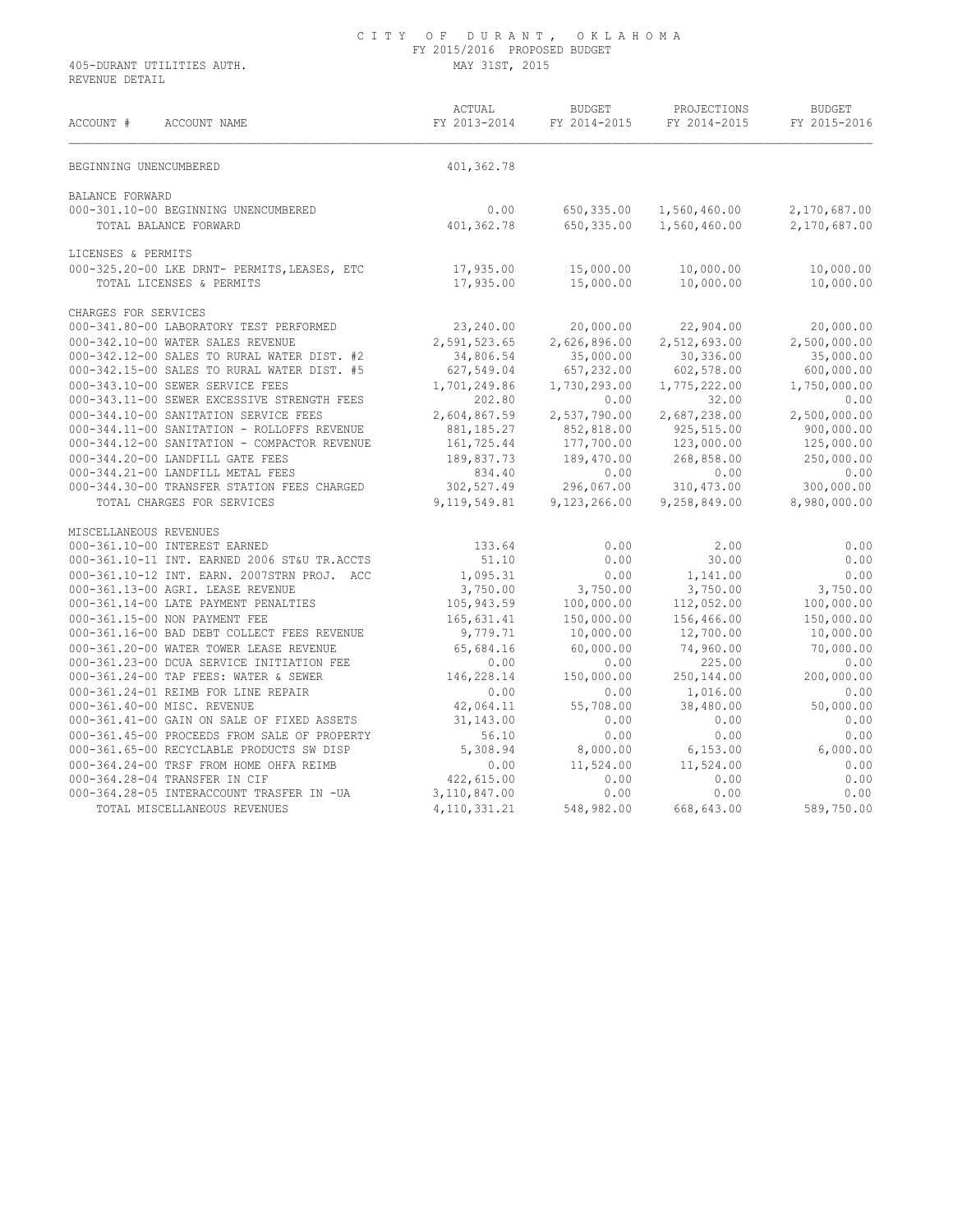CITY OF DURANT, OKLAHOMA
FY 2015/2016 PROPOSED BUDGET
MAY 31ST, 2015

405-DURANT UTILITIES AUTH.
REVENUE DETAIL

| ACCOUNT # ACCOUNT NAME | ACTUAL FY 2013-2014 | BUDGET FY 2014-2015 | PROJECTIONS FY 2014-2015 | BUDGET FY 2015-2016 |
|---|---|---|---|---|
| BEGINNING UNENCUMBERED | 401,362.78 | | | |
| BALANCE FORWARD | | | | |
| 000-301.10-00 BEGINNING UNENCUMBERED | 0.00 | 650,335.00 | 1,560,460.00 | 2,170,687.00 |
| TOTAL BALANCE FORWARD | 401,362.78 | 650,335.00 | 1,560,460.00 | 2,170,687.00 |
| LICENSES & PERMITS | | | | |
| 000-325.20-00 LKE DRNT- PERMITS,LEASES, ETC | 17,935.00 | 15,000.00 | 10,000.00 | 10,000.00 |
| TOTAL LICENSES & PERMITS | 17,935.00 | 15,000.00 | 10,000.00 | 10,000.00 |
| CHARGES FOR SERVICES | | | | |
| 000-341.80-00 LABORATORY TEST PERFORMED | 23,240.00 | 20,000.00 | 22,904.00 | 20,000.00 |
| 000-342.10-00 WATER SALES REVENUE | 2,591,523.65 | 2,626,896.00 | 2,512,693.00 | 2,500,000.00 |
| 000-342.12-00 SALES TO RURAL WATER DIST. #2 | 34,806.54 | 35,000.00 | 30,336.00 | 35,000.00 |
| 000-342.15-00 SALES TO RURAL WATER DIST. #5 | 627,549.04 | 657,232.00 | 602,578.00 | 600,000.00 |
| 000-343.10-00 SEWER SERVICE FEES | 1,701,249.86 | 1,730,293.00 | 1,775,222.00 | 1,750,000.00 |
| 000-343.11-00 SEWER EXCESSIVE STRENGTH FEES | 202.80 | 0.00 | 32.00 | 0.00 |
| 000-344.10-00 SANITATION SERVICE FEES | 2,604,867.59 | 2,537,790.00 | 2,687,238.00 | 2,500,000.00 |
| 000-344.11-00 SANITATION - ROLLOFFS REVENUE | 881,185.27 | 852,818.00 | 925,515.00 | 900,000.00 |
| 000-344.12-00 SANITATION - COMPACTOR REVENUE | 161,725.44 | 177,700.00 | 123,000.00 | 125,000.00 |
| 000-344.20-00 LANDFILL GATE FEES | 189,837.73 | 189,470.00 | 268,858.00 | 250,000.00 |
| 000-344.21-00 LANDFILL METAL FEES | 834.40 | 0.00 | 0.00 | 0.00 |
| 000-344.30-00 TRANSFER STATION FEES CHARGED | 302,527.49 | 296,067.00 | 310,473.00 | 300,000.00 |
| TOTAL CHARGES FOR SERVICES | 9,119,549.81 | 9,123,266.00 | 9,258,849.00 | 8,980,000.00 |
| MISCELLANEOUS REVENUES | | | | |
| 000-361.10-00 INTEREST EARNED | 133.64 | 0.00 | 2.00 | 0.00 |
| 000-361.10-11 INT. EARNED 2006 ST&U TR.ACCTS | 51.10 | 0.00 | 30.00 | 0.00 |
| 000-361.10-12 INT. EARN. 2007STRN PROJ. ACC | 1,095.31 | 0.00 | 1,141.00 | 0.00 |
| 000-361.13-00 AGRI. LEASE REVENUE | 3,750.00 | 3,750.00 | 3,750.00 | 3,750.00 |
| 000-361.14-00 LATE PAYMENT PENALTIES | 105,943.59 | 100,000.00 | 112,052.00 | 100,000.00 |
| 000-361.15-00 NON PAYMENT FEE | 165,631.41 | 150,000.00 | 156,466.00 | 150,000.00 |
| 000-361.16-00 BAD DEBT COLLECT FEES REVENUE | 9,779.71 | 10,000.00 | 12,700.00 | 10,000.00 |
| 000-361.20-00 WATER TOWER LEASE REVENUE | 65,684.16 | 60,000.00 | 74,960.00 | 70,000.00 |
| 000-361.23-00 DCUA SERVICE INITIATION FEE | 0.00 | 0.00 | 225.00 | 0.00 |
| 000-361.24-00 TAP FEES: WATER & SEWER | 146,228.14 | 150,000.00 | 250,144.00 | 200,000.00 |
| 000-361.24-01 REIMB FOR LINE REPAIR | 0.00 | 0.00 | 1,016.00 | 0.00 |
| 000-361.40-00 MISC. REVENUE | 42,064.11 | 55,708.00 | 38,480.00 | 50,000.00 |
| 000-361.41-00 GAIN ON SALE OF FIXED ASSETS | 31,143.00 | 0.00 | 0.00 | 0.00 |
| 000-361.45-00 PROCEEDS FROM SALE OF PROPERTY | 56.10 | 0.00 | 0.00 | 0.00 |
| 000-361.65-00 RECYCLABLE PRODUCTS SW DISP | 5,308.94 | 8,000.00 | 6,153.00 | 6,000.00 |
| 000-364.24-00 TRSF FROM HOME OHFA REIMB | 0.00 | 11,524.00 | 11,524.00 | 0.00 |
| 000-364.28-04 TRANSFER IN CIF | 422,615.00 | 0.00 | 0.00 | 0.00 |
| 000-364.28-05 INTERACCOUNT TRASFER IN -UA | 3,110,847.00 | 0.00 | 0.00 | 0.00 |
| TOTAL MISCELLANEOUS REVENUES | 4,110,331.21 | 548,982.00 | 668,643.00 | 589,750.00 |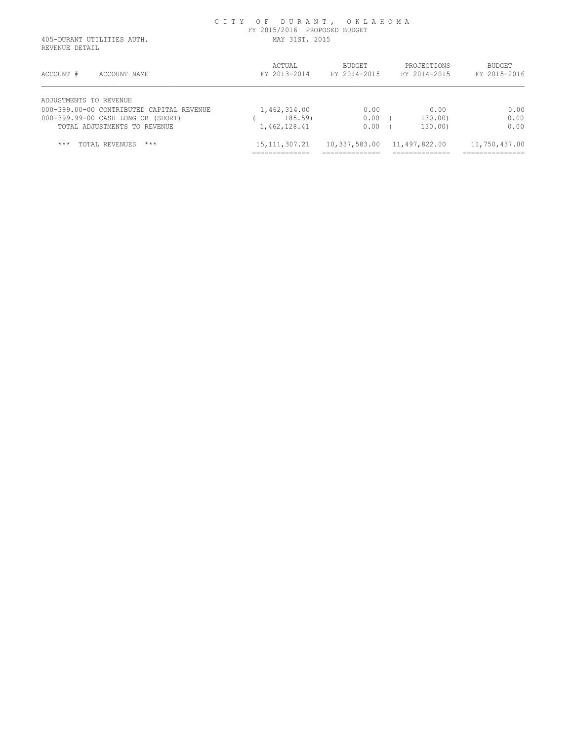CITY OF DURANT, OKLAHOMA
FY 2015/2016 PROPOSED BUDGET
MAY 31ST, 2015

405-DURANT UTILITIES AUTH.
REVENUE DETAIL

| ACCOUNT # | ACCOUNT NAME | ACTUAL FY 2013-2014 | BUDGET FY 2014-2015 | PROJECTIONS FY 2014-2015 | BUDGET FY 2015-2016 |
|---|---|---|---|---|---|
| ADJUSTMENTS TO REVENUE | | | | | |
| 000-399.00-00 | CONTRIBUTED CAPITAL REVENUE | 1,462,314.00 | 0.00 | 0.00 | 0.00 |
| 000-399.99-00 | CASH LONG OR (SHORT) | ( 185.59) | 0.00 | ( 130.00) | 0.00 |
| | TOTAL ADJUSTMENTS TO REVENUE | 1,462,128.41 | 0.00 | ( 130.00) | 0.00 |
| | *** TOTAL REVENUES *** | 15,111,307.21 | 10,337,583.00 | 11,497,822.00 | 11,750,437.00 |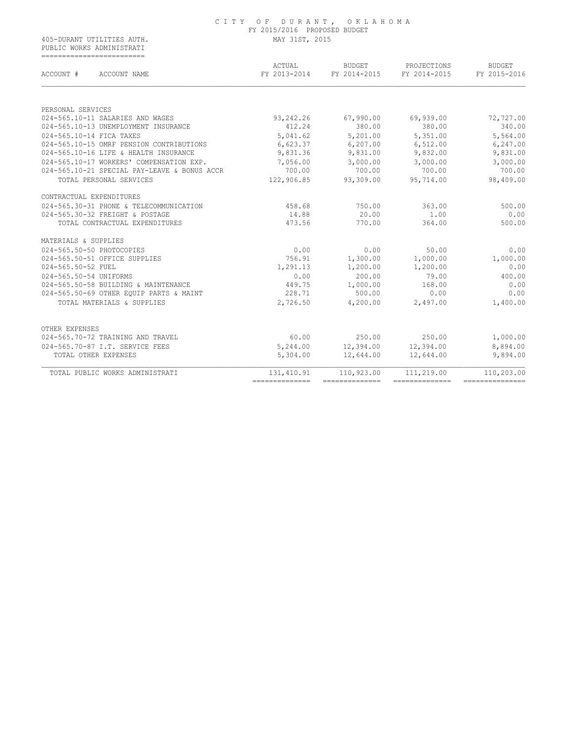CITY OF DURANT, OKLAHOMA
FY 2015/2016 PROPOSED BUDGET
MAY 31ST, 2015

405-DURANT UTILITIES AUTH.
PUBLIC WORKS ADMINISTRATI

| ACCOUNT # ACCOUNT NAME | ACTUAL FY 2013-2014 | BUDGET FY 2014-2015 | PROJECTIONS FY 2014-2015 | BUDGET FY 2015-2016 |
|---|---|---|---|---|
| PERSONAL SERVICES | | | | |
| 024-565.10-11 SALARIES AND WAGES | 93,242.26 | 67,990.00 | 69,939.00 | 72,727.00 |
| 024-565.10-13 UNEMPLOYMENT INSURANCE | 412.24 | 380.00 | 380.00 | 340.00 |
| 024-565.10-14 FICA TAXES | 5,041.62 | 5,201.00 | 5,351.00 | 5,564.00 |
| 024-565.10-15 OMRF PENSION CONTRIBUTIONS | 6,623.37 | 6,207.00 | 6,512.00 | 6,247.00 |
| 024-565.10-16 LIFE & HEALTH INSURANCE | 9,831.36 | 9,831.00 | 9,832.00 | 9,831.00 |
| 024-565.10-17 WORKERS' COMPENSATION EXP. | 7,056.00 | 3,000.00 | 3,000.00 | 3,000.00 |
| 024-565.10-21 SPECIAL PAY-LEAVE & BONUS ACCR | 700.00 | 700.00 | 700.00 | 700.00 |
| TOTAL PERSONAL SERVICES | 122,906.85 | 93,309.00 | 95,714.00 | 98,409.00 |
| CONTRACTUAL EXPENDITURES | | | | |
| 024-565.30-31 PHONE & TELECOMMUNICATION | 458.68 | 750.00 | 363.00 | 500.00 |
| 024-565.30-32 FREIGHT & POSTAGE | 14.88 | 20.00 | 1.00 | 0.00 |
| TOTAL CONTRACTUAL EXPENDITURES | 473.56 | 770.00 | 364.00 | 500.00 |
| MATERIALS & SUPPLIES | | | | |
| 024-565.50-50 PHOTOCOPIES | 0.00 | 0.00 | 50.00 | 0.00 |
| 024-565.50-51 OFFICE SUPPLIES | 756.91 | 1,300.00 | 1,000.00 | 1,000.00 |
| 024-565.50-52 FUEL | 1,291.13 | 1,200.00 | 1,200.00 | 0.00 |
| 024-565.50-54 UNIFORMS | 0.00 | 200.00 | 79.00 | 400.00 |
| 024-565.50-58 BUILDING & MAINTENANCE | 449.75 | 1,000.00 | 168.00 | 0.00 |
| 024-565.50-69 OTHER EQUIP PARTS & MAINT | 228.71 | 500.00 | 0.00 | 0.00 |
| TOTAL MATERIALS & SUPPLIES | 2,726.50 | 4,200.00 | 2,497.00 | 1,400.00 |
| OTHER EXPENSES | | | | |
| 024-565.70-72 TRAINING AND TRAVEL | 60.00 | 250.00 | 250.00 | 1,000.00 |
| 024-565.70-87 I.T. SERVICE FEES | 5,244.00 | 12,394.00 | 12,394.00 | 8,894.00 |
| TOTAL OTHER EXPENSES | 5,304.00 | 12,644.00 | 12,644.00 | 9,894.00 |
| TOTAL PUBLIC WORKS ADMINISTRATI | 131,410.91 | 110,923.00 | 111,219.00 | 110,203.00 |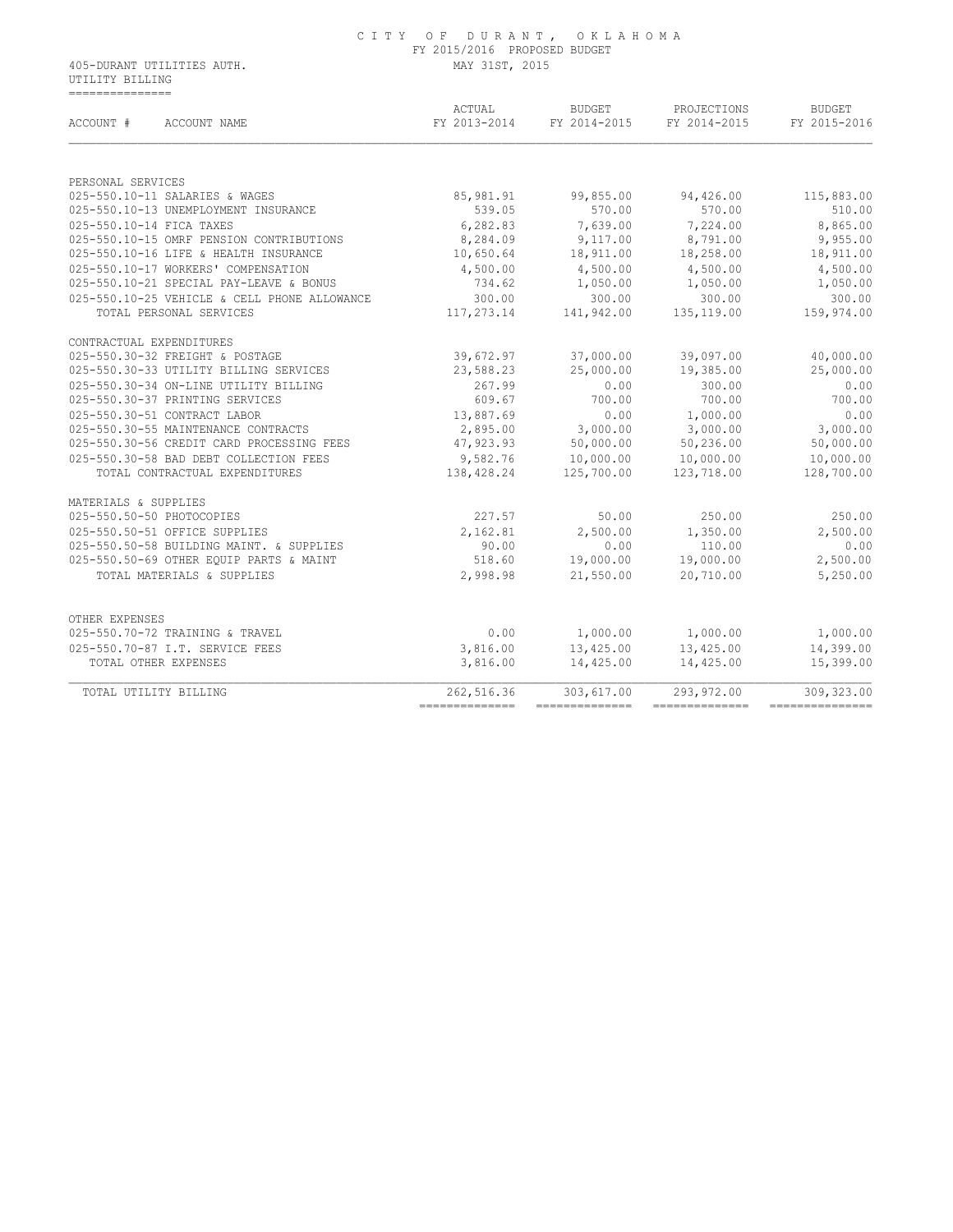CITY OF DURANT, OKLAHOMA
FY 2015/2016 PROPOSED BUDGET

405-DURANT UTILITIES AUTH.
MAY 31ST, 2015

UTILITY BILLING

| ACCOUNT # ACCOUNT NAME | ACTUAL FY 2013-2014 | BUDGET FY 2014-2015 | PROJECTIONS FY 2014-2015 | BUDGET FY 2015-2016 |
|---|---|---|---|---|
| PERSONAL SERVICES | | | | |
| 025-550.10-11 SALARIES & WAGES | 85,981.91 | 99,855.00 | 94,426.00 | 115,883.00 |
| 025-550.10-13 UNEMPLOYMENT INSURANCE | 539.05 | 570.00 | 570.00 | 510.00 |
| 025-550.10-14 FICA TAXES | 6,282.83 | 7,639.00 | 7,224.00 | 8,865.00 |
| 025-550.10-15 OMRF PENSION CONTRIBUTIONS | 8,284.09 | 9,117.00 | 8,791.00 | 9,955.00 |
| 025-550.10-16 LIFE & HEALTH INSURANCE | 10,650.64 | 18,911.00 | 18,258.00 | 18,911.00 |
| 025-550.10-17 WORKERS' COMPENSATION | 4,500.00 | 4,500.00 | 4,500.00 | 4,500.00 |
| 025-550.10-21 SPECIAL PAY-LEAVE & BONUS | 734.62 | 1,050.00 | 1,050.00 | 1,050.00 |
| 025-550.10-25 VEHICLE & CELL PHONE ALLOWANCE | 300.00 | 300.00 | 300.00 | 300.00 |
| TOTAL PERSONAL SERVICES | 117,273.14 | 141,942.00 | 135,119.00 | 159,974.00 |
| CONTRACTUAL EXPENDITURES | | | | |
| 025-550.30-32 FREIGHT & POSTAGE | 39,672.97 | 37,000.00 | 39,097.00 | 40,000.00 |
| 025-550.30-33 UTILITY BILLING SERVICES | 23,588.23 | 25,000.00 | 19,385.00 | 25,000.00 |
| 025-550.30-34 ON-LINE UTILITY BILLING | 267.99 | 0.00 | 300.00 | 0.00 |
| 025-550.30-37 PRINTING SERVICES | 609.67 | 700.00 | 700.00 | 700.00 |
| 025-550.30-51 CONTRACT LABOR | 13,887.69 | 0.00 | 1,000.00 | 0.00 |
| 025-550.30-55 MAINTENANCE CONTRACTS | 2,895.00 | 3,000.00 | 3,000.00 | 3,000.00 |
| 025-550.30-56 CREDIT CARD PROCESSING FEES | 47,923.93 | 50,000.00 | 50,236.00 | 50,000.00 |
| 025-550.30-58 BAD DEBT COLLECTION FEES | 9,582.76 | 10,000.00 | 10,000.00 | 10,000.00 |
| TOTAL CONTRACTUAL EXPENDITURES | 138,428.24 | 125,700.00 | 123,718.00 | 128,700.00 |
| MATERIALS & SUPPLIES | | | | |
| 025-550.50-50 PHOTOCOPIES | 227.57 | 50.00 | 250.00 | 250.00 |
| 025-550.50-51 OFFICE SUPPLIES | 2,162.81 | 2,500.00 | 1,350.00 | 2,500.00 |
| 025-550.50-58 BUILDING MAINT. & SUPPLIES | 90.00 | 0.00 | 110.00 | 0.00 |
| 025-550.50-69 OTHER EQUIP PARTS & MAINT | 518.60 | 19,000.00 | 19,000.00 | 2,500.00 |
| TOTAL MATERIALS & SUPPLIES | 2,998.98 | 21,550.00 | 20,710.00 | 5,250.00 |
| OTHER EXPENSES | | | | |
| 025-550.70-72 TRAINING & TRAVEL | 0.00 | 1,000.00 | 1,000.00 | 1,000.00 |
| 025-550.70-87 I.T. SERVICE FEES | 3,816.00 | 13,425.00 | 13,425.00 | 14,399.00 |
| TOTAL OTHER EXPENSES | 3,816.00 | 14,425.00 | 14,425.00 | 15,399.00 |
| TOTAL UTILITY BILLING | 262,516.36 | 303,617.00 | 293,972.00 | 309,323.00 |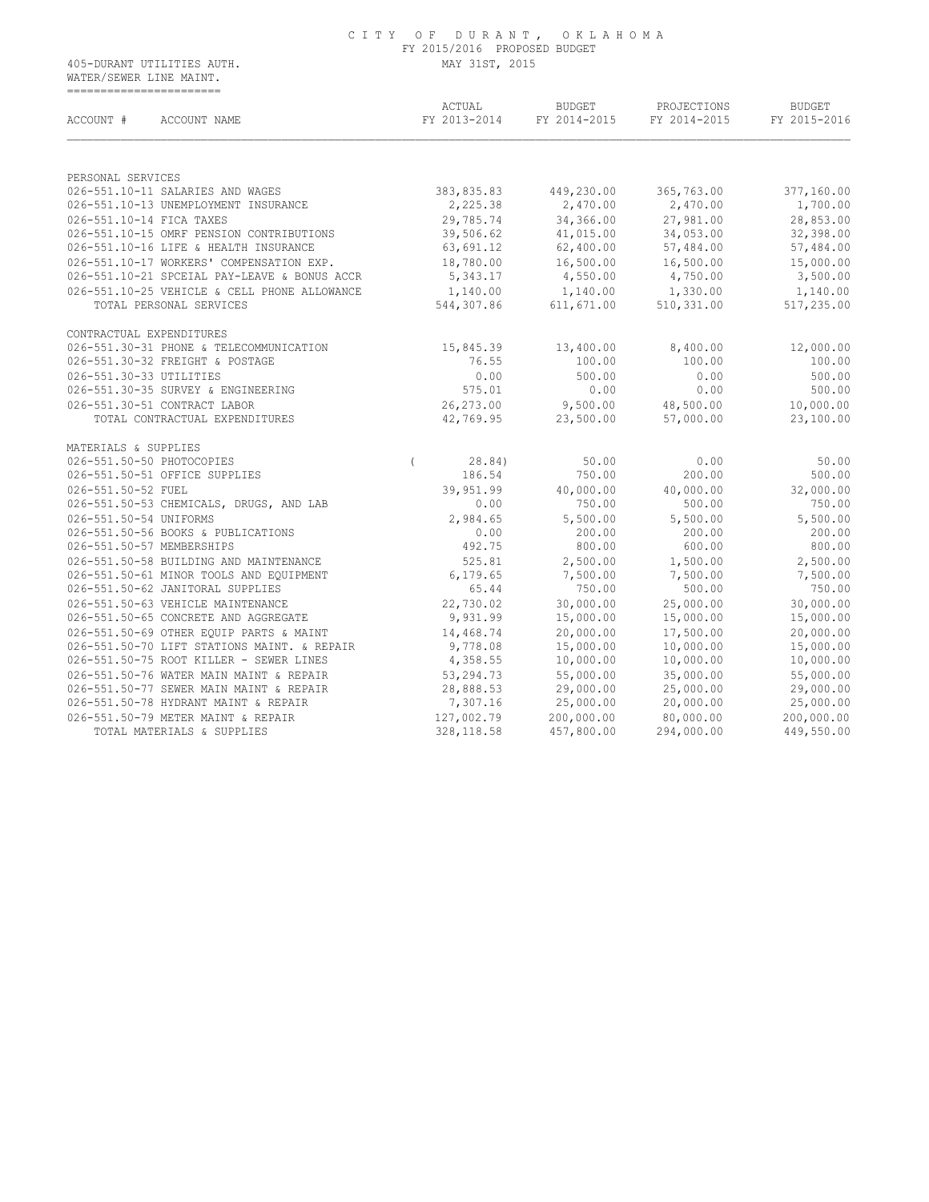CITY OF DURANT, OKLAHOMA
FY 2015/2016 PROPOSED BUDGET
MAY 31ST, 2015

405-DURANT UTILITIES AUTH.
WATER/SEWER LINE MAINT.

| ACCOUNT # ACCOUNT NAME | ACTUAL FY 2013-2014 | BUDGET FY 2014-2015 | PROJECTIONS FY 2014-2015 | BUDGET FY 2015-2016 |
|---|---|---|---|---|
| PERSONAL SERVICES | | | | |
| 026-551.10-11 SALARIES AND WAGES | 383,835.83 | 449,230.00 | 365,763.00 | 377,160.00 |
| 026-551.10-13 UNEMPLOYMENT INSURANCE | 2,225.38 | 2,470.00 | 2,470.00 | 1,700.00 |
| 026-551.10-14 FICA TAXES | 29,785.74 | 34,366.00 | 27,981.00 | 28,853.00 |
| 026-551.10-15 OMRF PENSION CONTRIBUTIONS | 39,506.62 | 41,015.00 | 34,053.00 | 32,398.00 |
| 026-551.10-16 LIFE & HEALTH INSURANCE | 63,691.12 | 62,400.00 | 57,484.00 | 57,484.00 |
| 026-551.10-17 WORKERS' COMPENSATION EXP. | 18,780.00 | 16,500.00 | 16,500.00 | 15,000.00 |
| 026-551.10-21 SPCEIAL PAY-LEAVE & BONUS ACCR | 5,343.17 | 4,550.00 | 4,750.00 | 3,500.00 |
| 026-551.10-25 VEHICLE & CELL PHONE ALLOWANCE | 1,140.00 | 1,140.00 | 1,330.00 | 1,140.00 |
| TOTAL PERSONAL SERVICES | 544,307.86 | 611,671.00 | 510,331.00 | 517,235.00 |
| CONTRACTUAL EXPENDITURES | | | | |
| 026-551.30-31 PHONE & TELECOMMUNICATION | 15,845.39 | 13,400.00 | 8,400.00 | 12,000.00 |
| 026-551.30-32 FREIGHT & POSTAGE | 76.55 | 100.00 | 100.00 | 100.00 |
| 026-551.30-33 UTILITIES | 0.00 | 500.00 | 0.00 | 500.00 |
| 026-551.30-35 SURVEY & ENGINEERING | 575.01 | 0.00 | 0.00 | 500.00 |
| 026-551.30-51 CONTRACT LABOR | 26,273.00 | 9,500.00 | 48,500.00 | 10,000.00 |
| TOTAL CONTRACTUAL EXPENDITURES | 42,769.95 | 23,500.00 | 57,000.00 | 23,100.00 |
| MATERIALS & SUPPLIES | | | | |
| 026-551.50-50 PHOTOCOPIES | ( 28.84) | 50.00 | 0.00 | 50.00 |
| 026-551.50-51 OFFICE SUPPLIES | 186.54 | 750.00 | 200.00 | 500.00 |
| 026-551.50-52 FUEL | 39,951.99 | 40,000.00 | 40,000.00 | 32,000.00 |
| 026-551.50-53 CHEMICALS, DRUGS, AND LAB | 0.00 | 750.00 | 500.00 | 750.00 |
| 026-551.50-54 UNIFORMS | 2,984.65 | 5,500.00 | 5,500.00 | 5,500.00 |
| 026-551.50-56 BOOKS & PUBLICATIONS | 0.00 | 200.00 | 200.00 | 200.00 |
| 026-551.50-57 MEMBERSHIPS | 492.75 | 800.00 | 600.00 | 800.00 |
| 026-551.50-58 BUILDING AND MAINTENANCE | 525.81 | 2,500.00 | 1,500.00 | 2,500.00 |
| 026-551.50-61 MINOR TOOLS AND EQUIPMENT | 6,179.65 | 7,500.00 | 7,500.00 | 7,500.00 |
| 026-551.50-62 JANITORAL SUPPLIES | 65.44 | 750.00 | 500.00 | 750.00 |
| 026-551.50-63 VEHICLE MAINTENANCE | 22,730.02 | 30,000.00 | 25,000.00 | 30,000.00 |
| 026-551.50-65 CONCRETE AND AGGREGATE | 9,931.99 | 15,000.00 | 15,000.00 | 15,000.00 |
| 026-551.50-69 OTHER EQUIP PARTS & MAINT | 14,468.74 | 20,000.00 | 17,500.00 | 20,000.00 |
| 026-551.50-70 LIFT STATIONS MAINT. & REPAIR | 9,778.08 | 15,000.00 | 10,000.00 | 15,000.00 |
| 026-551.50-75 ROOT KILLER - SEWER LINES | 4,358.55 | 10,000.00 | 10,000.00 | 10,000.00 |
| 026-551.50-76 WATER MAIN MAINT & REPAIR | 53,294.73 | 55,000.00 | 35,000.00 | 55,000.00 |
| 026-551.50-77 SEWER MAIN MAINT & REPAIR | 28,888.53 | 29,000.00 | 25,000.00 | 29,000.00 |
| 026-551.50-78 HYDRANT MAINT & REPAIR | 7,307.16 | 25,000.00 | 20,000.00 | 25,000.00 |
| 026-551.50-79 METER MAINT & REPAIR | 127,002.79 | 200,000.00 | 80,000.00 | 200,000.00 |
| TOTAL MATERIALS & SUPPLIES | 328,118.58 | 457,800.00 | 294,000.00 | 449,550.00 |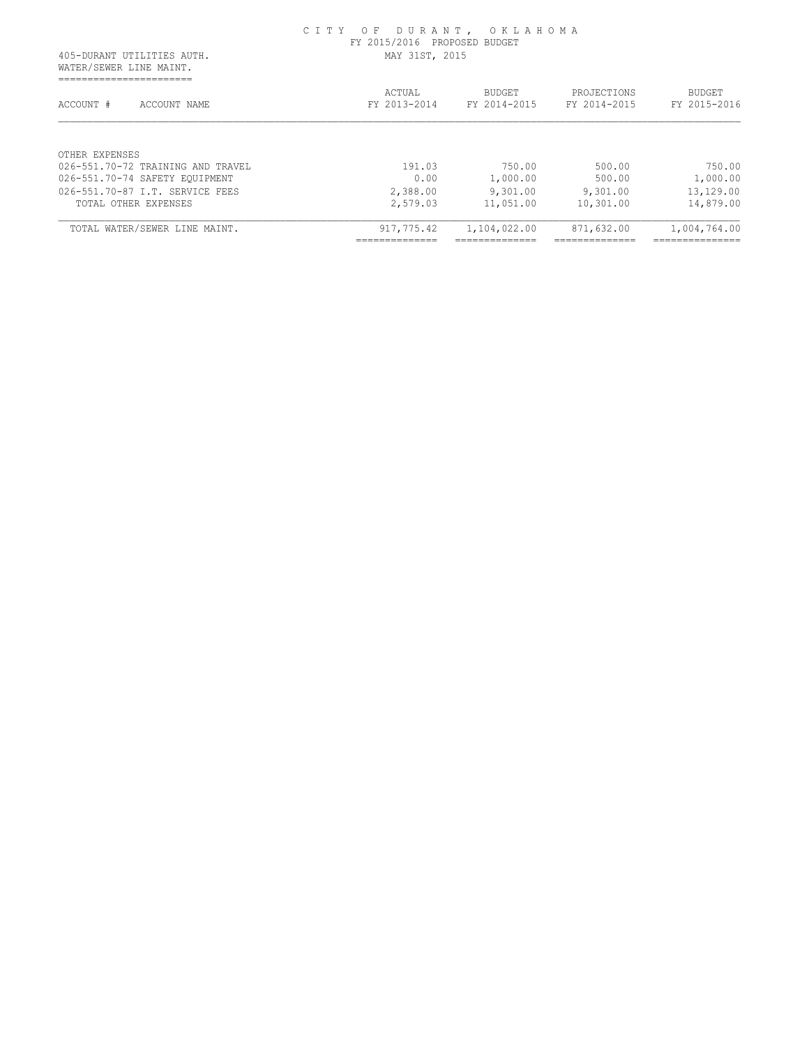CITY OF DURANT, OKLAHOMA
FY 2015/2016 PROPOSED BUDGET
MAY 31ST, 2015

405-DURANT UTILITIES AUTH.
WATER/SEWER LINE MAINT.

| ACCOUNT # ACCOUNT NAME | ACTUAL FY 2013-2014 | BUDGET FY 2014-2015 | PROJECTIONS FY 2014-2015 | BUDGET FY 2015-2016 |
|---|---|---|---|---|
| OTHER EXPENSES | | | | |
| 026-551.70-72 TRAINING AND TRAVEL | 191.03 | 750.00 | 500.00 | 750.00 |
| 026-551.70-74 SAFETY EQUIPMENT | 0.00 | 1,000.00 | 500.00 | 1,000.00 |
| 026-551.70-87 I.T. SERVICE FEES | 2,388.00 | 9,301.00 | 9,301.00 | 13,129.00 |
| TOTAL OTHER EXPENSES | 2,579.03 | 11,051.00 | 10,301.00 | 14,879.00 |
| TOTAL WATER/SEWER LINE MAINT. | 917,775.42 | 1,104,022.00 | 871,632.00 | 1,004,764.00 |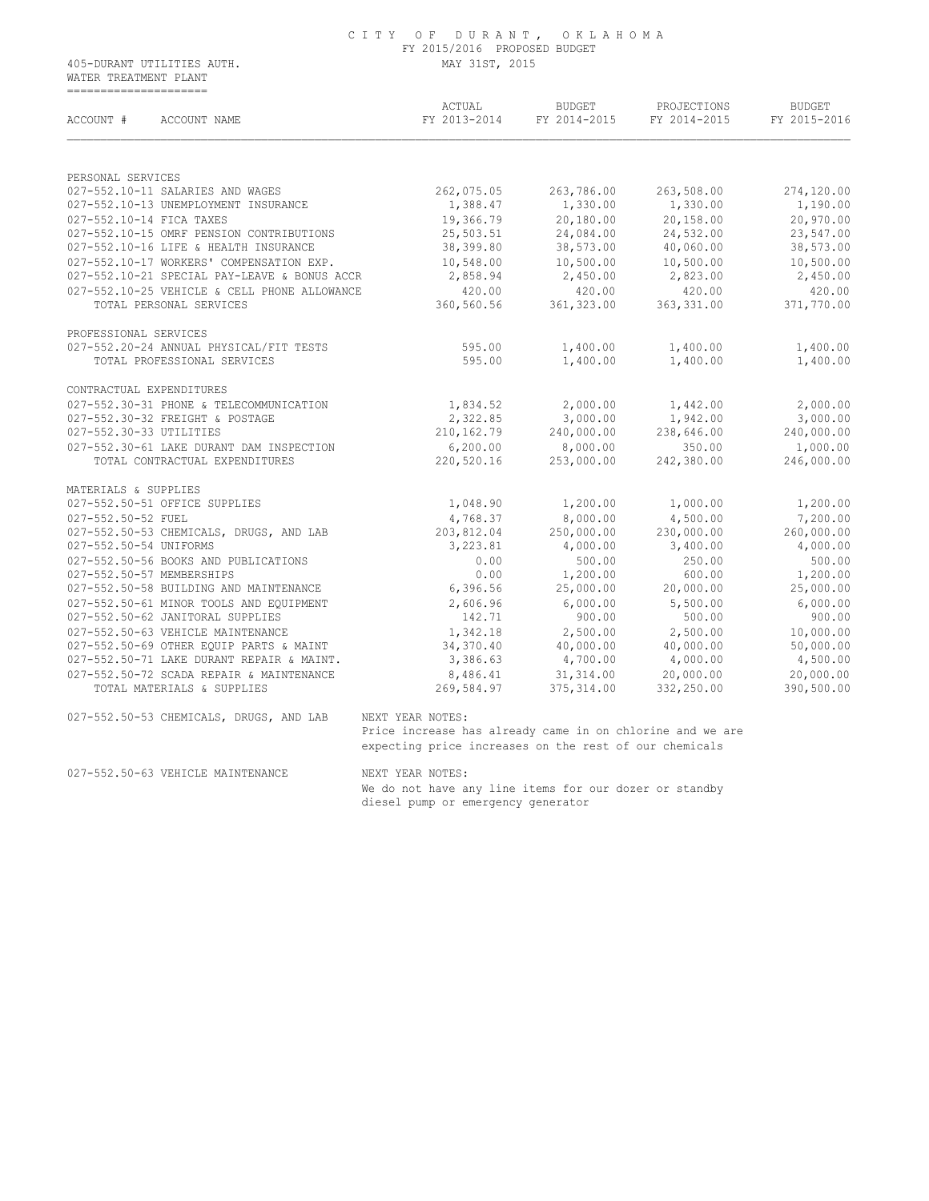# CITY OF DURANT, OKLAHOMA

FY 2015/2016 PROPOSED BUDGET

405-DURANT UTILITIES AUTH.    MAY 31ST, 2015

WATER TREATMENT PLANT

| ACCOUNT # ACCOUNT NAME | ACTUAL FY 2013-2014 | BUDGET FY 2014-2015 | PROJECTIONS FY 2014-2015 | BUDGET FY 2015-2016 |
|---|---|---|---|---|
| **PERSONAL SERVICES** | | | | |
| 027-552.10-11 SALARIES AND WAGES | 262,075.05 | 263,786.00 | 263,508.00 | 274,120.00 |
| 027-552.10-13 UNEMPLOYMENT INSURANCE | 1,388.47 | 1,330.00 | 1,330.00 | 1,190.00 |
| 027-552.10-14 FICA TAXES | 19,366.79 | 20,180.00 | 20,158.00 | 20,970.00 |
| 027-552.10-15 OMRF PENSION CONTRIBUTIONS | 25,503.51 | 24,084.00 | 24,532.00 | 23,547.00 |
| 027-552.10-16 LIFE & HEALTH INSURANCE | 38,399.80 | 38,573.00 | 40,060.00 | 38,573.00 |
| 027-552.10-17 WORKERS' COMPENSATION EXP. | 10,548.00 | 10,500.00 | 10,500.00 | 10,500.00 |
| 027-552.10-21 SPECIAL PAY-LEAVE & BONUS ACCR | 2,858.94 | 2,450.00 | 2,823.00 | 2,450.00 |
| 027-552.10-25 VEHICLE & CELL PHONE ALLOWANCE | 420.00 | 420.00 | 420.00 | 420.00 |
| TOTAL PERSONAL SERVICES | 360,560.56 | 361,323.00 | 363,331.00 | 371,770.00 |
| **PROFESSIONAL SERVICES** | | | | |
| 027-552.20-24 ANNUAL PHYSICAL/FIT TESTS | 595.00 | 1,400.00 | 1,400.00 | 1,400.00 |
| TOTAL PROFESSIONAL SERVICES | 595.00 | 1,400.00 | 1,400.00 | 1,400.00 |
| **CONTRACTUAL EXPENDITURES** | | | | |
| 027-552.30-31 PHONE & TELECOMMUNICATION | 1,834.52 | 2,000.00 | 1,442.00 | 2,000.00 |
| 027-552.30-32 FREIGHT & POSTAGE | 2,322.85 | 3,000.00 | 1,942.00 | 3,000.00 |
| 027-552.30-33 UTILITIES | 210,162.79 | 240,000.00 | 238,646.00 | 240,000.00 |
| 027-552.30-61 LAKE DURANT DAM INSPECTION | 6,200.00 | 8,000.00 | 350.00 | 1,000.00 |
| TOTAL CONTRACTUAL EXPENDITURES | 220,520.16 | 253,000.00 | 242,380.00 | 246,000.00 |
| **MATERIALS & SUPPLIES** | | | | |
| 027-552.50-51 OFFICE SUPPLIES | 1,048.90 | 1,200.00 | 1,000.00 | 1,200.00 |
| 027-552.50-52 FUEL | 4,768.37 | 8,000.00 | 4,500.00 | 7,200.00 |
| 027-552.50-53 CHEMICALS, DRUGS, AND LAB | 203,812.04 | 250,000.00 | 230,000.00 | 260,000.00 |
| 027-552.50-54 UNIFORMS | 3,223.81 | 4,000.00 | 3,400.00 | 4,000.00 |
| 027-552.50-56 BOOKS AND PUBLICATIONS | 0.00 | 500.00 | 250.00 | 500.00 |
| 027-552.50-57 MEMBERSHIPS | 0.00 | 1,200.00 | 600.00 | 1,200.00 |
| 027-552.50-58 BUILDING AND MAINTENANCE | 6,396.56 | 25,000.00 | 20,000.00 | 25,000.00 |
| 027-552.50-61 MINOR TOOLS AND EQUIPMENT | 2,606.96 | 6,000.00 | 5,500.00 | 6,000.00 |
| 027-552.50-62 JANITORAL SUPPLIES | 142.71 | 900.00 | 500.00 | 900.00 |
| 027-552.50-63 VEHICLE MAINTENANCE | 1,342.18 | 2,500.00 | 2,500.00 | 10,000.00 |
| 027-552.50-69 OTHER EQUIP PARTS & MAINT | 34,370.40 | 40,000.00 | 40,000.00 | 50,000.00 |
| 027-552.50-71 LAKE DURANT REPAIR & MAINT. | 3,386.63 | 4,700.00 | 4,000.00 | 4,500.00 |
| 027-552.50-72 SCADA REPAIR & MAINTENANCE | 8,486.41 | 31,314.00 | 20,000.00 | 20,000.00 |
| TOTAL MATERIALS & SUPPLIES | 269,584.97 | 375,314.00 | 332,250.00 | 390,500.00 |

027-552.50-53 CHEMICALS, DRUGS, AND LAB — NEXT YEAR NOTES:
Price increase has already came in on chlorine and we are expecting price increases on the rest of our chemicals

027-552.50-63 VEHICLE MAINTENANCE — NEXT YEAR NOTES:
We do not have any line items for our dozer or standby diesel pump or emergency generator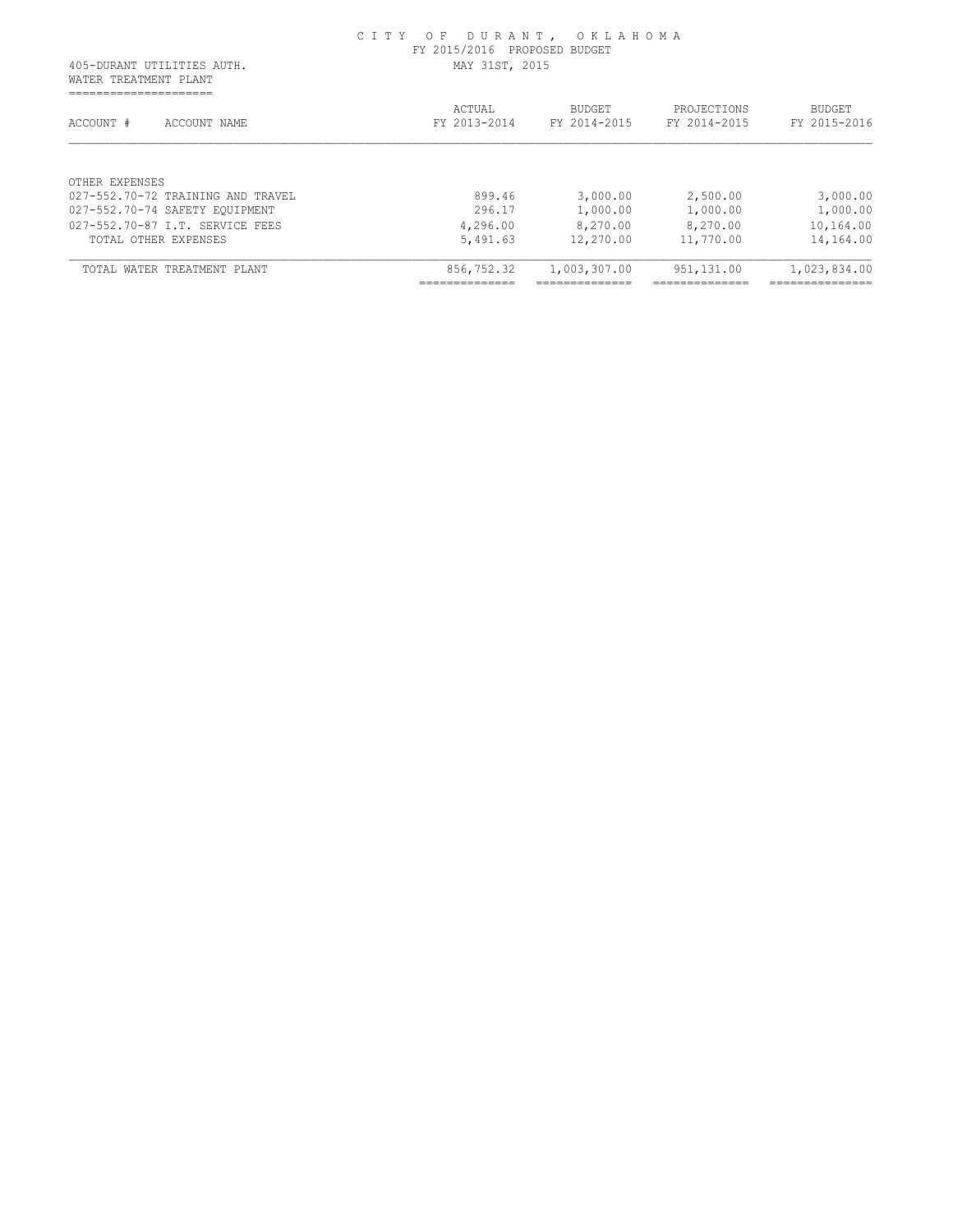C I T Y O F D U R A N T , O K L A H O M A
FY 2015/2016 PROPOSED BUDGET
MAY 31ST, 2015

405-DURANT UTILITIES AUTH.
WATER TREATMENT PLANT

| ACCOUNT # ACCOUNT NAME | ACTUAL FY 2013-2014 | BUDGET FY 2014-2015 | PROJECTIONS FY 2014-2015 | BUDGET FY 2015-2016 |
|---|---|---|---|---|
| OTHER EXPENSES | | | | |
| 027-552.70-72 TRAINING AND TRAVEL | 899.46 | 3,000.00 | 2,500.00 | 3,000.00 |
| 027-552.70-74 SAFETY EQUIPMENT | 296.17 | 1,000.00 | 1,000.00 | 1,000.00 |
| 027-552.70-87 I.T. SERVICE FEES | 4,296.00 | 8,270.00 | 8,270.00 | 10,164.00 |
| TOTAL OTHER EXPENSES | 5,491.63 | 12,270.00 | 11,770.00 | 14,164.00 |
| TOTAL WATER TREATMENT PLANT | 856,752.32 | 1,003,307.00 | 951,131.00 | 1,023,834.00 |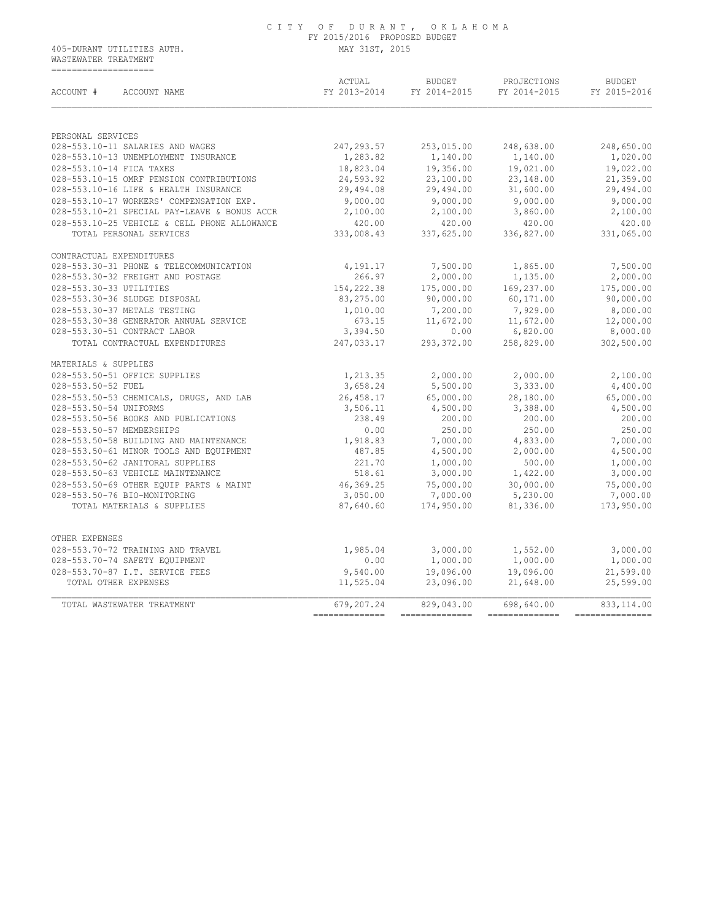# CITY OF DURANT, OKLAHOMA

FY 2015/2016 PROPOSED BUDGET

MAY 31ST, 2015

405-DURANT UTILITIES AUTH.
WASTEWATER TREATMENT

| ACCOUNT # ACCOUNT NAME | ACTUAL FY 2013-2014 | BUDGET FY 2014-2015 | PROJECTIONS FY 2014-2015 | BUDGET FY 2015-2016 |
|---|---|---|---|---|
| **PERSONAL SERVICES** | | | | |
| 028-553.10-11 SALARIES AND WAGES | 247,293.57 | 253,015.00 | 248,638.00 | 248,650.00 |
| 028-553.10-13 UNEMPLOYMENT INSURANCE | 1,283.82 | 1,140.00 | 1,140.00 | 1,020.00 |
| 028-553.10-14 FICA TAXES | 18,823.04 | 19,356.00 | 19,021.00 | 19,022.00 |
| 028-553.10-15 OMRF PENSION CONTRIBUTIONS | 24,593.92 | 23,100.00 | 23,148.00 | 21,359.00 |
| 028-553.10-16 LIFE & HEALTH INSURANCE | 29,494.08 | 29,494.00 | 31,600.00 | 29,494.00 |
| 028-553.10-17 WORKERS' COMPENSATION EXP. | 9,000.00 | 9,000.00 | 9,000.00 | 9,000.00 |
| 028-553.10-21 SPECIAL PAY-LEAVE & BONUS ACCR | 2,100.00 | 2,100.00 | 3,860.00 | 2,100.00 |
| 028-553.10-25 VEHICLE & CELL PHONE ALLOWANCE | 420.00 | 420.00 | 420.00 | 420.00 |
| TOTAL PERSONAL SERVICES | 333,008.43 | 337,625.00 | 336,827.00 | 331,065.00 |
| **CONTRACTUAL EXPENDITURES** | | | | |
| 028-553.30-31 PHONE & TELECOMMUNICATION | 4,191.17 | 7,500.00 | 1,865.00 | 7,500.00 |
| 028-553.30-32 FREIGHT AND POSTAGE | 266.97 | 2,000.00 | 1,135.00 | 2,000.00 |
| 028-553.30-33 UTILITIES | 154,222.38 | 175,000.00 | 169,237.00 | 175,000.00 |
| 028-553.30-36 SLUDGE DISPOSAL | 83,275.00 | 90,000.00 | 60,171.00 | 90,000.00 |
| 028-553.30-37 METALS TESTING | 1,010.00 | 7,200.00 | 7,929.00 | 8,000.00 |
| 028-553.30-38 GENERATOR ANNUAL SERVICE | 673.15 | 11,672.00 | 11,672.00 | 12,000.00 |
| 028-553.30-51 CONTRACT LABOR | 3,394.50 | 0.00 | 6,820.00 | 8,000.00 |
| TOTAL CONTRACTUAL EXPENDITURES | 247,033.17 | 293,372.00 | 258,829.00 | 302,500.00 |
| **MATERIALS & SUPPLIES** | | | | |
| 028-553.50-51 OFFICE SUPPLIES | 1,213.35 | 2,000.00 | 2,000.00 | 2,100.00 |
| 028-553.50-52 FUEL | 3,658.24 | 5,500.00 | 3,333.00 | 4,400.00 |
| 028-553.50-53 CHEMICALS, DRUGS, AND LAB | 26,458.17 | 65,000.00 | 28,180.00 | 65,000.00 |
| 028-553.50-54 UNIFORMS | 3,506.11 | 4,500.00 | 3,388.00 | 4,500.00 |
| 028-553.50-56 BOOKS AND PUBLICATIONS | 238.49 | 200.00 | 200.00 | 200.00 |
| 028-553.50-57 MEMBERSHIPS | 0.00 | 250.00 | 250.00 | 250.00 |
| 028-553.50-58 BUILDING AND MAINTENANCE | 1,918.83 | 7,000.00 | 4,833.00 | 7,000.00 |
| 028-553.50-61 MINOR TOOLS AND EQUIPMENT | 487.85 | 4,500.00 | 2,000.00 | 4,500.00 |
| 028-553.50-62 JANITORAL SUPPLIES | 221.70 | 1,000.00 | 500.00 | 1,000.00 |
| 028-553.50-63 VEHICLE MAINTENANCE | 518.61 | 3,000.00 | 1,422.00 | 3,000.00 |
| 028-553.50-69 OTHER EQUIP PARTS & MAINT | 46,369.25 | 75,000.00 | 30,000.00 | 75,000.00 |
| 028-553.50-76 BIO-MONITORING | 3,050.00 | 7,000.00 | 5,230.00 | 7,000.00 |
| TOTAL MATERIALS & SUPPLIES | 87,640.60 | 174,950.00 | 81,336.00 | 173,950.00 |
| **OTHER EXPENSES** | | | | |
| 028-553.70-72 TRAINING AND TRAVEL | 1,985.04 | 3,000.00 | 1,552.00 | 3,000.00 |
| 028-553.70-74 SAFETY EQUIPMENT | 0.00 | 1,000.00 | 1,000.00 | 1,000.00 |
| 028-553.70-87 I.T. SERVICE FEES | 9,540.00 | 19,096.00 | 19,096.00 | 21,599.00 |
| TOTAL OTHER EXPENSES | 11,525.04 | 23,096.00 | 21,648.00 | 25,599.00 |
| TOTAL WASTEWATER TREATMENT | 679,207.24 | 829,043.00 | 698,640.00 | 833,114.00 |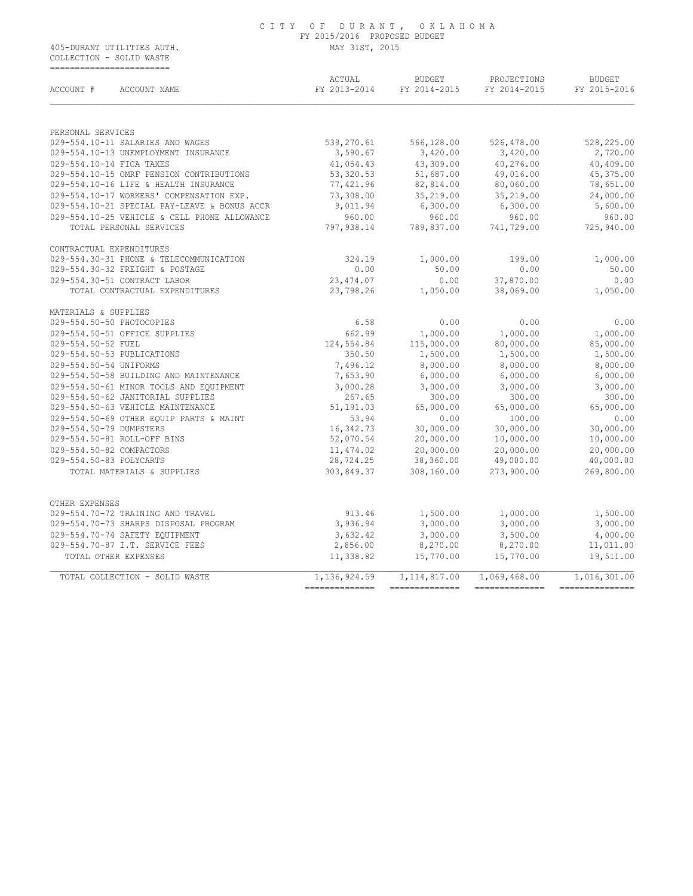CITY OF DURANT, OKLAHOMA
FY 2015/2016 PROPOSED BUDGET
MAY 31ST, 2015

405-DURANT UTILITIES AUTH.
COLLECTION - SOLID WASTE

| ACCOUNT # ACCOUNT NAME | ACTUAL FY 2013-2014 | BUDGET FY 2014-2015 | PROJECTIONS FY 2014-2015 | BUDGET FY 2015-2016 |
|---|---|---|---|---|
| PERSONAL SERVICES | | | | |
| 029-554.10-11 SALARIES AND WAGES | 539,270.61 | 566,128.00 | 526,478.00 | 528,225.00 |
| 029-554.10-13 UNEMPLOYMENT INSURANCE | 3,590.67 | 3,420.00 | 3,420.00 | 2,720.00 |
| 029-554.10-14 FICA TAXES | 41,054.43 | 43,309.00 | 40,276.00 | 40,409.00 |
| 029-554.10-15 OMRF PENSION CONTRIBUTIONS | 53,320.53 | 51,687.00 | 49,016.00 | 45,375.00 |
| 029-554.10-16 LIFE & HEALTH INSURANCE | 77,421.96 | 82,814.00 | 80,060.00 | 78,651.00 |
| 029-554.10-17 WORKERS' COMPENSATION EXP. | 73,308.00 | 35,219.00 | 35,219.00 | 24,000.00 |
| 029-554.10-21 SPECIAL PAY-LEAVE & BONUS ACCR | 9,011.94 | 6,300.00 | 6,300.00 | 5,600.00 |
| 029-554.10-25 VEHICLE & CELL PHONE ALLOWANCE | 960.00 | 960.00 | 960.00 | 960.00 |
| TOTAL PERSONAL SERVICES | 797,938.14 | 789,837.00 | 741,729.00 | 725,940.00 |
| CONTRACTUAL EXPENDITURES | | | | |
| 029-554.30-31 PHONE & TELECOMMUNICATION | 324.19 | 1,000.00 | 199.00 | 1,000.00 |
| 029-554.30-32 FREIGHT & POSTAGE | 0.00 | 50.00 | 0.00 | 50.00 |
| 029-554.30-51 CONTRACT LABOR | 23,474.07 | 0.00 | 37,870.00 | 0.00 |
| TOTAL CONTRACTUAL EXPENDITURES | 23,798.26 | 1,050.00 | 38,069.00 | 1,050.00 |
| MATERIALS & SUPPLIES | | | | |
| 029-554.50-50 PHOTOCOPIES | 6.58 | 0.00 | 0.00 | 0.00 |
| 029-554.50-51 OFFICE SUPPLIES | 662.99 | 1,000.00 | 1,000.00 | 1,000.00 |
| 029-554.50-52 FUEL | 124,554.84 | 115,000.00 | 80,000.00 | 85,000.00 |
| 029-554.50-53 PUBLICATIONS | 350.50 | 1,500.00 | 1,500.00 | 1,500.00 |
| 029-554.50-54 UNIFORMS | 7,496.12 | 8,000.00 | 8,000.00 | 8,000.00 |
| 029-554.50-58 BUILDING AND MAINTENANCE | 7,653.90 | 6,000.00 | 6,000.00 | 6,000.00 |
| 029-554.50-61 MINOR TOOLS AND EQUIPMENT | 3,000.28 | 3,000.00 | 3,000.00 | 3,000.00 |
| 029-554.50-62 JANITORIAL SUPPLIES | 267.65 | 300.00 | 300.00 | 300.00 |
| 029-554.50-63 VEHICLE MAINTENANCE | 51,191.03 | 65,000.00 | 65,000.00 | 65,000.00 |
| 029-554.50-69 OTHER EQUIP PARTS & MAINT | 53.94 | 0.00 | 100.00 | 0.00 |
| 029-554.50-79 DUMPSTERS | 16,342.73 | 30,000.00 | 30,000.00 | 30,000.00 |
| 029-554.50-81 ROLL-OFF BINS | 52,070.54 | 20,000.00 | 10,000.00 | 10,000.00 |
| 029-554.50-82 COMPACTORS | 11,474.02 | 20,000.00 | 20,000.00 | 20,000.00 |
| 029-554.50-83 POLYCARTS | 28,724.25 | 38,360.00 | 49,000.00 | 40,000.00 |
| TOTAL MATERIALS & SUPPLIES | 303,849.37 | 308,160.00 | 273,900.00 | 269,800.00 |
| OTHER EXPENSES | | | | |
| 029-554.70-72 TRAINING AND TRAVEL | 913.46 | 1,500.00 | 1,000.00 | 1,500.00 |
| 029-554.70-73 SHARPS DISPOSAL PROGRAM | 3,936.94 | 3,000.00 | 3,000.00 | 3,000.00 |
| 029-554.70-74 SAFETY EQUIPMENT | 3,632.42 | 3,000.00 | 3,500.00 | 4,000.00 |
| 029-554.70-87 I.T. SERVICE FEES | 2,856.00 | 8,270.00 | 8,270.00 | 11,011.00 |
| TOTAL OTHER EXPENSES | 11,338.82 | 15,770.00 | 15,770.00 | 19,511.00 |
| TOTAL COLLECTION - SOLID WASTE | 1,136,924.59 | 1,114,817.00 | 1,069,468.00 | 1,016,301.00 |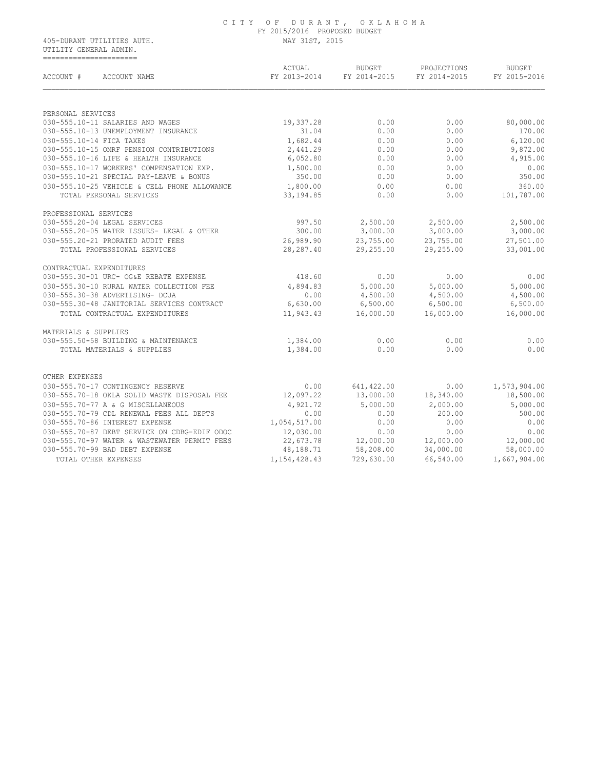CITY OF DURANT, OKLAHOMA
FY 2015/2016 PROPOSED BUDGET
MAY 31ST, 2015

405-DURANT UTILITIES AUTH.
UTILITY GENERAL ADMIN.

| ACCOUNT # ACCOUNT NAME | ACTUAL FY 2013-2014 | BUDGET FY 2014-2015 | PROJECTIONS FY 2014-2015 | BUDGET FY 2015-2016 |
|---|---|---|---|---|
| PERSONAL SERVICES | | | | |
| 030-555.10-11 SALARIES AND WAGES | 19,337.28 | 0.00 | 0.00 | 80,000.00 |
| 030-555.10-13 UNEMPLOYMENT INSURANCE | 31.04 | 0.00 | 0.00 | 170.00 |
| 030-555.10-14 FICA TAXES | 1,682.44 | 0.00 | 0.00 | 6,120.00 |
| 030-555.10-15 OMRF PENSION CONTRIBUTIONS | 2,441.29 | 0.00 | 0.00 | 9,872.00 |
| 030-555.10-16 LIFE & HEALTH INSURANCE | 6,052.80 | 0.00 | 0.00 | 4,915.00 |
| 030-555.10-17 WORKERS' COMPENSATION EXP. | 1,500.00 | 0.00 | 0.00 | 0.00 |
| 030-555.10-21 SPECIAL PAY-LEAVE & BONUS | 350.00 | 0.00 | 0.00 | 350.00 |
| 030-555.10-25 VEHICLE & CELL PHONE ALLOWANCE | 1,800.00 | 0.00 | 0.00 | 360.00 |
| TOTAL PERSONAL SERVICES | 33,194.85 | 0.00 | 0.00 | 101,787.00 |
| PROFESSIONAL SERVICES | | | | |
| 030-555.20-04 LEGAL SERVICES | 997.50 | 2,500.00 | 2,500.00 | 2,500.00 |
| 030-555.20-05 WATER ISSUES- LEGAL & OTHER | 300.00 | 3,000.00 | 3,000.00 | 3,000.00 |
| 030-555.20-21 PRORATED AUDIT FEES | 26,989.90 | 23,755.00 | 23,755.00 | 27,501.00 |
| TOTAL PROFESSIONAL SERVICES | 28,287.40 | 29,255.00 | 29,255.00 | 33,001.00 |
| CONTRACTUAL EXPENDITURES | | | | |
| 030-555.30-01 URC- OG&E REBATE EXPENSE | 418.60 | 0.00 | 0.00 | 0.00 |
| 030-555.30-10 RURAL WATER COLLECTION FEE | 4,894.83 | 5,000.00 | 5,000.00 | 5,000.00 |
| 030-555.30-38 ADVERTISING- DCUA | 0.00 | 4,500.00 | 4,500.00 | 4,500.00 |
| 030-555.30-48 JANITORIAL SERVICES CONTRACT | 6,630.00 | 6,500.00 | 6,500.00 | 6,500.00 |
| TOTAL CONTRACTUAL EXPENDITURES | 11,943.43 | 16,000.00 | 16,000.00 | 16,000.00 |
| MATERIALS & SUPPLIES | | | | |
| 030-555.50-58 BUILDING & MAINTENANCE | 1,384.00 | 0.00 | 0.00 | 0.00 |
| TOTAL MATERIALS & SUPPLIES | 1,384.00 | 0.00 | 0.00 | 0.00 |
| OTHER EXPENSES | | | | |
| 030-555.70-17 CONTINGENCY RESERVE | 0.00 | 641,422.00 | 0.00 | 1,573,904.00 |
| 030-555.70-18 OKLA SOLID WASTE DISPOSAL FEE | 12,097.22 | 13,000.00 | 18,340.00 | 18,500.00 |
| 030-555.70-77 A & G MISCELLANEOUS | 4,921.72 | 5,000.00 | 2,000.00 | 5,000.00 |
| 030-555.70-79 CDL RENEWAL FEES ALL DEPTS | 0.00 | 0.00 | 200.00 | 500.00 |
| 030-555.70-86 INTEREST EXPENSE | 1,054,517.00 | 0.00 | 0.00 | 0.00 |
| 030-555.70-87 DEBT SERVICE ON CDBG-EDIF ODOC | 12,030.00 | 0.00 | 0.00 | 0.00 |
| 030-555.70-97 WATER & WASTEWATER PERMIT FEES | 22,673.78 | 12,000.00 | 12,000.00 | 12,000.00 |
| 030-555.70-99 BAD DEBT EXPENSE | 48,188.71 | 58,208.00 | 34,000.00 | 58,000.00 |
| TOTAL OTHER EXPENSES | 1,154,428.43 | 729,630.00 | 66,540.00 | 1,667,904.00 |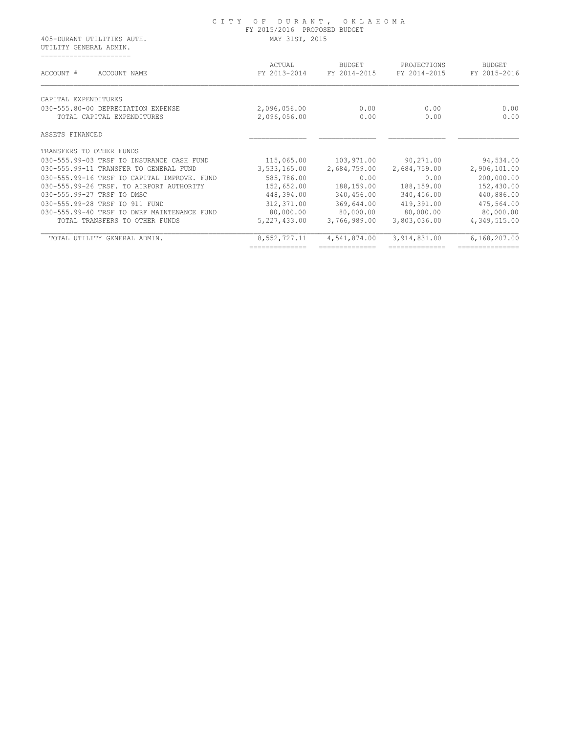# CITY OF DURANT, OKLAHOMA

FY 2015/2016 PROPOSED BUDGET

MAY 31ST, 2015

405-DURANT UTILITIES AUTH.

UTILITY GENERAL ADMIN.

| ACCOUNT # ACCOUNT NAME | ACTUAL FY 2013-2014 | BUDGET FY 2014-2015 | PROJECTIONS FY 2014-2015 | BUDGET FY 2015-2016 |
|---|---|---|---|---|
| CAPITAL EXPENDITURES | | | | |
| 030-555.80-00 DEPRECIATION EXPENSE | 2,096,056.00 | 0.00 | 0.00 | 0.00 |
| TOTAL CAPITAL EXPENDITURES | 2,096,056.00 | 0.00 | 0.00 | 0.00 |
| ASSETS FINANCED | | | | |
| TRANSFERS TO OTHER FUNDS | | | | |
| 030-555.99-03 TRSF TO INSURANCE CASH FUND | 115,065.00 | 103,971.00 | 90,271.00 | 94,534.00 |
| 030-555.99-11 TRANSFER TO GENERAL FUND | 3,533,165.00 | 2,684,759.00 | 2,684,759.00 | 2,906,101.00 |
| 030-555.99-16 TRSF TO CAPITAL IMPROVE. FUND | 585,786.00 | 0.00 | 0.00 | 200,000.00 |
| 030-555.99-26 TRSF. TO AIRPORT AUTHORITY | 152,652.00 | 188,159.00 | 188,159.00 | 152,430.00 |
| 030-555.99-27 TRSF TO DMSC | 448,394.00 | 340,456.00 | 340,456.00 | 440,886.00 |
| 030-555.99-28 TRSF TO 911 FUND | 312,371.00 | 369,644.00 | 419,391.00 | 475,564.00 |
| 030-555.99-40 TRSF TO DWRF MAINTENANCE FUND | 80,000.00 | 80,000.00 | 80,000.00 | 80,000.00 |
| TOTAL TRANSFERS TO OTHER FUNDS | 5,227,433.00 | 3,766,989.00 | 3,803,036.00 | 4,349,515.00 |
| TOTAL UTILITY GENERAL ADMIN. | 8,552,727.11 | 4,541,874.00 | 3,914,831.00 | 6,168,207.00 |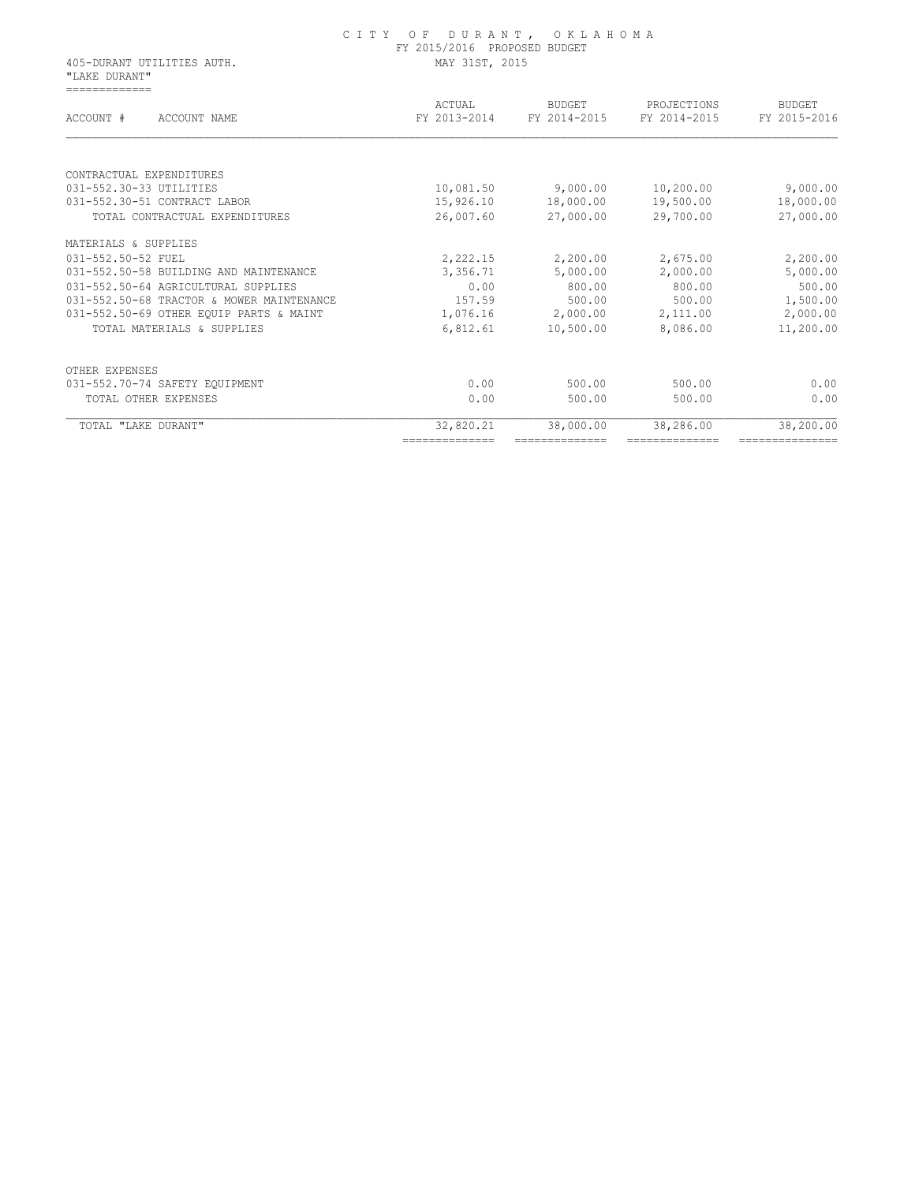C I T Y   O F   D U R A N T ,   O K L A H O M A
FY 2015/2016 PROPOSED BUDGET
MAY 31ST, 2015

405-DURANT UTILITIES AUTH.
"LAKE DURANT"

| ACCOUNT # ACCOUNT NAME | ACTUAL FY 2013-2014 | BUDGET FY 2014-2015 | PROJECTIONS FY 2014-2015 | BUDGET FY 2015-2016 |
|---|---|---|---|---|
| CONTRACTUAL EXPENDITURES | | | | |
| 031-552.30-33 UTILITIES | 10,081.50 | 9,000.00 | 10,200.00 | 9,000.00 |
| 031-552.30-51 CONTRACT LABOR | 15,926.10 | 18,000.00 | 19,500.00 | 18,000.00 |
| TOTAL CONTRACTUAL EXPENDITURES | 26,007.60 | 27,000.00 | 29,700.00 | 27,000.00 |
| MATERIALS & SUPPLIES | | | | |
| 031-552.50-52 FUEL | 2,222.15 | 2,200.00 | 2,675.00 | 2,200.00 |
| 031-552.50-58 BUILDING AND MAINTENANCE | 3,356.71 | 5,000.00 | 2,000.00 | 5,000.00 |
| 031-552.50-64 AGRICULTURAL SUPPLIES | 0.00 | 800.00 | 800.00 | 500.00 |
| 031-552.50-68 TRACTOR & MOWER MAINTENANCE | 157.59 | 500.00 | 500.00 | 1,500.00 |
| 031-552.50-69 OTHER EQUIP PARTS & MAINT | 1,076.16 | 2,000.00 | 2,111.00 | 2,000.00 |
| TOTAL MATERIALS & SUPPLIES | 6,812.61 | 10,500.00 | 8,086.00 | 11,200.00 |
| OTHER EXPENSES | | | | |
| 031-552.70-74 SAFETY EQUIPMENT | 0.00 | 500.00 | 500.00 | 0.00 |
| TOTAL OTHER EXPENSES | 0.00 | 500.00 | 500.00 | 0.00 |
| TOTAL "LAKE DURANT" | 32,820.21 | 38,000.00 | 38,286.00 | 38,200.00 |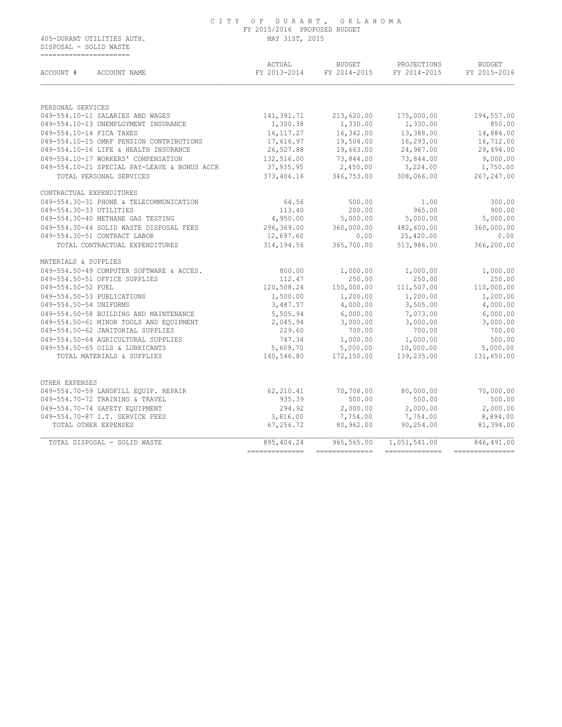CITY OF DURANT, OKLAHOMA
FY 2015/2016 PROPOSED BUDGET
MAY 31ST, 2015

405-DURANT UTILITIES AUTH.
DISPOSAL - SOLID WASTE

| ACCOUNT # ACCOUNT NAME | ACTUAL FY 2013-2014 | BUDGET FY 2014-2015 | PROJECTIONS FY 2014-2015 | BUDGET FY 2015-2016 |
|---|---|---|---|---|
| PERSONAL SERVICES | | | | |
| 049-554.10-11 SALARIES AND WAGES | 141,391.71 | 213,620.00 | 175,000.00 | 194,557.00 |
| 049-554.10-13 UNEMPLOYMENT INSURANCE | 1,300.38 | 1,330.00 | 1,330.00 | 850.00 |
| 049-554.10-14 FICA TAXES | 16,117.27 | 16,342.00 | 13,388.00 | 14,884.00 |
| 049-554.10-15 OMRF PENSION CONTRIBUTIONS | 17,616.97 | 19,504.00 | 16,293.00 | 16,712.00 |
| 049-554.10-16 LIFE & HEALTH INSURANCE | 26,527.88 | 19,663.00 | 24,987.00 | 29,494.00 |
| 049-554.10-17 WORKERS' COMPENSATION | 132,516.00 | 73,844.00 | 73,844.00 | 9,000.00 |
| 049-554.10-21 SPECIAL PAY-LEAVE & BONUS ACCR | 37,935.95 | 2,450.00 | 3,224.00 | 1,750.00 |
| TOTAL PERSONAL SERVICES | 373,406.16 | 346,753.00 | 308,066.00 | 267,247.00 |
| CONTRACTUAL EXPENDITURES | | | | |
| 049-554.30-31 PHONE & TELECOMMUNICATION | 64.56 | 500.00 | 1.00 | 300.00 |
| 049-554.30-33 UTILITIES | 113.40 | 200.00 | 965.00 | 900.00 |
| 049-554.30-40 METHANE GAS TESTING | 4,950.00 | 5,000.00 | 5,000.00 | 5,000.00 |
| 049-554.30-44 SOLID WASTE DISPOSAL FEES | 296,369.00 | 360,000.00 | 482,600.00 | 360,000.00 |
| 049-554.30-51 CONTRACT LABOR | 12,697.60 | 0.00 | 25,420.00 | 0.00 |
| TOTAL CONTRACTUAL EXPENDITURES | 314,194.56 | 365,700.00 | 513,986.00 | 366,200.00 |
| MATERIALS & SUPPLIES | | | | |
| 049-554.50-49 COMPUTER SOFTWARE & ACCES. | 800.00 | 1,000.00 | 1,000.00 | 1,000.00 |
| 049-554.50-51 OFFICE SUPPLIES | 112.47 | 250.00 | 250.00 | 250.00 |
| 049-554.50-52 FUEL | 120,508.24 | 150,000.00 | 111,507.00 | 110,000.00 |
| 049-554.50-53 PUBLICATIONS | 1,500.00 | 1,200.00 | 1,200.00 | 1,200.00 |
| 049-554.50-54 UNIFORMS | 3,487.57 | 4,000.00 | 3,505.00 | 4,000.00 |
| 049-554.50-58 BUILDING AND MAINTENANCE | 5,505.94 | 6,000.00 | 7,073.00 | 6,000.00 |
| 049-554.50-61 MINOR TOOLS AND EQUIPMENT | 2,045.94 | 3,000.00 | 3,000.00 | 3,000.00 |
| 049-554.50-62 JANITORIAL SUPPLIES | 229.60 | 700.00 | 700.00 | 700.00 |
| 049-554.50-64 AGRICULTURAL SUPPLIES | 747.34 | 1,000.00 | 1,000.00 | 500.00 |
| 049-554.50-65 OILS & LUBRICANTS | 5,609.70 | 5,000.00 | 10,000.00 | 5,000.00 |
| TOTAL MATERIALS & SUPPLIES | 140,546.80 | 172,150.00 | 139,235.00 | 131,650.00 |
| OTHER EXPENSES | | | | |
| 049-554.70-59 LANDFILL EQUIP. REPAIR | 62,210.41 | 70,708.00 | 80,000.00 | 70,000.00 |
| 049-554.70-72 TRAINING & TRAVEL | 935.39 | 500.00 | 500.00 | 500.00 |
| 049-554.70-74 SAFETY EQUIPMENT | 294.92 | 2,000.00 | 2,000.00 | 2,000.00 |
| 049-554.70-87 I.T. SERVICE FEES | 3,816.00 | 7,754.00 | 7,754.00 | 8,894.00 |
| TOTAL OTHER EXPENSES | 67,256.72 | 80,962.00 | 90,254.00 | 81,394.00 |
| TOTAL DISPOSAL - SOLID WASTE | 895,404.24 | 965,565.00 | 1,051,541.00 | 846,491.00 |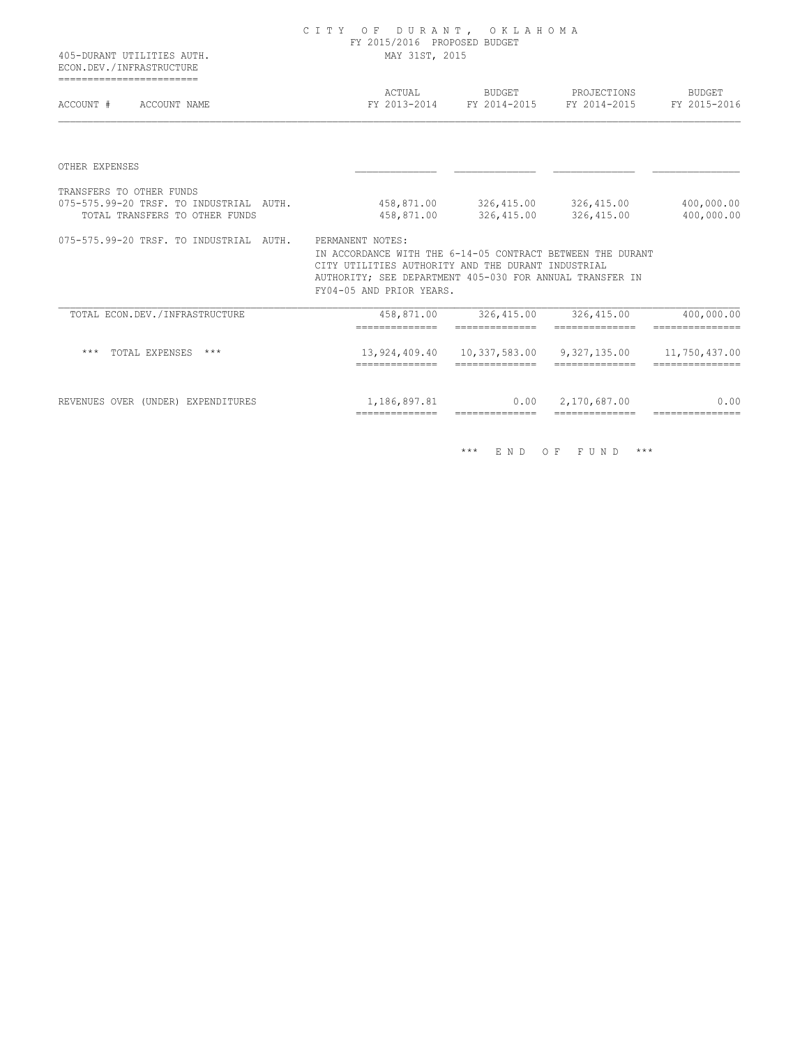CITY OF DURANT, OKLAHOMA
FY 2015/2016 PROPOSED BUDGET
MAY 31ST, 2015

405-DURANT UTILITIES AUTH.
ECON.DEV./INFRASTRUCTURE

| ACCOUNT # ACCOUNT NAME | ACTUAL FY 2013-2014 | BUDGET FY 2014-2015 | PROJECTIONS FY 2014-2015 | BUDGET FY 2015-2016 |
|---|---|---|---|---|
| OTHER EXPENSES | | | | |
| TRANSFERS TO OTHER FUNDS | | | | |
| 075-575.99-20 TRSF. TO INDUSTRIAL AUTH. | 458,871.00 | 326,415.00 | 326,415.00 | 400,000.00 |
| TOTAL TRANSFERS TO OTHER FUNDS | 458,871.00 | 326,415.00 | 326,415.00 | 400,000.00 |

075-575.99-20 TRSF. TO INDUSTRIAL AUTH. PERMANENT NOTES:
IN ACCORDANCE WITH THE 6-14-05 CONTRACT BETWEEN THE DURANT CITY UTILITIES AUTHORITY AND THE DURANT INDUSTRIAL AUTHORITY; SEE DEPARTMENT 405-030 FOR ANNUAL TRANSFER IN FY04-05 AND PRIOR YEARS.

| | ACTUAL FY 2013-2014 | BUDGET FY 2014-2015 | PROJECTIONS FY 2014-2015 | BUDGET FY 2015-2016 |
|---|---|---|---|---|
| TOTAL ECON.DEV./INFRASTRUCTURE | 458,871.00 | 326,415.00 | 326,415.00 | 400,000.00 |
| *** TOTAL EXPENSES *** | 13,924,409.40 | 10,337,583.00 | 9,327,135.00 | 11,750,437.00 |
| REVENUES OVER (UNDER) EXPENDITURES | 1,186,897.81 | 0.00 | 2,170,687.00 | 0.00 |

*** END OF FUND ***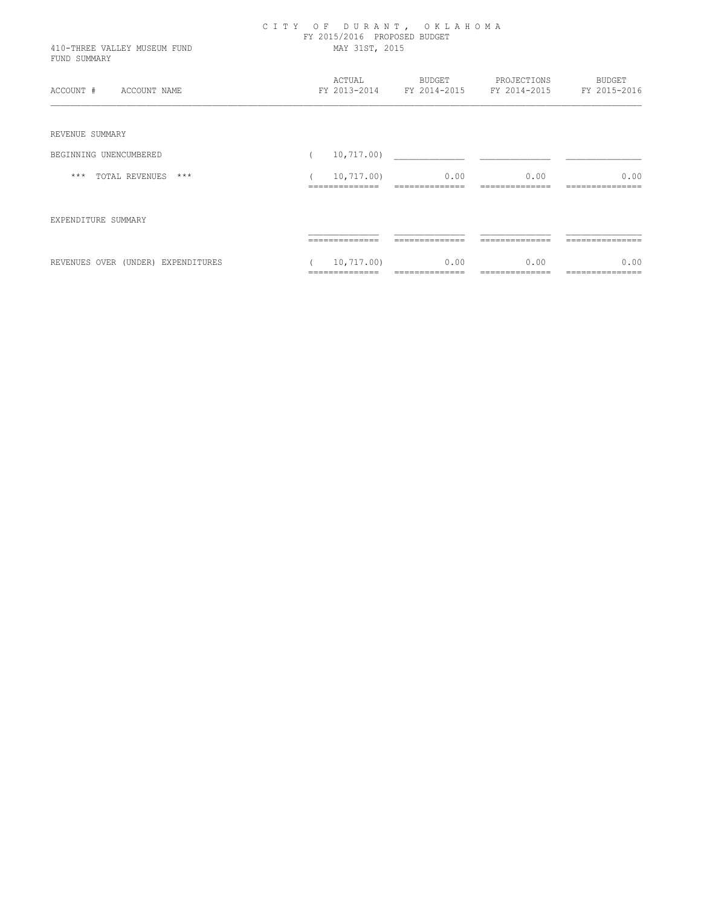CITY OF DURANT, OKLAHOMA
FY 2015/2016 PROPOSED BUDGET
MAY 31ST, 2015

410-THREE VALLEY MUSEUM FUND
FUND SUMMARY

| ACCOUNT # ACCOUNT NAME | ACTUAL FY 2013-2014 | BUDGET FY 2014-2015 | PROJECTIONS FY 2014-2015 | BUDGET FY 2015-2016 |
|---|---|---|---|---|
| REVENUE SUMMARY | | | | |
| BEGINNING UNENCUMBERED | ( 10,717.00) | | | |
| *** TOTAL REVENUES *** | ( 10,717.00) | 0.00 | 0.00 | 0.00 |
| EXPENDITURE SUMMARY | | | | |
| REVENUES OVER (UNDER) EXPENDITURES | ( 10,717.00) | 0.00 | 0.00 | 0.00 |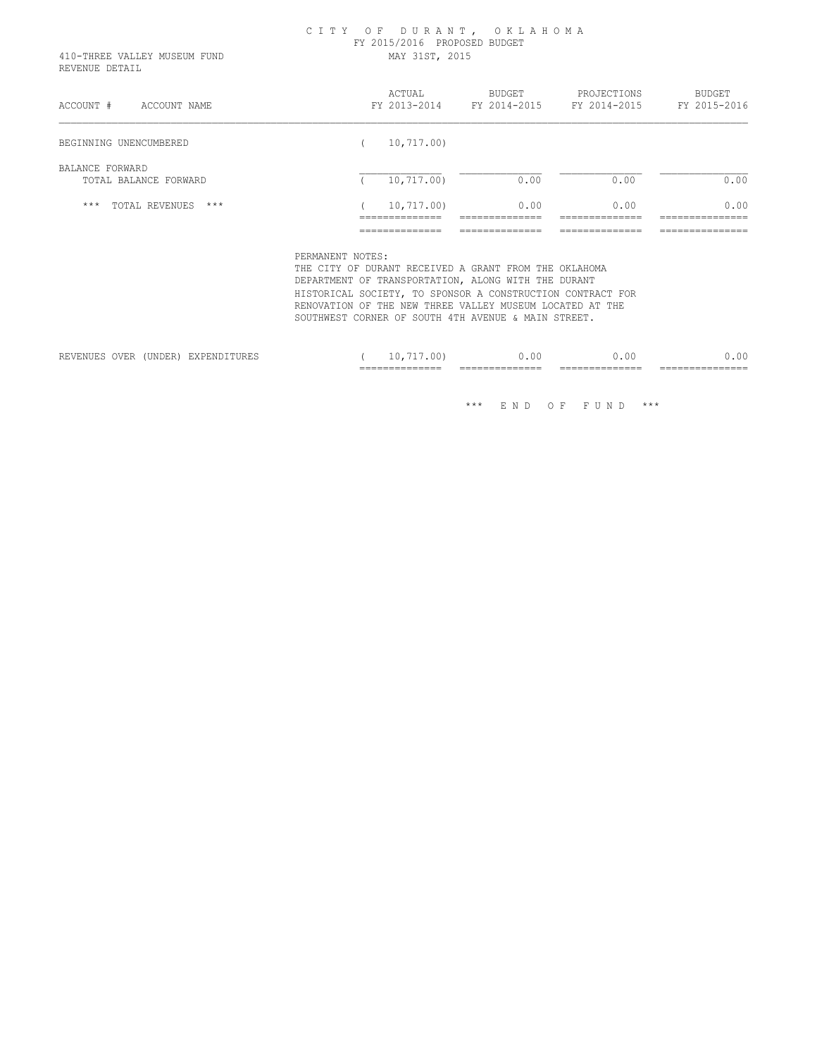# CITY OF DURANT, OKLAHOMA

FY 2015/2016 PROPOSED BUDGET

410-THREE VALLEY MUSEUM FUND

REVENUE DETAIL

MAY 31ST, 2015

| ACCOUNT # ACCOUNT NAME | ACTUAL FY 2013-2014 | BUDGET FY 2014-2015 | PROJECTIONS FY 2014-2015 | BUDGET FY 2015-2016 |
|---|---|---|---|---|
| BEGINNING UNENCUMBERED | ( 10,717.00) | | | |
| BALANCE FORWARD | | | | |
| TOTAL BALANCE FORWARD | ( 10,717.00) | 0.00 | 0.00 | 0.00 |
| *** TOTAL REVENUES *** | ( 10,717.00) | 0.00 | 0.00 | 0.00 |

PERMANENT NOTES:
THE CITY OF DURANT RECEIVED A GRANT FROM THE OKLAHOMA DEPARTMENT OF TRANSPORTATION, ALONG WITH THE DURANT HISTORICAL SOCIETY, TO SPONSOR A CONSTRUCTION CONTRACT FOR RENOVATION OF THE NEW THREE VALLEY MUSEUM LOCATED AT THE SOUTHWEST CORNER OF SOUTH 4TH AVENUE & MAIN STREET.

| | ACTUAL FY 2013-2014 | BUDGET FY 2014-2015 | PROJECTIONS FY 2014-2015 | BUDGET FY 2015-2016 |
|---|---|---|---|---|
| REVENUES OVER (UNDER) EXPENDITURES | ( 10,717.00) | 0.00 | 0.00 | 0.00 |

*** END OF FUND ***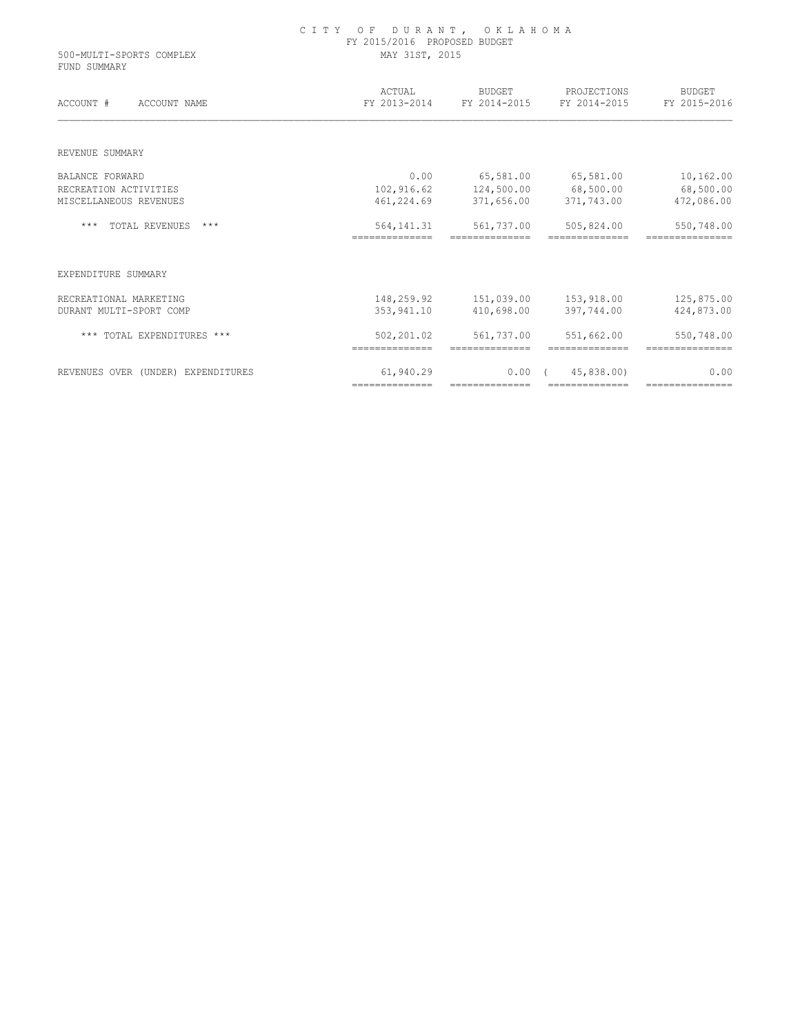# CITY OF DURANT, OKLAHOMA

FY 2015/2016 PROPOSED BUDGET

500-MULTI-SPORTS COMPLEX — MAY 31ST, 2015

FUND SUMMARY

| ACCOUNT # ACCOUNT NAME | ACTUAL FY 2013-2014 | BUDGET FY 2014-2015 | PROJECTIONS FY 2014-2015 | BUDGET FY 2015-2016 |
|---|---|---|---|---|
| REVENUE SUMMARY | | | | |
| BALANCE FORWARD | 0.00 | 65,581.00 | 65,581.00 | 10,162.00 |
| RECREATION ACTIVITIES | 102,916.62 | 124,500.00 | 68,500.00 | 68,500.00 |
| MISCELLANEOUS REVENUES | 461,224.69 | 371,656.00 | 371,743.00 | 472,086.00 |
| *** TOTAL REVENUES *** | 564,141.31 | 561,737.00 | 505,824.00 | 550,748.00 |
| EXPENDITURE SUMMARY | | | | |
| RECREATIONAL MARKETING | 148,259.92 | 151,039.00 | 153,918.00 | 125,875.00 |
| DURANT MULTI-SPORT COMP | 353,941.10 | 410,698.00 | 397,744.00 | 424,873.00 |
| *** TOTAL EXPENDITURES *** | 502,201.02 | 561,737.00 | 551,662.00 | 550,748.00 |
| REVENUES OVER (UNDER) EXPENDITURES | 61,940.29 | 0.00 | ( 45,838.00) | 0.00 |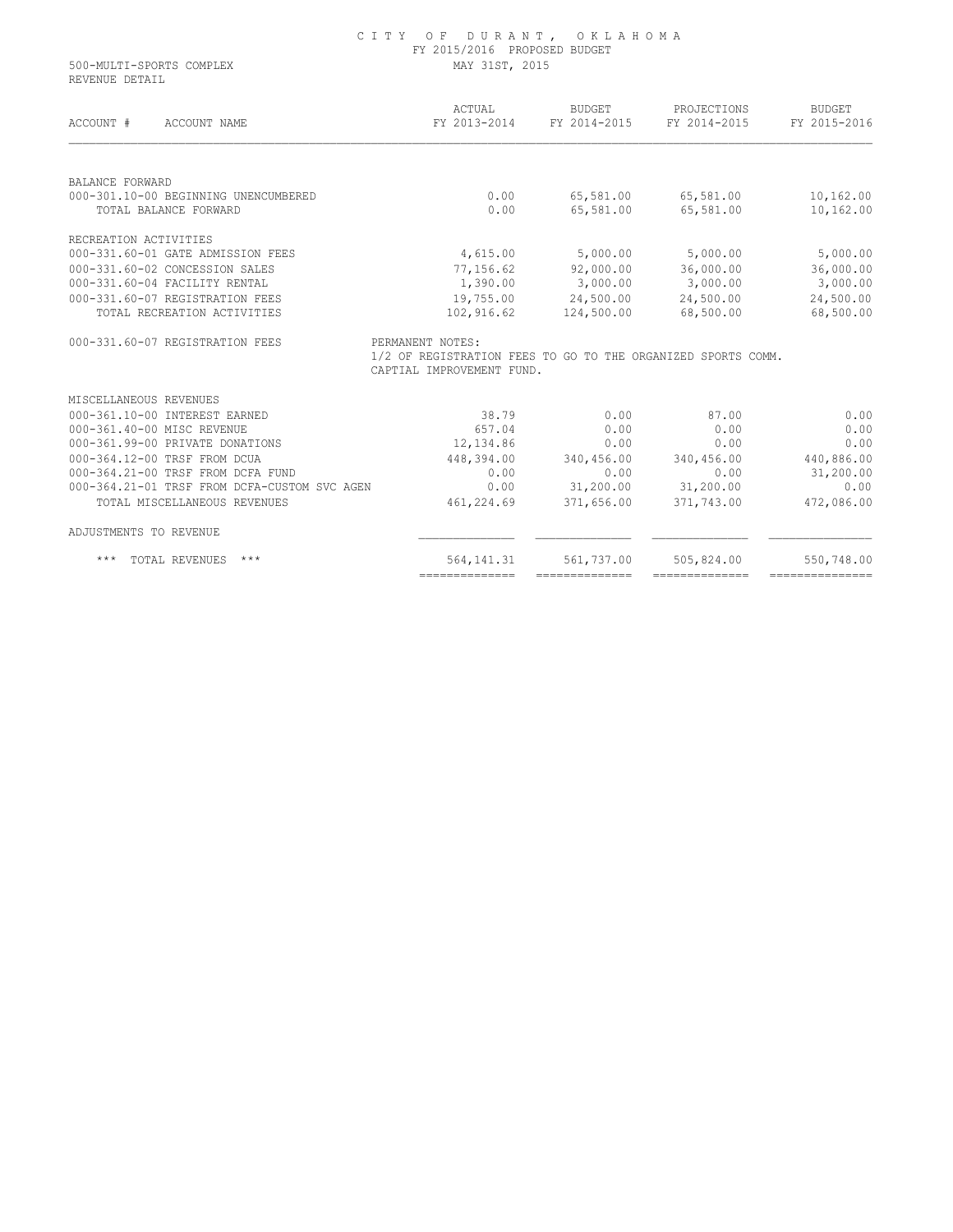# CITY OF DURANT, OKLAHOMA

FY 2015/2016 PROPOSED BUDGET

500-MULTI-SPORTS COMPLEX

REVENUE DETAIL

MAY 31ST, 2015

| ACCOUNT # ACCOUNT NAME | ACTUAL FY 2013-2014 | BUDGET FY 2014-2015 | PROJECTIONS FY 2014-2015 | BUDGET FY 2015-2016 |
|---|---|---|---|---|
| BALANCE FORWARD | | | | |
| 000-301.10-00 BEGINNING UNENCUMBERED | 0.00 | 65,581.00 | 65,581.00 | 10,162.00 |
| TOTAL BALANCE FORWARD | 0.00 | 65,581.00 | 65,581.00 | 10,162.00 |
| RECREATION ACTIVITIES | | | | |
| 000-331.60-01 GATE ADMISSION FEES | 4,615.00 | 5,000.00 | 5,000.00 | 5,000.00 |
| 000-331.60-02 CONCESSION SALES | 77,156.62 | 92,000.00 | 36,000.00 | 36,000.00 |
| 000-331.60-04 FACILITY RENTAL | 1,390.00 | 3,000.00 | 3,000.00 | 3,000.00 |
| 000-331.60-07 REGISTRATION FEES | 19,755.00 | 24,500.00 | 24,500.00 | 24,500.00 |
| TOTAL RECREATION ACTIVITIES | 102,916.62 | 124,500.00 | 68,500.00 | 68,500.00 |
| 000-331.60-07 REGISTRATION FEES | PERMANENT NOTES: 1/2 OF REGISTRATION FEES TO GO TO THE ORGANIZED SPORTS COMM. CAPTIAL IMPROVEMENT FUND. | | | |
| MISCELLANEOUS REVENUES | | | | |
| 000-361.10-00 INTEREST EARNED | 38.79 | 0.00 | 87.00 | 0.00 |
| 000-361.40-00 MISC REVENUE | 657.04 | 0.00 | 0.00 | 0.00 |
| 000-361.99-00 PRIVATE DONATIONS | 12,134.86 | 0.00 | 0.00 | 0.00 |
| 000-364.12-00 TRSF FROM DCUA | 448,394.00 | 340,456.00 | 340,456.00 | 440,886.00 |
| 000-364.21-00 TRSF FROM DCFA FUND | 0.00 | 0.00 | 0.00 | 31,200.00 |
| 000-364.21-01 TRSF FROM DCFA-CUSTOM SVC AGEN | 0.00 | 31,200.00 | 31,200.00 | 0.00 |
| TOTAL MISCELLANEOUS REVENUES | 461,224.69 | 371,656.00 | 371,743.00 | 472,086.00 |
| ADJUSTMENTS TO REVENUE | | | | |
| *** TOTAL REVENUES *** | 564,141.31 | 561,737.00 | 505,824.00 | 550,748.00 |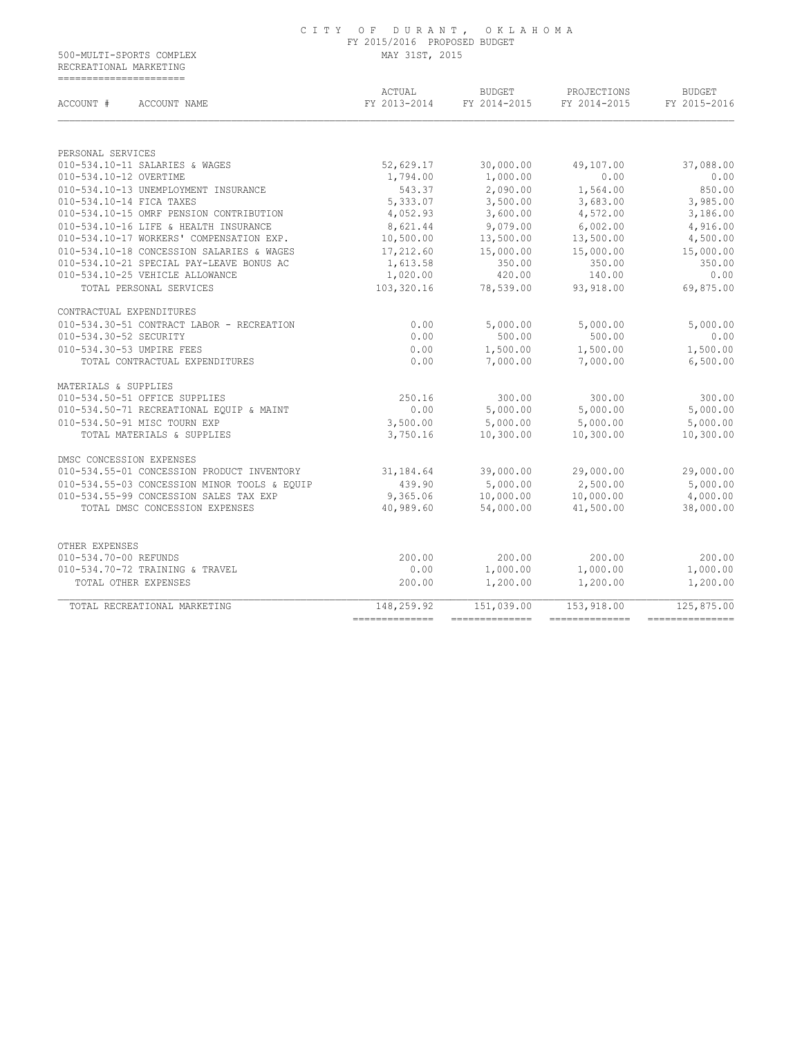CITY OF DURANT, OKLAHOMA
FY 2015/2016 PROPOSED BUDGET
MAY 31ST, 2015

500-MULTI-SPORTS COMPLEX
RECREATIONAL MARKETING

| ACCOUNT # ACCOUNT NAME | ACTUAL FY 2013-2014 | BUDGET FY 2014-2015 | PROJECTIONS FY 2014-2015 | BUDGET FY 2015-2016 |
|---|---|---|---|---|
| PERSONAL SERVICES | | | | |
| 010-534.10-11 SALARIES & WAGES | 52,629.17 | 30,000.00 | 49,107.00 | 37,088.00 |
| 010-534.10-12 OVERTIME | 1,794.00 | 1,000.00 | 0.00 | 0.00 |
| 010-534.10-13 UNEMPLOYMENT INSURANCE | 543.37 | 2,090.00 | 1,564.00 | 850.00 |
| 010-534.10-14 FICA TAXES | 5,333.07 | 3,500.00 | 3,683.00 | 3,985.00 |
| 010-534.10-15 OMRF PENSION CONTRIBUTION | 4,052.93 | 3,600.00 | 4,572.00 | 3,186.00 |
| 010-534.10-16 LIFE & HEALTH INSURANCE | 8,621.44 | 9,079.00 | 6,002.00 | 4,916.00 |
| 010-534.10-17 WORKERS' COMPENSATION EXP. | 10,500.00 | 13,500.00 | 13,500.00 | 4,500.00 |
| 010-534.10-18 CONCESSION SALARIES & WAGES | 17,212.60 | 15,000.00 | 15,000.00 | 15,000.00 |
| 010-534.10-21 SPECIAL PAY-LEAVE BONUS AC | 1,613.58 | 350.00 | 350.00 | 350.00 |
| 010-534.10-25 VEHICLE ALLOWANCE | 1,020.00 | 420.00 | 140.00 | 0.00 |
| TOTAL PERSONAL SERVICES | 103,320.16 | 78,539.00 | 93,918.00 | 69,875.00 |
| CONTRACTUAL EXPENDITURES | | | | |
| 010-534.30-51 CONTRACT LABOR - RECREATION | 0.00 | 5,000.00 | 5,000.00 | 5,000.00 |
| 010-534.30-52 SECURITY | 0.00 | 500.00 | 500.00 | 0.00 |
| 010-534.30-53 UMPIRE FEES | 0.00 | 1,500.00 | 1,500.00 | 1,500.00 |
| TOTAL CONTRACTUAL EXPENDITURES | 0.00 | 7,000.00 | 7,000.00 | 6,500.00 |
| MATERIALS & SUPPLIES | | | | |
| 010-534.50-51 OFFICE SUPPLIES | 250.16 | 300.00 | 300.00 | 300.00 |
| 010-534.50-71 RECREATIONAL EQUIP & MAINT | 0.00 | 5,000.00 | 5,000.00 | 5,000.00 |
| 010-534.50-91 MISC TOURN EXP | 3,500.00 | 5,000.00 | 5,000.00 | 5,000.00 |
| TOTAL MATERIALS & SUPPLIES | 3,750.16 | 10,300.00 | 10,300.00 | 10,300.00 |
| DMSC CONCESSION EXPENSES | | | | |
| 010-534.55-01 CONCESSION PRODUCT INVENTORY | 31,184.64 | 39,000.00 | 29,000.00 | 29,000.00 |
| 010-534.55-03 CONCESSION MINOR TOOLS & EQUIP | 439.90 | 5,000.00 | 2,500.00 | 5,000.00 |
| 010-534.55-99 CONCESSION SALES TAX EXP | 9,365.06 | 10,000.00 | 10,000.00 | 4,000.00 |
| TOTAL DMSC CONCESSION EXPENSES | 40,989.60 | 54,000.00 | 41,500.00 | 38,000.00 |
| OTHER EXPENSES | | | | |
| 010-534.70-00 REFUNDS | 200.00 | 200.00 | 200.00 | 200.00 |
| 010-534.70-72 TRAINING & TRAVEL | 0.00 | 1,000.00 | 1,000.00 | 1,000.00 |
| TOTAL OTHER EXPENSES | 200.00 | 1,200.00 | 1,200.00 | 1,200.00 |
| TOTAL RECREATIONAL MARKETING | 148,259.92 | 151,039.00 | 153,918.00 | 125,875.00 |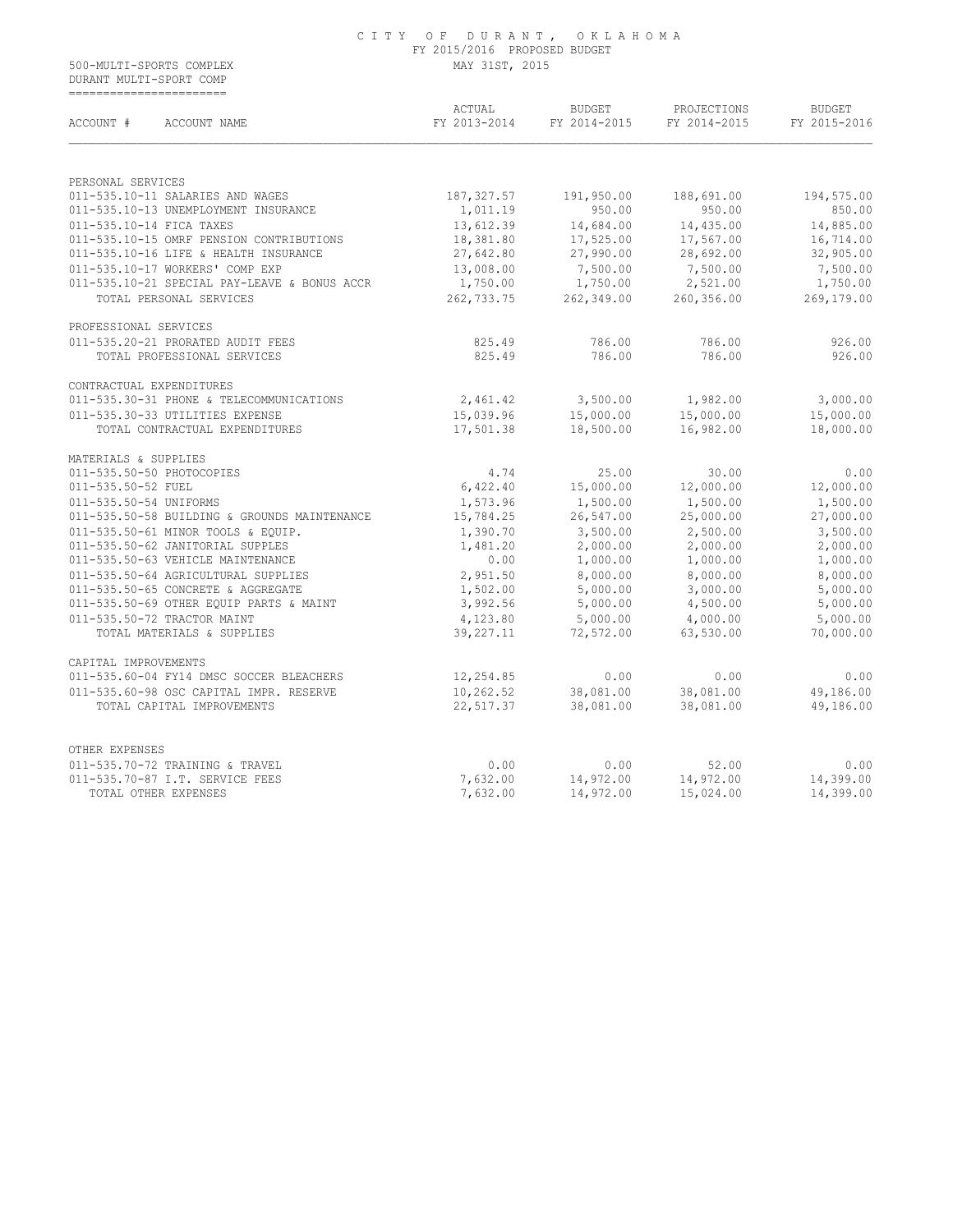CITY OF DURANT, OKLAHOMA
FY 2015/2016 PROPOSED BUDGET
MAY 31ST, 2015

500-MULTI-SPORTS COMPLEX
DURANT MULTI-SPORT COMP

| ACCOUNT # ACCOUNT NAME | ACTUAL FY 2013-2014 | BUDGET FY 2014-2015 | PROJECTIONS FY 2014-2015 | BUDGET FY 2015-2016 |
|---|---|---|---|---|
| PERSONAL SERVICES | | | | |
| 011-535.10-11 SALARIES AND WAGES | 187,327.57 | 191,950.00 | 188,691.00 | 194,575.00 |
| 011-535.10-13 UNEMPLOYMENT INSURANCE | 1,011.19 | 950.00 | 950.00 | 850.00 |
| 011-535.10-14 FICA TAXES | 13,612.39 | 14,684.00 | 14,435.00 | 14,885.00 |
| 011-535.10-15 OMRF PENSION CONTRIBUTIONS | 18,381.80 | 17,525.00 | 17,567.00 | 16,714.00 |
| 011-535.10-16 LIFE & HEALTH INSURANCE | 27,642.80 | 27,990.00 | 28,692.00 | 32,905.00 |
| 011-535.10-17 WORKERS' COMP EXP | 13,008.00 | 7,500.00 | 7,500.00 | 7,500.00 |
| 011-535.10-21 SPECIAL PAY-LEAVE & BONUS ACCR | 1,750.00 | 1,750.00 | 2,521.00 | 1,750.00 |
| TOTAL PERSONAL SERVICES | 262,733.75 | 262,349.00 | 260,356.00 | 269,179.00 |
| PROFESSIONAL SERVICES | | | | |
| 011-535.20-21 PRORATED AUDIT FEES | 825.49 | 786.00 | 786.00 | 926.00 |
| TOTAL PROFESSIONAL SERVICES | 825.49 | 786.00 | 786.00 | 926.00 |
| CONTRACTUAL EXPENDITURES | | | | |
| 011-535.30-31 PHONE & TELECOMMUNICATIONS | 2,461.42 | 3,500.00 | 1,982.00 | 3,000.00 |
| 011-535.30-33 UTILITIES EXPENSE | 15,039.96 | 15,000.00 | 15,000.00 | 15,000.00 |
| TOTAL CONTRACTUAL EXPENDITURES | 17,501.38 | 18,500.00 | 16,982.00 | 18,000.00 |
| MATERIALS & SUPPLIES | | | | |
| 011-535.50-50 PHOTOCOPIES | 4.74 | 25.00 | 30.00 | 0.00 |
| 011-535.50-52 FUEL | 6,422.40 | 15,000.00 | 12,000.00 | 12,000.00 |
| 011-535.50-54 UNIFORMS | 1,573.96 | 1,500.00 | 1,500.00 | 1,500.00 |
| 011-535.50-58 BUILDING & GROUNDS MAINTENANCE | 15,784.25 | 26,547.00 | 25,000.00 | 27,000.00 |
| 011-535.50-61 MINOR TOOLS & EQUIP. | 1,390.70 | 3,500.00 | 2,500.00 | 3,500.00 |
| 011-535.50-62 JANITORIAL SUPPLES | 1,481.20 | 2,000.00 | 2,000.00 | 2,000.00 |
| 011-535.50-63 VEHICLE MAINTENANCE | 0.00 | 1,000.00 | 1,000.00 | 1,000.00 |
| 011-535.50-64 AGRICULTURAL SUPPLIES | 2,951.50 | 8,000.00 | 8,000.00 | 8,000.00 |
| 011-535.50-65 CONCRETE & AGGREGATE | 1,502.00 | 5,000.00 | 3,000.00 | 5,000.00 |
| 011-535.50-69 OTHER EQUIP PARTS & MAINT | 3,992.56 | 5,000.00 | 4,500.00 | 5,000.00 |
| 011-535.50-72 TRACTOR MAINT | 4,123.80 | 5,000.00 | 4,000.00 | 5,000.00 |
| TOTAL MATERIALS & SUPPLIES | 39,227.11 | 72,572.00 | 63,530.00 | 70,000.00 |
| CAPITAL IMPROVEMENTS | | | | |
| 011-535.60-04 FY14 DMSC SOCCER BLEACHERS | 12,254.85 | 0.00 | 0.00 | 0.00 |
| 011-535.60-98 OSC CAPITAL IMPR. RESERVE | 10,262.52 | 38,081.00 | 38,081.00 | 49,186.00 |
| TOTAL CAPITAL IMPROVEMENTS | 22,517.37 | 38,081.00 | 38,081.00 | 49,186.00 |
| OTHER EXPENSES | | | | |
| 011-535.70-72 TRAINING & TRAVEL | 0.00 | 0.00 | 52.00 | 0.00 |
| 011-535.70-87 I.T. SERVICE FEES | 7,632.00 | 14,972.00 | 14,972.00 | 14,399.00 |
| TOTAL OTHER EXPENSES | 7,632.00 | 14,972.00 | 15,024.00 | 14,399.00 |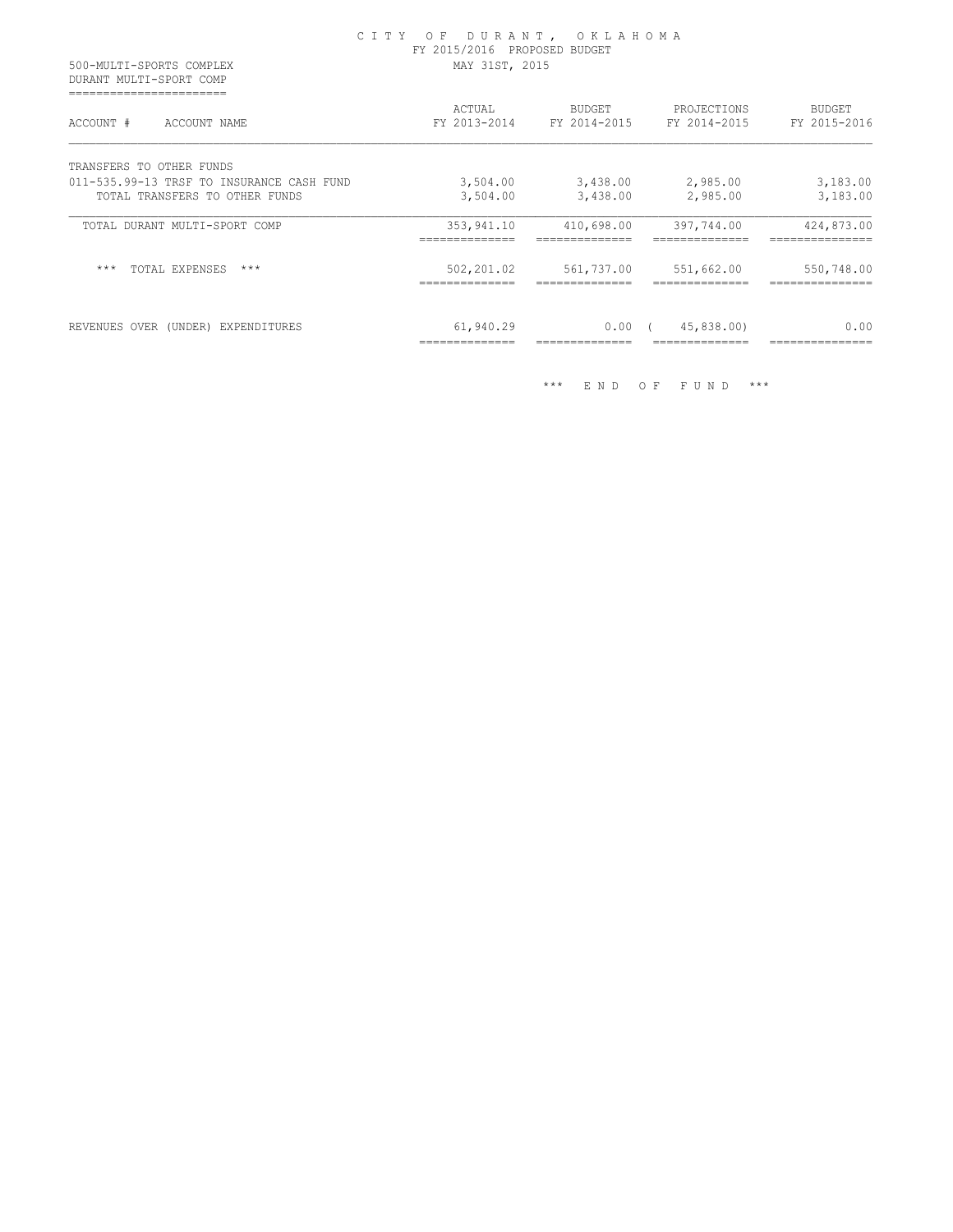CITY OF DURANT, OKLAHOMA
FY 2015/2016 PROPOSED BUDGET
MAY 31ST, 2015

500-MULTI-SPORTS COMPLEX
DURANT MULTI-SPORT COMP

| ACCOUNT # ACCOUNT NAME | ACTUAL FY 2013-2014 | BUDGET FY 2014-2015 | PROJECTIONS FY 2014-2015 | BUDGET FY 2015-2016 |
|---|---|---|---|---|
| TRANSFERS TO OTHER FUNDS | | | | |
| 011-535.99-13 TRSF TO INSURANCE CASH FUND | 3,504.00 | 3,438.00 | 2,985.00 | 3,183.00 |
| TOTAL TRANSFERS TO OTHER FUNDS | 3,504.00 | 3,438.00 | 2,985.00 | 3,183.00 |
| TOTAL DURANT MULTI-SPORT COMP | 353,941.10 | 410,698.00 | 397,744.00 | 424,873.00 |
| *** TOTAL EXPENSES *** | 502,201.02 | 561,737.00 | 551,662.00 | 550,748.00 |
| REVENUES OVER (UNDER) EXPENDITURES | 61,940.29 | 0.00 | ( 45,838.00) | 0.00 |

*** END OF FUND ***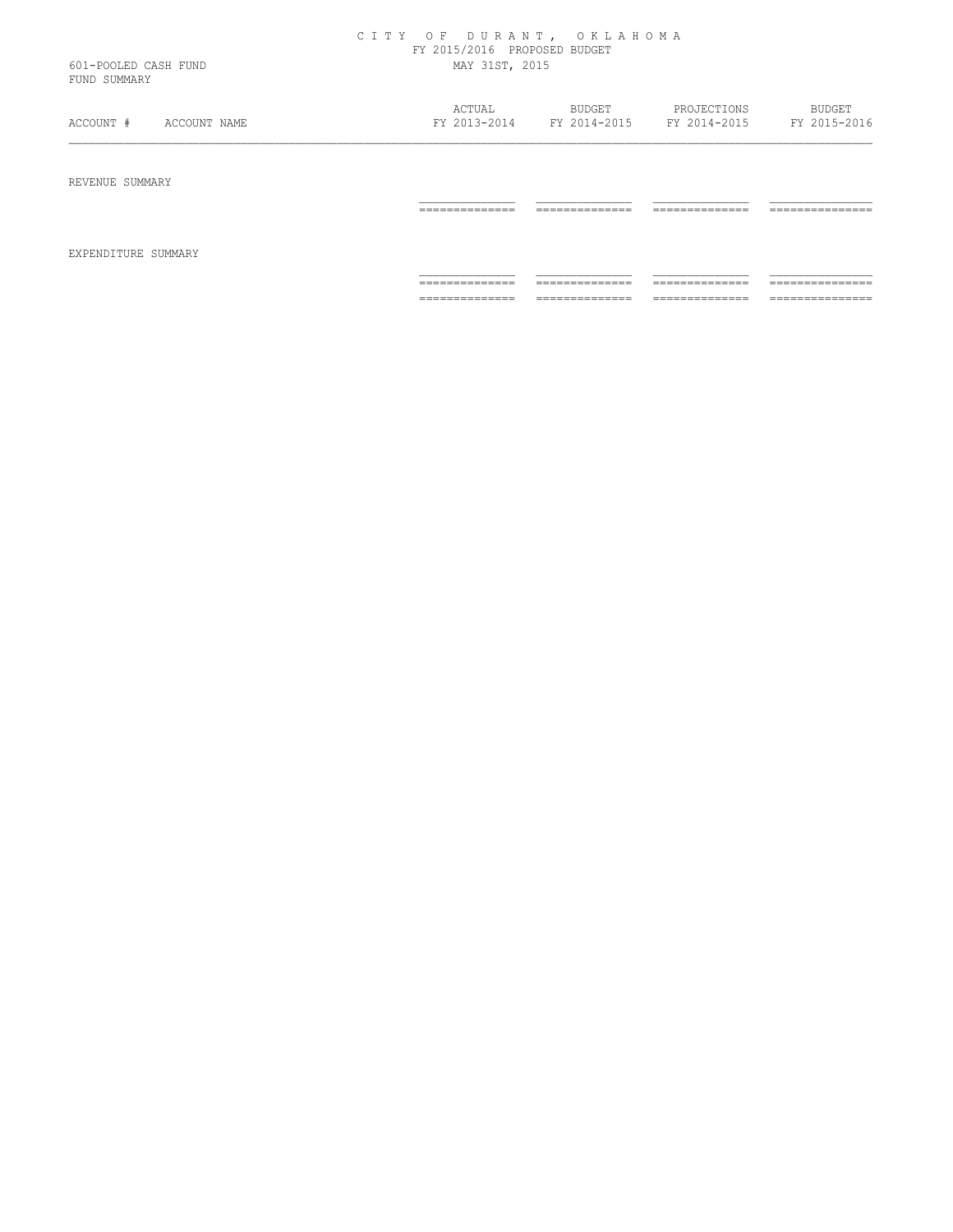# CITY OF DURANT, OKLAHOMA

FY 2015/2016 PROPOSED BUDGET

601-POOLED CASH FUND

MAY 31ST, 2015

FUND SUMMARY

| ACCOUNT # | ACCOUNT NAME | ACTUAL FY 2013-2014 | BUDGET FY 2014-2015 | PROJECTIONS FY 2014-2015 | BUDGET FY 2015-2016 |
|---|---|---|---|---|---|
| REVENUE SUMMARY | | | | | |
| | | | | | |
| EXPENDITURE SUMMARY | | | | | |
| | | | | | |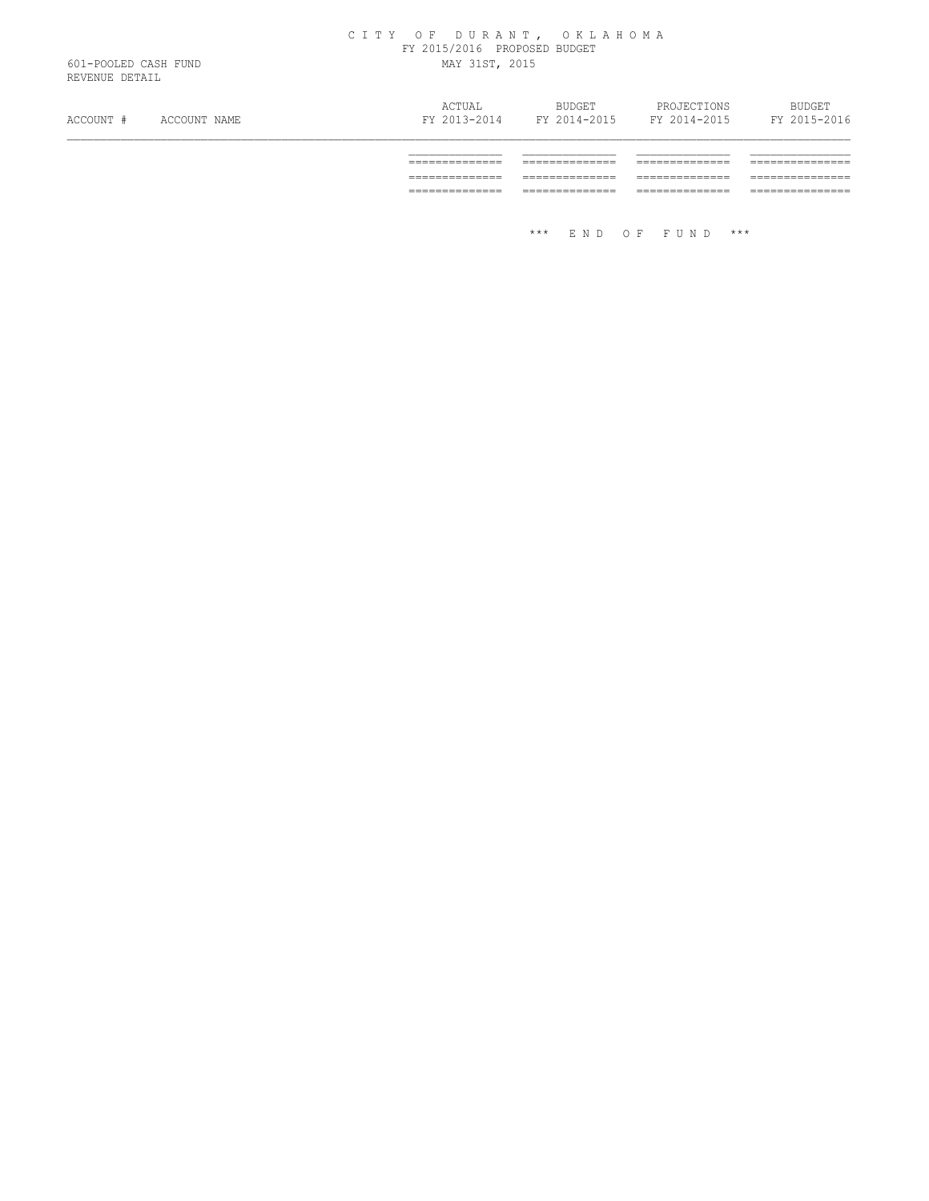C I T Y   O F   D U R A N T ,   O K L A H O M A

FY 2015/2016 PROPOSED BUDGET

MAY 31ST, 2015

601-POOLED CASH FUND

REVENUE DETAIL

| ACCOUNT # | ACCOUNT NAME | ACTUAL FY 2013-2014 | BUDGET FY 2014-2015 | PROJECTIONS FY 2014-2015 | BUDGET FY 2015-2016 |
|---|---|---|---|---|---|

\*\*\* E N D   O F   F U N D \*\*\*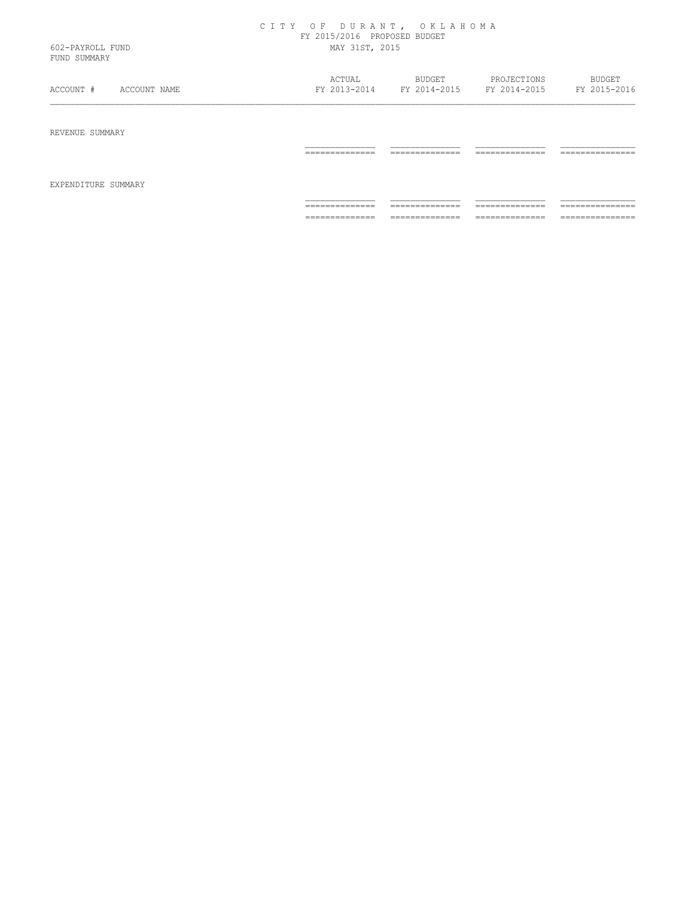# C I T Y  O F  D U R A N T ,  O K L A H O M A

FY 2015/2016 PROPOSED BUDGET

602-PAYROLL FUND
MAY 31ST, 2015

FUND SUMMARY

| ACCOUNT # | ACCOUNT NAME | ACTUAL FY 2013-2014 | BUDGET FY 2014-2015 | PROJECTIONS FY 2014-2015 | BUDGET FY 2015-2016 |
|---|---|---|---|---|---|
| REVENUE SUMMARY | | | | | |
| | | | | | |
| EXPENDITURE SUMMARY | | | | | |
| | | | | | |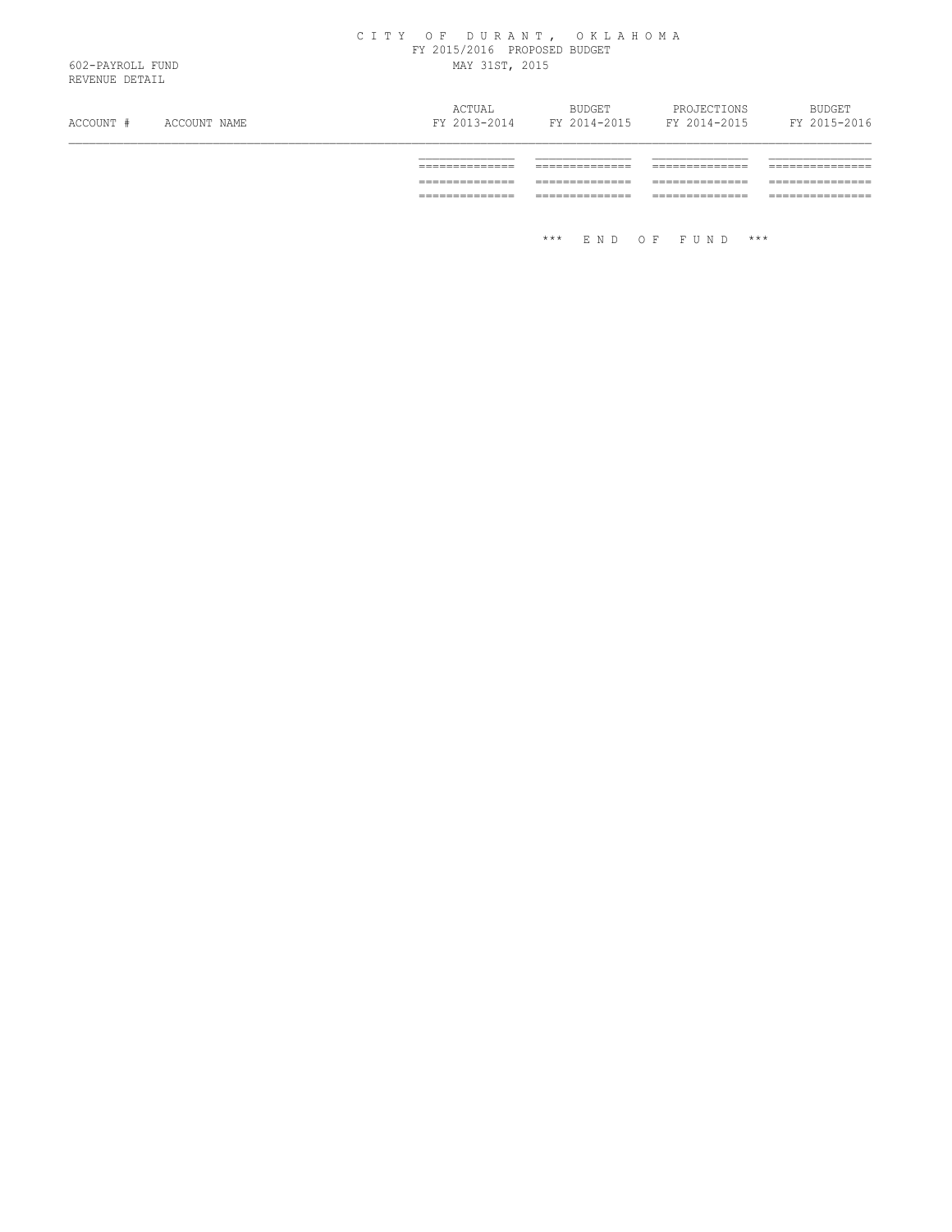# CITY OF DURANT, OKLAHOMA

FY 2015/2016 PROPOSED BUDGET

602-PAYROLL FUND
REVENUE DETAIL

MAY 31ST, 2015

| ACCOUNT # | ACCOUNT NAME | ACTUAL FY 2013-2014 | BUDGET FY 2014-2015 | PROJECTIONS FY 2014-2015 | BUDGET FY 2015-2016 |
|---|---|---|---|---|---|

\*\*\* END OF FUND \*\*\*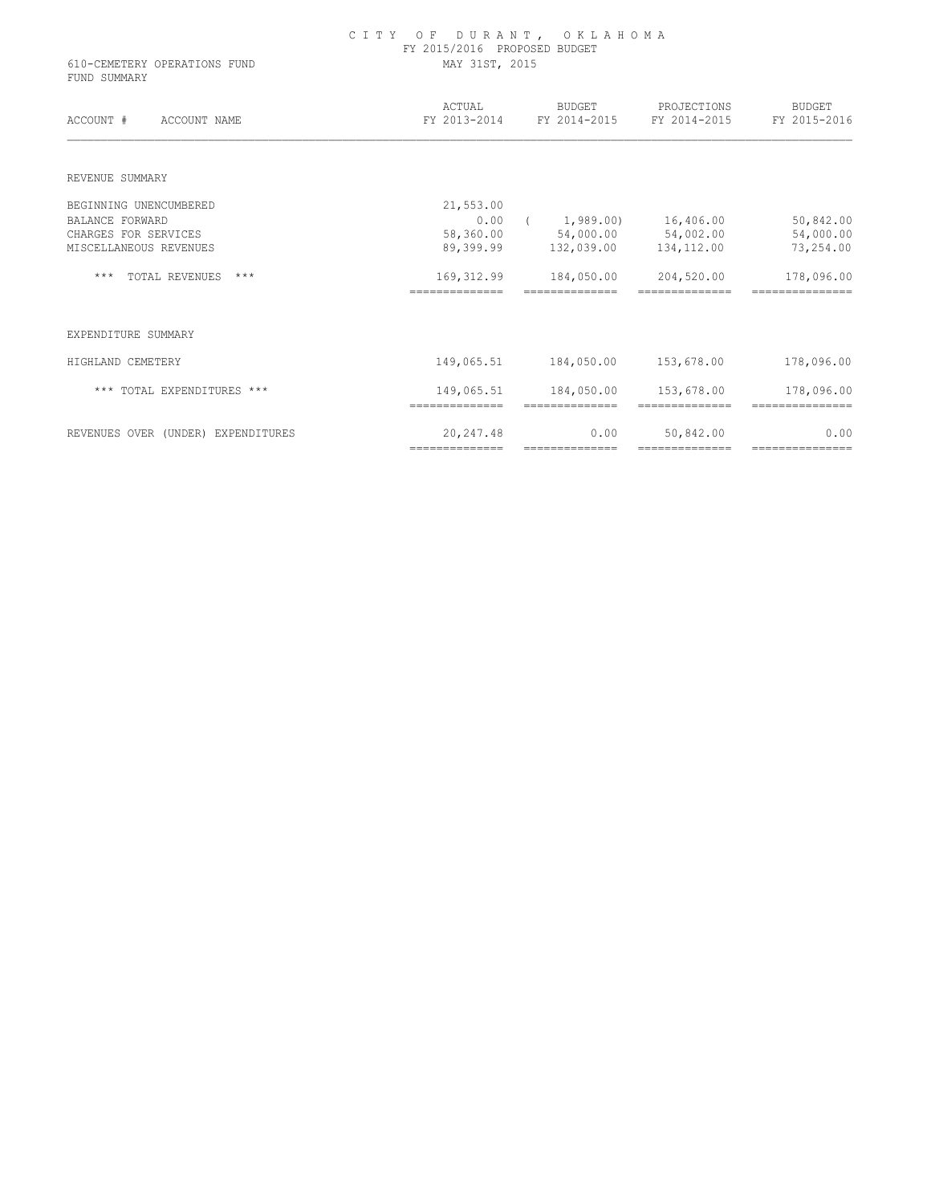# CITY OF DURANT, OKLAHOMA

FY 2015/2016 PROPOSED BUDGET

610-CEMETERY OPERATIONS FUND

FUND SUMMARY

MAY 31ST, 2015

| ACCOUNT # ACCOUNT NAME | ACTUAL FY 2013-2014 | BUDGET FY 2014-2015 | PROJECTIONS FY 2014-2015 | BUDGET FY 2015-2016 |
|---|---|---|---|---|
| REVENUE SUMMARY | | | | |
| BEGINNING UNENCUMBERED | 21,553.00 | | | |
| BALANCE FORWARD | 0.00 | ( 1,989.00) | 16,406.00 | 50,842.00 |
| CHARGES FOR SERVICES | 58,360.00 | 54,000.00 | 54,002.00 | 54,000.00 |
| MISCELLANEOUS REVENUES | 89,399.99 | 132,039.00 | 134,112.00 | 73,254.00 |
| *** TOTAL REVENUES *** | 169,312.99 | 184,050.00 | 204,520.00 | 178,096.00 |
| EXPENDITURE SUMMARY | | | | |
| HIGHLAND CEMETERY | 149,065.51 | 184,050.00 | 153,678.00 | 178,096.00 |
| *** TOTAL EXPENDITURES *** | 149,065.51 | 184,050.00 | 153,678.00 | 178,096.00 |
| REVENUES OVER (UNDER) EXPENDITURES | 20,247.48 | 0.00 | 50,842.00 | 0.00 |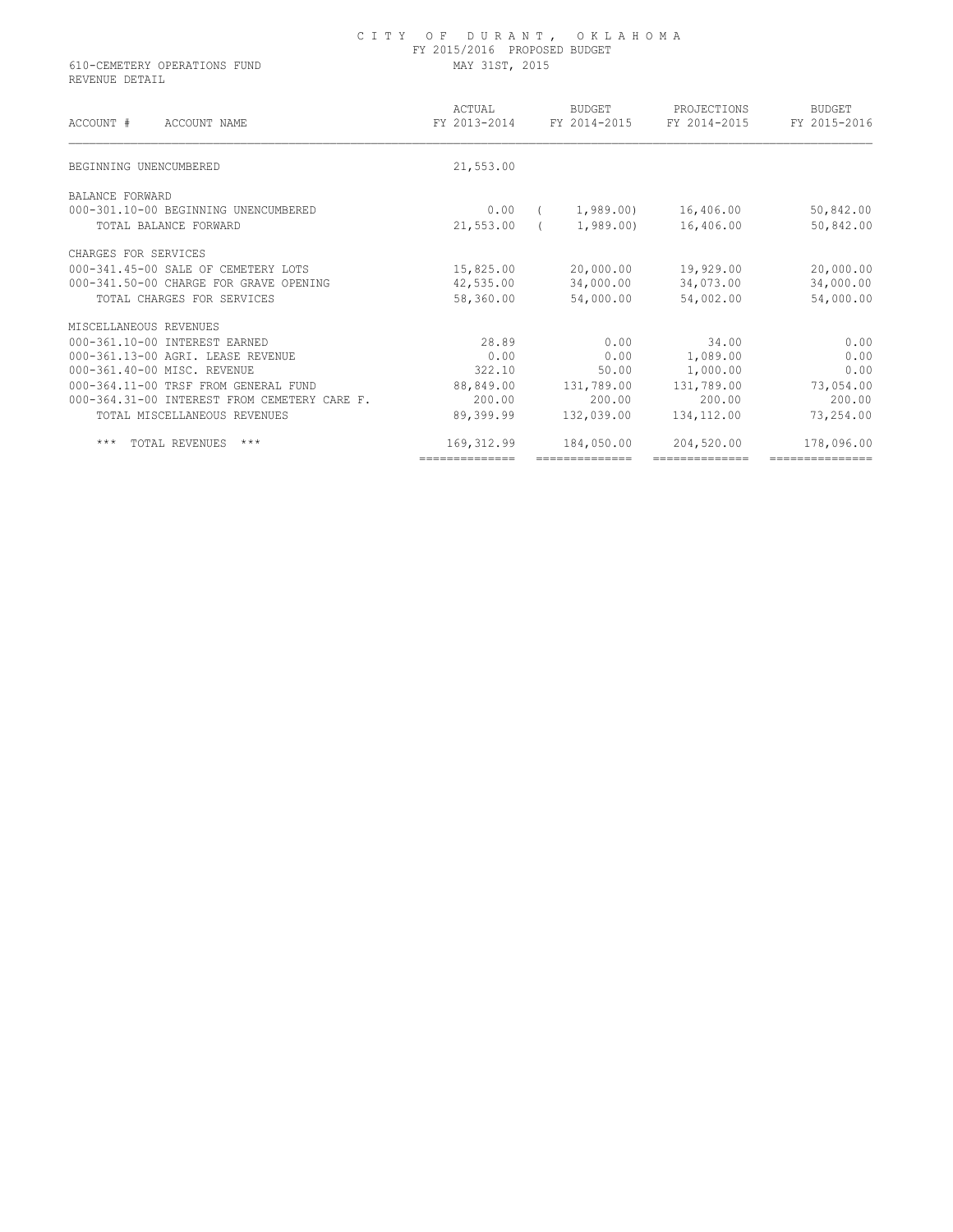# CITY OF DURANT, OKLAHOMA

FY 2015/2016 PROPOSED BUDGET

MAY 31ST, 2015

610-CEMETERY OPERATIONS FUND

REVENUE DETAIL

| ACCOUNT # ACCOUNT NAME | ACTUAL FY 2013-2014 | BUDGET FY 2014-2015 | PROJECTIONS FY 2014-2015 | BUDGET FY 2015-2016 |
|---|---|---|---|---|
| BEGINNING UNENCUMBERED | 21,553.00 | | | |
| BALANCE FORWARD | | | | |
| 000-301.10-00 BEGINNING UNENCUMBERED | 0.00 | ( 1,989.00) | 16,406.00 | 50,842.00 |
| TOTAL BALANCE FORWARD | 21,553.00 | ( 1,989.00) | 16,406.00 | 50,842.00 |
| CHARGES FOR SERVICES | | | | |
| 000-341.45-00 SALE OF CEMETERY LOTS | 15,825.00 | 20,000.00 | 19,929.00 | 20,000.00 |
| 000-341.50-00 CHARGE FOR GRAVE OPENING | 42,535.00 | 34,000.00 | 34,073.00 | 34,000.00 |
| TOTAL CHARGES FOR SERVICES | 58,360.00 | 54,000.00 | 54,002.00 | 54,000.00 |
| MISCELLANEOUS REVENUES | | | | |
| 000-361.10-00 INTEREST EARNED | 28.89 | 0.00 | 34.00 | 0.00 |
| 000-361.13-00 AGRI. LEASE REVENUE | 0.00 | 0.00 | 1,089.00 | 0.00 |
| 000-361.40-00 MISC. REVENUE | 322.10 | 50.00 | 1,000.00 | 0.00 |
| 000-364.11-00 TRSF FROM GENERAL FUND | 88,849.00 | 131,789.00 | 131,789.00 | 73,054.00 |
| 000-364.31-00 INTEREST FROM CEMETERY CARE F. | 200.00 | 200.00 | 200.00 | 200.00 |
| TOTAL MISCELLANEOUS REVENUES | 89,399.99 | 132,039.00 | 134,112.00 | 73,254.00 |
| *** TOTAL REVENUES *** | 169,312.99 | 184,050.00 | 204,520.00 | 178,096.00 |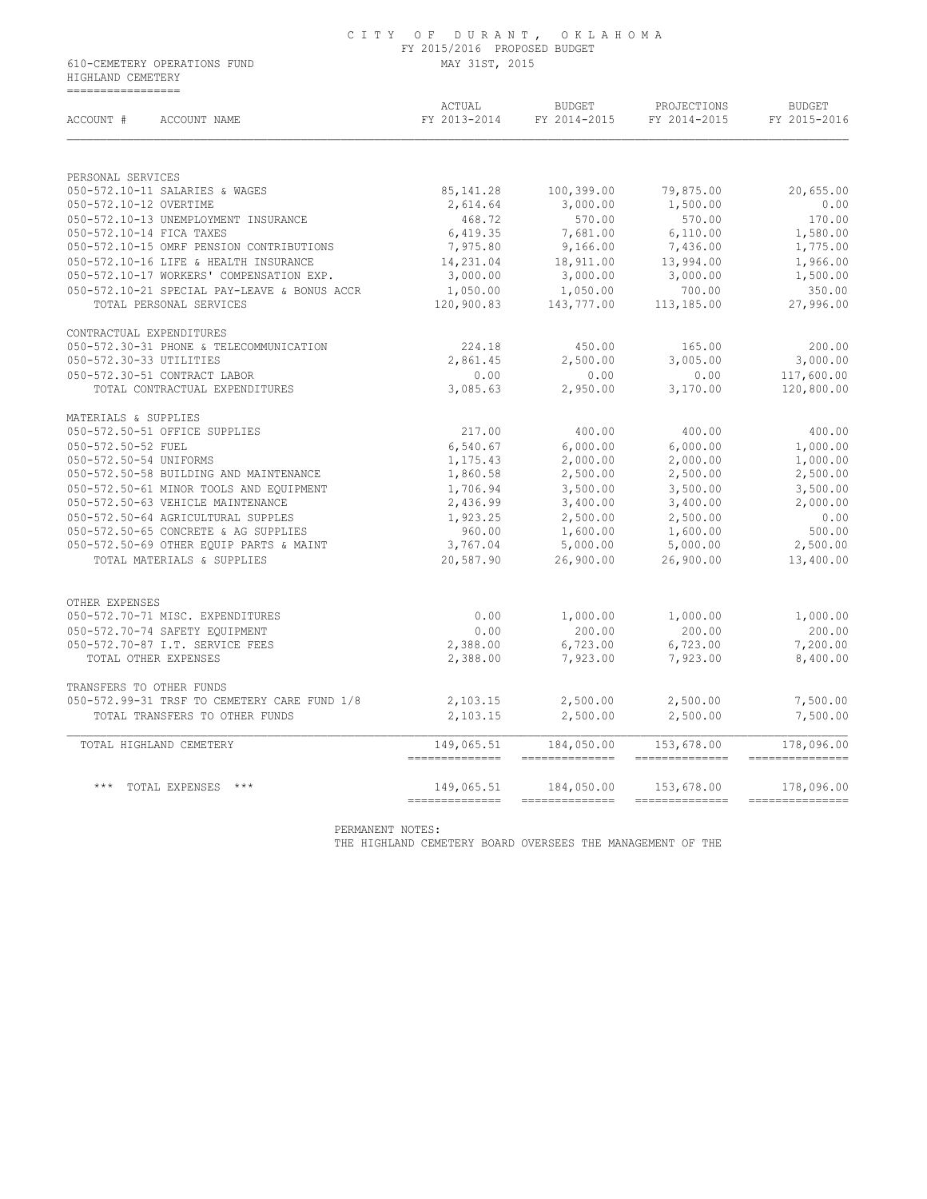CITY OF DURANT, OKLAHOMA
FY 2015/2016 PROPOSED BUDGET
MAY 31ST, 2015

610-CEMETERY OPERATIONS FUND
HIGHLAND CEMETERY

| ACCOUNT # ACCOUNT NAME | ACTUAL FY 2013-2014 | BUDGET FY 2014-2015 | PROJECTIONS FY 2014-2015 | BUDGET FY 2015-2016 |
|---|---|---|---|---|
| PERSONAL SERVICES | | | | |
| 050-572.10-11 SALARIES & WAGES | 85,141.28 | 100,399.00 | 79,875.00 | 20,655.00 |
| 050-572.10-12 OVERTIME | 2,614.64 | 3,000.00 | 1,500.00 | 0.00 |
| 050-572.10-13 UNEMPLOYMENT INSURANCE | 468.72 | 570.00 | 570.00 | 170.00 |
| 050-572.10-14 FICA TAXES | 6,419.35 | 7,681.00 | 6,110.00 | 1,580.00 |
| 050-572.10-15 OMRF PENSION CONTRIBUTIONS | 7,975.80 | 9,166.00 | 7,436.00 | 1,775.00 |
| 050-572.10-16 LIFE & HEALTH INSURANCE | 14,231.04 | 18,911.00 | 13,994.00 | 1,966.00 |
| 050-572.10-17 WORKERS' COMPENSATION EXP. | 3,000.00 | 3,000.00 | 3,000.00 | 1,500.00 |
| 050-572.10-21 SPECIAL PAY-LEAVE & BONUS ACCR | 1,050.00 | 1,050.00 | 700.00 | 350.00 |
| TOTAL PERSONAL SERVICES | 120,900.83 | 143,777.00 | 113,185.00 | 27,996.00 |
| CONTRACTUAL EXPENDITURES | | | | |
| 050-572.30-31 PHONE & TELECOMMUNICATION | 224.18 | 450.00 | 165.00 | 200.00 |
| 050-572.30-33 UTILITIES | 2,861.45 | 2,500.00 | 3,005.00 | 3,000.00 |
| 050-572.30-51 CONTRACT LABOR | 0.00 | 0.00 | 0.00 | 117,600.00 |
| TOTAL CONTRACTUAL EXPENDITURES | 3,085.63 | 2,950.00 | 3,170.00 | 120,800.00 |
| MATERIALS & SUPPLIES | | | | |
| 050-572.50-51 OFFICE SUPPLIES | 217.00 | 400.00 | 400.00 | 400.00 |
| 050-572.50-52 FUEL | 6,540.67 | 6,000.00 | 6,000.00 | 1,000.00 |
| 050-572.50-54 UNIFORMS | 1,175.43 | 2,000.00 | 2,000.00 | 1,000.00 |
| 050-572.50-58 BUILDING AND MAINTENANCE | 1,860.58 | 2,500.00 | 2,500.00 | 2,500.00 |
| 050-572.50-61 MINOR TOOLS AND EQUIPMENT | 1,706.94 | 3,500.00 | 3,500.00 | 3,500.00 |
| 050-572.50-63 VEHICLE MAINTENANCE | 2,436.99 | 3,400.00 | 3,400.00 | 2,000.00 |
| 050-572.50-64 AGRICULTURAL SUPPLES | 1,923.25 | 2,500.00 | 2,500.00 | 0.00 |
| 050-572.50-65 CONCRETE & AG SUPPLIES | 960.00 | 1,600.00 | 1,600.00 | 500.00 |
| 050-572.50-69 OTHER EQUIP PARTS & MAINT | 3,767.04 | 5,000.00 | 5,000.00 | 2,500.00 |
| TOTAL MATERIALS & SUPPLIES | 20,587.90 | 26,900.00 | 26,900.00 | 13,400.00 |
| OTHER EXPENSES | | | | |
| 050-572.70-71 MISC. EXPENDITURES | 0.00 | 1,000.00 | 1,000.00 | 1,000.00 |
| 050-572.70-74 SAFETY EQUIPMENT | 0.00 | 200.00 | 200.00 | 200.00 |
| 050-572.70-87 I.T. SERVICE FEES | 2,388.00 | 6,723.00 | 6,723.00 | 7,200.00 |
| TOTAL OTHER EXPENSES | 2,388.00 | 7,923.00 | 7,923.00 | 8,400.00 |
| TRANSFERS TO OTHER FUNDS | | | | |
| 050-572.99-31 TRSF TO CEMETERY CARE FUND 1/8 | 2,103.15 | 2,500.00 | 2,500.00 | 7,500.00 |
| TOTAL TRANSFERS TO OTHER FUNDS | 2,103.15 | 2,500.00 | 2,500.00 | 7,500.00 |
| TOTAL HIGHLAND CEMETERY | 149,065.51 | 184,050.00 | 153,678.00 | 178,096.00 |
| *** TOTAL EXPENSES *** | 149,065.51 | 184,050.00 | 153,678.00 | 178,096.00 |

PERMANENT NOTES:
THE HIGHLAND CEMETERY BOARD OVERSEES THE MANAGEMENT OF THE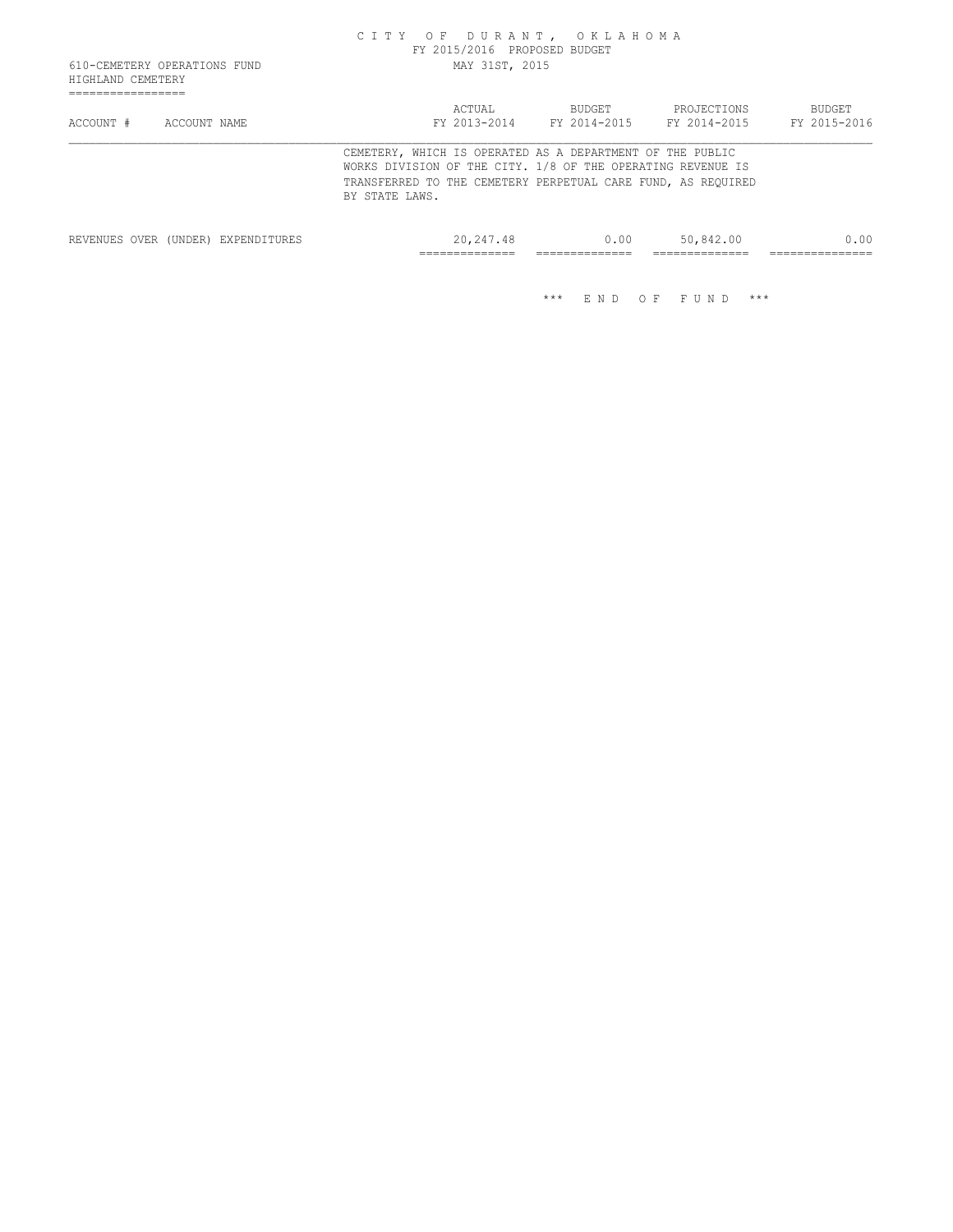CITY OF DURANT, OKLAHOMA
FY 2015/2016 PROPOSED BUDGET
MAY 31ST, 2015

610-CEMETERY OPERATIONS FUND
HIGHLAND CEMETERY

| ACCOUNT # | ACCOUNT NAME | ACTUAL FY 2013-2014 | BUDGET FY 2014-2015 | PROJECTIONS FY 2014-2015 | BUDGET FY 2015-2016 |
|---|---|---|---|---|---|

CEMETERY, WHICH IS OPERATED AS A DEPARTMENT OF THE PUBLIC WORKS DIVISION OF THE CITY. 1/8 OF THE OPERATING REVENUE IS TRANSFERRED TO THE CEMETERY PERPETUAL CARE FUND, AS REQUIRED BY STATE LAWS.

| | ACTUAL FY 2013-2014 | BUDGET FY 2014-2015 | PROJECTIONS FY 2014-2015 | BUDGET FY 2015-2016 |
|---|---|---|---|---|
| REVENUES OVER (UNDER) EXPENDITURES | 20,247.48 | 0.00 | 50,842.00 | 0.00 |

*** END OF FUND ***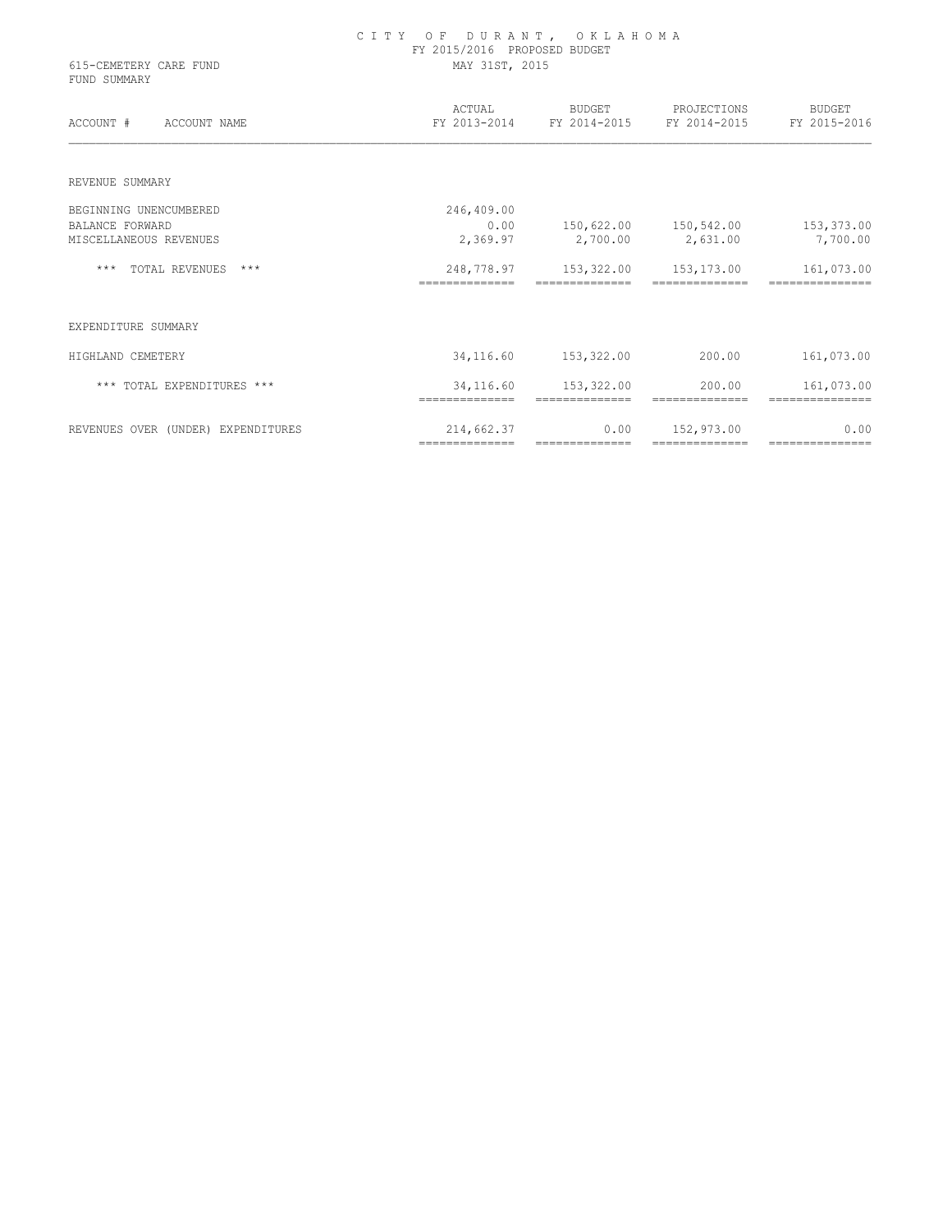# CITY OF DURANT, OKLAHOMA

FY 2015/2016 PROPOSED BUDGET

615-CEMETERY CARE FUND — MAY 31ST, 2015

FUND SUMMARY

| ACCOUNT # ACCOUNT NAME | ACTUAL FY 2013-2014 | BUDGET FY 2014-2015 | PROJECTIONS FY 2014-2015 | BUDGET FY 2015-2016 |
|---|---|---|---|---|
| **REVENUE SUMMARY** | | | | |
| BEGINNING UNENCUMBERED | 246,409.00 | | | |
| BALANCE FORWARD | 0.00 | 150,622.00 | 150,542.00 | 153,373.00 |
| MISCELLANEOUS REVENUES | 2,369.97 | 2,700.00 | 2,631.00 | 7,700.00 |
| *** TOTAL REVENUES *** | 248,778.97 | 153,322.00 | 153,173.00 | 161,073.00 |
| **EXPENDITURE SUMMARY** | | | | |
| HIGHLAND CEMETERY | 34,116.60 | 153,322.00 | 200.00 | 161,073.00 |
| *** TOTAL EXPENDITURES *** | 34,116.60 | 153,322.00 | 200.00 | 161,073.00 |
| REVENUES OVER (UNDER) EXPENDITURES | 214,662.37 | 0.00 | 152,973.00 | 0.00 |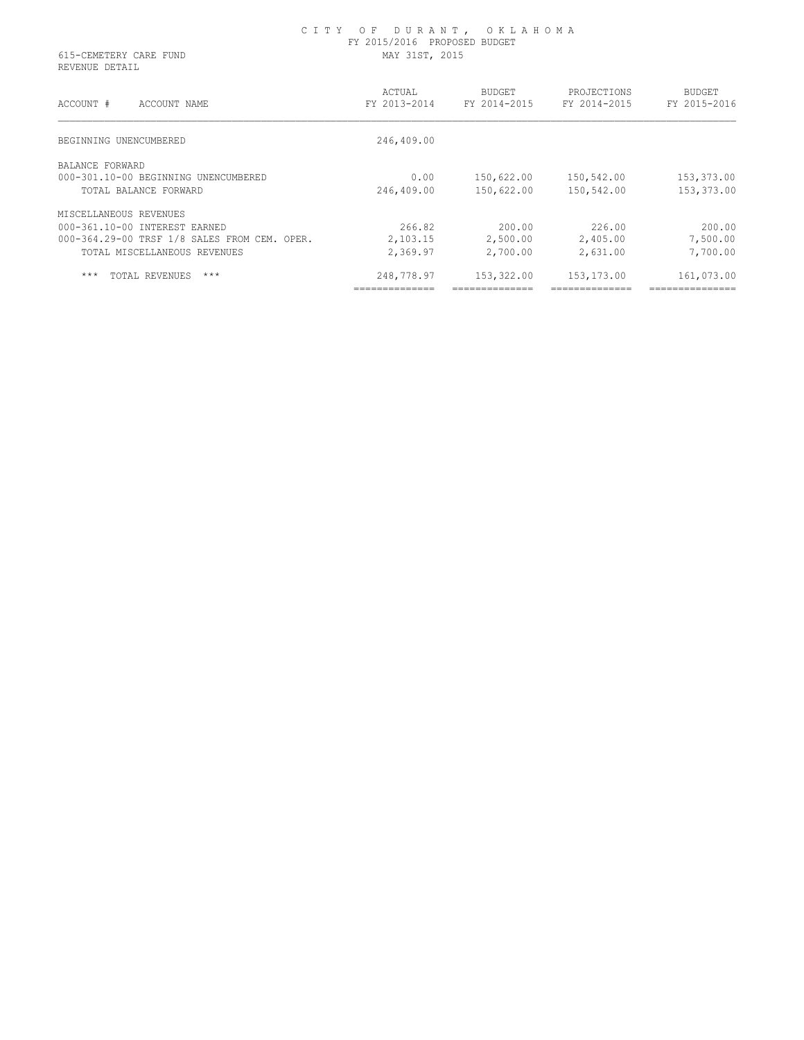# CITY OF DURANT, OKLAHOMA

FY 2015/2016 PROPOSED BUDGET

615-CEMETERY CARE FUND

REVENUE DETAIL

MAY 31ST, 2015

| ACCOUNT # ACCOUNT NAME | ACTUAL FY 2013-2014 | BUDGET FY 2014-2015 | PROJECTIONS FY 2014-2015 | BUDGET FY 2015-2016 |
|---|---|---|---|---|
| BEGINNING UNENCUMBERED | 246,409.00 | | | |
| BALANCE FORWARD | | | | |
| 000-301.10-00 BEGINNING UNENCUMBERED | 0.00 | 150,622.00 | 150,542.00 | 153,373.00 |
| TOTAL BALANCE FORWARD | 246,409.00 | 150,622.00 | 150,542.00 | 153,373.00 |
| MISCELLANEOUS REVENUES | | | | |
| 000-361.10-00 INTEREST EARNED | 266.82 | 200.00 | 226.00 | 200.00 |
| 000-364.29-00 TRSF 1/8 SALES FROM CEM. OPER. | 2,103.15 | 2,500.00 | 2,405.00 | 7,500.00 |
| TOTAL MISCELLANEOUS REVENUES | 2,369.97 | 2,700.00 | 2,631.00 | 7,700.00 |
| *** TOTAL REVENUES *** | 248,778.97 | 153,322.00 | 153,173.00 | 161,073.00 |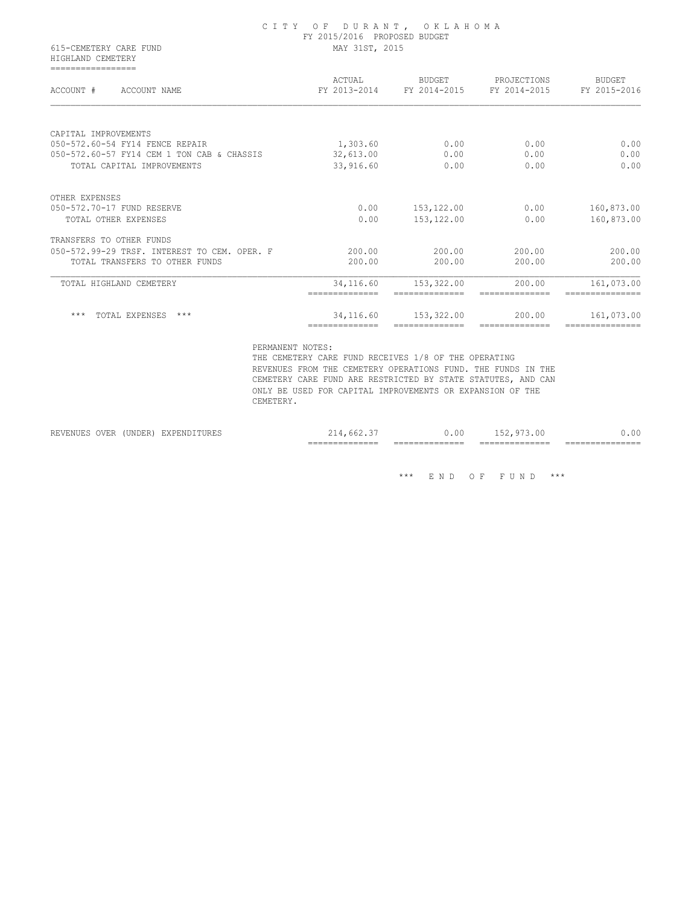CITY OF DURANT, OKLAHOMA
FY 2015/2016 PROPOSED BUDGET
MAY 31ST, 2015

615-CEMETERY CARE FUND
HIGHLAND CEMETERY

| ACCOUNT # ACCOUNT NAME | ACTUAL FY 2013-2014 | BUDGET FY 2014-2015 | PROJECTIONS FY 2014-2015 | BUDGET FY 2015-2016 |
|---|---|---|---|---|
| CAPITAL IMPROVEMENTS | | | | |
| 050-572.60-54 FY14 FENCE REPAIR | 1,303.60 | 0.00 | 0.00 | 0.00 |
| 050-572.60-57 FY14 CEM 1 TON CAB & CHASSIS | 32,613.00 | 0.00 | 0.00 | 0.00 |
| TOTAL CAPITAL IMPROVEMENTS | 33,916.60 | 0.00 | 0.00 | 0.00 |
| OTHER EXPENSES | | | | |
| 050-572.70-17 FUND RESERVE | 0.00 | 153,122.00 | 0.00 | 160,873.00 |
| TOTAL OTHER EXPENSES | 0.00 | 153,122.00 | 0.00 | 160,873.00 |
| TRANSFERS TO OTHER FUNDS | | | | |
| 050-572.99-29 TRSF. INTEREST TO CEM. OPER. F | 200.00 | 200.00 | 200.00 | 200.00 |
| TOTAL TRANSFERS TO OTHER FUNDS | 200.00 | 200.00 | 200.00 | 200.00 |
| TOTAL HIGHLAND CEMETERY | 34,116.60 | 153,322.00 | 200.00 | 161,073.00 |
| *** TOTAL EXPENSES *** | 34,116.60 | 153,322.00 | 200.00 | 161,073.00 |

PERMANENT NOTES:
THE CEMETERY CARE FUND RECEIVES 1/8 OF THE OPERATING REVENUES FROM THE CEMETERY OPERATIONS FUND. THE FUNDS IN THE CEMETERY CARE FUND ARE RESTRICTED BY STATE STATUTES, AND CAN ONLY BE USED FOR CAPITAL IMPROVEMENTS OR EXPANSION OF THE CEMETERY.

| | ACTUAL FY 2013-2014 | BUDGET FY 2014-2015 | PROJECTIONS FY 2014-2015 | BUDGET FY 2015-2016 |
|---|---|---|---|---|
| REVENUES OVER (UNDER) EXPENDITURES | 214,662.37 | 0.00 | 152,973.00 | 0.00 |

*** END OF FUND ***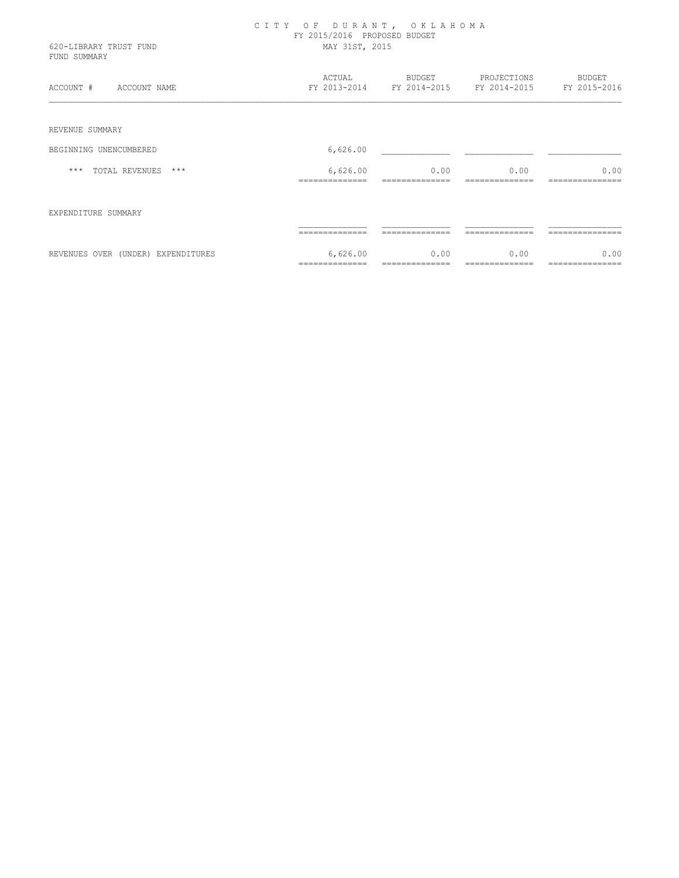# CITY OF DURANT, OKLAHOMA

FY 2015/2016 PROPOSED BUDGET

620-LIBRARY TRUST FUND
FUND SUMMARY

MAY 31ST, 2015

| ACCOUNT # ACCOUNT NAME | ACTUAL FY 2013-2014 | BUDGET FY 2014-2015 | PROJECTIONS FY 2014-2015 | BUDGET FY 2015-2016 |
|---|---|---|---|---|
| REVENUE SUMMARY | | | | |
| BEGINNING UNENCUMBERED | 6,626.00 | | | |
| *** TOTAL REVENUES *** | 6,626.00 | 0.00 | 0.00 | 0.00 |
| EXPENDITURE SUMMARY | | | | |
| REVENUES OVER (UNDER) EXPENDITURES | 6,626.00 | 0.00 | 0.00 | 0.00 |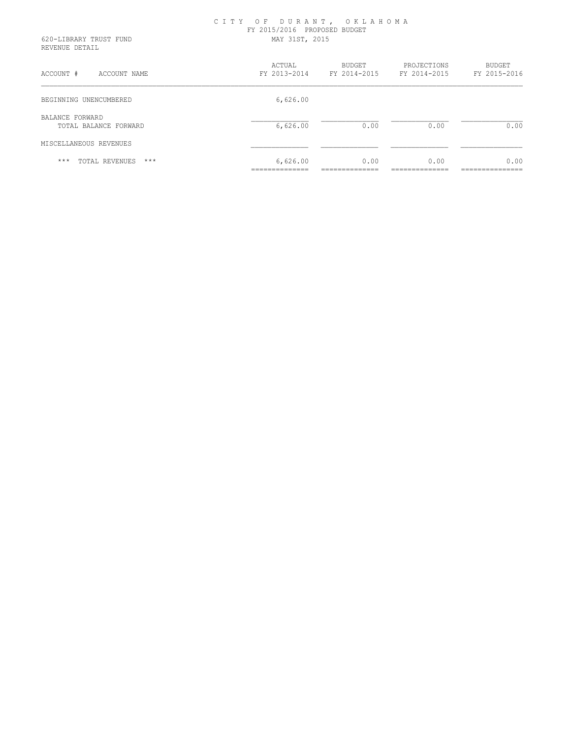# CITY OF DURANT, OKLAHOMA
## FY 2015/2016 PROPOSED BUDGET
## MAY 31ST, 2015

620-LIBRARY TRUST FUND
REVENUE DETAIL

| ACCOUNT # ACCOUNT NAME | ACTUAL FY 2013-2014 | BUDGET FY 2014-2015 | PROJECTIONS FY 2014-2015 | BUDGET FY 2015-2016 |
|---|---|---|---|---|
| BEGINNING UNENCUMBERED | 6,626.00 | | | |
| BALANCE FORWARD | | | | |
| TOTAL BALANCE FORWARD | 6,626.00 | 0.00 | 0.00 | 0.00 |
| MISCELLANEOUS REVENUES | | | | |
| *** TOTAL REVENUES *** | 6,626.00 | 0.00 | 0.00 | 0.00 |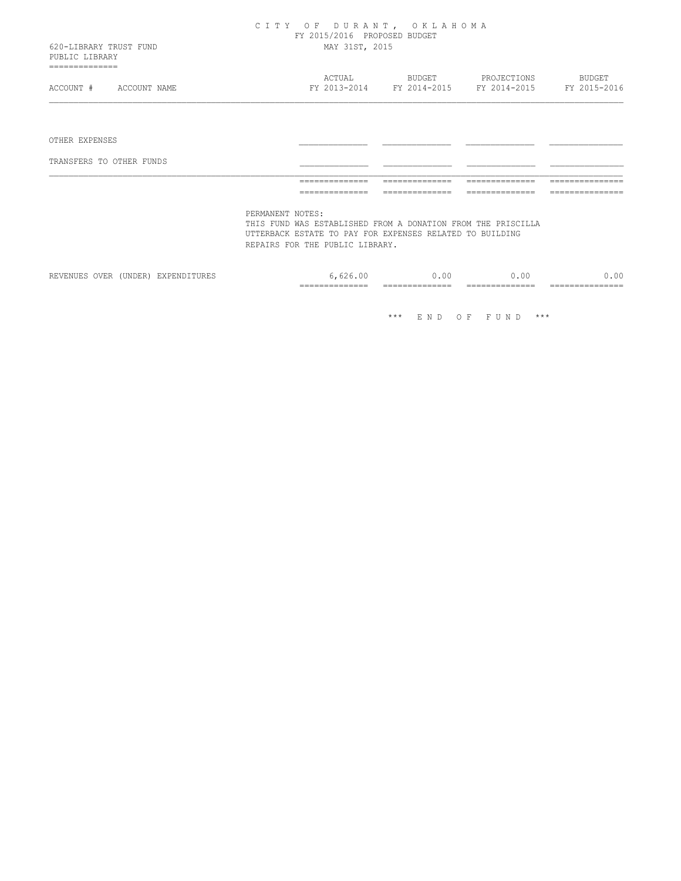# CITY OF DURANT, OKLAHOMA

FY 2015/2016 PROPOSED BUDGET

MAY 31ST, 2015

620-LIBRARY TRUST FUND

PUBLIC LIBRARY

| ACCOUNT # ACCOUNT NAME | ACTUAL FY 2013-2014 | BUDGET FY 2014-2015 | PROJECTIONS FY 2014-2015 | BUDGET FY 2015-2016 |
|---|---|---|---|---|
| OTHER EXPENSES | | | | |
| TRANSFERS TO OTHER FUNDS | | | | |

PERMANENT NOTES:
THIS FUND WAS ESTABLISHED FROM A DONATION FROM THE PRISCILLA UTTERBACK ESTATE TO PAY FOR EXPENSES RELATED TO BUILDING REPAIRS FOR THE PUBLIC LIBRARY.

| | ACTUAL FY 2013-2014 | BUDGET FY 2014-2015 | PROJECTIONS FY 2014-2015 | BUDGET FY 2015-2016 |
|---|---|---|---|---|
| REVENUES OVER (UNDER) EXPENDITURES | 6,626.00 | 0.00 | 0.00 | 0.00 |

\*\*\* END OF FUND \*\*\*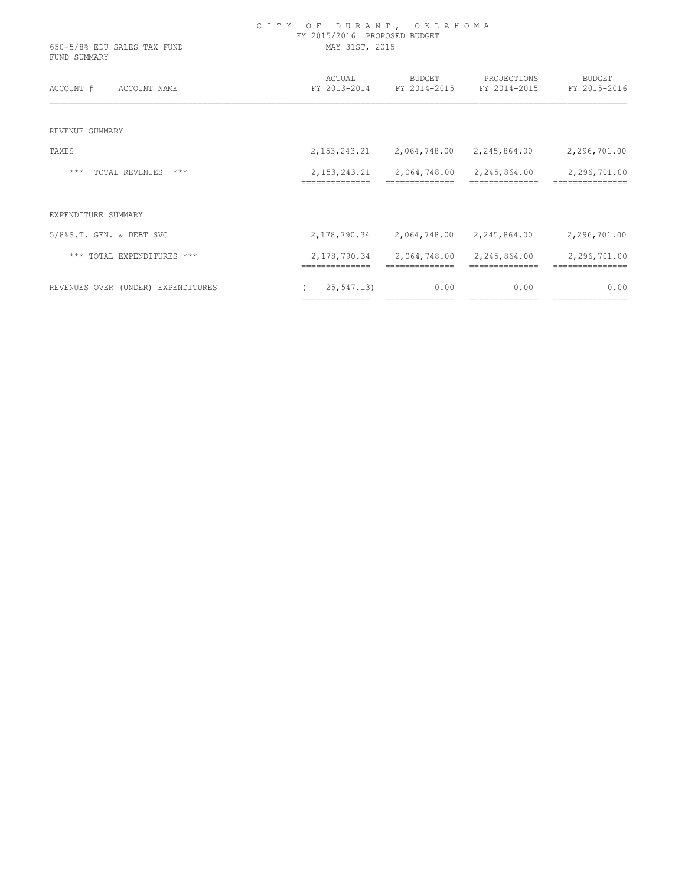# CITY OF DURANT, OKLAHOMA

FY 2015/2016 PROPOSED BUDGET

650-5/8% EDU SALES TAX FUND

FUND SUMMARY

MAY 31ST, 2015

| ACCOUNT # ACCOUNT NAME | ACTUAL FY 2013-2014 | BUDGET FY 2014-2015 | PROJECTIONS FY 2014-2015 | BUDGET FY 2015-2016 |
|---|---|---|---|---|
| REVENUE SUMMARY | | | | |
| TAXES | 2,153,243.21 | 2,064,748.00 | 2,245,864.00 | 2,296,701.00 |
| *** TOTAL REVENUES *** | 2,153,243.21 | 2,064,748.00 | 2,245,864.00 | 2,296,701.00 |
| EXPENDITURE SUMMARY | | | | |
| 5/8%S.T. GEN. & DEBT SVC | 2,178,790.34 | 2,064,748.00 | 2,245,864.00 | 2,296,701.00 |
| *** TOTAL EXPENDITURES *** | 2,178,790.34 | 2,064,748.00 | 2,245,864.00 | 2,296,701.00 |
| REVENUES OVER (UNDER) EXPENDITURES | ( 25,547.13) | 0.00 | 0.00 | 0.00 |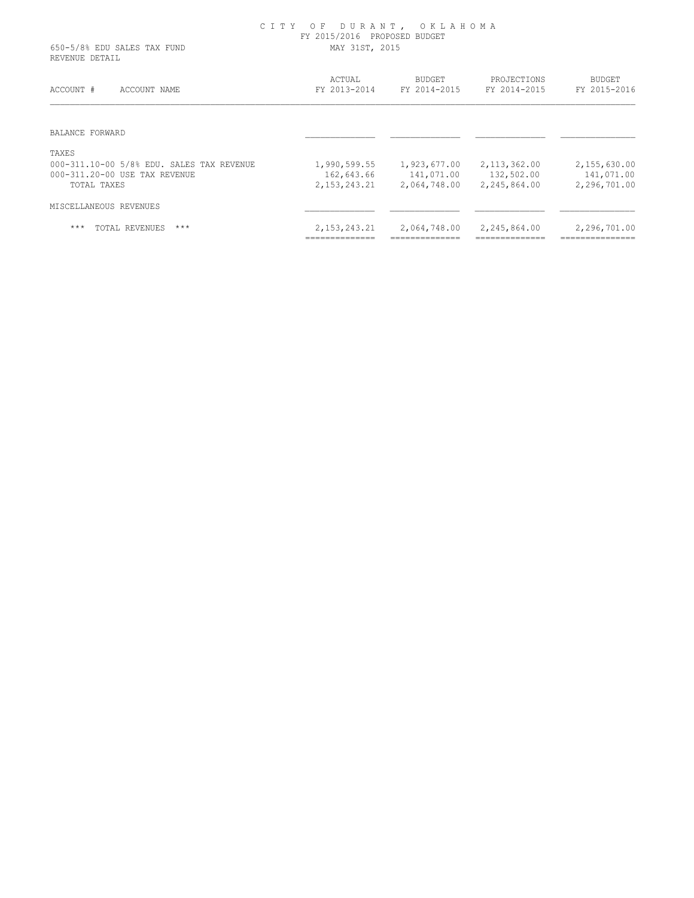# CITY OF DURANT, OKLAHOMA

FY 2015/2016 PROPOSED BUDGET

MAY 31ST, 2015

650-5/8% EDU SALES TAX FUND

REVENUE DETAIL

| ACCOUNT # | ACCOUNT NAME | ACTUAL FY 2013-2014 | BUDGET FY 2014-2015 | PROJECTIONS FY 2014-2015 | BUDGET FY 2015-2016 |
|---|---|---|---|---|---|
| BALANCE FORWARD | | | | | |
| TAXES | | | | | |
| 000-311.10-00 | 5/8% EDU. SALES TAX REVENUE | 1,990,599.55 | 1,923,677.00 | 2,113,362.00 | 2,155,630.00 |
| 000-311.20-00 | USE TAX REVENUE | 162,643.66 | 141,071.00 | 132,502.00 | 141,071.00 |
| | TOTAL TAXES | 2,153,243.21 | 2,064,748.00 | 2,245,864.00 | 2,296,701.00 |
| MISCELLANEOUS REVENUES | | | | | |
| | *** TOTAL REVENUES *** | 2,153,243.21 | 2,064,748.00 | 2,245,864.00 | 2,296,701.00 |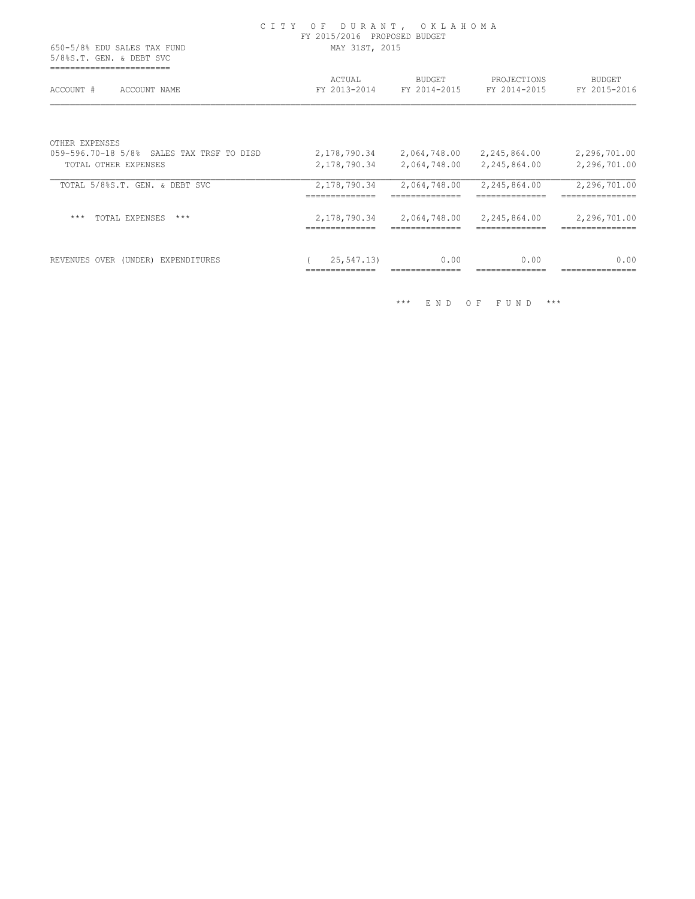CITY OF DURANT, OKLAHOMA
FY 2015/2016 PROPOSED BUDGET
MAY 31ST, 2015

650-5/8% EDU SALES TAX FUND
5/8%S.T. GEN. & DEBT SVC

| ACCOUNT # ACCOUNT NAME | ACTUAL FY 2013-2014 | BUDGET FY 2014-2015 | PROJECTIONS FY 2014-2015 | BUDGET FY 2015-2016 |
|---|---|---|---|---|
| OTHER EXPENSES | | | | |
| 059-596.70-18 5/8% SALES TAX TRSF TO DISD | 2,178,790.34 | 2,064,748.00 | 2,245,864.00 | 2,296,701.00 |
| TOTAL OTHER EXPENSES | 2,178,790.34 | 2,064,748.00 | 2,245,864.00 | 2,296,701.00 |
| TOTAL 5/8%S.T. GEN. & DEBT SVC | 2,178,790.34 | 2,064,748.00 | 2,245,864.00 | 2,296,701.00 |
| *** TOTAL EXPENSES *** | 2,178,790.34 | 2,064,748.00 | 2,245,864.00 | 2,296,701.00 |
| REVENUES OVER (UNDER) EXPENDITURES | ( 25,547.13) | 0.00 | 0.00 | 0.00 |

*** END OF FUND ***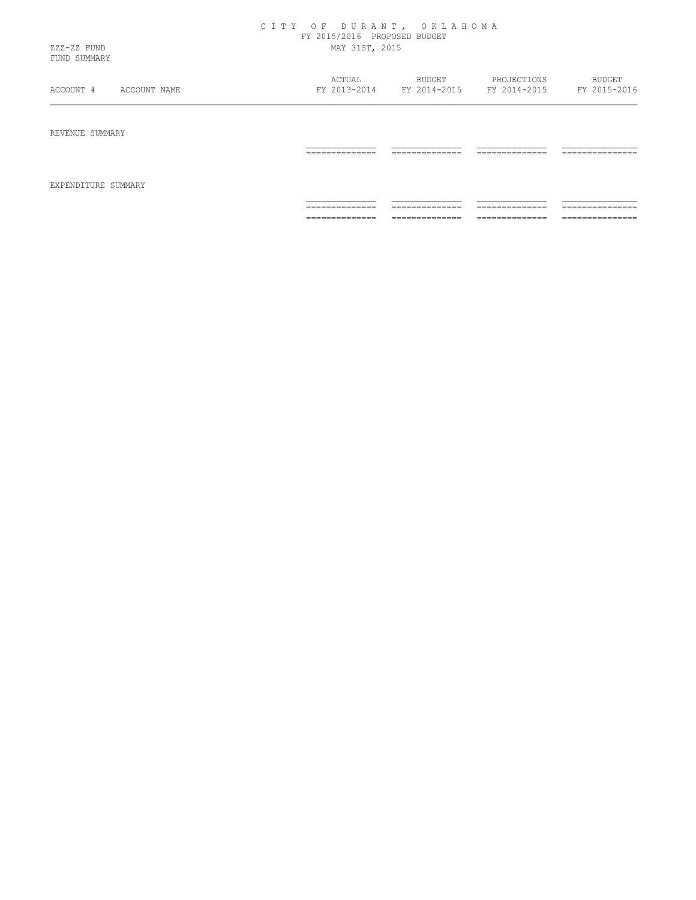CITY OF DURANT, OKLAHOMA
FY 2015/2016 PROPOSED BUDGET
MAY 31ST, 2015

ZZZ-ZZ FUND
FUND SUMMARY

| ACCOUNT # | ACCOUNT NAME | ACTUAL FY 2013-2014 | BUDGET FY 2014-2015 | PROJECTIONS FY 2014-2015 | BUDGET FY 2015-2016 |
|---|---|---|---|---|---|
| REVENUE SUMMARY | | | | | |
| EXPENDITURE SUMMARY | | | | | |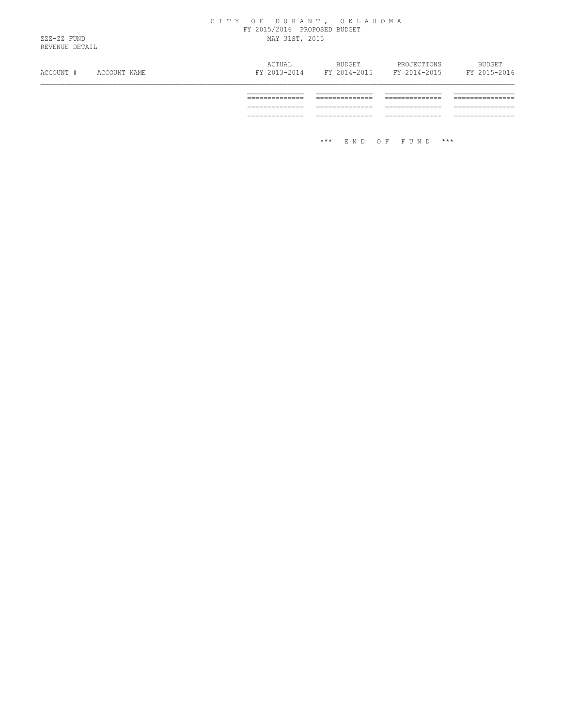C I T Y  O F  D U R A N T ,  O K L A H O M A
FY 2015/2016 PROPOSED BUDGET
MAY 31ST, 2015

ZZZ-ZZ FUND
REVENUE DETAIL

| ACCOUNT # | ACCOUNT NAME | ACTUAL FY 2013-2014 | BUDGET FY 2014-2015 | PROJECTIONS FY 2014-2015 | BUDGET FY 2015-2016 |
|---|---|---|---|---|---|

\*\*\* E N D  O F  F U N D \*\*\*